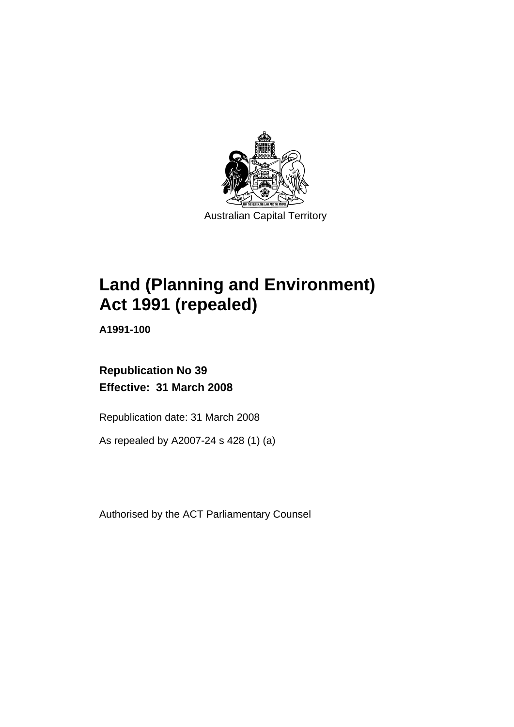Australian Capital Territory

# Land (Planning and Environment) Act 1991 (repealed)

**A1991-100**

**Republication No 39**
**Effective: 31 March 2008**

Republication date: 31 March 2008

As repealed by A2007-24 s 428 (1) (a)

Authorised by the ACT Parliamentary Counsel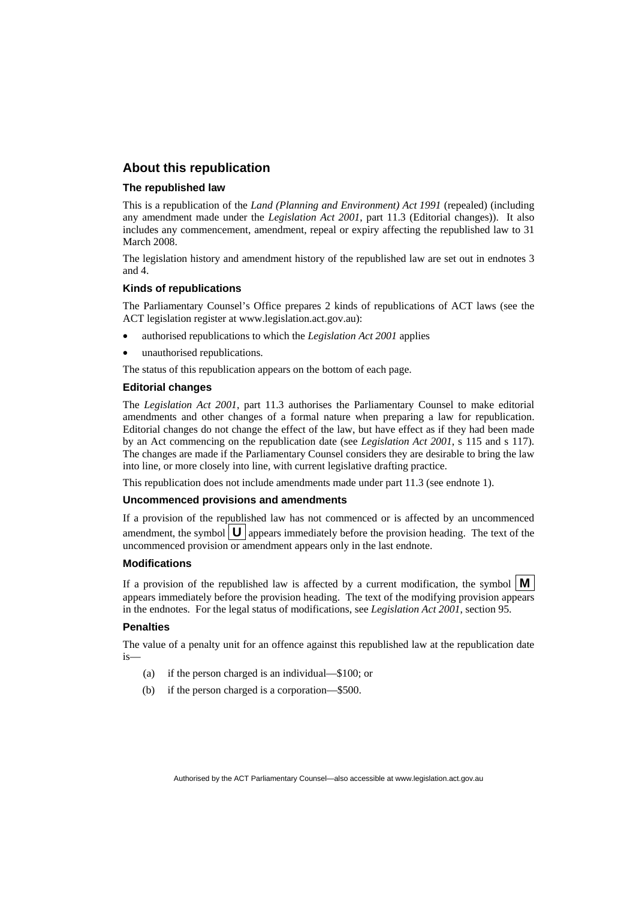## About this republication

### The republished law

This is a republication of the *Land (Planning and Environment) Act 1991* (repealed) (including any amendment made under the *Legislation Act 2001*, part 11.3 (Editorial changes)). It also includes any commencement, amendment, repeal or expiry affecting the republished law to 31 March 2008.

The legislation history and amendment history of the republished law are set out in endnotes 3 and 4.

### Kinds of republications

The Parliamentary Counsel's Office prepares 2 kinds of republications of ACT laws (see the ACT legislation register at www.legislation.act.gov.au):

- authorised republications to which the *Legislation Act 2001* applies
- unauthorised republications.

The status of this republication appears on the bottom of each page.

### Editorial changes

The *Legislation Act 2001*, part 11.3 authorises the Parliamentary Counsel to make editorial amendments and other changes of a formal nature when preparing a law for republication. Editorial changes do not change the effect of the law, but have effect as if they had been made by an Act commencing on the republication date (see *Legislation Act 2001*, s 115 and s 117). The changes are made if the Parliamentary Counsel considers they are desirable to bring the law into line, or more closely into line, with current legislative drafting practice.

This republication does not include amendments made under part 11.3 (see endnote 1).

### Uncommenced provisions and amendments

If a provision of the republished law has not commenced or is affected by an uncommenced amendment, the symbol **U** appears immediately before the provision heading. The text of the uncommenced provision or amendment appears only in the last endnote.

### Modifications

If a provision of the republished law is affected by a current modification, the symbol **M** appears immediately before the provision heading. The text of the modifying provision appears in the endnotes. For the legal status of modifications, see *Legislation Act 2001*, section 95.

### Penalties

The value of a penalty unit for an offence against this republished law at the republication date is—

(a) if the person charged is an individual—$100; or

(b) if the person charged is a corporation—$500.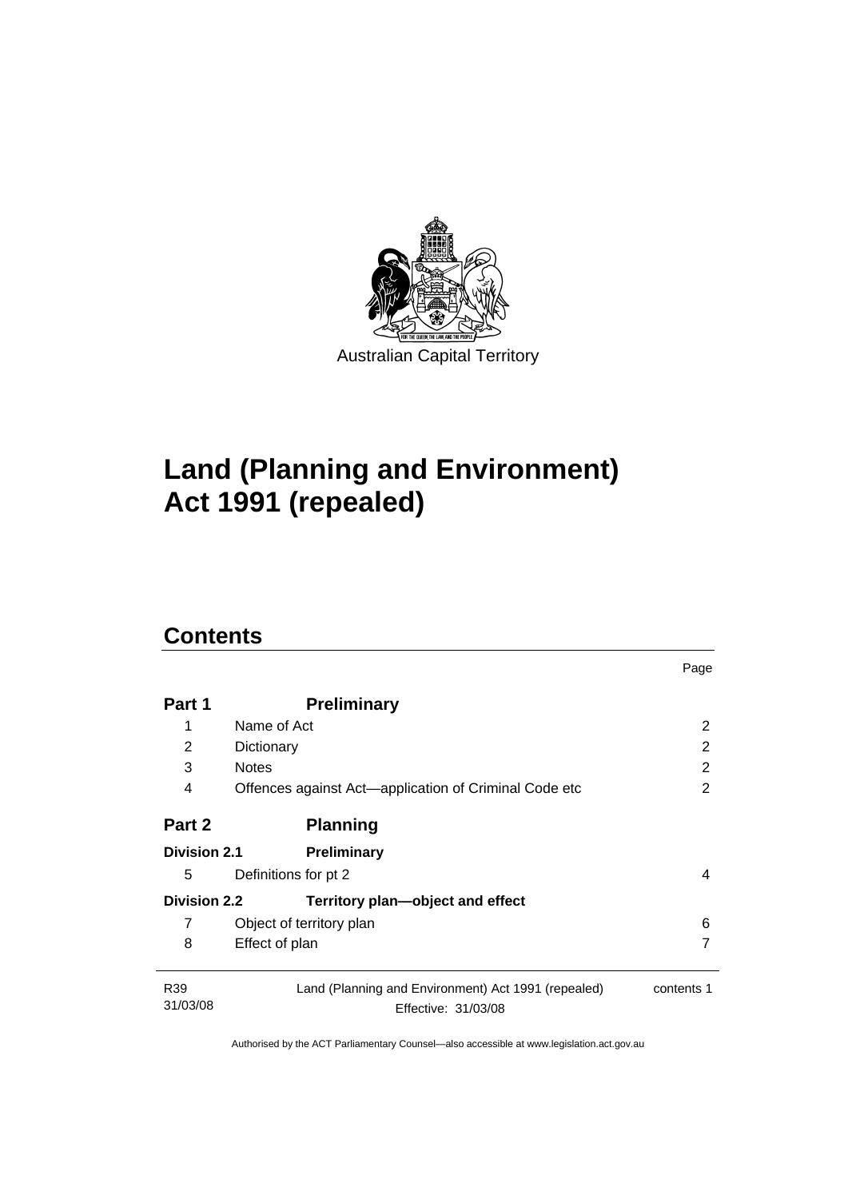Australian Capital Territory

# Land (Planning and Environment) Act 1991 (repealed)

## Contents

| | | Page |
|---|---|---|
| **Part 1** | **Preliminary** | |
| 1 | Name of Act | 2 |
| 2 | Dictionary | 2 |
| 3 | Notes | 2 |
| 4 | Offences against Act—application of Criminal Code etc | 2 |
| **Part 2** | **Planning** | |
| **Division 2.1** | **Preliminary** | |
| 5 | Definitions for pt 2 | 4 |
| **Division 2.2** | **Territory plan—object and effect** | |
| 7 | Object of territory plan | 6 |
| 8 | Effect of plan | 7 |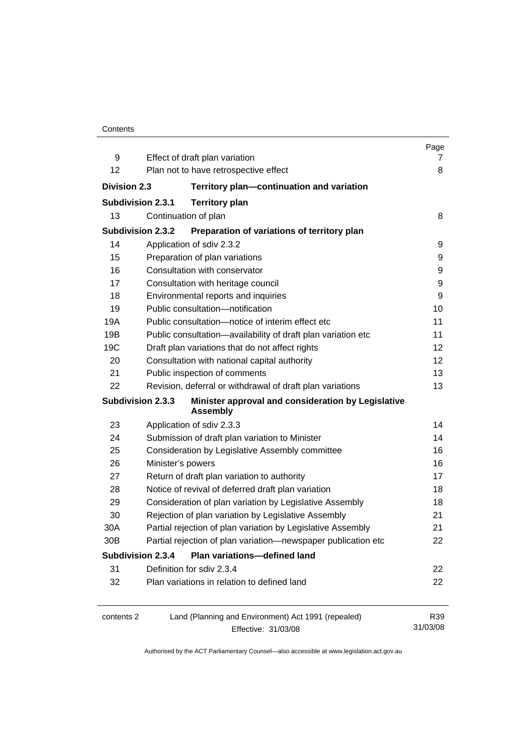| | | Page |
|---|---|---|
| 9 | Effect of draft plan variation | 7 |
| 12 | Plan not to have retrospective effect | 8 |
| **Division 2.3** | **Territory plan—continuation and variation** | |
| **Subdivision 2.3.1** | **Territory plan** | |
| 13 | Continuation of plan | 8 |
| **Subdivision 2.3.2** | **Preparation of variations of territory plan** | |
| 14 | Application of sdiv 2.3.2 | 9 |
| 15 | Preparation of plan variations | 9 |
| 16 | Consultation with conservator | 9 |
| 17 | Consultation with heritage council | 9 |
| 18 | Environmental reports and inquiries | 9 |
| 19 | Public consultation—notification | 10 |
| 19A | Public consultation—notice of interim effect etc | 11 |
| 19B | Public consultation—availability of draft plan variation etc | 11 |
| 19C | Draft plan variations that do not affect rights | 12 |
| 20 | Consultation with national capital authority | 12 |
| 21 | Public inspection of comments | 13 |
| 22 | Revision, deferral or withdrawal of draft plan variations | 13 |
| **Subdivision 2.3.3** | **Minister approval and consideration by Legislative Assembly** | |
| 23 | Application of sdiv 2.3.3 | 14 |
| 24 | Submission of draft plan variation to Minister | 14 |
| 25 | Consideration by Legislative Assembly committee | 16 |
| 26 | Minister's powers | 16 |
| 27 | Return of draft plan variation to authority | 17 |
| 28 | Notice of revival of deferred draft plan variation | 18 |
| 29 | Consideration of plan variation by Legislative Assembly | 18 |
| 30 | Rejection of plan variation by Legislative Assembly | 21 |
| 30A | Partial rejection of plan variation by Legislative Assembly | 21 |
| 30B | Partial rejection of plan variation—newspaper publication etc | 22 |
| **Subdivision 2.3.4** | **Plan variations—defined land** | |
| 31 | Definition for sdiv 2.3.4 | 22 |
| 32 | Plan variations in relation to defined land | 22 |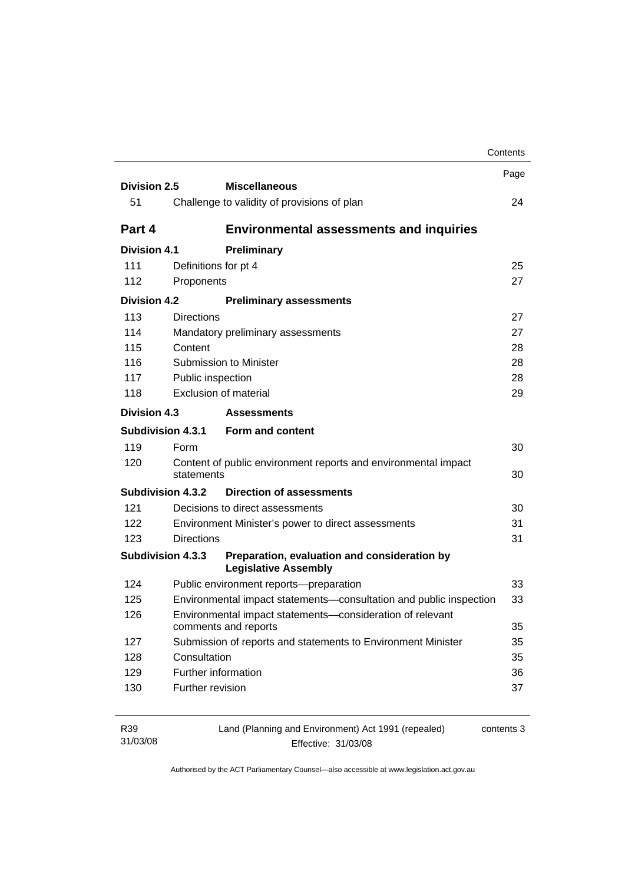| | | Page |
|---|---|---|
| **Division 2.5** | **Miscellaneous** | |
| 51 | Challenge to validity of provisions of plan | 24 |
| **Part 4** | **Environmental assessments and inquiries** | |
| **Division 4.1** | **Preliminary** | |
| 111 | Definitions for pt 4 | 25 |
| 112 | Proponents | 27 |
| **Division 4.2** | **Preliminary assessments** | |
| 113 | Directions | 27 |
| 114 | Mandatory preliminary assessments | 27 |
| 115 | Content | 28 |
| 116 | Submission to Minister | 28 |
| 117 | Public inspection | 28 |
| 118 | Exclusion of material | 29 |
| **Division 4.3** | **Assessments** | |
| **Subdivision 4.3.1** | **Form and content** | |
| 119 | Form | 30 |
| 120 | Content of public environment reports and environmental impact statements | 30 |
| **Subdivision 4.3.2** | **Direction of assessments** | |
| 121 | Decisions to direct assessments | 30 |
| 122 | Environment Minister's power to direct assessments | 31 |
| 123 | Directions | 31 |
| **Subdivision 4.3.3** | **Preparation, evaluation and consideration by Legislative Assembly** | |
| 124 | Public environment reports—preparation | 33 |
| 125 | Environmental impact statements—consultation and public inspection | 33 |
| 126 | Environmental impact statements—consideration of relevant comments and reports | 35 |
| 127 | Submission of reports and statements to Environment Minister | 35 |
| 128 | Consultation | 35 |
| 129 | Further information | 36 |
| 130 | Further revision | 37 |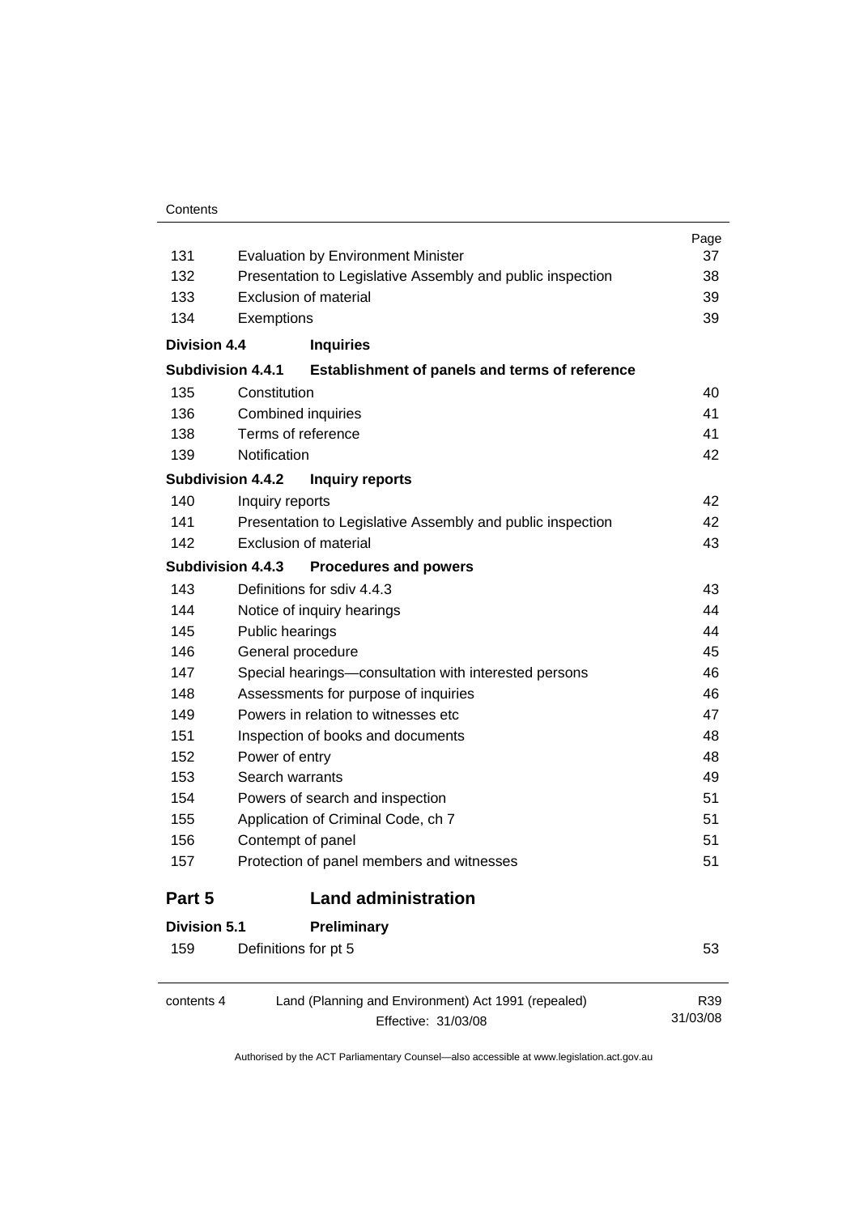| | | Page |
|---|---|---|
| 131 | Evaluation by Environment Minister | 37 |
| 132 | Presentation to Legislative Assembly and public inspection | 38 |
| 133 | Exclusion of material | 39 |
| 134 | Exemptions | 39 |
| **Division 4.4** | **Inquiries** | |
| **Subdivision 4.4.1** | **Establishment of panels and terms of reference** | |
| 135 | Constitution | 40 |
| 136 | Combined inquiries | 41 |
| 138 | Terms of reference | 41 |
| 139 | Notification | 42 |
| **Subdivision 4.4.2** | **Inquiry reports** | |
| 140 | Inquiry reports | 42 |
| 141 | Presentation to Legislative Assembly and public inspection | 42 |
| 142 | Exclusion of material | 43 |
| **Subdivision 4.4.3** | **Procedures and powers** | |
| 143 | Definitions for sdiv 4.4.3 | 43 |
| 144 | Notice of inquiry hearings | 44 |
| 145 | Public hearings | 44 |
| 146 | General procedure | 45 |
| 147 | Special hearings—consultation with interested persons | 46 |
| 148 | Assessments for purpose of inquiries | 46 |
| 149 | Powers in relation to witnesses etc | 47 |
| 151 | Inspection of books and documents | 48 |
| 152 | Power of entry | 48 |
| 153 | Search warrants | 49 |
| 154 | Powers of search and inspection | 51 |
| 155 | Application of Criminal Code, ch 7 | 51 |
| 156 | Contempt of panel | 51 |
| 157 | Protection of panel members and witnesses | 51 |

## Part 5 Land administration

| | | |
|---|---|---|
| **Division 5.1** | **Preliminary** | |
| 159 | Definitions for pt 5 | 53 |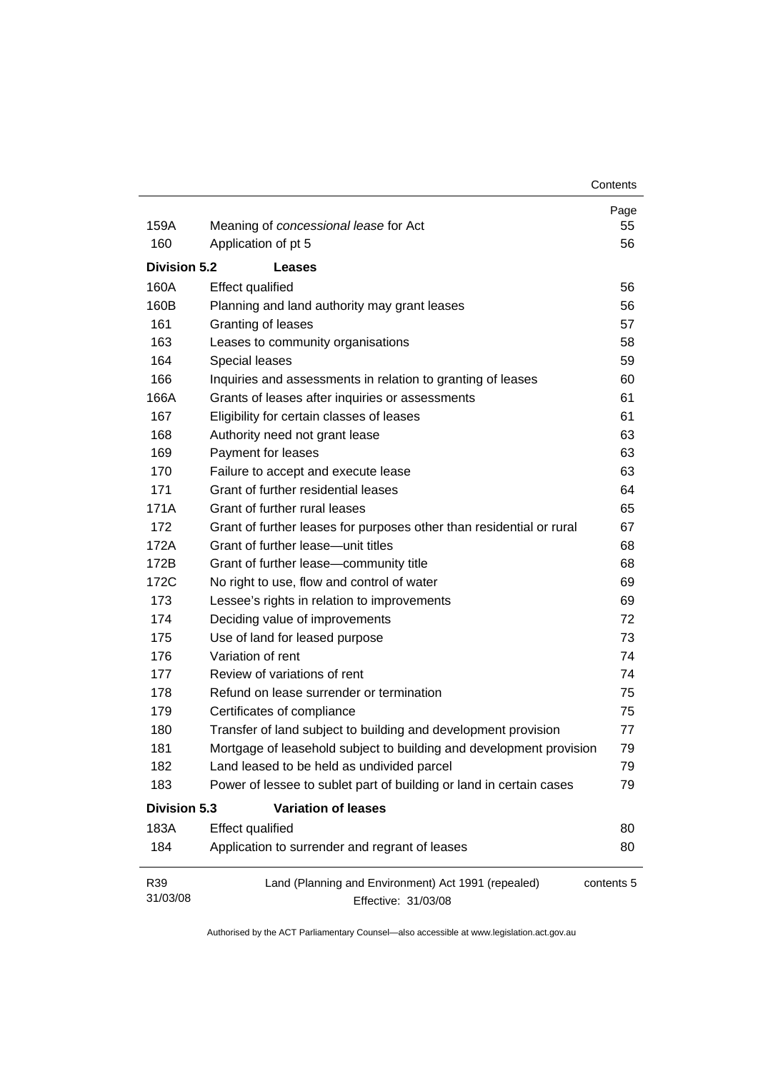| | | Page |
|---|---|---|
| 159A | Meaning of *concessional lease* for Act | 55 |
| 160 | Application of pt 5 | 56 |
| **Division 5.2** | **Leases** | |
| 160A | Effect qualified | 56 |
| 160B | Planning and land authority may grant leases | 56 |
| 161 | Granting of leases | 57 |
| 163 | Leases to community organisations | 58 |
| 164 | Special leases | 59 |
| 166 | Inquiries and assessments in relation to granting of leases | 60 |
| 166A | Grants of leases after inquiries or assessments | 61 |
| 167 | Eligibility for certain classes of leases | 61 |
| 168 | Authority need not grant lease | 63 |
| 169 | Payment for leases | 63 |
| 170 | Failure to accept and execute lease | 63 |
| 171 | Grant of further residential leases | 64 |
| 171A | Grant of further rural leases | 65 |
| 172 | Grant of further leases for purposes other than residential or rural | 67 |
| 172A | Grant of further lease—unit titles | 68 |
| 172B | Grant of further lease—community title | 68 |
| 172C | No right to use, flow and control of water | 69 |
| 173 | Lessee's rights in relation to improvements | 69 |
| 174 | Deciding value of improvements | 72 |
| 175 | Use of land for leased purpose | 73 |
| 176 | Variation of rent | 74 |
| 177 | Review of variations of rent | 74 |
| 178 | Refund on lease surrender or termination | 75 |
| 179 | Certificates of compliance | 75 |
| 180 | Transfer of land subject to building and development provision | 77 |
| 181 | Mortgage of leasehold subject to building and development provision | 79 |
| 182 | Land leased to be held as undivided parcel | 79 |
| 183 | Power of lessee to sublet part of building or land in certain cases | 79 |
| **Division 5.3** | **Variation of leases** | |
| 183A | Effect qualified | 80 |
| 184 | Application to surrender and regrant of leases | 80 |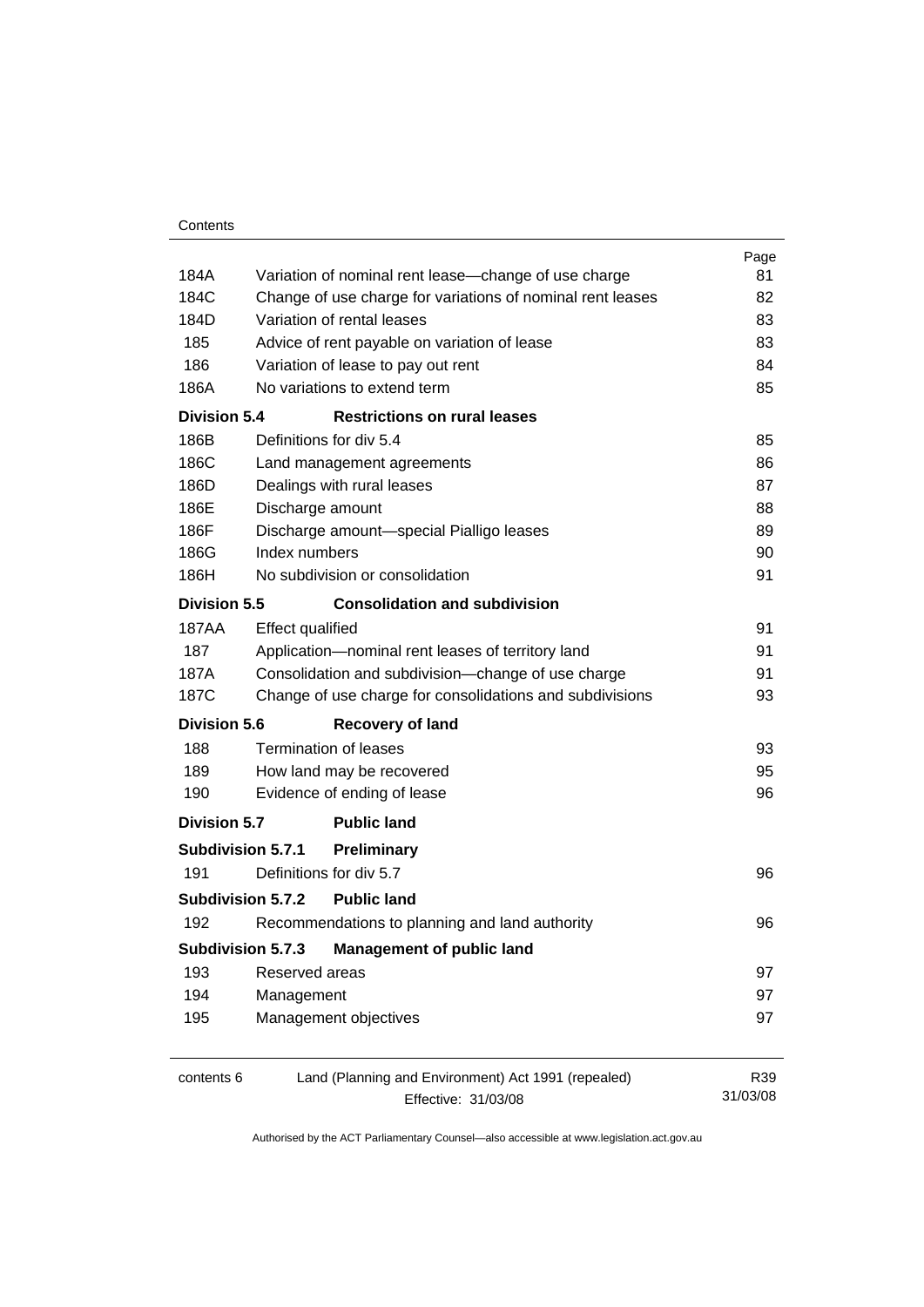| | | Page |
|---|---|---|
| 184A | Variation of nominal rent lease—change of use charge | 81 |
| 184C | Change of use charge for variations of nominal rent leases | 82 |
| 184D | Variation of rental leases | 83 |
| 185 | Advice of rent payable on variation of lease | 83 |
| 186 | Variation of lease to pay out rent | 84 |
| 186A | No variations to extend term | 85 |
| **Division 5.4** | **Restrictions on rural leases** | |
| 186B | Definitions for div 5.4 | 85 |
| 186C | Land management agreements | 86 |
| 186D | Dealings with rural leases | 87 |
| 186E | Discharge amount | 88 |
| 186F | Discharge amount—special Pialligo leases | 89 |
| 186G | Index numbers | 90 |
| 186H | No subdivision or consolidation | 91 |
| **Division 5.5** | **Consolidation and subdivision** | |
| 187AA | Effect qualified | 91 |
| 187 | Application—nominal rent leases of territory land | 91 |
| 187A | Consolidation and subdivision—change of use charge | 91 |
| 187C | Change of use charge for consolidations and subdivisions | 93 |
| **Division 5.6** | **Recovery of land** | |
| 188 | Termination of leases | 93 |
| 189 | How land may be recovered | 95 |
| 190 | Evidence of ending of lease | 96 |
| **Division 5.7** | **Public land** | |
| **Subdivision 5.7.1** | **Preliminary** | |
| 191 | Definitions for div 5.7 | 96 |
| **Subdivision 5.7.2** | **Public land** | |
| 192 | Recommendations to planning and land authority | 96 |
| **Subdivision 5.7.3** | **Management of public land** | |
| 193 | Reserved areas | 97 |
| 194 | Management | 97 |
| 195 | Management objectives | 97 |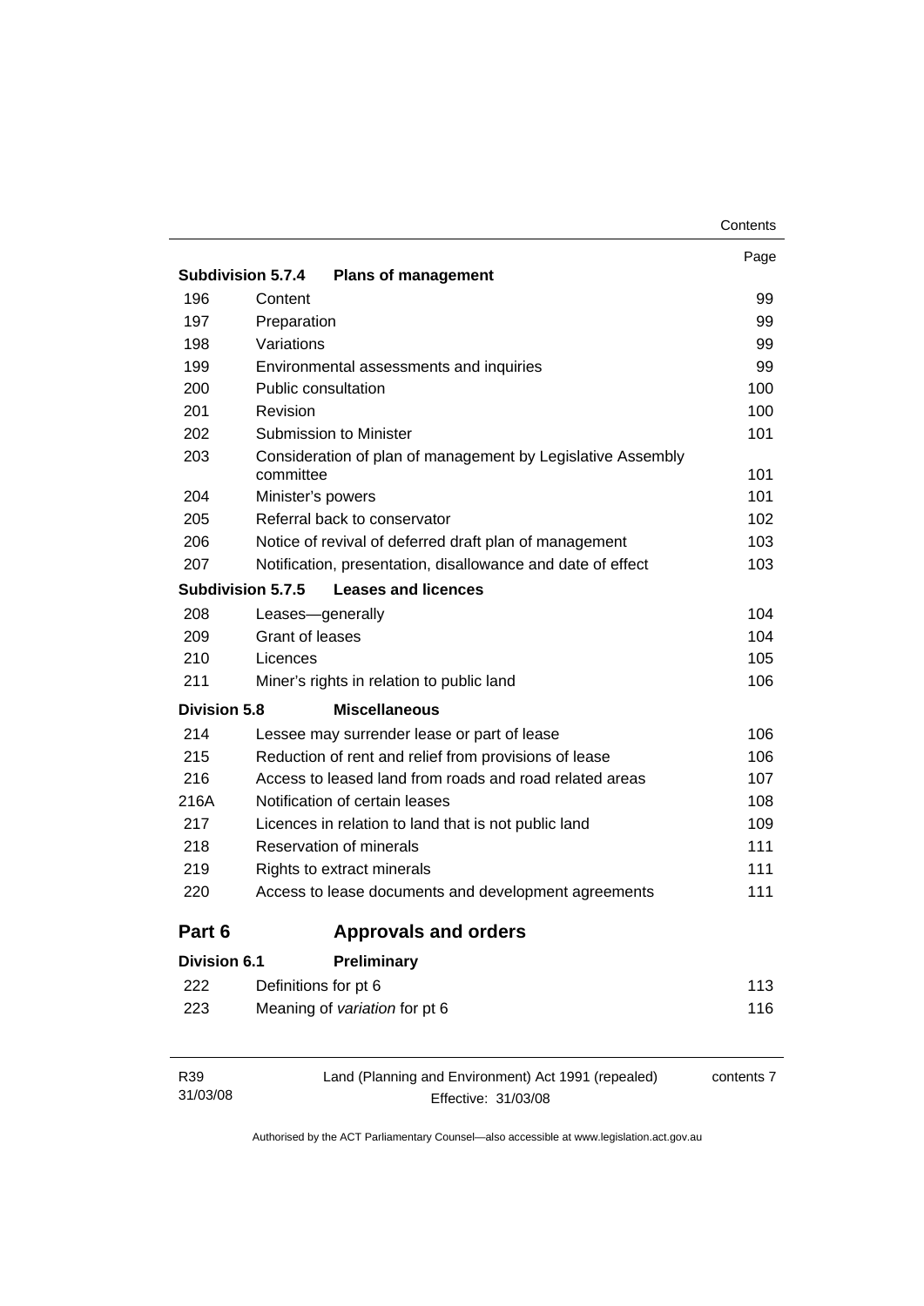| | | Page |
|---|---|---|
| **Subdivision 5.7.4** | **Plans of management** | |
| 196 | Content | 99 |
| 197 | Preparation | 99 |
| 198 | Variations | 99 |
| 199 | Environmental assessments and inquiries | 99 |
| 200 | Public consultation | 100 |
| 201 | Revision | 100 |
| 202 | Submission to Minister | 101 |
| 203 | Consideration of plan of management by Legislative Assembly committee | 101 |
| 204 | Minister's powers | 101 |
| 205 | Referral back to conservator | 102 |
| 206 | Notice of revival of deferred draft plan of management | 103 |
| 207 | Notification, presentation, disallowance and date of effect | 103 |
| **Subdivision 5.7.5** | **Leases and licences** | |
| 208 | Leases—generally | 104 |
| 209 | Grant of leases | 104 |
| 210 | Licences | 105 |
| 211 | Miner's rights in relation to public land | 106 |
| **Division 5.8** | **Miscellaneous** | |
| 214 | Lessee may surrender lease or part of lease | 106 |
| 215 | Reduction of rent and relief from provisions of lease | 106 |
| 216 | Access to leased land from roads and road related areas | 107 |
| 216A | Notification of certain leases | 108 |
| 217 | Licences in relation to land that is not public land | 109 |
| 218 | Reservation of minerals | 111 |
| 219 | Rights to extract minerals | 111 |
| 220 | Access to lease documents and development agreements | 111 |
| **Part 6** | **Approvals and orders** | |
| **Division 6.1** | **Preliminary** | |
| 222 | Definitions for pt 6 | 113 |
| 223 | Meaning of *variation* for pt 6 | 116 |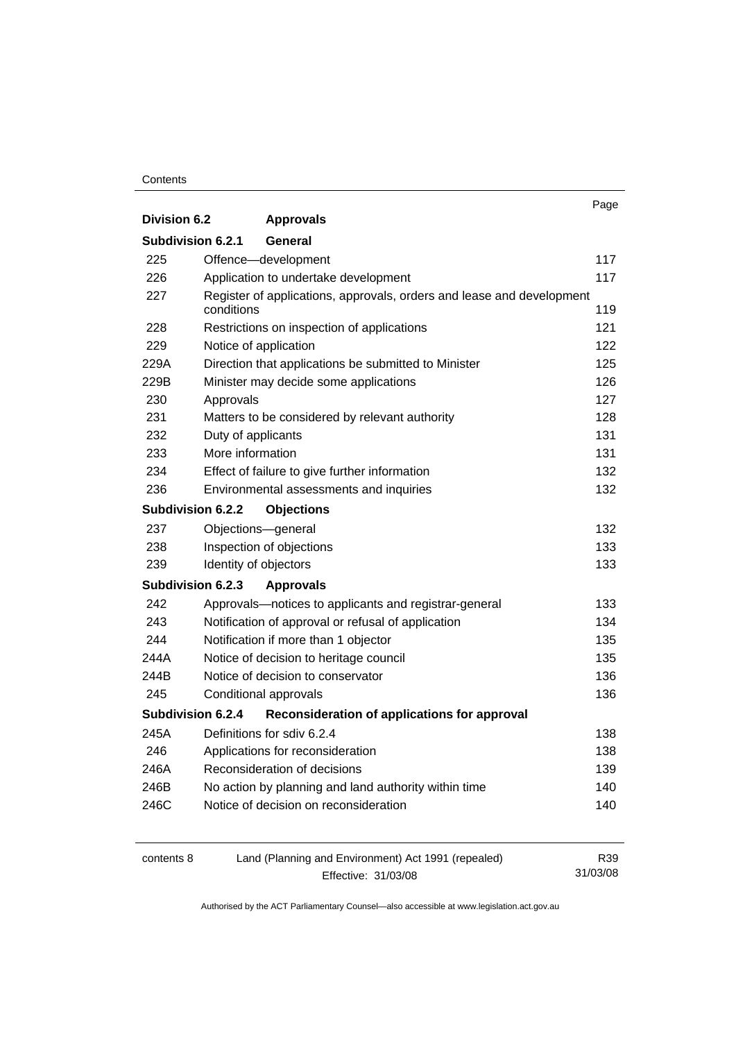| | | Page |
|---|---|---|
| **Division 6.2** | **Approvals** | |
| **Subdivision 6.2.1** | **General** | |
| 225 | Offence—development | 117 |
| 226 | Application to undertake development | 117 |
| 227 | Register of applications, approvals, orders and lease and development conditions | 119 |
| 228 | Restrictions on inspection of applications | 121 |
| 229 | Notice of application | 122 |
| 229A | Direction that applications be submitted to Minister | 125 |
| 229B | Minister may decide some applications | 126 |
| 230 | Approvals | 127 |
| 231 | Matters to be considered by relevant authority | 128 |
| 232 | Duty of applicants | 131 |
| 233 | More information | 131 |
| 234 | Effect of failure to give further information | 132 |
| 236 | Environmental assessments and inquiries | 132 |
| **Subdivision 6.2.2** | **Objections** | |
| 237 | Objections—general | 132 |
| 238 | Inspection of objections | 133 |
| 239 | Identity of objectors | 133 |
| **Subdivision 6.2.3** | **Approvals** | |
| 242 | Approvals—notices to applicants and registrar-general | 133 |
| 243 | Notification of approval or refusal of application | 134 |
| 244 | Notification if more than 1 objector | 135 |
| 244A | Notice of decision to heritage council | 135 |
| 244B | Notice of decision to conservator | 136 |
| 245 | Conditional approvals | 136 |
| **Subdivision 6.2.4** | **Reconsideration of applications for approval** | |
| 245A | Definitions for sdiv 6.2.4 | 138 |
| 246 | Applications for reconsideration | 138 |
| 246A | Reconsideration of decisions | 139 |
| 246B | No action by planning and land authority within time | 140 |
| 246C | Notice of decision on reconsideration | 140 |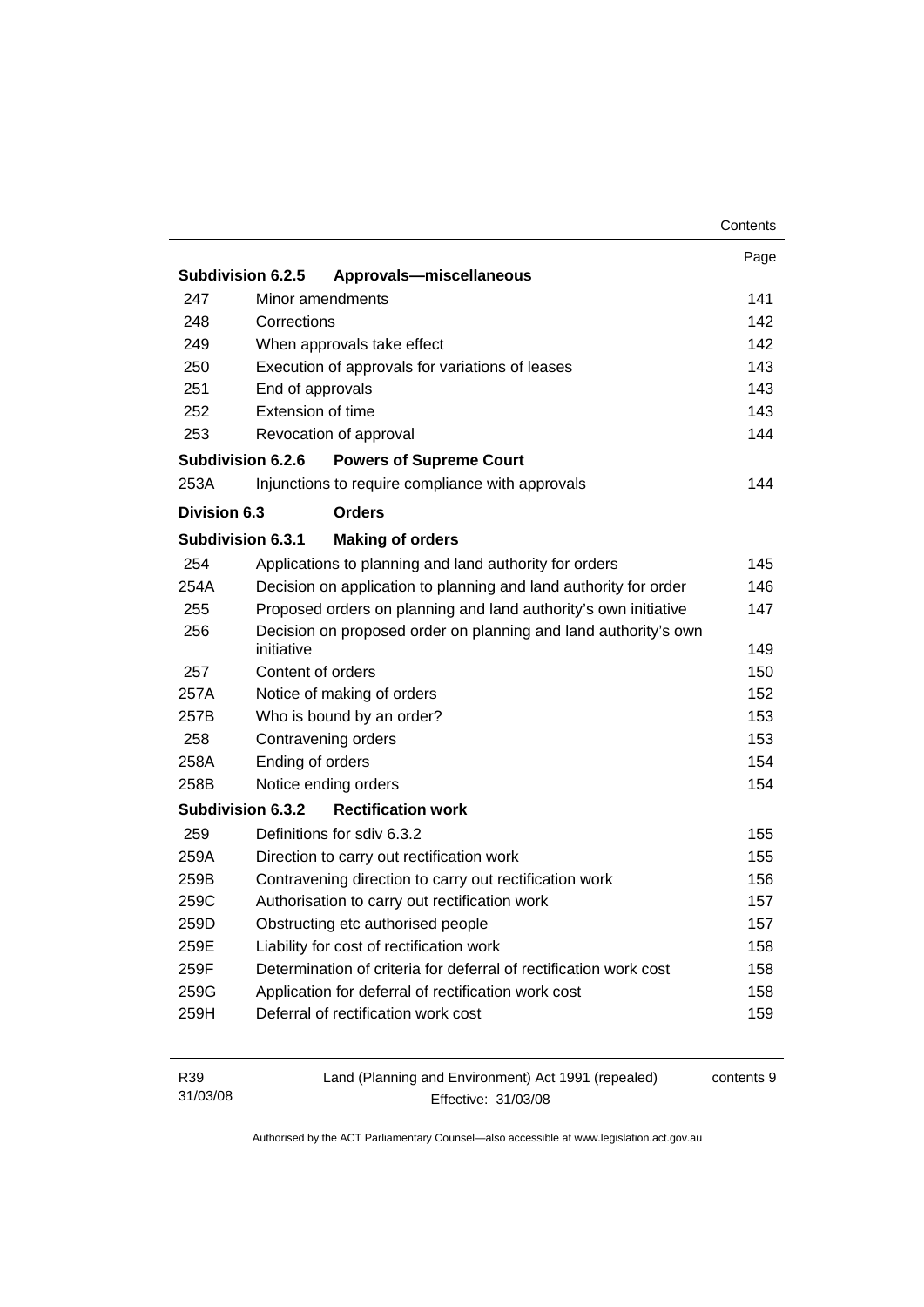| | | Page |
|---|---|---|
| **Subdivision 6.2.5** | **Approvals—miscellaneous** | |
| 247 | Minor amendments | 141 |
| 248 | Corrections | 142 |
| 249 | When approvals take effect | 142 |
| 250 | Execution of approvals for variations of leases | 143 |
| 251 | End of approvals | 143 |
| 252 | Extension of time | 143 |
| 253 | Revocation of approval | 144 |
| **Subdivision 6.2.6** | **Powers of Supreme Court** | |
| 253A | Injunctions to require compliance with approvals | 144 |
| **Division 6.3** | **Orders** | |
| **Subdivision 6.3.1** | **Making of orders** | |
| 254 | Applications to planning and land authority for orders | 145 |
| 254A | Decision on application to planning and land authority for order | 146 |
| 255 | Proposed orders on planning and land authority's own initiative | 147 |
| 256 | Decision on proposed order on planning and land authority's own initiative | 149 |
| 257 | Content of orders | 150 |
| 257A | Notice of making of orders | 152 |
| 257B | Who is bound by an order? | 153 |
| 258 | Contravening orders | 153 |
| 258A | Ending of orders | 154 |
| 258B | Notice ending orders | 154 |
| **Subdivision 6.3.2** | **Rectification work** | |
| 259 | Definitions for sdiv 6.3.2 | 155 |
| 259A | Direction to carry out rectification work | 155 |
| 259B | Contravening direction to carry out rectification work | 156 |
| 259C | Authorisation to carry out rectification work | 157 |
| 259D | Obstructing etc authorised people | 157 |
| 259E | Liability for cost of rectification work | 158 |
| 259F | Determination of criteria for deferral of rectification work cost | 158 |
| 259G | Application for deferral of rectification work cost | 158 |
| 259H | Deferral of rectification work cost | 159 |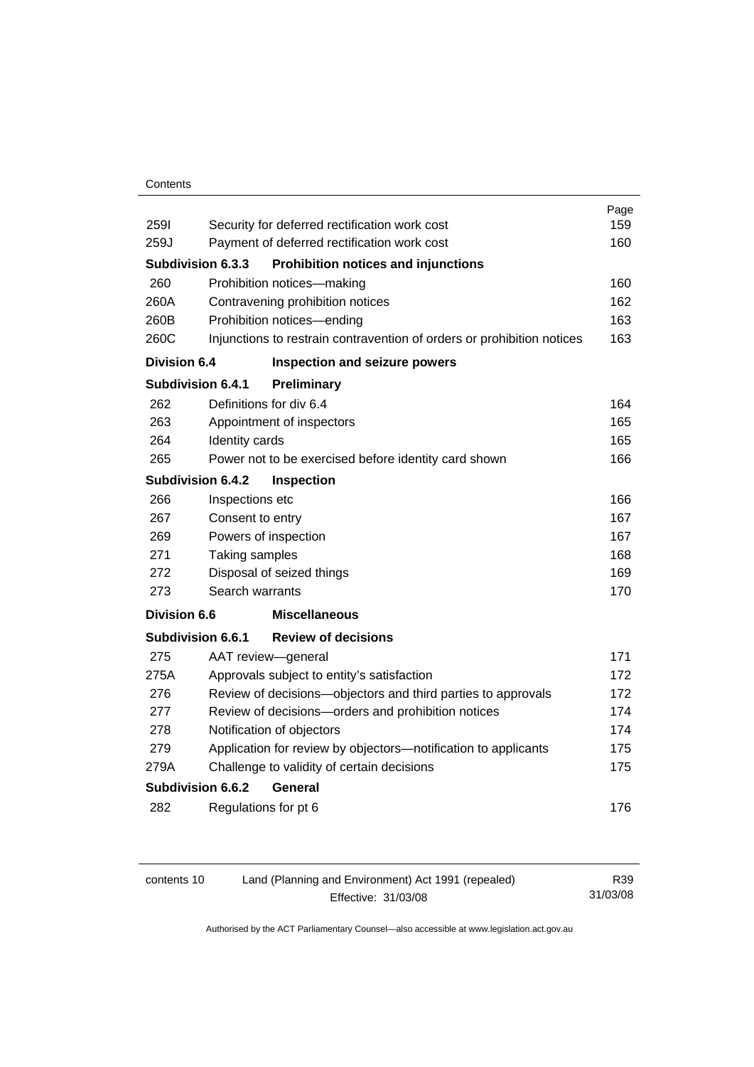| | | Page |
|---|---|---|
| 259I | Security for deferred rectification work cost | 159 |
| 259J | Payment of deferred rectification work cost | 160 |
| **Subdivision 6.3.3** | **Prohibition notices and injunctions** | |
| 260 | Prohibition notices—making | 160 |
| 260A | Contravening prohibition notices | 162 |
| 260B | Prohibition notices—ending | 163 |
| 260C | Injunctions to restrain contravention of orders or prohibition notices | 163 |
| **Division 6.4** | **Inspection and seizure powers** | |
| **Subdivision 6.4.1** | **Preliminary** | |
| 262 | Definitions for div 6.4 | 164 |
| 263 | Appointment of inspectors | 165 |
| 264 | Identity cards | 165 |
| 265 | Power not to be exercised before identity card shown | 166 |
| **Subdivision 6.4.2** | **Inspection** | |
| 266 | Inspections etc | 166 |
| 267 | Consent to entry | 167 |
| 269 | Powers of inspection | 167 |
| 271 | Taking samples | 168 |
| 272 | Disposal of seized things | 169 |
| 273 | Search warrants | 170 |
| **Division 6.6** | **Miscellaneous** | |
| **Subdivision 6.6.1** | **Review of decisions** | |
| 275 | AAT review—general | 171 |
| 275A | Approvals subject to entity's satisfaction | 172 |
| 276 | Review of decisions—objectors and third parties to approvals | 172 |
| 277 | Review of decisions—orders and prohibition notices | 174 |
| 278 | Notification of objectors | 174 |
| 279 | Application for review by objectors—notification to applicants | 175 |
| 279A | Challenge to validity of certain decisions | 175 |
| **Subdivision 6.6.2** | **General** | |
| 282 | Regulations for pt 6 | 176 |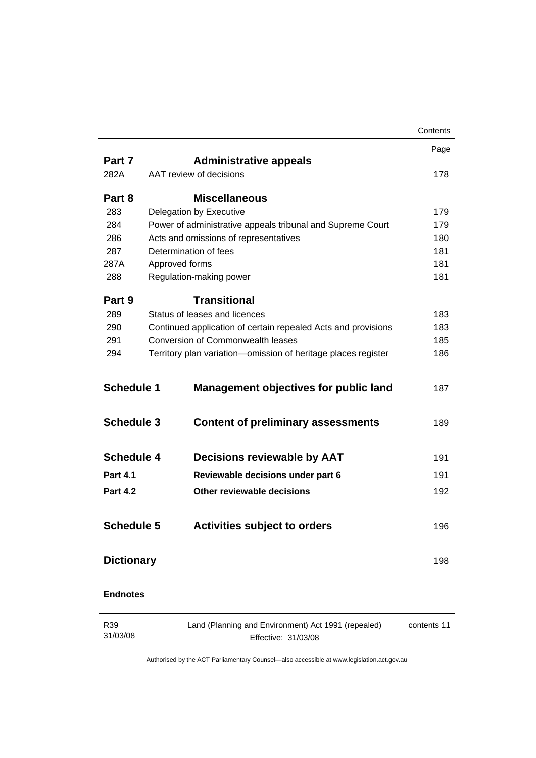| | | Page |
|---|---|---|
| **Part 7** | **Administrative appeals** | |
| 282A | AAT review of decisions | 178 |
| **Part 8** | **Miscellaneous** | |
| 283 | Delegation by Executive | 179 |
| 284 | Power of administrative appeals tribunal and Supreme Court | 179 |
| 286 | Acts and omissions of representatives | 180 |
| 287 | Determination of fees | 181 |
| 287A | Approved forms | 181 |
| 288 | Regulation-making power | 181 |
| **Part 9** | **Transitional** | |
| 289 | Status of leases and licences | 183 |
| 290 | Continued application of certain repealed Acts and provisions | 183 |
| 291 | Conversion of Commonwealth leases | 185 |
| 294 | Territory plan variation—omission of heritage places register | 186 |
| **Schedule 1** | **Management objectives for public land** | 187 |
| **Schedule 3** | **Content of preliminary assessments** | 189 |
| **Schedule 4** | **Decisions reviewable by AAT** | 191 |
| **Part 4.1** | **Reviewable decisions under part 6** | 191 |
| **Part 4.2** | **Other reviewable decisions** | 192 |
| **Schedule 5** | **Activities subject to orders** | 196 |
| **Dictionary** | | 198 |
| **Endnotes** | | |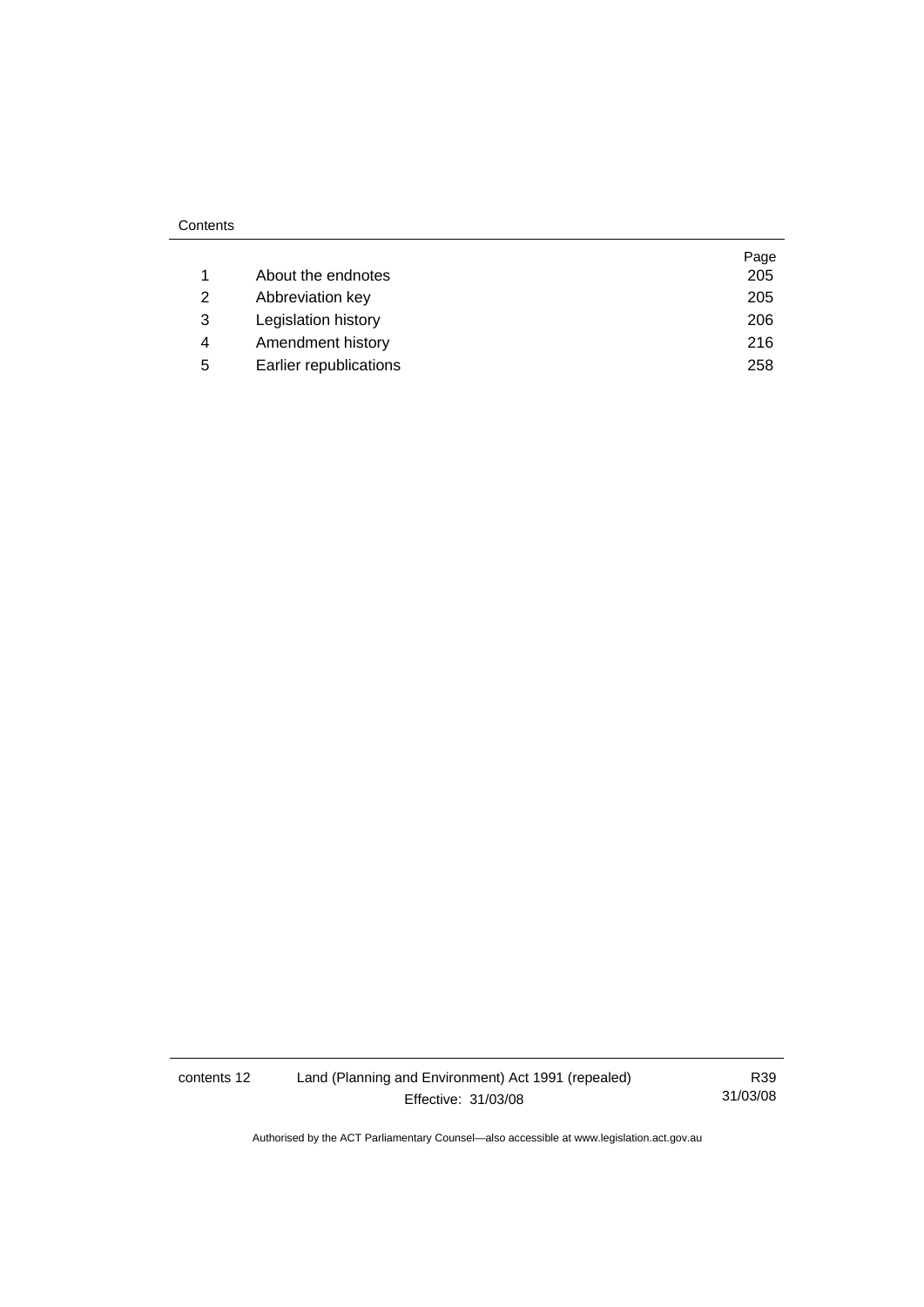| | | Page |
|---|---|---|
| 1 | About the endnotes | 205 |
| 2 | Abbreviation key | 205 |
| 3 | Legislation history | 206 |
| 4 | Amendment history | 216 |
| 5 | Earlier republications | 258 |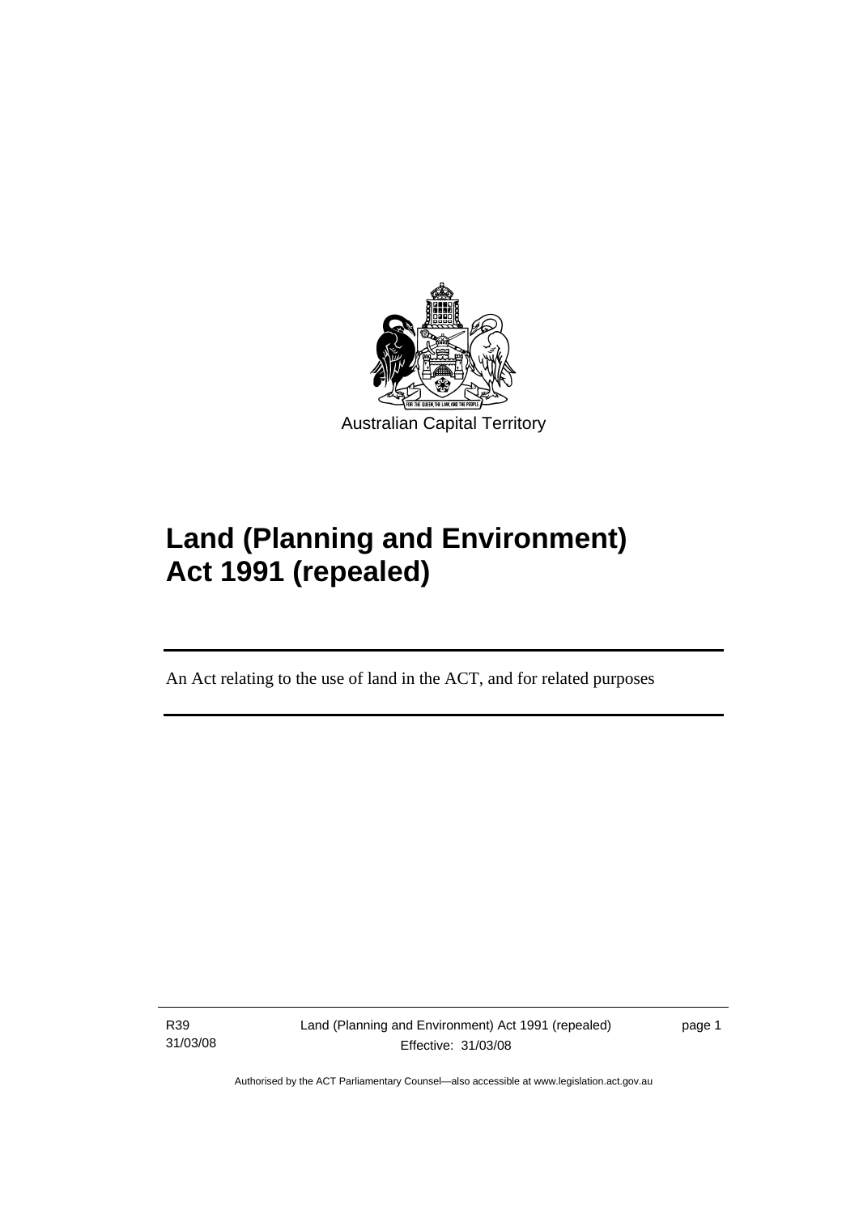Australian Capital Territory

# Land (Planning and Environment) Act 1991 (repealed)

An Act relating to the use of land in the ACT, and for related purposes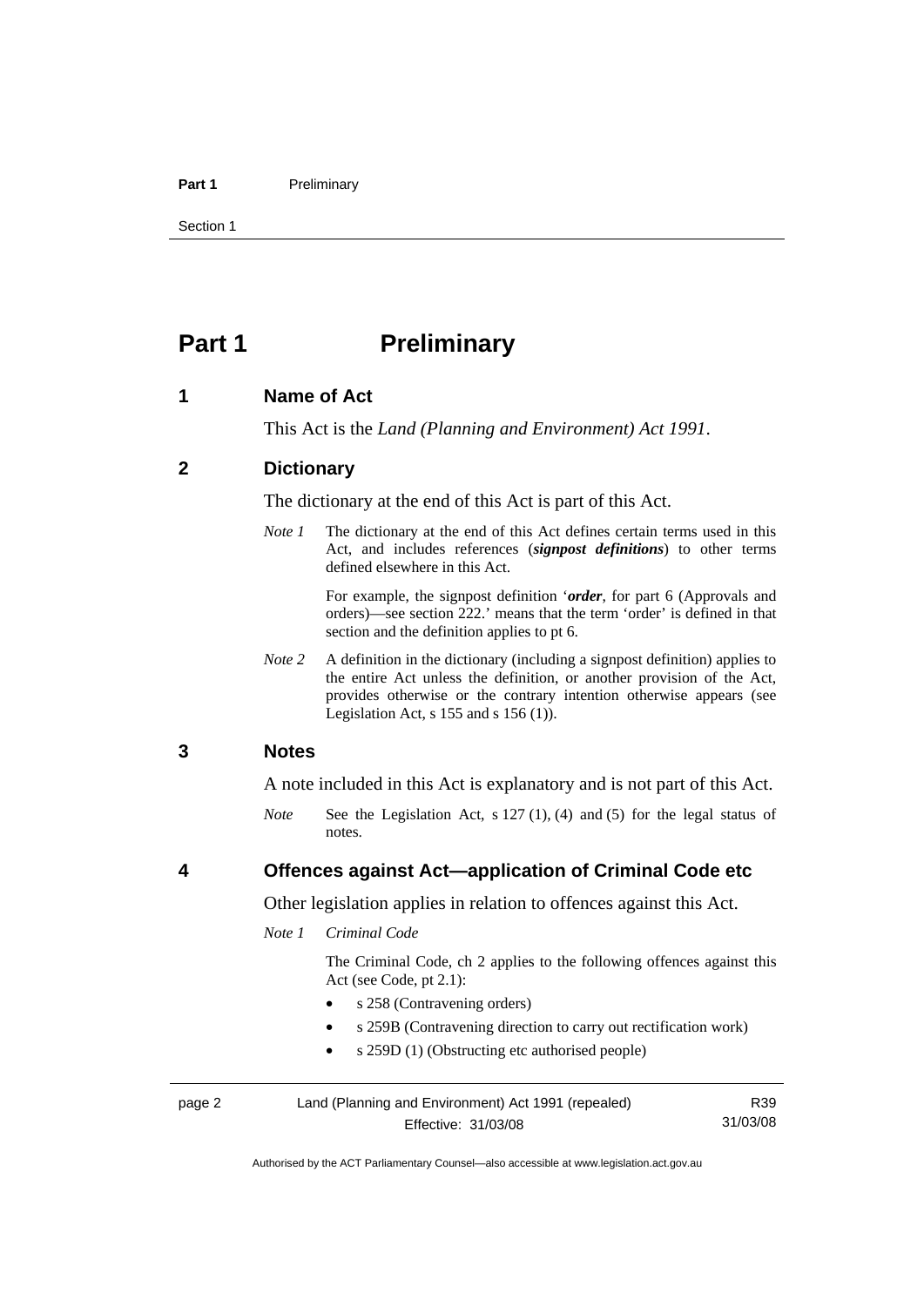# Part 1 Preliminary

## 1 Name of Act

This Act is the *Land (Planning and Environment) Act 1991*.

## 2 Dictionary

The dictionary at the end of this Act is part of this Act.

*Note 1* The dictionary at the end of this Act defines certain terms used in this Act, and includes references (***signpost definitions***) to other terms defined elsewhere in this Act.

For example, the signpost definition '***order***, for part 6 (Approvals and orders)—see section 222.' means that the term 'order' is defined in that section and the definition applies to pt 6.

*Note 2* A definition in the dictionary (including a signpost definition) applies to the entire Act unless the definition, or another provision of the Act, provides otherwise or the contrary intention otherwise appears (see Legislation Act, s 155 and s 156 (1)).

## 3 Notes

A note included in this Act is explanatory and is not part of this Act.

*Note* See the Legislation Act, s 127 (1), (4) and (5) for the legal status of notes.

## 4 Offences against Act—application of Criminal Code etc

Other legislation applies in relation to offences against this Act.

*Note 1* *Criminal Code*

The Criminal Code, ch 2 applies to the following offences against this Act (see Code, pt 2.1):

- s 258 (Contravening orders)
- s 259B (Contravening direction to carry out rectification work)
- s 259D (1) (Obstructing etc authorised people)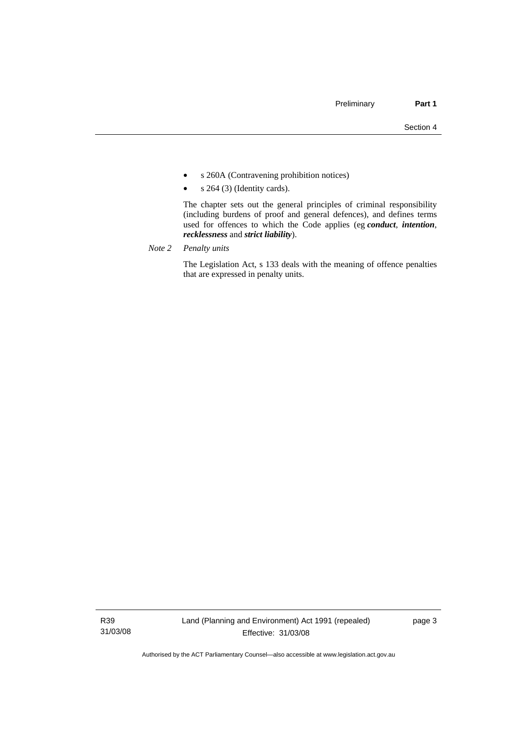- s 260A (Contravening prohibition notices)
- s 264 (3) (Identity cards).

The chapter sets out the general principles of criminal responsibility (including burdens of proof and general defences), and defines terms used for offences to which the Code applies (eg ***conduct***, ***intention***, ***recklessness*** and ***strict liability***).

*Note 2 Penalty units*

The Legislation Act, s 133 deals with the meaning of offence penalties that are expressed in penalty units.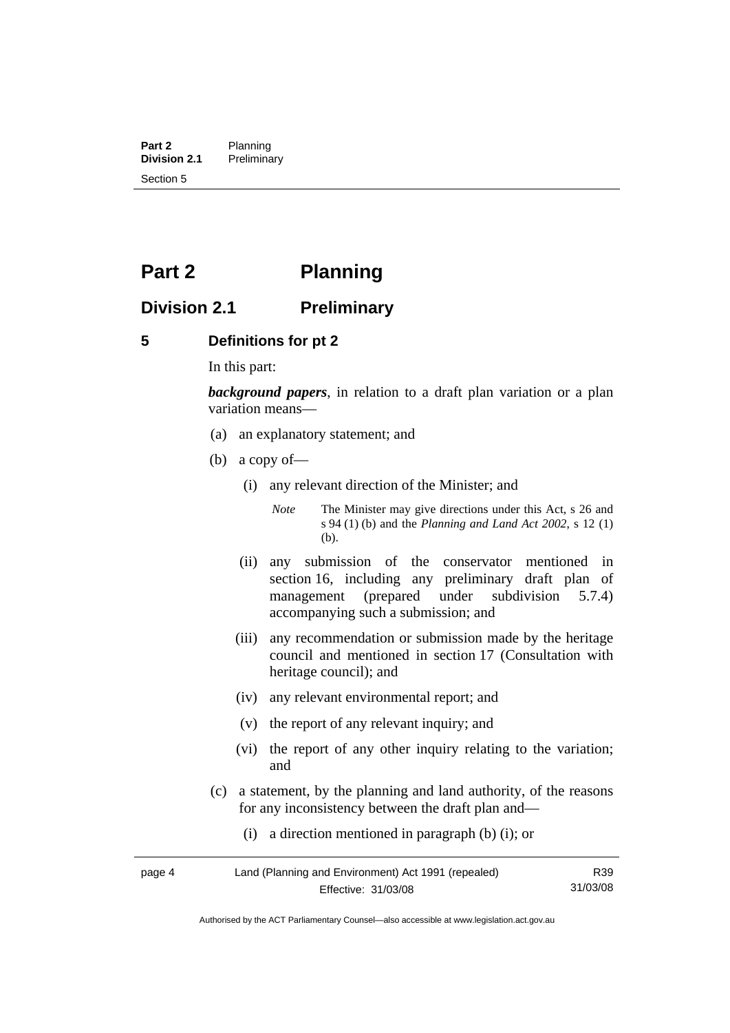# Part 2 Planning

## Division 2.1 Preliminary

### 5 Definitions for pt 2

In this part:

***background papers***, in relation to a draft plan variation or a plan variation means—

(a) an explanatory statement; and

(b) a copy of—

(i) any relevant direction of the Minister; and

*Note* The Minister may give directions under this Act, s 26 and s 94 (1) (b) and the *Planning and Land Act 2002*, s 12 (1) (b).

(ii) any submission of the conservator mentioned in section 16, including any preliminary draft plan of management (prepared under subdivision 5.7.4) accompanying such a submission; and

(iii) any recommendation or submission made by the heritage council and mentioned in section 17 (Consultation with heritage council); and

(iv) any relevant environmental report; and

(v) the report of any relevant inquiry; and

(vi) the report of any other inquiry relating to the variation; and

(c) a statement, by the planning and land authority, of the reasons for any inconsistency between the draft plan and—

(i) a direction mentioned in paragraph (b) (i); or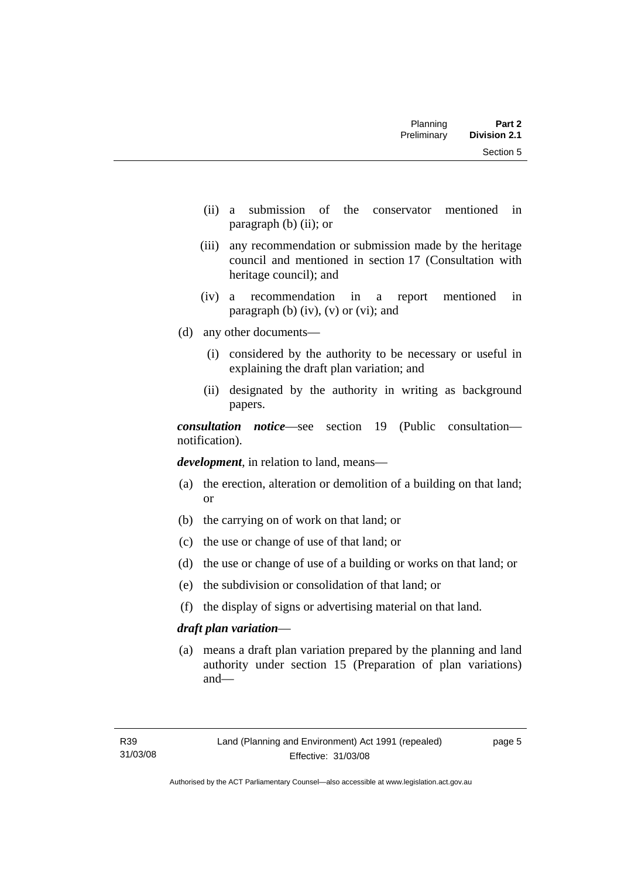(ii) a submission of the conservator mentioned in paragraph (b) (ii); or

(iii) any recommendation or submission made by the heritage council and mentioned in section 17 (Consultation with heritage council); and

(iv) a recommendation in a report mentioned in paragraph (b) (iv), (v) or (vi); and

(d) any other documents—

(i) considered by the authority to be necessary or useful in explaining the draft plan variation; and

(ii) designated by the authority in writing as background papers.

***consultation notice***—see section 19 (Public consultation—notification).

***development***, in relation to land, means—

(a) the erection, alteration or demolition of a building on that land; or

(b) the carrying on of work on that land; or

(c) the use or change of use of that land; or

(d) the use or change of use of a building or works on that land; or

(e) the subdivision or consolidation of that land; or

(f) the display of signs or advertising material on that land.

***draft plan variation***—

(a) means a draft plan variation prepared by the planning and land authority under section 15 (Preparation of plan variations) and—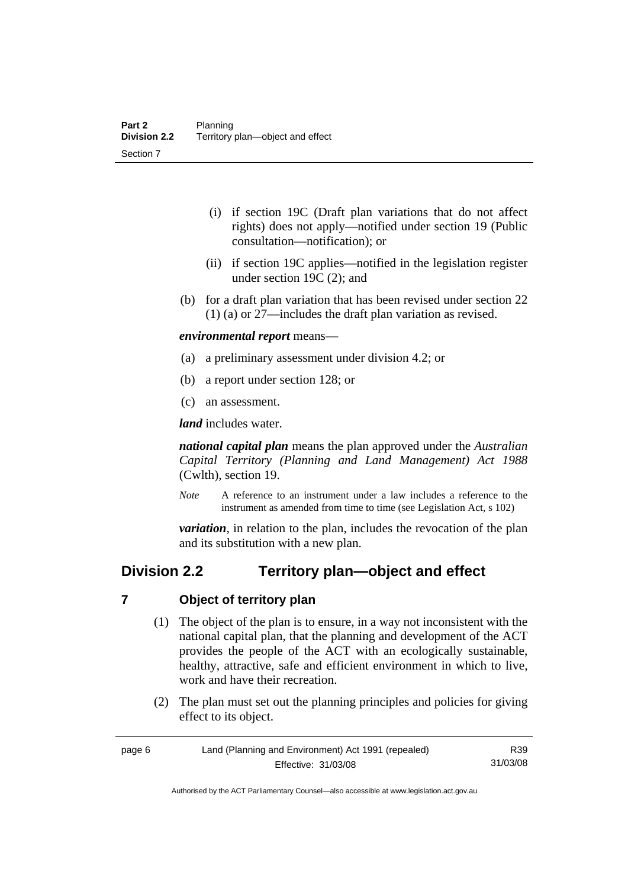(i) if section 19C (Draft plan variations that do not affect rights) does not apply—notified under section 19 (Public consultation—notification); or

(ii) if section 19C applies—notified in the legislation register under section 19C (2); and

(b) for a draft plan variation that has been revised under section 22 (1) (a) or 27—includes the draft plan variation as revised.

***environmental report*** means—

(a) a preliminary assessment under division 4.2; or

(b) a report under section 128; or

(c) an assessment.

***land*** includes water.

***national capital plan*** means the plan approved under the *Australian Capital Territory (Planning and Land Management) Act 1988* (Cwlth), section 19.

*Note* A reference to an instrument under a law includes a reference to the instrument as amended from time to time (see Legislation Act, s 102)

***variation***, in relation to the plan, includes the revocation of the plan and its substitution with a new plan.

## Division 2.2 Territory plan—object and effect

### 7 Object of territory plan

(1) The object of the plan is to ensure, in a way not inconsistent with the national capital plan, that the planning and development of the ACT provides the people of the ACT with an ecologically sustainable, healthy, attractive, safe and efficient environment in which to live, work and have their recreation.

(2) The plan must set out the planning principles and policies for giving effect to its object.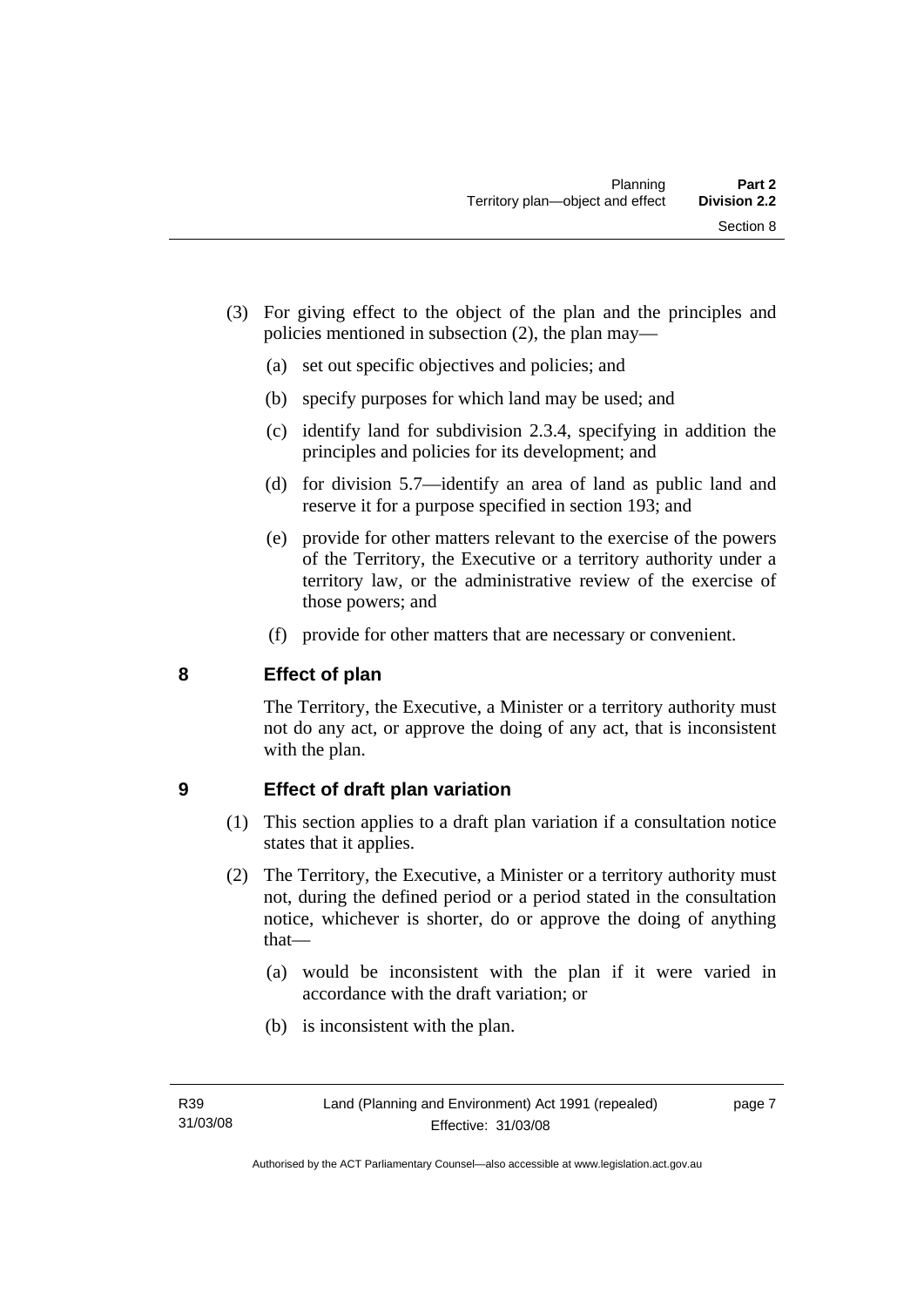(3) For giving effect to the object of the plan and the principles and policies mentioned in subsection (2), the plan may—

(a) set out specific objectives and policies; and

(b) specify purposes for which land may be used; and

(c) identify land for subdivision 2.3.4, specifying in addition the principles and policies for its development; and

(d) for division 5.7—identify an area of land as public land and reserve it for a purpose specified in section 193; and

(e) provide for other matters relevant to the exercise of the powers of the Territory, the Executive or a territory authority under a territory law, or the administrative review of the exercise of those powers; and

(f) provide for other matters that are necessary or convenient.

## 8 Effect of plan

The Territory, the Executive, a Minister or a territory authority must not do any act, or approve the doing of any act, that is inconsistent with the plan.

## 9 Effect of draft plan variation

(1) This section applies to a draft plan variation if a consultation notice states that it applies.

(2) The Territory, the Executive, a Minister or a territory authority must not, during the defined period or a period stated in the consultation notice, whichever is shorter, do or approve the doing of anything that—

(a) would be inconsistent with the plan if it were varied in accordance with the draft variation; or

(b) is inconsistent with the plan.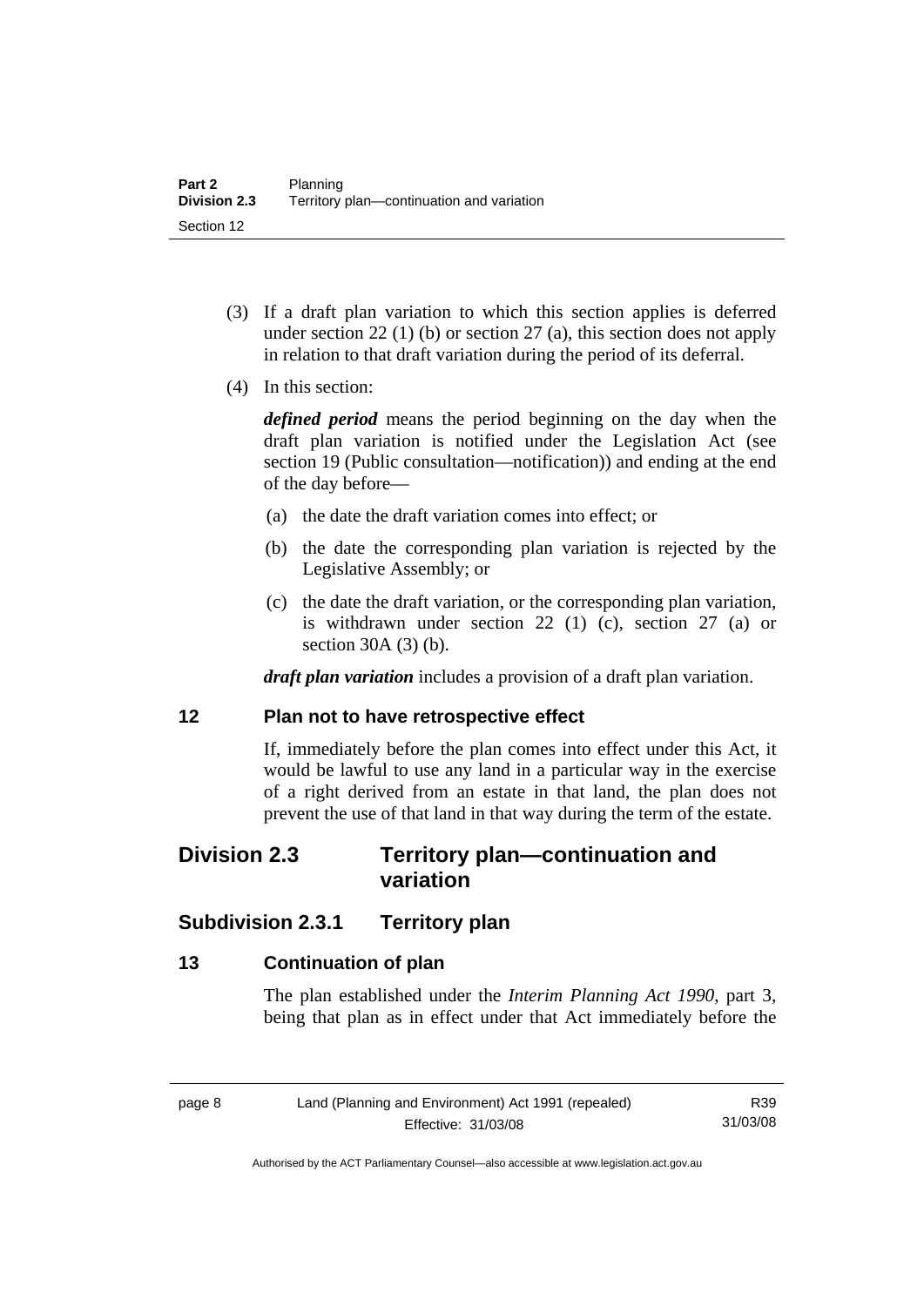(3) If a draft plan variation to which this section applies is deferred under section 22 (1) (b) or section 27 (a), this section does not apply in relation to that draft variation during the period of its deferral.

(4) In this section:

***defined period*** means the period beginning on the day when the draft plan variation is notified under the Legislation Act (see section 19 (Public consultation—notification)) and ending at the end of the day before—

(a) the date the draft variation comes into effect; or

(b) the date the corresponding plan variation is rejected by the Legislative Assembly; or

(c) the date the draft variation, or the corresponding plan variation, is withdrawn under section 22 (1) (c), section 27 (a) or section 30A (3) (b).

***draft plan variation*** includes a provision of a draft plan variation.

### 12 Plan not to have retrospective effect

If, immediately before the plan comes into effect under this Act, it would be lawful to use any land in a particular way in the exercise of a right derived from an estate in that land, the plan does not prevent the use of that land in that way during the term of the estate.

## Division 2.3 Territory plan—continuation and variation

### Subdivision 2.3.1 Territory plan

### 13 Continuation of plan

The plan established under the *Interim Planning Act 1990*, part 3, being that plan as in effect under that Act immediately before the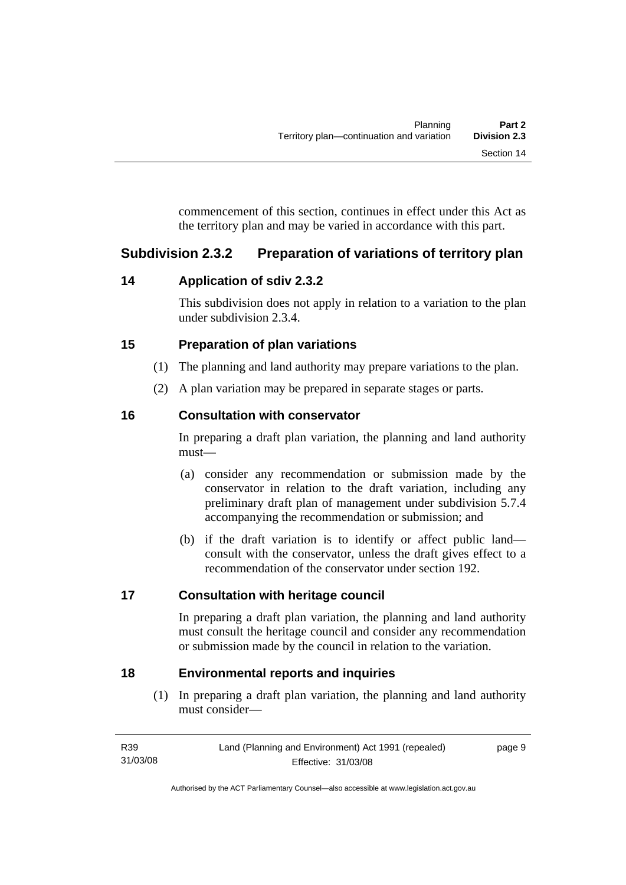commencement of this section, continues in effect under this Act as the territory plan and may be varied in accordance with this part.

## Subdivision 2.3.2 Preparation of variations of territory plan

### 14 Application of sdiv 2.3.2

This subdivision does not apply in relation to a variation to the plan under subdivision 2.3.4.

### 15 Preparation of plan variations

(1) The planning and land authority may prepare variations to the plan.

(2) A plan variation may be prepared in separate stages or parts.

### 16 Consultation with conservator

In preparing a draft plan variation, the planning and land authority must—

(a) consider any recommendation or submission made by the conservator in relation to the draft variation, including any preliminary draft plan of management under subdivision 5.7.4 accompanying the recommendation or submission; and

(b) if the draft variation is to identify or affect public land—consult with the conservator, unless the draft gives effect to a recommendation of the conservator under section 192.

### 17 Consultation with heritage council

In preparing a draft plan variation, the planning and land authority must consult the heritage council and consider any recommendation or submission made by the council in relation to the variation.

### 18 Environmental reports and inquiries

(1) In preparing a draft plan variation, the planning and land authority must consider—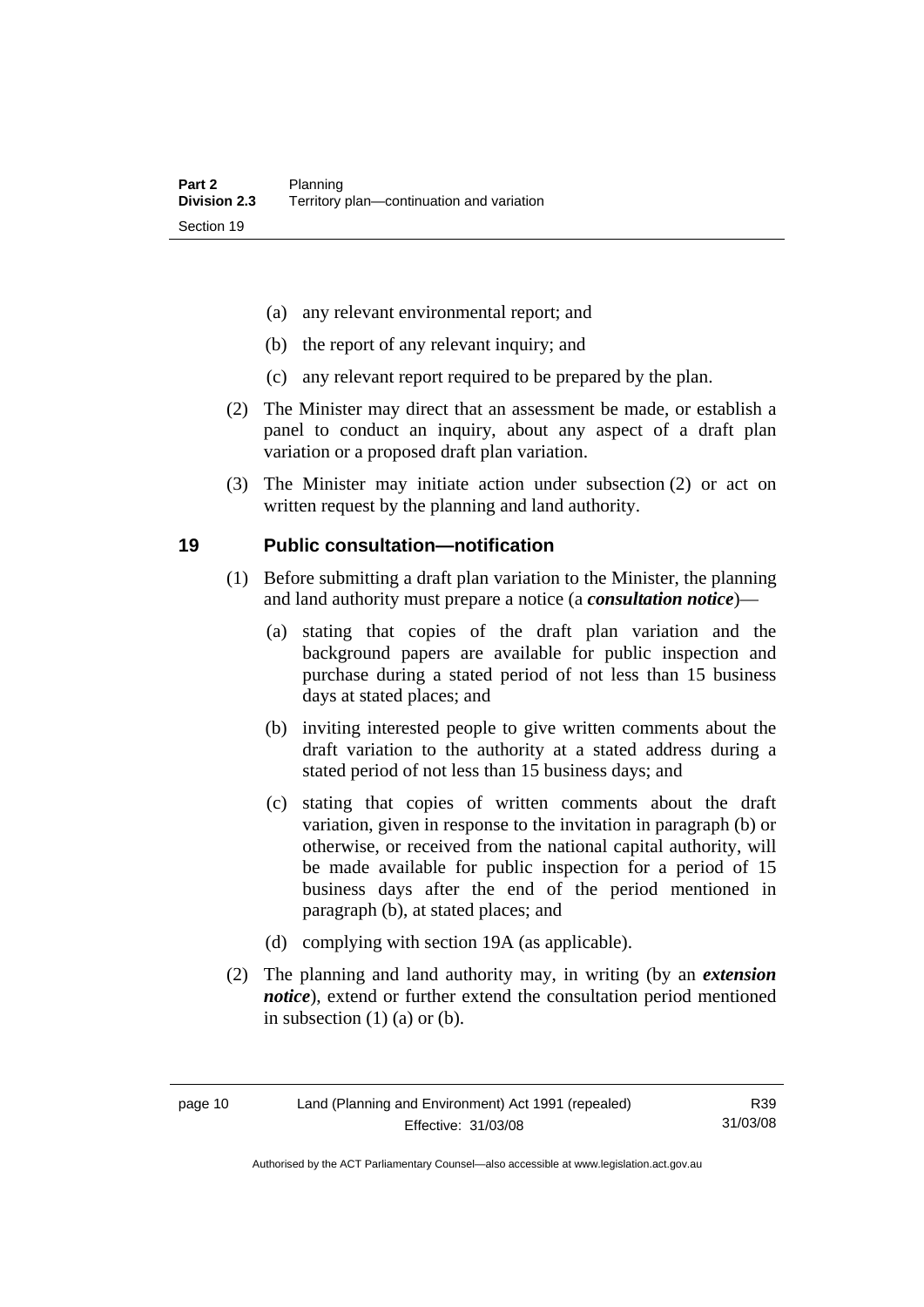(a) any relevant environmental report; and

(b) the report of any relevant inquiry; and

(c) any relevant report required to be prepared by the plan.

(2) The Minister may direct that an assessment be made, or establish a panel to conduct an inquiry, about any aspect of a draft plan variation or a proposed draft plan variation.

(3) The Minister may initiate action under subsection (2) or act on written request by the planning and land authority.

## 19 Public consultation—notification

(1) Before submitting a draft plan variation to the Minister, the planning and land authority must prepare a notice (a ***consultation notice***)—

(a) stating that copies of the draft plan variation and the background papers are available for public inspection and purchase during a stated period of not less than 15 business days at stated places; and

(b) inviting interested people to give written comments about the draft variation to the authority at a stated address during a stated period of not less than 15 business days; and

(c) stating that copies of written comments about the draft variation, given in response to the invitation in paragraph (b) or otherwise, or received from the national capital authority, will be made available for public inspection for a period of 15 business days after the end of the period mentioned in paragraph (b), at stated places; and

(d) complying with section 19A (as applicable).

(2) The planning and land authority may, in writing (by an ***extension notice***), extend or further extend the consultation period mentioned in subsection (1) (a) or (b).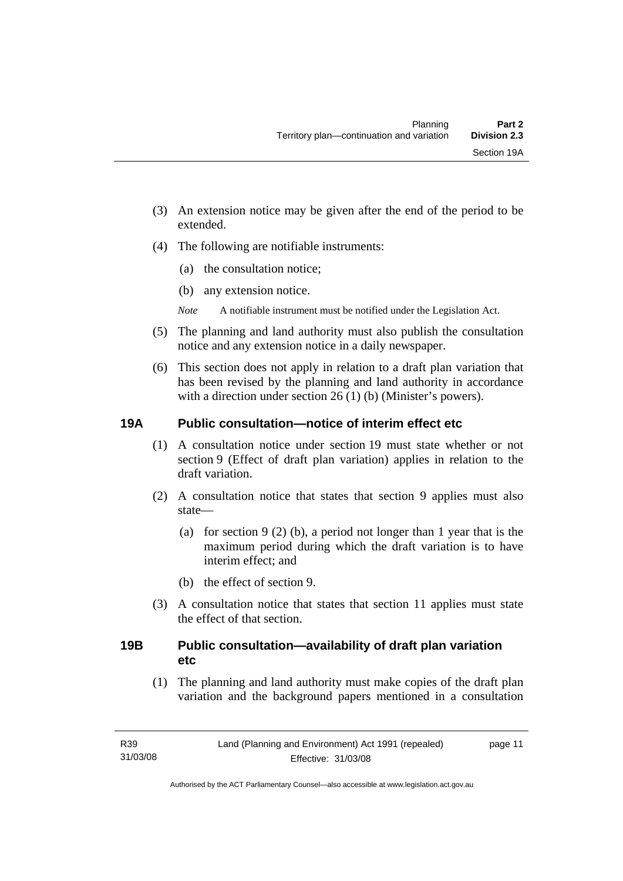(3) An extension notice may be given after the end of the period to be extended.

(4) The following are notifiable instruments:

(a) the consultation notice;

(b) any extension notice.

*Note* A notifiable instrument must be notified under the Legislation Act.

(5) The planning and land authority must also publish the consultation notice and any extension notice in a daily newspaper.

(6) This section does not apply in relation to a draft plan variation that has been revised by the planning and land authority in accordance with a direction under section 26 (1) (b) (Minister's powers).

## 19A Public consultation—notice of interim effect etc

(1) A consultation notice under section 19 must state whether or not section 9 (Effect of draft plan variation) applies in relation to the draft variation.

(2) A consultation notice that states that section 9 applies must also state—

(a) for section 9 (2) (b), a period not longer than 1 year that is the maximum period during which the draft variation is to have interim effect; and

(b) the effect of section 9.

(3) A consultation notice that states that section 11 applies must state the effect of that section.

## 19B Public consultation—availability of draft plan variation etc

(1) The planning and land authority must make copies of the draft plan variation and the background papers mentioned in a consultation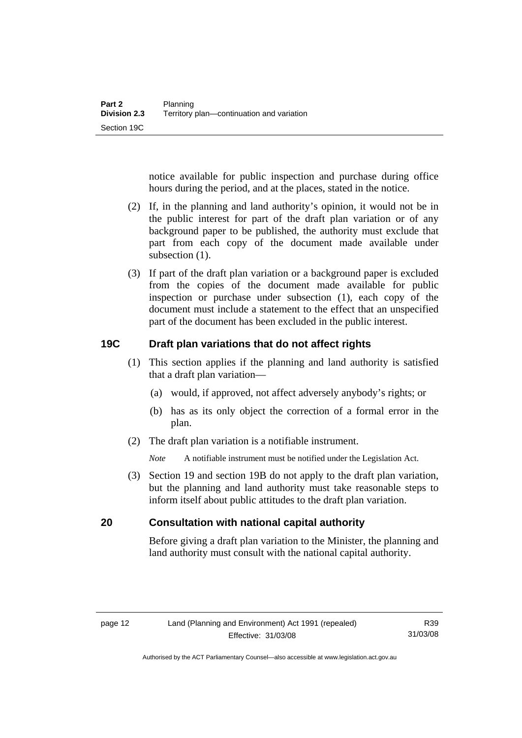notice available for public inspection and purchase during office hours during the period, and at the places, stated in the notice.

(2) If, in the planning and land authority's opinion, it would not be in the public interest for part of the draft plan variation or of any background paper to be published, the authority must exclude that part from each copy of the document made available under subsection (1).

(3) If part of the draft plan variation or a background paper is excluded from the copies of the document made available for public inspection or purchase under subsection (1), each copy of the document must include a statement to the effect that an unspecified part of the document has been excluded in the public interest.

## 19C Draft plan variations that do not affect rights

(1) This section applies if the planning and land authority is satisfied that a draft plan variation—

(a) would, if approved, not affect adversely anybody's rights; or

(b) has as its only object the correction of a formal error in the plan.

(2) The draft plan variation is a notifiable instrument.

*Note* A notifiable instrument must be notified under the Legislation Act.

(3) Section 19 and section 19B do not apply to the draft plan variation, but the planning and land authority must take reasonable steps to inform itself about public attitudes to the draft plan variation.

## 20 Consultation with national capital authority

Before giving a draft plan variation to the Minister, the planning and land authority must consult with the national capital authority.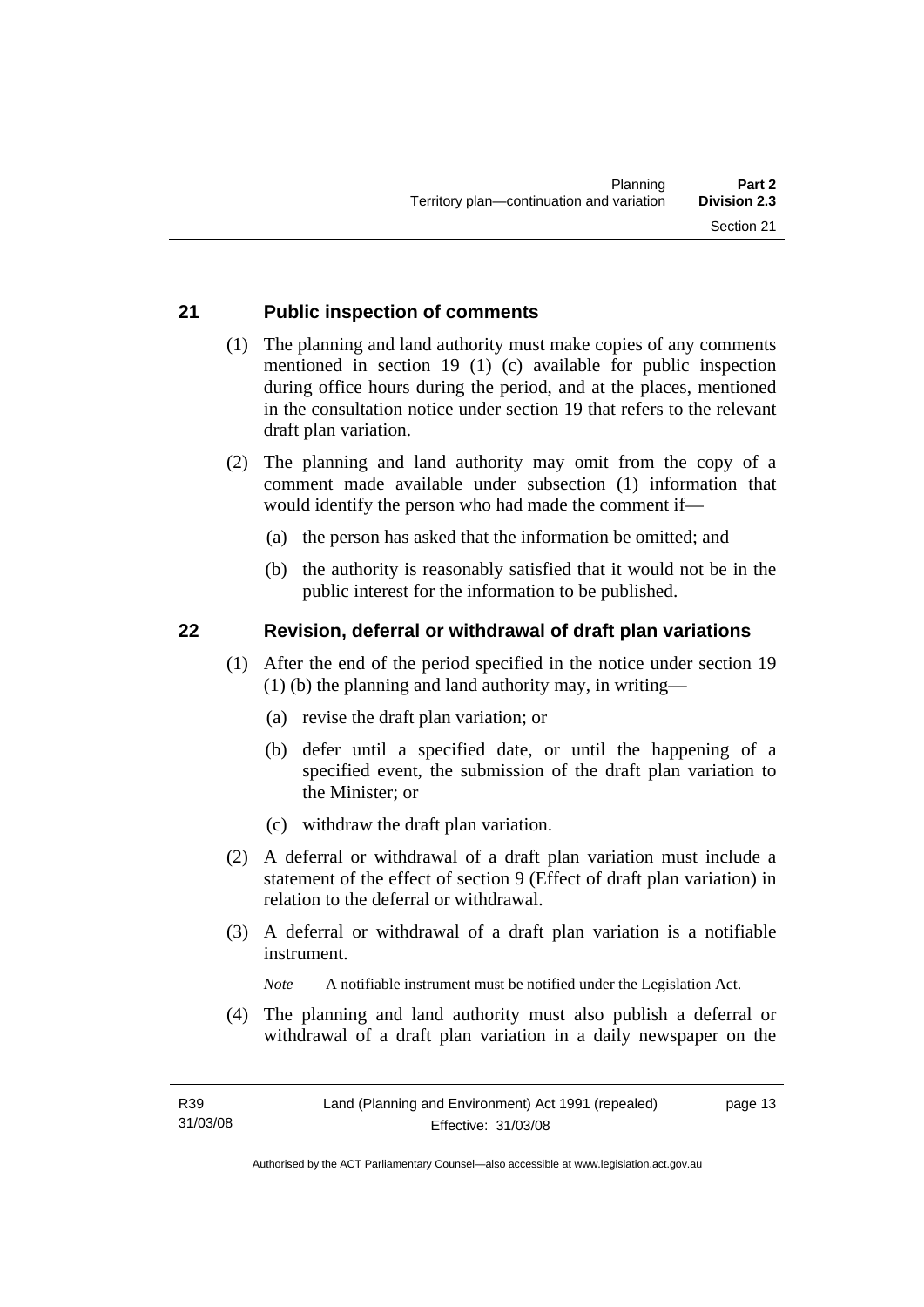## 21 Public inspection of comments

(1) The planning and land authority must make copies of any comments mentioned in section 19 (1) (c) available for public inspection during office hours during the period, and at the places, mentioned in the consultation notice under section 19 that refers to the relevant draft plan variation.

(2) The planning and land authority may omit from the copy of a comment made available under subsection (1) information that would identify the person who had made the comment if—

(a) the person has asked that the information be omitted; and

(b) the authority is reasonably satisfied that it would not be in the public interest for the information to be published.

## 22 Revision, deferral or withdrawal of draft plan variations

(1) After the end of the period specified in the notice under section 19 (1) (b) the planning and land authority may, in writing—

(a) revise the draft plan variation; or

(b) defer until a specified date, or until the happening of a specified event, the submission of the draft plan variation to the Minister; or

(c) withdraw the draft plan variation.

(2) A deferral or withdrawal of a draft plan variation must include a statement of the effect of section 9 (Effect of draft plan variation) in relation to the deferral or withdrawal.

(3) A deferral or withdrawal of a draft plan variation is a notifiable instrument.

*Note* A notifiable instrument must be notified under the Legislation Act.

(4) The planning and land authority must also publish a deferral or withdrawal of a draft plan variation in a daily newspaper on the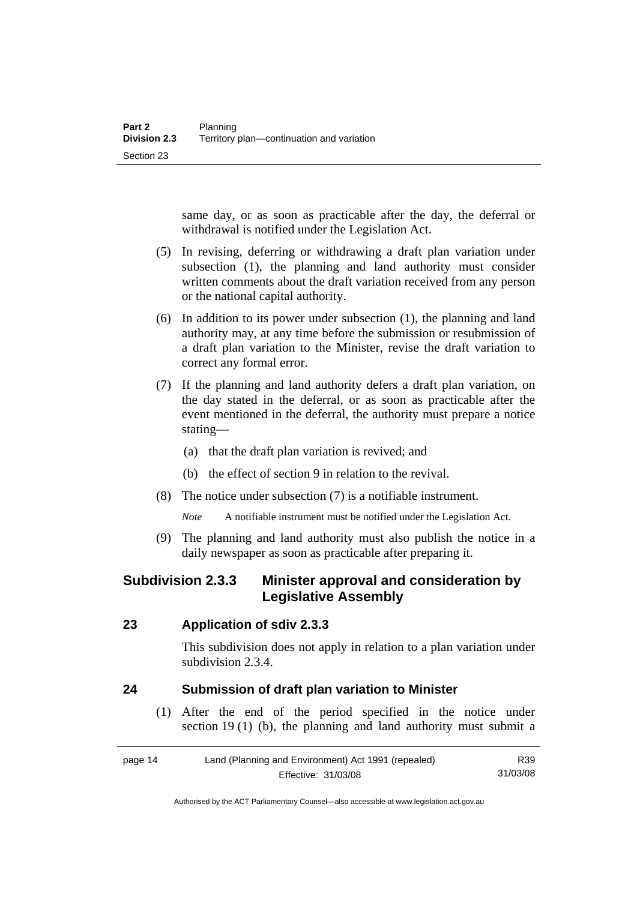same day, or as soon as practicable after the day, the deferral or withdrawal is notified under the Legislation Act.

(5) In revising, deferring or withdrawing a draft plan variation under subsection (1), the planning and land authority must consider written comments about the draft variation received from any person or the national capital authority.

(6) In addition to its power under subsection (1), the planning and land authority may, at any time before the submission or resubmission of a draft plan variation to the Minister, revise the draft variation to correct any formal error.

(7) If the planning and land authority defers a draft plan variation, on the day stated in the deferral, or as soon as practicable after the event mentioned in the deferral, the authority must prepare a notice stating—

(a) that the draft plan variation is revived; and

(b) the effect of section 9 in relation to the revival.

(8) The notice under subsection (7) is a notifiable instrument.

*Note* A notifiable instrument must be notified under the Legislation Act.

(9) The planning and land authority must also publish the notice in a daily newspaper as soon as practicable after preparing it.

## Subdivision 2.3.3 Minister approval and consideration by Legislative Assembly

### 23 Application of sdiv 2.3.3

This subdivision does not apply in relation to a plan variation under subdivision 2.3.4.

### 24 Submission of draft plan variation to Minister

(1) After the end of the period specified in the notice under section 19 (1) (b), the planning and land authority must submit a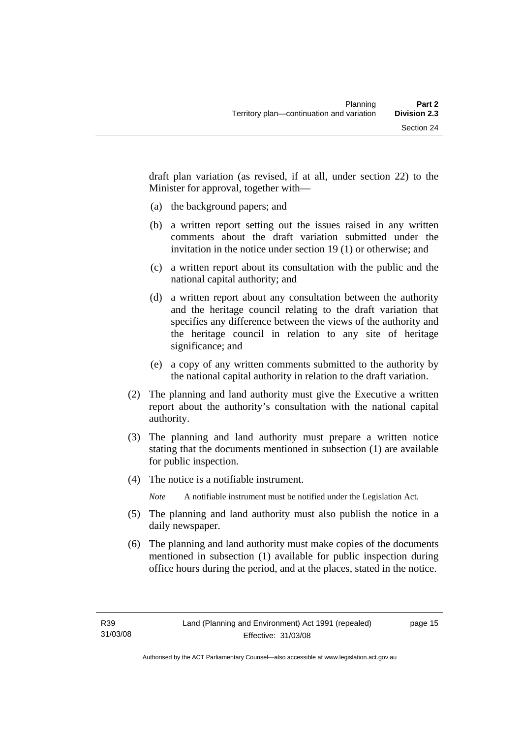draft plan variation (as revised, if at all, under section 22) to the Minister for approval, together with—

(a) the background papers; and

(b) a written report setting out the issues raised in any written comments about the draft variation submitted under the invitation in the notice under section 19 (1) or otherwise; and

(c) a written report about its consultation with the public and the national capital authority; and

(d) a written report about any consultation between the authority and the heritage council relating to the draft variation that specifies any difference between the views of the authority and the heritage council in relation to any site of heritage significance; and

(e) a copy of any written comments submitted to the authority by the national capital authority in relation to the draft variation.

(2) The planning and land authority must give the Executive a written report about the authority's consultation with the national capital authority.

(3) The planning and land authority must prepare a written notice stating that the documents mentioned in subsection (1) are available for public inspection.

(4) The notice is a notifiable instrument.

*Note* A notifiable instrument must be notified under the Legislation Act.

(5) The planning and land authority must also publish the notice in a daily newspaper.

(6) The planning and land authority must make copies of the documents mentioned in subsection (1) available for public inspection during office hours during the period, and at the places, stated in the notice.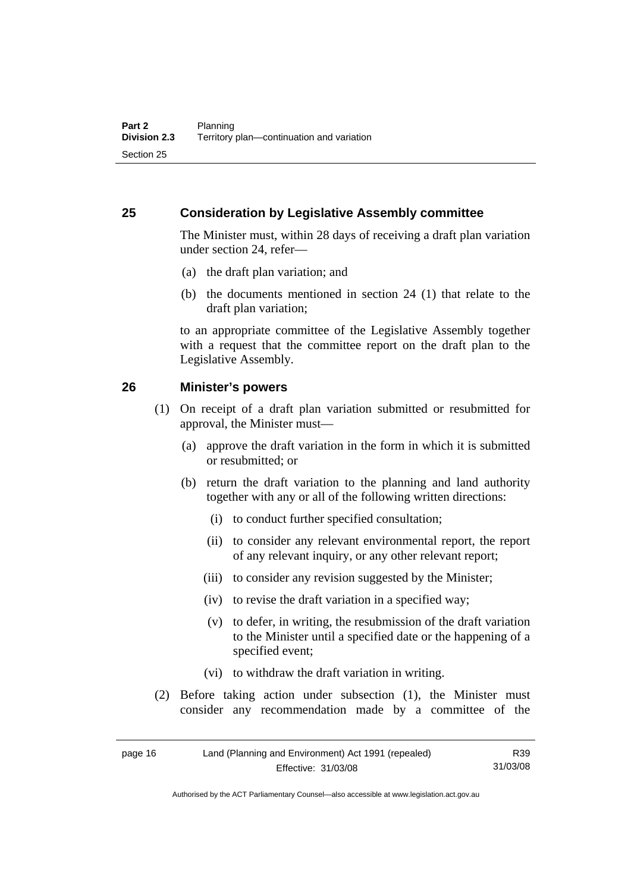## 25 Consideration by Legislative Assembly committee

The Minister must, within 28 days of receiving a draft plan variation under section 24, refer—

(a) the draft plan variation; and

(b) the documents mentioned in section 24 (1) that relate to the draft plan variation;

to an appropriate committee of the Legislative Assembly together with a request that the committee report on the draft plan to the Legislative Assembly.

## 26 Minister's powers

(1) On receipt of a draft plan variation submitted or resubmitted for approval, the Minister must—

(a) approve the draft variation in the form in which it is submitted or resubmitted; or

(b) return the draft variation to the planning and land authority together with any or all of the following written directions:

(i) to conduct further specified consultation;

(ii) to consider any relevant environmental report, the report of any relevant inquiry, or any other relevant report;

(iii) to consider any revision suggested by the Minister;

(iv) to revise the draft variation in a specified way;

(v) to defer, in writing, the resubmission of the draft variation to the Minister until a specified date or the happening of a specified event;

(vi) to withdraw the draft variation in writing.

(2) Before taking action under subsection (1), the Minister must consider any recommendation made by a committee of the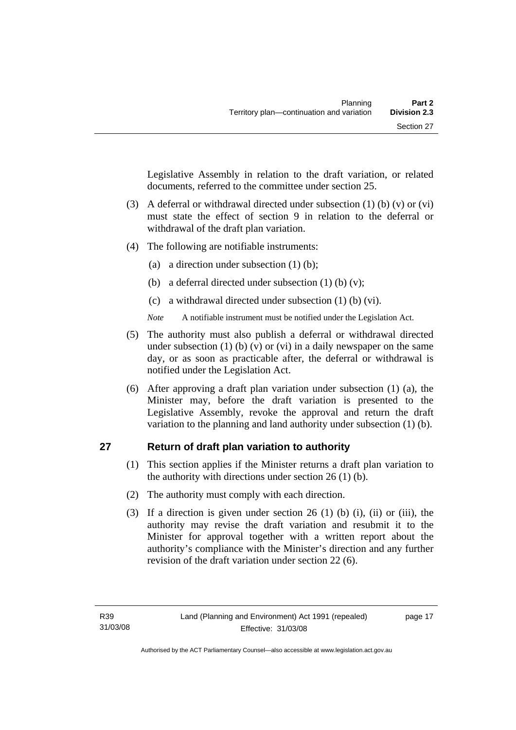Legislative Assembly in relation to the draft variation, or related documents, referred to the committee under section 25.

(3) A deferral or withdrawal directed under subsection (1) (b) (v) or (vi) must state the effect of section 9 in relation to the deferral or withdrawal of the draft plan variation.

(4) The following are notifiable instruments:

(a) a direction under subsection (1) (b);

(b) a deferral directed under subsection (1) (b) (v);

(c) a withdrawal directed under subsection (1) (b) (vi).

*Note* A notifiable instrument must be notified under the Legislation Act.

(5) The authority must also publish a deferral or withdrawal directed under subsection (1) (b) (v) or (vi) in a daily newspaper on the same day, or as soon as practicable after, the deferral or withdrawal is notified under the Legislation Act.

(6) After approving a draft plan variation under subsection (1) (a), the Minister may, before the draft variation is presented to the Legislative Assembly, revoke the approval and return the draft variation to the planning and land authority under subsection (1) (b).

## 27 Return of draft plan variation to authority

(1) This section applies if the Minister returns a draft plan variation to the authority with directions under section 26 (1) (b).

(2) The authority must comply with each direction.

(3) If a direction is given under section 26 (1) (b) (i), (ii) or (iii), the authority may revise the draft variation and resubmit it to the Minister for approval together with a written report about the authority's compliance with the Minister's direction and any further revision of the draft variation under section 22 (6).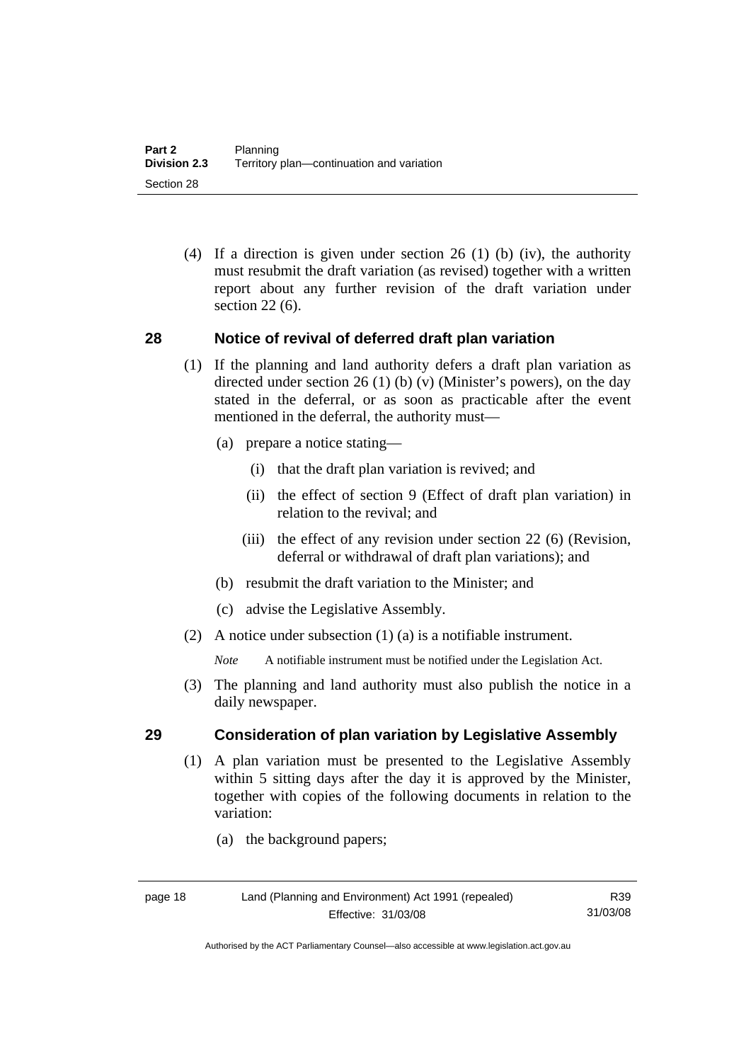(4) If a direction is given under section 26 (1) (b) (iv), the authority must resubmit the draft variation (as revised) together with a written report about any further revision of the draft variation under section 22 (6).

## 28 Notice of revival of deferred draft plan variation

(1) If the planning and land authority defers a draft plan variation as directed under section 26 (1) (b) (v) (Minister's powers), on the day stated in the deferral, or as soon as practicable after the event mentioned in the deferral, the authority must—

(a) prepare a notice stating—

(i) that the draft plan variation is revived; and

(ii) the effect of section 9 (Effect of draft plan variation) in relation to the revival; and

(iii) the effect of any revision under section 22 (6) (Revision, deferral or withdrawal of draft plan variations); and

(b) resubmit the draft variation to the Minister; and

(c) advise the Legislative Assembly.

(2) A notice under subsection (1) (a) is a notifiable instrument.

*Note* A notifiable instrument must be notified under the Legislation Act.

(3) The planning and land authority must also publish the notice in a daily newspaper.

## 29 Consideration of plan variation by Legislative Assembly

(1) A plan variation must be presented to the Legislative Assembly within 5 sitting days after the day it is approved by the Minister, together with copies of the following documents in relation to the variation:

(a) the background papers;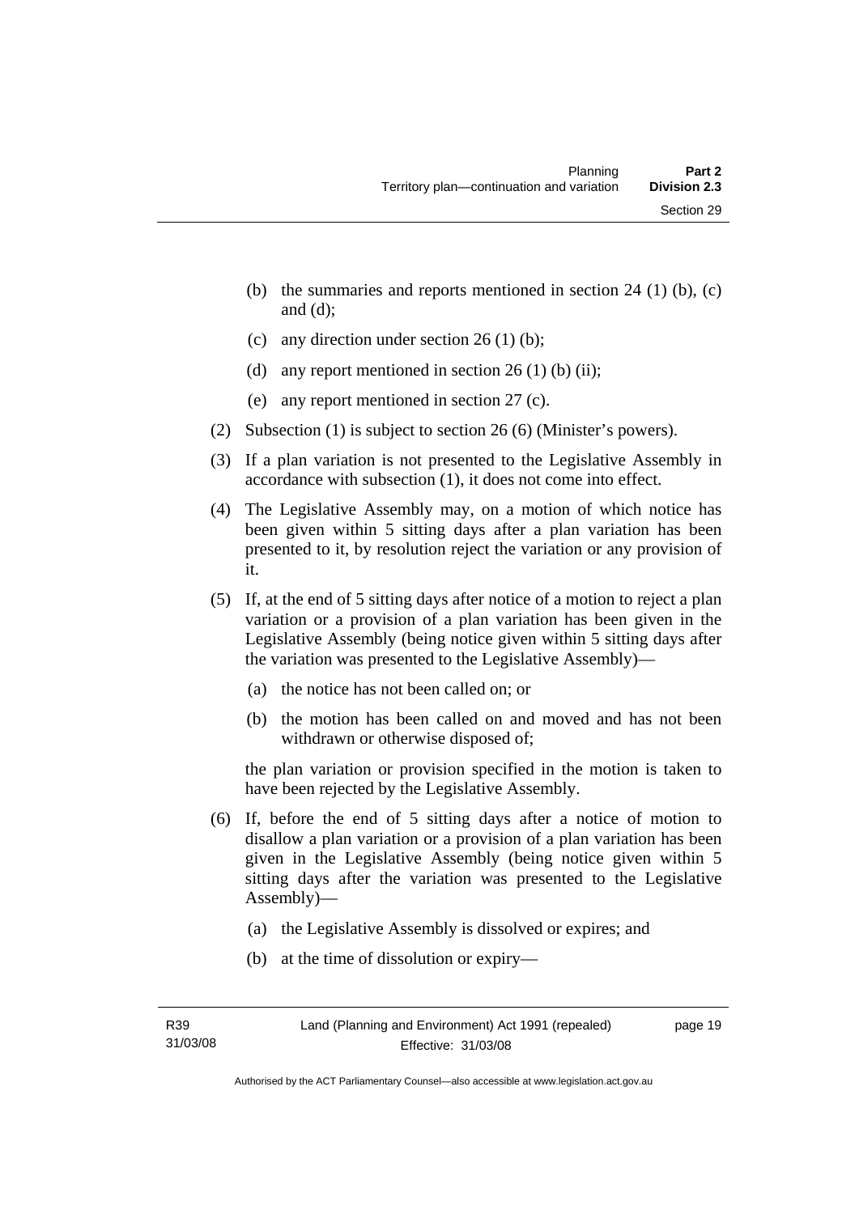(b) the summaries and reports mentioned in section 24 (1) (b), (c) and (d);

(c) any direction under section 26 (1) (b);

(d) any report mentioned in section 26 (1) (b) (ii);

(e) any report mentioned in section 27 (c).

(2) Subsection (1) is subject to section 26 (6) (Minister's powers).

(3) If a plan variation is not presented to the Legislative Assembly in accordance with subsection (1), it does not come into effect.

(4) The Legislative Assembly may, on a motion of which notice has been given within 5 sitting days after a plan variation has been presented to it, by resolution reject the variation or any provision of it.

(5) If, at the end of 5 sitting days after notice of a motion to reject a plan variation or a provision of a plan variation has been given in the Legislative Assembly (being notice given within 5 sitting days after the variation was presented to the Legislative Assembly)—

(a) the notice has not been called on; or

(b) the motion has been called on and moved and has not been withdrawn or otherwise disposed of;

the plan variation or provision specified in the motion is taken to have been rejected by the Legislative Assembly.

(6) If, before the end of 5 sitting days after a notice of motion to disallow a plan variation or a provision of a plan variation has been given in the Legislative Assembly (being notice given within 5 sitting days after the variation was presented to the Legislative Assembly)—

(a) the Legislative Assembly is dissolved or expires; and

(b) at the time of dissolution or expiry—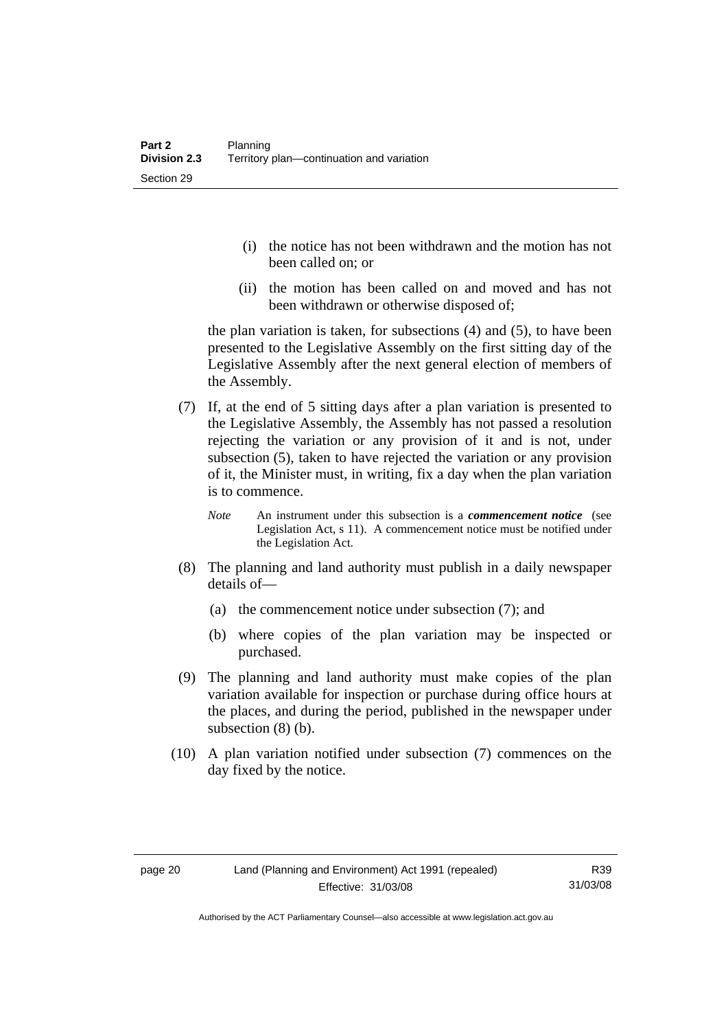(i) the notice has not been withdrawn and the motion has not been called on; or

(ii) the motion has been called on and moved and has not been withdrawn or otherwise disposed of;

the plan variation is taken, for subsections (4) and (5), to have been presented to the Legislative Assembly on the first sitting day of the Legislative Assembly after the next general election of members of the Assembly.

(7) If, at the end of 5 sitting days after a plan variation is presented to the Legislative Assembly, the Assembly has not passed a resolution rejecting the variation or any provision of it and is not, under subsection (5), taken to have rejected the variation or any provision of it, the Minister must, in writing, fix a day when the plan variation is to commence.

*Note* An instrument under this subsection is a ***commencement notice*** (see Legislation Act, s 11). A commencement notice must be notified under the Legislation Act.

(8) The planning and land authority must publish in a daily newspaper details of—

(a) the commencement notice under subsection (7); and

(b) where copies of the plan variation may be inspected or purchased.

(9) The planning and land authority must make copies of the plan variation available for inspection or purchase during office hours at the places, and during the period, published in the newspaper under subsection (8) (b).

(10) A plan variation notified under subsection (7) commences on the day fixed by the notice.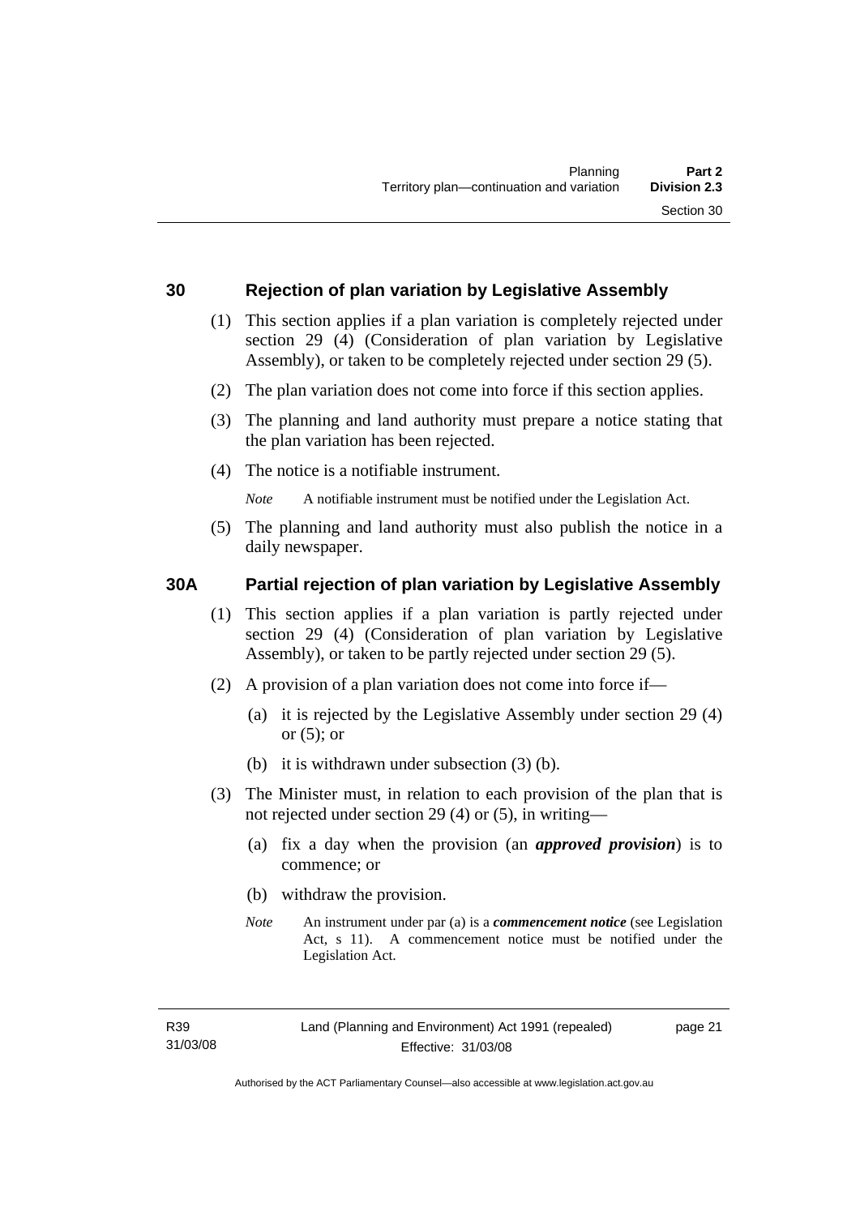### 30 Rejection of plan variation by Legislative Assembly

(1) This section applies if a plan variation is completely rejected under section 29 (4) (Consideration of plan variation by Legislative Assembly), or taken to be completely rejected under section 29 (5).

(2) The plan variation does not come into force if this section applies.

(3) The planning and land authority must prepare a notice stating that the plan variation has been rejected.

(4) The notice is a notifiable instrument.

*Note* A notifiable instrument must be notified under the Legislation Act.

(5) The planning and land authority must also publish the notice in a daily newspaper.

### 30A Partial rejection of plan variation by Legislative Assembly

(1) This section applies if a plan variation is partly rejected under section 29 (4) (Consideration of plan variation by Legislative Assembly), or taken to be partly rejected under section 29 (5).

(2) A provision of a plan variation does not come into force if—

(a) it is rejected by the Legislative Assembly under section 29 (4) or (5); or

(b) it is withdrawn under subsection (3) (b).

(3) The Minister must, in relation to each provision of the plan that is not rejected under section 29 (4) or (5), in writing—

(a) fix a day when the provision (an ***approved provision***) is to commence; or

(b) withdraw the provision.

*Note* An instrument under par (a) is a ***commencement notice*** (see Legislation Act, s 11). A commencement notice must be notified under the Legislation Act.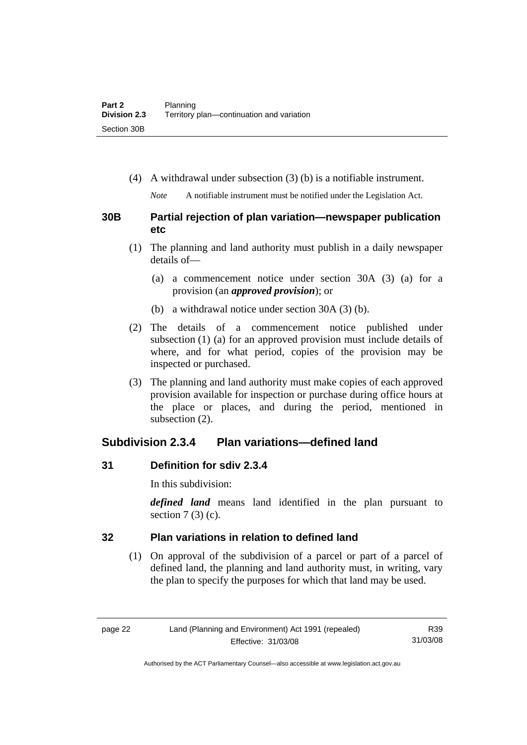(4) A withdrawal under subsection (3) (b) is a notifiable instrument.

*Note* A notifiable instrument must be notified under the Legislation Act.

### 30B Partial rejection of plan variation—newspaper publication etc

(1) The planning and land authority must publish in a daily newspaper details of—

(a) a commencement notice under section 30A (3) (a) for a provision (an ***approved provision***); or

(b) a withdrawal notice under section 30A (3) (b).

(2) The details of a commencement notice published under subsection (1) (a) for an approved provision must include details of where, and for what period, copies of the provision may be inspected or purchased.

(3) The planning and land authority must make copies of each approved provision available for inspection or purchase during office hours at the place or places, and during the period, mentioned in subsection (2).

## Subdivision 2.3.4 Plan variations—defined land

### 31 Definition for sdiv 2.3.4

In this subdivision:

***defined land*** means land identified in the plan pursuant to section 7 (3) (c).

### 32 Plan variations in relation to defined land

(1) On approval of the subdivision of a parcel or part of a parcel of defined land, the planning and land authority must, in writing, vary the plan to specify the purposes for which that land may be used.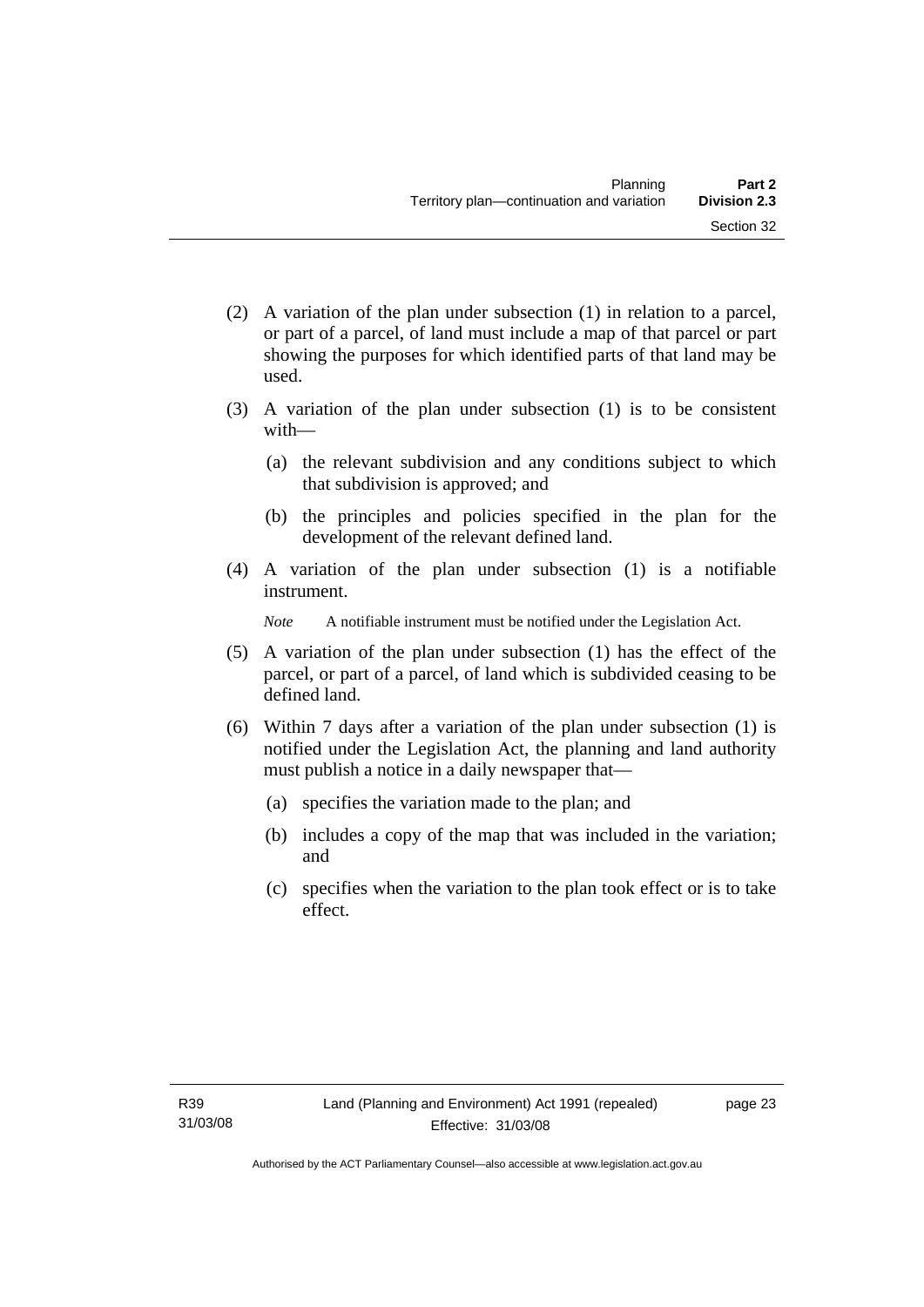(2) A variation of the plan under subsection (1) in relation to a parcel, or part of a parcel, of land must include a map of that parcel or part showing the purposes for which identified parts of that land may be used.

(3) A variation of the plan under subsection (1) is to be consistent with—

  (a) the relevant subdivision and any conditions subject to which that subdivision is approved; and

  (b) the principles and policies specified in the plan for the development of the relevant defined land.

(4) A variation of the plan under subsection (1) is a notifiable instrument.

*Note* A notifiable instrument must be notified under the Legislation Act.

(5) A variation of the plan under subsection (1) has the effect of the parcel, or part of a parcel, of land which is subdivided ceasing to be defined land.

(6) Within 7 days after a variation of the plan under subsection (1) is notified under the Legislation Act, the planning and land authority must publish a notice in a daily newspaper that—

  (a) specifies the variation made to the plan; and

  (b) includes a copy of the map that was included in the variation; and

  (c) specifies when the variation to the plan took effect or is to take effect.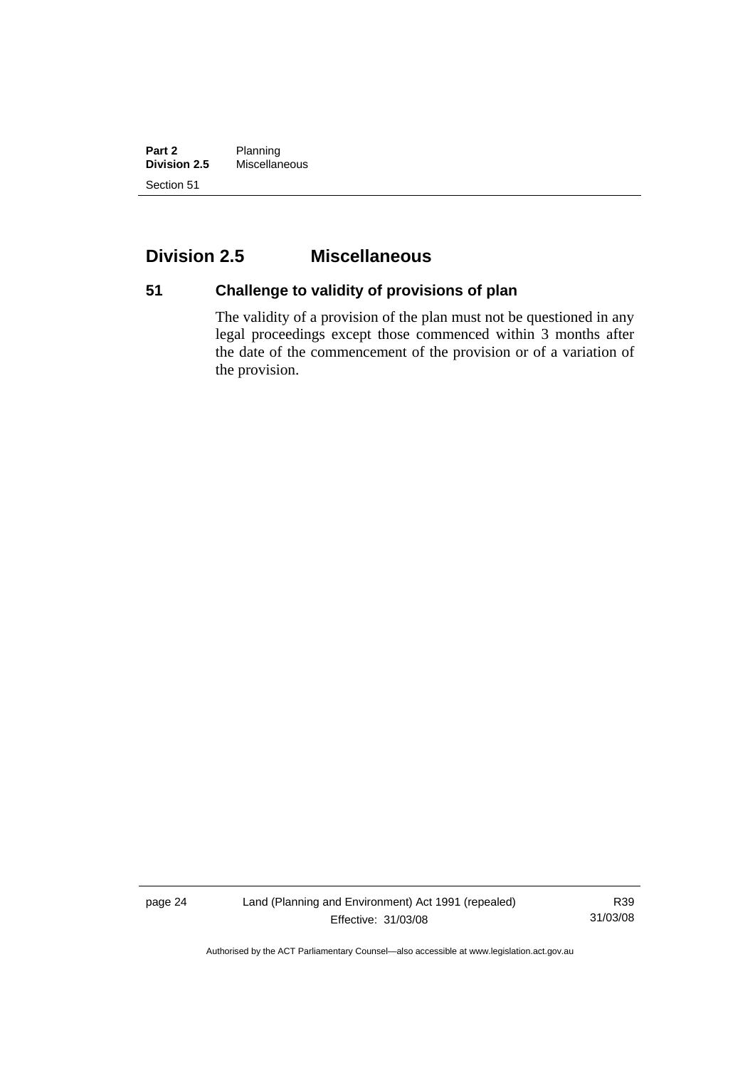## Division 2.5 Miscellaneous

### 51 Challenge to validity of provisions of plan

The validity of a provision of the plan must not be questioned in any legal proceedings except those commenced within 3 months after the date of the commencement of the provision or of a variation of the provision.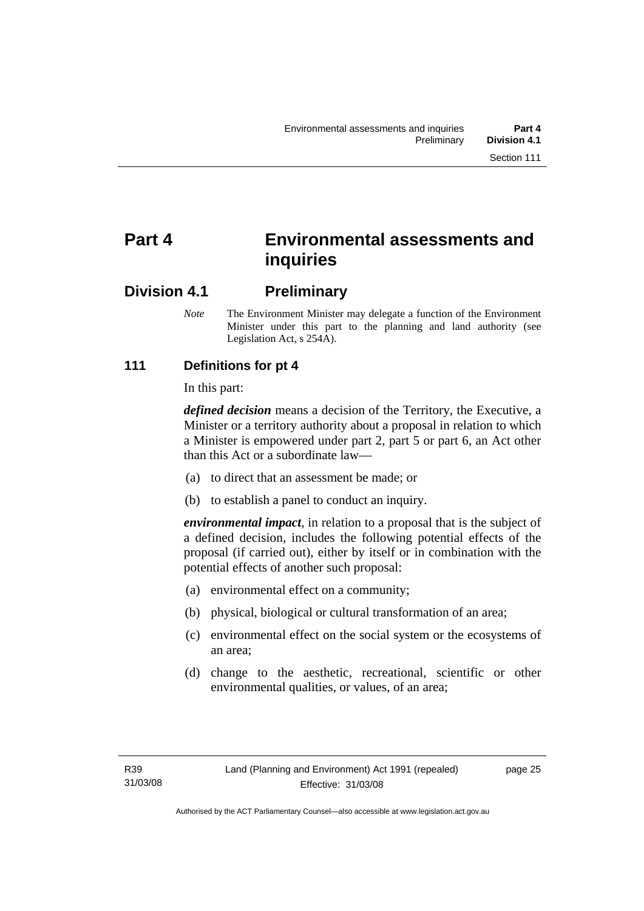# Part 4 Environmental assessments and inquiries

## Division 4.1 Preliminary

*Note* The Environment Minister may delegate a function of the Environment Minister under this part to the planning and land authority (see Legislation Act, s 254A).

### 111 Definitions for pt 4

In this part:

***defined decision*** means a decision of the Territory, the Executive, a Minister or a territory authority about a proposal in relation to which a Minister is empowered under part 2, part 5 or part 6, an Act other than this Act or a subordinate law—

(a) to direct that an assessment be made; or

(b) to establish a panel to conduct an inquiry.

***environmental impact***, in relation to a proposal that is the subject of a defined decision, includes the following potential effects of the proposal (if carried out), either by itself or in combination with the potential effects of another such proposal:

(a) environmental effect on a community;

(b) physical, biological or cultural transformation of an area;

(c) environmental effect on the social system or the ecosystems of an area;

(d) change to the aesthetic, recreational, scientific or other environmental qualities, or values, of an area;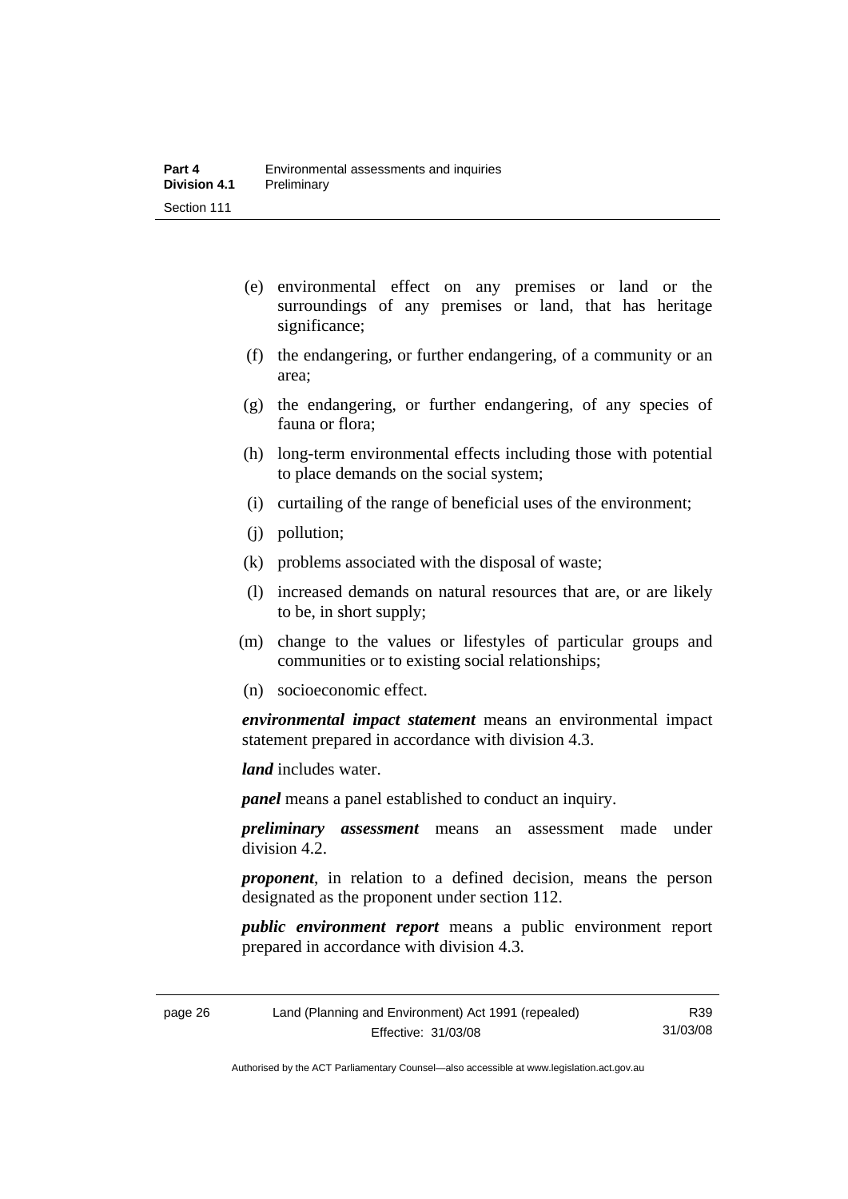- (e) environmental effect on any premises or land or the surroundings of any premises or land, that has heritage significance;
- (f) the endangering, or further endangering, of a community or an area;
- (g) the endangering, or further endangering, of any species of fauna or flora;
- (h) long-term environmental effects including those with potential to place demands on the social system;
- (i) curtailing of the range of beneficial uses of the environment;
- (j) pollution;
- (k) problems associated with the disposal of waste;
- (l) increased demands on natural resources that are, or are likely to be, in short supply;
- (m) change to the values or lifestyles of particular groups and communities or to existing social relationships;
- (n) socioeconomic effect.

***environmental impact statement*** means an environmental impact statement prepared in accordance with division 4.3.

***land*** includes water.

***panel*** means a panel established to conduct an inquiry.

***preliminary assessment*** means an assessment made under division 4.2.

***proponent***, in relation to a defined decision, means the person designated as the proponent under section 112.

***public environment report*** means a public environment report prepared in accordance with division 4.3.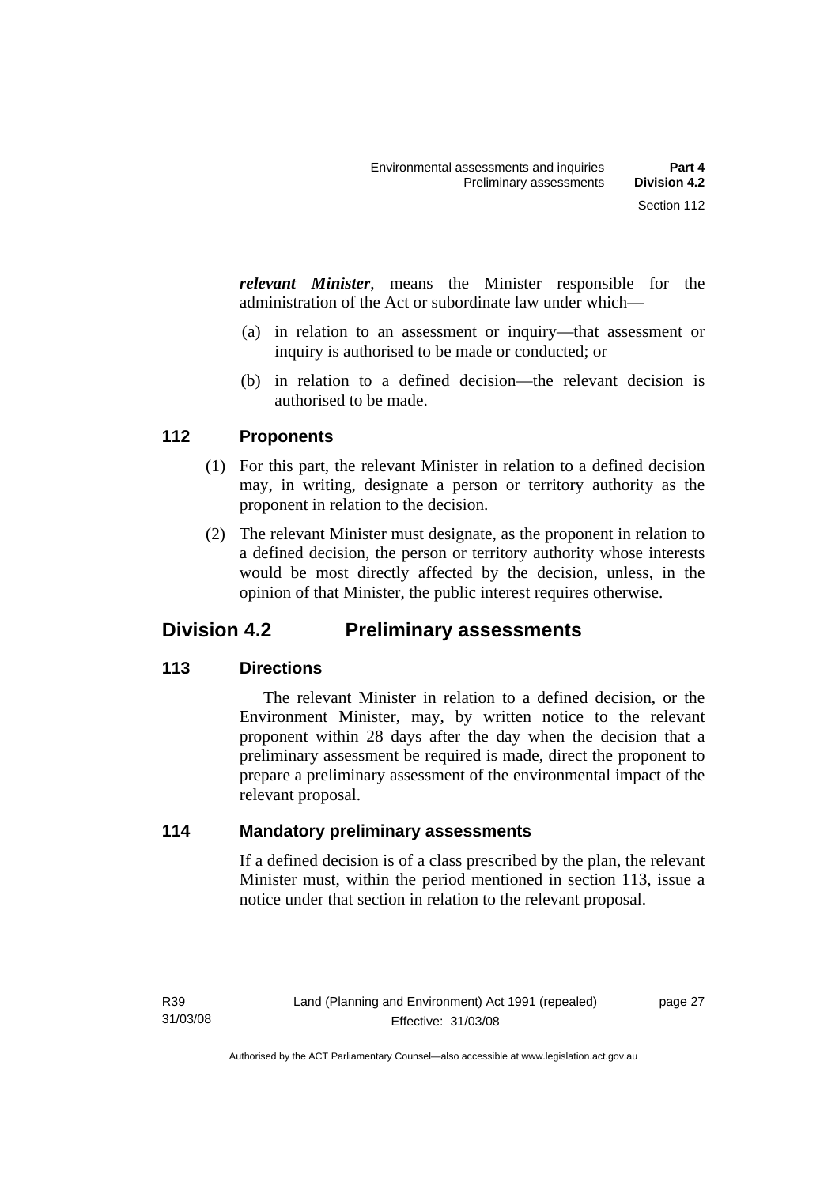***relevant Minister***, means the Minister responsible for the administration of the Act or subordinate law under which—

(a) in relation to an assessment or inquiry—that assessment or inquiry is authorised to be made or conducted; or

(b) in relation to a defined decision—the relevant decision is authorised to be made.

### 112 Proponents

(1) For this part, the relevant Minister in relation to a defined decision may, in writing, designate a person or territory authority as the proponent in relation to the decision.

(2) The relevant Minister must designate, as the proponent in relation to a defined decision, the person or territory authority whose interests would be most directly affected by the decision, unless, in the opinion of that Minister, the public interest requires otherwise.

## Division 4.2 Preliminary assessments

### 113 Directions

The relevant Minister in relation to a defined decision, or the Environment Minister, may, by written notice to the relevant proponent within 28 days after the day when the decision that a preliminary assessment be required is made, direct the proponent to prepare a preliminary assessment of the environmental impact of the relevant proposal.

### 114 Mandatory preliminary assessments

If a defined decision is of a class prescribed by the plan, the relevant Minister must, within the period mentioned in section 113, issue a notice under that section in relation to the relevant proposal.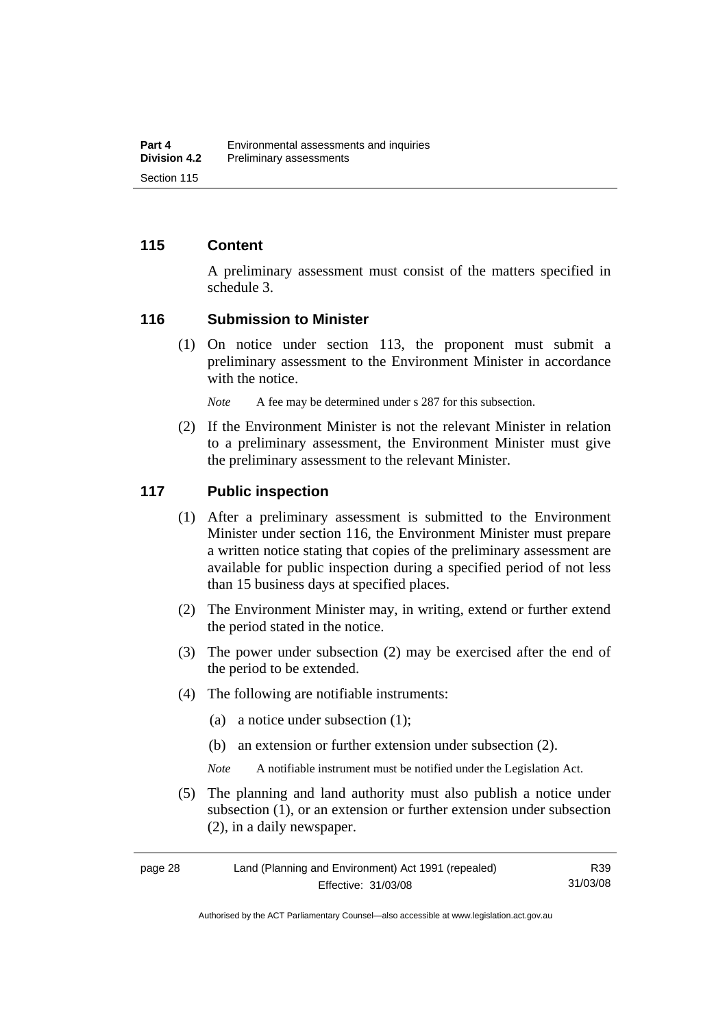### 115 Content

A preliminary assessment must consist of the matters specified in schedule 3.

### 116 Submission to Minister

(1) On notice under section 113, the proponent must submit a preliminary assessment to the Environment Minister in accordance with the notice.

*Note* A fee may be determined under s 287 for this subsection.

(2) If the Environment Minister is not the relevant Minister in relation to a preliminary assessment, the Environment Minister must give the preliminary assessment to the relevant Minister.

### 117 Public inspection

(1) After a preliminary assessment is submitted to the Environment Minister under section 116, the Environment Minister must prepare a written notice stating that copies of the preliminary assessment are available for public inspection during a specified period of not less than 15 business days at specified places.

(2) The Environment Minister may, in writing, extend or further extend the period stated in the notice.

(3) The power under subsection (2) may be exercised after the end of the period to be extended.

(4) The following are notifiable instruments:

(a) a notice under subsection (1);

(b) an extension or further extension under subsection (2).

*Note* A notifiable instrument must be notified under the Legislation Act.

(5) The planning and land authority must also publish a notice under subsection (1), or an extension or further extension under subsection (2), in a daily newspaper.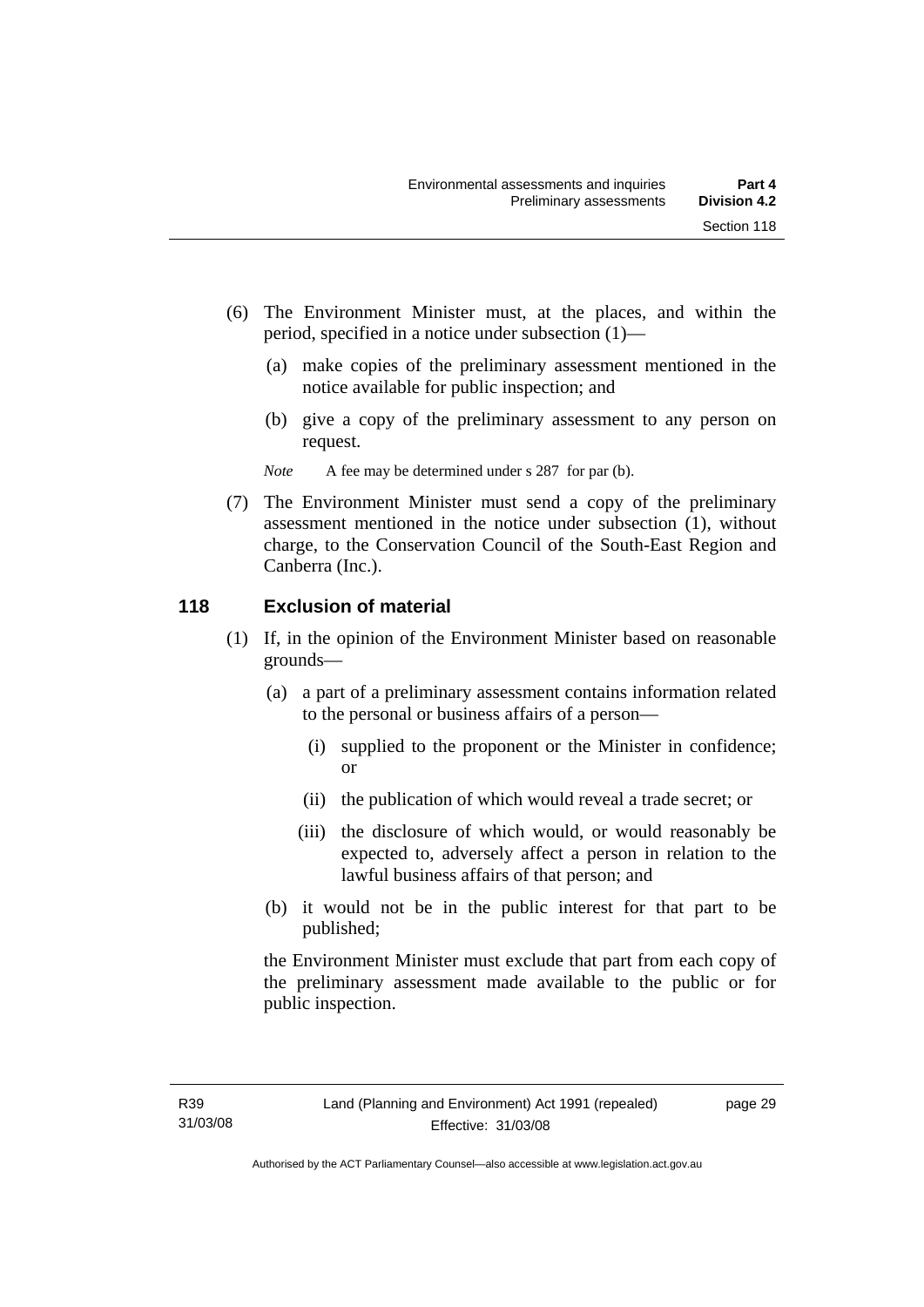(6) The Environment Minister must, at the places, and within the period, specified in a notice under subsection (1)—

(a) make copies of the preliminary assessment mentioned in the notice available for public inspection; and

(b) give a copy of the preliminary assessment to any person on request.

*Note* A fee may be determined under s 287 for par (b).

(7) The Environment Minister must send a copy of the preliminary assessment mentioned in the notice under subsection (1), without charge, to the Conservation Council of the South-East Region and Canberra (Inc.).

## 118 Exclusion of material

(1) If, in the opinion of the Environment Minister based on reasonable grounds—

(a) a part of a preliminary assessment contains information related to the personal or business affairs of a person—

(i) supplied to the proponent or the Minister in confidence; or

(ii) the publication of which would reveal a trade secret; or

(iii) the disclosure of which would, or would reasonably be expected to, adversely affect a person in relation to the lawful business affairs of that person; and

(b) it would not be in the public interest for that part to be published;

the Environment Minister must exclude that part from each copy of the preliminary assessment made available to the public or for public inspection.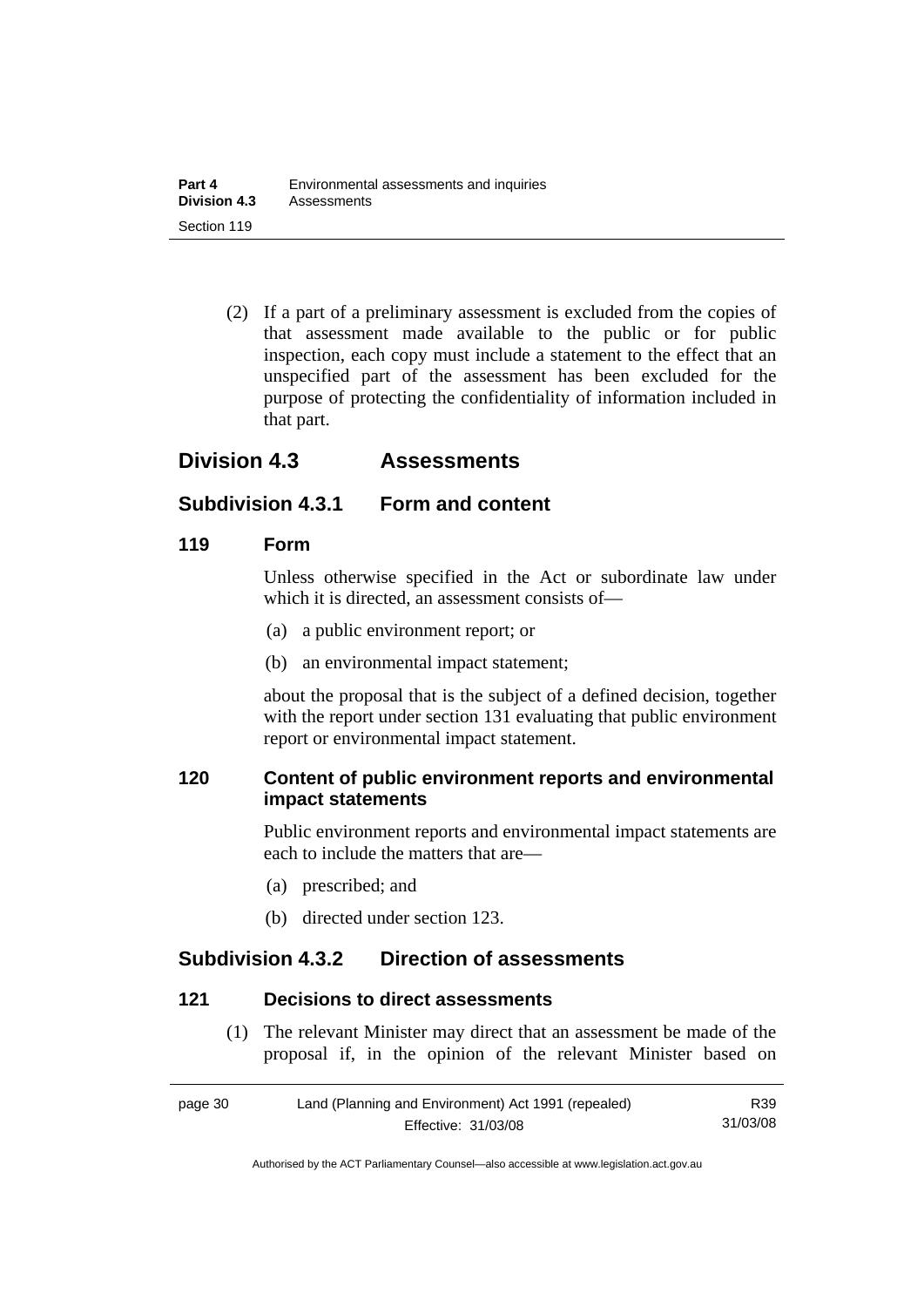(2) If a part of a preliminary assessment is excluded from the copies of that assessment made available to the public or for public inspection, each copy must include a statement to the effect that an unspecified part of the assessment has been excluded for the purpose of protecting the confidentiality of information included in that part.

## Division 4.3 Assessments

### Subdivision 4.3.1 Form and content

#### 119 Form

Unless otherwise specified in the Act or subordinate law under which it is directed, an assessment consists of—

(a) a public environment report; or

(b) an environmental impact statement;

about the proposal that is the subject of a defined decision, together with the report under section 131 evaluating that public environment report or environmental impact statement.

#### 120 Content of public environment reports and environmental impact statements

Public environment reports and environmental impact statements are each to include the matters that are—

(a) prescribed; and

(b) directed under section 123.

### Subdivision 4.3.2 Direction of assessments

#### 121 Decisions to direct assessments

(1) The relevant Minister may direct that an assessment be made of the proposal if, in the opinion of the relevant Minister based on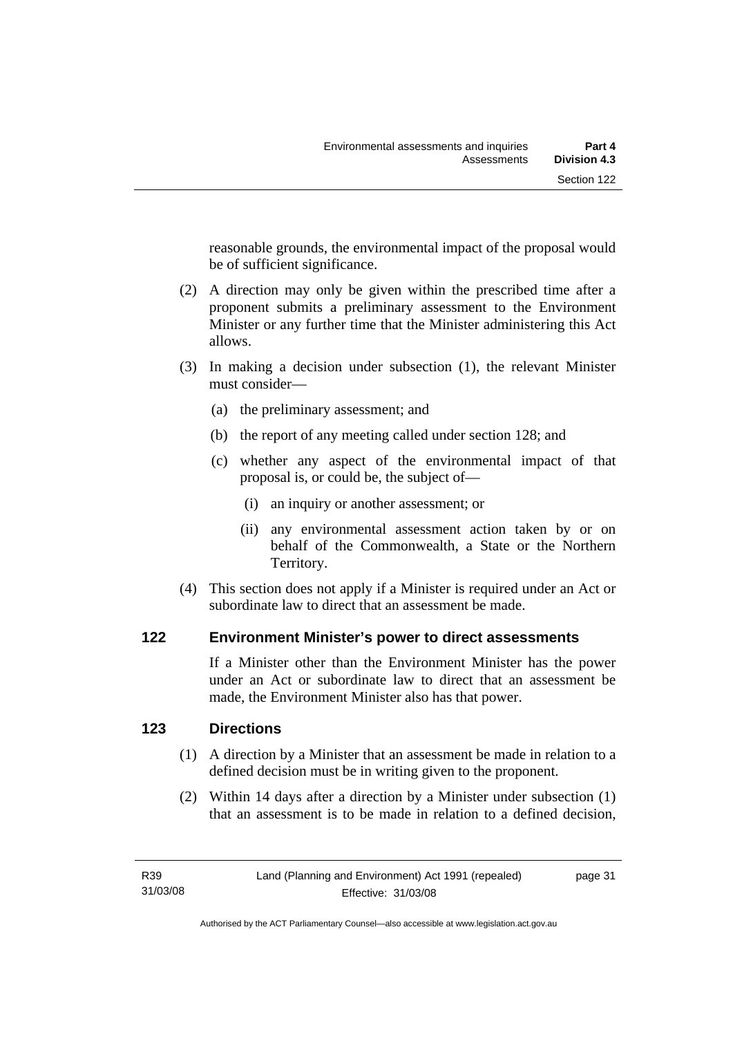reasonable grounds, the environmental impact of the proposal would be of sufficient significance.

(2) A direction may only be given within the prescribed time after a proponent submits a preliminary assessment to the Environment Minister or any further time that the Minister administering this Act allows.

(3) In making a decision under subsection (1), the relevant Minister must consider—

(a) the preliminary assessment; and

(b) the report of any meeting called under section 128; and

(c) whether any aspect of the environmental impact of that proposal is, or could be, the subject of—

(i) an inquiry or another assessment; or

(ii) any environmental assessment action taken by or on behalf of the Commonwealth, a State or the Northern Territory.

(4) This section does not apply if a Minister is required under an Act or subordinate law to direct that an assessment be made.

## 122 Environment Minister's power to direct assessments

If a Minister other than the Environment Minister has the power under an Act or subordinate law to direct that an assessment be made, the Environment Minister also has that power.

## 123 Directions

(1) A direction by a Minister that an assessment be made in relation to a defined decision must be in writing given to the proponent.

(2) Within 14 days after a direction by a Minister under subsection (1) that an assessment is to be made in relation to a defined decision,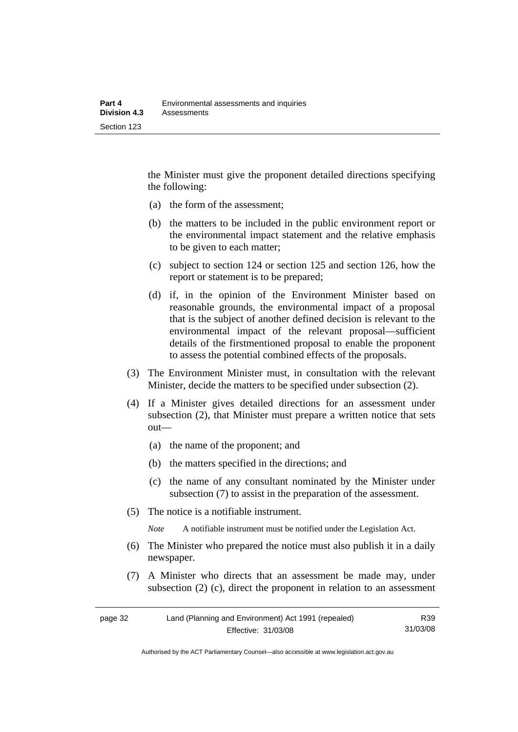the Minister must give the proponent detailed directions specifying the following:

(a) the form of the assessment;

(b) the matters to be included in the public environment report or the environmental impact statement and the relative emphasis to be given to each matter;

(c) subject to section 124 or section 125 and section 126, how the report or statement is to be prepared;

(d) if, in the opinion of the Environment Minister based on reasonable grounds, the environmental impact of a proposal that is the subject of another defined decision is relevant to the environmental impact of the relevant proposal—sufficient details of the firstmentioned proposal to enable the proponent to assess the potential combined effects of the proposals.

(3) The Environment Minister must, in consultation with the relevant Minister, decide the matters to be specified under subsection (2).

(4) If a Minister gives detailed directions for an assessment under subsection (2), that Minister must prepare a written notice that sets out—

(a) the name of the proponent; and

(b) the matters specified in the directions; and

(c) the name of any consultant nominated by the Minister under subsection (7) to assist in the preparation of the assessment.

(5) The notice is a notifiable instrument.

*Note* A notifiable instrument must be notified under the Legislation Act.

(6) The Minister who prepared the notice must also publish it in a daily newspaper.

(7) A Minister who directs that an assessment be made may, under subsection (2) (c), direct the proponent in relation to an assessment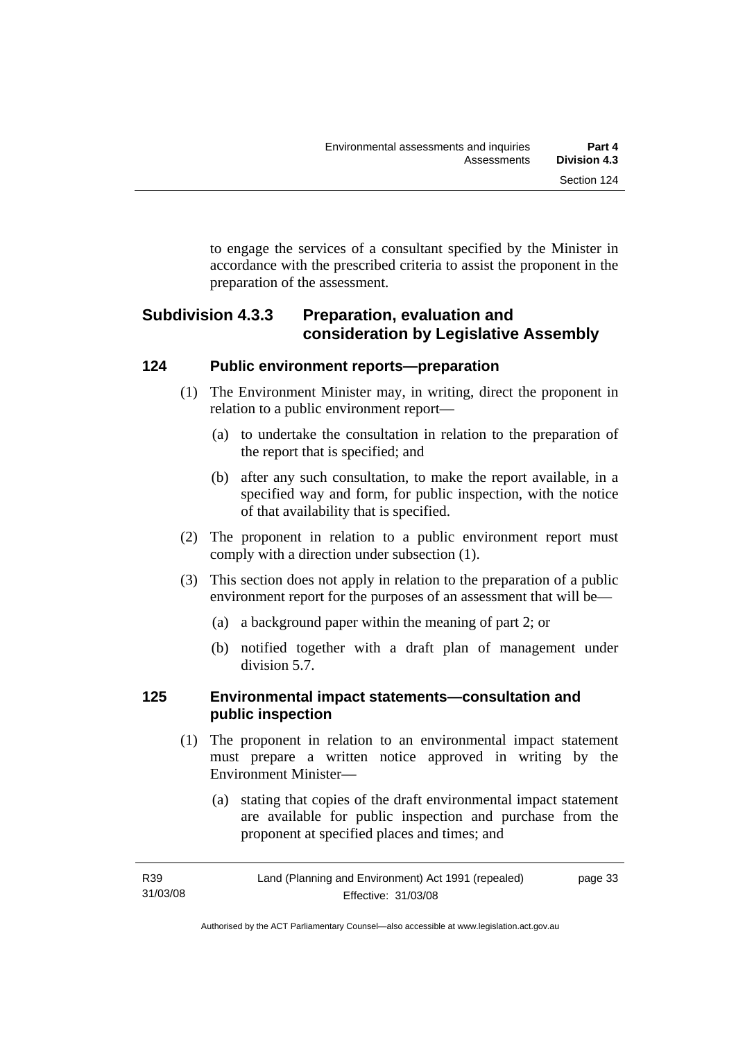to engage the services of a consultant specified by the Minister in accordance with the prescribed criteria to assist the proponent in the preparation of the assessment.

## Subdivision 4.3.3 Preparation, evaluation and consideration by Legislative Assembly

### 124 Public environment reports—preparation

(1) The Environment Minister may, in writing, direct the proponent in relation to a public environment report—

(a) to undertake the consultation in relation to the preparation of the report that is specified; and

(b) after any such consultation, to make the report available, in a specified way and form, for public inspection, with the notice of that availability that is specified.

(2) The proponent in relation to a public environment report must comply with a direction under subsection (1).

(3) This section does not apply in relation to the preparation of a public environment report for the purposes of an assessment that will be—

(a) a background paper within the meaning of part 2; or

(b) notified together with a draft plan of management under division 5.7.

### 125 Environmental impact statements—consultation and public inspection

(1) The proponent in relation to an environmental impact statement must prepare a written notice approved in writing by the Environment Minister—

(a) stating that copies of the draft environmental impact statement are available for public inspection and purchase from the proponent at specified places and times; and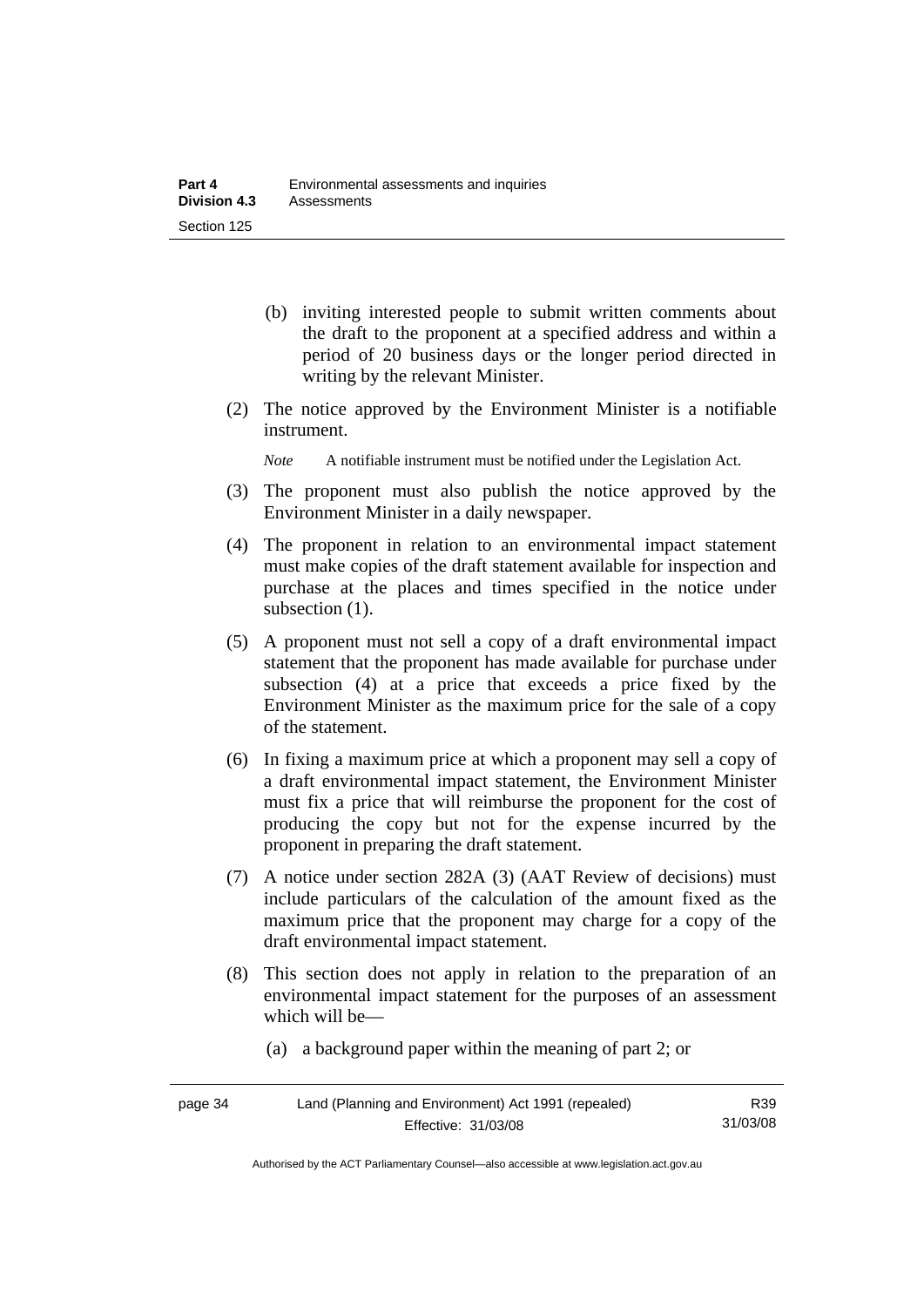(b) inviting interested people to submit written comments about the draft to the proponent at a specified address and within a period of 20 business days or the longer period directed in writing by the relevant Minister.

(2) The notice approved by the Environment Minister is a notifiable instrument.

*Note* A notifiable instrument must be notified under the Legislation Act.

(3) The proponent must also publish the notice approved by the Environment Minister in a daily newspaper.

(4) The proponent in relation to an environmental impact statement must make copies of the draft statement available for inspection and purchase at the places and times specified in the notice under subsection (1).

(5) A proponent must not sell a copy of a draft environmental impact statement that the proponent has made available for purchase under subsection (4) at a price that exceeds a price fixed by the Environment Minister as the maximum price for the sale of a copy of the statement.

(6) In fixing a maximum price at which a proponent may sell a copy of a draft environmental impact statement, the Environment Minister must fix a price that will reimburse the proponent for the cost of producing the copy but not for the expense incurred by the proponent in preparing the draft statement.

(7) A notice under section 282A (3) (AAT Review of decisions) must include particulars of the calculation of the amount fixed as the maximum price that the proponent may charge for a copy of the draft environmental impact statement.

(8) This section does not apply in relation to the preparation of an environmental impact statement for the purposes of an assessment which will be—

(a) a background paper within the meaning of part 2; or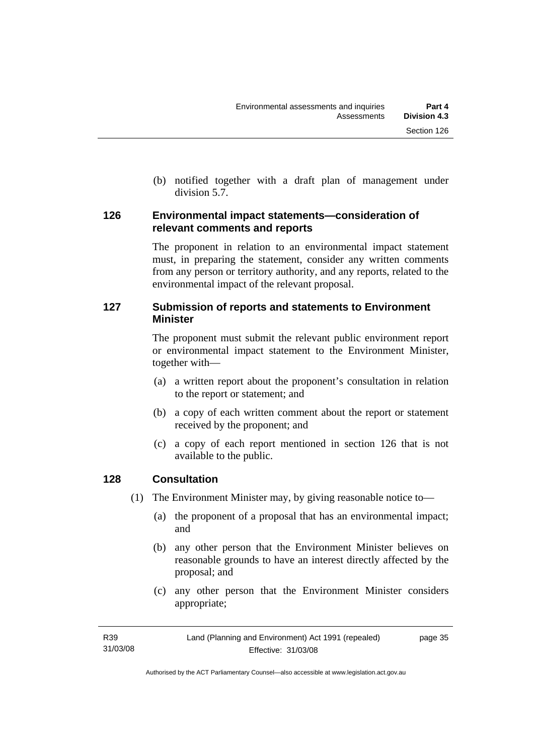(b) notified together with a draft plan of management under division 5.7.

## 126 Environmental impact statements—consideration of relevant comments and reports

The proponent in relation to an environmental impact statement must, in preparing the statement, consider any written comments from any person or territory authority, and any reports, related to the environmental impact of the relevant proposal.

## 127 Submission of reports and statements to Environment Minister

The proponent must submit the relevant public environment report or environmental impact statement to the Environment Minister, together with—

(a) a written report about the proponent's consultation in relation to the report or statement; and

(b) a copy of each written comment about the report or statement received by the proponent; and

(c) a copy of each report mentioned in section 126 that is not available to the public.

## 128 Consultation

(1) The Environment Minister may, by giving reasonable notice to—

(a) the proponent of a proposal that has an environmental impact; and

(b) any other person that the Environment Minister believes on reasonable grounds to have an interest directly affected by the proposal; and

(c) any other person that the Environment Minister considers appropriate;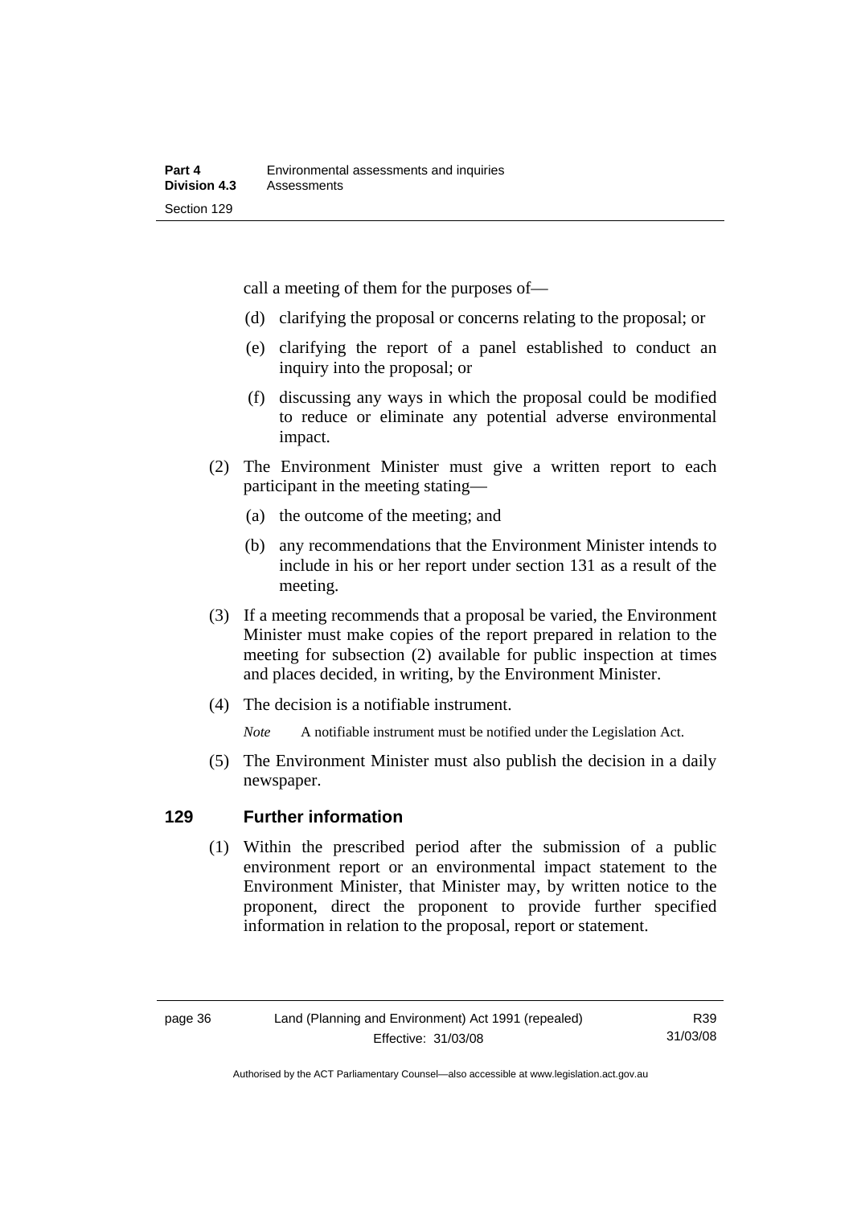call a meeting of them for the purposes of—

(d) clarifying the proposal or concerns relating to the proposal; or

(e) clarifying the report of a panel established to conduct an inquiry into the proposal; or

(f) discussing any ways in which the proposal could be modified to reduce or eliminate any potential adverse environmental impact.

(2) The Environment Minister must give a written report to each participant in the meeting stating—

(a) the outcome of the meeting; and

(b) any recommendations that the Environment Minister intends to include in his or her report under section 131 as a result of the meeting.

(3) If a meeting recommends that a proposal be varied, the Environment Minister must make copies of the report prepared in relation to the meeting for subsection (2) available for public inspection at times and places decided, in writing, by the Environment Minister.

(4) The decision is a notifiable instrument.

*Note* A notifiable instrument must be notified under the Legislation Act.

(5) The Environment Minister must also publish the decision in a daily newspaper.

## 129 Further information

(1) Within the prescribed period after the submission of a public environment report or an environmental impact statement to the Environment Minister, that Minister may, by written notice to the proponent, direct the proponent to provide further specified information in relation to the proposal, report or statement.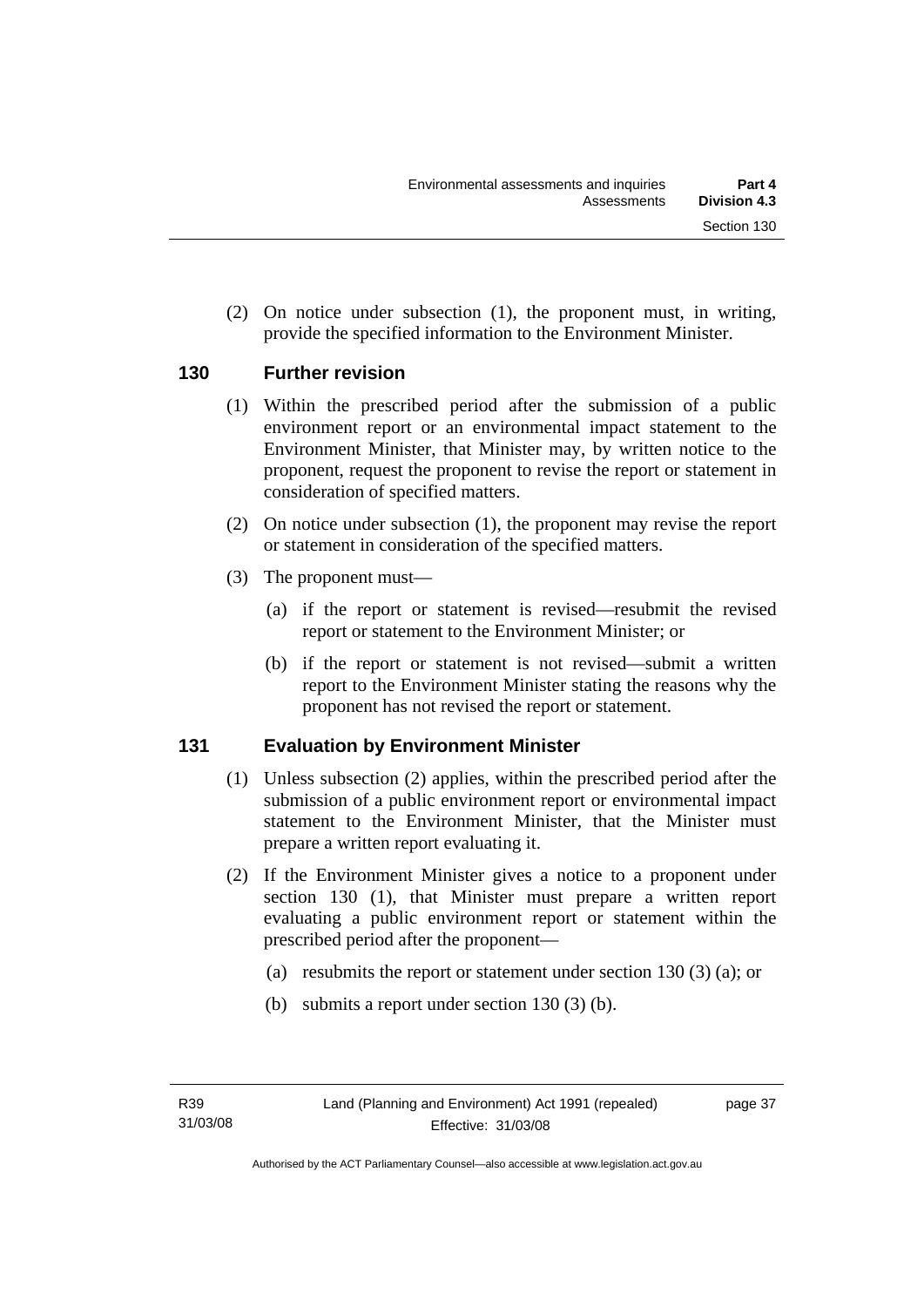(2) On notice under subsection (1), the proponent must, in writing, provide the specified information to the Environment Minister.

### 130 Further revision

(1) Within the prescribed period after the submission of a public environment report or an environmental impact statement to the Environment Minister, that Minister may, by written notice to the proponent, request the proponent to revise the report or statement in consideration of specified matters.

(2) On notice under subsection (1), the proponent may revise the report or statement in consideration of the specified matters.

(3) The proponent must—

(a) if the report or statement is revised—resubmit the revised report or statement to the Environment Minister; or

(b) if the report or statement is not revised—submit a written report to the Environment Minister stating the reasons why the proponent has not revised the report or statement.

### 131 Evaluation by Environment Minister

(1) Unless subsection (2) applies, within the prescribed period after the submission of a public environment report or environmental impact statement to the Environment Minister, that the Minister must prepare a written report evaluating it.

(2) If the Environment Minister gives a notice to a proponent under section 130 (1), that Minister must prepare a written report evaluating a public environment report or statement within the prescribed period after the proponent—

(a) resubmits the report or statement under section 130 (3) (a); or

(b) submits a report under section 130 (3) (b).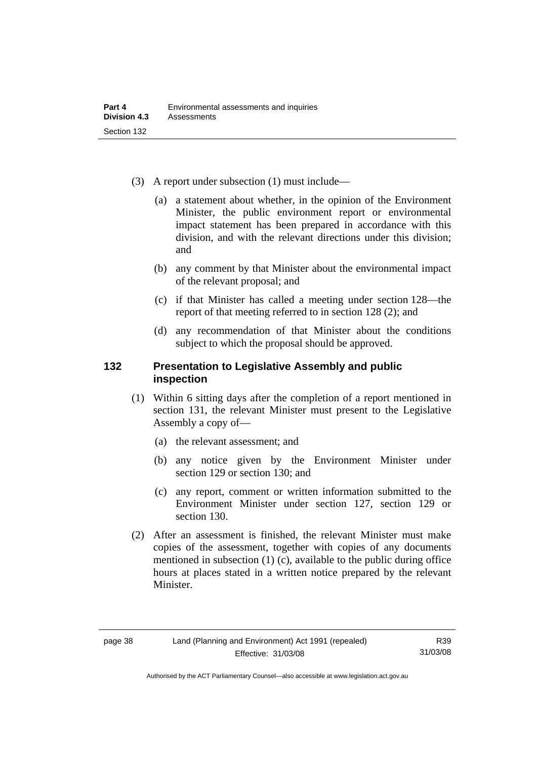(3) A report under subsection (1) must include—

(a) a statement about whether, in the opinion of the Environment Minister, the public environment report or environmental impact statement has been prepared in accordance with this division, and with the relevant directions under this division; and

(b) any comment by that Minister about the environmental impact of the relevant proposal; and

(c) if that Minister has called a meeting under section 128—the report of that meeting referred to in section 128 (2); and

(d) any recommendation of that Minister about the conditions subject to which the proposal should be approved.

## 132 Presentation to Legislative Assembly and public inspection

(1) Within 6 sitting days after the completion of a report mentioned in section 131, the relevant Minister must present to the Legislative Assembly a copy of—

(a) the relevant assessment; and

(b) any notice given by the Environment Minister under section 129 or section 130; and

(c) any report, comment or written information submitted to the Environment Minister under section 127, section 129 or section 130.

(2) After an assessment is finished, the relevant Minister must make copies of the assessment, together with copies of any documents mentioned in subsection (1) (c), available to the public during office hours at places stated in a written notice prepared by the relevant Minister.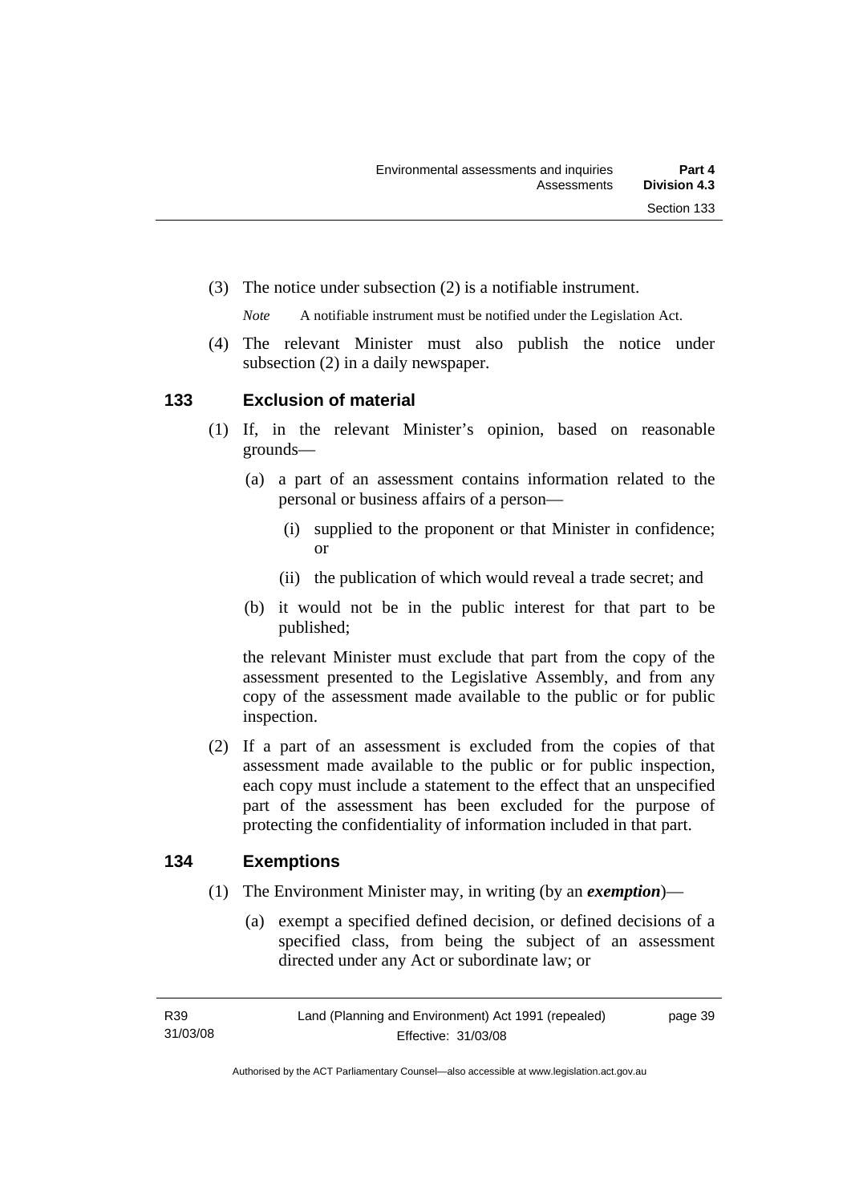(3) The notice under subsection (2) is a notifiable instrument.

*Note* A notifiable instrument must be notified under the Legislation Act.

(4) The relevant Minister must also publish the notice under subsection (2) in a daily newspaper.

## 133 Exclusion of material

(1) If, in the relevant Minister's opinion, based on reasonable grounds—

(a) a part of an assessment contains information related to the personal or business affairs of a person—

(i) supplied to the proponent or that Minister in confidence; or

(ii) the publication of which would reveal a trade secret; and

(b) it would not be in the public interest for that part to be published;

the relevant Minister must exclude that part from the copy of the assessment presented to the Legislative Assembly, and from any copy of the assessment made available to the public or for public inspection.

(2) If a part of an assessment is excluded from the copies of that assessment made available to the public or for public inspection, each copy must include a statement to the effect that an unspecified part of the assessment has been excluded for the purpose of protecting the confidentiality of information included in that part.

## 134 Exemptions

(1) The Environment Minister may, in writing (by an ***exemption***)—

(a) exempt a specified defined decision, or defined decisions of a specified class, from being the subject of an assessment directed under any Act or subordinate law; or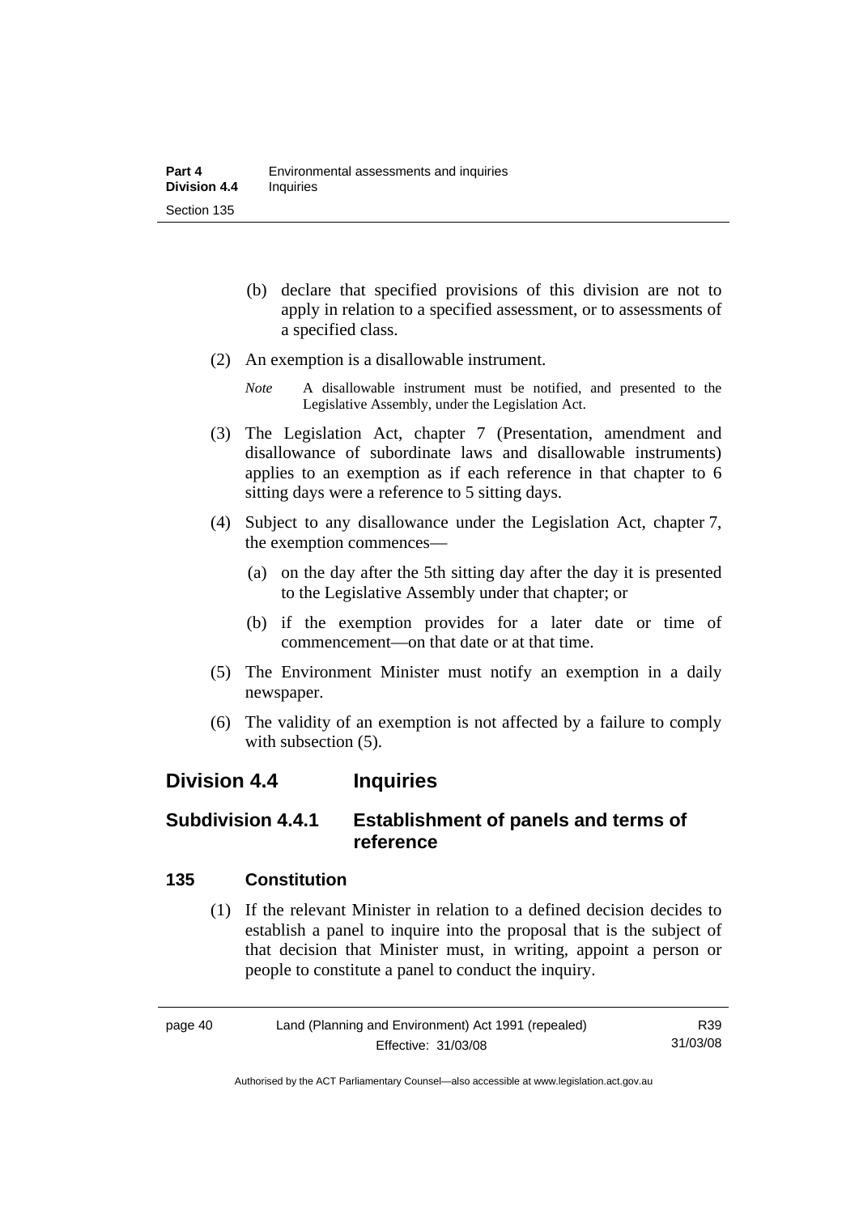(b) declare that specified provisions of this division are not to apply in relation to a specified assessment, or to assessments of a specified class.

(2) An exemption is a disallowable instrument.

*Note* A disallowable instrument must be notified, and presented to the Legislative Assembly, under the Legislation Act.

(3) The Legislation Act, chapter 7 (Presentation, amendment and disallowance of subordinate laws and disallowable instruments) applies to an exemption as if each reference in that chapter to 6 sitting days were a reference to 5 sitting days.

(4) Subject to any disallowance under the Legislation Act, chapter 7, the exemption commences—

(a) on the day after the 5th sitting day after the day it is presented to the Legislative Assembly under that chapter; or

(b) if the exemption provides for a later date or time of commencement—on that date or at that time.

(5) The Environment Minister must notify an exemption in a daily newspaper.

(6) The validity of an exemption is not affected by a failure to comply with subsection (5).

## Division 4.4 Inquiries

### Subdivision 4.4.1 Establishment of panels and terms of reference

#### 135 Constitution

(1) If the relevant Minister in relation to a defined decision decides to establish a panel to inquire into the proposal that is the subject of that decision that Minister must, in writing, appoint a person or people to constitute a panel to conduct the inquiry.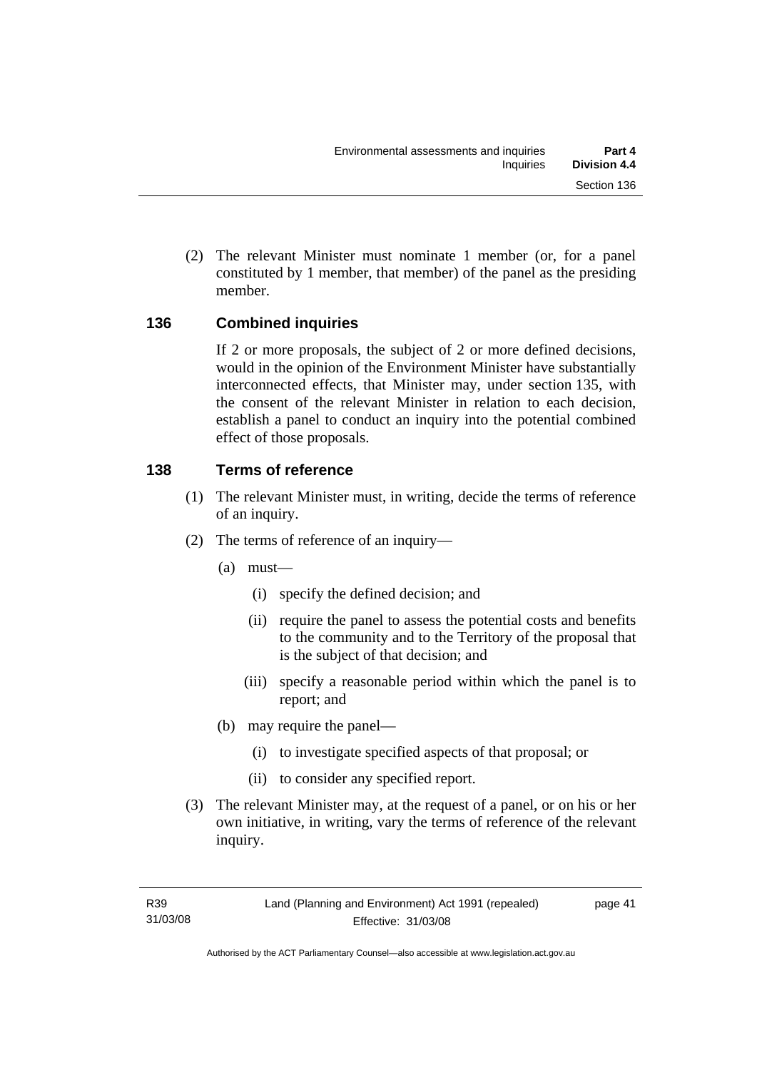(2) The relevant Minister must nominate 1 member (or, for a panel constituted by 1 member, that member) of the panel as the presiding member.

### 136 Combined inquiries

If 2 or more proposals, the subject of 2 or more defined decisions, would in the opinion of the Environment Minister have substantially interconnected effects, that Minister may, under section 135, with the consent of the relevant Minister in relation to each decision, establish a panel to conduct an inquiry into the potential combined effect of those proposals.

### 138 Terms of reference

(1) The relevant Minister must, in writing, decide the terms of reference of an inquiry.

(2) The terms of reference of an inquiry—

- (a) must—
  - (i) specify the defined decision; and
  - (ii) require the panel to assess the potential costs and benefits to the community and to the Territory of the proposal that is the subject of that decision; and
  - (iii) specify a reasonable period within which the panel is to report; and
- (b) may require the panel—
  - (i) to investigate specified aspects of that proposal; or
  - (ii) to consider any specified report.

(3) The relevant Minister may, at the request of a panel, or on his or her own initiative, in writing, vary the terms of reference of the relevant inquiry.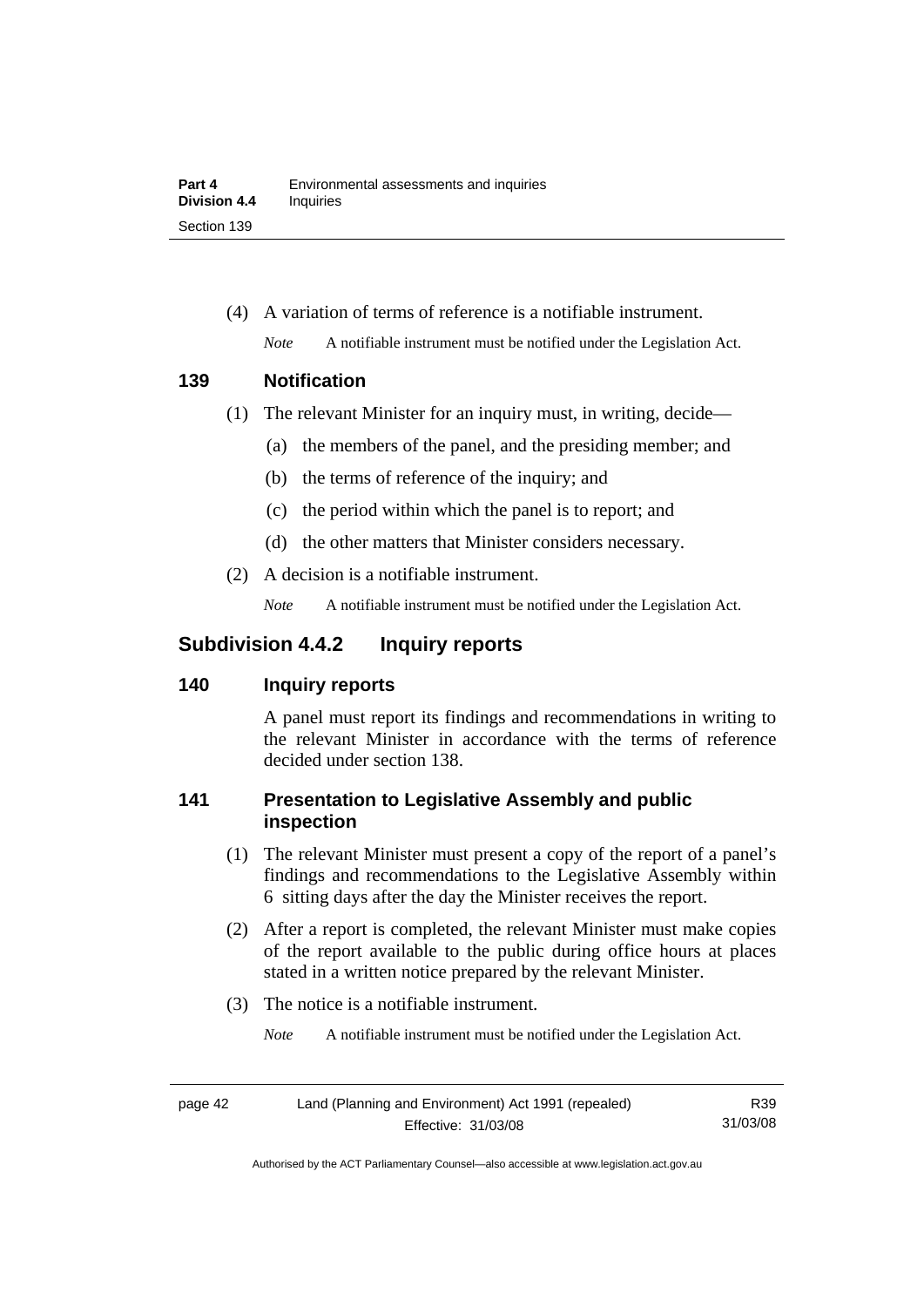(4) A variation of terms of reference is a notifiable instrument.

*Note* A notifiable instrument must be notified under the Legislation Act.

### 139 Notification

(1) The relevant Minister for an inquiry must, in writing, decide—

(a) the members of the panel, and the presiding member; and

(b) the terms of reference of the inquiry; and

(c) the period within which the panel is to report; and

(d) the other matters that Minister considers necessary.

(2) A decision is a notifiable instrument.

*Note* A notifiable instrument must be notified under the Legislation Act.

## Subdivision 4.4.2 Inquiry reports

### 140 Inquiry reports

A panel must report its findings and recommendations in writing to the relevant Minister in accordance with the terms of reference decided under section 138.

### 141 Presentation to Legislative Assembly and public inspection

(1) The relevant Minister must present a copy of the report of a panel's findings and recommendations to the Legislative Assembly within 6 sitting days after the day the Minister receives the report.

(2) After a report is completed, the relevant Minister must make copies of the report available to the public during office hours at places stated in a written notice prepared by the relevant Minister.

(3) The notice is a notifiable instrument.

*Note* A notifiable instrument must be notified under the Legislation Act.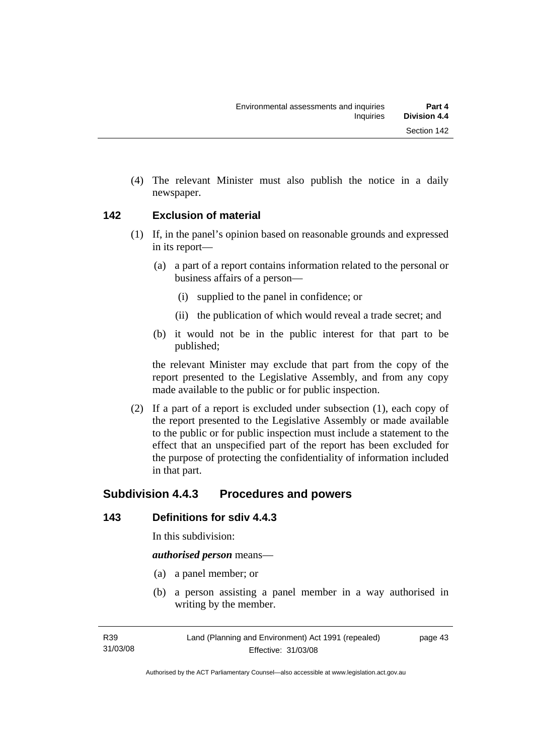(4) The relevant Minister must also publish the notice in a daily newspaper.

### 142 Exclusion of material

(1) If, in the panel's opinion based on reasonable grounds and expressed in its report—

(a) a part of a report contains information related to the personal or business affairs of a person—

(i) supplied to the panel in confidence; or

(ii) the publication of which would reveal a trade secret; and

(b) it would not be in the public interest for that part to be published;

the relevant Minister may exclude that part from the copy of the report presented to the Legislative Assembly, and from any copy made available to the public or for public inspection.

(2) If a part of a report is excluded under subsection (1), each copy of the report presented to the Legislative Assembly or made available to the public or for public inspection must include a statement to the effect that an unspecified part of the report has been excluded for the purpose of protecting the confidentiality of information included in that part.

## Subdivision 4.4.3 Procedures and powers

### 143 Definitions for sdiv 4.4.3

In this subdivision:

***authorised person*** means—

(a) a panel member; or

(b) a person assisting a panel member in a way authorised in writing by the member.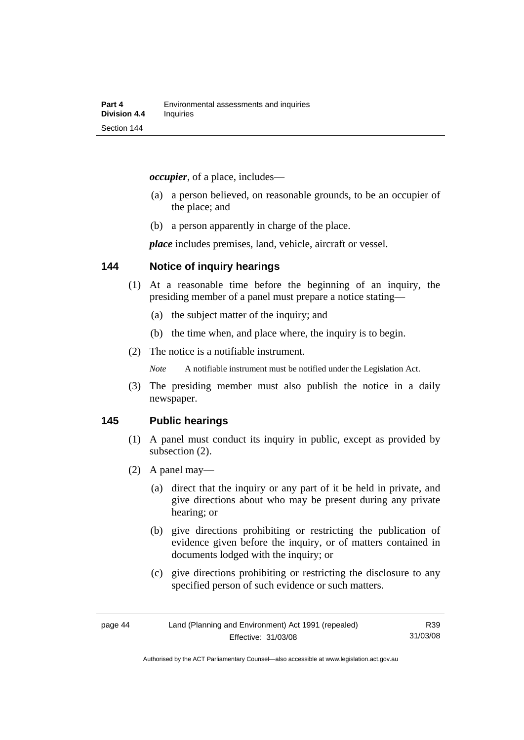***occupier***, of a place, includes—

(a) a person believed, on reasonable grounds, to be an occupier of the place; and

(b) a person apparently in charge of the place.

***place*** includes premises, land, vehicle, aircraft or vessel.

## 144 Notice of inquiry hearings

(1) At a reasonable time before the beginning of an inquiry, the presiding member of a panel must prepare a notice stating—

(a) the subject matter of the inquiry; and

(b) the time when, and place where, the inquiry is to begin.

(2) The notice is a notifiable instrument.

*Note* A notifiable instrument must be notified under the Legislation Act.

(3) The presiding member must also publish the notice in a daily newspaper.

## 145 Public hearings

(1) A panel must conduct its inquiry in public, except as provided by subsection (2).

(2) A panel may—

(a) direct that the inquiry or any part of it be held in private, and give directions about who may be present during any private hearing; or

(b) give directions prohibiting or restricting the publication of evidence given before the inquiry, or of matters contained in documents lodged with the inquiry; or

(c) give directions prohibiting or restricting the disclosure to any specified person of such evidence or such matters.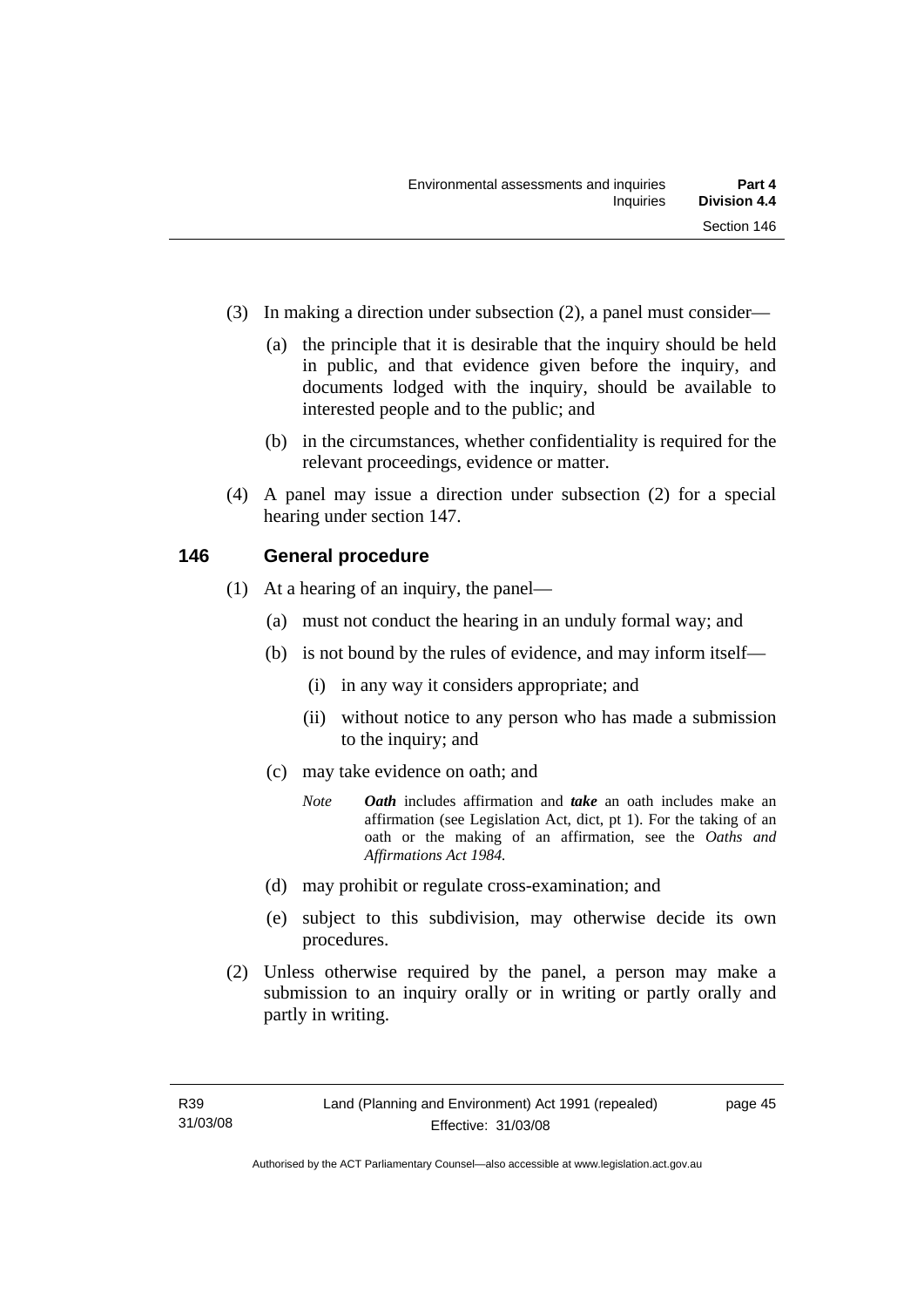(3) In making a direction under subsection (2), a panel must consider—

(a) the principle that it is desirable that the inquiry should be held in public, and that evidence given before the inquiry, and documents lodged with the inquiry, should be available to interested people and to the public; and

(b) in the circumstances, whether confidentiality is required for the relevant proceedings, evidence or matter.

(4) A panel may issue a direction under subsection (2) for a special hearing under section 147.

### 146 General procedure

(1) At a hearing of an inquiry, the panel—

(a) must not conduct the hearing in an unduly formal way; and

(b) is not bound by the rules of evidence, and may inform itself—

(i) in any way it considers appropriate; and

(ii) without notice to any person who has made a submission to the inquiry; and

(c) may take evidence on oath; and

*Note* ***Oath*** includes affirmation and ***take*** an oath includes make an affirmation (see Legislation Act, dict, pt 1). For the taking of an oath or the making of an affirmation, see the *Oaths and Affirmations Act 1984.*

(d) may prohibit or regulate cross-examination; and

(e) subject to this subdivision, may otherwise decide its own procedures.

(2) Unless otherwise required by the panel, a person may make a submission to an inquiry orally or in writing or partly orally and partly in writing.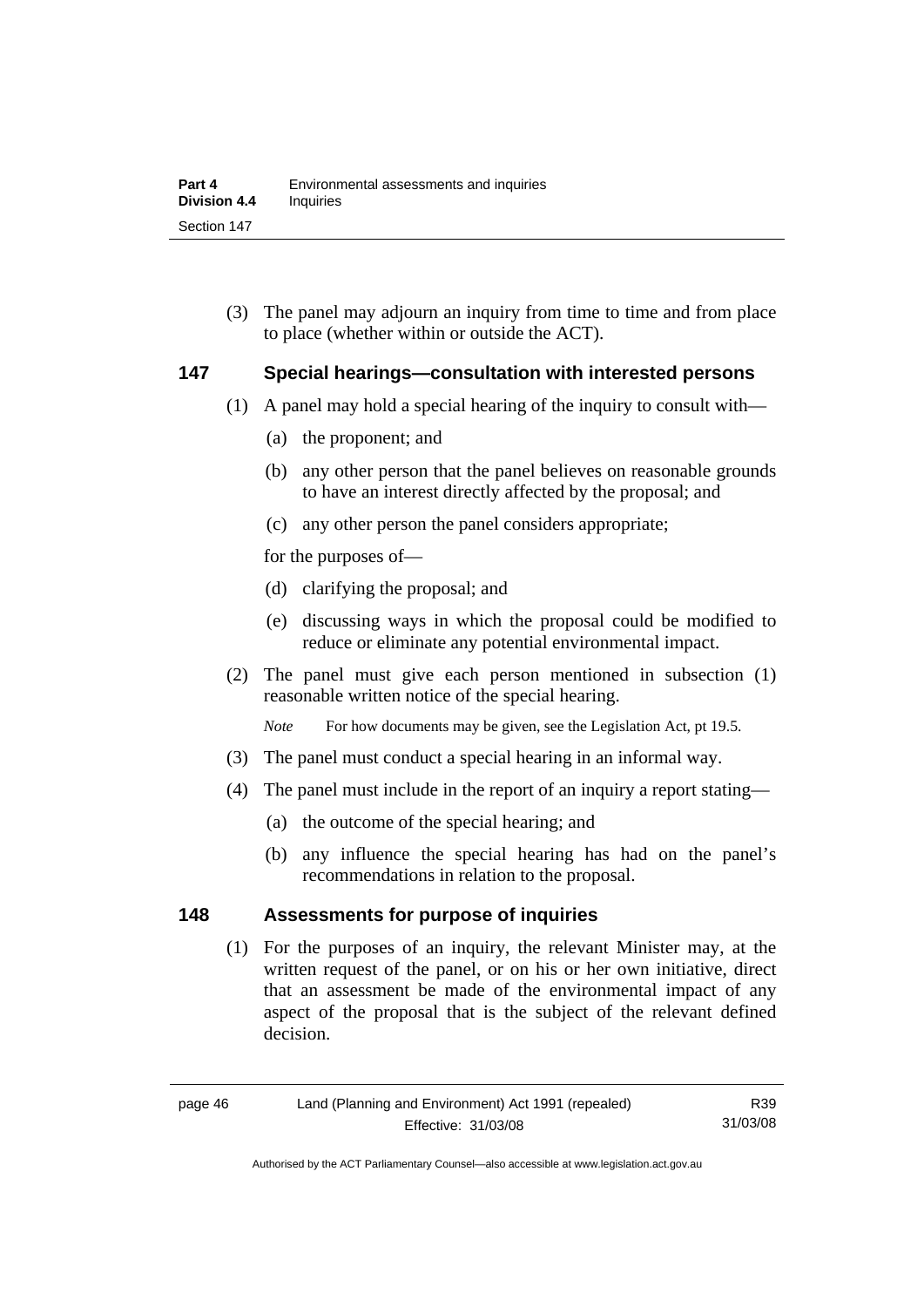(3) The panel may adjourn an inquiry from time to time and from place to place (whether within or outside the ACT).

## 147 Special hearings—consultation with interested persons

(1) A panel may hold a special hearing of the inquiry to consult with—

(a) the proponent; and

(b) any other person that the panel believes on reasonable grounds to have an interest directly affected by the proposal; and

(c) any other person the panel considers appropriate;

for the purposes of—

(d) clarifying the proposal; and

(e) discussing ways in which the proposal could be modified to reduce or eliminate any potential environmental impact.

(2) The panel must give each person mentioned in subsection (1) reasonable written notice of the special hearing.

*Note* For how documents may be given, see the Legislation Act, pt 19.5.

(3) The panel must conduct a special hearing in an informal way.

(4) The panel must include in the report of an inquiry a report stating—

(a) the outcome of the special hearing; and

(b) any influence the special hearing has had on the panel's recommendations in relation to the proposal.

## 148 Assessments for purpose of inquiries

(1) For the purposes of an inquiry, the relevant Minister may, at the written request of the panel, or on his or her own initiative, direct that an assessment be made of the environmental impact of any aspect of the proposal that is the subject of the relevant defined decision.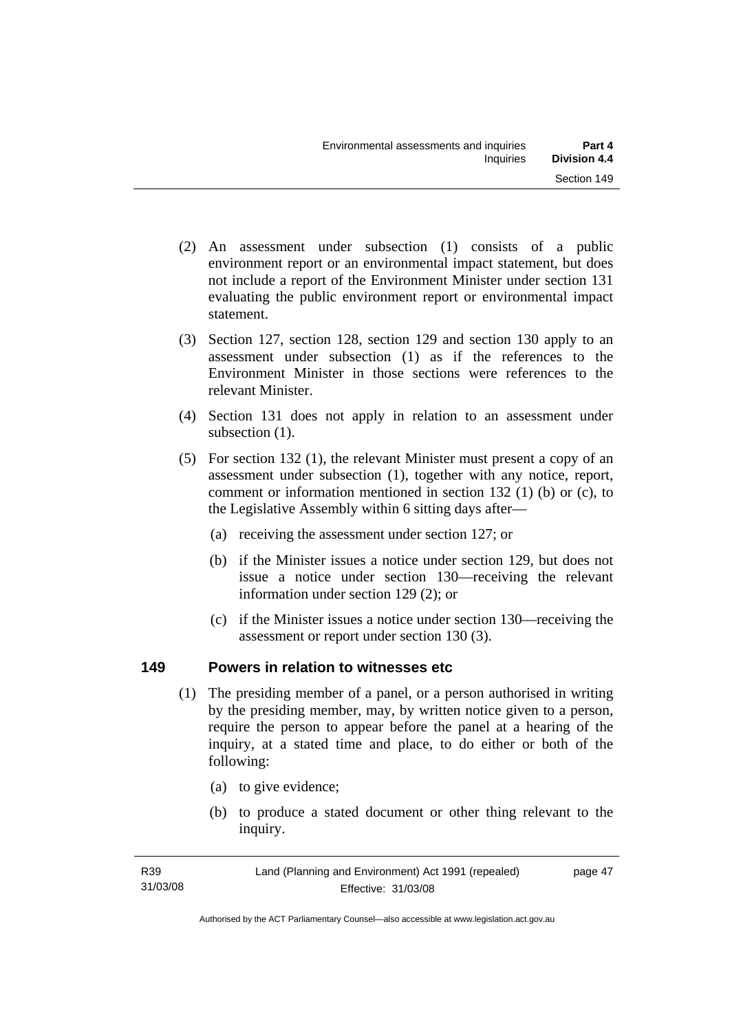(2) An assessment under subsection (1) consists of a public environment report or an environmental impact statement, but does not include a report of the Environment Minister under section 131 evaluating the public environment report or environmental impact statement.

(3) Section 127, section 128, section 129 and section 130 apply to an assessment under subsection (1) as if the references to the Environment Minister in those sections were references to the relevant Minister.

(4) Section 131 does not apply in relation to an assessment under subsection (1).

(5) For section 132 (1), the relevant Minister must present a copy of an assessment under subsection (1), together with any notice, report, comment or information mentioned in section 132 (1) (b) or (c), to the Legislative Assembly within 6 sitting days after—

- (a) receiving the assessment under section 127; or
- (b) if the Minister issues a notice under section 129, but does not issue a notice under section 130—receiving the relevant information under section 129 (2); or
- (c) if the Minister issues a notice under section 130—receiving the assessment or report under section 130 (3).

## 149 Powers in relation to witnesses etc

(1) The presiding member of a panel, or a person authorised in writing by the presiding member, may, by written notice given to a person, require the person to appear before the panel at a hearing of the inquiry, at a stated time and place, to do either or both of the following:

- (a) to give evidence;
- (b) to produce a stated document or other thing relevant to the inquiry.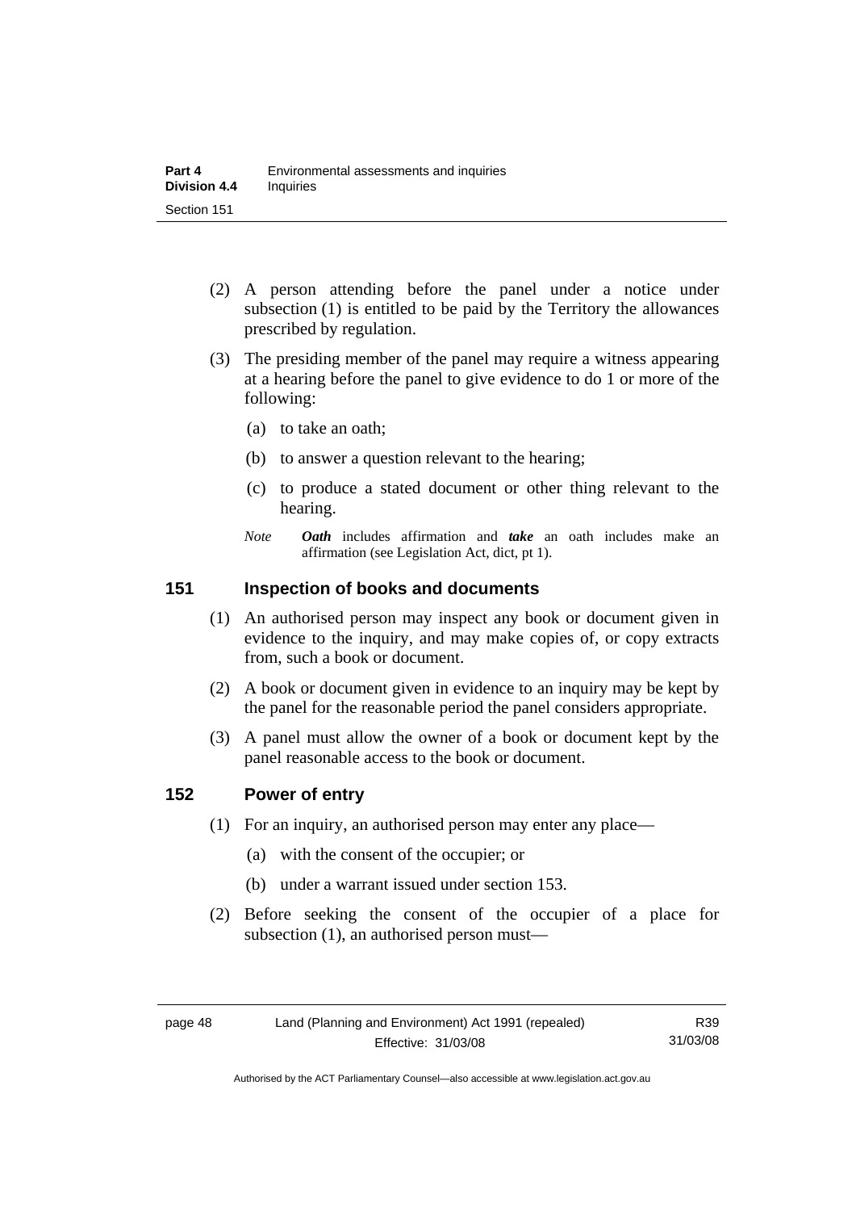(2) A person attending before the panel under a notice under subsection (1) is entitled to be paid by the Territory the allowances prescribed by regulation.

(3) The presiding member of the panel may require a witness appearing at a hearing before the panel to give evidence to do 1 or more of the following:

(a) to take an oath;

(b) to answer a question relevant to the hearing;

(c) to produce a stated document or other thing relevant to the hearing.

*Note* ***Oath*** includes affirmation and ***take*** an oath includes make an affirmation (see Legislation Act, dict, pt 1).

## 151 Inspection of books and documents

(1) An authorised person may inspect any book or document given in evidence to the inquiry, and may make copies of, or copy extracts from, such a book or document.

(2) A book or document given in evidence to an inquiry may be kept by the panel for the reasonable period the panel considers appropriate.

(3) A panel must allow the owner of a book or document kept by the panel reasonable access to the book or document.

## 152 Power of entry

(1) For an inquiry, an authorised person may enter any place—

(a) with the consent of the occupier; or

(b) under a warrant issued under section 153.

(2) Before seeking the consent of the occupier of a place for subsection (1), an authorised person must—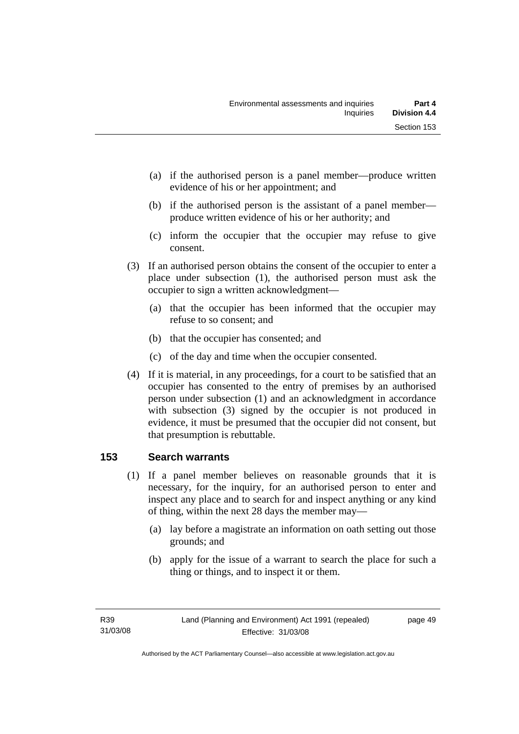(a) if the authorised person is a panel member—produce written evidence of his or her appointment; and

(b) if the authorised person is the assistant of a panel member—produce written evidence of his or her authority; and

(c) inform the occupier that the occupier may refuse to give consent.

(3) If an authorised person obtains the consent of the occupier to enter a place under subsection (1), the authorised person must ask the occupier to sign a written acknowledgment—

(a) that the occupier has been informed that the occupier may refuse to so consent; and

(b) that the occupier has consented; and

(c) of the day and time when the occupier consented.

(4) If it is material, in any proceedings, for a court to be satisfied that an occupier has consented to the entry of premises by an authorised person under subsection (1) and an acknowledgment in accordance with subsection (3) signed by the occupier is not produced in evidence, it must be presumed that the occupier did not consent, but that presumption is rebuttable.

## 153 Search warrants

(1) If a panel member believes on reasonable grounds that it is necessary, for the inquiry, for an authorised person to enter and inspect any place and to search for and inspect anything or any kind of thing, within the next 28 days the member may—

(a) lay before a magistrate an information on oath setting out those grounds; and

(b) apply for the issue of a warrant to search the place for such a thing or things, and to inspect it or them.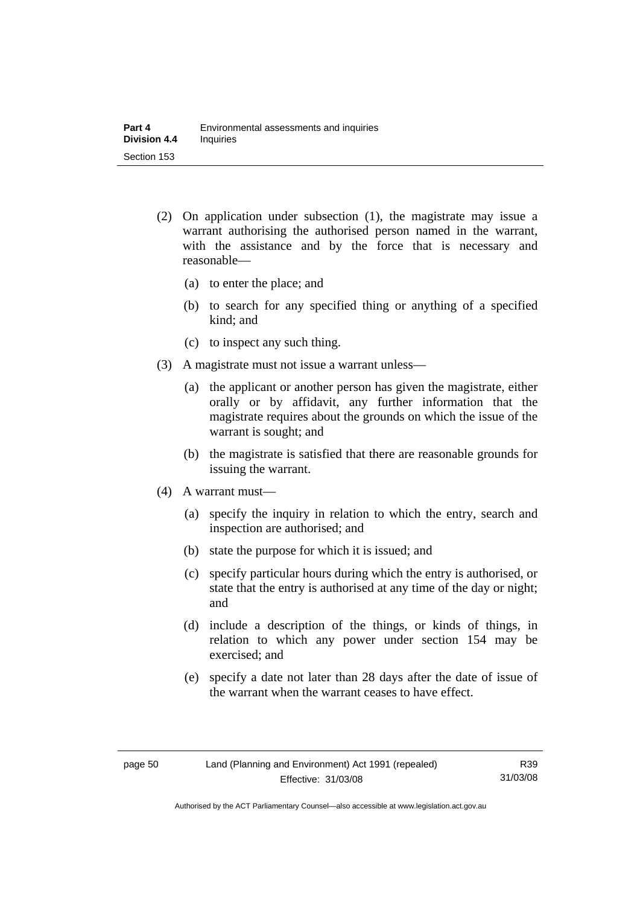(2) On application under subsection (1), the magistrate may issue a warrant authorising the authorised person named in the warrant, with the assistance and by the force that is necessary and reasonable—

  (a) to enter the place; and

  (b) to search for any specified thing or anything of a specified kind; and

  (c) to inspect any such thing.

(3) A magistrate must not issue a warrant unless—

  (a) the applicant or another person has given the magistrate, either orally or by affidavit, any further information that the magistrate requires about the grounds on which the issue of the warrant is sought; and

  (b) the magistrate is satisfied that there are reasonable grounds for issuing the warrant.

(4) A warrant must—

  (a) specify the inquiry in relation to which the entry, search and inspection are authorised; and

  (b) state the purpose for which it is issued; and

  (c) specify particular hours during which the entry is authorised, or state that the entry is authorised at any time of the day or night; and

  (d) include a description of the things, or kinds of things, in relation to which any power under section 154 may be exercised; and

  (e) specify a date not later than 28 days after the date of issue of the warrant when the warrant ceases to have effect.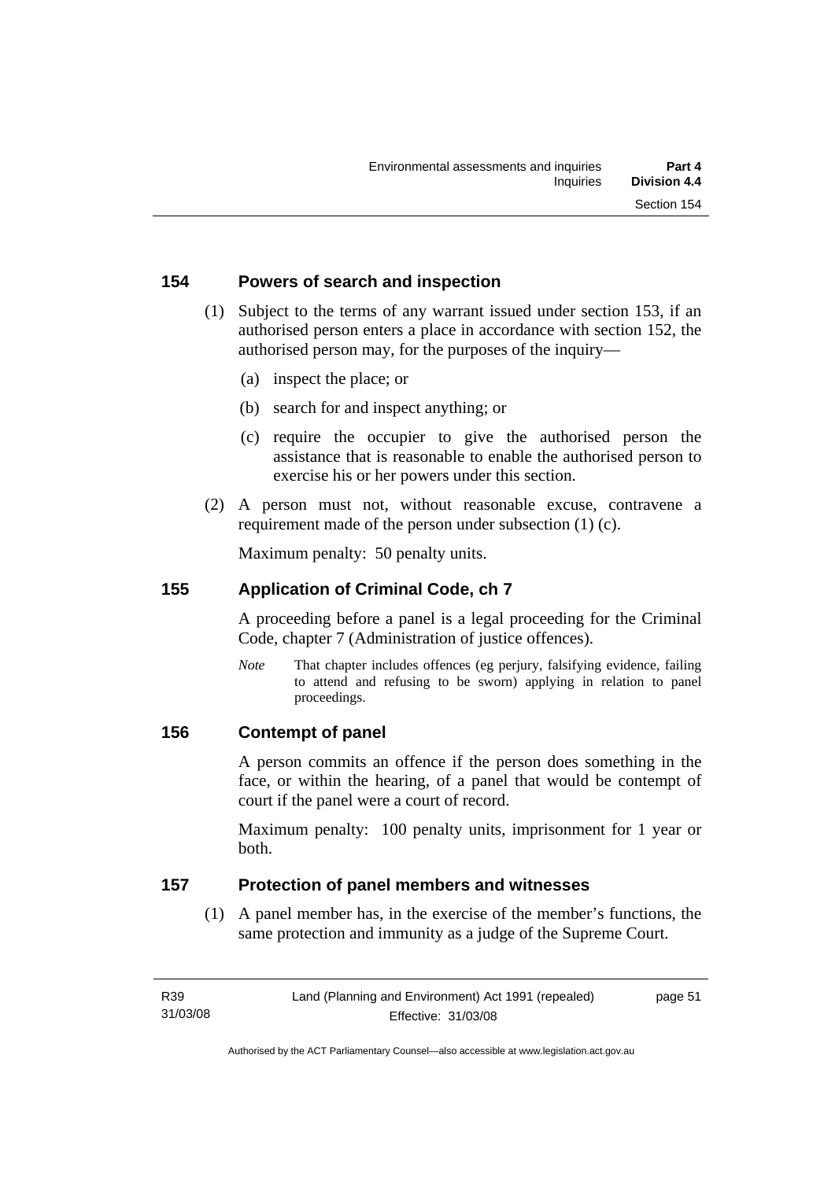### 154 Powers of search and inspection

(1) Subject to the terms of any warrant issued under section 153, if an authorised person enters a place in accordance with section 152, the authorised person may, for the purposes of the inquiry—

(a) inspect the place; or

(b) search for and inspect anything; or

(c) require the occupier to give the authorised person the assistance that is reasonable to enable the authorised person to exercise his or her powers under this section.

(2) A person must not, without reasonable excuse, contravene a requirement made of the person under subsection (1) (c).

Maximum penalty: 50 penalty units.

### 155 Application of Criminal Code, ch 7

A proceeding before a panel is a legal proceeding for the Criminal Code, chapter 7 (Administration of justice offences).

*Note* That chapter includes offences (eg perjury, falsifying evidence, failing to attend and refusing to be sworn) applying in relation to panel proceedings.

### 156 Contempt of panel

A person commits an offence if the person does something in the face, or within the hearing, of a panel that would be contempt of court if the panel were a court of record.

Maximum penalty: 100 penalty units, imprisonment for 1 year or both.

### 157 Protection of panel members and witnesses

(1) A panel member has, in the exercise of the member's functions, the same protection and immunity as a judge of the Supreme Court.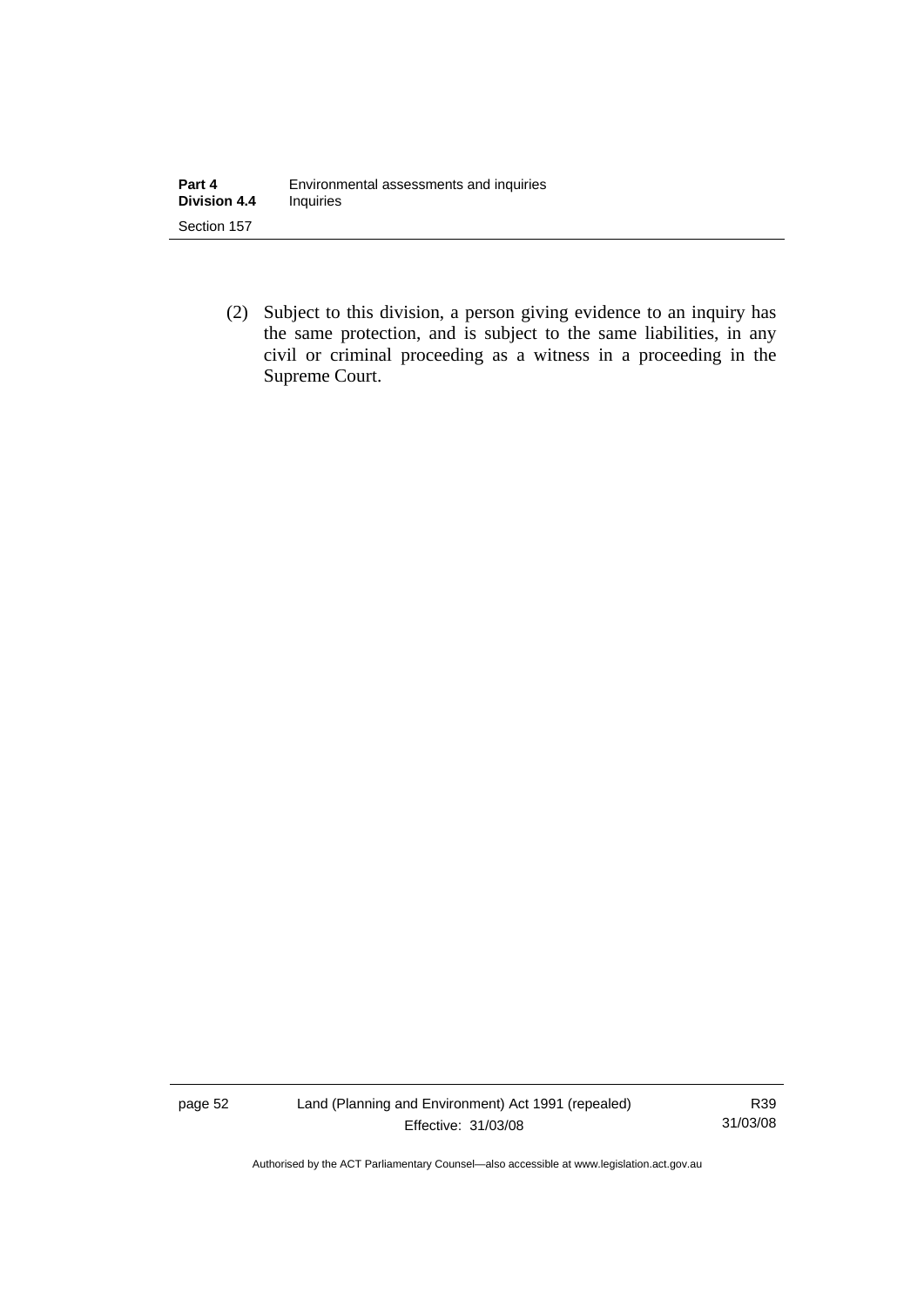(2) Subject to this division, a person giving evidence to an inquiry has the same protection, and is subject to the same liabilities, in any civil or criminal proceeding as a witness in a proceeding in the Supreme Court.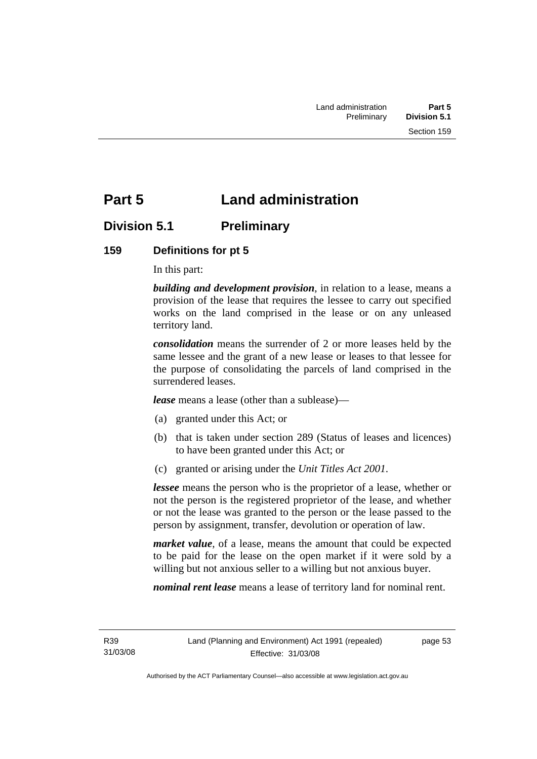# Part 5 Land administration

## Division 5.1 Preliminary

### 159 Definitions for pt 5

In this part:

***building and development provision***, in relation to a lease, means a provision of the lease that requires the lessee to carry out specified works on the land comprised in the lease or on any unleased territory land.

***consolidation*** means the surrender of 2 or more leases held by the same lessee and the grant of a new lease or leases to that lessee for the purpose of consolidating the parcels of land comprised in the surrendered leases.

***lease*** means a lease (other than a sublease)—

(a) granted under this Act; or

(b) that is taken under section 289 (Status of leases and licences) to have been granted under this Act; or

(c) granted or arising under the *Unit Titles Act 2001*.

***lessee*** means the person who is the proprietor of a lease, whether or not the person is the registered proprietor of the lease, and whether or not the lease was granted to the person or the lease passed to the person by assignment, transfer, devolution or operation of law.

***market value***, of a lease, means the amount that could be expected to be paid for the lease on the open market if it were sold by a willing but not anxious seller to a willing but not anxious buyer.

***nominal rent lease*** means a lease of territory land for nominal rent.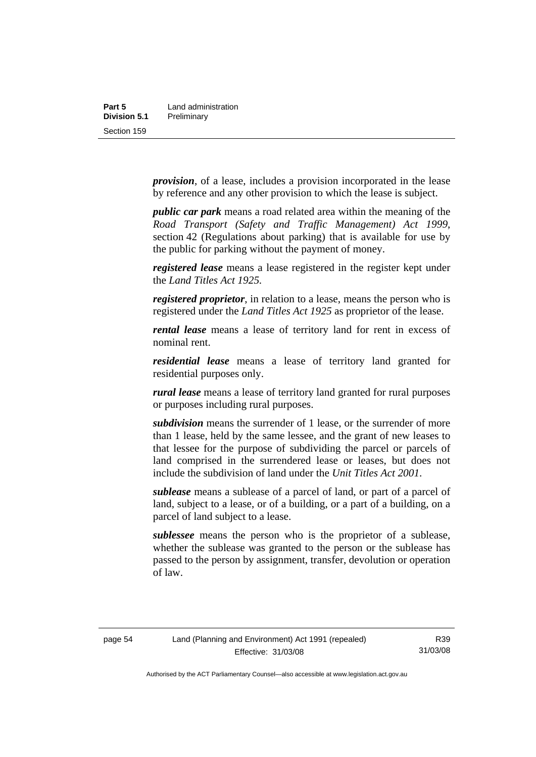***provision***, of a lease, includes a provision incorporated in the lease by reference and any other provision to which the lease is subject.

***public car park*** means a road related area within the meaning of the *Road Transport (Safety and Traffic Management) Act 1999*, section 42 (Regulations about parking) that is available for use by the public for parking without the payment of money.

***registered lease*** means a lease registered in the register kept under the *Land Titles Act 1925*.

***registered proprietor***, in relation to a lease, means the person who is registered under the *Land Titles Act 1925* as proprietor of the lease.

***rental lease*** means a lease of territory land for rent in excess of nominal rent.

***residential lease*** means a lease of territory land granted for residential purposes only.

***rural lease*** means a lease of territory land granted for rural purposes or purposes including rural purposes.

***subdivision*** means the surrender of 1 lease, or the surrender of more than 1 lease, held by the same lessee, and the grant of new leases to that lessee for the purpose of subdividing the parcel or parcels of land comprised in the surrendered lease or leases, but does not include the subdivision of land under the *Unit Titles Act 2001*.

***sublease*** means a sublease of a parcel of land, or part of a parcel of land, subject to a lease, or of a building, or a part of a building, on a parcel of land subject to a lease.

***sublessee*** means the person who is the proprietor of a sublease, whether the sublease was granted to the person or the sublease has passed to the person by assignment, transfer, devolution or operation of law.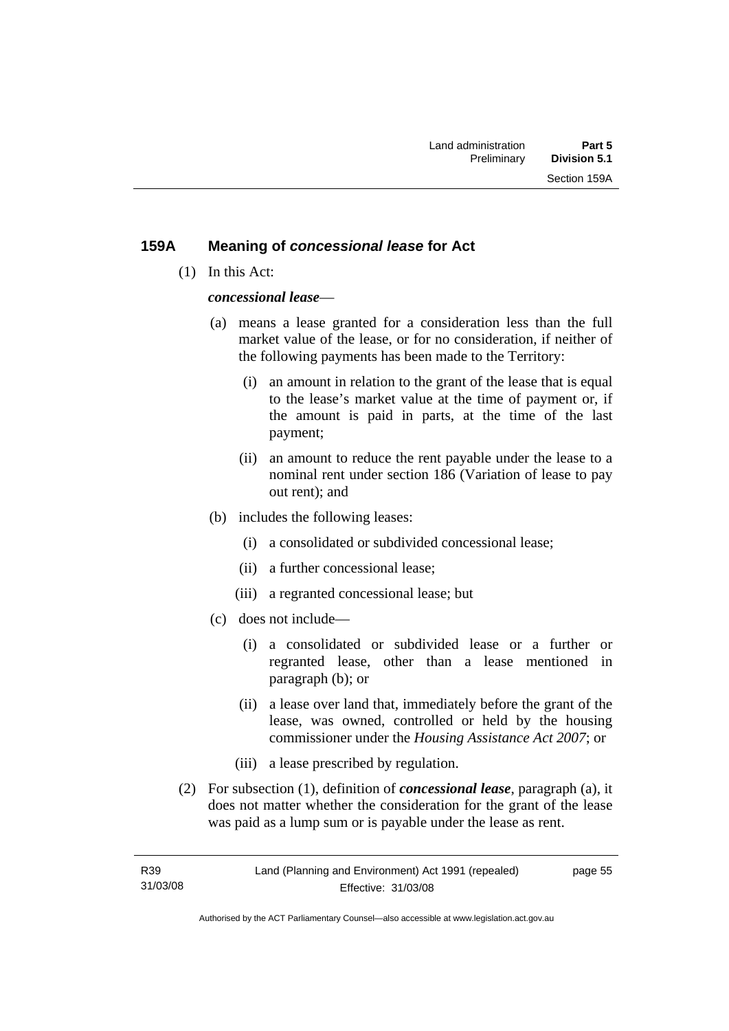## 159A Meaning of *concessional lease* for Act

(1) In this Act:

***concessional lease***—

(a) means a lease granted for a consideration less than the full market value of the lease, or for no consideration, if neither of the following payments has been made to the Territory:

   (i) an amount in relation to the grant of the lease that is equal to the lease's market value at the time of payment or, if the amount is paid in parts, at the time of the last payment;

   (ii) an amount to reduce the rent payable under the lease to a nominal rent under section 186 (Variation of lease to pay out rent); and

(b) includes the following leases:

   (i) a consolidated or subdivided concessional lease;

   (ii) a further concessional lease;

   (iii) a regranted concessional lease; but

(c) does not include—

   (i) a consolidated or subdivided lease or a further or regranted lease, other than a lease mentioned in paragraph (b); or

   (ii) a lease over land that, immediately before the grant of the lease, was owned, controlled or held by the housing commissioner under the *Housing Assistance Act 2007*; or

   (iii) a lease prescribed by regulation.

(2) For subsection (1), definition of ***concessional lease***, paragraph (a), it does not matter whether the consideration for the grant of the lease was paid as a lump sum or is payable under the lease as rent.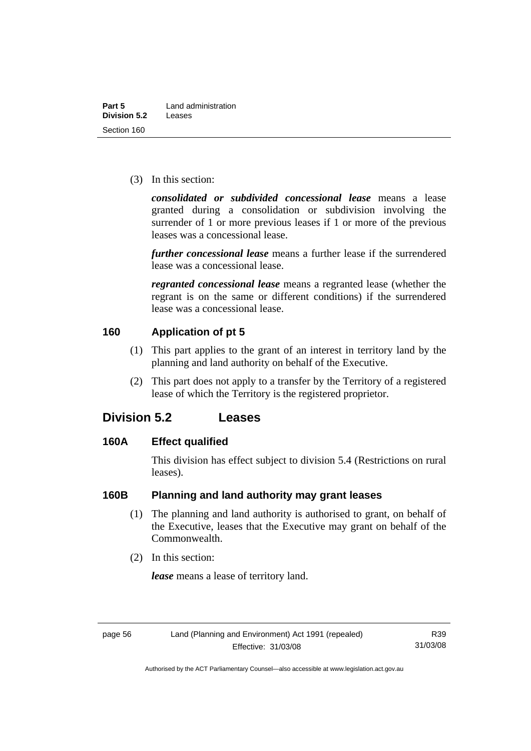(3) In this section:

***consolidated or subdivided concessional lease*** means a lease granted during a consolidation or subdivision involving the surrender of 1 or more previous leases if 1 or more of the previous leases was a concessional lease.

***further concessional lease*** means a further lease if the surrendered lease was a concessional lease.

***regranted concessional lease*** means a regranted lease (whether the regrant is on the same or different conditions) if the surrendered lease was a concessional lease.

### 160 Application of pt 5

(1) This part applies to the grant of an interest in territory land by the planning and land authority on behalf of the Executive.

(2) This part does not apply to a transfer by the Territory of a registered lease of which the Territory is the registered proprietor.

## Division 5.2 Leases

### 160A Effect qualified

This division has effect subject to division 5.4 (Restrictions on rural leases).

### 160B Planning and land authority may grant leases

(1) The planning and land authority is authorised to grant, on behalf of the Executive, leases that the Executive may grant on behalf of the Commonwealth.

(2) In this section:

***lease*** means a lease of territory land.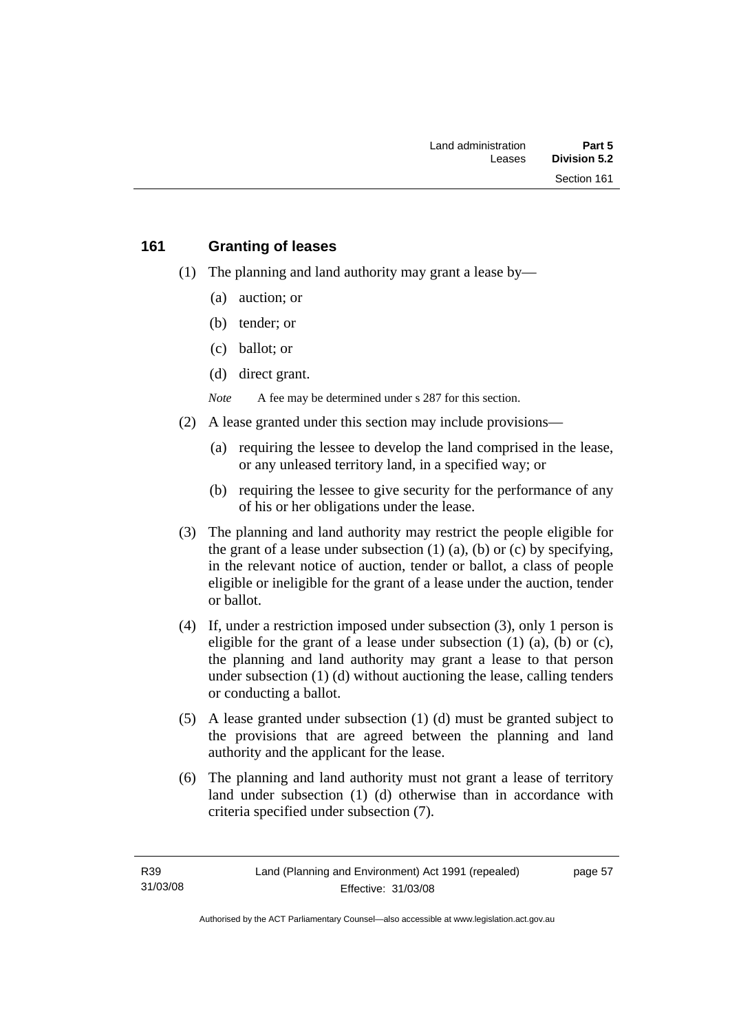## 161 Granting of leases

(1) The planning and land authority may grant a lease by—

(a) auction; or

(b) tender; or

(c) ballot; or

(d) direct grant.

*Note* A fee may be determined under s 287 for this section.

(2) A lease granted under this section may include provisions—

(a) requiring the lessee to develop the land comprised in the lease, or any unleased territory land, in a specified way; or

(b) requiring the lessee to give security for the performance of any of his or her obligations under the lease.

(3) The planning and land authority may restrict the people eligible for the grant of a lease under subsection (1) (a), (b) or (c) by specifying, in the relevant notice of auction, tender or ballot, a class of people eligible or ineligible for the grant of a lease under the auction, tender or ballot.

(4) If, under a restriction imposed under subsection (3), only 1 person is eligible for the grant of a lease under subsection (1) (a), (b) or (c), the planning and land authority may grant a lease to that person under subsection (1) (d) without auctioning the lease, calling tenders or conducting a ballot.

(5) A lease granted under subsection (1) (d) must be granted subject to the provisions that are agreed between the planning and land authority and the applicant for the lease.

(6) The planning and land authority must not grant a lease of territory land under subsection (1) (d) otherwise than in accordance with criteria specified under subsection (7).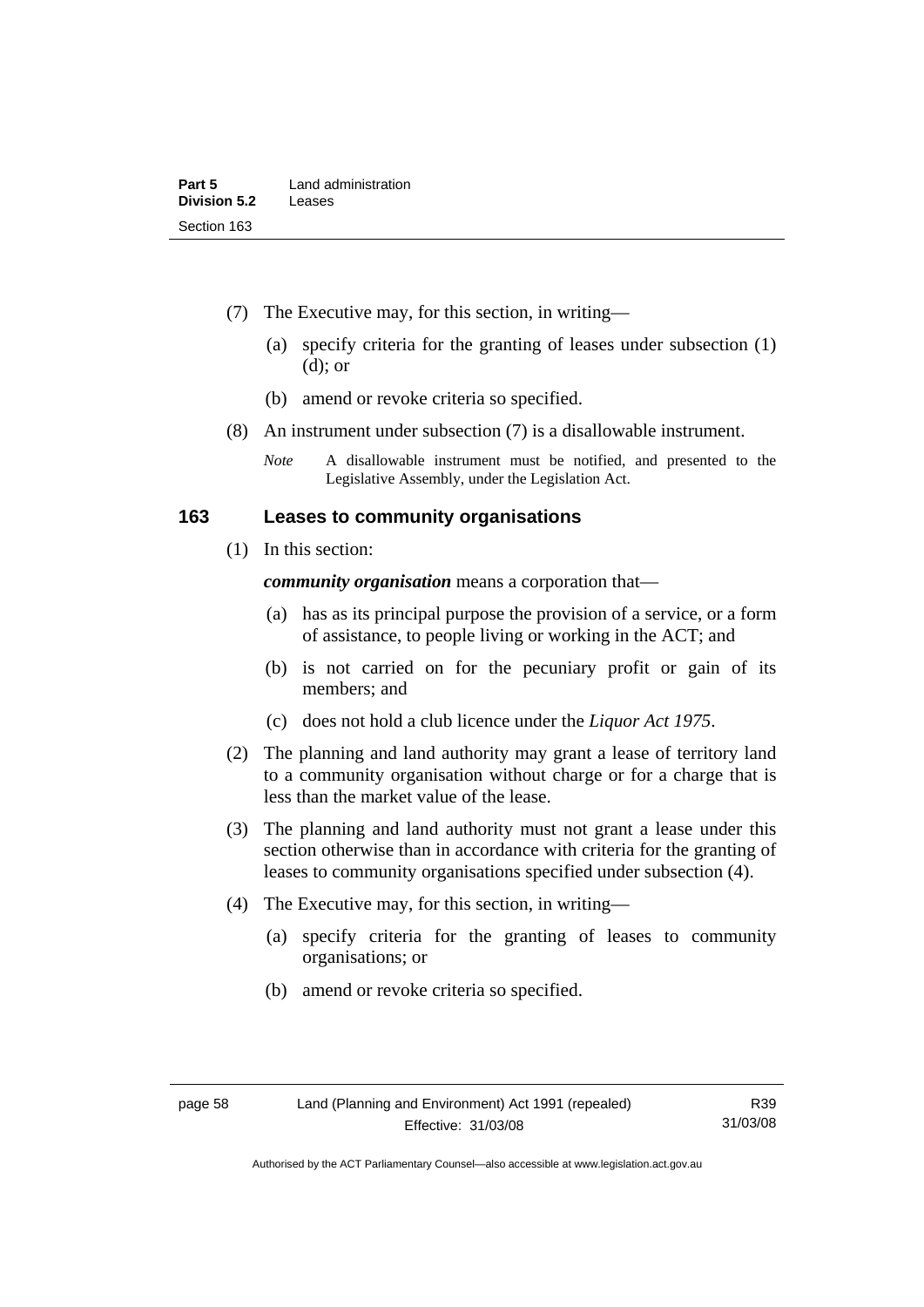(7) The Executive may, for this section, in writing—

(a) specify criteria for the granting of leases under subsection (1) (d); or

(b) amend or revoke criteria so specified.

(8) An instrument under subsection (7) is a disallowable instrument.

*Note* A disallowable instrument must be notified, and presented to the Legislative Assembly, under the Legislation Act.

## 163 Leases to community organisations

(1) In this section:

***community organisation*** means a corporation that—

(a) has as its principal purpose the provision of a service, or a form of assistance, to people living or working in the ACT; and

(b) is not carried on for the pecuniary profit or gain of its members; and

(c) does not hold a club licence under the *Liquor Act 1975*.

(2) The planning and land authority may grant a lease of territory land to a community organisation without charge or for a charge that is less than the market value of the lease.

(3) The planning and land authority must not grant a lease under this section otherwise than in accordance with criteria for the granting of leases to community organisations specified under subsection (4).

(4) The Executive may, for this section, in writing—

(a) specify criteria for the granting of leases to community organisations; or

(b) amend or revoke criteria so specified.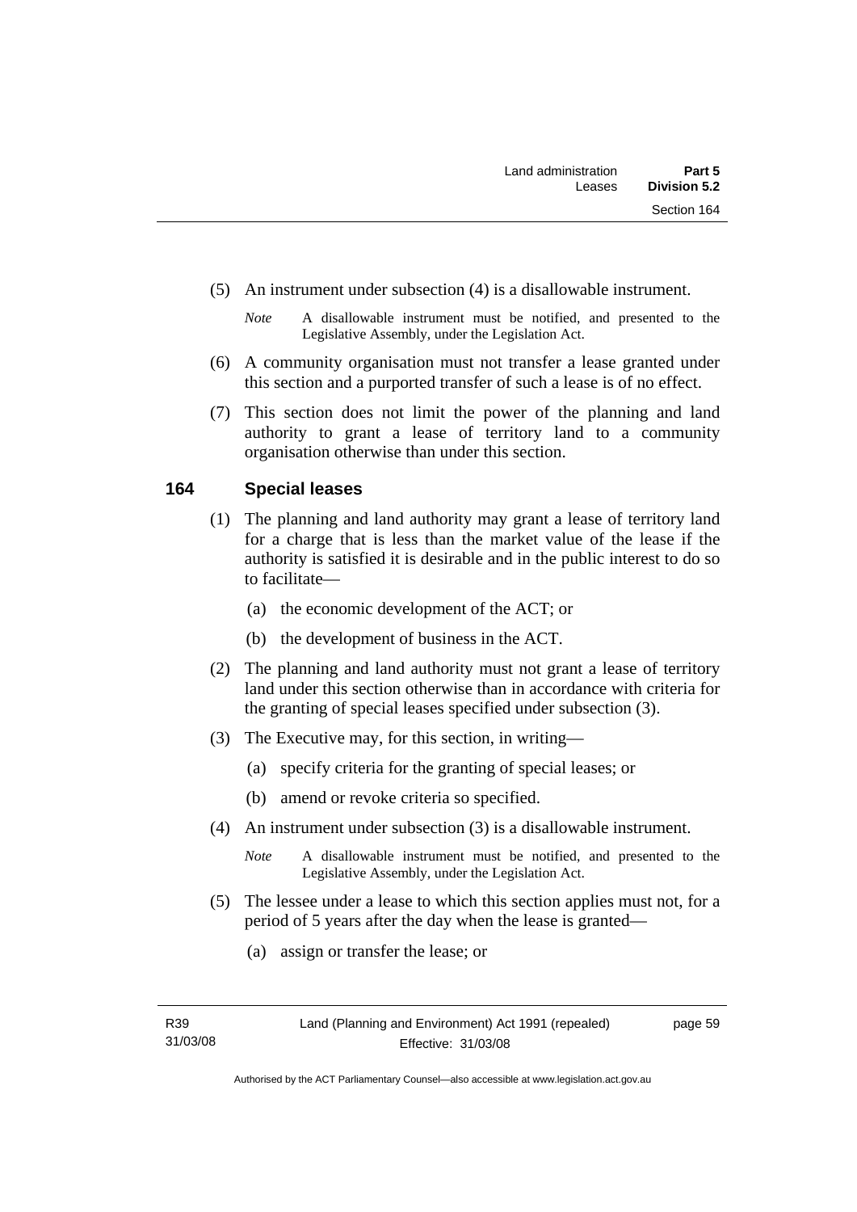(5) An instrument under subsection (4) is a disallowable instrument.

*Note* A disallowable instrument must be notified, and presented to the Legislative Assembly, under the Legislation Act.

(6) A community organisation must not transfer a lease granted under this section and a purported transfer of such a lease is of no effect.

(7) This section does not limit the power of the planning and land authority to grant a lease of territory land to a community organisation otherwise than under this section.

## 164 Special leases

(1) The planning and land authority may grant a lease of territory land for a charge that is less than the market value of the lease if the authority is satisfied it is desirable and in the public interest to do so to facilitate—

(a) the economic development of the ACT; or

(b) the development of business in the ACT.

(2) The planning and land authority must not grant a lease of territory land under this section otherwise than in accordance with criteria for the granting of special leases specified under subsection (3).

(3) The Executive may, for this section, in writing—

(a) specify criteria for the granting of special leases; or

(b) amend or revoke criteria so specified.

(4) An instrument under subsection (3) is a disallowable instrument.

*Note* A disallowable instrument must be notified, and presented to the Legislative Assembly, under the Legislation Act.

(5) The lessee under a lease to which this section applies must not, for a period of 5 years after the day when the lease is granted—

(a) assign or transfer the lease; or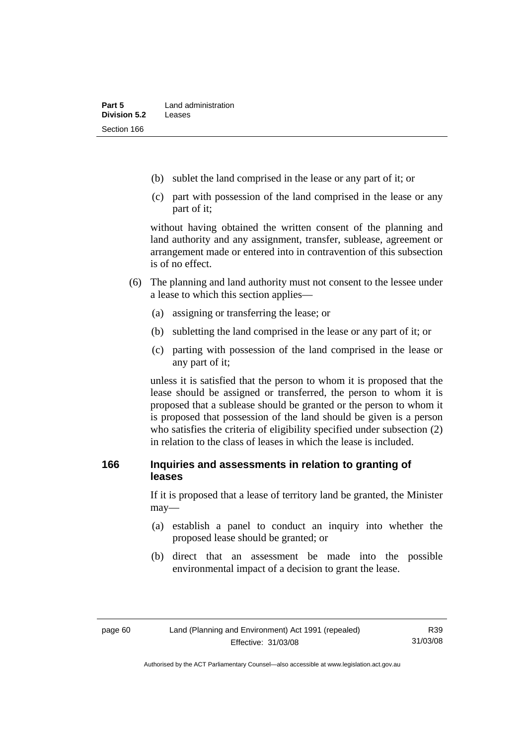(b) sublet the land comprised in the lease or any part of it; or

(c) part with possession of the land comprised in the lease or any part of it;

without having obtained the written consent of the planning and land authority and any assignment, transfer, sublease, agreement or arrangement made or entered into in contravention of this subsection is of no effect.

(6) The planning and land authority must not consent to the lessee under a lease to which this section applies—

(a) assigning or transferring the lease; or

(b) subletting the land comprised in the lease or any part of it; or

(c) parting with possession of the land comprised in the lease or any part of it;

unless it is satisfied that the person to whom it is proposed that the lease should be assigned or transferred, the person to whom it is proposed that a sublease should be granted or the person to whom it is proposed that possession of the land should be given is a person who satisfies the criteria of eligibility specified under subsection (2) in relation to the class of leases in which the lease is included.

### 166 Inquiries and assessments in relation to granting of leases

If it is proposed that a lease of territory land be granted, the Minister may—

(a) establish a panel to conduct an inquiry into whether the proposed lease should be granted; or

(b) direct that an assessment be made into the possible environmental impact of a decision to grant the lease.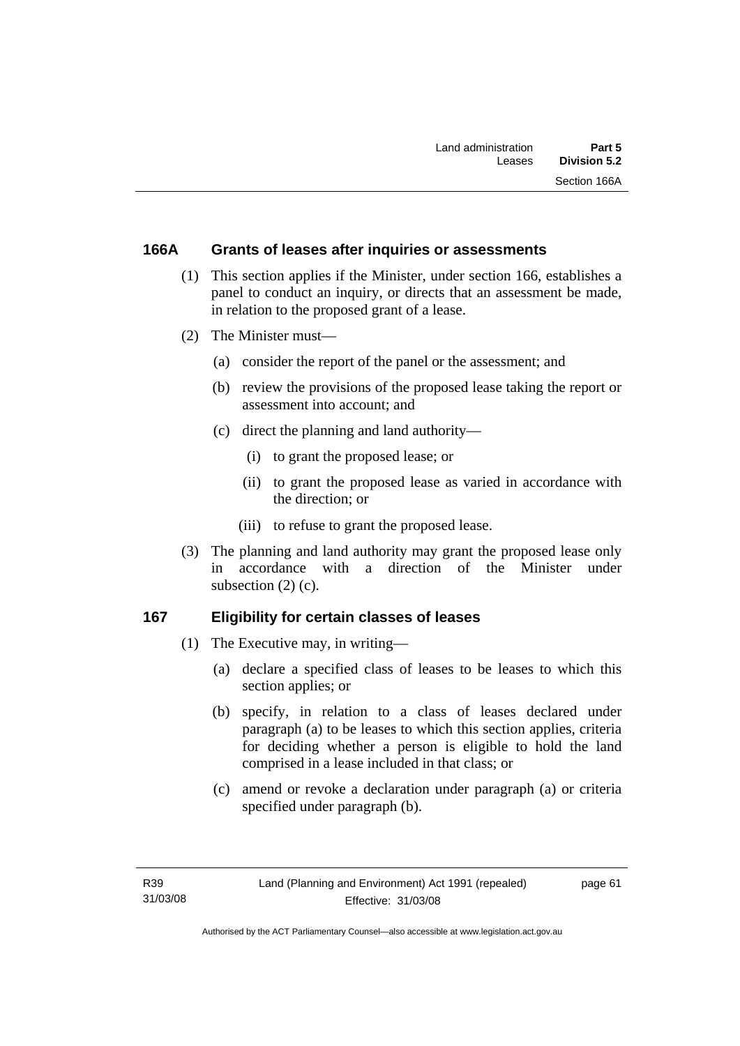## 166A Grants of leases after inquiries or assessments

(1) This section applies if the Minister, under section 166, establishes a panel to conduct an inquiry, or directs that an assessment be made, in relation to the proposed grant of a lease.

(2) The Minister must—

  (a) consider the report of the panel or the assessment; and

  (b) review the provisions of the proposed lease taking the report or assessment into account; and

  (c) direct the planning and land authority—

    (i) to grant the proposed lease; or

    (ii) to grant the proposed lease as varied in accordance with the direction; or

    (iii) to refuse to grant the proposed lease.

(3) The planning and land authority may grant the proposed lease only in accordance with a direction of the Minister under subsection (2) (c).

## 167 Eligibility for certain classes of leases

(1) The Executive may, in writing—

  (a) declare a specified class of leases to be leases to which this section applies; or

  (b) specify, in relation to a class of leases declared under paragraph (a) to be leases to which this section applies, criteria for deciding whether a person is eligible to hold the land comprised in a lease included in that class; or

  (c) amend or revoke a declaration under paragraph (a) or criteria specified under paragraph (b).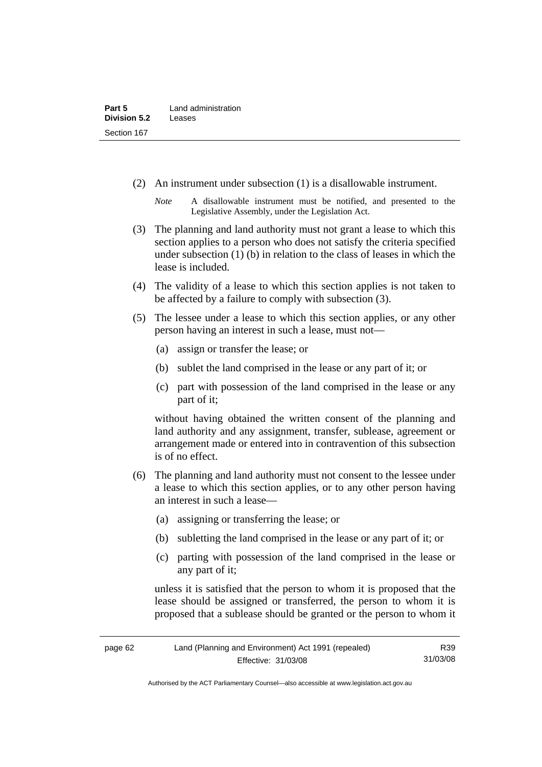(2) An instrument under subsection (1) is a disallowable instrument.

*Note* A disallowable instrument must be notified, and presented to the Legislative Assembly, under the Legislation Act.

(3) The planning and land authority must not grant a lease to which this section applies to a person who does not satisfy the criteria specified under subsection (1) (b) in relation to the class of leases in which the lease is included.

(4) The validity of a lease to which this section applies is not taken to be affected by a failure to comply with subsection (3).

(5) The lessee under a lease to which this section applies, or any other person having an interest in such a lease, must not—

(a) assign or transfer the lease; or

(b) sublet the land comprised in the lease or any part of it; or

(c) part with possession of the land comprised in the lease or any part of it;

without having obtained the written consent of the planning and land authority and any assignment, transfer, sublease, agreement or arrangement made or entered into in contravention of this subsection is of no effect.

(6) The planning and land authority must not consent to the lessee under a lease to which this section applies, or to any other person having an interest in such a lease—

(a) assigning or transferring the lease; or

(b) subletting the land comprised in the lease or any part of it; or

(c) parting with possession of the land comprised in the lease or any part of it;

unless it is satisfied that the person to whom it is proposed that the lease should be assigned or transferred, the person to whom it is proposed that a sublease should be granted or the person to whom it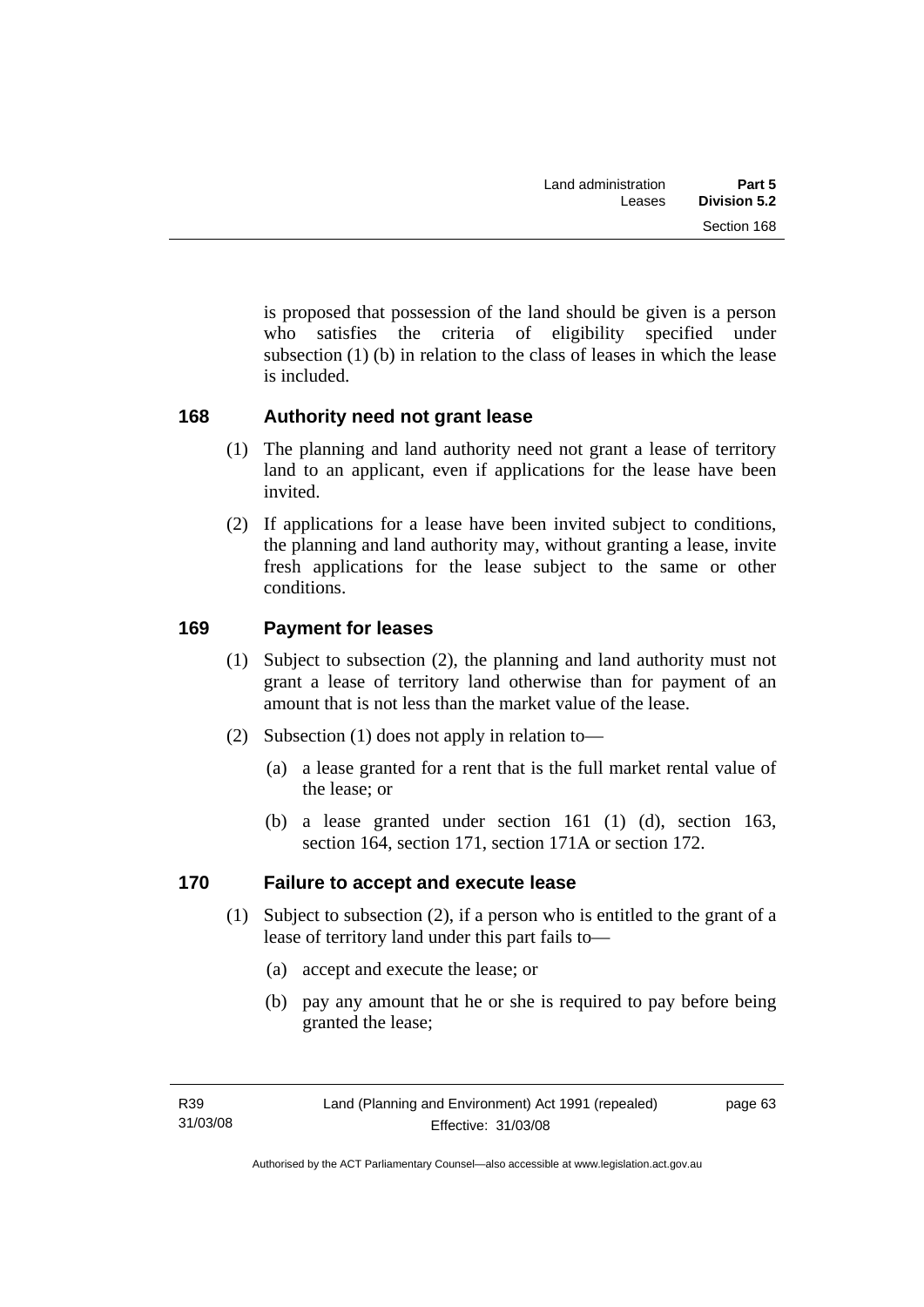is proposed that possession of the land should be given is a person who satisfies the criteria of eligibility specified under subsection (1) (b) in relation to the class of leases in which the lease is included.

## 168 Authority need not grant lease

(1) The planning and land authority need not grant a lease of territory land to an applicant, even if applications for the lease have been invited.

(2) If applications for a lease have been invited subject to conditions, the planning and land authority may, without granting a lease, invite fresh applications for the lease subject to the same or other conditions.

## 169 Payment for leases

(1) Subject to subsection (2), the planning and land authority must not grant a lease of territory land otherwise than for payment of an amount that is not less than the market value of the lease.

(2) Subsection (1) does not apply in relation to—

(a) a lease granted for a rent that is the full market rental value of the lease; or

(b) a lease granted under section 161 (1) (d), section 163, section 164, section 171, section 171A or section 172.

## 170 Failure to accept and execute lease

(1) Subject to subsection (2), if a person who is entitled to the grant of a lease of territory land under this part fails to—

(a) accept and execute the lease; or

(b) pay any amount that he or she is required to pay before being granted the lease;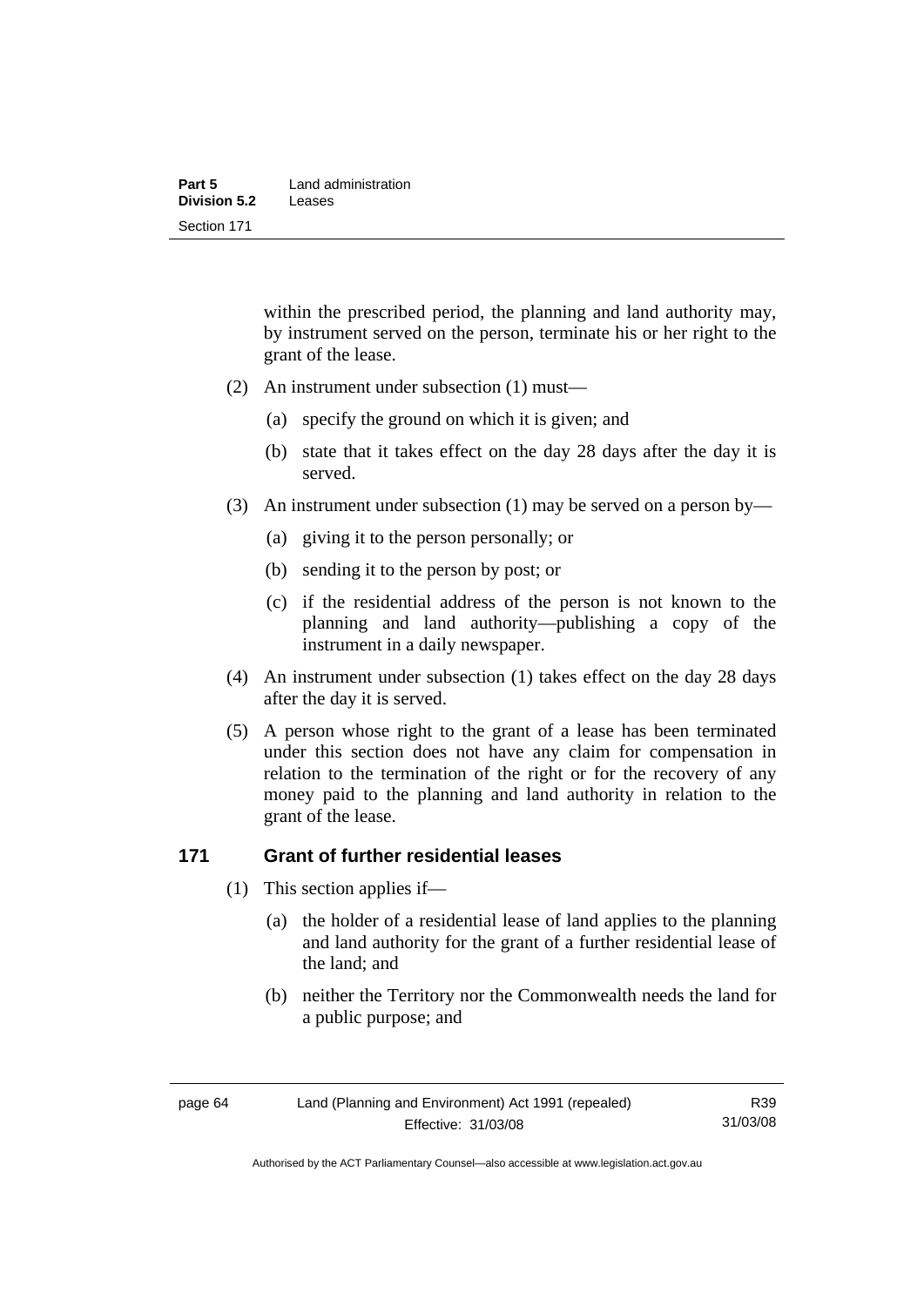within the prescribed period, the planning and land authority may, by instrument served on the person, terminate his or her right to the grant of the lease.

(2) An instrument under subsection (1) must—

(a) specify the ground on which it is given; and

(b) state that it takes effect on the day 28 days after the day it is served.

(3) An instrument under subsection (1) may be served on a person by—

(a) giving it to the person personally; or

(b) sending it to the person by post; or

(c) if the residential address of the person is not known to the planning and land authority—publishing a copy of the instrument in a daily newspaper.

(4) An instrument under subsection (1) takes effect on the day 28 days after the day it is served.

(5) A person whose right to the grant of a lease has been terminated under this section does not have any claim for compensation in relation to the termination of the right or for the recovery of any money paid to the planning and land authority in relation to the grant of the lease.

### 171 Grant of further residential leases

(1) This section applies if—

(a) the holder of a residential lease of land applies to the planning and land authority for the grant of a further residential lease of the land; and

(b) neither the Territory nor the Commonwealth needs the land for a public purpose; and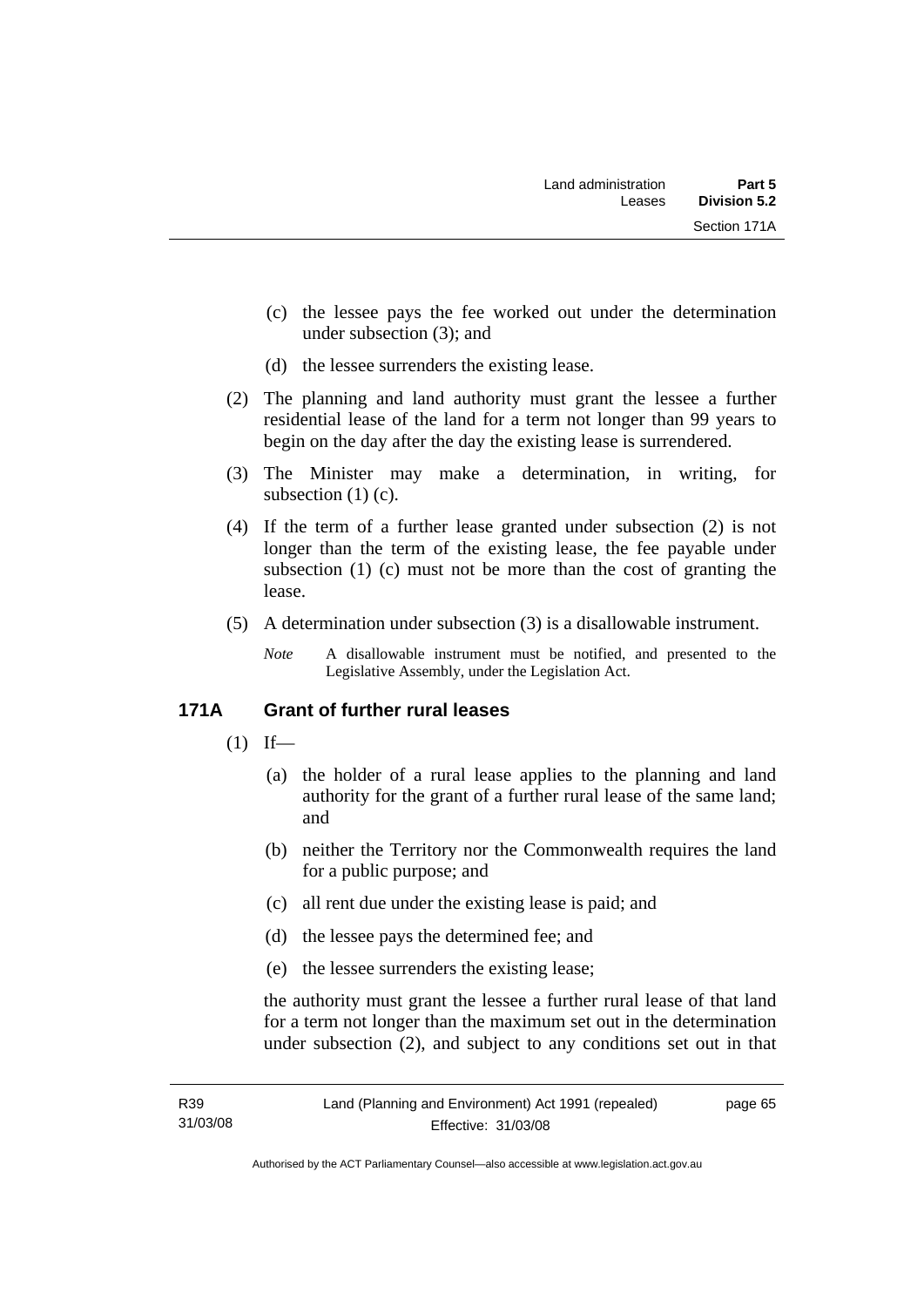(c) the lessee pays the fee worked out under the determination under subsection (3); and

(d) the lessee surrenders the existing lease.

(2) The planning and land authority must grant the lessee a further residential lease of the land for a term not longer than 99 years to begin on the day after the day the existing lease is surrendered.

(3) The Minister may make a determination, in writing, for subsection (1) (c).

(4) If the term of a further lease granted under subsection (2) is not longer than the term of the existing lease, the fee payable under subsection (1) (c) must not be more than the cost of granting the lease.

(5) A determination under subsection (3) is a disallowable instrument.

*Note* A disallowable instrument must be notified, and presented to the Legislative Assembly, under the Legislation Act.

## 171A Grant of further rural leases

(1) If—

(a) the holder of a rural lease applies to the planning and land authority for the grant of a further rural lease of the same land; and

(b) neither the Territory nor the Commonwealth requires the land for a public purpose; and

(c) all rent due under the existing lease is paid; and

(d) the lessee pays the determined fee; and

(e) the lessee surrenders the existing lease;

the authority must grant the lessee a further rural lease of that land for a term not longer than the maximum set out in the determination under subsection (2), and subject to any conditions set out in that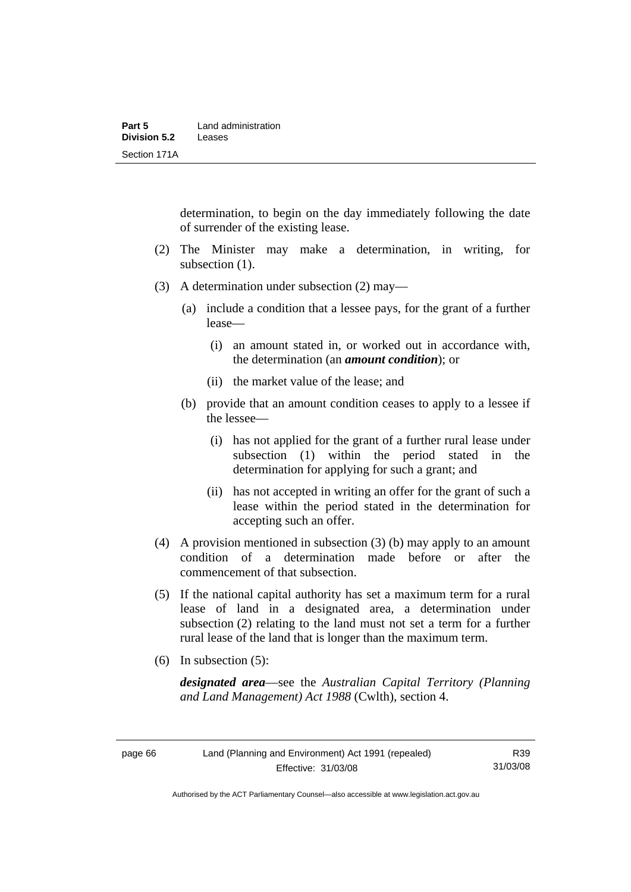determination, to begin on the day immediately following the date of surrender of the existing lease.

(2) The Minister may make a determination, in writing, for subsection (1).

(3) A determination under subsection (2) may—

(a) include a condition that a lessee pays, for the grant of a further lease—

(i) an amount stated in, or worked out in accordance with, the determination (an ***amount condition***); or

(ii) the market value of the lease; and

(b) provide that an amount condition ceases to apply to a lessee if the lessee—

(i) has not applied for the grant of a further rural lease under subsection (1) within the period stated in the determination for applying for such a grant; and

(ii) has not accepted in writing an offer for the grant of such a lease within the period stated in the determination for accepting such an offer.

(4) A provision mentioned in subsection (3) (b) may apply to an amount condition of a determination made before or after the commencement of that subsection.

(5) If the national capital authority has set a maximum term for a rural lease of land in a designated area, a determination under subsection (2) relating to the land must not set a term for a further rural lease of the land that is longer than the maximum term.

(6) In subsection (5):

***designated area***—see the *Australian Capital Territory (Planning and Land Management) Act 1988* (Cwlth), section 4.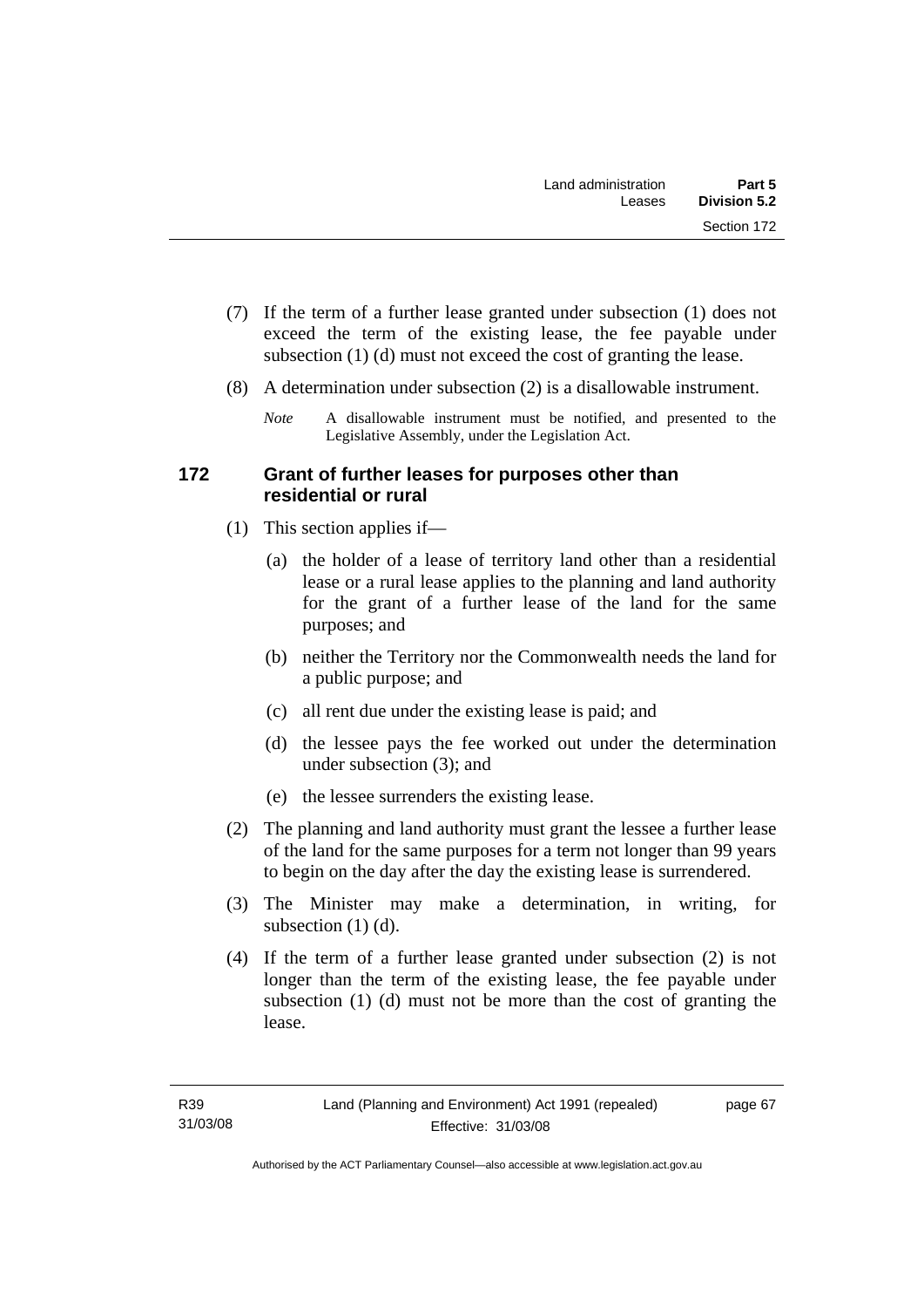(7) If the term of a further lease granted under subsection (1) does not exceed the term of the existing lease, the fee payable under subsection (1) (d) must not exceed the cost of granting the lease.

(8) A determination under subsection (2) is a disallowable instrument.

*Note* A disallowable instrument must be notified, and presented to the Legislative Assembly, under the Legislation Act.

### 172 Grant of further leases for purposes other than residential or rural

(1) This section applies if—

(a) the holder of a lease of territory land other than a residential lease or a rural lease applies to the planning and land authority for the grant of a further lease of the land for the same purposes; and

(b) neither the Territory nor the Commonwealth needs the land for a public purpose; and

(c) all rent due under the existing lease is paid; and

(d) the lessee pays the fee worked out under the determination under subsection (3); and

(e) the lessee surrenders the existing lease.

(2) The planning and land authority must grant the lessee a further lease of the land for the same purposes for a term not longer than 99 years to begin on the day after the day the existing lease is surrendered.

(3) The Minister may make a determination, in writing, for subsection (1) (d).

(4) If the term of a further lease granted under subsection (2) is not longer than the term of the existing lease, the fee payable under subsection (1) (d) must not be more than the cost of granting the lease.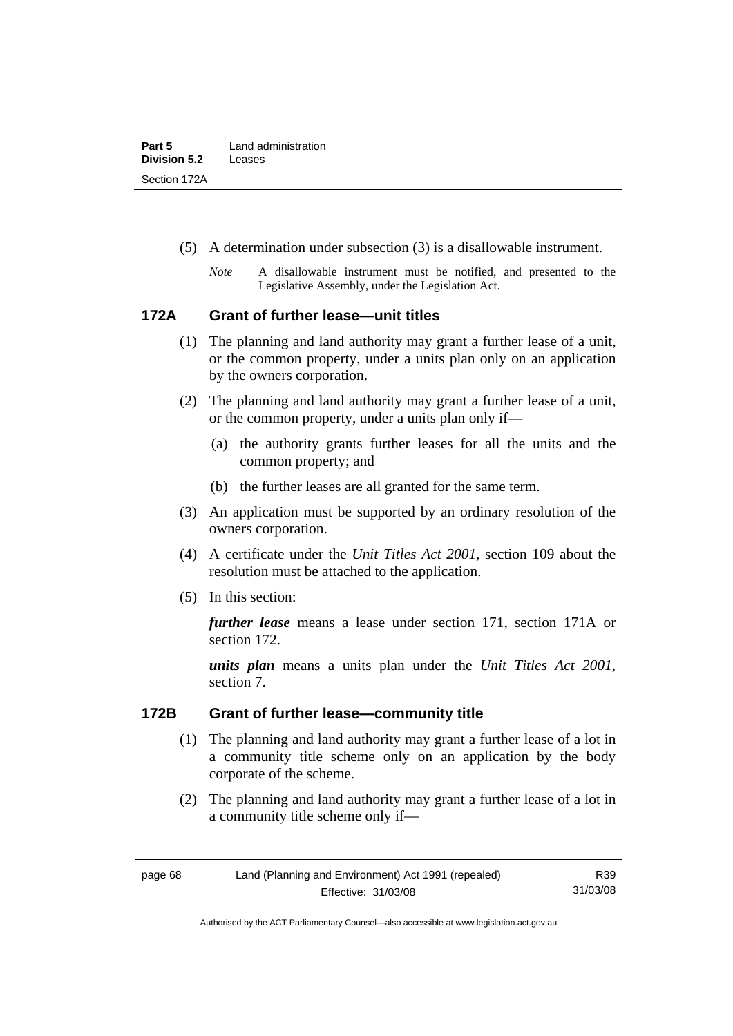(5) A determination under subsection (3) is a disallowable instrument.

*Note* A disallowable instrument must be notified, and presented to the Legislative Assembly, under the Legislation Act.

### 172A Grant of further lease—unit titles

(1) The planning and land authority may grant a further lease of a unit, or the common property, under a units plan only on an application by the owners corporation.

(2) The planning and land authority may grant a further lease of a unit, or the common property, under a units plan only if—

(a) the authority grants further leases for all the units and the common property; and

(b) the further leases are all granted for the same term.

(3) An application must be supported by an ordinary resolution of the owners corporation.

(4) A certificate under the *Unit Titles Act 2001*, section 109 about the resolution must be attached to the application.

(5) In this section:

***further lease*** means a lease under section 171, section 171A or section 172.

***units plan*** means a units plan under the *Unit Titles Act 2001*, section 7.

### 172B Grant of further lease—community title

(1) The planning and land authority may grant a further lease of a lot in a community title scheme only on an application by the body corporate of the scheme.

(2) The planning and land authority may grant a further lease of a lot in a community title scheme only if—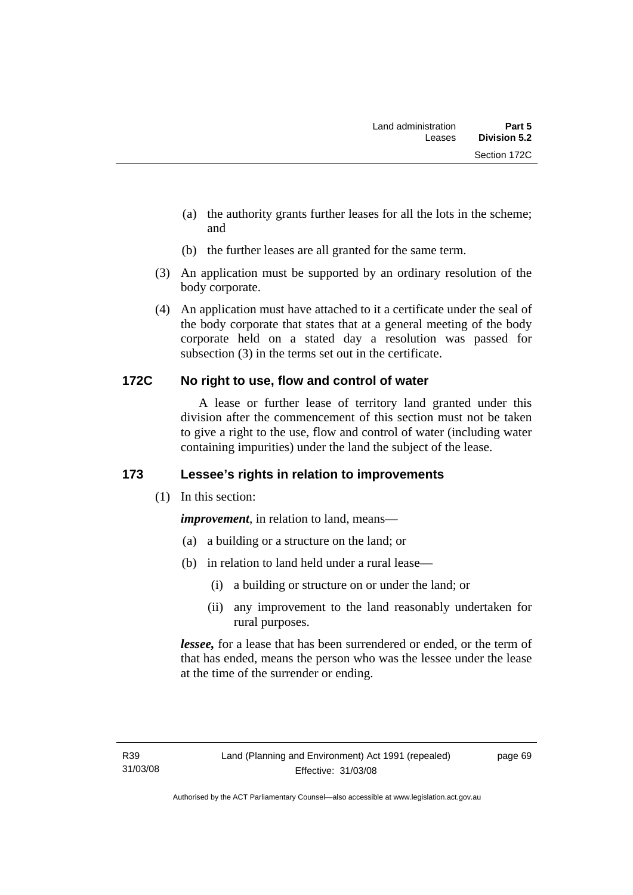(a) the authority grants further leases for all the lots in the scheme; and

(b) the further leases are all granted for the same term.

(3) An application must be supported by an ordinary resolution of the body corporate.

(4) An application must have attached to it a certificate under the seal of the body corporate that states that at a general meeting of the body corporate held on a stated day a resolution was passed for subsection (3) in the terms set out in the certificate.

## 172C No right to use, flow and control of water

A lease or further lease of territory land granted under this division after the commencement of this section must not be taken to give a right to the use, flow and control of water (including water containing impurities) under the land the subject of the lease.

## 173 Lessee's rights in relation to improvements

(1) In this section:

***improvement***, in relation to land, means—

(a) a building or a structure on the land; or

(b) in relation to land held under a rural lease—

(i) a building or structure on or under the land; or

(ii) any improvement to the land reasonably undertaken for rural purposes.

***lessee,*** for a lease that has been surrendered or ended, or the term of that has ended, means the person who was the lessee under the lease at the time of the surrender or ending.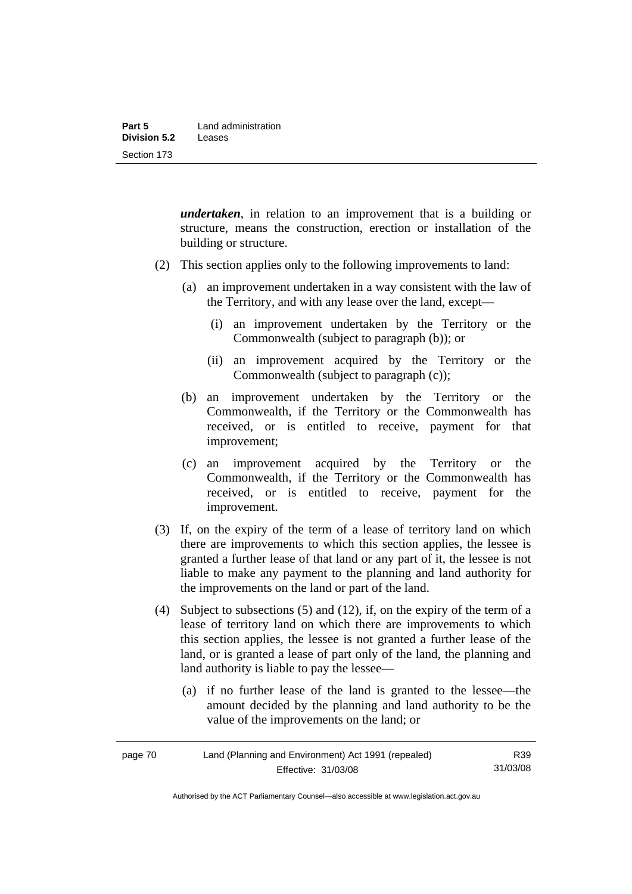***undertaken***, in relation to an improvement that is a building or structure, means the construction, erection or installation of the building or structure.

(2) This section applies only to the following improvements to land:

(a) an improvement undertaken in a way consistent with the law of the Territory, and with any lease over the land, except—

(i) an improvement undertaken by the Territory or the Commonwealth (subject to paragraph (b)); or

(ii) an improvement acquired by the Territory or the Commonwealth (subject to paragraph (c));

(b) an improvement undertaken by the Territory or the Commonwealth, if the Territory or the Commonwealth has received, or is entitled to receive, payment for that improvement;

(c) an improvement acquired by the Territory or the Commonwealth, if the Territory or the Commonwealth has received, or is entitled to receive, payment for the improvement.

(3) If, on the expiry of the term of a lease of territory land on which there are improvements to which this section applies, the lessee is granted a further lease of that land or any part of it, the lessee is not liable to make any payment to the planning and land authority for the improvements on the land or part of the land.

(4) Subject to subsections (5) and (12), if, on the expiry of the term of a lease of territory land on which there are improvements to which this section applies, the lessee is not granted a further lease of the land, or is granted a lease of part only of the land, the planning and land authority is liable to pay the lessee—

(a) if no further lease of the land is granted to the lessee—the amount decided by the planning and land authority to be the value of the improvements on the land; or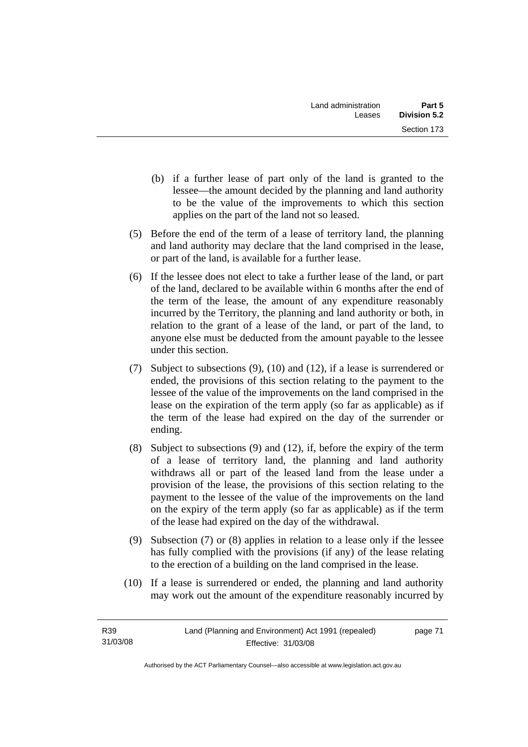(b) if a further lease of part only of the land is granted to the lessee—the amount decided by the planning and land authority to be the value of the improvements to which this section applies on the part of the land not so leased.

(5) Before the end of the term of a lease of territory land, the planning and land authority may declare that the land comprised in the lease, or part of the land, is available for a further lease.

(6) If the lessee does not elect to take a further lease of the land, or part of the land, declared to be available within 6 months after the end of the term of the lease, the amount of any expenditure reasonably incurred by the Territory, the planning and land authority or both, in relation to the grant of a lease of the land, or part of the land, to anyone else must be deducted from the amount payable to the lessee under this section.

(7) Subject to subsections (9), (10) and (12), if a lease is surrendered or ended, the provisions of this section relating to the payment to the lessee of the value of the improvements on the land comprised in the lease on the expiration of the term apply (so far as applicable) as if the term of the lease had expired on the day of the surrender or ending.

(8) Subject to subsections (9) and (12), if, before the expiry of the term of a lease of territory land, the planning and land authority withdraws all or part of the leased land from the lease under a provision of the lease, the provisions of this section relating to the payment to the lessee of the value of the improvements on the land on the expiry of the term apply (so far as applicable) as if the term of the lease had expired on the day of the withdrawal.

(9) Subsection (7) or (8) applies in relation to a lease only if the lessee has fully complied with the provisions (if any) of the lease relating to the erection of a building on the land comprised in the lease.

(10) If a lease is surrendered or ended, the planning and land authority may work out the amount of the expenditure reasonably incurred by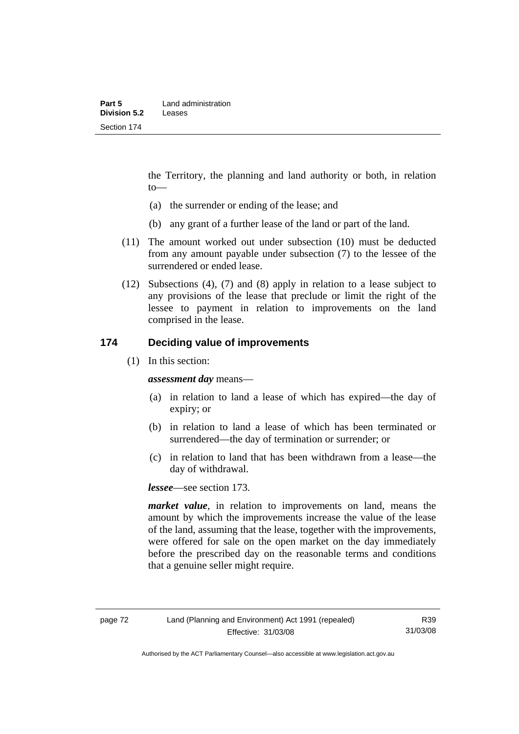the Territory, the planning and land authority or both, in relation to—

(a) the surrender or ending of the lease; and

(b) any grant of a further lease of the land or part of the land.

(11) The amount worked out under subsection (10) must be deducted from any amount payable under subsection (7) to the lessee of the surrendered or ended lease.

(12) Subsections (4), (7) and (8) apply in relation to a lease subject to any provisions of the lease that preclude or limit the right of the lessee to payment in relation to improvements on the land comprised in the lease.

## 174 Deciding value of improvements

(1) In this section:

***assessment day*** means—

(a) in relation to land a lease of which has expired—the day of expiry; or

(b) in relation to land a lease of which has been terminated or surrendered—the day of termination or surrender; or

(c) in relation to land that has been withdrawn from a lease—the day of withdrawal.

***lessee***—see section 173.

***market value***, in relation to improvements on land, means the amount by which the improvements increase the value of the lease of the land, assuming that the lease, together with the improvements, were offered for sale on the open market on the day immediately before the prescribed day on the reasonable terms and conditions that a genuine seller might require.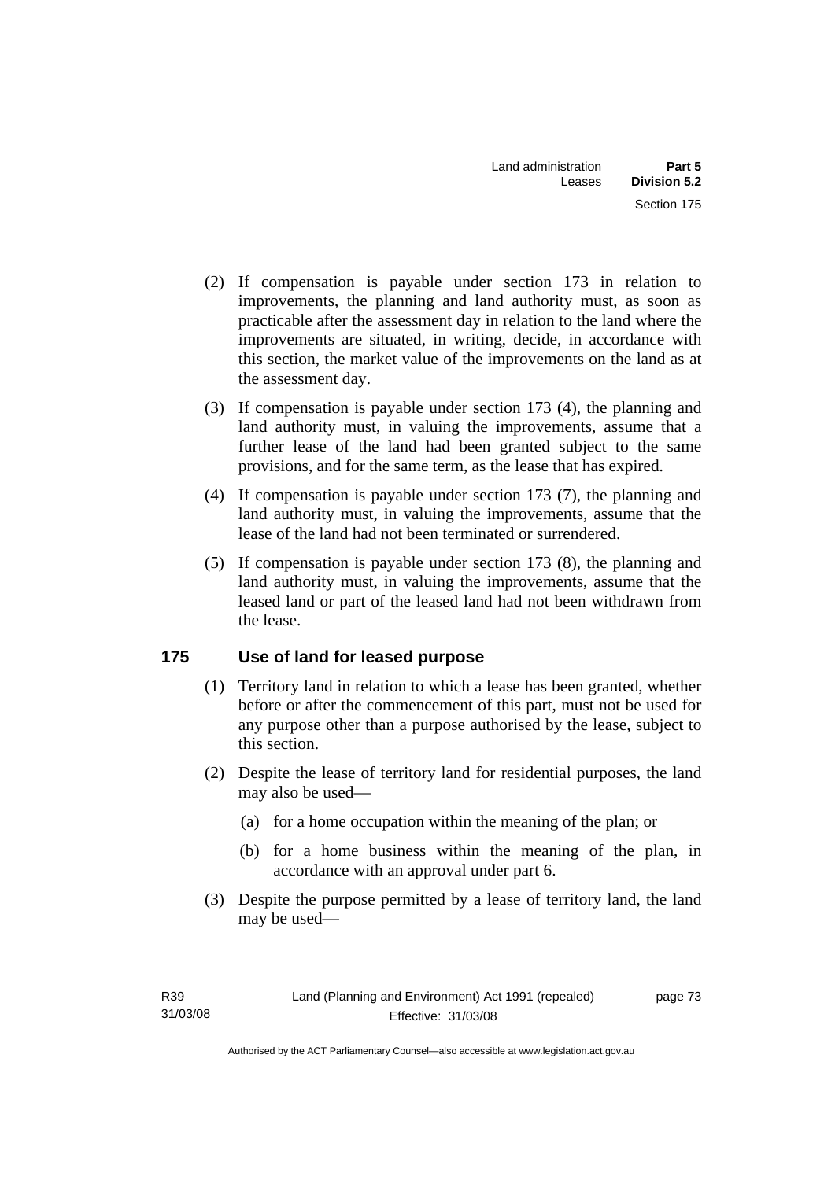(2) If compensation is payable under section 173 in relation to improvements, the planning and land authority must, as soon as practicable after the assessment day in relation to the land where the improvements are situated, in writing, decide, in accordance with this section, the market value of the improvements on the land as at the assessment day.

(3) If compensation is payable under section 173 (4), the planning and land authority must, in valuing the improvements, assume that a further lease of the land had been granted subject to the same provisions, and for the same term, as the lease that has expired.

(4) If compensation is payable under section 173 (7), the planning and land authority must, in valuing the improvements, assume that the lease of the land had not been terminated or surrendered.

(5) If compensation is payable under section 173 (8), the planning and land authority must, in valuing the improvements, assume that the leased land or part of the leased land had not been withdrawn from the lease.

## 175 Use of land for leased purpose

(1) Territory land in relation to which a lease has been granted, whether before or after the commencement of this part, must not be used for any purpose other than a purpose authorised by the lease, subject to this section.

(2) Despite the lease of territory land for residential purposes, the land may also be used—

- (a) for a home occupation within the meaning of the plan; or
- (b) for a home business within the meaning of the plan, in accordance with an approval under part 6.

(3) Despite the purpose permitted by a lease of territory land, the land may be used—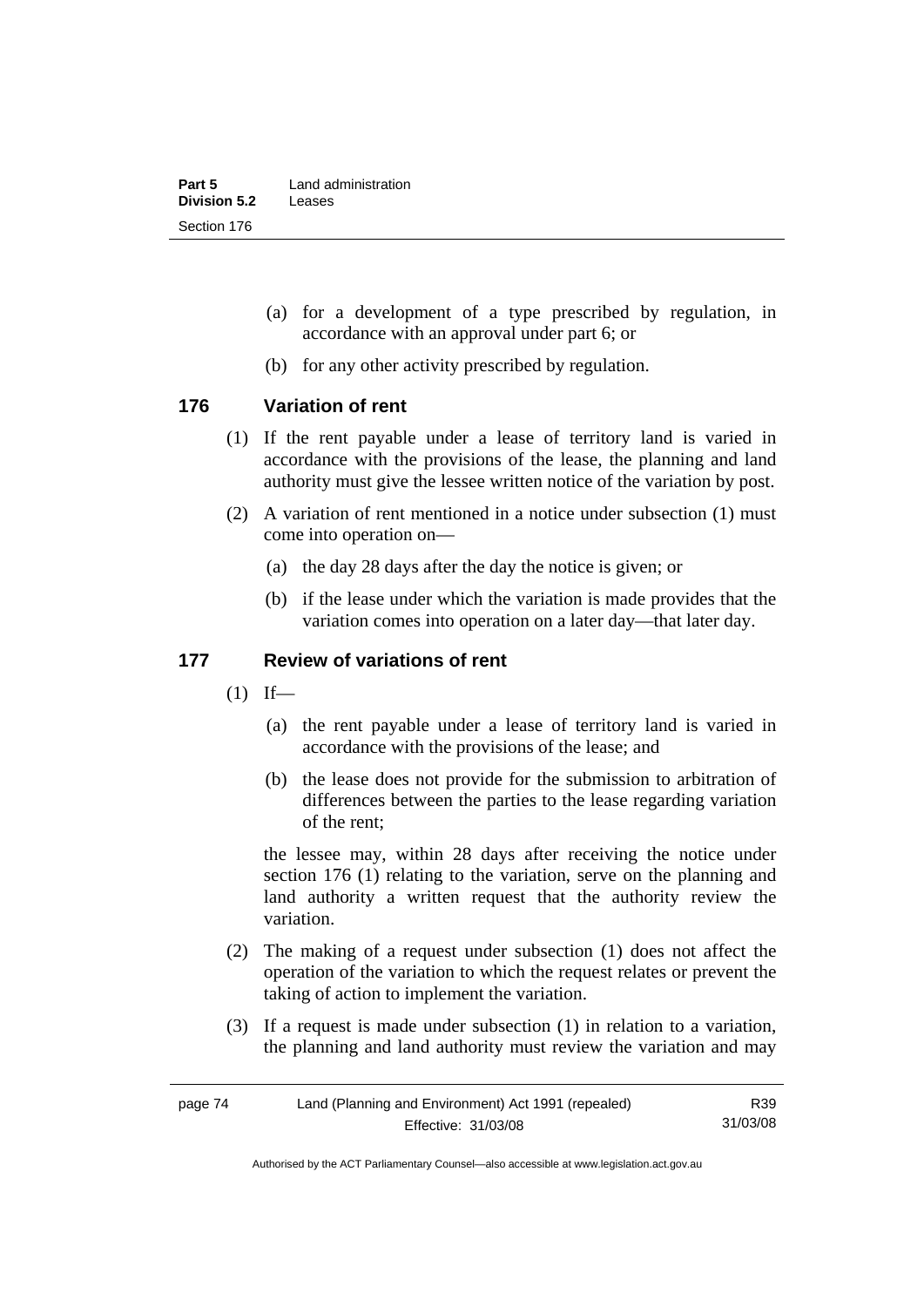(a) for a development of a type prescribed by regulation, in accordance with an approval under part 6; or

(b) for any other activity prescribed by regulation.

### 176 Variation of rent

(1) If the rent payable under a lease of territory land is varied in accordance with the provisions of the lease, the planning and land authority must give the lessee written notice of the variation by post.

(2) A variation of rent mentioned in a notice under subsection (1) must come into operation on—

(a) the day 28 days after the day the notice is given; or

(b) if the lease under which the variation is made provides that the variation comes into operation on a later day—that later day.

### 177 Review of variations of rent

(1) If—

(a) the rent payable under a lease of territory land is varied in accordance with the provisions of the lease; and

(b) the lease does not provide for the submission to arbitration of differences between the parties to the lease regarding variation of the rent;

the lessee may, within 28 days after receiving the notice under section 176 (1) relating to the variation, serve on the planning and land authority a written request that the authority review the variation.

(2) The making of a request under subsection (1) does not affect the operation of the variation to which the request relates or prevent the taking of action to implement the variation.

(3) If a request is made under subsection (1) in relation to a variation, the planning and land authority must review the variation and may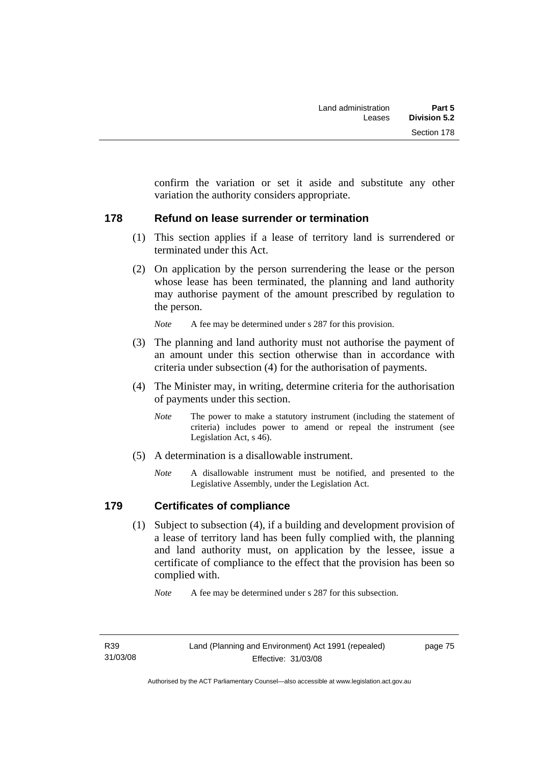confirm the variation or set it aside and substitute any other variation the authority considers appropriate.

## 178 Refund on lease surrender or termination

(1) This section applies if a lease of territory land is surrendered or terminated under this Act.

(2) On application by the person surrendering the lease or the person whose lease has been terminated, the planning and land authority may authorise payment of the amount prescribed by regulation to the person.

*Note* A fee may be determined under s 287 for this provision.

(3) The planning and land authority must not authorise the payment of an amount under this section otherwise than in accordance with criteria under subsection (4) for the authorisation of payments.

(4) The Minister may, in writing, determine criteria for the authorisation of payments under this section.

*Note* The power to make a statutory instrument (including the statement of criteria) includes power to amend or repeal the instrument (see Legislation Act, s 46).

(5) A determination is a disallowable instrument.

*Note* A disallowable instrument must be notified, and presented to the Legislative Assembly, under the Legislation Act.

## 179 Certificates of compliance

(1) Subject to subsection (4), if a building and development provision of a lease of territory land has been fully complied with, the planning and land authority must, on application by the lessee, issue a certificate of compliance to the effect that the provision has been so complied with.

*Note* A fee may be determined under s 287 for this subsection.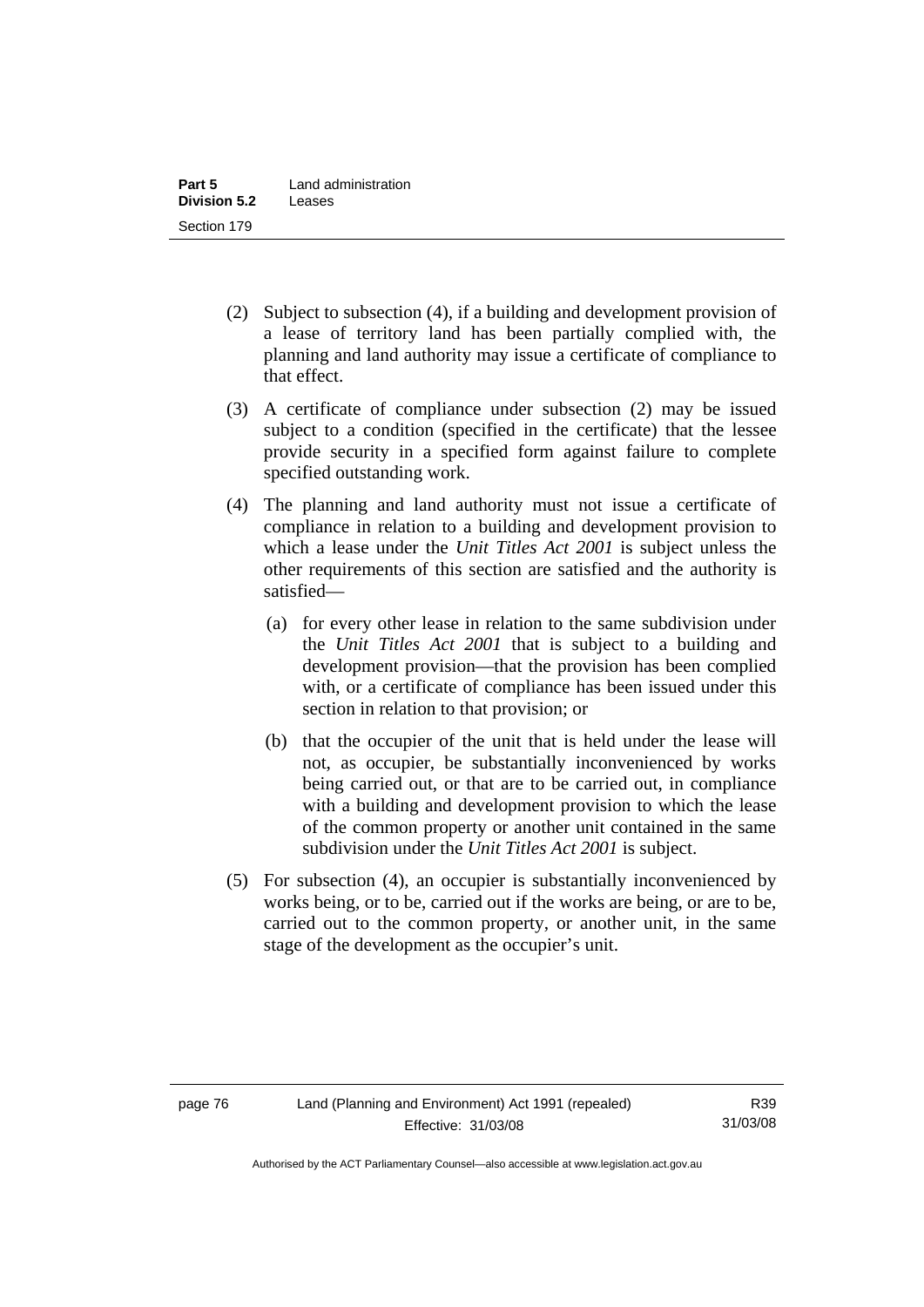(2) Subject to subsection (4), if a building and development provision of a lease of territory land has been partially complied with, the planning and land authority may issue a certificate of compliance to that effect.

(3) A certificate of compliance under subsection (2) may be issued subject to a condition (specified in the certificate) that the lessee provide security in a specified form against failure to complete specified outstanding work.

(4) The planning and land authority must not issue a certificate of compliance in relation to a building and development provision to which a lease under the *Unit Titles Act 2001* is subject unless the other requirements of this section are satisfied and the authority is satisfied—

(a) for every other lease in relation to the same subdivision under the *Unit Titles Act 2001* that is subject to a building and development provision—that the provision has been complied with, or a certificate of compliance has been issued under this section in relation to that provision; or

(b) that the occupier of the unit that is held under the lease will not, as occupier, be substantially inconvenienced by works being carried out, or that are to be carried out, in compliance with a building and development provision to which the lease of the common property or another unit contained in the same subdivision under the *Unit Titles Act 2001* is subject.

(5) For subsection (4), an occupier is substantially inconvenienced by works being, or to be, carried out if the works are being, or are to be, carried out to the common property, or another unit, in the same stage of the development as the occupier's unit.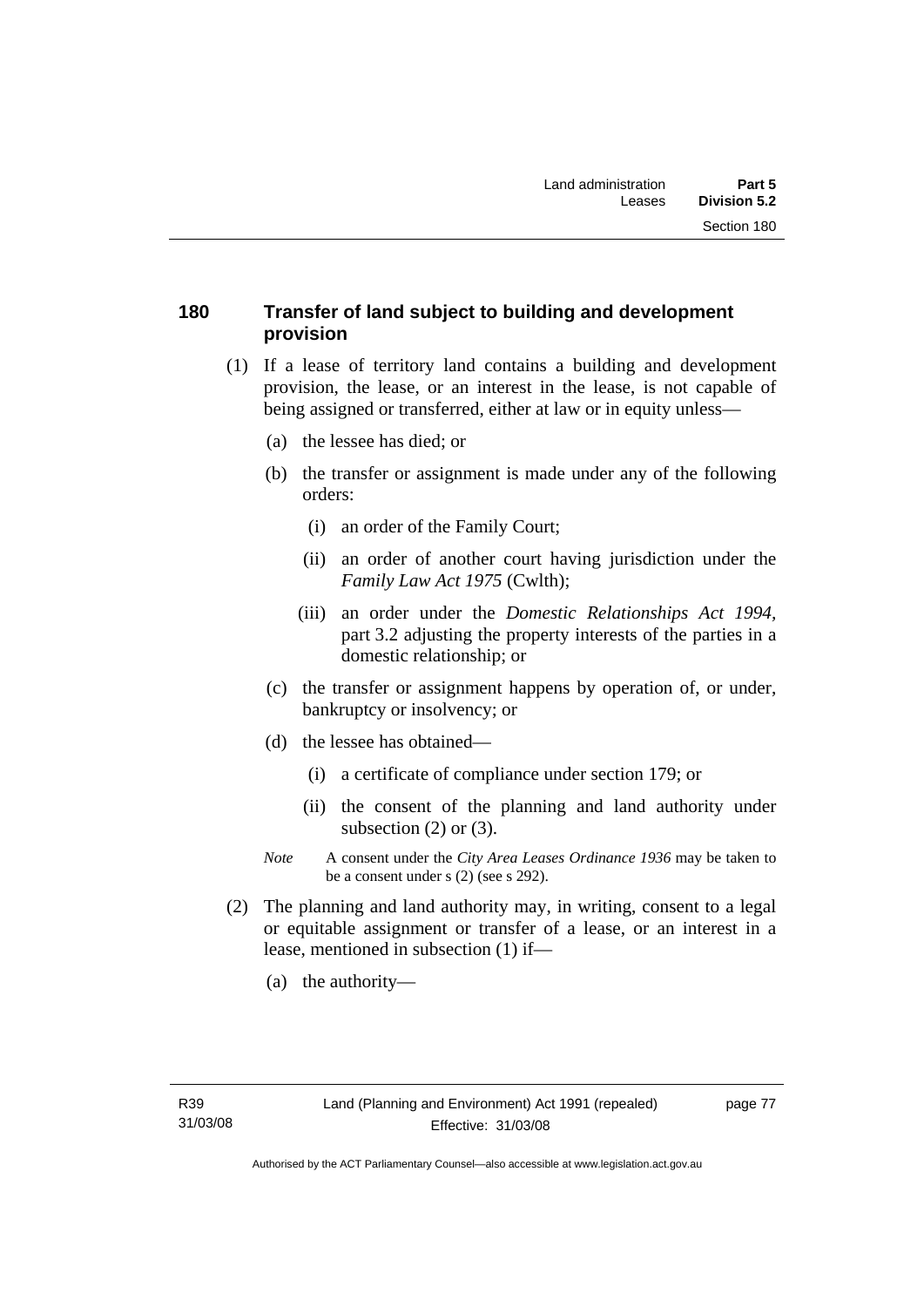## 180 Transfer of land subject to building and development provision

(1) If a lease of territory land contains a building and development provision, the lease, or an interest in the lease, is not capable of being assigned or transferred, either at law or in equity unless—

  (a) the lessee has died; or

  (b) the transfer or assignment is made under any of the following orders:

    (i) an order of the Family Court;

    (ii) an order of another court having jurisdiction under the *Family Law Act 1975* (Cwlth);

    (iii) an order under the *Domestic Relationships Act 1994*, part 3.2 adjusting the property interests of the parties in a domestic relationship; or

  (c) the transfer or assignment happens by operation of, or under, bankruptcy or insolvency; or

  (d) the lessee has obtained—

    (i) a certificate of compliance under section 179; or

    (ii) the consent of the planning and land authority under subsection (2) or (3).

*Note* A consent under the *City Area Leases Ordinance 1936* may be taken to be a consent under s (2) (see s 292).

(2) The planning and land authority may, in writing, consent to a legal or equitable assignment or transfer of a lease, or an interest in a lease, mentioned in subsection (1) if—

  (a) the authority—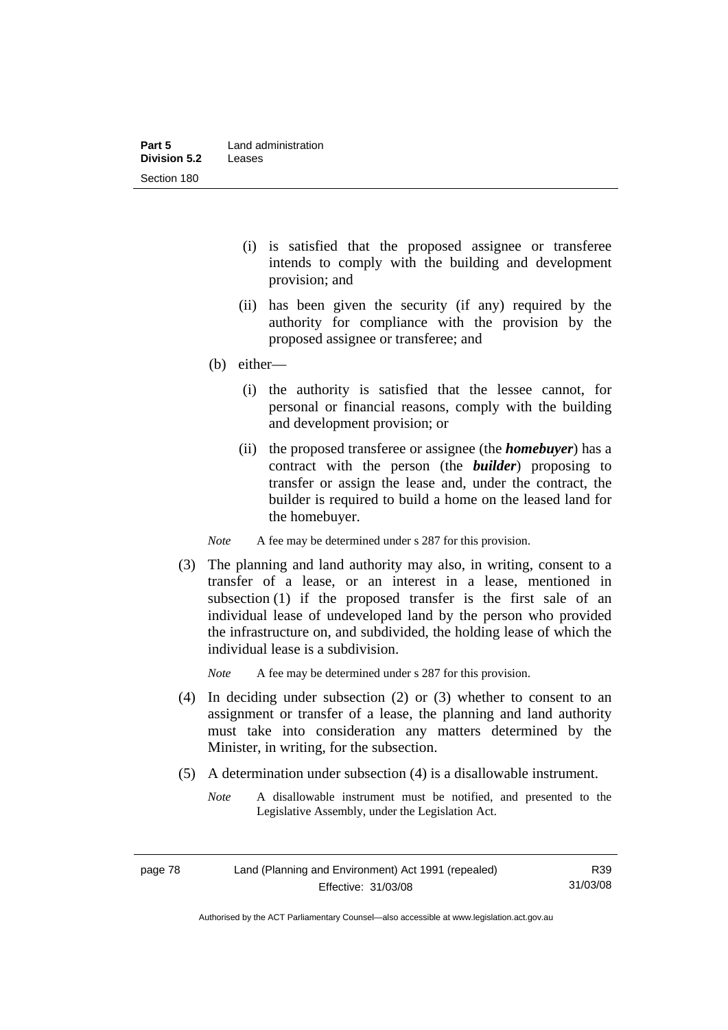(i) is satisfied that the proposed assignee or transferee intends to comply with the building and development provision; and

(ii) has been given the security (if any) required by the authority for compliance with the provision by the proposed assignee or transferee; and

(b) either—

(i) the authority is satisfied that the lessee cannot, for personal or financial reasons, comply with the building and development provision; or

(ii) the proposed transferee or assignee (the ***homebuyer***) has a contract with the person (the ***builder***) proposing to transfer or assign the lease and, under the contract, the builder is required to build a home on the leased land for the homebuyer.

*Note* A fee may be determined under s 287 for this provision.

(3) The planning and land authority may also, in writing, consent to a transfer of a lease, or an interest in a lease, mentioned in subsection (1) if the proposed transfer is the first sale of an individual lease of undeveloped land by the person who provided the infrastructure on, and subdivided, the holding lease of which the individual lease is a subdivision.

*Note* A fee may be determined under s 287 for this provision.

(4) In deciding under subsection (2) or (3) whether to consent to an assignment or transfer of a lease, the planning and land authority must take into consideration any matters determined by the Minister, in writing, for the subsection.

(5) A determination under subsection (4) is a disallowable instrument.

*Note* A disallowable instrument must be notified, and presented to the Legislative Assembly, under the Legislation Act.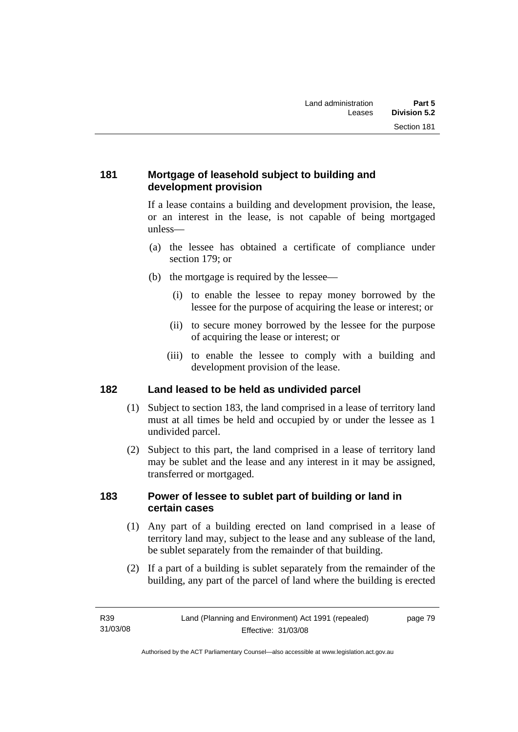### 181 Mortgage of leasehold subject to building and development provision

If a lease contains a building and development provision, the lease, or an interest in the lease, is not capable of being mortgaged unless—

(a) the lessee has obtained a certificate of compliance under section 179; or

(b) the mortgage is required by the lessee—

  (i) to enable the lessee to repay money borrowed by the lessee for the purpose of acquiring the lease or interest; or

  (ii) to secure money borrowed by the lessee for the purpose of acquiring the lease or interest; or

  (iii) to enable the lessee to comply with a building and development provision of the lease.

### 182 Land leased to be held as undivided parcel

(1) Subject to section 183, the land comprised in a lease of territory land must at all times be held and occupied by or under the lessee as 1 undivided parcel.

(2) Subject to this part, the land comprised in a lease of territory land may be sublet and the lease and any interest in it may be assigned, transferred or mortgaged.

### 183 Power of lessee to sublet part of building or land in certain cases

(1) Any part of a building erected on land comprised in a lease of territory land may, subject to the lease and any sublease of the land, be sublet separately from the remainder of that building.

(2) If a part of a building is sublet separately from the remainder of the building, any part of the parcel of land where the building is erected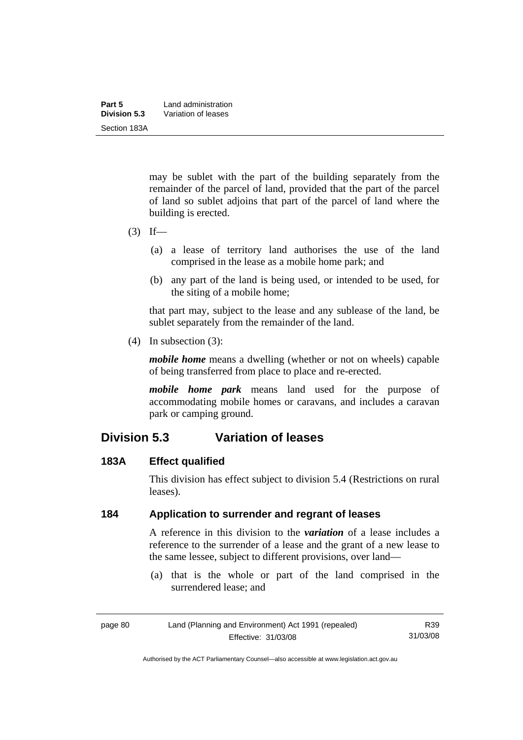may be sublet with the part of the building separately from the remainder of the parcel of land, provided that the part of the parcel of land so sublet adjoins that part of the parcel of land where the building is erected.

(3) If—

(a) a lease of territory land authorises the use of the land comprised in the lease as a mobile home park; and

(b) any part of the land is being used, or intended to be used, for the siting of a mobile home;

that part may, subject to the lease and any sublease of the land, be sublet separately from the remainder of the land.

(4) In subsection (3):

***mobile home*** means a dwelling (whether or not on wheels) capable of being transferred from place to place and re-erected.

***mobile home park*** means land used for the purpose of accommodating mobile homes or caravans, and includes a caravan park or camping ground.

## Division 5.3 Variation of leases

### 183A Effect qualified

This division has effect subject to division 5.4 (Restrictions on rural leases).

### 184 Application to surrender and regrant of leases

A reference in this division to the ***variation*** of a lease includes a reference to the surrender of a lease and the grant of a new lease to the same lessee, subject to different provisions, over land—

(a) that is the whole or part of the land comprised in the surrendered lease; and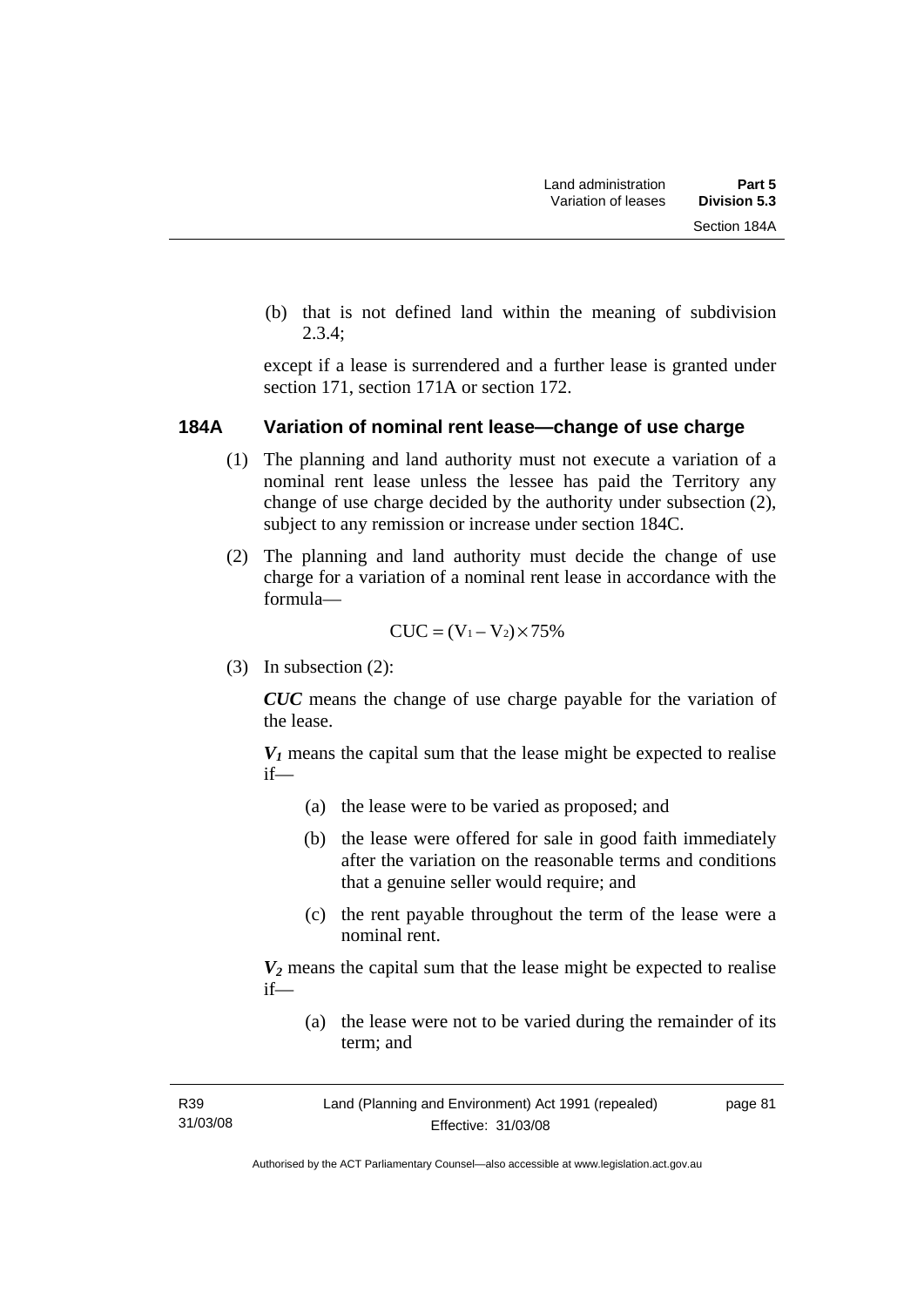(b) that is not defined land within the meaning of subdivision 2.3.4;

except if a lease is surrendered and a further lease is granted under section 171, section 171A or section 172.

### 184A Variation of nominal rent lease—change of use charge

(1) The planning and land authority must not execute a variation of a nominal rent lease unless the lessee has paid the Territory any change of use charge decided by the authority under subsection (2), subject to any remission or increase under section 184C.

(2) The planning and land authority must decide the change of use charge for a variation of a nominal rent lease in accordance with the formula—

$$CUC = (V_1 - V_2) \times 75\%$$

(3) In subsection (2):

***CUC*** means the change of use charge payable for the variation of the lease.

***$V_1$*** means the capital sum that the lease might be expected to realise if—

(a) the lease were to be varied as proposed; and

(b) the lease were offered for sale in good faith immediately after the variation on the reasonable terms and conditions that a genuine seller would require; and

(c) the rent payable throughout the term of the lease were a nominal rent.

***$V_2$*** means the capital sum that the lease might be expected to realise if—

(a) the lease were not to be varied during the remainder of its term; and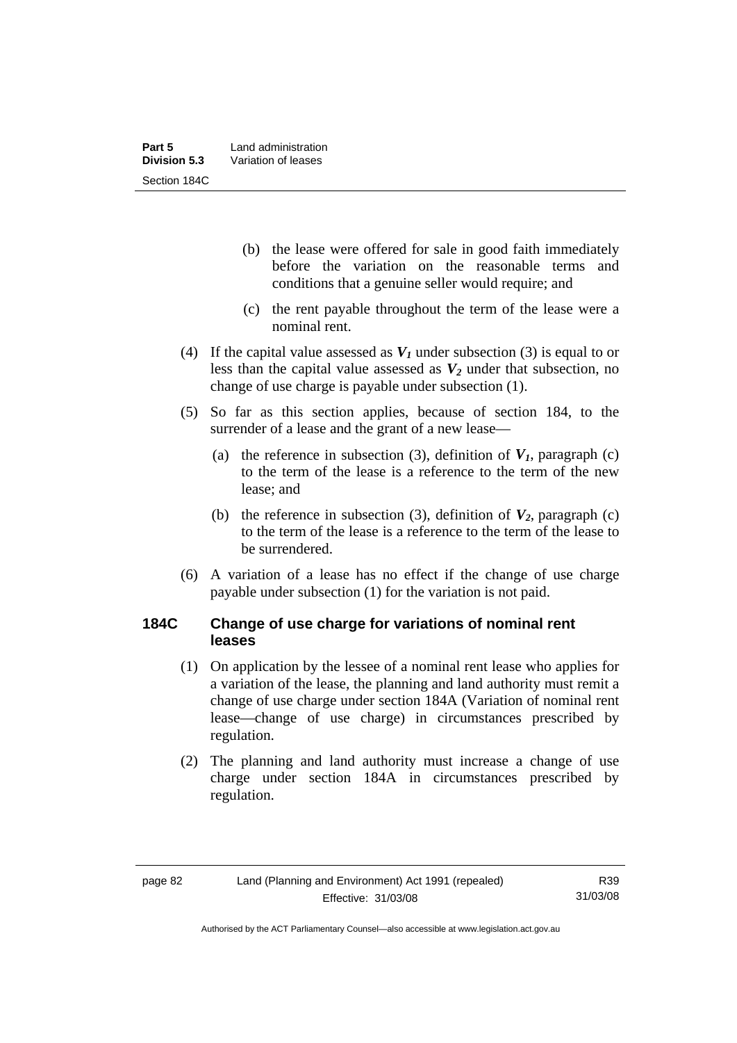(b) the lease were offered for sale in good faith immediately before the variation on the reasonable terms and conditions that a genuine seller would require; and

(c) the rent payable throughout the term of the lease were a nominal rent.

(4) If the capital value assessed as $V_1$ under subsection (3) is equal to or less than the capital value assessed as $V_2$ under that subsection, no change of use charge is payable under subsection (1).

(5) So far as this section applies, because of section 184, to the surrender of a lease and the grant of a new lease—

(a) the reference in subsection (3), definition of $V_1$, paragraph (c) to the term of the lease is a reference to the term of the new lease; and

(b) the reference in subsection (3), definition of $V_2$, paragraph (c) to the term of the lease is a reference to the term of the lease to be surrendered.

(6) A variation of a lease has no effect if the change of use charge payable under subsection (1) for the variation is not paid.

### 184C Change of use charge for variations of nominal rent leases

(1) On application by the lessee of a nominal rent lease who applies for a variation of the lease, the planning and land authority must remit a change of use charge under section 184A (Variation of nominal rent lease—change of use charge) in circumstances prescribed by regulation.

(2) The planning and land authority must increase a change of use charge under section 184A in circumstances prescribed by regulation.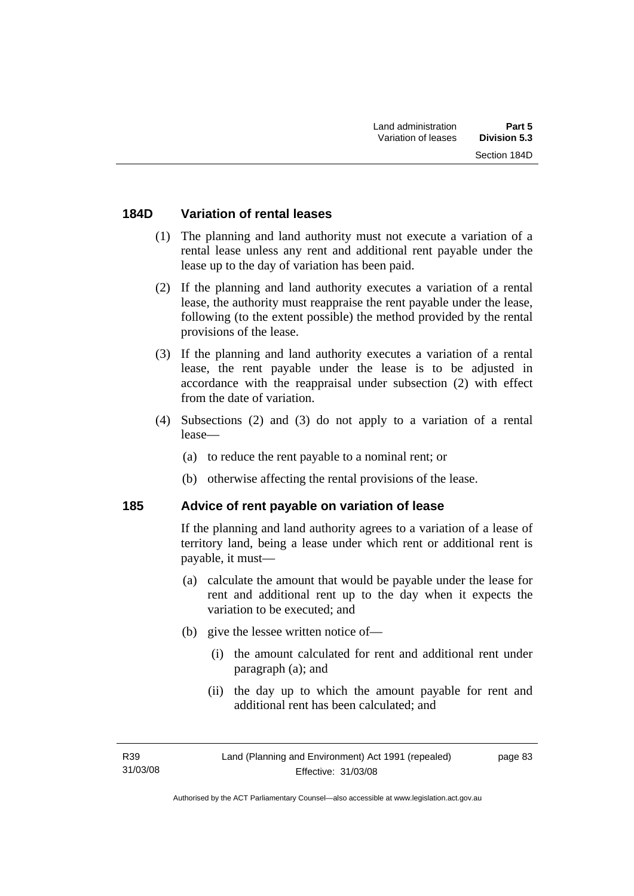## 184D Variation of rental leases

(1) The planning and land authority must not execute a variation of a rental lease unless any rent and additional rent payable under the lease up to the day of variation has been paid.

(2) If the planning and land authority executes a variation of a rental lease, the authority must reappraise the rent payable under the lease, following (to the extent possible) the method provided by the rental provisions of the lease.

(3) If the planning and land authority executes a variation of a rental lease, the rent payable under the lease is to be adjusted in accordance with the reappraisal under subsection (2) with effect from the date of variation.

(4) Subsections (2) and (3) do not apply to a variation of a rental lease—

(a) to reduce the rent payable to a nominal rent; or

(b) otherwise affecting the rental provisions of the lease.

## 185 Advice of rent payable on variation of lease

If the planning and land authority agrees to a variation of a lease of territory land, being a lease under which rent or additional rent is payable, it must—

(a) calculate the amount that would be payable under the lease for rent and additional rent up to the day when it expects the variation to be executed; and

(b) give the lessee written notice of—

(i) the amount calculated for rent and additional rent under paragraph (a); and

(ii) the day up to which the amount payable for rent and additional rent has been calculated; and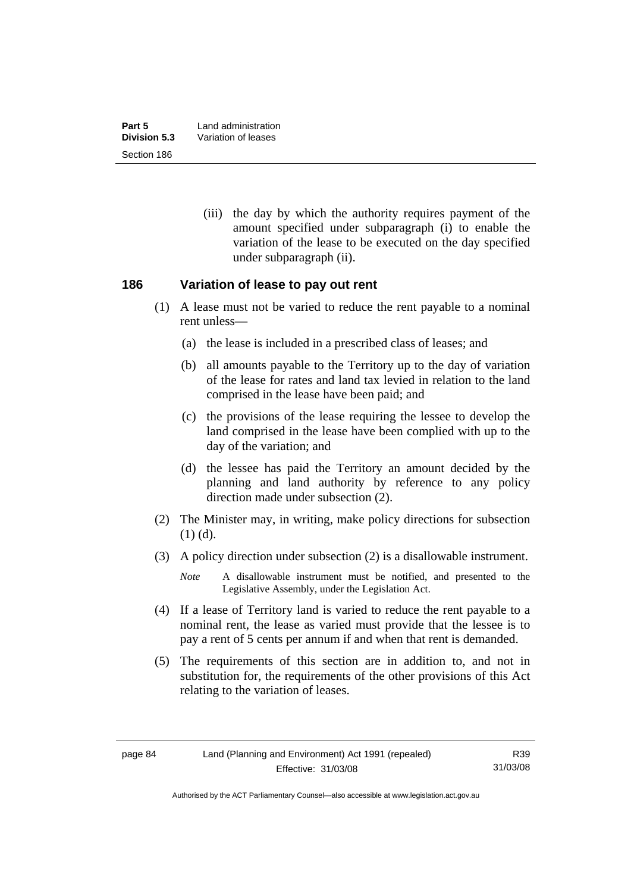(iii) the day by which the authority requires payment of the amount specified under subparagraph (i) to enable the variation of the lease to be executed on the day specified under subparagraph (ii).

### 186 Variation of lease to pay out rent

(1) A lease must not be varied to reduce the rent payable to a nominal rent unless—

(a) the lease is included in a prescribed class of leases; and

(b) all amounts payable to the Territory up to the day of variation of the lease for rates and land tax levied in relation to the land comprised in the lease have been paid; and

(c) the provisions of the lease requiring the lessee to develop the land comprised in the lease have been complied with up to the day of the variation; and

(d) the lessee has paid the Territory an amount decided by the planning and land authority by reference to any policy direction made under subsection (2).

(2) The Minister may, in writing, make policy directions for subsection (1) (d).

(3) A policy direction under subsection (2) is a disallowable instrument.

*Note* A disallowable instrument must be notified, and presented to the Legislative Assembly, under the Legislation Act.

(4) If a lease of Territory land is varied to reduce the rent payable to a nominal rent, the lease as varied must provide that the lessee is to pay a rent of 5 cents per annum if and when that rent is demanded.

(5) The requirements of this section are in addition to, and not in substitution for, the requirements of the other provisions of this Act relating to the variation of leases.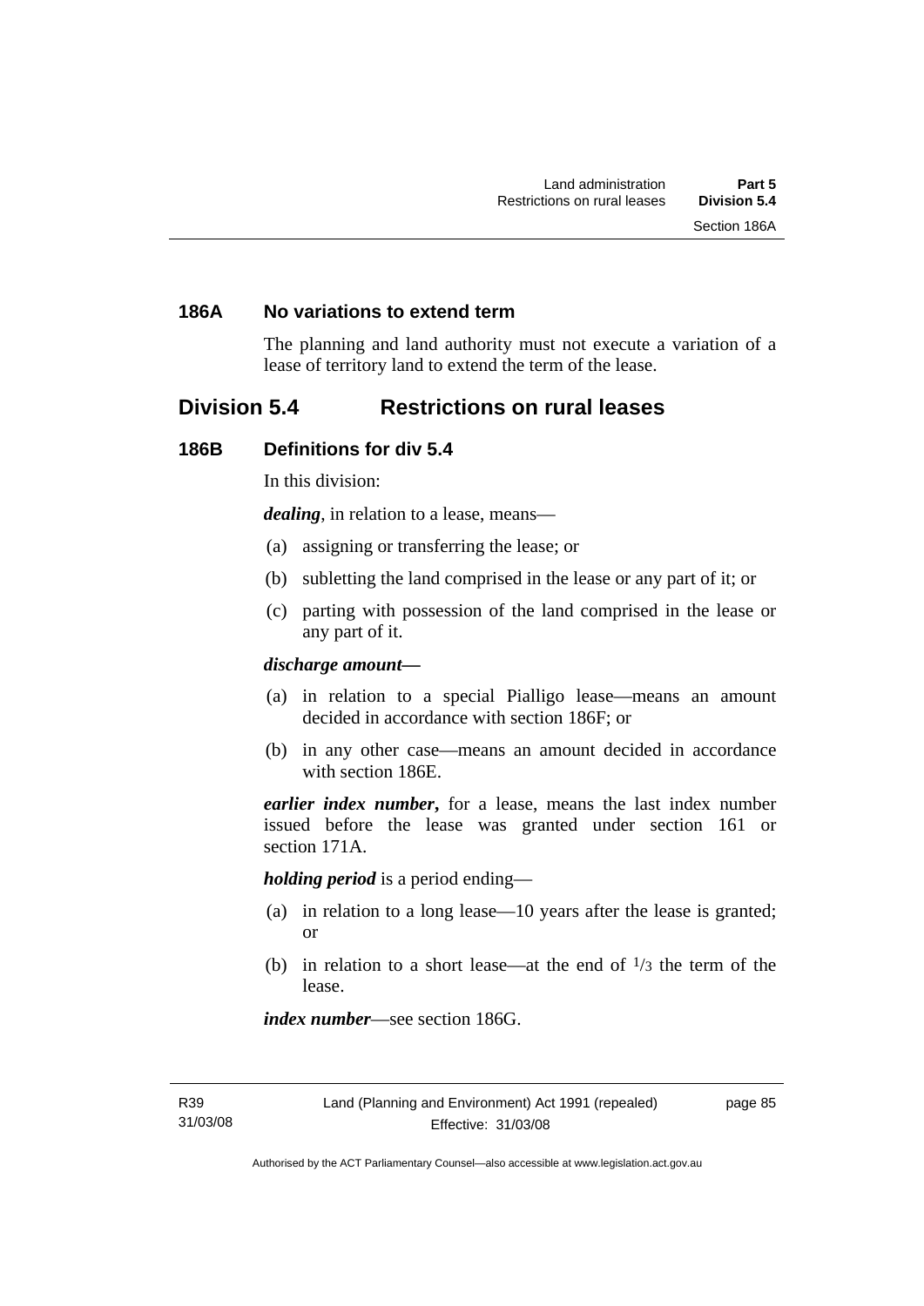### 186A No variations to extend term

The planning and land authority must not execute a variation of a lease of territory land to extend the term of the lease.

## Division 5.4 Restrictions on rural leases

### 186B Definitions for div 5.4

In this division:

***dealing***, in relation to a lease, means—

(a) assigning or transferring the lease; or

(b) subletting the land comprised in the lease or any part of it; or

(c) parting with possession of the land comprised in the lease or any part of it.

***discharge amount—***

(a) in relation to a special Pialligo lease—means an amount decided in accordance with section 186F; or

(b) in any other case—means an amount decided in accordance with section 186E.

***earlier index number*,** for a lease, means the last index number issued before the lease was granted under section 161 or section 171A.

***holding period*** is a period ending—

(a) in relation to a long lease—10 years after the lease is granted; or

(b) in relation to a short lease—at the end of $^{1}/_{3}$ the term of the lease.

***index number***—see section 186G.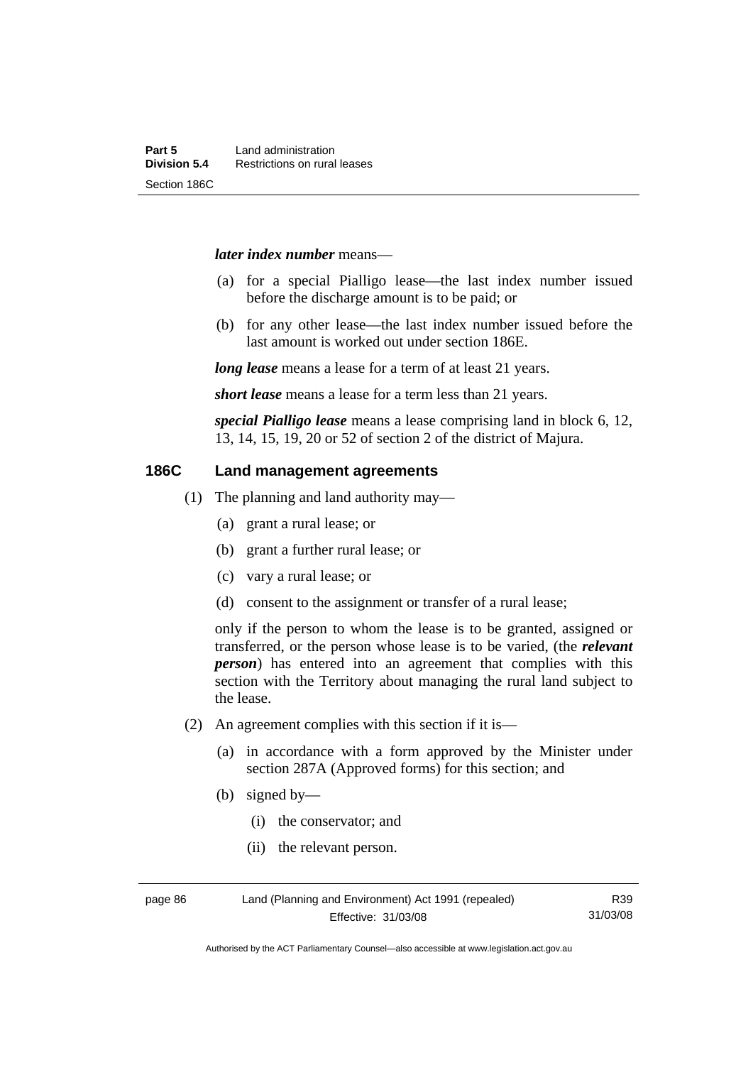***later index number*** means—

(a) for a special Pialligo lease—the last index number issued before the discharge amount is to be paid; or

(b) for any other lease—the last index number issued before the last amount is worked out under section 186E.

***long lease*** means a lease for a term of at least 21 years.

***short lease*** means a lease for a term less than 21 years.

***special Pialligo lease*** means a lease comprising land in block 6, 12, 13, 14, 15, 19, 20 or 52 of section 2 of the district of Majura.

### 186C Land management agreements

(1) The planning and land authority may—

(a) grant a rural lease; or

(b) grant a further rural lease; or

(c) vary a rural lease; or

(d) consent to the assignment or transfer of a rural lease;

only if the person to whom the lease is to be granted, assigned or transferred, or the person whose lease is to be varied, (the ***relevant person***) has entered into an agreement that complies with this section with the Territory about managing the rural land subject to the lease.

(2) An agreement complies with this section if it is—

(a) in accordance with a form approved by the Minister under section 287A (Approved forms) for this section; and

(b) signed by—

(i) the conservator; and

(ii) the relevant person.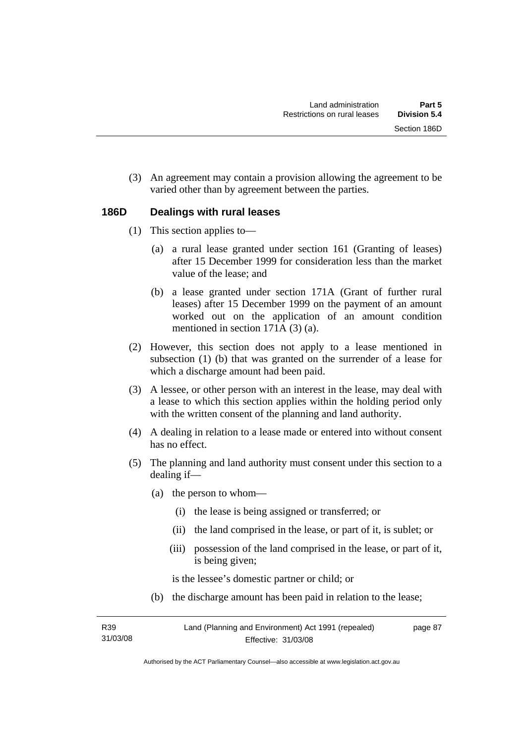(3) An agreement may contain a provision allowing the agreement to be varied other than by agreement between the parties.

## 186D Dealings with rural leases

(1) This section applies to—

(a) a rural lease granted under section 161 (Granting of leases) after 15 December 1999 for consideration less than the market value of the lease; and

(b) a lease granted under section 171A (Grant of further rural leases) after 15 December 1999 on the payment of an amount worked out on the application of an amount condition mentioned in section 171A (3) (a).

(2) However, this section does not apply to a lease mentioned in subsection (1) (b) that was granted on the surrender of a lease for which a discharge amount had been paid.

(3) A lessee, or other person with an interest in the lease, may deal with a lease to which this section applies within the holding period only with the written consent of the planning and land authority.

(4) A dealing in relation to a lease made or entered into without consent has no effect.

(5) The planning and land authority must consent under this section to a dealing if—

(a) the person to whom—

(i) the lease is being assigned or transferred; or

(ii) the land comprised in the lease, or part of it, is sublet; or

(iii) possession of the land comprised in the lease, or part of it, is being given;

is the lessee's domestic partner or child; or

(b) the discharge amount has been paid in relation to the lease;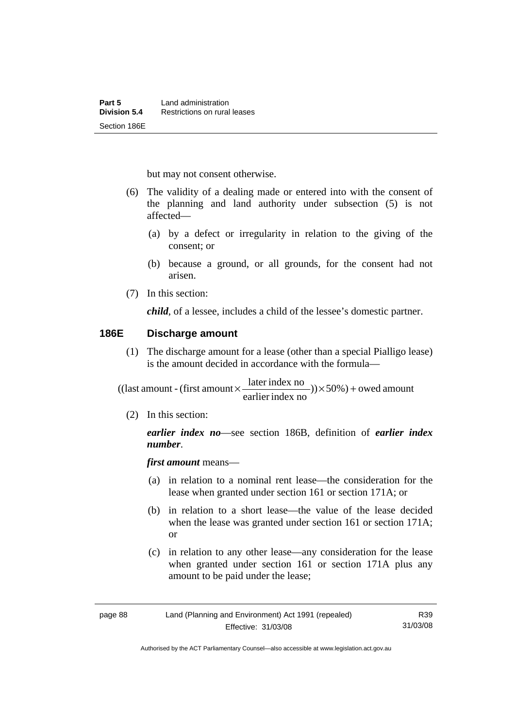but may not consent otherwise.

(6) The validity of a dealing made or entered into with the consent of the planning and land authority under subsection (5) is not affected—

(a) by a defect or irregularity in relation to the giving of the consent; or

(b) because a ground, or all grounds, for the consent had not arisen.

(7) In this section:

***child***, of a lessee, includes a child of the lessee's domestic partner.

### 186E Discharge amount

(1) The discharge amount for a lease (other than a special Pialligo lease) is the amount decided in accordance with the formula—

$$((\text{last amount} - (\text{first amount} \times \frac{\text{later index no}}{\text{earlier index no}})) \times 50\%) + \text{owed amount}$$

(2) In this section:

***earlier index no***—see section 186B, definition of ***earlier index number***.

***first amount*** means—

(a) in relation to a nominal rent lease—the consideration for the lease when granted under section 161 or section 171A; or

(b) in relation to a short lease—the value of the lease decided when the lease was granted under section 161 or section 171A; or

(c) in relation to any other lease—any consideration for the lease when granted under section 161 or section 171A plus any amount to be paid under the lease;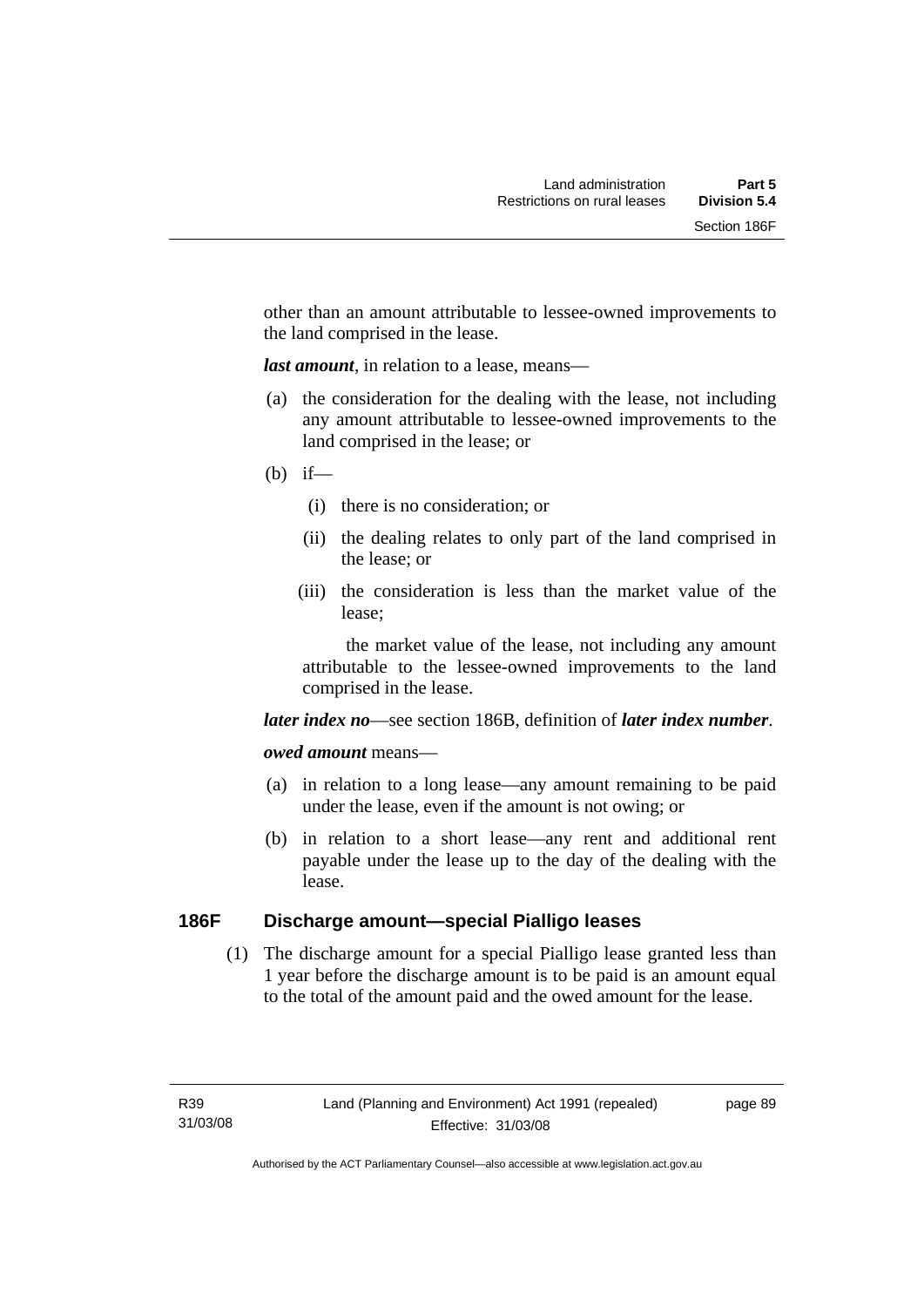other than an amount attributable to lessee-owned improvements to the land comprised in the lease.

***last amount***, in relation to a lease, means—

(a) the consideration for the dealing with the lease, not including any amount attributable to lessee-owned improvements to the land comprised in the lease; or

(b) if—

  (i) there is no consideration; or

  (ii) the dealing relates to only part of the land comprised in the lease; or

  (iii) the consideration is less than the market value of the lease;

  the market value of the lease, not including any amount attributable to the lessee-owned improvements to the land comprised in the lease.

***later index no***—see section 186B, definition of ***later index number***.

***owed amount*** means—

(a) in relation to a long lease—any amount remaining to be paid under the lease, even if the amount is not owing; or

(b) in relation to a short lease—any rent and additional rent payable under the lease up to the day of the dealing with the lease.

## 186F Discharge amount—special Pialligo leases

(1) The discharge amount for a special Pialligo lease granted less than 1 year before the discharge amount is to be paid is an amount equal to the total of the amount paid and the owed amount for the lease.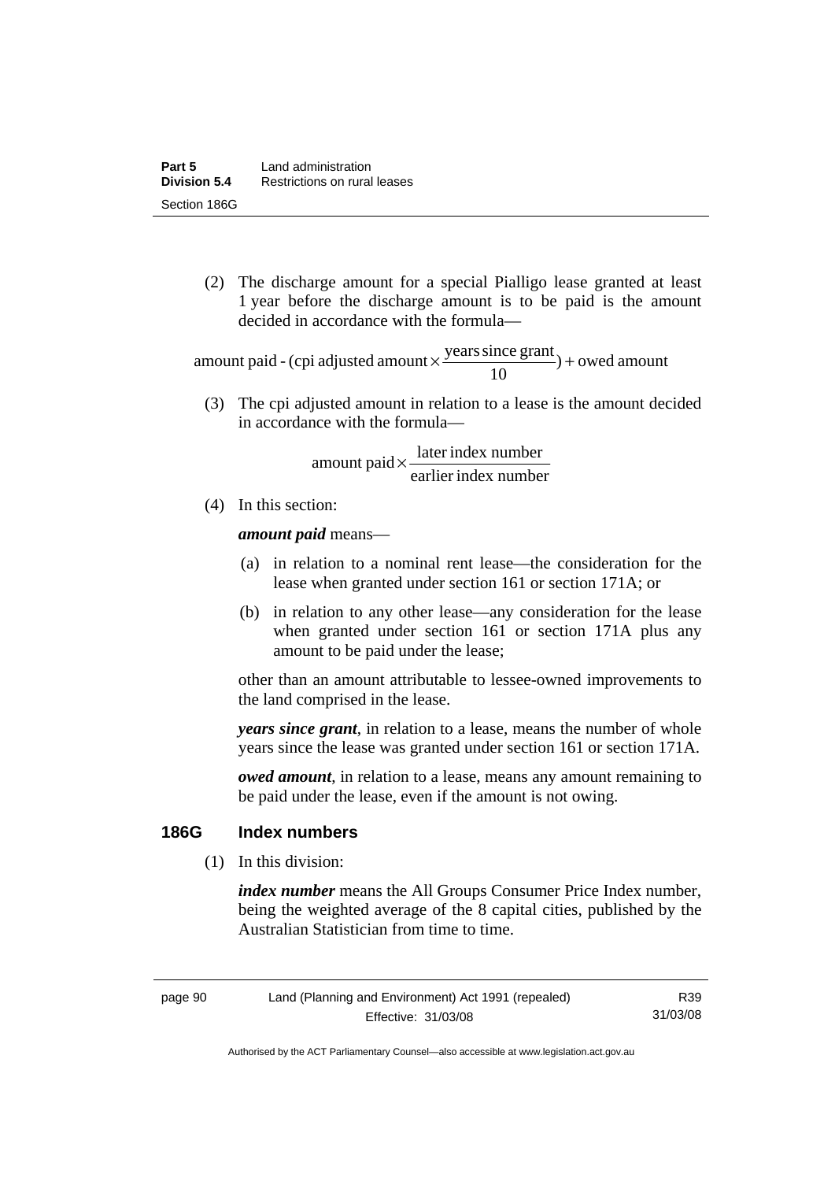(2) The discharge amount for a special Pialligo lease granted at least 1 year before the discharge amount is to be paid is the amount decided in accordance with the formula—

$$\text{amount paid - (cpi adjusted amount} \times \frac{\text{years since grant}}{10}\text{)} + \text{owed amount}$$

(3) The cpi adjusted amount in relation to a lease is the amount decided in accordance with the formula—

$$\text{amount paid} \times \frac{\text{later index number}}{\text{earlier index number}}$$

(4) In this section:

***amount paid*** means—

(a) in relation to a nominal rent lease—the consideration for the lease when granted under section 161 or section 171A; or

(b) in relation to any other lease—any consideration for the lease when granted under section 161 or section 171A plus any amount to be paid under the lease;

other than an amount attributable to lessee-owned improvements to the land comprised in the lease.

***years since grant***, in relation to a lease, means the number of whole years since the lease was granted under section 161 or section 171A.

***owed amount***, in relation to a lease, means any amount remaining to be paid under the lease, even if the amount is not owing.

### 186G Index numbers

(1) In this division:

***index number*** means the All Groups Consumer Price Index number, being the weighted average of the 8 capital cities, published by the Australian Statistician from time to time.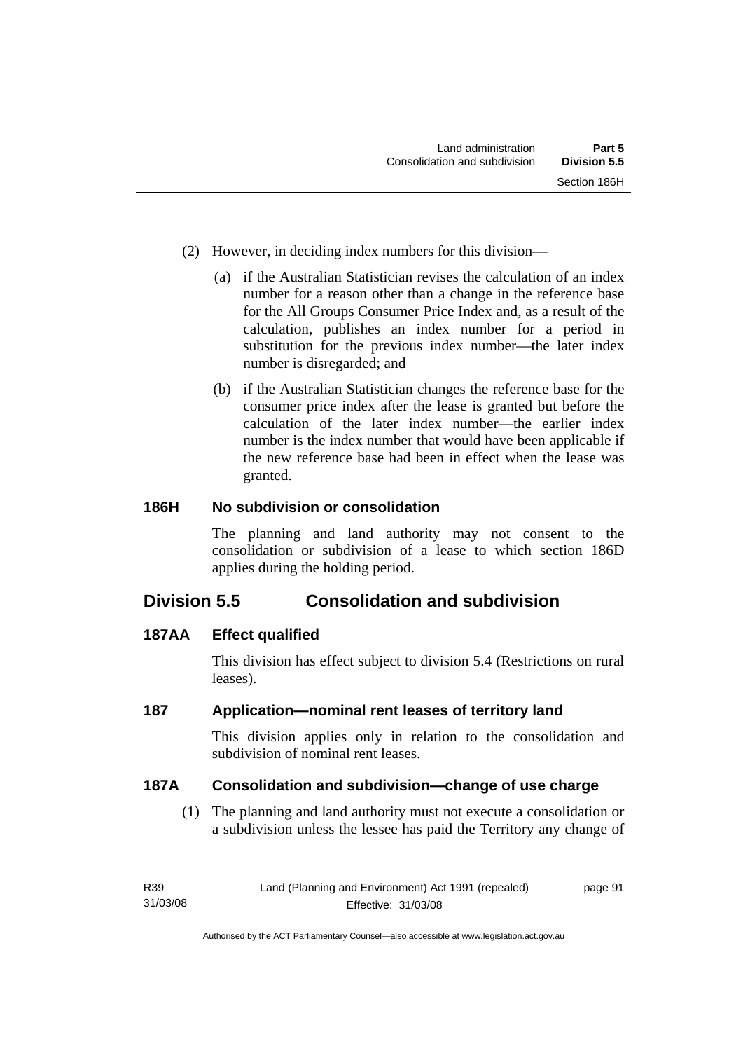(2) However, in deciding index numbers for this division—

(a) if the Australian Statistician revises the calculation of an index number for a reason other than a change in the reference base for the All Groups Consumer Price Index and, as a result of the calculation, publishes an index number for a period in substitution for the previous index number—the later index number is disregarded; and

(b) if the Australian Statistician changes the reference base for the consumer price index after the lease is granted but before the calculation of the later index number—the earlier index number is the index number that would have been applicable if the new reference base had been in effect when the lease was granted.

### 186H No subdivision or consolidation

The planning and land authority may not consent to the consolidation or subdivision of a lease to which section 186D applies during the holding period.

## Division 5.5 Consolidation and subdivision

### 187AA Effect qualified

This division has effect subject to division 5.4 (Restrictions on rural leases).

### 187 Application—nominal rent leases of territory land

This division applies only in relation to the consolidation and subdivision of nominal rent leases.

### 187A Consolidation and subdivision—change of use charge

(1) The planning and land authority must not execute a consolidation or a subdivision unless the lessee has paid the Territory any change of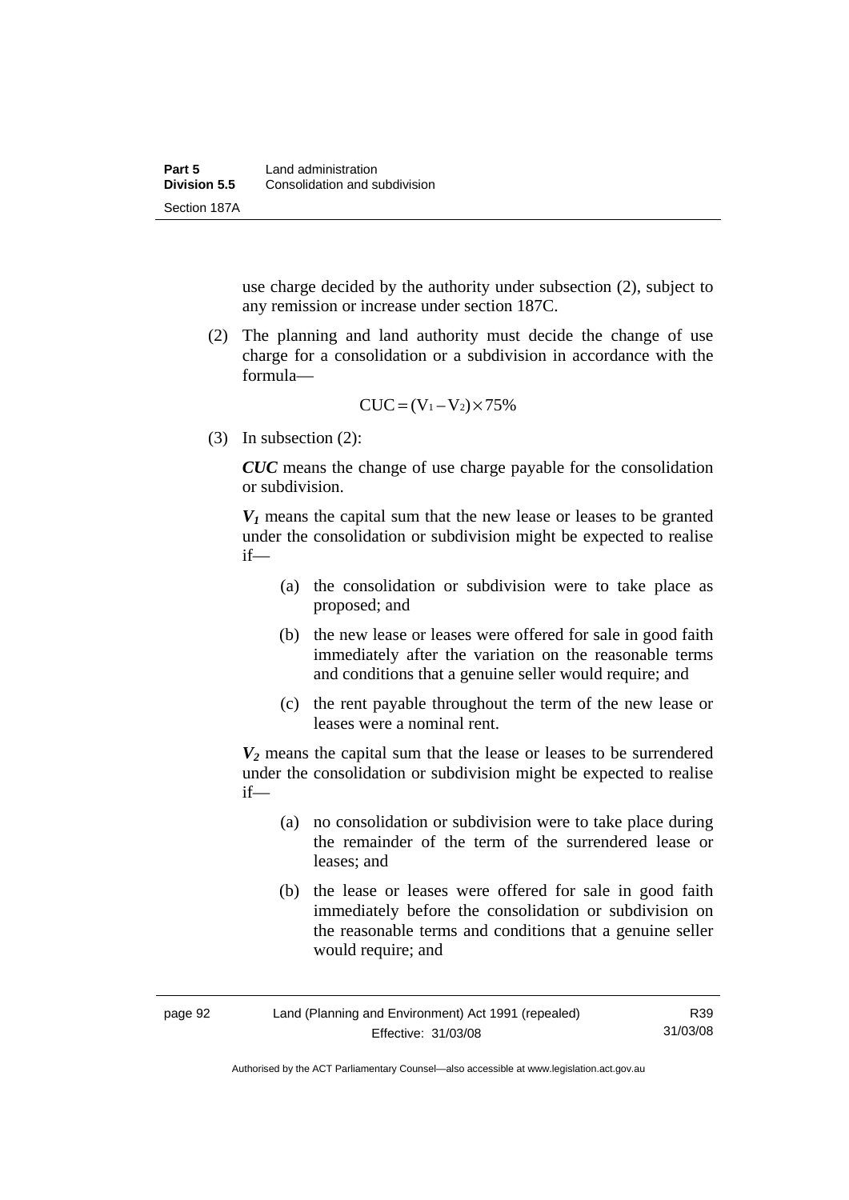use charge decided by the authority under subsection (2), subject to any remission or increase under section 187C.

(2) The planning and land authority must decide the change of use charge for a consolidation or a subdivision in accordance with the formula—

$$CUC = (V_1 - V_2) \times 75\%$$

(3) In subsection (2):

***CUC*** means the change of use charge payable for the consolidation or subdivision.

***$V_1$*** means the capital sum that the new lease or leases to be granted under the consolidation or subdivision might be expected to realise if—

(a) the consolidation or subdivision were to take place as proposed; and

(b) the new lease or leases were offered for sale in good faith immediately after the variation on the reasonable terms and conditions that a genuine seller would require; and

(c) the rent payable throughout the term of the new lease or leases were a nominal rent.

***$V_2$*** means the capital sum that the lease or leases to be surrendered under the consolidation or subdivision might be expected to realise if—

(a) no consolidation or subdivision were to take place during the remainder of the term of the surrendered lease or leases; and

(b) the lease or leases were offered for sale in good faith immediately before the consolidation or subdivision on the reasonable terms and conditions that a genuine seller would require; and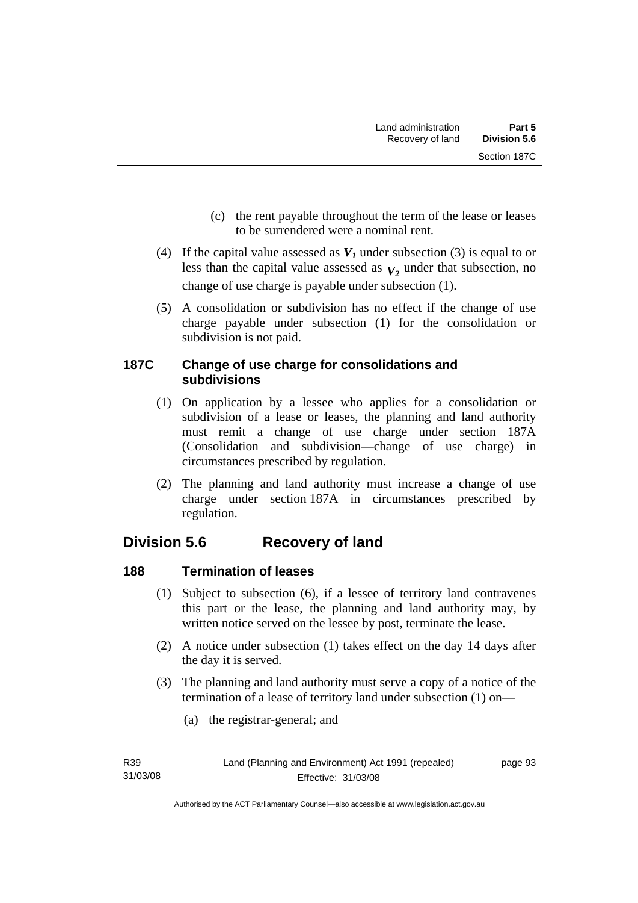(c) the rent payable throughout the term of the lease or leases to be surrendered were a nominal rent.

(4) If the capital value assessed as $V_1$ under subsection (3) is equal to or less than the capital value assessed as $V_2$ under that subsection, no change of use charge is payable under subsection (1).

(5) A consolidation or subdivision has no effect if the change of use charge payable under subsection (1) for the consolidation or subdivision is not paid.

### 187C Change of use charge for consolidations and subdivisions

(1) On application by a lessee who applies for a consolidation or subdivision of a lease or leases, the planning and land authority must remit a change of use charge under section 187A (Consolidation and subdivision—change of use charge) in circumstances prescribed by regulation.

(2) The planning and land authority must increase a change of use charge under section 187A in circumstances prescribed by regulation.

## Division 5.6 Recovery of land

### 188 Termination of leases

(1) Subject to subsection (6), if a lessee of territory land contravenes this part or the lease, the planning and land authority may, by written notice served on the lessee by post, terminate the lease.

(2) A notice under subsection (1) takes effect on the day 14 days after the day it is served.

(3) The planning and land authority must serve a copy of a notice of the termination of a lease of territory land under subsection (1) on—

(a) the registrar-general; and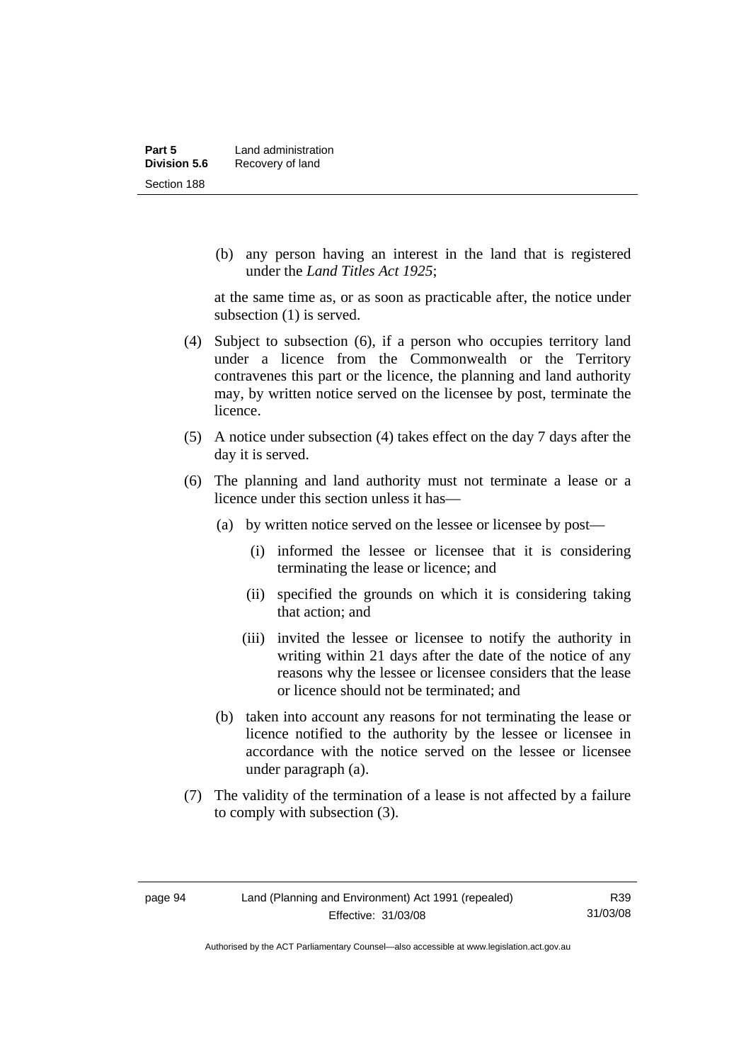(b) any person having an interest in the land that is registered under the *Land Titles Act 1925*;

at the same time as, or as soon as practicable after, the notice under subsection (1) is served.

(4) Subject to subsection (6), if a person who occupies territory land under a licence from the Commonwealth or the Territory contravenes this part or the licence, the planning and land authority may, by written notice served on the licensee by post, terminate the licence.

(5) A notice under subsection (4) takes effect on the day 7 days after the day it is served.

(6) The planning and land authority must not terminate a lease or a licence under this section unless it has—

(a) by written notice served on the lessee or licensee by post—

(i) informed the lessee or licensee that it is considering terminating the lease or licence; and

(ii) specified the grounds on which it is considering taking that action; and

(iii) invited the lessee or licensee to notify the authority in writing within 21 days after the date of the notice of any reasons why the lessee or licensee considers that the lease or licence should not be terminated; and

(b) taken into account any reasons for not terminating the lease or licence notified to the authority by the lessee or licensee in accordance with the notice served on the lessee or licensee under paragraph (a).

(7) The validity of the termination of a lease is not affected by a failure to comply with subsection (3).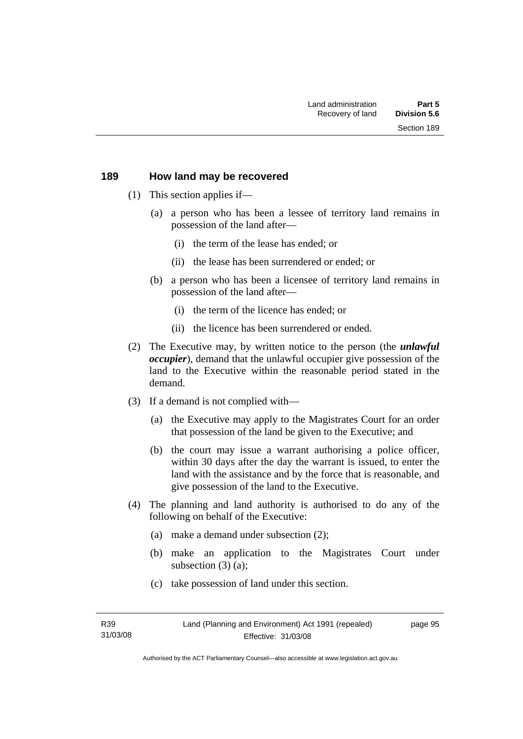## 189 How land may be recovered

(1) This section applies if—

(a) a person who has been a lessee of territory land remains in possession of the land after—

(i) the term of the lease has ended; or

(ii) the lease has been surrendered or ended; or

(b) a person who has been a licensee of territory land remains in possession of the land after—

(i) the term of the licence has ended; or

(ii) the licence has been surrendered or ended.

(2) The Executive may, by written notice to the person (the ***unlawful occupier***), demand that the unlawful occupier give possession of the land to the Executive within the reasonable period stated in the demand.

(3) If a demand is not complied with—

(a) the Executive may apply to the Magistrates Court for an order that possession of the land be given to the Executive; and

(b) the court may issue a warrant authorising a police officer, within 30 days after the day the warrant is issued, to enter the land with the assistance and by the force that is reasonable, and give possession of the land to the Executive.

(4) The planning and land authority is authorised to do any of the following on behalf of the Executive:

(a) make a demand under subsection (2);

(b) make an application to the Magistrates Court under subsection (3) (a);

(c) take possession of land under this section.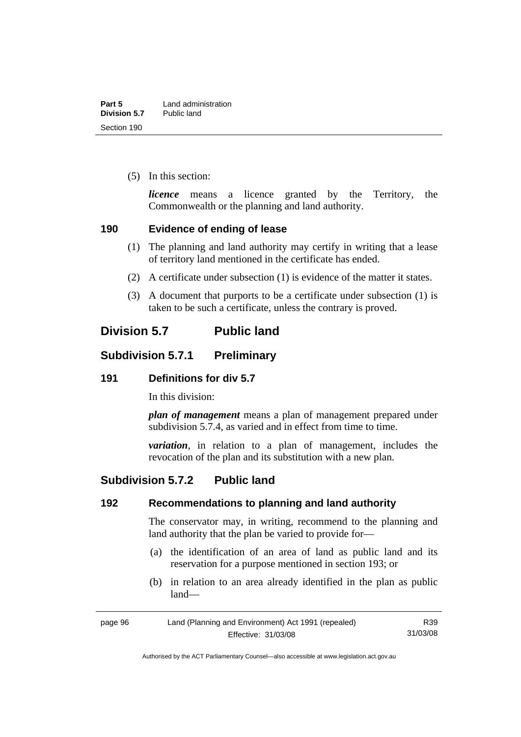(5) In this section:

***licence*** means a licence granted by the Territory, the Commonwealth or the planning and land authority.

### 190 Evidence of ending of lease

(1) The planning and land authority may certify in writing that a lease of territory land mentioned in the certificate has ended.

(2) A certificate under subsection (1) is evidence of the matter it states.

(3) A document that purports to be a certificate under subsection (1) is taken to be such a certificate, unless the contrary is proved.

## Division 5.7 Public land

## Subdivision 5.7.1 Preliminary

### 191 Definitions for div 5.7

In this division:

***plan of management*** means a plan of management prepared under subdivision 5.7.4, as varied and in effect from time to time.

***variation***, in relation to a plan of management, includes the revocation of the plan and its substitution with a new plan.

## Subdivision 5.7.2 Public land

### 192 Recommendations to planning and land authority

The conservator may, in writing, recommend to the planning and land authority that the plan be varied to provide for—

(a) the identification of an area of land as public land and its reservation for a purpose mentioned in section 193; or

(b) in relation to an area already identified in the plan as public land—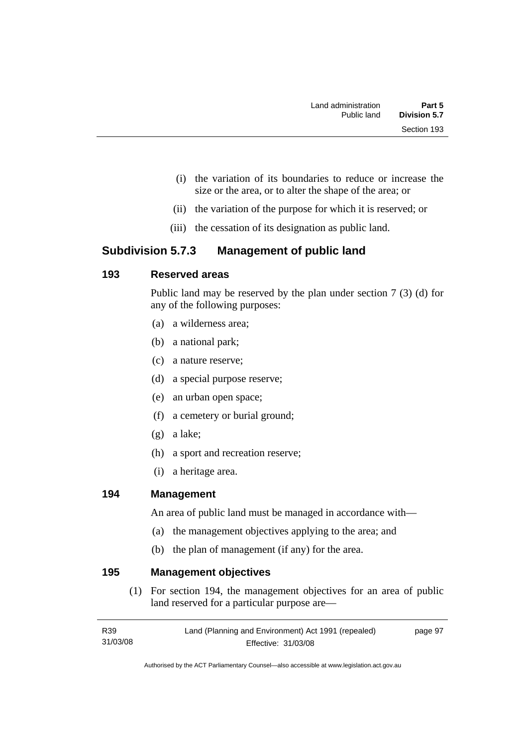- (i) the variation of its boundaries to reduce or increase the size or the area, or to alter the shape of the area; or
- (ii) the variation of the purpose for which it is reserved; or
- (iii) the cessation of its designation as public land.

## Subdivision 5.7.3 Management of public land

### 193 Reserved areas

Public land may be reserved by the plan under section 7 (3) (d) for any of the following purposes:

- (a) a wilderness area;
- (b) a national park;
- (c) a nature reserve;
- (d) a special purpose reserve;
- (e) an urban open space;
- (f) a cemetery or burial ground;
- (g) a lake;
- (h) a sport and recreation reserve;
- (i) a heritage area.

### 194 Management

An area of public land must be managed in accordance with—

- (a) the management objectives applying to the area; and
- (b) the plan of management (if any) for the area.

### 195 Management objectives

(1) For section 194, the management objectives for an area of public land reserved for a particular purpose are—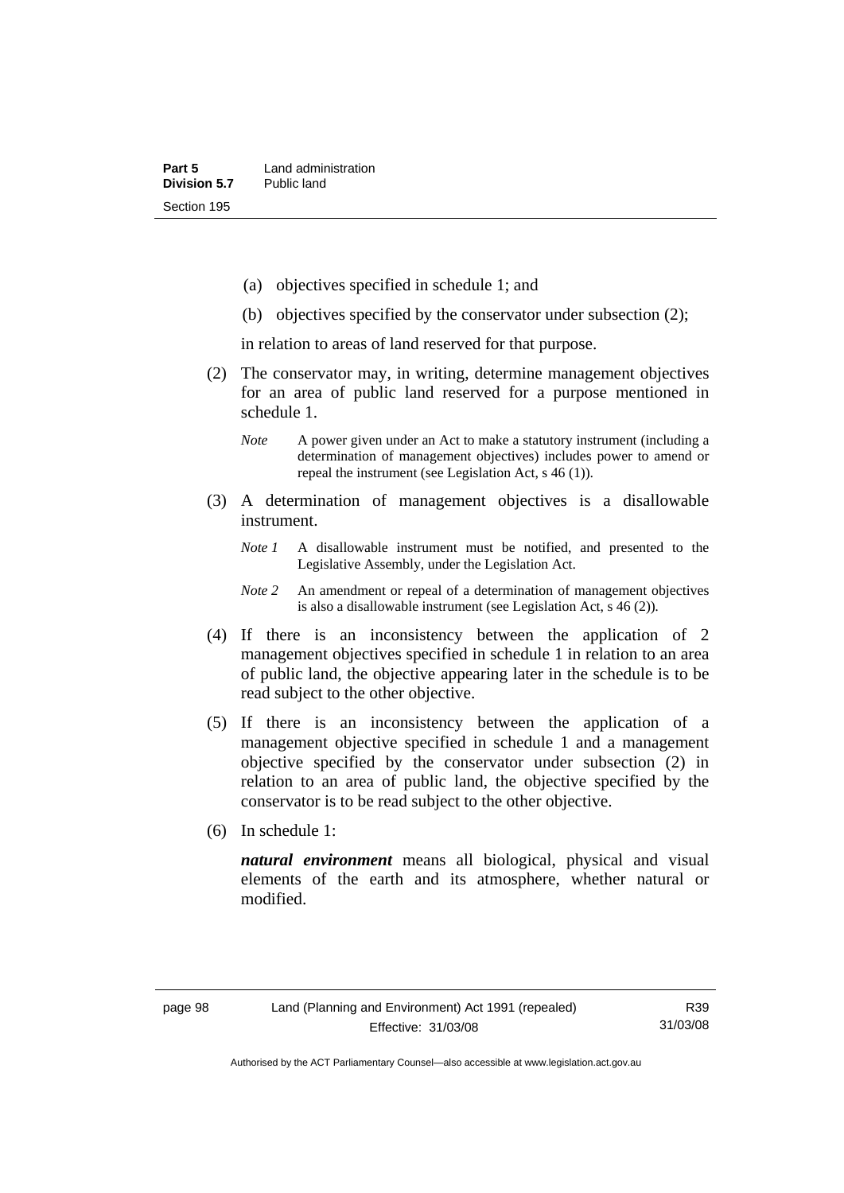(a) objectives specified in schedule 1; and

(b) objectives specified by the conservator under subsection (2);

in relation to areas of land reserved for that purpose.

(2) The conservator may, in writing, determine management objectives for an area of public land reserved for a purpose mentioned in schedule 1.

*Note* A power given under an Act to make a statutory instrument (including a determination of management objectives) includes power to amend or repeal the instrument (see Legislation Act, s 46 (1)).

(3) A determination of management objectives is a disallowable instrument.

*Note 1* A disallowable instrument must be notified, and presented to the Legislative Assembly, under the Legislation Act.

*Note 2* An amendment or repeal of a determination of management objectives is also a disallowable instrument (see Legislation Act, s 46 (2)).

(4) If there is an inconsistency between the application of 2 management objectives specified in schedule 1 in relation to an area of public land, the objective appearing later in the schedule is to be read subject to the other objective.

(5) If there is an inconsistency between the application of a management objective specified in schedule 1 and a management objective specified by the conservator under subsection (2) in relation to an area of public land, the objective specified by the conservator is to be read subject to the other objective.

(6) In schedule 1:

***natural environment*** means all biological, physical and visual elements of the earth and its atmosphere, whether natural or modified.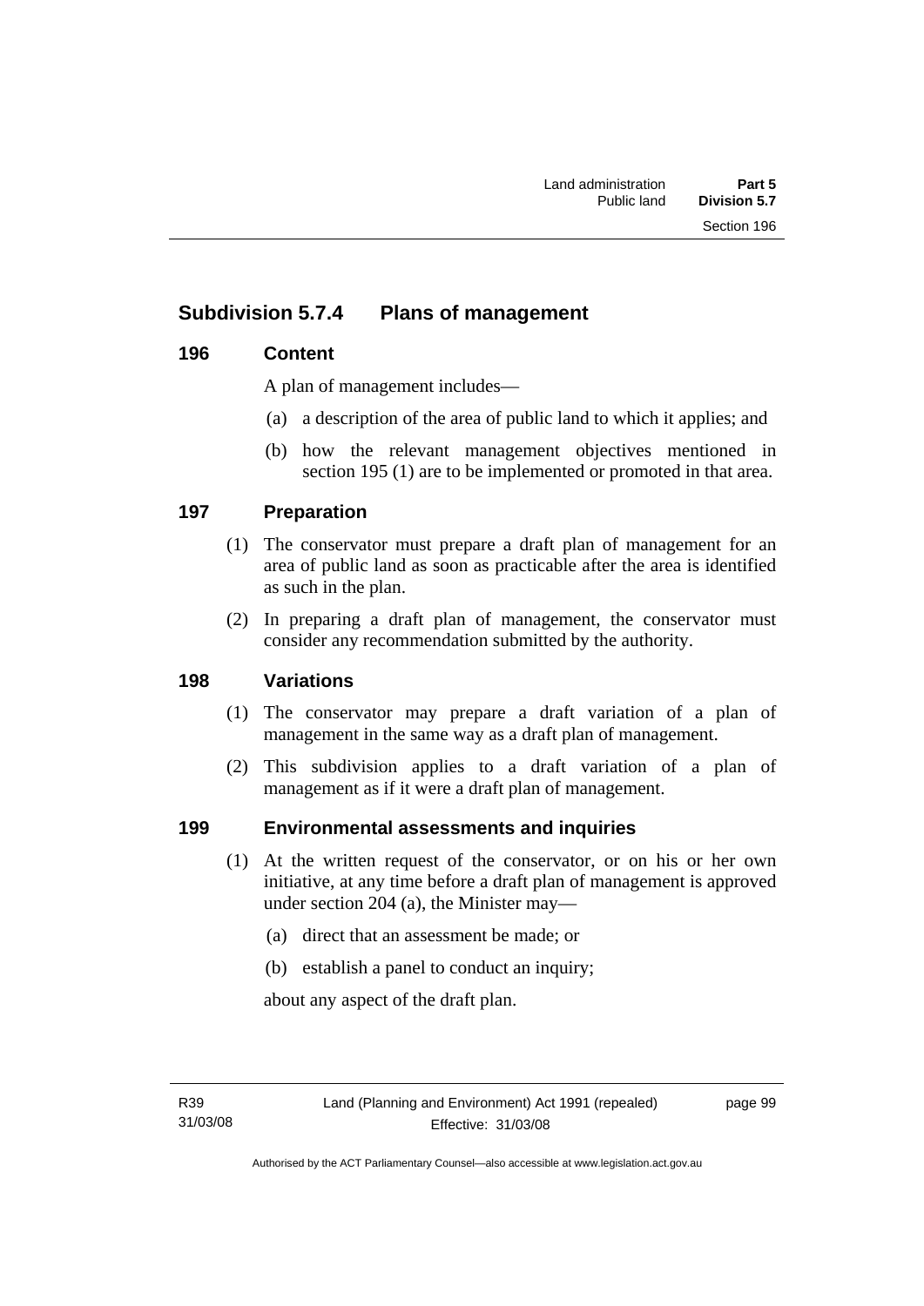## Subdivision 5.7.4 Plans of management

### 196 Content

A plan of management includes—

(a) a description of the area of public land to which it applies; and

(b) how the relevant management objectives mentioned in section 195 (1) are to be implemented or promoted in that area.

### 197 Preparation

(1) The conservator must prepare a draft plan of management for an area of public land as soon as practicable after the area is identified as such in the plan.

(2) In preparing a draft plan of management, the conservator must consider any recommendation submitted by the authority.

### 198 Variations

(1) The conservator may prepare a draft variation of a plan of management in the same way as a draft plan of management.

(2) This subdivision applies to a draft variation of a plan of management as if it were a draft plan of management.

### 199 Environmental assessments and inquiries

(1) At the written request of the conservator, or on his or her own initiative, at any time before a draft plan of management is approved under section 204 (a), the Minister may—

(a) direct that an assessment be made; or

(b) establish a panel to conduct an inquiry;

about any aspect of the draft plan.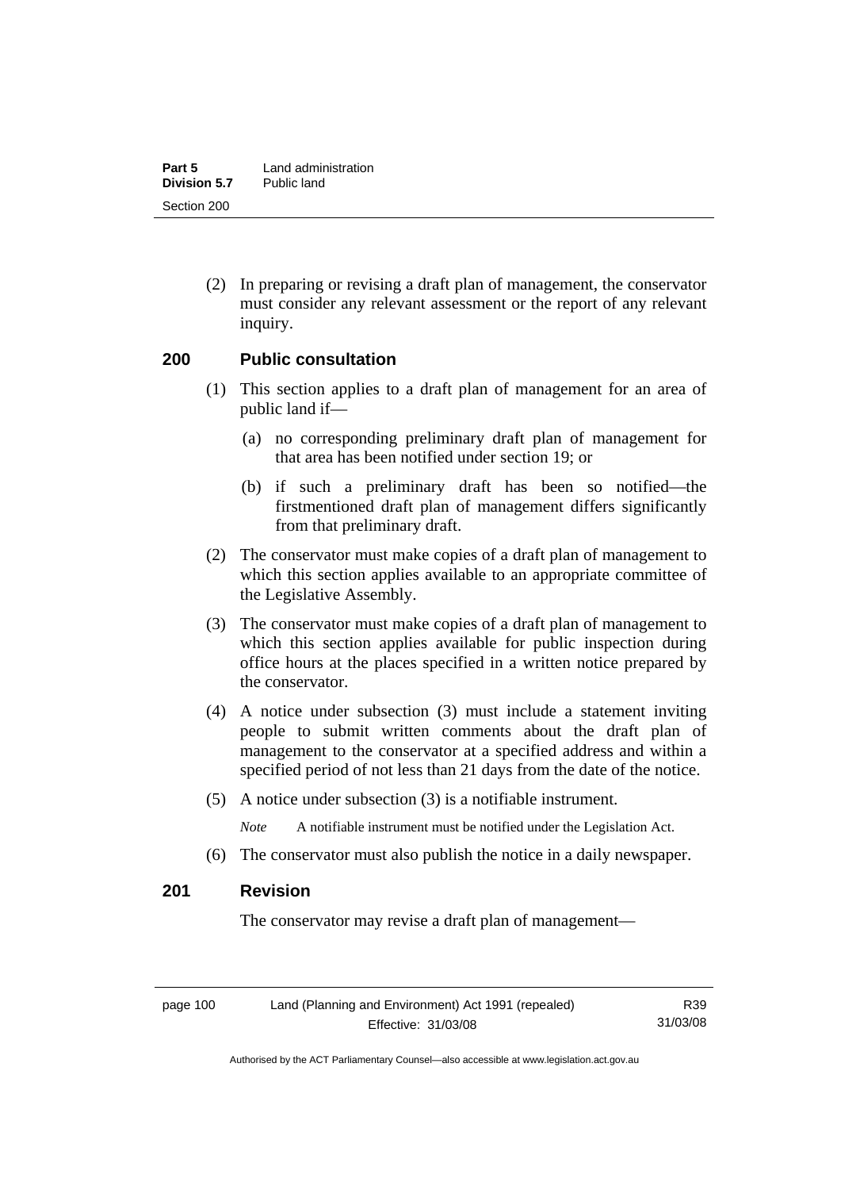(2) In preparing or revising a draft plan of management, the conservator must consider any relevant assessment or the report of any relevant inquiry.

## 200 Public consultation

(1) This section applies to a draft plan of management for an area of public land if—

(a) no corresponding preliminary draft plan of management for that area has been notified under section 19; or

(b) if such a preliminary draft has been so notified—the firstmentioned draft plan of management differs significantly from that preliminary draft.

(2) The conservator must make copies of a draft plan of management to which this section applies available to an appropriate committee of the Legislative Assembly.

(3) The conservator must make copies of a draft plan of management to which this section applies available for public inspection during office hours at the places specified in a written notice prepared by the conservator.

(4) A notice under subsection (3) must include a statement inviting people to submit written comments about the draft plan of management to the conservator at a specified address and within a specified period of not less than 21 days from the date of the notice.

(5) A notice under subsection (3) is a notifiable instrument.

*Note* A notifiable instrument must be notified under the Legislation Act.

(6) The conservator must also publish the notice in a daily newspaper.

## 201 Revision

The conservator may revise a draft plan of management—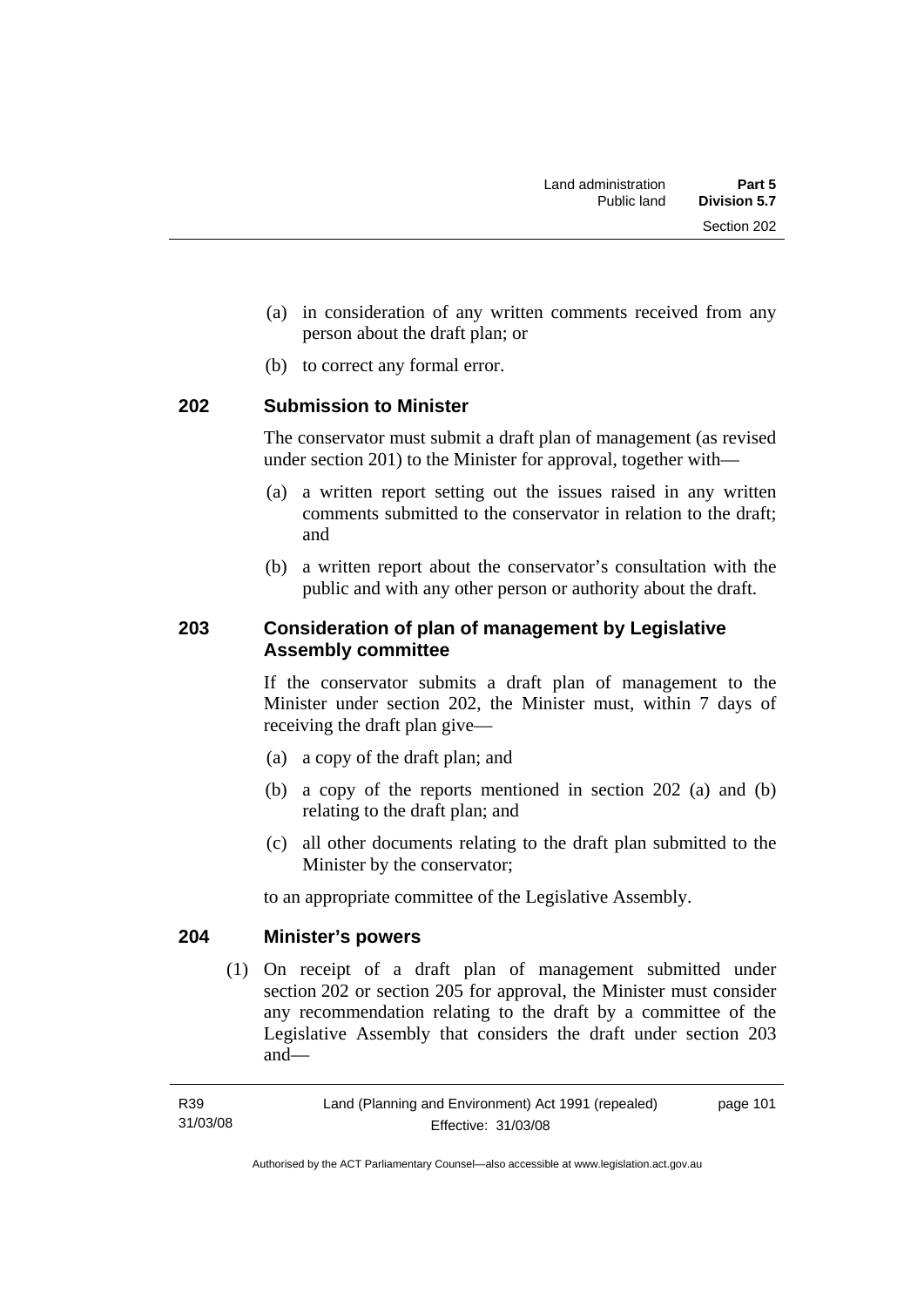(a) in consideration of any written comments received from any person about the draft plan; or

(b) to correct any formal error.

## 202 Submission to Minister

The conservator must submit a draft plan of management (as revised under section 201) to the Minister for approval, together with—

(a) a written report setting out the issues raised in any written comments submitted to the conservator in relation to the draft; and

(b) a written report about the conservator's consultation with the public and with any other person or authority about the draft.

## 203 Consideration of plan of management by Legislative Assembly committee

If the conservator submits a draft plan of management to the Minister under section 202, the Minister must, within 7 days of receiving the draft plan give—

(a) a copy of the draft plan; and

(b) a copy of the reports mentioned in section 202 (a) and (b) relating to the draft plan; and

(c) all other documents relating to the draft plan submitted to the Minister by the conservator;

to an appropriate committee of the Legislative Assembly.

## 204 Minister's powers

(1) On receipt of a draft plan of management submitted under section 202 or section 205 for approval, the Minister must consider any recommendation relating to the draft by a committee of the Legislative Assembly that considers the draft under section 203 and—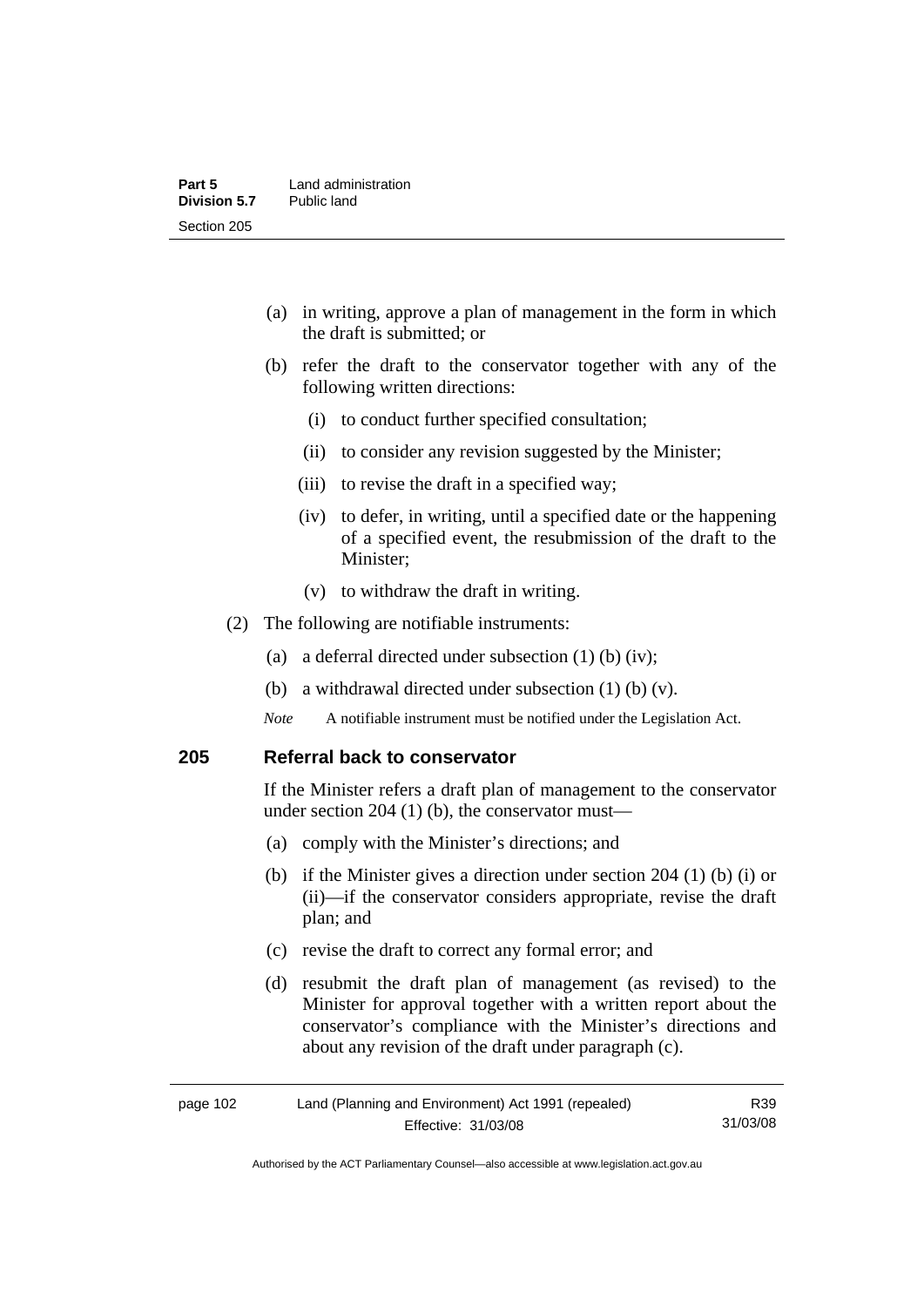(a) in writing, approve a plan of management in the form in which the draft is submitted; or

(b) refer the draft to the conservator together with any of the following written directions:

   (i) to conduct further specified consultation;

   (ii) to consider any revision suggested by the Minister;

   (iii) to revise the draft in a specified way;

   (iv) to defer, in writing, until a specified date or the happening of a specified event, the resubmission of the draft to the Minister;

   (v) to withdraw the draft in writing.

(2) The following are notifiable instruments:

   (a) a deferral directed under subsection (1) (b) (iv);

   (b) a withdrawal directed under subsection (1) (b) (v).

*Note* A notifiable instrument must be notified under the Legislation Act.

### 205 Referral back to conservator

If the Minister refers a draft plan of management to the conservator under section 204 (1) (b), the conservator must—

(a) comply with the Minister's directions; and

(b) if the Minister gives a direction under section 204 (1) (b) (i) or (ii)—if the conservator considers appropriate, revise the draft plan; and

(c) revise the draft to correct any formal error; and

(d) resubmit the draft plan of management (as revised) to the Minister for approval together with a written report about the conservator's compliance with the Minister's directions and about any revision of the draft under paragraph (c).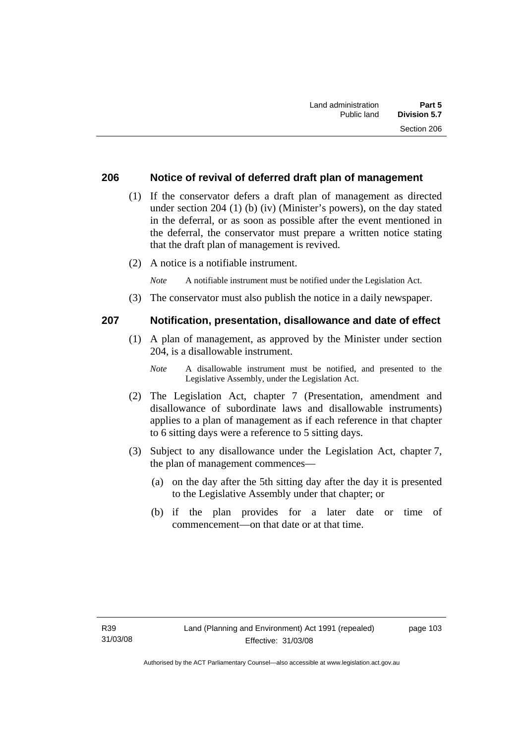## 206 Notice of revival of deferred draft plan of management

(1) If the conservator defers a draft plan of management as directed under section 204 (1) (b) (iv) (Minister's powers), on the day stated in the deferral, or as soon as possible after the event mentioned in the deferral, the conservator must prepare a written notice stating that the draft plan of management is revived.

(2) A notice is a notifiable instrument.

*Note* A notifiable instrument must be notified under the Legislation Act.

(3) The conservator must also publish the notice in a daily newspaper.

## 207 Notification, presentation, disallowance and date of effect

(1) A plan of management, as approved by the Minister under section 204, is a disallowable instrument.

*Note* A disallowable instrument must be notified, and presented to the Legislative Assembly, under the Legislation Act.

(2) The Legislation Act, chapter 7 (Presentation, amendment and disallowance of subordinate laws and disallowable instruments) applies to a plan of management as if each reference in that chapter to 6 sitting days were a reference to 5 sitting days.

(3) Subject to any disallowance under the Legislation Act, chapter 7, the plan of management commences—

(a) on the day after the 5th sitting day after the day it is presented to the Legislative Assembly under that chapter; or

(b) if the plan provides for a later date or time of commencement—on that date or at that time.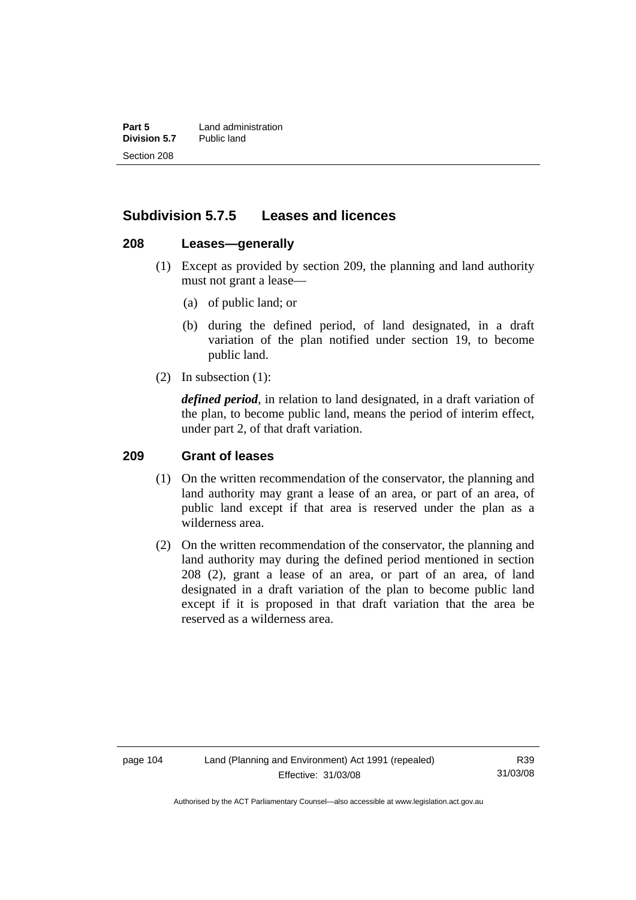## Subdivision 5.7.5 Leases and licences

### 208 Leases—generally

(1) Except as provided by section 209, the planning and land authority must not grant a lease—

(a) of public land; or

(b) during the defined period, of land designated, in a draft variation of the plan notified under section 19, to become public land.

(2) In subsection (1):

***defined period***, in relation to land designated, in a draft variation of the plan, to become public land, means the period of interim effect, under part 2, of that draft variation.

### 209 Grant of leases

(1) On the written recommendation of the conservator, the planning and land authority may grant a lease of an area, or part of an area, of public land except if that area is reserved under the plan as a wilderness area.

(2) On the written recommendation of the conservator, the planning and land authority may during the defined period mentioned in section 208 (2), grant a lease of an area, or part of an area, of land designated in a draft variation of the plan to become public land except if it is proposed in that draft variation that the area be reserved as a wilderness area.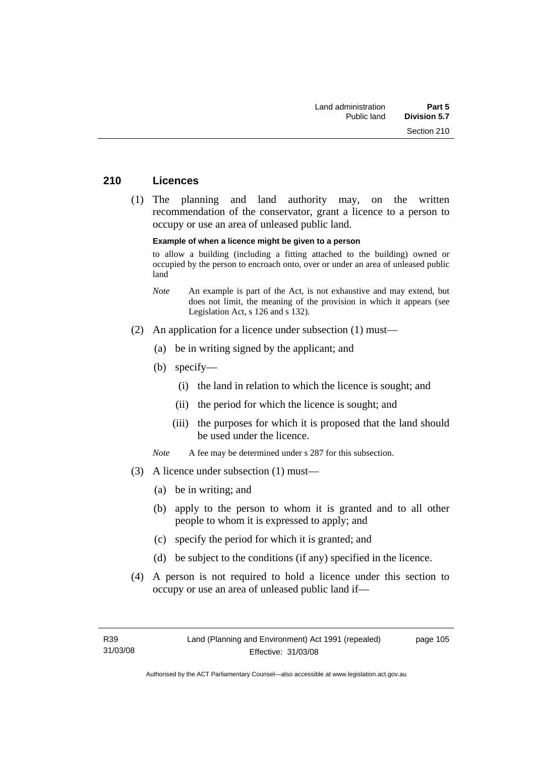## 210 Licences

(1) The planning and land authority may, on the written recommendation of the conservator, grant a licence to a person to occupy or use an area of unleased public land.

**Example of when a licence might be given to a person**

to allow a building (including a fitting attached to the building) owned or occupied by the person to encroach onto, over or under an area of unleased public land

*Note* An example is part of the Act, is not exhaustive and may extend, but does not limit, the meaning of the provision in which it appears (see Legislation Act, s 126 and s 132).

(2) An application for a licence under subsection (1) must—

(a) be in writing signed by the applicant; and

(b) specify—

(i) the land in relation to which the licence is sought; and

(ii) the period for which the licence is sought; and

(iii) the purposes for which it is proposed that the land should be used under the licence.

*Note* A fee may be determined under s 287 for this subsection.

(3) A licence under subsection (1) must—

(a) be in writing; and

(b) apply to the person to whom it is granted and to all other people to whom it is expressed to apply; and

(c) specify the period for which it is granted; and

(d) be subject to the conditions (if any) specified in the licence.

(4) A person is not required to hold a licence under this section to occupy or use an area of unleased public land if—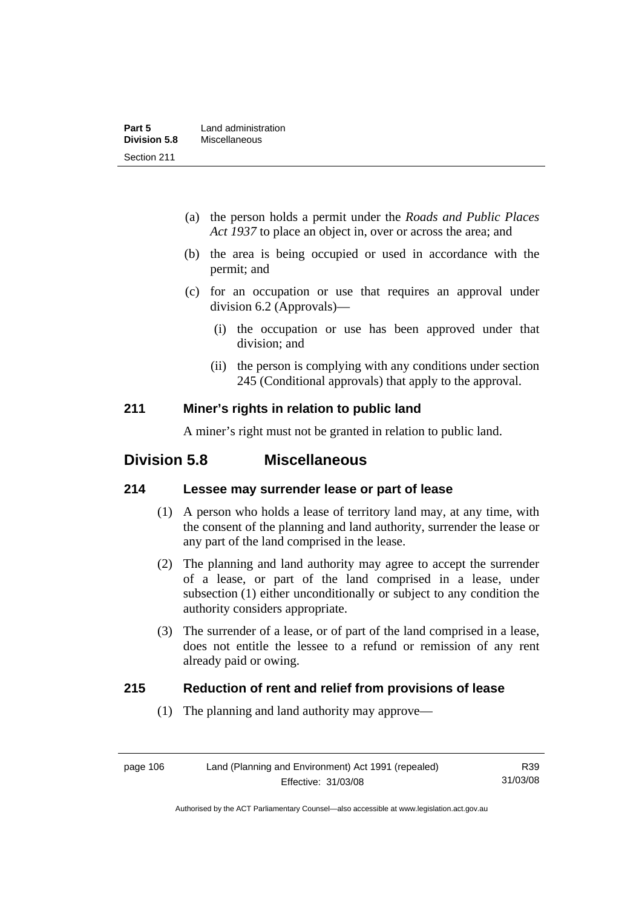(a) the person holds a permit under the *Roads and Public Places Act 1937* to place an object in, over or across the area; and

(b) the area is being occupied or used in accordance with the permit; and

(c) for an occupation or use that requires an approval under division 6.2 (Approvals)—

  (i) the occupation or use has been approved under that division; and

  (ii) the person is complying with any conditions under section 245 (Conditional approvals) that apply to the approval.

### 211 Miner's rights in relation to public land

A miner's right must not be granted in relation to public land.

## Division 5.8 Miscellaneous

### 214 Lessee may surrender lease or part of lease

(1) A person who holds a lease of territory land may, at any time, with the consent of the planning and land authority, surrender the lease or any part of the land comprised in the lease.

(2) The planning and land authority may agree to accept the surrender of a lease, or part of the land comprised in a lease, under subsection (1) either unconditionally or subject to any condition the authority considers appropriate.

(3) The surrender of a lease, or of part of the land comprised in a lease, does not entitle the lessee to a refund or remission of any rent already paid or owing.

### 215 Reduction of rent and relief from provisions of lease

(1) The planning and land authority may approve—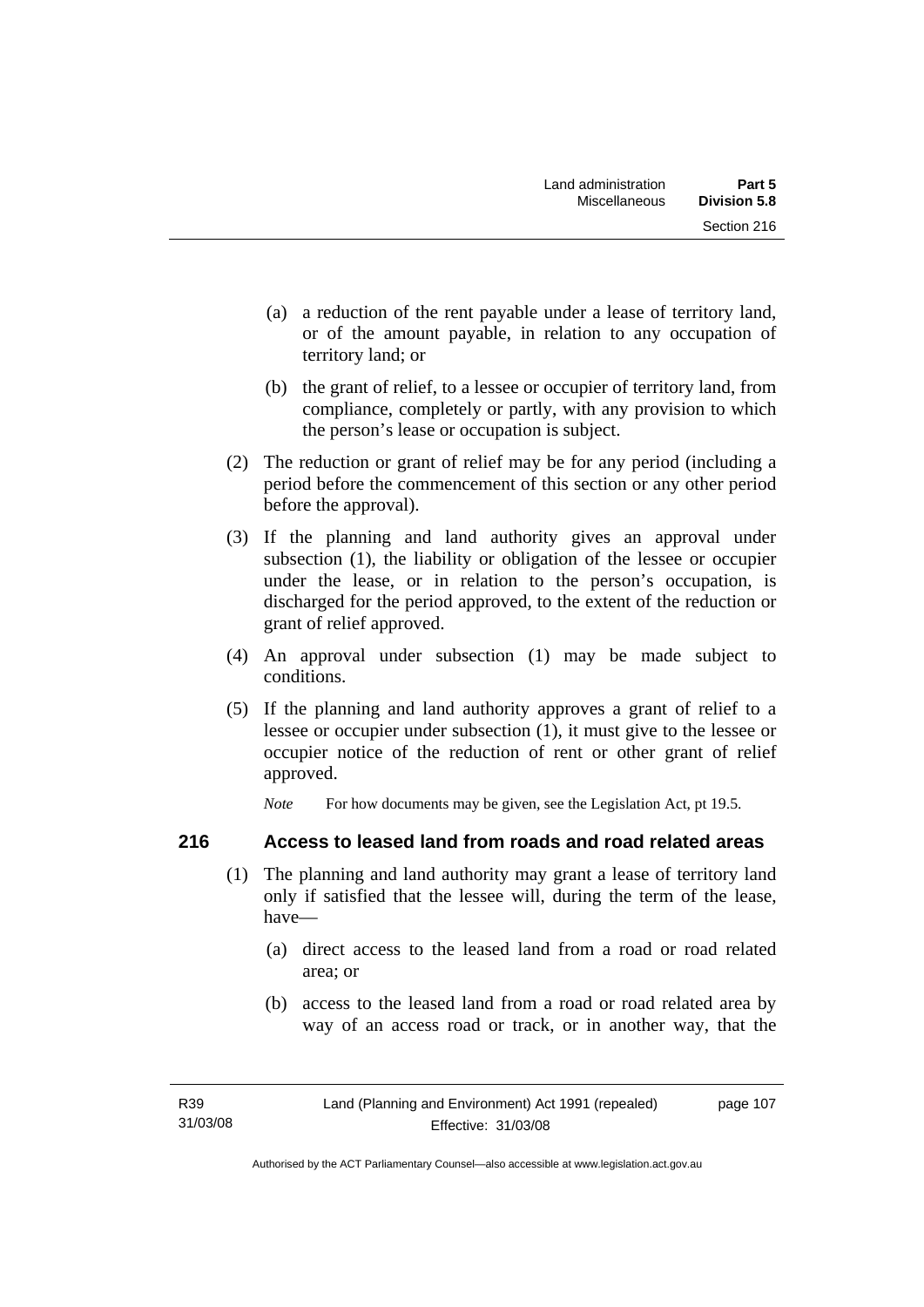(a) a reduction of the rent payable under a lease of territory land, or of the amount payable, in relation to any occupation of territory land; or

(b) the grant of relief, to a lessee or occupier of territory land, from compliance, completely or partly, with any provision to which the person's lease or occupation is subject.

(2) The reduction or grant of relief may be for any period (including a period before the commencement of this section or any other period before the approval).

(3) If the planning and land authority gives an approval under subsection (1), the liability or obligation of the lessee or occupier under the lease, or in relation to the person's occupation, is discharged for the period approved, to the extent of the reduction or grant of relief approved.

(4) An approval under subsection (1) may be made subject to conditions.

(5) If the planning and land authority approves a grant of relief to a lessee or occupier under subsection (1), it must give to the lessee or occupier notice of the reduction of rent or other grant of relief approved.

*Note* For how documents may be given, see the Legislation Act, pt 19.5.

## 216 Access to leased land from roads and road related areas

(1) The planning and land authority may grant a lease of territory land only if satisfied that the lessee will, during the term of the lease, have—

(a) direct access to the leased land from a road or road related area; or

(b) access to the leased land from a road or road related area by way of an access road or track, or in another way, that the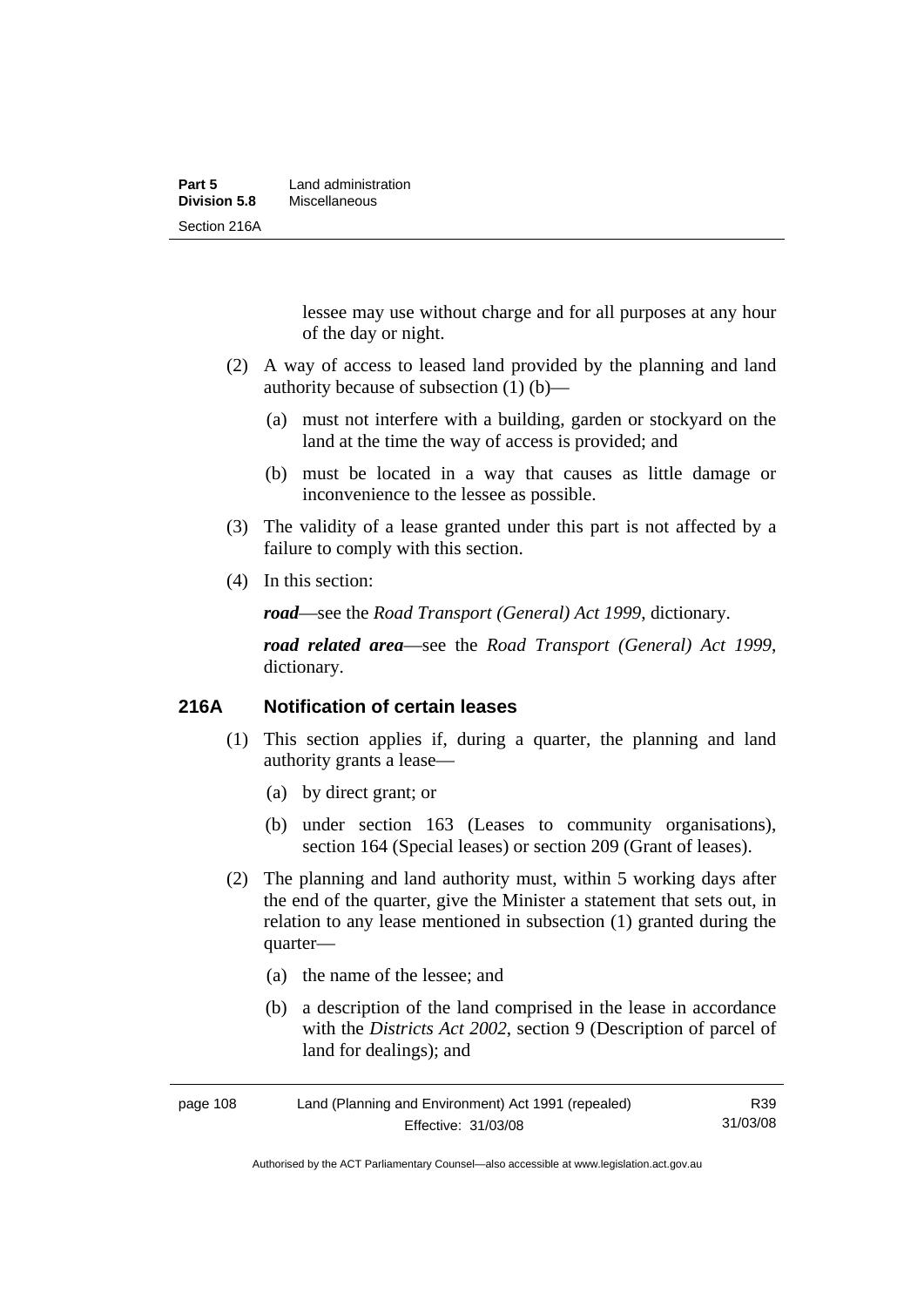lessee may use without charge and for all purposes at any hour of the day or night.

(2) A way of access to leased land provided by the planning and land authority because of subsection (1) (b)—

(a) must not interfere with a building, garden or stockyard on the land at the time the way of access is provided; and

(b) must be located in a way that causes as little damage or inconvenience to the lessee as possible.

(3) The validity of a lease granted under this part is not affected by a failure to comply with this section.

(4) In this section:

***road***—see the *Road Transport (General) Act 1999*, dictionary.

***road related area***—see the *Road Transport (General) Act 1999*, dictionary.

### 216A Notification of certain leases

(1) This section applies if, during a quarter, the planning and land authority grants a lease—

(a) by direct grant; or

(b) under section 163 (Leases to community organisations), section 164 (Special leases) or section 209 (Grant of leases).

(2) The planning and land authority must, within 5 working days after the end of the quarter, give the Minister a statement that sets out, in relation to any lease mentioned in subsection (1) granted during the quarter—

(a) the name of the lessee; and

(b) a description of the land comprised in the lease in accordance with the *Districts Act 2002*, section 9 (Description of parcel of land for dealings); and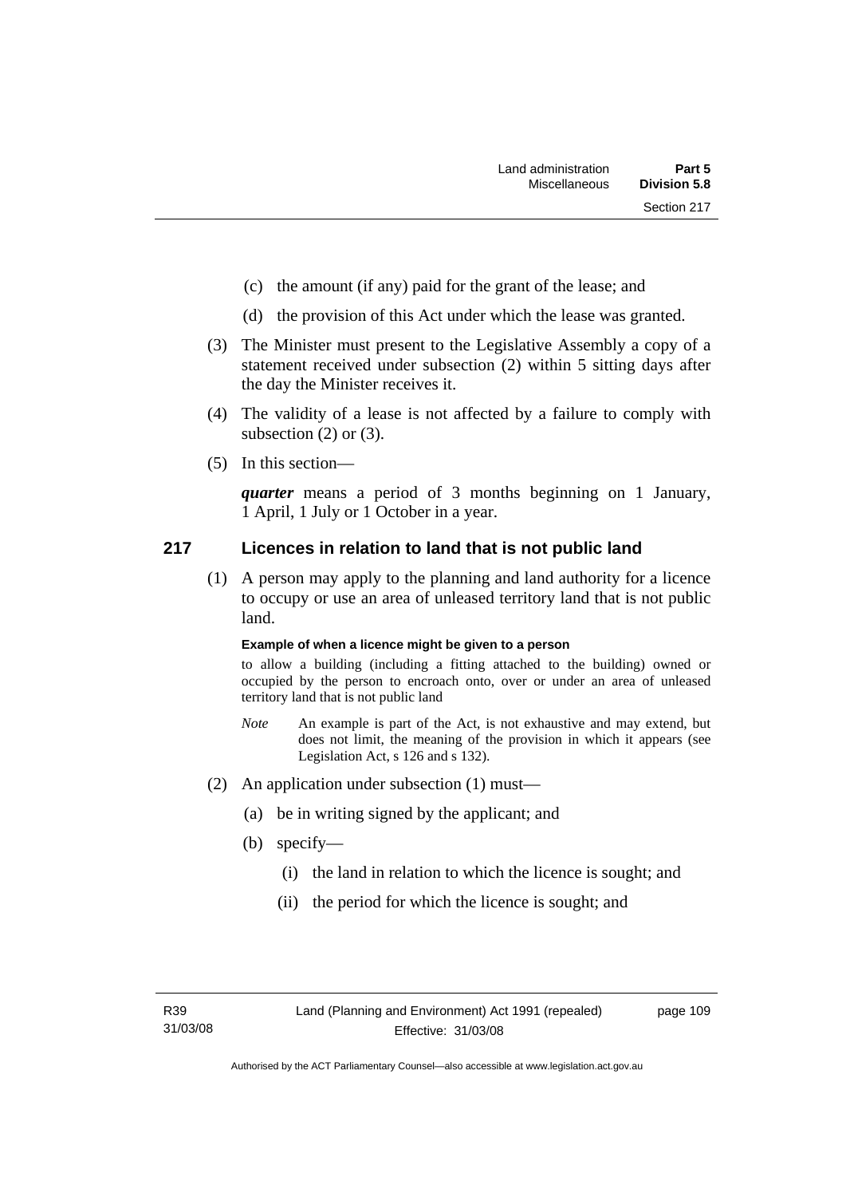(c) the amount (if any) paid for the grant of the lease; and

(d) the provision of this Act under which the lease was granted.

(3) The Minister must present to the Legislative Assembly a copy of a statement received under subsection (2) within 5 sitting days after the day the Minister receives it.

(4) The validity of a lease is not affected by a failure to comply with subsection (2) or (3).

(5) In this section—

***quarter*** means a period of 3 months beginning on 1 January, 1 April, 1 July or 1 October in a year.

## 217 Licences in relation to land that is not public land

(1) A person may apply to the planning and land authority for a licence to occupy or use an area of unleased territory land that is not public land.

**Example of when a licence might be given to a person**

to allow a building (including a fitting attached to the building) owned or occupied by the person to encroach onto, over or under an area of unleased territory land that is not public land

*Note* An example is part of the Act, is not exhaustive and may extend, but does not limit, the meaning of the provision in which it appears (see Legislation Act, s 126 and s 132).

(2) An application under subsection (1) must—

(a) be in writing signed by the applicant; and

(b) specify—

(i) the land in relation to which the licence is sought; and

(ii) the period for which the licence is sought; and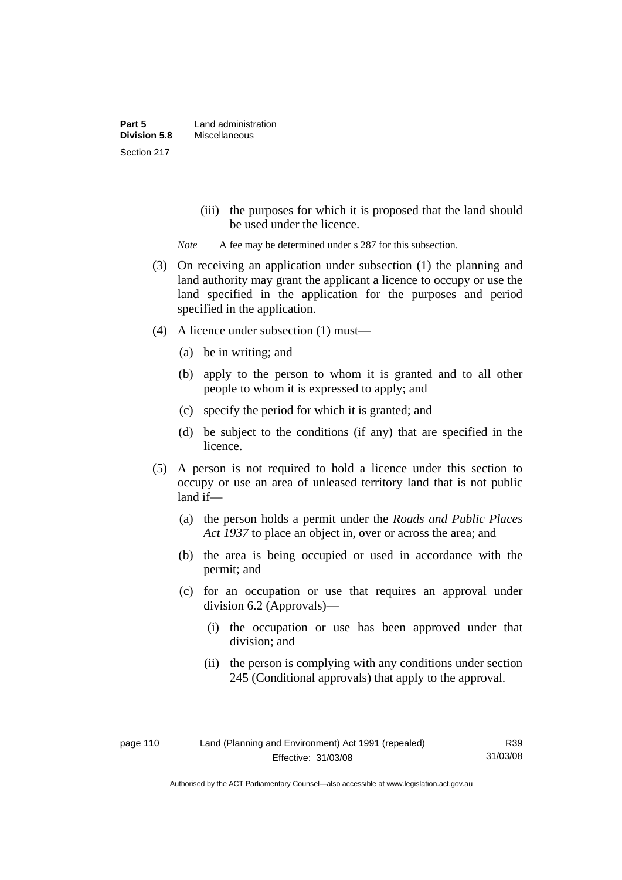(iii) the purposes for which it is proposed that the land should be used under the licence.

*Note* A fee may be determined under s 287 for this subsection.

(3) On receiving an application under subsection (1) the planning and land authority may grant the applicant a licence to occupy or use the land specified in the application for the purposes and period specified in the application.

(4) A licence under subsection (1) must—

(a) be in writing; and

(b) apply to the person to whom it is granted and to all other people to whom it is expressed to apply; and

(c) specify the period for which it is granted; and

(d) be subject to the conditions (if any) that are specified in the licence.

(5) A person is not required to hold a licence under this section to occupy or use an area of unleased territory land that is not public land if—

(a) the person holds a permit under the *Roads and Public Places Act 1937* to place an object in, over or across the area; and

(b) the area is being occupied or used in accordance with the permit; and

(c) for an occupation or use that requires an approval under division 6.2 (Approvals)—

(i) the occupation or use has been approved under that division; and

(ii) the person is complying with any conditions under section 245 (Conditional approvals) that apply to the approval.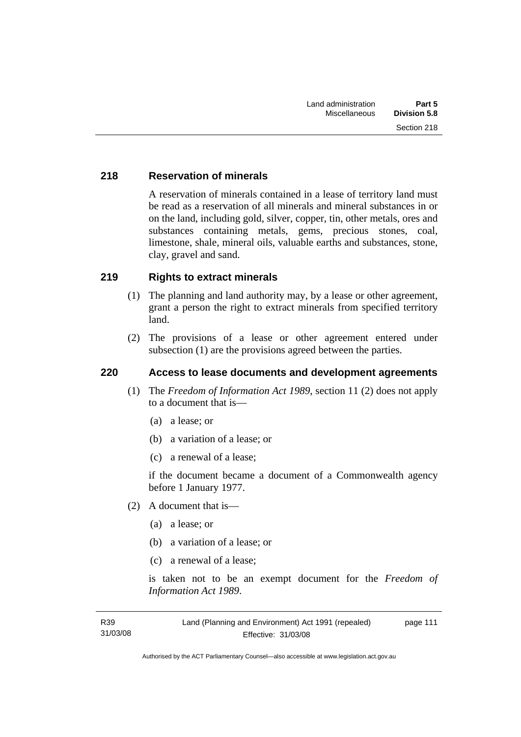### 218 Reservation of minerals

A reservation of minerals contained in a lease of territory land must be read as a reservation of all minerals and mineral substances in or on the land, including gold, silver, copper, tin, other metals, ores and substances containing metals, gems, precious stones, coal, limestone, shale, mineral oils, valuable earths and substances, stone, clay, gravel and sand.

### 219 Rights to extract minerals

(1) The planning and land authority may, by a lease or other agreement, grant a person the right to extract minerals from specified territory land.

(2) The provisions of a lease or other agreement entered under subsection (1) are the provisions agreed between the parties.

### 220 Access to lease documents and development agreements

(1) The *Freedom of Information Act 1989*, section 11 (2) does not apply to a document that is—

(a) a lease; or

(b) a variation of a lease; or

(c) a renewal of a lease;

if the document became a document of a Commonwealth agency before 1 January 1977.

(2) A document that is—

(a) a lease; or

(b) a variation of a lease; or

(c) a renewal of a lease;

is taken not to be an exempt document for the *Freedom of Information Act 1989*.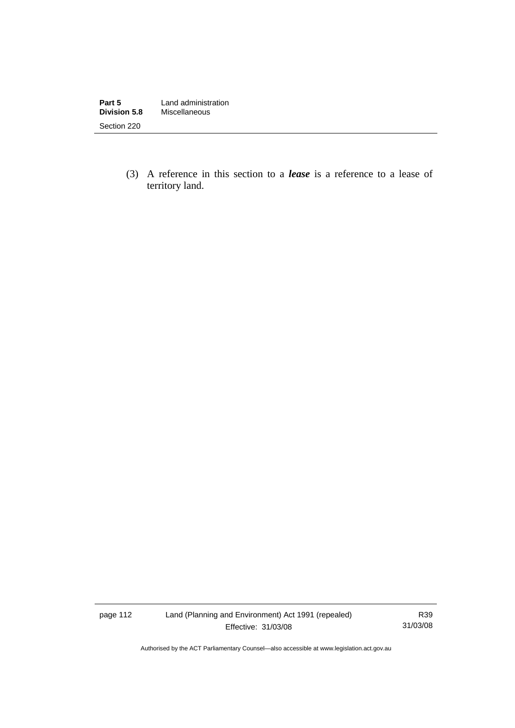(3) A reference in this section to a ***lease*** is a reference to a lease of territory land.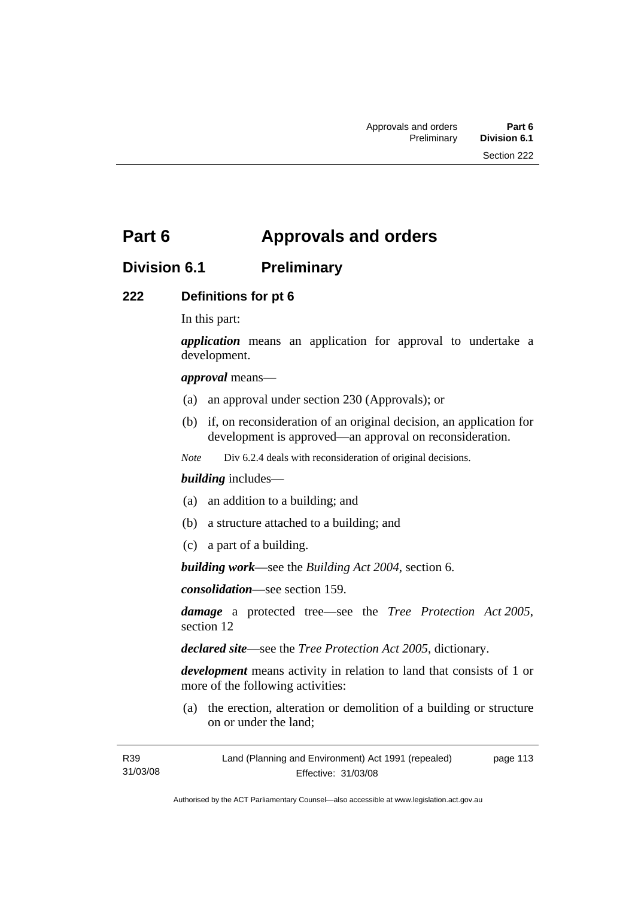# Part 6 Approvals and orders

## Division 6.1 Preliminary

### 222 Definitions for pt 6

In this part:

***application*** means an application for approval to undertake a development.

***approval*** means—

(a) an approval under section 230 (Approvals); or

(b) if, on reconsideration of an original decision, an application for development is approved—an approval on reconsideration.

*Note* Div 6.2.4 deals with reconsideration of original decisions.

***building*** includes—

(a) an addition to a building; and

(b) a structure attached to a building; and

(c) a part of a building.

***building work***—see the *Building Act 2004*, section 6.

***consolidation***—see section 159.

***damage*** a protected tree—see the *Tree Protection Act 2005*, section 12

***declared site***—see the *Tree Protection Act 2005*, dictionary.

***development*** means activity in relation to land that consists of 1 or more of the following activities:

(a) the erection, alteration or demolition of a building or structure on or under the land;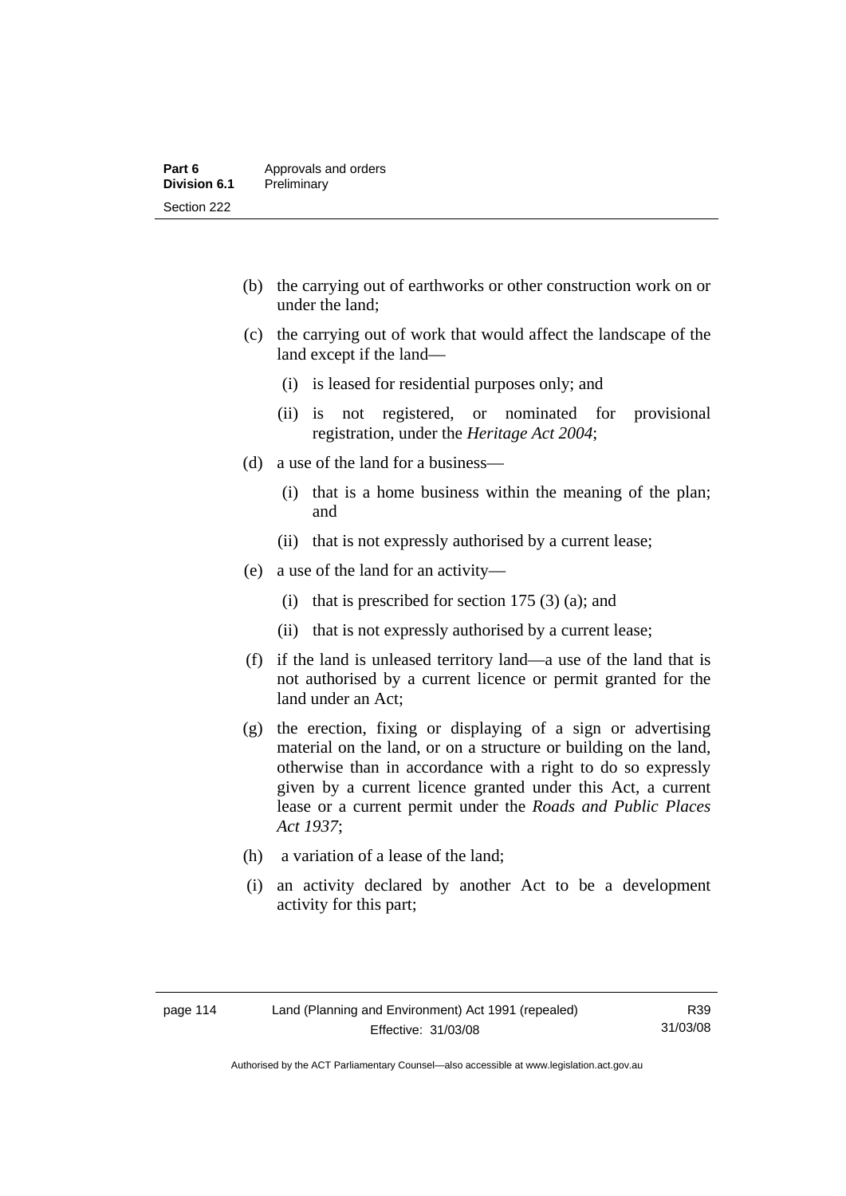(b) the carrying out of earthworks or other construction work on or under the land;

(c) the carrying out of work that would affect the landscape of the land except if the land—

   (i) is leased for residential purposes only; and

   (ii) is not registered, or nominated for provisional registration, under the *Heritage Act 2004*;

(d) a use of the land for a business—

   (i) that is a home business within the meaning of the plan; and

   (ii) that is not expressly authorised by a current lease;

(e) a use of the land for an activity—

   (i) that is prescribed for section 175 (3) (a); and

   (ii) that is not expressly authorised by a current lease;

(f) if the land is unleased territory land—a use of the land that is not authorised by a current licence or permit granted for the land under an Act;

(g) the erection, fixing or displaying of a sign or advertising material on the land, or on a structure or building on the land, otherwise than in accordance with a right to do so expressly given by a current licence granted under this Act, a current lease or a current permit under the *Roads and Public Places Act 1937*;

(h) a variation of a lease of the land;

(i) an activity declared by another Act to be a development activity for this part;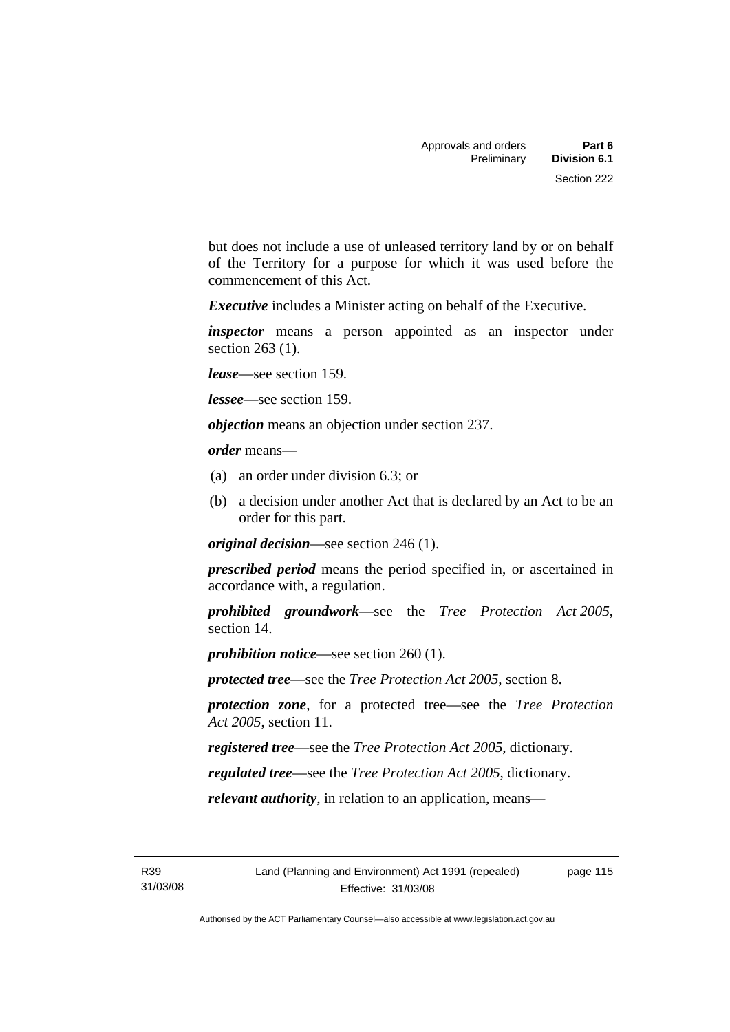but does not include a use of unleased territory land by or on behalf of the Territory for a purpose for which it was used before the commencement of this Act.

***Executive*** includes a Minister acting on behalf of the Executive.

***inspector*** means a person appointed as an inspector under section 263 (1).

***lease***—see section 159.

***lessee***—see section 159.

***objection*** means an objection under section 237.

***order*** means—

(a) an order under division 6.3; or

(b) a decision under another Act that is declared by an Act to be an order for this part.

***original decision***—see section 246 (1).

***prescribed period*** means the period specified in, or ascertained in accordance with, a regulation.

***prohibited groundwork***—see the *Tree Protection Act 2005*, section 14.

***prohibition notice***—see section 260 (1).

***protected tree***—see the *Tree Protection Act 2005*, section 8.

***protection zone***, for a protected tree—see the *Tree Protection Act 2005*, section 11.

***registered tree***—see the *Tree Protection Act 2005*, dictionary.

***regulated tree***—see the *Tree Protection Act 2005*, dictionary.

***relevant authority***, in relation to an application, means—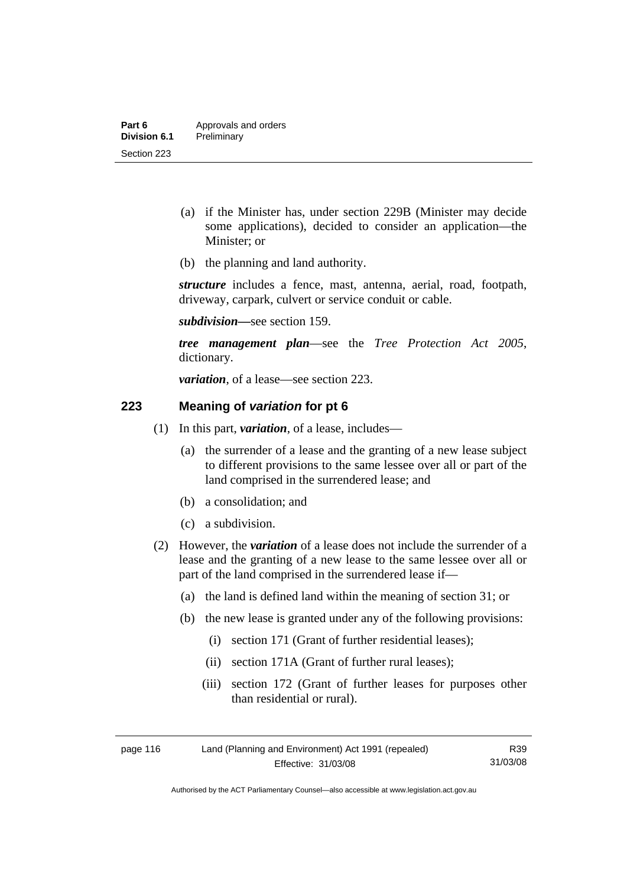- (a) if the Minister has, under section 229B (Minister may decide some applications), decided to consider an application—the Minister; or
- (b) the planning and land authority.

***structure*** includes a fence, mast, antenna, aerial, road, footpath, driveway, carpark, culvert or service conduit or cable.

***subdivision***—see section 159.

***tree management plan***—see the *Tree Protection Act 2005*, dictionary.

***variation***, of a lease—see section 223.

## 223 Meaning of *variation* for pt 6

(1) In this part, ***variation***, of a lease, includes—

- (a) the surrender of a lease and the granting of a new lease subject to different provisions to the same lessee over all or part of the land comprised in the surrendered lease; and
- (b) a consolidation; and
- (c) a subdivision.

(2) However, the ***variation*** of a lease does not include the surrender of a lease and the granting of a new lease to the same lessee over all or part of the land comprised in the surrendered lease if—

- (a) the land is defined land within the meaning of section 31; or
- (b) the new lease is granted under any of the following provisions:
  - (i) section 171 (Grant of further residential leases);
  - (ii) section 171A (Grant of further rural leases);
  - (iii) section 172 (Grant of further leases for purposes other than residential or rural).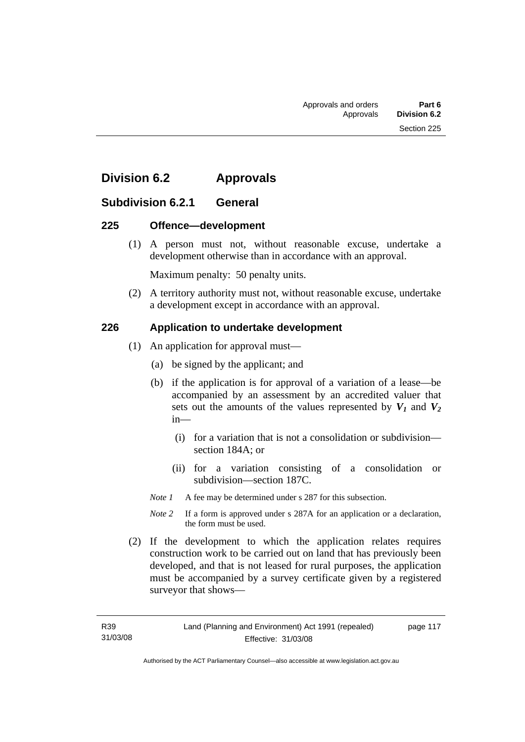## Division 6.2 Approvals

### Subdivision 6.2.1 General

#### 225 Offence—development

(1) A person must not, without reasonable excuse, undertake a development otherwise than in accordance with an approval.

Maximum penalty: 50 penalty units.

(2) A territory authority must not, without reasonable excuse, undertake a development except in accordance with an approval.

#### 226 Application to undertake development

(1) An application for approval must—

(a) be signed by the applicant; and

(b) if the application is for approval of a variation of a lease—be accompanied by an assessment by an accredited valuer that sets out the amounts of the values represented by $V_1$ and $V_2$ in—

(i) for a variation that is not a consolidation or subdivision—section 184A; or

(ii) for a variation consisting of a consolidation or subdivision—section 187C.

*Note 1* A fee may be determined under s 287 for this subsection.

*Note 2* If a form is approved under s 287A for an application or a declaration, the form must be used.

(2) If the development to which the application relates requires construction work to be carried out on land that has previously been developed, and that is not leased for rural purposes, the application must be accompanied by a survey certificate given by a registered surveyor that shows—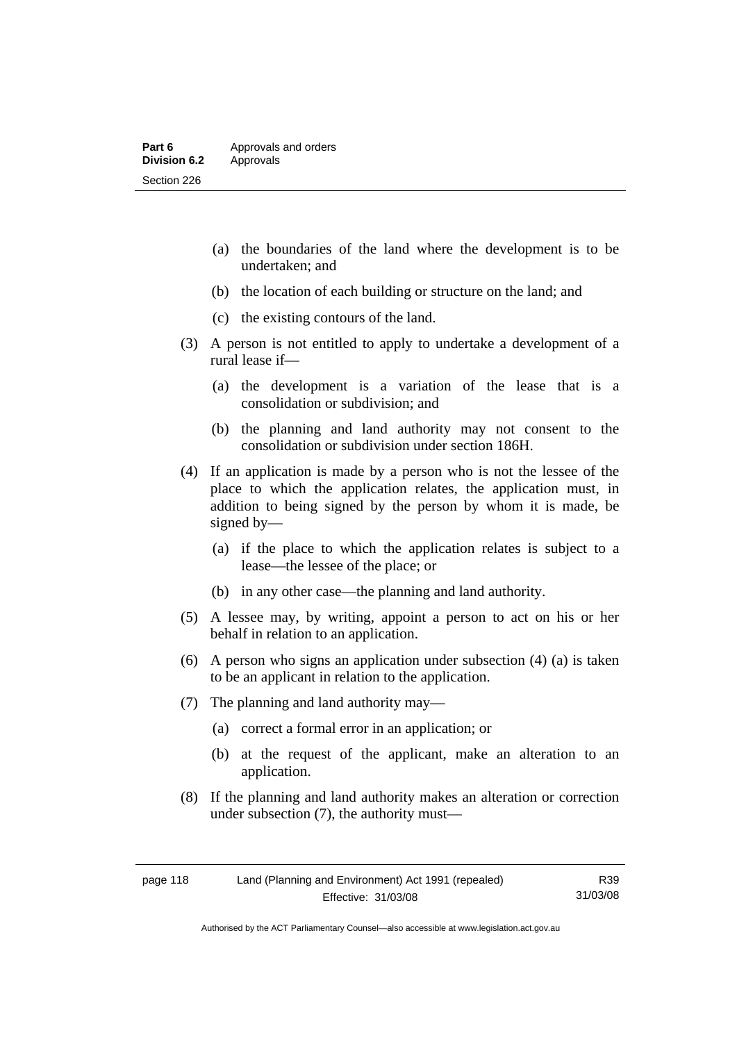(a) the boundaries of the land where the development is to be undertaken; and

(b) the location of each building or structure on the land; and

(c) the existing contours of the land.

(3) A person is not entitled to apply to undertake a development of a rural lease if—

(a) the development is a variation of the lease that is a consolidation or subdivision; and

(b) the planning and land authority may not consent to the consolidation or subdivision under section 186H.

(4) If an application is made by a person who is not the lessee of the place to which the application relates, the application must, in addition to being signed by the person by whom it is made, be signed by—

(a) if the place to which the application relates is subject to a lease—the lessee of the place; or

(b) in any other case—the planning and land authority.

(5) A lessee may, by writing, appoint a person to act on his or her behalf in relation to an application.

(6) A person who signs an application under subsection (4) (a) is taken to be an applicant in relation to the application.

(7) The planning and land authority may—

(a) correct a formal error in an application; or

(b) at the request of the applicant, make an alteration to an application.

(8) If the planning and land authority makes an alteration or correction under subsection (7), the authority must—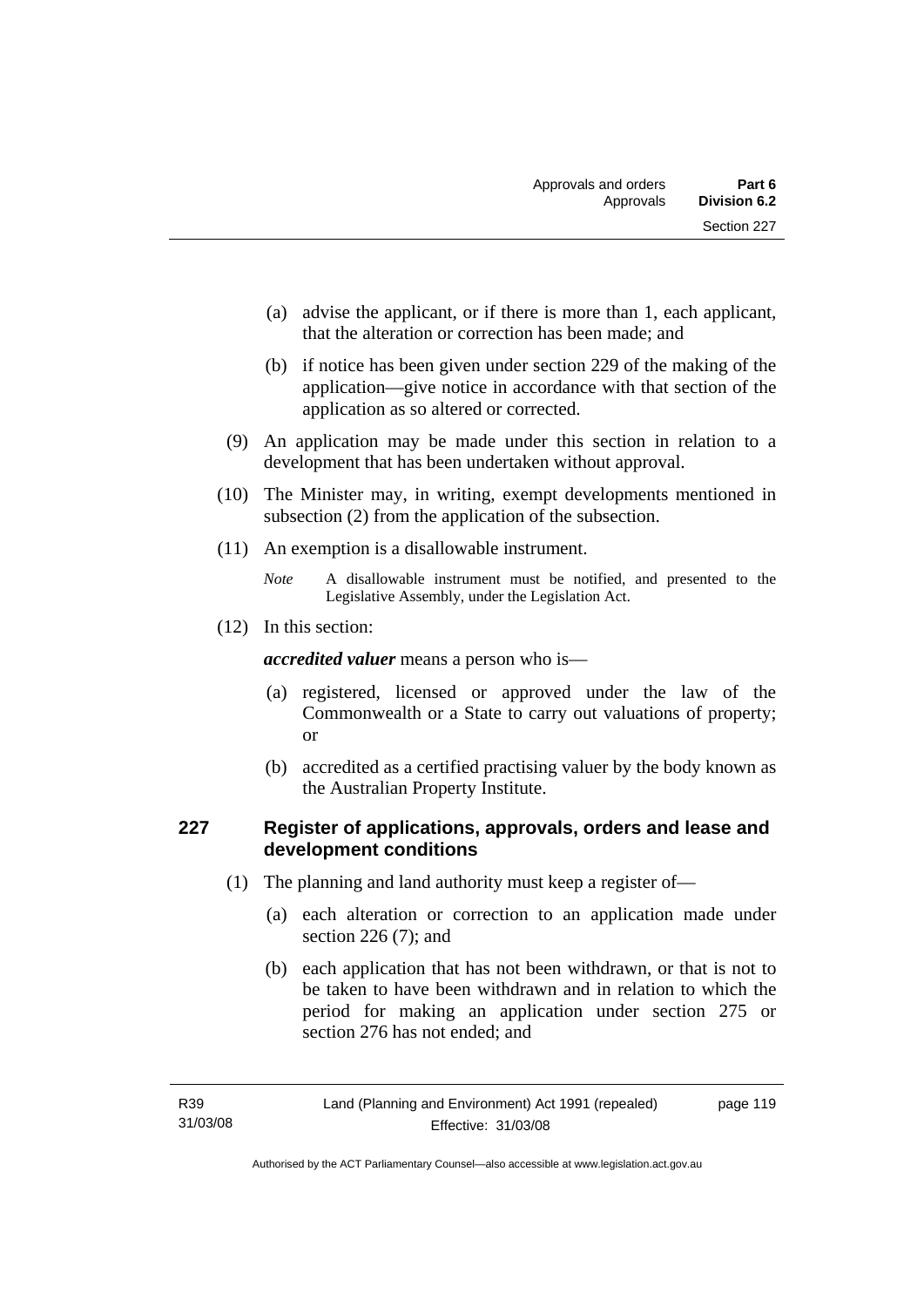(a) advise the applicant, or if there is more than 1, each applicant, that the alteration or correction has been made; and

(b) if notice has been given under section 229 of the making of the application—give notice in accordance with that section of the application as so altered or corrected.

(9) An application may be made under this section in relation to a development that has been undertaken without approval.

(10) The Minister may, in writing, exempt developments mentioned in subsection (2) from the application of the subsection.

(11) An exemption is a disallowable instrument.

*Note* A disallowable instrument must be notified, and presented to the Legislative Assembly, under the Legislation Act.

(12) In this section:

***accredited valuer*** means a person who is—

(a) registered, licensed or approved under the law of the Commonwealth or a State to carry out valuations of property; or

(b) accredited as a certified practising valuer by the body known as the Australian Property Institute.

## 227 Register of applications, approvals, orders and lease and development conditions

(1) The planning and land authority must keep a register of—

(a) each alteration or correction to an application made under section 226 (7); and

(b) each application that has not been withdrawn, or that is not to be taken to have been withdrawn and in relation to which the period for making an application under section 275 or section 276 has not ended; and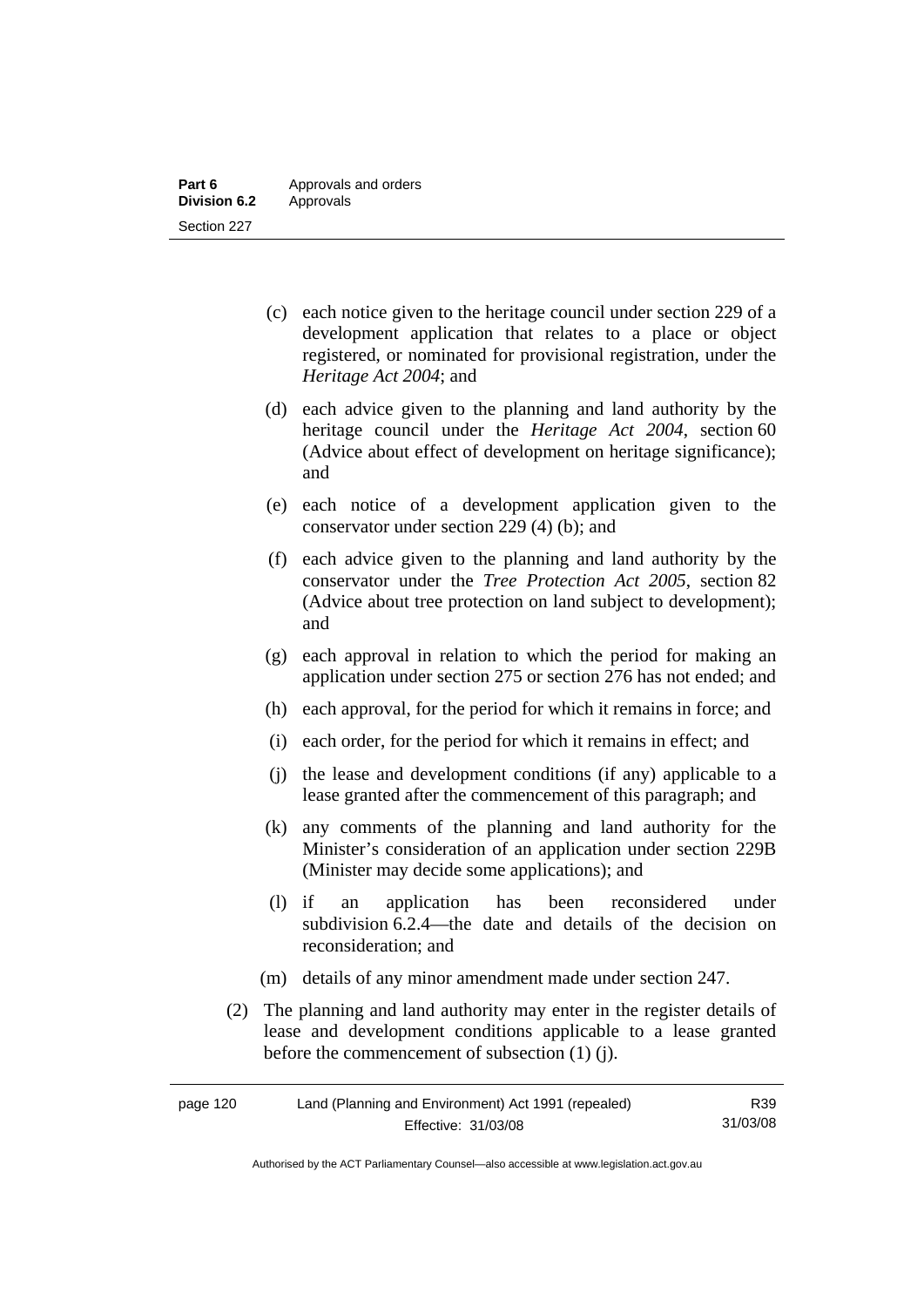- (c) each notice given to the heritage council under section 229 of a development application that relates to a place or object registered, or nominated for provisional registration, under the *Heritage Act 2004*; and
- (d) each advice given to the planning and land authority by the heritage council under the *Heritage Act 2004*, section 60 (Advice about effect of development on heritage significance); and
- (e) each notice of a development application given to the conservator under section 229 (4) (b); and
- (f) each advice given to the planning and land authority by the conservator under the *Tree Protection Act 2005*, section 82 (Advice about tree protection on land subject to development); and
- (g) each approval in relation to which the period for making an application under section 275 or section 276 has not ended; and
- (h) each approval, for the period for which it remains in force; and
- (i) each order, for the period for which it remains in effect; and
- (j) the lease and development conditions (if any) applicable to a lease granted after the commencement of this paragraph; and
- (k) any comments of the planning and land authority for the Minister's consideration of an application under section 229B (Minister may decide some applications); and
- (l) if an application has been reconsidered under subdivision 6.2.4—the date and details of the decision on reconsideration; and
- (m) details of any minor amendment made under section 247.

(2) The planning and land authority may enter in the register details of lease and development conditions applicable to a lease granted before the commencement of subsection (1) (j).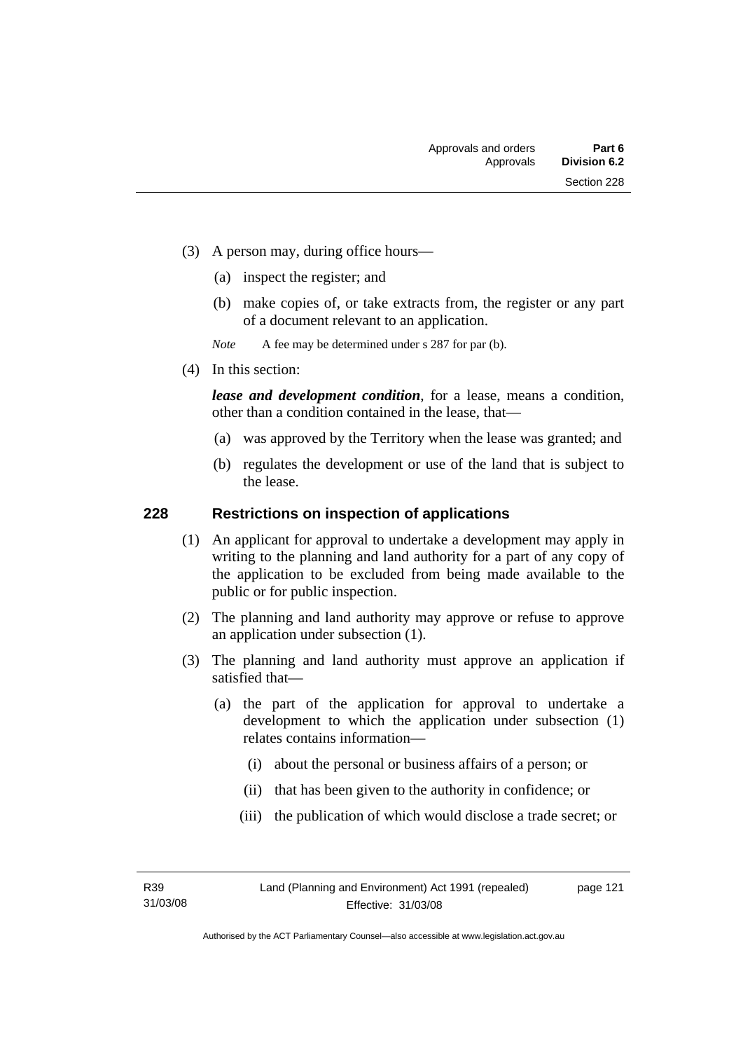(3) A person may, during office hours—

  (a) inspect the register; and

  (b) make copies of, or take extracts from, the register or any part of a document relevant to an application.

*Note* A fee may be determined under s 287 for par (b).

(4) In this section:

***lease and development condition***, for a lease, means a condition, other than a condition contained in the lease, that—

  (a) was approved by the Territory when the lease was granted; and

  (b) regulates the development or use of the land that is subject to the lease.

## 228 Restrictions on inspection of applications

(1) An applicant for approval to undertake a development may apply in writing to the planning and land authority for a part of any copy of the application to be excluded from being made available to the public or for public inspection.

(2) The planning and land authority may approve or refuse to approve an application under subsection (1).

(3) The planning and land authority must approve an application if satisfied that—

  (a) the part of the application for approval to undertake a development to which the application under subsection (1) relates contains information—

    (i) about the personal or business affairs of a person; or

    (ii) that has been given to the authority in confidence; or

    (iii) the publication of which would disclose a trade secret; or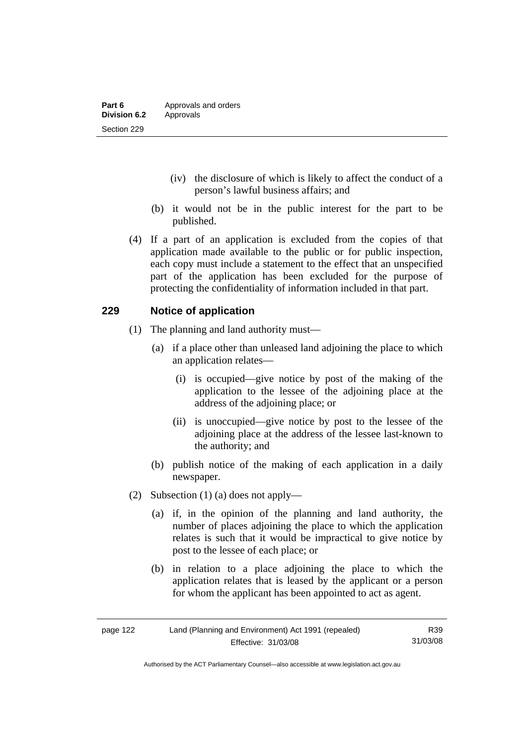(iv) the disclosure of which is likely to affect the conduct of a person's lawful business affairs; and

(b) it would not be in the public interest for the part to be published.

(4) If a part of an application is excluded from the copies of that application made available to the public or for public inspection, each copy must include a statement to the effect that an unspecified part of the application has been excluded for the purpose of protecting the confidentiality of information included in that part.

## 229 Notice of application

(1) The planning and land authority must—

(a) if a place other than unleased land adjoining the place to which an application relates—

(i) is occupied—give notice by post of the making of the application to the lessee of the adjoining place at the address of the adjoining place; or

(ii) is unoccupied—give notice by post to the lessee of the adjoining place at the address of the lessee last-known to the authority; and

(b) publish notice of the making of each application in a daily newspaper.

(2) Subsection (1) (a) does not apply—

(a) if, in the opinion of the planning and land authority, the number of places adjoining the place to which the application relates is such that it would be impractical to give notice by post to the lessee of each place; or

(b) in relation to a place adjoining the place to which the application relates that is leased by the applicant or a person for whom the applicant has been appointed to act as agent.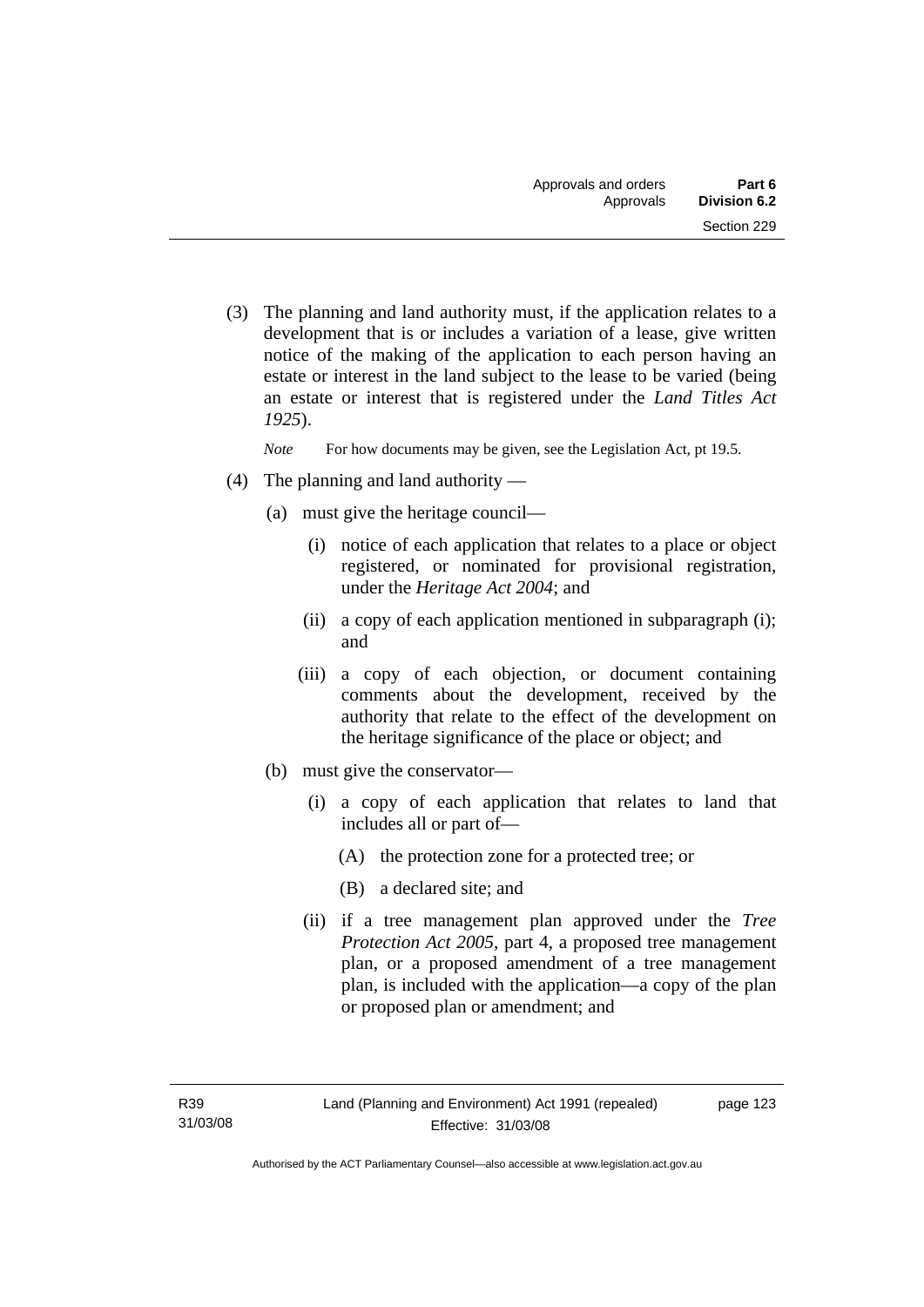(3) The planning and land authority must, if the application relates to a development that is or includes a variation of a lease, give written notice of the making of the application to each person having an estate or interest in the land subject to the lease to be varied (being an estate or interest that is registered under the *Land Titles Act 1925*).

*Note* For how documents may be given, see the Legislation Act, pt 19.5.

(4) The planning and land authority —

(a) must give the heritage council—

(i) notice of each application that relates to a place or object registered, or nominated for provisional registration, under the *Heritage Act 2004*; and

(ii) a copy of each application mentioned in subparagraph (i); and

(iii) a copy of each objection, or document containing comments about the development, received by the authority that relate to the effect of the development on the heritage significance of the place or object; and

(b) must give the conservator—

(i) a copy of each application that relates to land that includes all or part of—

(A) the protection zone for a protected tree; or

(B) a declared site; and

(ii) if a tree management plan approved under the *Tree Protection Act 2005*, part 4, a proposed tree management plan, or a proposed amendment of a tree management plan, is included with the application—a copy of the plan or proposed plan or amendment; and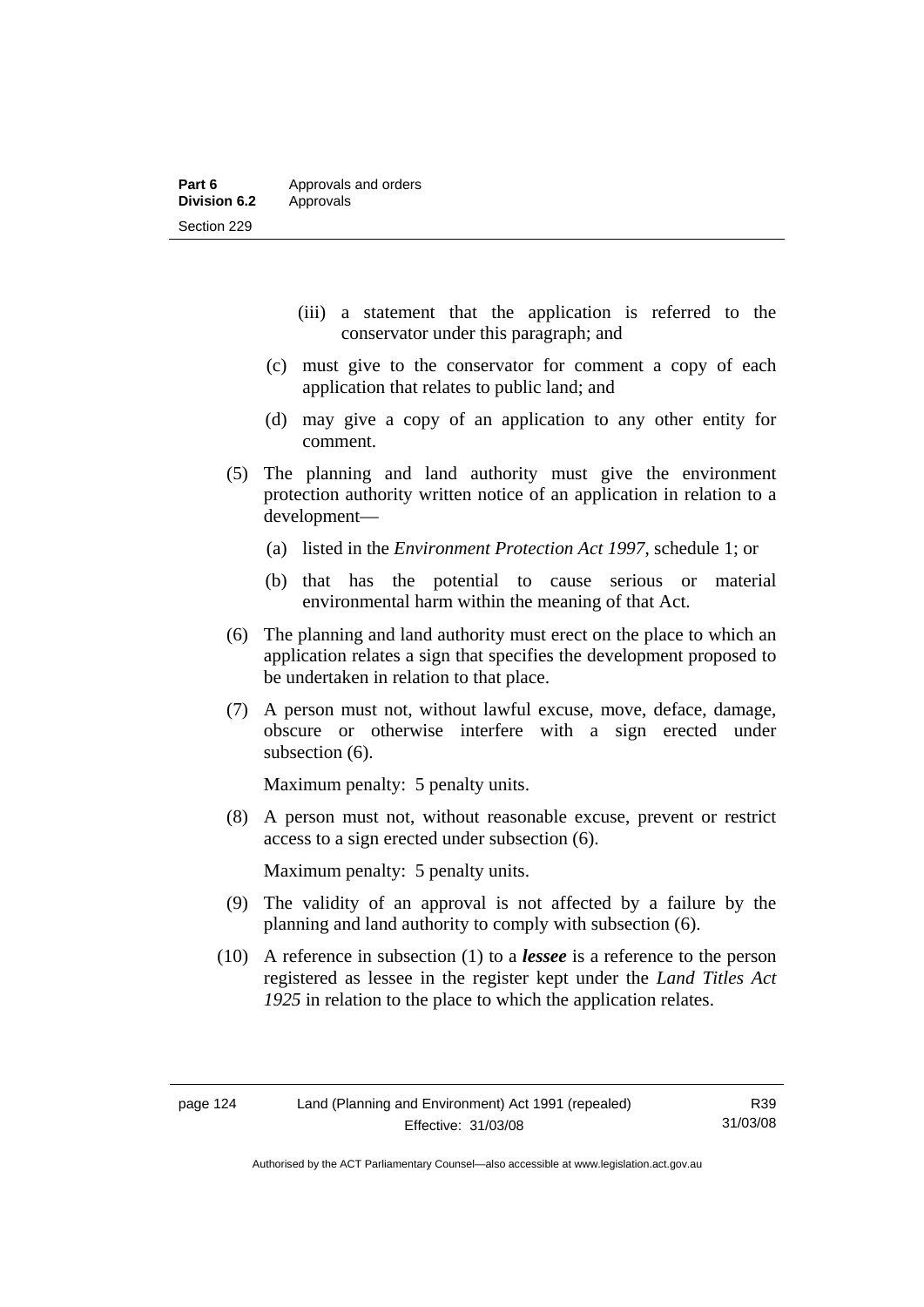(iii) a statement that the application is referred to the conservator under this paragraph; and

(c) must give to the conservator for comment a copy of each application that relates to public land; and

(d) may give a copy of an application to any other entity for comment.

(5) The planning and land authority must give the environment protection authority written notice of an application in relation to a development—

(a) listed in the *Environment Protection Act 1997*, schedule 1; or

(b) that has the potential to cause serious or material environmental harm within the meaning of that Act.

(6) The planning and land authority must erect on the place to which an application relates a sign that specifies the development proposed to be undertaken in relation to that place.

(7) A person must not, without lawful excuse, move, deface, damage, obscure or otherwise interfere with a sign erected under subsection (6).

Maximum penalty: 5 penalty units.

(8) A person must not, without reasonable excuse, prevent or restrict access to a sign erected under subsection (6).

Maximum penalty: 5 penalty units.

(9) The validity of an approval is not affected by a failure by the planning and land authority to comply with subsection (6).

(10) A reference in subsection (1) to a ***lessee*** is a reference to the person registered as lessee in the register kept under the *Land Titles Act 1925* in relation to the place to which the application relates.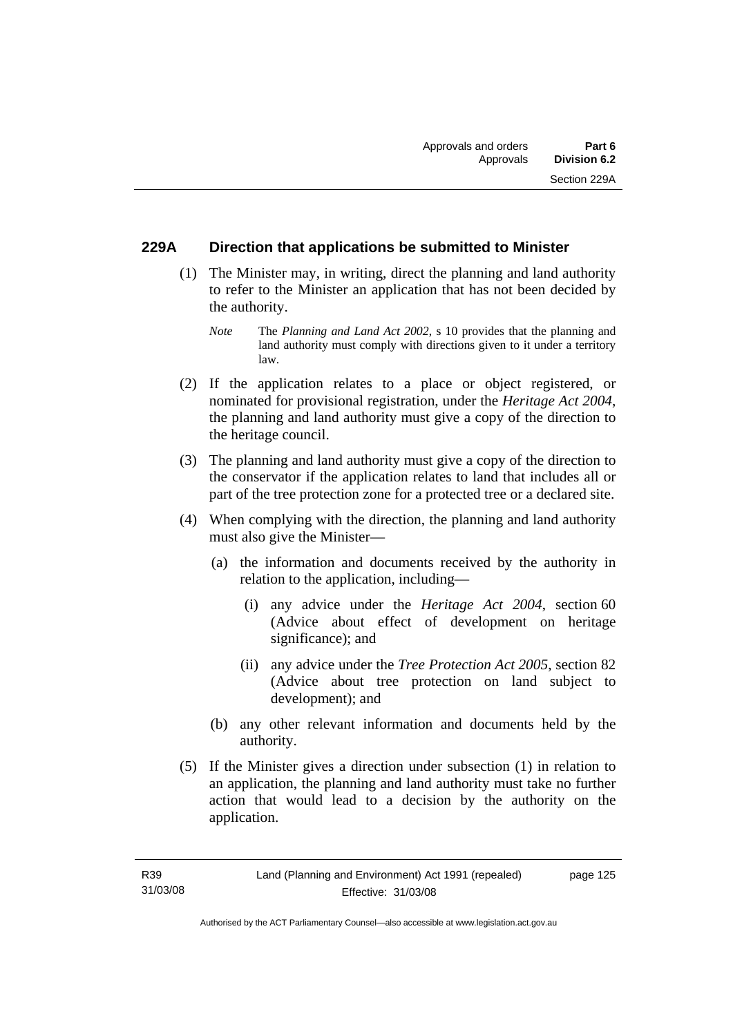## 229A Direction that applications be submitted to Minister

(1) The Minister may, in writing, direct the planning and land authority to refer to the Minister an application that has not been decided by the authority.

*Note* The *Planning and Land Act 2002*, s 10 provides that the planning and land authority must comply with directions given to it under a territory law.

(2) If the application relates to a place or object registered, or nominated for provisional registration, under the *Heritage Act 2004*, the planning and land authority must give a copy of the direction to the heritage council.

(3) The planning and land authority must give a copy of the direction to the conservator if the application relates to land that includes all or part of the tree protection zone for a protected tree or a declared site.

(4) When complying with the direction, the planning and land authority must also give the Minister—

(a) the information and documents received by the authority in relation to the application, including—

(i) any advice under the *Heritage Act 2004*, section 60 (Advice about effect of development on heritage significance); and

(ii) any advice under the *Tree Protection Act 2005*, section 82 (Advice about tree protection on land subject to development); and

(b) any other relevant information and documents held by the authority.

(5) If the Minister gives a direction under subsection (1) in relation to an application, the planning and land authority must take no further action that would lead to a decision by the authority on the application.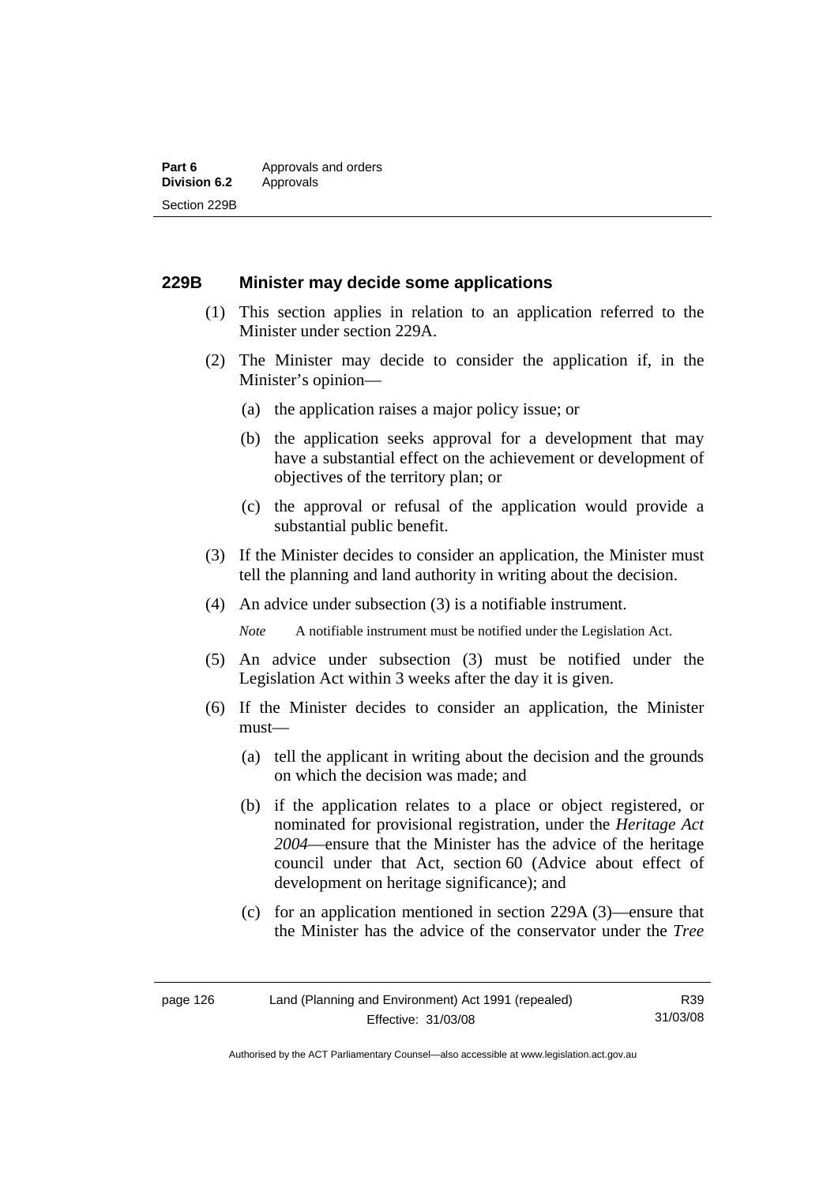### 229B Minister may decide some applications

(1) This section applies in relation to an application referred to the Minister under section 229A.

(2) The Minister may decide to consider the application if, in the Minister's opinion—

(a) the application raises a major policy issue; or

(b) the application seeks approval for a development that may have a substantial effect on the achievement or development of objectives of the territory plan; or

(c) the approval or refusal of the application would provide a substantial public benefit.

(3) If the Minister decides to consider an application, the Minister must tell the planning and land authority in writing about the decision.

(4) An advice under subsection (3) is a notifiable instrument.

*Note* A notifiable instrument must be notified under the Legislation Act.

(5) An advice under subsection (3) must be notified under the Legislation Act within 3 weeks after the day it is given.

(6) If the Minister decides to consider an application, the Minister must—

(a) tell the applicant in writing about the decision and the grounds on which the decision was made; and

(b) if the application relates to a place or object registered, or nominated for provisional registration, under the *Heritage Act 2004*—ensure that the Minister has the advice of the heritage council under that Act, section 60 (Advice about effect of development on heritage significance); and

(c) for an application mentioned in section 229A (3)—ensure that the Minister has the advice of the conservator under the *Tree*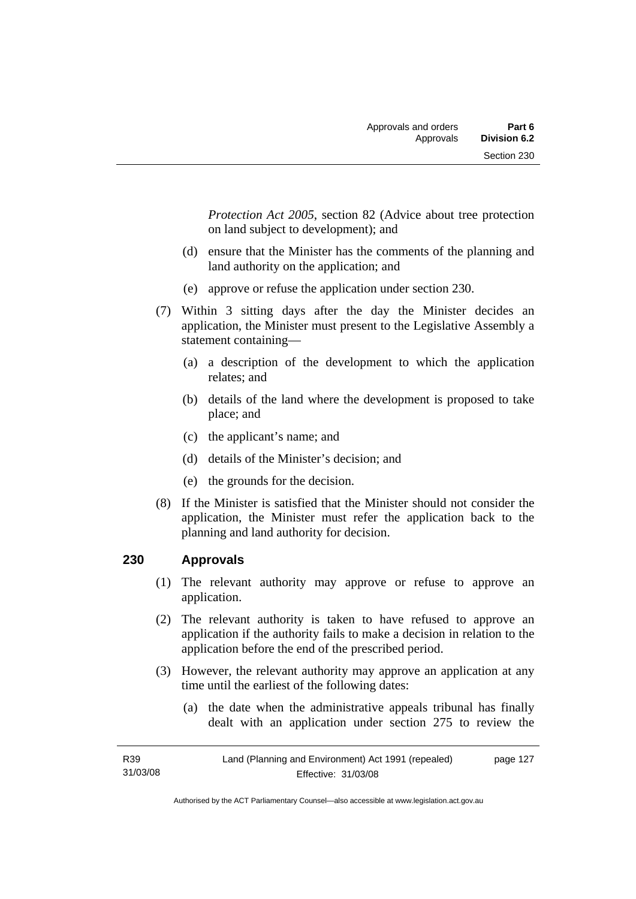*Protection Act 2005*, section 82 (Advice about tree protection on land subject to development); and

(d) ensure that the Minister has the comments of the planning and land authority on the application; and

(e) approve or refuse the application under section 230.

(7) Within 3 sitting days after the day the Minister decides an application, the Minister must present to the Legislative Assembly a statement containing—

(a) a description of the development to which the application relates; and

(b) details of the land where the development is proposed to take place; and

(c) the applicant's name; and

(d) details of the Minister's decision; and

(e) the grounds for the decision.

(8) If the Minister is satisfied that the Minister should not consider the application, the Minister must refer the application back to the planning and land authority for decision.

## 230 Approvals

(1) The relevant authority may approve or refuse to approve an application.

(2) The relevant authority is taken to have refused to approve an application if the authority fails to make a decision in relation to the application before the end of the prescribed period.

(3) However, the relevant authority may approve an application at any time until the earliest of the following dates:

(a) the date when the administrative appeals tribunal has finally dealt with an application under section 275 to review the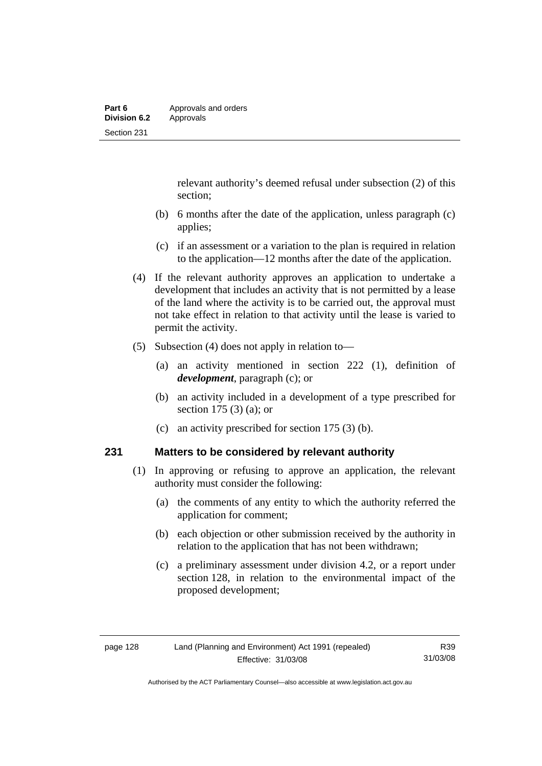relevant authority's deemed refusal under subsection (2) of this section;

(b) 6 months after the date of the application, unless paragraph (c) applies;

(c) if an assessment or a variation to the plan is required in relation to the application—12 months after the date of the application.

(4) If the relevant authority approves an application to undertake a development that includes an activity that is not permitted by a lease of the land where the activity is to be carried out, the approval must not take effect in relation to that activity until the lease is varied to permit the activity.

(5) Subsection (4) does not apply in relation to—

(a) an activity mentioned in section 222 (1), definition of ***development***, paragraph (c); or

(b) an activity included in a development of a type prescribed for section 175 (3) (a); or

(c) an activity prescribed for section 175 (3) (b).

## 231 Matters to be considered by relevant authority

(1) In approving or refusing to approve an application, the relevant authority must consider the following:

(a) the comments of any entity to which the authority referred the application for comment;

(b) each objection or other submission received by the authority in relation to the application that has not been withdrawn;

(c) a preliminary assessment under division 4.2, or a report under section 128, in relation to the environmental impact of the proposed development;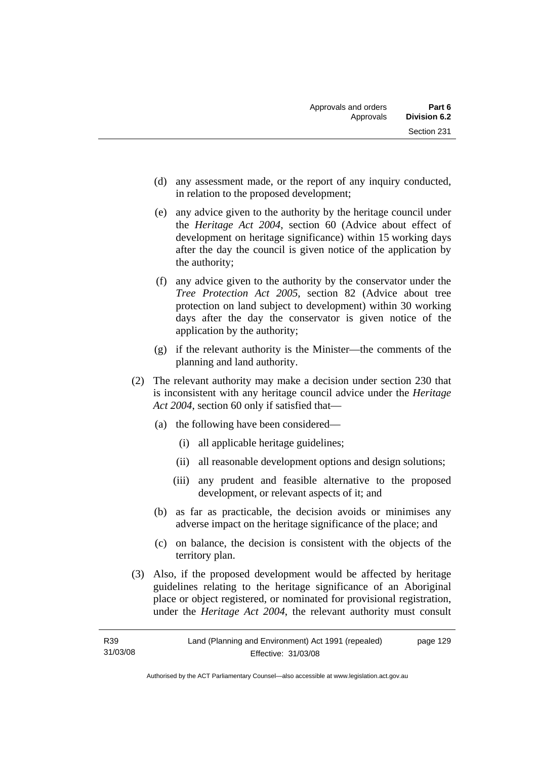(d) any assessment made, or the report of any inquiry conducted, in relation to the proposed development;

(e) any advice given to the authority by the heritage council under the *Heritage Act 2004*, section 60 (Advice about effect of development on heritage significance) within 15 working days after the day the council is given notice of the application by the authority;

(f) any advice given to the authority by the conservator under the *Tree Protection Act 2005*, section 82 (Advice about tree protection on land subject to development) within 30 working days after the day the conservator is given notice of the application by the authority;

(g) if the relevant authority is the Minister—the comments of the planning and land authority.

(2) The relevant authority may make a decision under section 230 that is inconsistent with any heritage council advice under the *Heritage Act 2004*, section 60 only if satisfied that—

(a) the following have been considered—

(i) all applicable heritage guidelines;

(ii) all reasonable development options and design solutions;

(iii) any prudent and feasible alternative to the proposed development, or relevant aspects of it; and

(b) as far as practicable, the decision avoids or minimises any adverse impact on the heritage significance of the place; and

(c) on balance, the decision is consistent with the objects of the territory plan.

(3) Also, if the proposed development would be affected by heritage guidelines relating to the heritage significance of an Aboriginal place or object registered, or nominated for provisional registration, under the *Heritage Act 2004*, the relevant authority must consult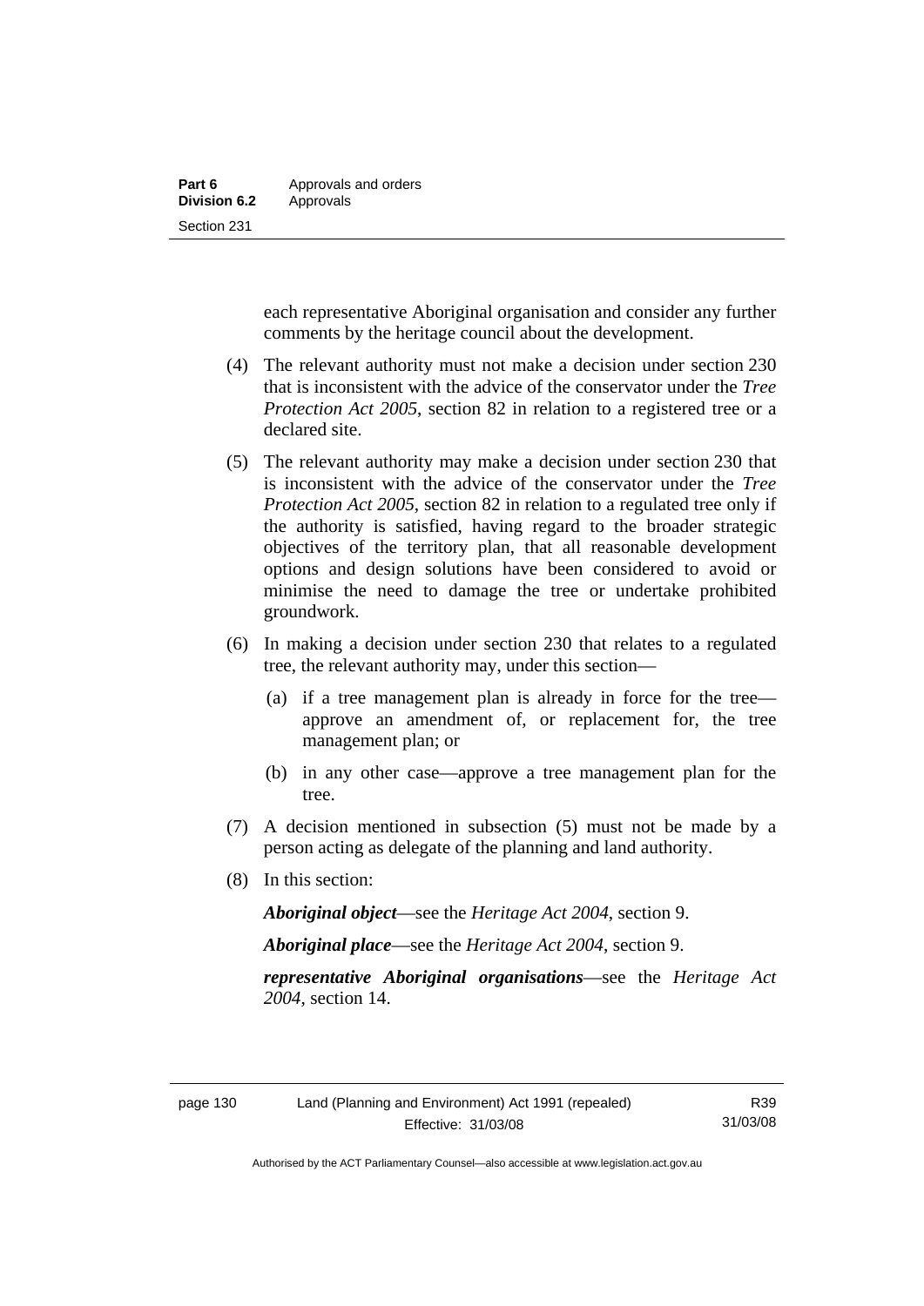each representative Aboriginal organisation and consider any further comments by the heritage council about the development.

(4) The relevant authority must not make a decision under section 230 that is inconsistent with the advice of the conservator under the *Tree Protection Act 2005*, section 82 in relation to a registered tree or a declared site.

(5) The relevant authority may make a decision under section 230 that is inconsistent with the advice of the conservator under the *Tree Protection Act 2005*, section 82 in relation to a regulated tree only if the authority is satisfied, having regard to the broader strategic objectives of the territory plan, that all reasonable development options and design solutions have been considered to avoid or minimise the need to damage the tree or undertake prohibited groundwork.

(6) In making a decision under section 230 that relates to a regulated tree, the relevant authority may, under this section—

(a) if a tree management plan is already in force for the tree—approve an amendment of, or replacement for, the tree management plan; or

(b) in any other case—approve a tree management plan for the tree.

(7) A decision mentioned in subsection (5) must not be made by a person acting as delegate of the planning and land authority.

(8) In this section:

***Aboriginal object***—see the *Heritage Act 2004*, section 9.

***Aboriginal place***—see the *Heritage Act 2004*, section 9.

***representative Aboriginal organisations***—see the *Heritage Act 2004*, section 14.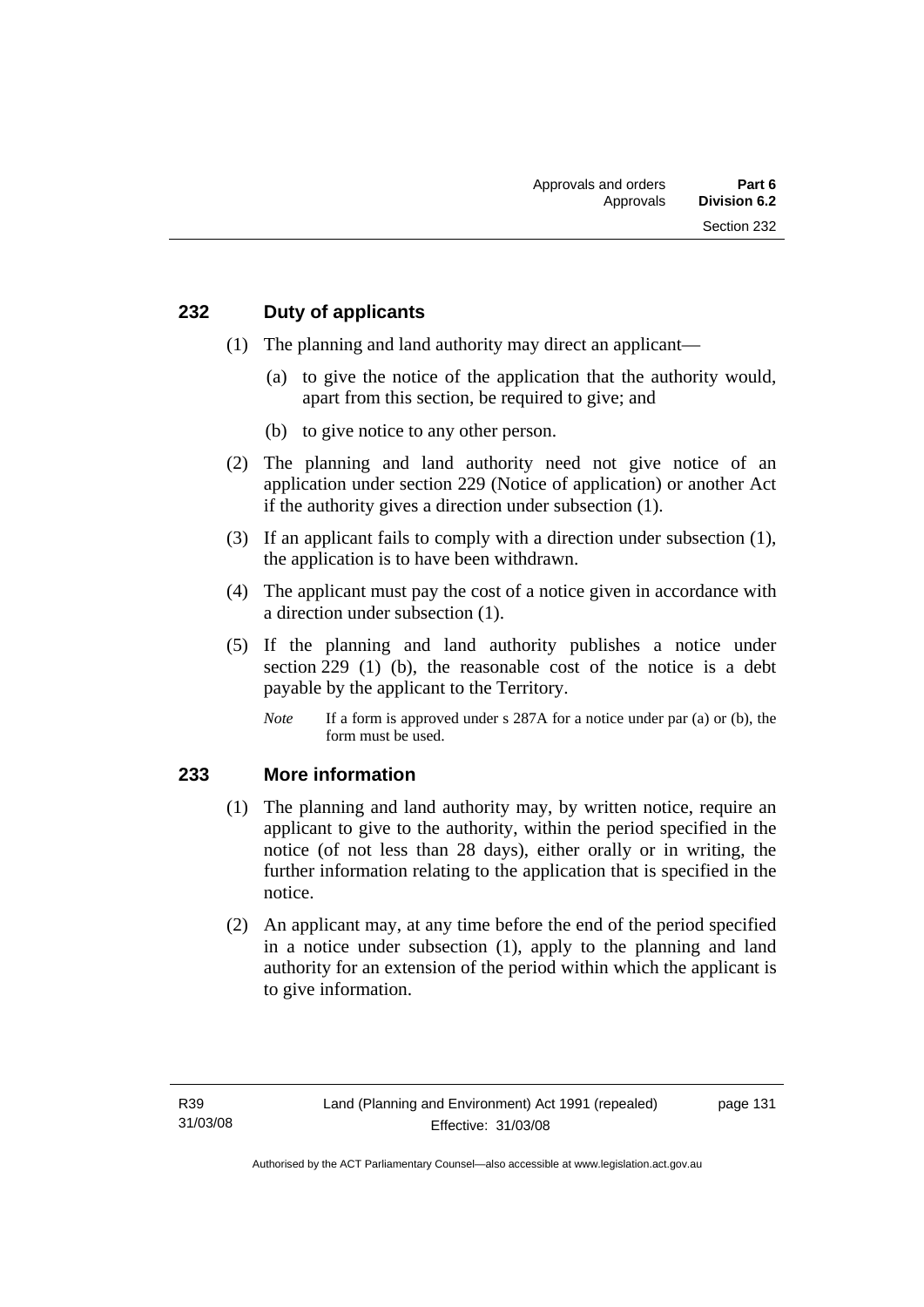## 232 Duty of applicants

(1) The planning and land authority may direct an applicant—

(a) to give the notice of the application that the authority would, apart from this section, be required to give; and

(b) to give notice to any other person.

(2) The planning and land authority need not give notice of an application under section 229 (Notice of application) or another Act if the authority gives a direction under subsection (1).

(3) If an applicant fails to comply with a direction under subsection (1), the application is to have been withdrawn.

(4) The applicant must pay the cost of a notice given in accordance with a direction under subsection (1).

(5) If the planning and land authority publishes a notice under section 229 (1) (b), the reasonable cost of the notice is a debt payable by the applicant to the Territory.

*Note* If a form is approved under s 287A for a notice under par (a) or (b), the form must be used.

## 233 More information

(1) The planning and land authority may, by written notice, require an applicant to give to the authority, within the period specified in the notice (of not less than 28 days), either orally or in writing, the further information relating to the application that is specified in the notice.

(2) An applicant may, at any time before the end of the period specified in a notice under subsection (1), apply to the planning and land authority for an extension of the period within which the applicant is to give information.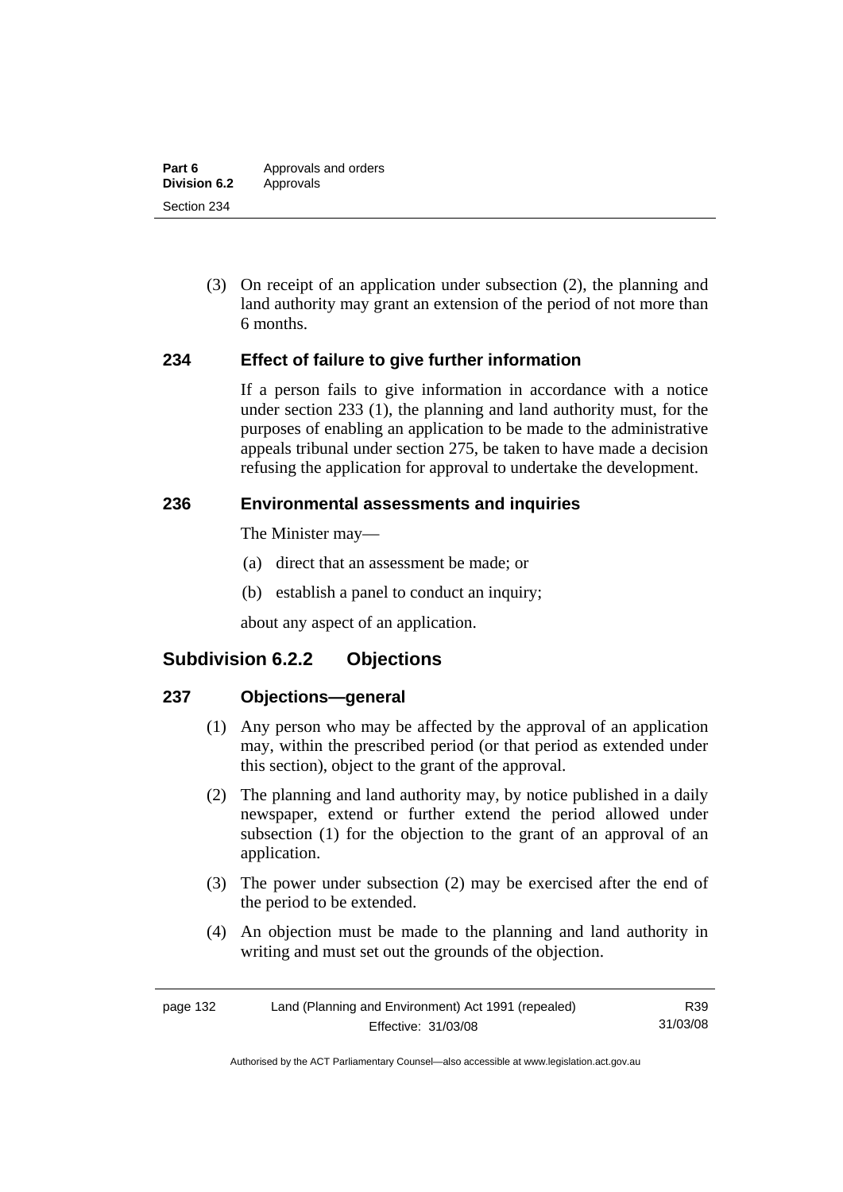(3) On receipt of an application under subsection (2), the planning and land authority may grant an extension of the period of not more than 6 months.

### 234 Effect of failure to give further information

If a person fails to give information in accordance with a notice under section 233 (1), the planning and land authority must, for the purposes of enabling an application to be made to the administrative appeals tribunal under section 275, be taken to have made a decision refusing the application for approval to undertake the development.

### 236 Environmental assessments and inquiries

The Minister may—

(a) direct that an assessment be made; or

(b) establish a panel to conduct an inquiry;

about any aspect of an application.

## Subdivision 6.2.2 Objections

### 237 Objections—general

(1) Any person who may be affected by the approval of an application may, within the prescribed period (or that period as extended under this section), object to the grant of the approval.

(2) The planning and land authority may, by notice published in a daily newspaper, extend or further extend the period allowed under subsection (1) for the objection to the grant of an approval of an application.

(3) The power under subsection (2) may be exercised after the end of the period to be extended.

(4) An objection must be made to the planning and land authority in writing and must set out the grounds of the objection.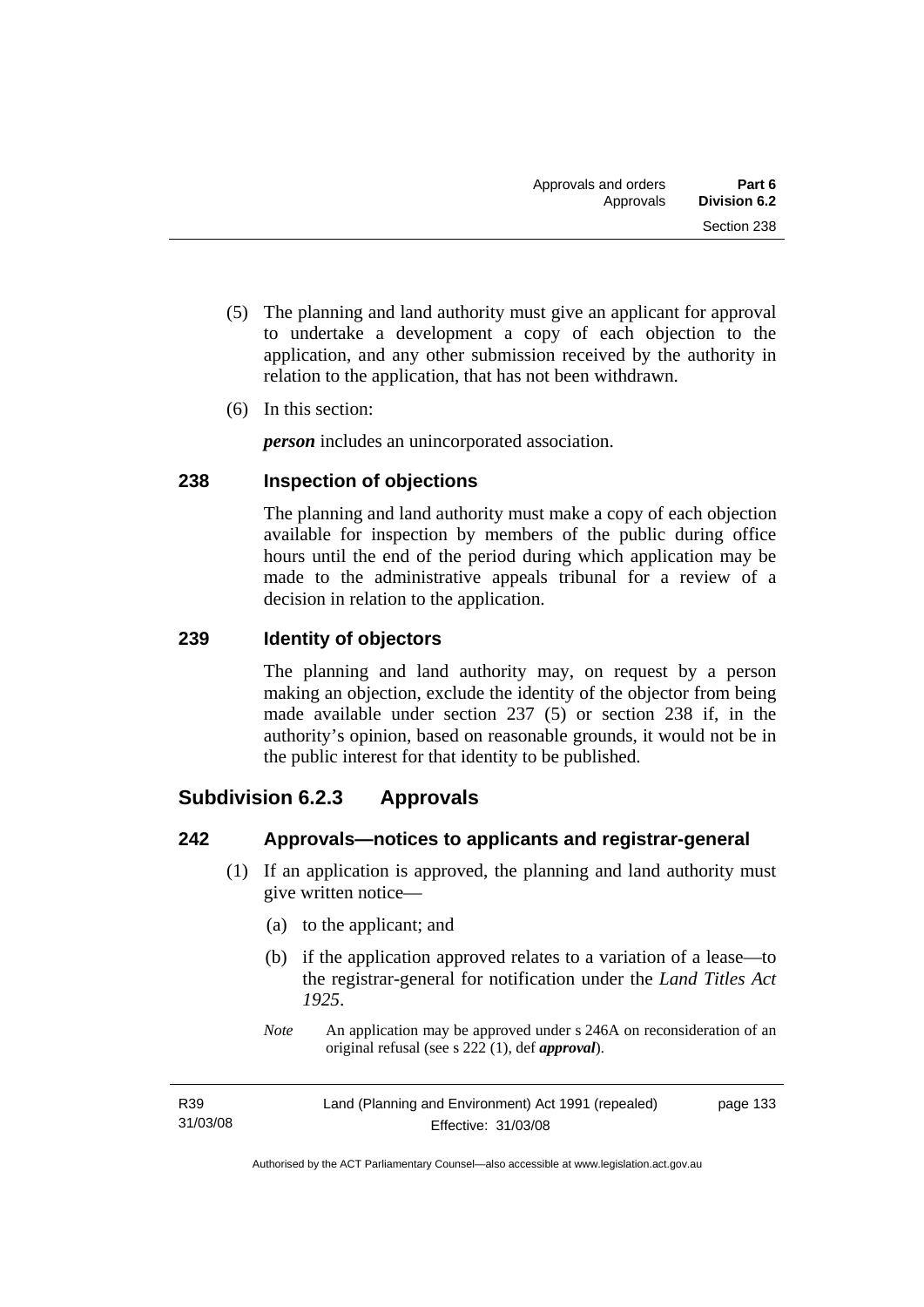(5) The planning and land authority must give an applicant for approval to undertake a development a copy of each objection to the application, and any other submission received by the authority in relation to the application, that has not been withdrawn.

(6) In this section:

***person*** includes an unincorporated association.

### 238 Inspection of objections

The planning and land authority must make a copy of each objection available for inspection by members of the public during office hours until the end of the period during which application may be made to the administrative appeals tribunal for a review of a decision in relation to the application.

### 239 Identity of objectors

The planning and land authority may, on request by a person making an objection, exclude the identity of the objector from being made available under section 237 (5) or section 238 if, in the authority's opinion, based on reasonable grounds, it would not be in the public interest for that identity to be published.

## Subdivision 6.2.3 Approvals

### 242 Approvals—notices to applicants and registrar-general

(1) If an application is approved, the planning and land authority must give written notice—

(a) to the applicant; and

(b) if the application approved relates to a variation of a lease—to the registrar-general for notification under the *Land Titles Act 1925*.

*Note* An application may be approved under s 246A on reconsideration of an original refusal (see s 222 (1), def ***approval***).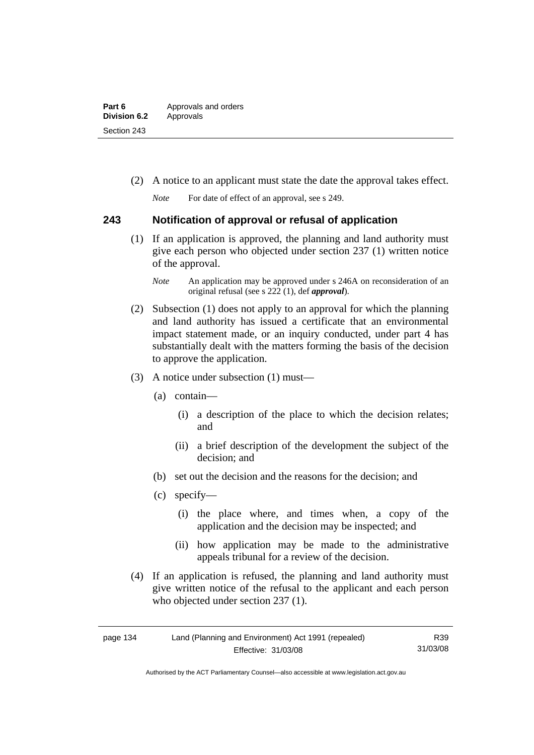(2) A notice to an applicant must state the date the approval takes effect.

*Note* For date of effect of an approval, see s 249.

### 243 Notification of approval or refusal of application

(1) If an application is approved, the planning and land authority must give each person who objected under section 237 (1) written notice of the approval.

*Note* An application may be approved under s 246A on reconsideration of an original refusal (see s 222 (1), def ***approval***).

(2) Subsection (1) does not apply to an approval for which the planning and land authority has issued a certificate that an environmental impact statement made, or an inquiry conducted, under part 4 has substantially dealt with the matters forming the basis of the decision to approve the application.

(3) A notice under subsection (1) must—

(a) contain—

(i) a description of the place to which the decision relates; and

(ii) a brief description of the development the subject of the decision; and

(b) set out the decision and the reasons for the decision; and

(c) specify—

(i) the place where, and times when, a copy of the application and the decision may be inspected; and

(ii) how application may be made to the administrative appeals tribunal for a review of the decision.

(4) If an application is refused, the planning and land authority must give written notice of the refusal to the applicant and each person who objected under section 237 (1).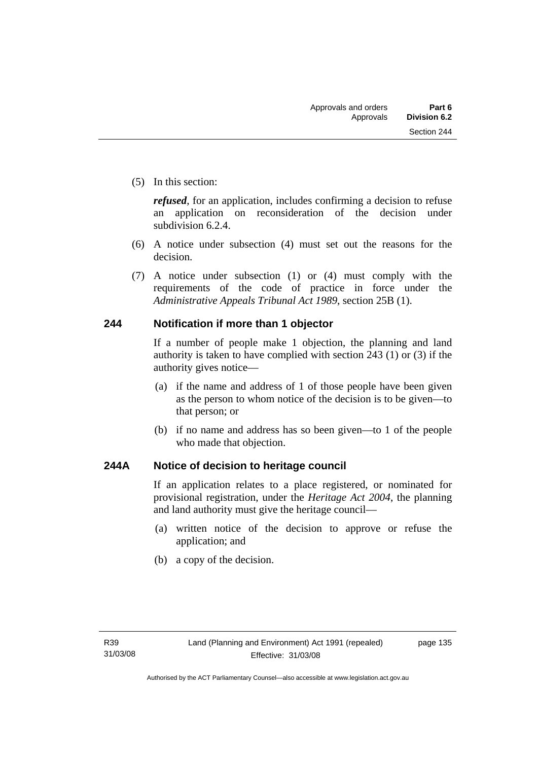(5) In this section:

***refused***, for an application, includes confirming a decision to refuse an application on reconsideration of the decision under subdivision 6.2.4.

(6) A notice under subsection (4) must set out the reasons for the decision.

(7) A notice under subsection (1) or (4) must comply with the requirements of the code of practice in force under the *Administrative Appeals Tribunal Act 1989*, section 25B (1).

### 244 Notification if more than 1 objector

If a number of people make 1 objection, the planning and land authority is taken to have complied with section 243 (1) or (3) if the authority gives notice—

(a) if the name and address of 1 of those people have been given as the person to whom notice of the decision is to be given—to that person; or

(b) if no name and address has so been given—to 1 of the people who made that objection.

### 244A Notice of decision to heritage council

If an application relates to a place registered, or nominated for provisional registration, under the *Heritage Act 2004*, the planning and land authority must give the heritage council—

(a) written notice of the decision to approve or refuse the application; and

(b) a copy of the decision.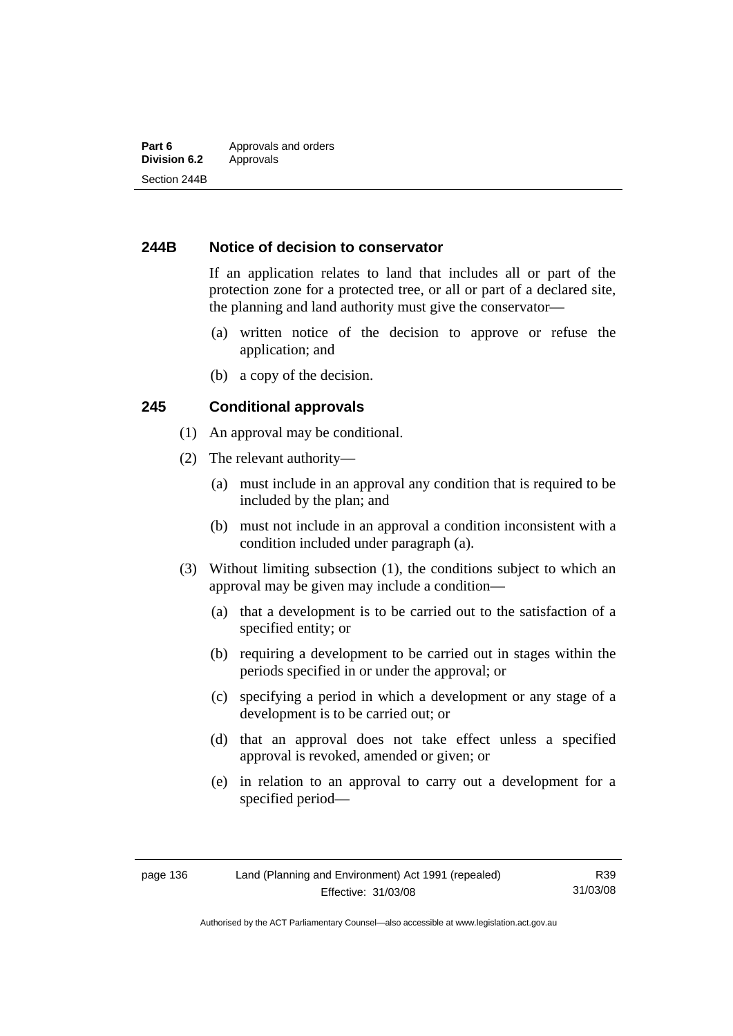### 244B Notice of decision to conservator

If an application relates to land that includes all or part of the protection zone for a protected tree, or all or part of a declared site, the planning and land authority must give the conservator—

(a) written notice of the decision to approve or refuse the application; and

(b) a copy of the decision.

### 245 Conditional approvals

(1) An approval may be conditional.

(2) The relevant authority—

(a) must include in an approval any condition that is required to be included by the plan; and

(b) must not include in an approval a condition inconsistent with a condition included under paragraph (a).

(3) Without limiting subsection (1), the conditions subject to which an approval may be given may include a condition—

(a) that a development is to be carried out to the satisfaction of a specified entity; or

(b) requiring a development to be carried out in stages within the periods specified in or under the approval; or

(c) specifying a period in which a development or any stage of a development is to be carried out; or

(d) that an approval does not take effect unless a specified approval is revoked, amended or given; or

(e) in relation to an approval to carry out a development for a specified period—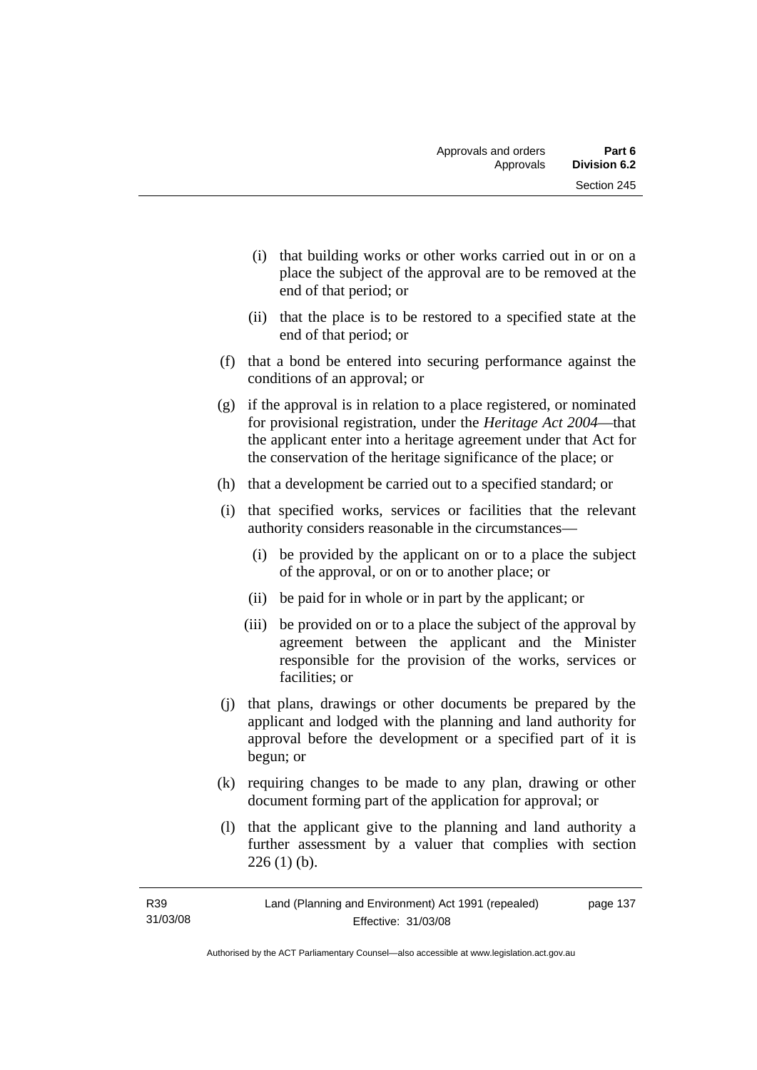(i) that building works or other works carried out in or on a place the subject of the approval are to be removed at the end of that period; or

(ii) that the place is to be restored to a specified state at the end of that period; or

(f) that a bond be entered into securing performance against the conditions of an approval; or

(g) if the approval is in relation to a place registered, or nominated for provisional registration, under the *Heritage Act 2004*—that the applicant enter into a heritage agreement under that Act for the conservation of the heritage significance of the place; or

(h) that a development be carried out to a specified standard; or

(i) that specified works, services or facilities that the relevant authority considers reasonable in the circumstances—

(i) be provided by the applicant on or to a place the subject of the approval, or on or to another place; or

(ii) be paid for in whole or in part by the applicant; or

(iii) be provided on or to a place the subject of the approval by agreement between the applicant and the Minister responsible for the provision of the works, services or facilities; or

(j) that plans, drawings or other documents be prepared by the applicant and lodged with the planning and land authority for approval before the development or a specified part of it is begun; or

(k) requiring changes to be made to any plan, drawing or other document forming part of the application for approval; or

(l) that the applicant give to the planning and land authority a further assessment by a valuer that complies with section 226 (1) (b).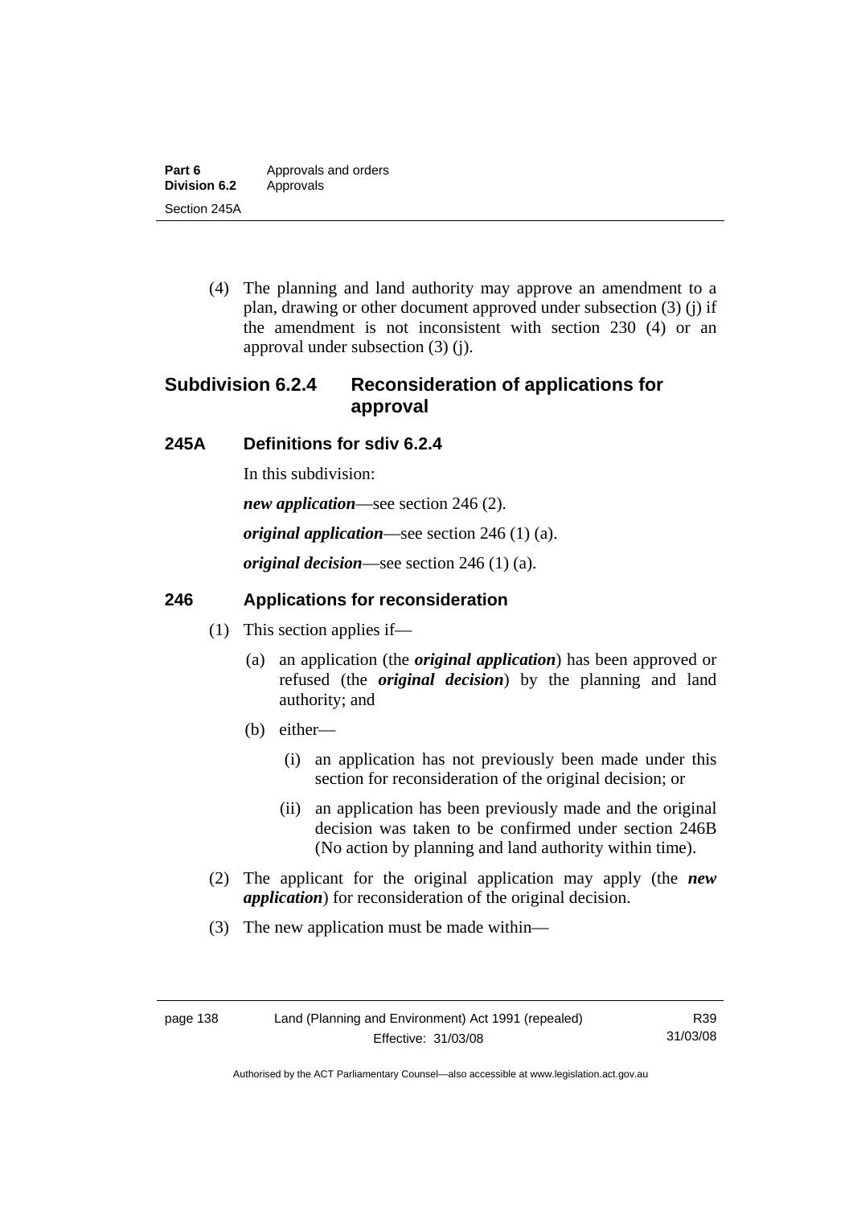(4) The planning and land authority may approve an amendment to a plan, drawing or other document approved under subsection (3) (j) if the amendment is not inconsistent with section 230 (4) or an approval under subsection (3) (j).

## Subdivision 6.2.4 Reconsideration of applications for approval

### 245A Definitions for sdiv 6.2.4

In this subdivision:

***new application***—see section 246 (2).

***original application***—see section 246 (1) (a).

***original decision***—see section 246 (1) (a).

### 246 Applications for reconsideration

(1) This section applies if—

(a) an application (the ***original application***) has been approved or refused (the ***original decision***) by the planning and land authority; and

(b) either—

(i) an application has not previously been made under this section for reconsideration of the original decision; or

(ii) an application has been previously made and the original decision was taken to be confirmed under section 246B (No action by planning and land authority within time).

(2) The applicant for the original application may apply (the ***new application***) for reconsideration of the original decision.

(3) The new application must be made within—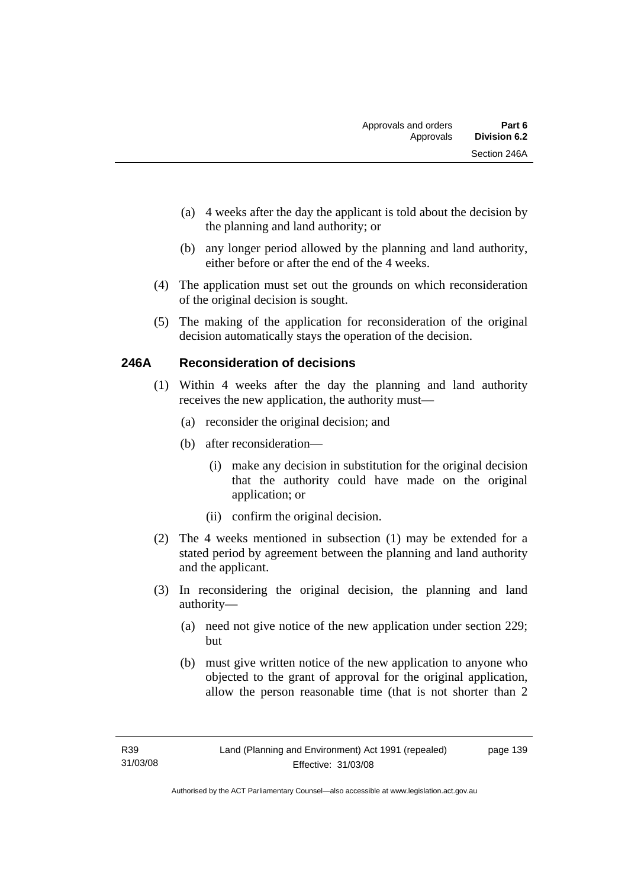(a) 4 weeks after the day the applicant is told about the decision by the planning and land authority; or

(b) any longer period allowed by the planning and land authority, either before or after the end of the 4 weeks.

(4) The application must set out the grounds on which reconsideration of the original decision is sought.

(5) The making of the application for reconsideration of the original decision automatically stays the operation of the decision.

## 246A Reconsideration of decisions

(1) Within 4 weeks after the day the planning and land authority receives the new application, the authority must—

(a) reconsider the original decision; and

(b) after reconsideration—

(i) make any decision in substitution for the original decision that the authority could have made on the original application; or

(ii) confirm the original decision.

(2) The 4 weeks mentioned in subsection (1) may be extended for a stated period by agreement between the planning and land authority and the applicant.

(3) In reconsidering the original decision, the planning and land authority—

(a) need not give notice of the new application under section 229; but

(b) must give written notice of the new application to anyone who objected to the grant of approval for the original application, allow the person reasonable time (that is not shorter than 2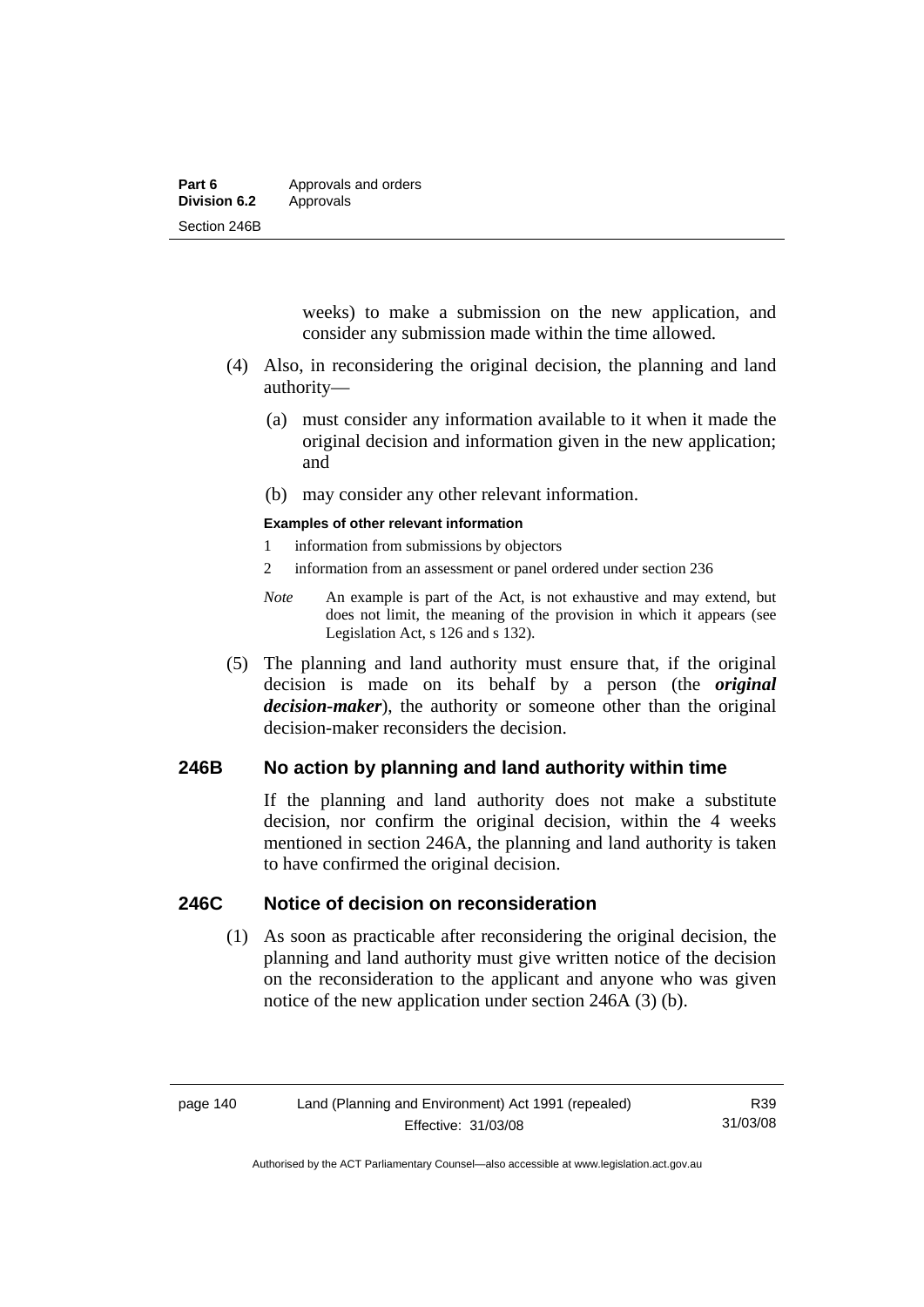weeks) to make a submission on the new application, and consider any submission made within the time allowed.

(4) Also, in reconsidering the original decision, the planning and land authority—

(a) must consider any information available to it when it made the original decision and information given in the new application; and

(b) may consider any other relevant information.

**Examples of other relevant information**

1 information from submissions by objectors

2 information from an assessment or panel ordered under section 236

*Note* An example is part of the Act, is not exhaustive and may extend, but does not limit, the meaning of the provision in which it appears (see Legislation Act, s 126 and s 132).

(5) The planning and land authority must ensure that, if the original decision is made on its behalf by a person (the ***original decision-maker***), the authority or someone other than the original decision-maker reconsiders the decision.

## 246B No action by planning and land authority within time

If the planning and land authority does not make a substitute decision, nor confirm the original decision, within the 4 weeks mentioned in section 246A, the planning and land authority is taken to have confirmed the original decision.

## 246C Notice of decision on reconsideration

(1) As soon as practicable after reconsidering the original decision, the planning and land authority must give written notice of the decision on the reconsideration to the applicant and anyone who was given notice of the new application under section 246A (3) (b).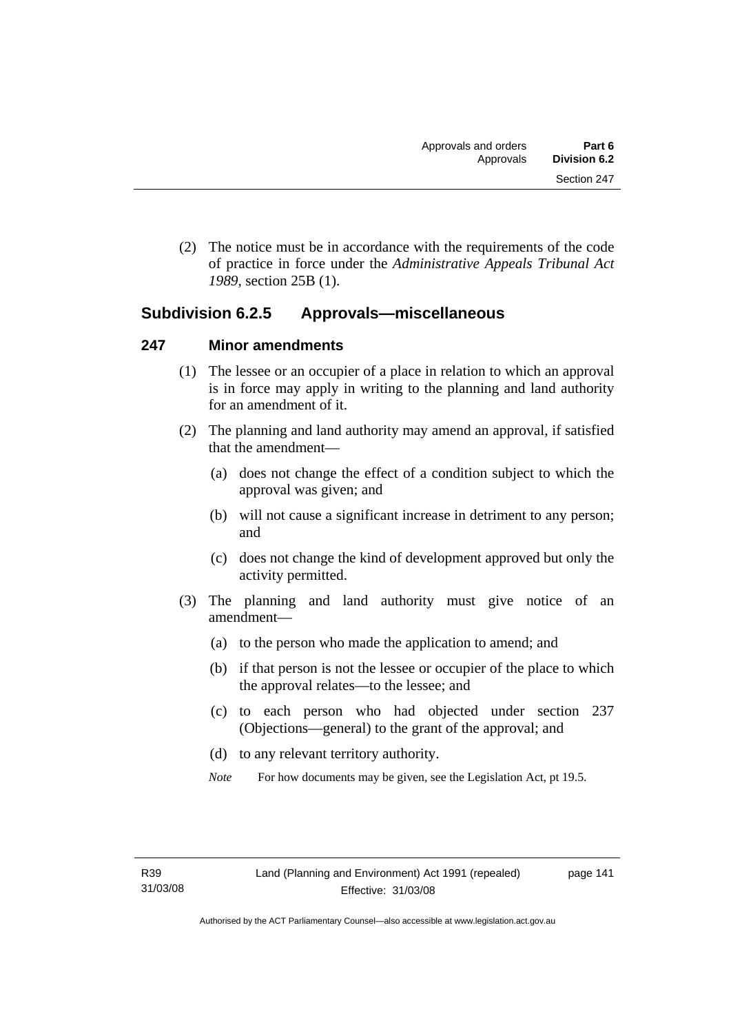(2) The notice must be in accordance with the requirements of the code of practice in force under the *Administrative Appeals Tribunal Act 1989*, section 25B (1).

## Subdivision 6.2.5 Approvals—miscellaneous

### 247 Minor amendments

(1) The lessee or an occupier of a place in relation to which an approval is in force may apply in writing to the planning and land authority for an amendment of it.

(2) The planning and land authority may amend an approval, if satisfied that the amendment—

(a) does not change the effect of a condition subject to which the approval was given; and

(b) will not cause a significant increase in detriment to any person; and

(c) does not change the kind of development approved but only the activity permitted.

(3) The planning and land authority must give notice of an amendment—

(a) to the person who made the application to amend; and

(b) if that person is not the lessee or occupier of the place to which the approval relates—to the lessee; and

(c) to each person who had objected under section 237 (Objections—general) to the grant of the approval; and

(d) to any relevant territory authority.

*Note* For how documents may be given, see the Legislation Act, pt 19.5.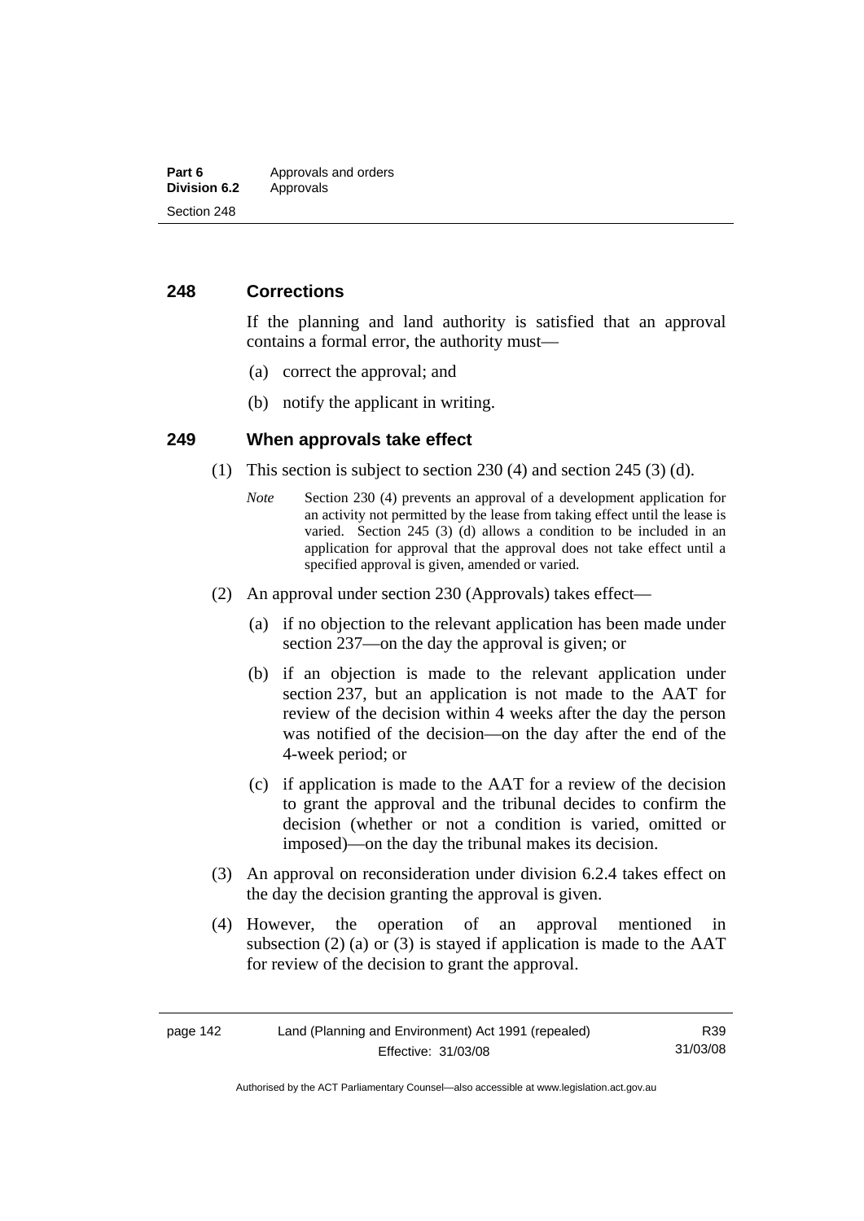## 248 Corrections

If the planning and land authority is satisfied that an approval contains a formal error, the authority must—

(a) correct the approval; and

(b) notify the applicant in writing.

## 249 When approvals take effect

(1) This section is subject to section 230 (4) and section 245 (3) (d).

*Note* Section 230 (4) prevents an approval of a development application for an activity not permitted by the lease from taking effect until the lease is varied. Section 245 (3) (d) allows a condition to be included in an application for approval that the approval does not take effect until a specified approval is given, amended or varied.

(2) An approval under section 230 (Approvals) takes effect—

(a) if no objection to the relevant application has been made under section 237—on the day the approval is given; or

(b) if an objection is made to the relevant application under section 237, but an application is not made to the AAT for review of the decision within 4 weeks after the day the person was notified of the decision—on the day after the end of the 4-week period; or

(c) if application is made to the AAT for a review of the decision to grant the approval and the tribunal decides to confirm the decision (whether or not a condition is varied, omitted or imposed)—on the day the tribunal makes its decision.

(3) An approval on reconsideration under division 6.2.4 takes effect on the day the decision granting the approval is given.

(4) However, the operation of an approval mentioned in subsection (2) (a) or (3) is stayed if application is made to the AAT for review of the decision to grant the approval.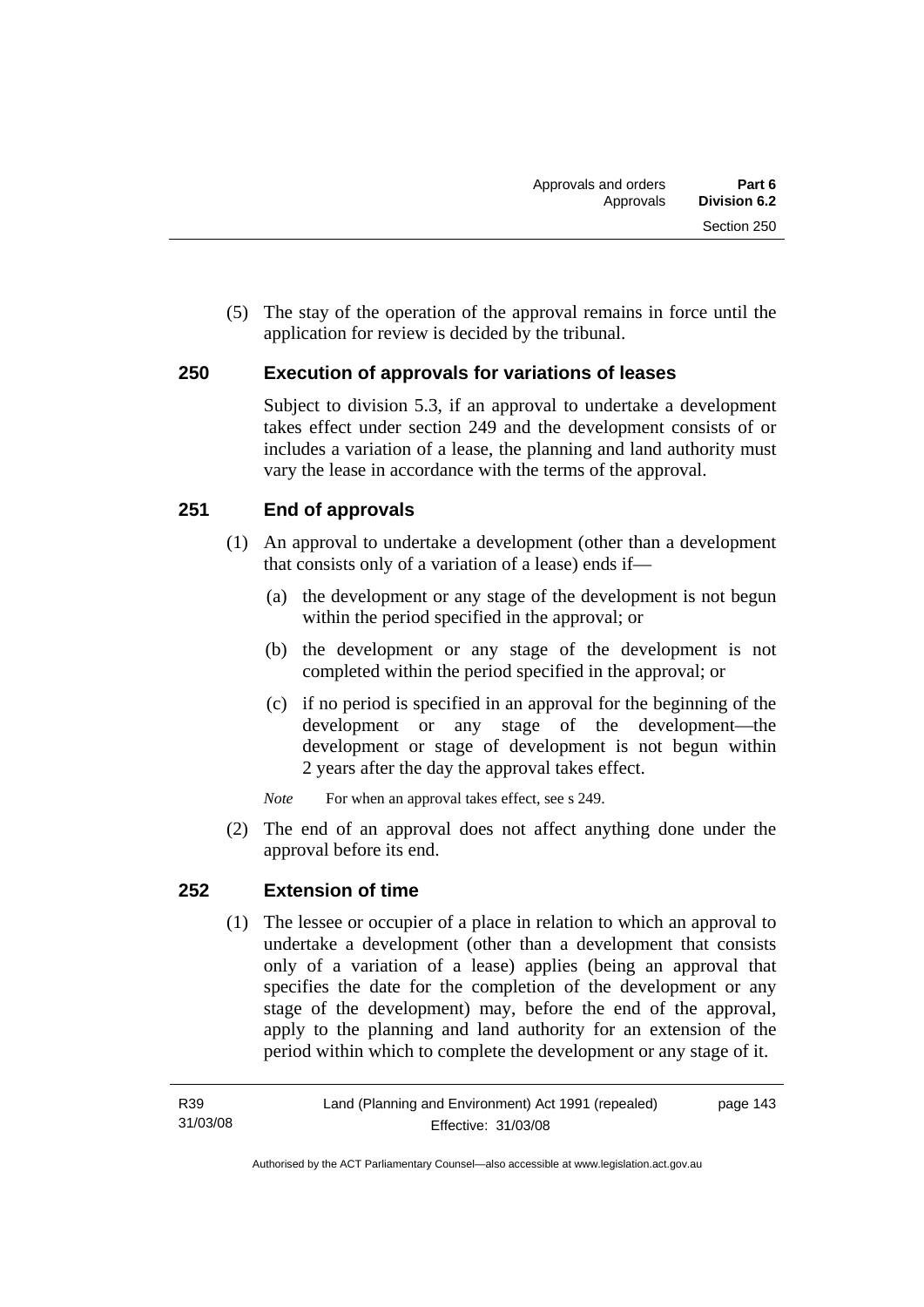(5) The stay of the operation of the approval remains in force until the application for review is decided by the tribunal.

## 250 Execution of approvals for variations of leases

Subject to division 5.3, if an approval to undertake a development takes effect under section 249 and the development consists of or includes a variation of a lease, the planning and land authority must vary the lease in accordance with the terms of the approval.

## 251 End of approvals

(1) An approval to undertake a development (other than a development that consists only of a variation of a lease) ends if—

(a) the development or any stage of the development is not begun within the period specified in the approval; or

(b) the development or any stage of the development is not completed within the period specified in the approval; or

(c) if no period is specified in an approval for the beginning of the development or any stage of the development—the development or stage of development is not begun within 2 years after the day the approval takes effect.

*Note* For when an approval takes effect, see s 249.

(2) The end of an approval does not affect anything done under the approval before its end.

## 252 Extension of time

(1) The lessee or occupier of a place in relation to which an approval to undertake a development (other than a development that consists only of a variation of a lease) applies (being an approval that specifies the date for the completion of the development or any stage of the development) may, before the end of the approval, apply to the planning and land authority for an extension of the period within which to complete the development or any stage of it.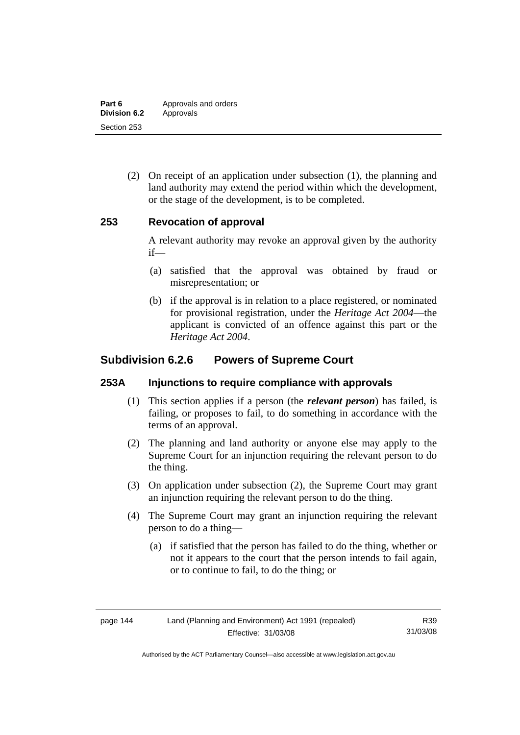(2) On receipt of an application under subsection (1), the planning and land authority may extend the period within which the development, or the stage of the development, is to be completed.

## 253 Revocation of approval

A relevant authority may revoke an approval given by the authority if—

(a) satisfied that the approval was obtained by fraud or misrepresentation; or

(b) if the approval is in relation to a place registered, or nominated for provisional registration, under the *Heritage Act 2004*—the applicant is convicted of an offence against this part or the *Heritage Act 2004*.

# Subdivision 6.2.6 Powers of Supreme Court

## 253A Injunctions to require compliance with approvals

(1) This section applies if a person (the ***relevant person***) has failed, is failing, or proposes to fail, to do something in accordance with the terms of an approval.

(2) The planning and land authority or anyone else may apply to the Supreme Court for an injunction requiring the relevant person to do the thing.

(3) On application under subsection (2), the Supreme Court may grant an injunction requiring the relevant person to do the thing.

(4) The Supreme Court may grant an injunction requiring the relevant person to do a thing—

(a) if satisfied that the person has failed to do the thing, whether or not it appears to the court that the person intends to fail again, or to continue to fail, to do the thing; or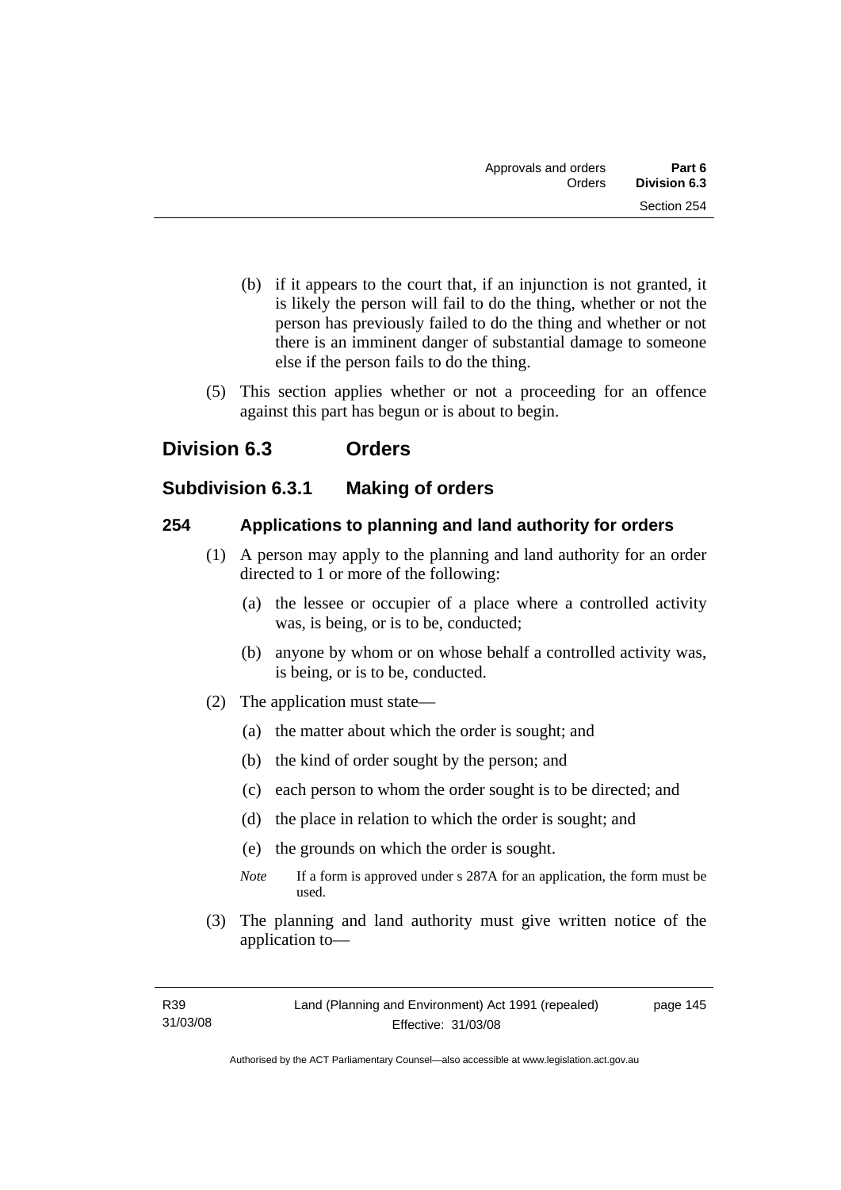(b) if it appears to the court that, if an injunction is not granted, it is likely the person will fail to do the thing, whether or not the person has previously failed to do the thing and whether or not there is an imminent danger of substantial damage to someone else if the person fails to do the thing.

(5) This section applies whether or not a proceeding for an offence against this part has begun or is about to begin.

## Division 6.3 Orders

### Subdivision 6.3.1 Making of orders

#### 254 Applications to planning and land authority for orders

(1) A person may apply to the planning and land authority for an order directed to 1 or more of the following:

(a) the lessee or occupier of a place where a controlled activity was, is being, or is to be, conducted;

(b) anyone by whom or on whose behalf a controlled activity was, is being, or is to be, conducted.

(2) The application must state—

(a) the matter about which the order is sought; and

(b) the kind of order sought by the person; and

(c) each person to whom the order sought is to be directed; and

(d) the place in relation to which the order is sought; and

(e) the grounds on which the order is sought.

*Note* If a form is approved under s 287A for an application, the form must be used.

(3) The planning and land authority must give written notice of the application to—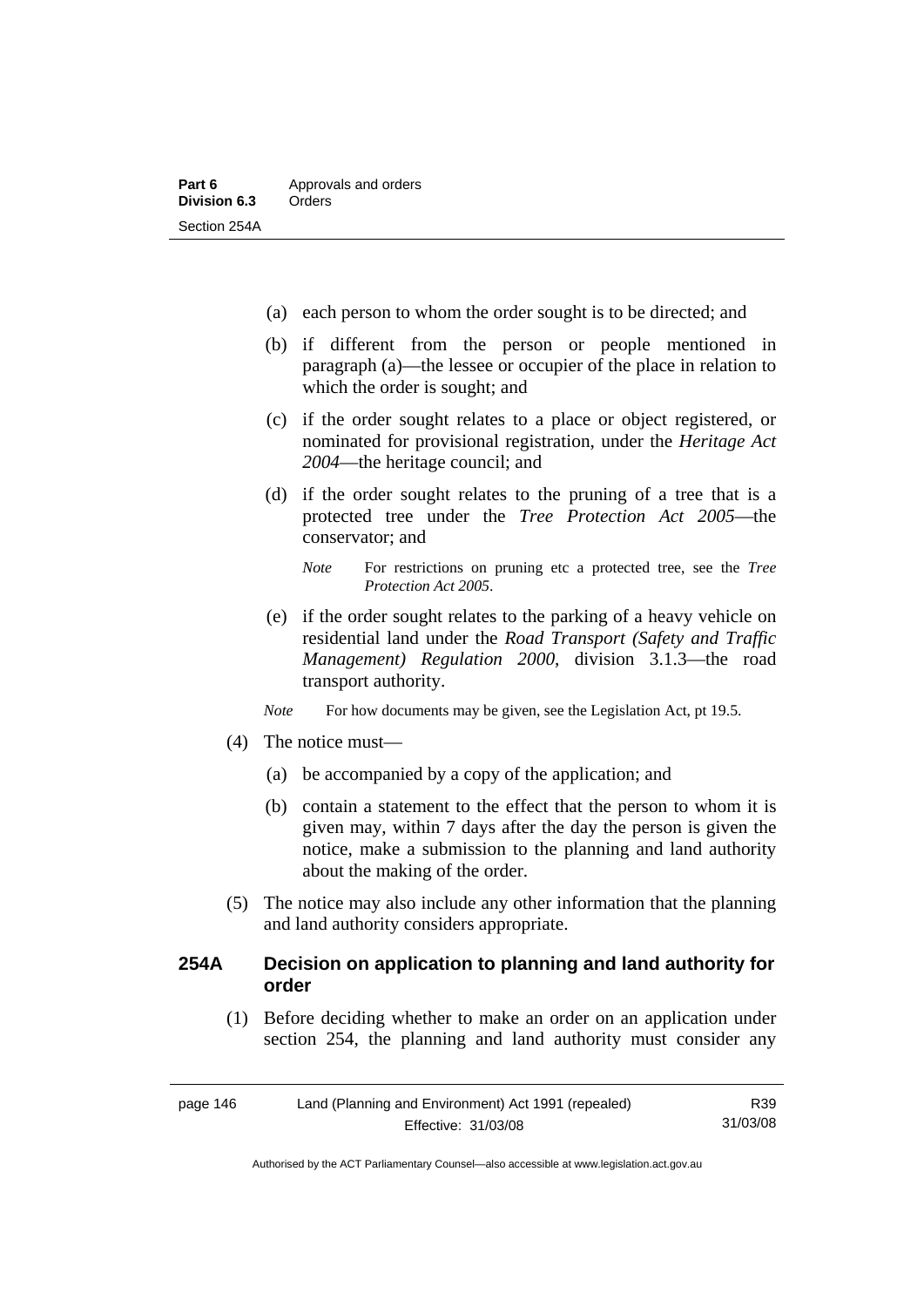- (a) each person to whom the order sought is to be directed; and
- (b) if different from the person or people mentioned in paragraph (a)—the lessee or occupier of the place in relation to which the order is sought; and
- (c) if the order sought relates to a place or object registered, or nominated for provisional registration, under the *Heritage Act 2004*—the heritage council; and
- (d) if the order sought relates to the pruning of a tree that is a protected tree under the *Tree Protection Act 2005*—the conservator; and

  *Note* For restrictions on pruning etc a protected tree, see the *Tree Protection Act 2005*.

- (e) if the order sought relates to the parking of a heavy vehicle on residential land under the *Road Transport (Safety and Traffic Management) Regulation 2000*, division 3.1.3—the road transport authority.

*Note* For how documents may be given, see the Legislation Act, pt 19.5.

(4) The notice must—

- (a) be accompanied by a copy of the application; and
- (b) contain a statement to the effect that the person to whom it is given may, within 7 days after the day the person is given the notice, make a submission to the planning and land authority about the making of the order.

(5) The notice may also include any other information that the planning and land authority considers appropriate.

### 254A Decision on application to planning and land authority for order

(1) Before deciding whether to make an order on an application under section 254, the planning and land authority must consider any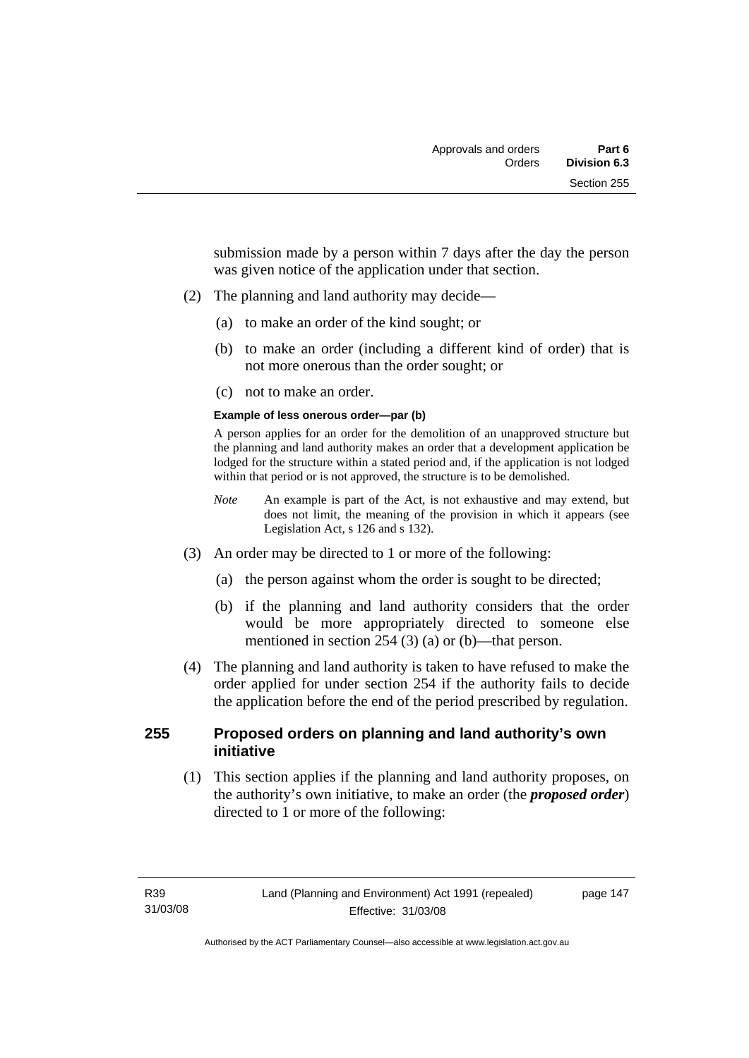submission made by a person within 7 days after the day the person was given notice of the application under that section.

(2) The planning and land authority may decide—

(a) to make an order of the kind sought; or

(b) to make an order (including a different kind of order) that is not more onerous than the order sought; or

(c) not to make an order.

**Example of less onerous order—par (b)**

A person applies for an order for the demolition of an unapproved structure but the planning and land authority makes an order that a development application be lodged for the structure within a stated period and, if the application is not lodged within that period or is not approved, the structure is to be demolished.

*Note* An example is part of the Act, is not exhaustive and may extend, but does not limit, the meaning of the provision in which it appears (see Legislation Act, s 126 and s 132).

(3) An order may be directed to 1 or more of the following:

(a) the person against whom the order is sought to be directed;

(b) if the planning and land authority considers that the order would be more appropriately directed to someone else mentioned in section 254 (3) (a) or (b)—that person.

(4) The planning and land authority is taken to have refused to make the order applied for under section 254 if the authority fails to decide the application before the end of the period prescribed by regulation.

## 255 Proposed orders on planning and land authority's own initiative

(1) This section applies if the planning and land authority proposes, on the authority's own initiative, to make an order (the ***proposed order***) directed to 1 or more of the following: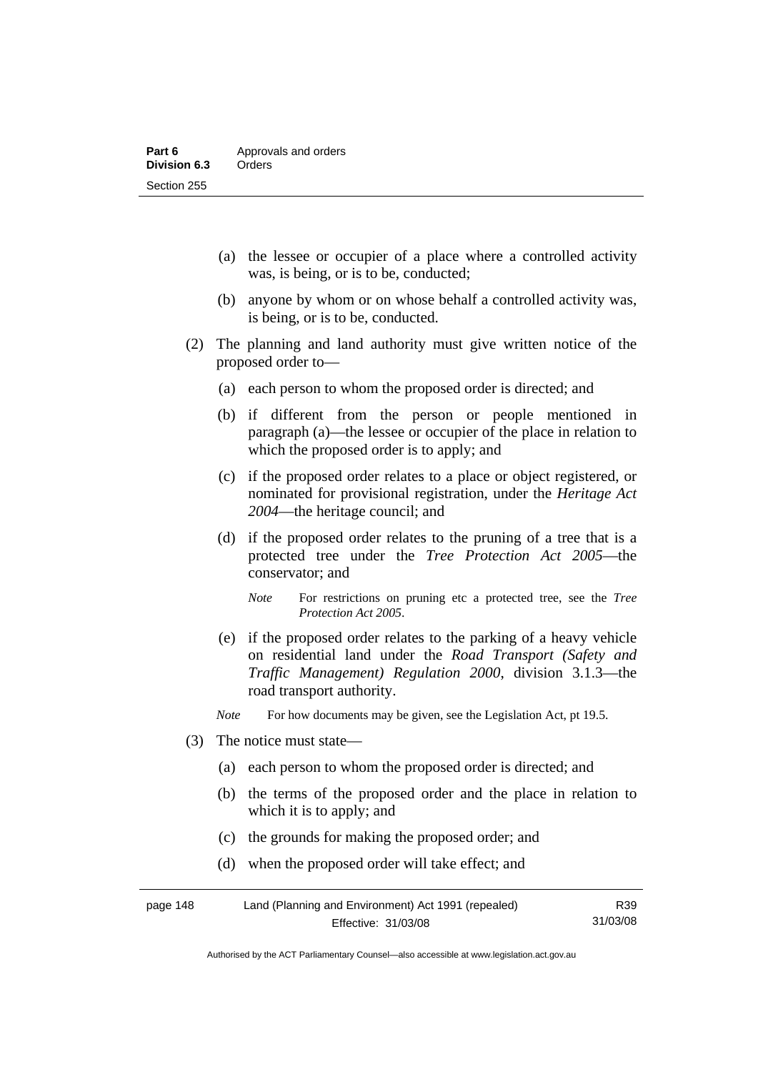(a) the lessee or occupier of a place where a controlled activity was, is being, or is to be, conducted;

(b) anyone by whom or on whose behalf a controlled activity was, is being, or is to be, conducted.

(2) The planning and land authority must give written notice of the proposed order to—

(a) each person to whom the proposed order is directed; and

(b) if different from the person or people mentioned in paragraph (a)—the lessee or occupier of the place in relation to which the proposed order is to apply; and

(c) if the proposed order relates to a place or object registered, or nominated for provisional registration, under the *Heritage Act 2004*—the heritage council; and

(d) if the proposed order relates to the pruning of a tree that is a protected tree under the *Tree Protection Act 2005*—the conservator; and

*Note* For restrictions on pruning etc a protected tree, see the *Tree Protection Act 2005*.

(e) if the proposed order relates to the parking of a heavy vehicle on residential land under the *Road Transport (Safety and Traffic Management) Regulation 2000*, division 3.1.3—the road transport authority.

*Note* For how documents may be given, see the Legislation Act, pt 19.5.

(3) The notice must state—

(a) each person to whom the proposed order is directed; and

(b) the terms of the proposed order and the place in relation to which it is to apply; and

(c) the grounds for making the proposed order; and

(d) when the proposed order will take effect; and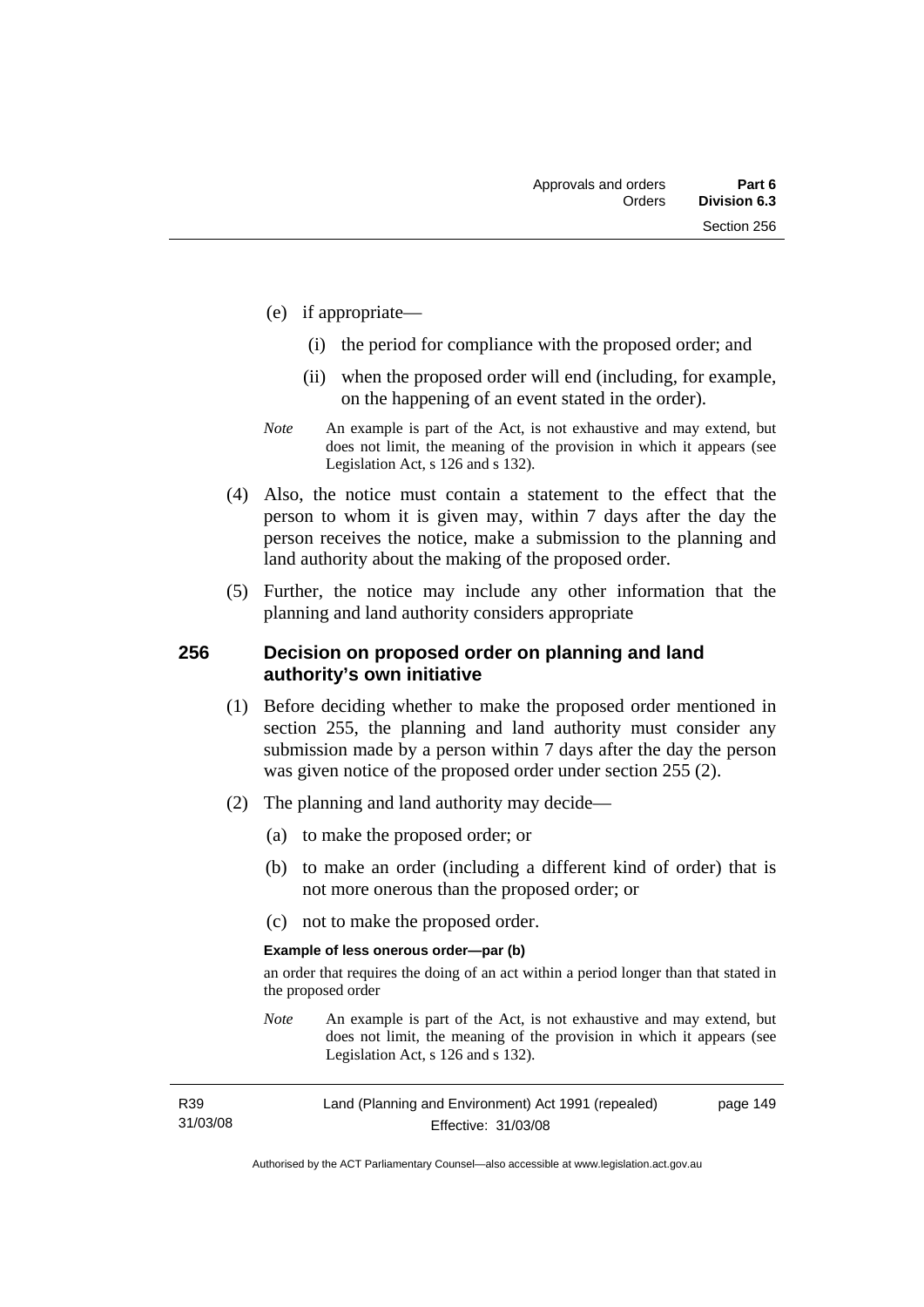(e) if appropriate—

(i) the period for compliance with the proposed order; and

(ii) when the proposed order will end (including, for example, on the happening of an event stated in the order).

*Note* An example is part of the Act, is not exhaustive and may extend, but does not limit, the meaning of the provision in which it appears (see Legislation Act, s 126 and s 132).

(4) Also, the notice must contain a statement to the effect that the person to whom it is given may, within 7 days after the day the person receives the notice, make a submission to the planning and land authority about the making of the proposed order.

(5) Further, the notice may include any other information that the planning and land authority considers appropriate

## 256 Decision on proposed order on planning and land authority's own initiative

(1) Before deciding whether to make the proposed order mentioned in section 255, the planning and land authority must consider any submission made by a person within 7 days after the day the person was given notice of the proposed order under section 255 (2).

(2) The planning and land authority may decide—

(a) to make the proposed order; or

(b) to make an order (including a different kind of order) that is not more onerous than the proposed order; or

(c) not to make the proposed order.

**Example of less onerous order—par (b)**

an order that requires the doing of an act within a period longer than that stated in the proposed order

*Note* An example is part of the Act, is not exhaustive and may extend, but does not limit, the meaning of the provision in which it appears (see Legislation Act, s 126 and s 132).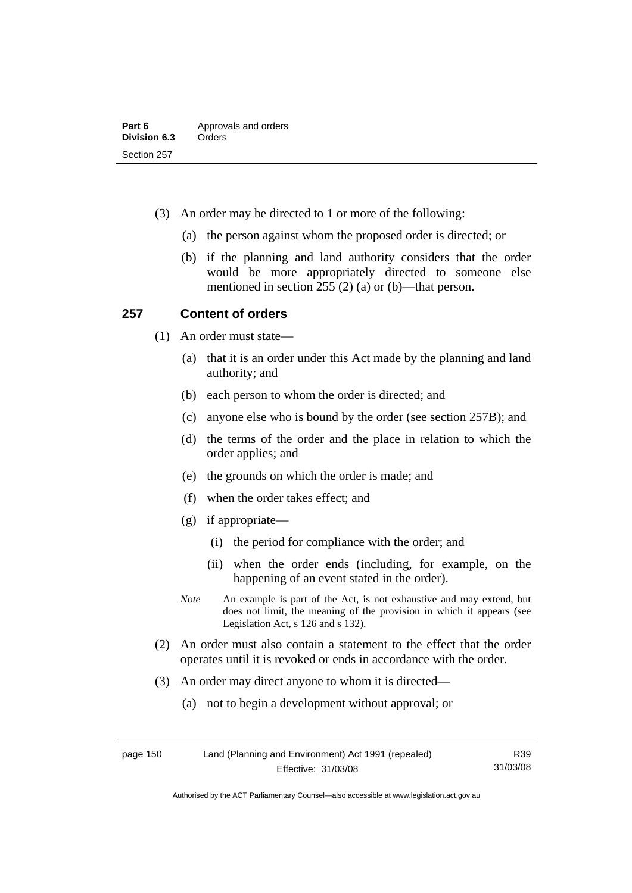(3) An order may be directed to 1 or more of the following:

(a) the person against whom the proposed order is directed; or

(b) if the planning and land authority considers that the order would be more appropriately directed to someone else mentioned in section 255 (2) (a) or (b)—that person.

### 257 Content of orders

(1) An order must state—

(a) that it is an order under this Act made by the planning and land authority; and

(b) each person to whom the order is directed; and

(c) anyone else who is bound by the order (see section 257B); and

(d) the terms of the order and the place in relation to which the order applies; and

(e) the grounds on which the order is made; and

(f) when the order takes effect; and

(g) if appropriate—

(i) the period for compliance with the order; and

(ii) when the order ends (including, for example, on the happening of an event stated in the order).

*Note* An example is part of the Act, is not exhaustive and may extend, but does not limit, the meaning of the provision in which it appears (see Legislation Act, s 126 and s 132).

(2) An order must also contain a statement to the effect that the order operates until it is revoked or ends in accordance with the order.

(3) An order may direct anyone to whom it is directed—

(a) not to begin a development without approval; or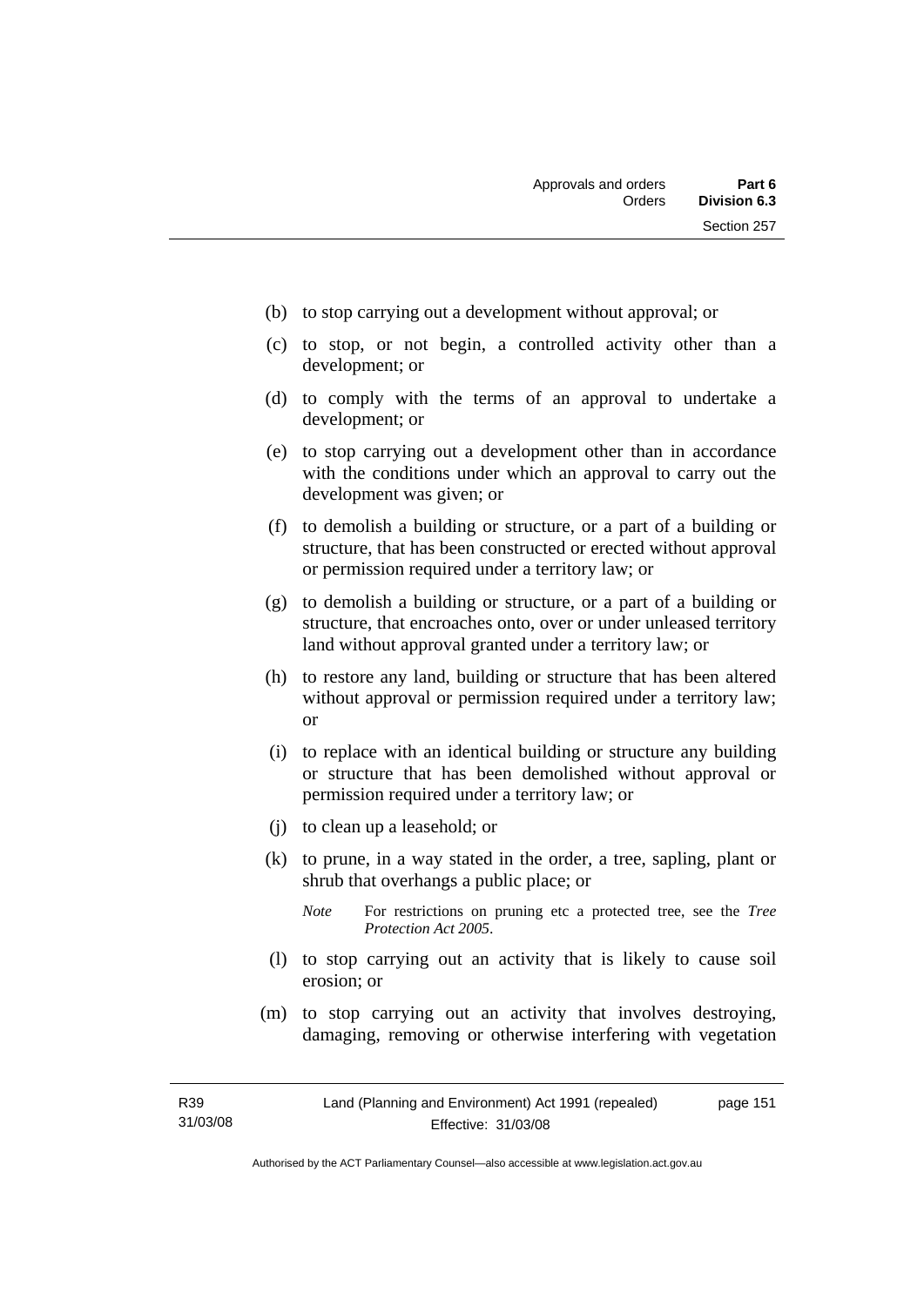(b) to stop carrying out a development without approval; or

(c) to stop, or not begin, a controlled activity other than a development; or

(d) to comply with the terms of an approval to undertake a development; or

(e) to stop carrying out a development other than in accordance with the conditions under which an approval to carry out the development was given; or

(f) to demolish a building or structure, or a part of a building or structure, that has been constructed or erected without approval or permission required under a territory law; or

(g) to demolish a building or structure, or a part of a building or structure, that encroaches onto, over or under unleased territory land without approval granted under a territory law; or

(h) to restore any land, building or structure that has been altered without approval or permission required under a territory law; or

(i) to replace with an identical building or structure any building or structure that has been demolished without approval or permission required under a territory law; or

(j) to clean up a leasehold; or

(k) to prune, in a way stated in the order, a tree, sapling, plant or shrub that overhangs a public place; or

*Note* For restrictions on pruning etc a protected tree, see the *Tree Protection Act 2005*.

(l) to stop carrying out an activity that is likely to cause soil erosion; or

(m) to stop carrying out an activity that involves destroying, damaging, removing or otherwise interfering with vegetation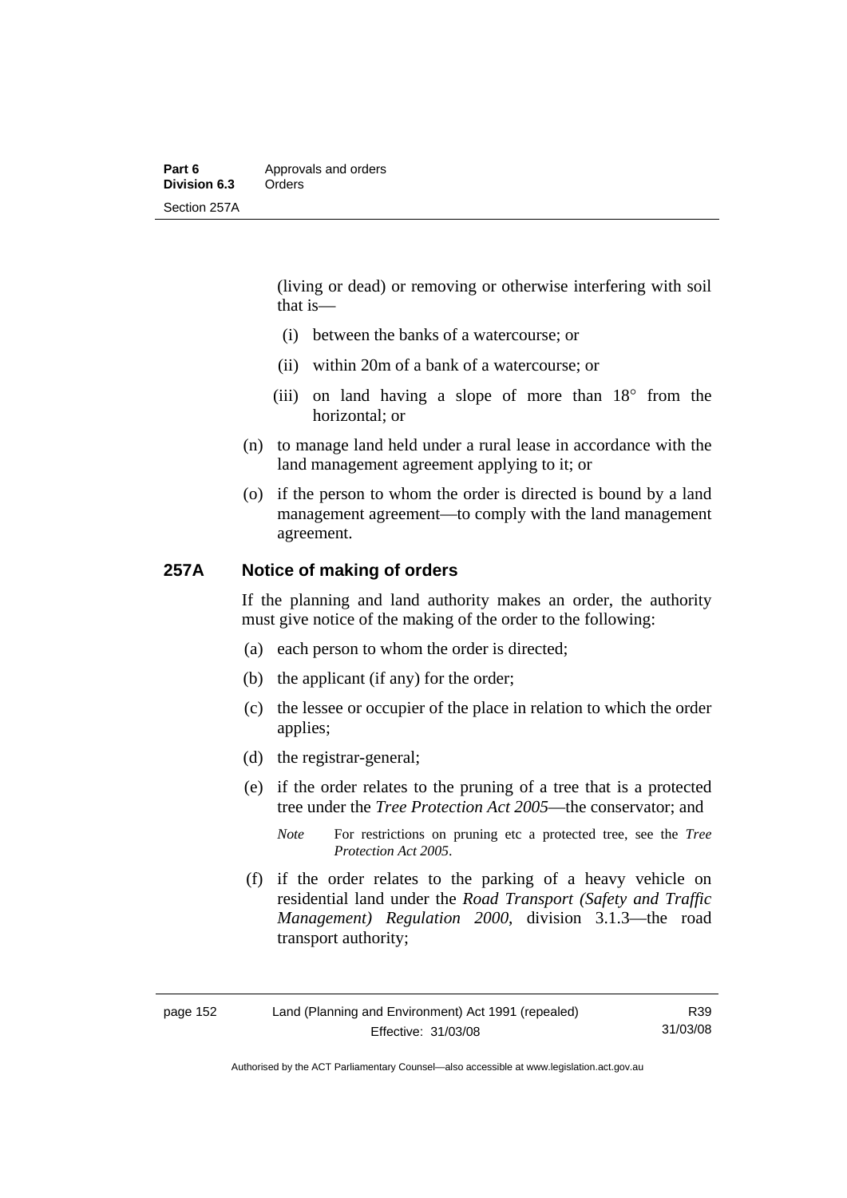(living or dead) or removing or otherwise interfering with soil that is—

  (i) between the banks of a watercourse; or

  (ii) within 20m of a bank of a watercourse; or

  (iii) on land having a slope of more than 18° from the horizontal; or

(n) to manage land held under a rural lease in accordance with the land management agreement applying to it; or

(o) if the person to whom the order is directed is bound by a land management agreement—to comply with the land management agreement.

### 257A Notice of making of orders

If the planning and land authority makes an order, the authority must give notice of the making of the order to the following:

(a) each person to whom the order is directed;

(b) the applicant (if any) for the order;

(c) the lessee or occupier of the place in relation to which the order applies;

(d) the registrar-general;

(e) if the order relates to the pruning of a tree that is a protected tree under the *Tree Protection Act 2005*—the conservator; and

*Note* For restrictions on pruning etc a protected tree, see the *Tree Protection Act 2005*.

(f) if the order relates to the parking of a heavy vehicle on residential land under the *Road Transport (Safety and Traffic Management) Regulation 2000*, division 3.1.3—the road transport authority;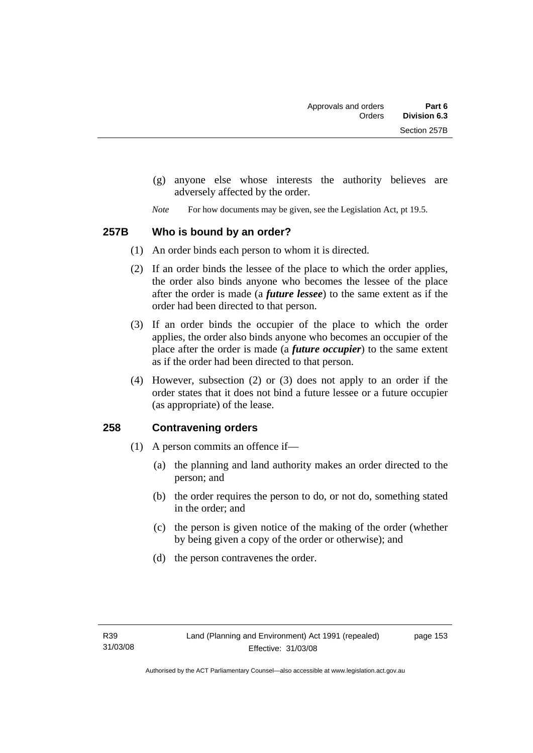(g) anyone else whose interests the authority believes are adversely affected by the order.

*Note* For how documents may be given, see the Legislation Act, pt 19.5.

## 257B Who is bound by an order?

(1) An order binds each person to whom it is directed.

(2) If an order binds the lessee of the place to which the order applies, the order also binds anyone who becomes the lessee of the place after the order is made (a ***future lessee***) to the same extent as if the order had been directed to that person.

(3) If an order binds the occupier of the place to which the order applies, the order also binds anyone who becomes an occupier of the place after the order is made (a ***future occupier***) to the same extent as if the order had been directed to that person.

(4) However, subsection (2) or (3) does not apply to an order if the order states that it does not bind a future lessee or a future occupier (as appropriate) of the lease.

## 258 Contravening orders

(1) A person commits an offence if—

(a) the planning and land authority makes an order directed to the person; and

(b) the order requires the person to do, or not do, something stated in the order; and

(c) the person is given notice of the making of the order (whether by being given a copy of the order or otherwise); and

(d) the person contravenes the order.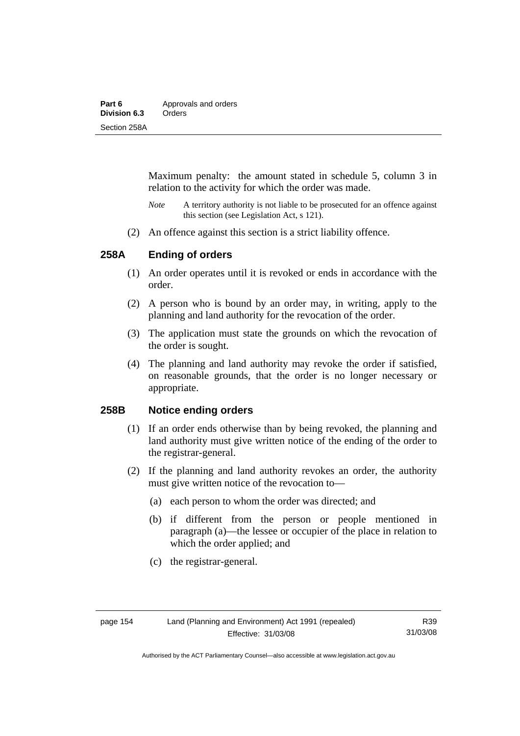Maximum penalty: the amount stated in schedule 5, column 3 in relation to the activity for which the order was made.

*Note* A territory authority is not liable to be prosecuted for an offence against this section (see Legislation Act, s 121).

(2) An offence against this section is a strict liability offence.

### 258A Ending of orders

(1) An order operates until it is revoked or ends in accordance with the order.

(2) A person who is bound by an order may, in writing, apply to the planning and land authority for the revocation of the order.

(3) The application must state the grounds on which the revocation of the order is sought.

(4) The planning and land authority may revoke the order if satisfied, on reasonable grounds, that the order is no longer necessary or appropriate.

### 258B Notice ending orders

(1) If an order ends otherwise than by being revoked, the planning and land authority must give written notice of the ending of the order to the registrar-general.

(2) If the planning and land authority revokes an order, the authority must give written notice of the revocation to—

(a) each person to whom the order was directed; and

(b) if different from the person or people mentioned in paragraph (a)—the lessee or occupier of the place in relation to which the order applied; and

(c) the registrar-general.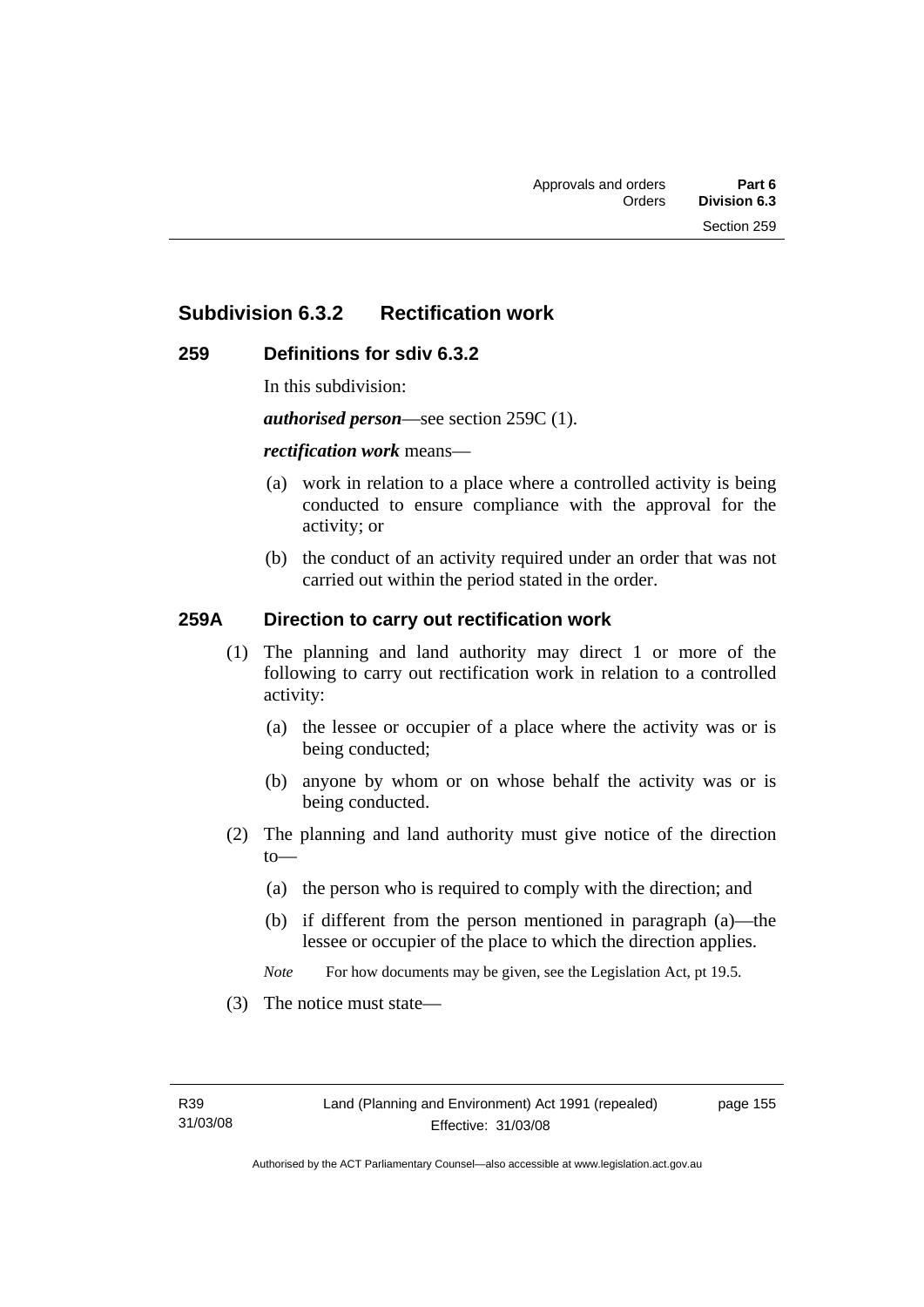## Subdivision 6.3.2 Rectification work

### 259 Definitions for sdiv 6.3.2

In this subdivision:

***authorised person***—see section 259C (1).

***rectification work*** means—

(a) work in relation to a place where a controlled activity is being conducted to ensure compliance with the approval for the activity; or

(b) the conduct of an activity required under an order that was not carried out within the period stated in the order.

### 259A Direction to carry out rectification work

(1) The planning and land authority may direct 1 or more of the following to carry out rectification work in relation to a controlled activity:

(a) the lessee or occupier of a place where the activity was or is being conducted;

(b) anyone by whom or on whose behalf the activity was or is being conducted.

(2) The planning and land authority must give notice of the direction to—

(a) the person who is required to comply with the direction; and

(b) if different from the person mentioned in paragraph (a)—the lessee or occupier of the place to which the direction applies.

*Note* For how documents may be given, see the Legislation Act, pt 19.5.

(3) The notice must state—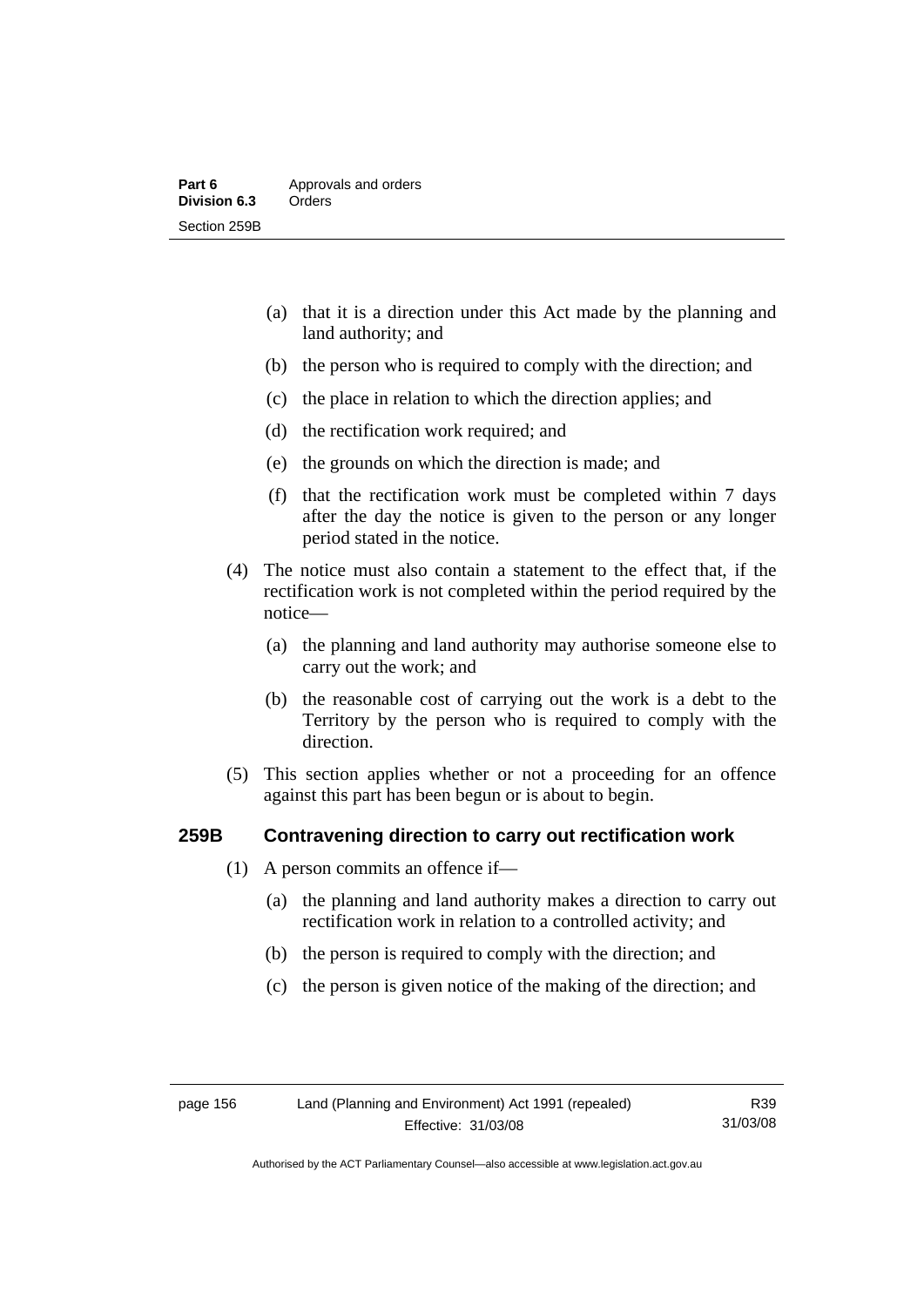(a) that it is a direction under this Act made by the planning and land authority; and

(b) the person who is required to comply with the direction; and

(c) the place in relation to which the direction applies; and

(d) the rectification work required; and

(e) the grounds on which the direction is made; and

(f) that the rectification work must be completed within 7 days after the day the notice is given to the person or any longer period stated in the notice.

(4) The notice must also contain a statement to the effect that, if the rectification work is not completed within the period required by the notice—

(a) the planning and land authority may authorise someone else to carry out the work; and

(b) the reasonable cost of carrying out the work is a debt to the Territory by the person who is required to comply with the direction.

(5) This section applies whether or not a proceeding for an offence against this part has been begun or is about to begin.

## 259B Contravening direction to carry out rectification work

(1) A person commits an offence if—

(a) the planning and land authority makes a direction to carry out rectification work in relation to a controlled activity; and

(b) the person is required to comply with the direction; and

(c) the person is given notice of the making of the direction; and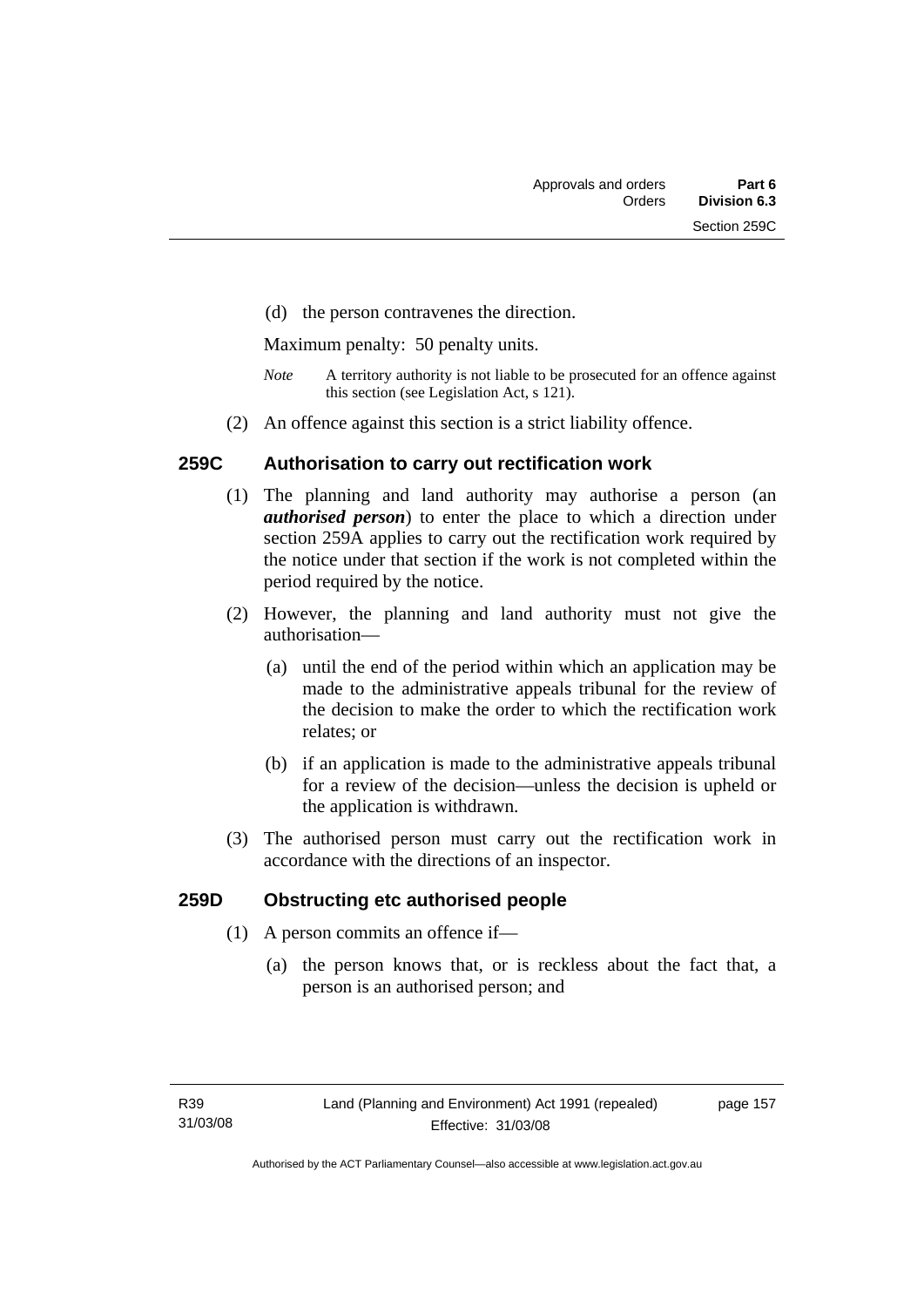(d) the person contravenes the direction.

Maximum penalty: 50 penalty units.

*Note* A territory authority is not liable to be prosecuted for an offence against this section (see Legislation Act, s 121).

(2) An offence against this section is a strict liability offence.

### 259C Authorisation to carry out rectification work

(1) The planning and land authority may authorise a person (an ***authorised person***) to enter the place to which a direction under section 259A applies to carry out the rectification work required by the notice under that section if the work is not completed within the period required by the notice.

(2) However, the planning and land authority must not give the authorisation—

(a) until the end of the period within which an application may be made to the administrative appeals tribunal for the review of the decision to make the order to which the rectification work relates; or

(b) if an application is made to the administrative appeals tribunal for a review of the decision—unless the decision is upheld or the application is withdrawn.

(3) The authorised person must carry out the rectification work in accordance with the directions of an inspector.

### 259D Obstructing etc authorised people

(1) A person commits an offence if—

(a) the person knows that, or is reckless about the fact that, a person is an authorised person; and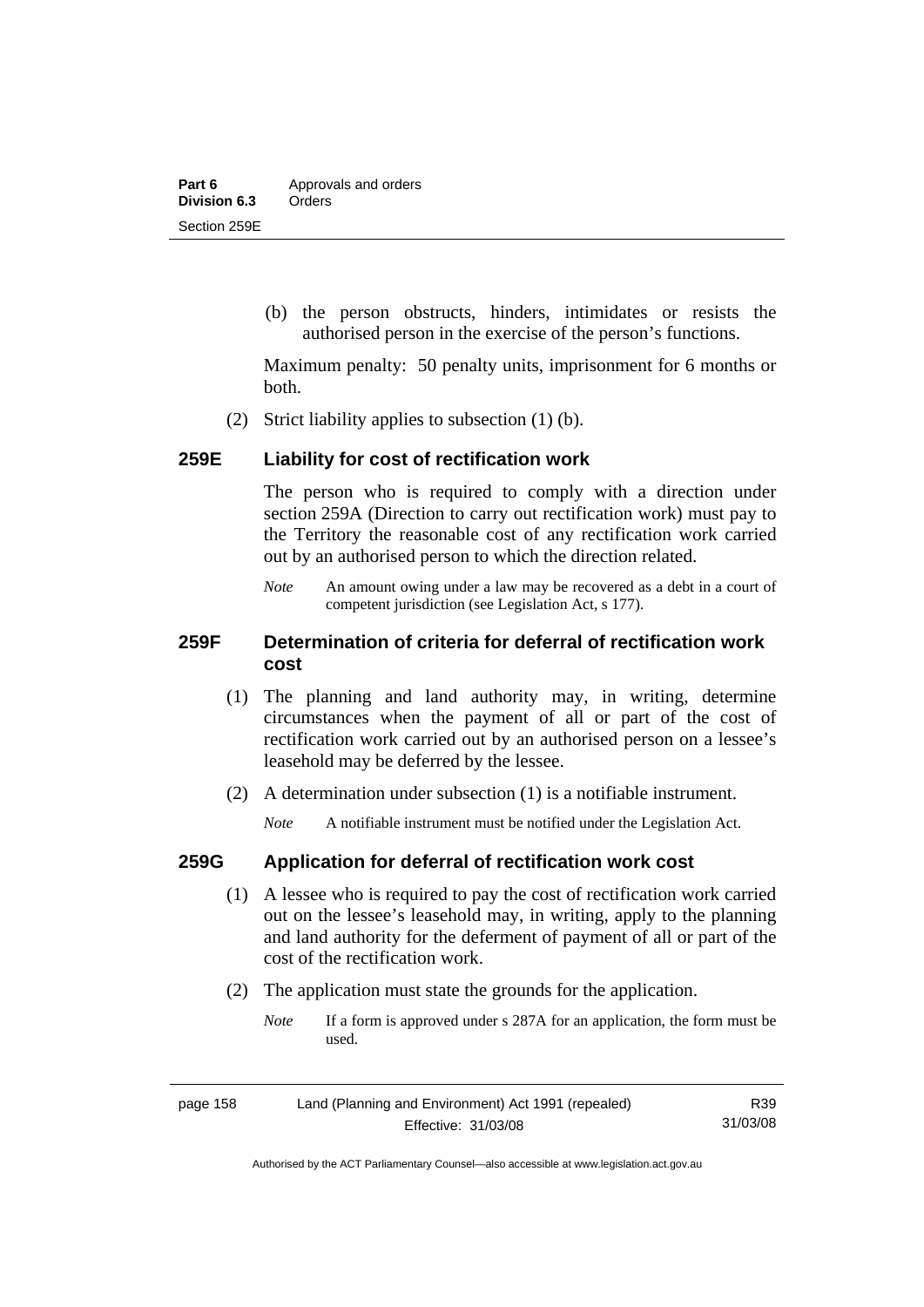(b) the person obstructs, hinders, intimidates or resists the authorised person in the exercise of the person's functions.

Maximum penalty: 50 penalty units, imprisonment for 6 months or both.

(2) Strict liability applies to subsection (1) (b).

## 259E Liability for cost of rectification work

The person who is required to comply with a direction under section 259A (Direction to carry out rectification work) must pay to the Territory the reasonable cost of any rectification work carried out by an authorised person to which the direction related.

*Note* An amount owing under a law may be recovered as a debt in a court of competent jurisdiction (see Legislation Act, s 177).

## 259F Determination of criteria for deferral of rectification work cost

(1) The planning and land authority may, in writing, determine circumstances when the payment of all or part of the cost of rectification work carried out by an authorised person on a lessee's leasehold may be deferred by the lessee.

(2) A determination under subsection (1) is a notifiable instrument.

*Note* A notifiable instrument must be notified under the Legislation Act.

## 259G Application for deferral of rectification work cost

(1) A lessee who is required to pay the cost of rectification work carried out on the lessee's leasehold may, in writing, apply to the planning and land authority for the deferment of payment of all or part of the cost of the rectification work.

(2) The application must state the grounds for the application.

*Note* If a form is approved under s 287A for an application, the form must be used.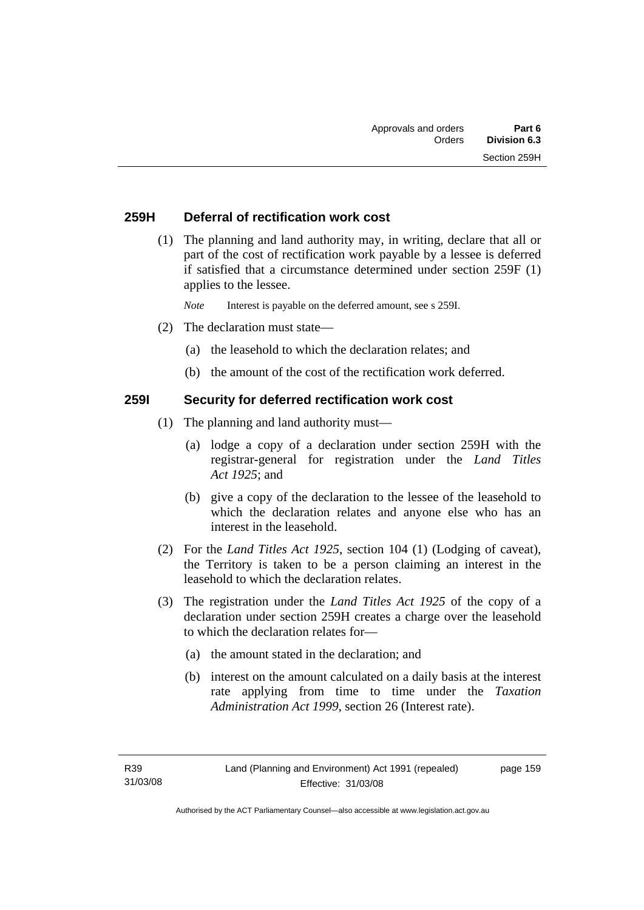### 259H Deferral of rectification work cost

(1) The planning and land authority may, in writing, declare that all or part of the cost of rectification work payable by a lessee is deferred if satisfied that a circumstance determined under section 259F (1) applies to the lessee.

*Note* Interest is payable on the deferred amount, see s 259I.

(2) The declaration must state—

(a) the leasehold to which the declaration relates; and

(b) the amount of the cost of the rectification work deferred.

### 259I Security for deferred rectification work cost

(1) The planning and land authority must—

(a) lodge a copy of a declaration under section 259H with the registrar-general for registration under the *Land Titles Act 1925*; and

(b) give a copy of the declaration to the lessee of the leasehold to which the declaration relates and anyone else who has an interest in the leasehold.

(2) For the *Land Titles Act 1925*, section 104 (1) (Lodging of caveat), the Territory is taken to be a person claiming an interest in the leasehold to which the declaration relates.

(3) The registration under the *Land Titles Act 1925* of the copy of a declaration under section 259H creates a charge over the leasehold to which the declaration relates for—

(a) the amount stated in the declaration; and

(b) interest on the amount calculated on a daily basis at the interest rate applying from time to time under the *Taxation Administration Act 1999*, section 26 (Interest rate).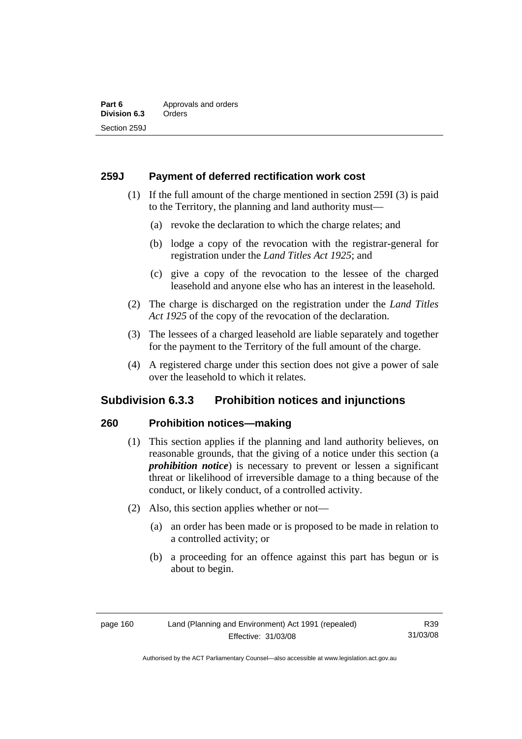## 259J Payment of deferred rectification work cost

(1) If the full amount of the charge mentioned in section 259I (3) is paid to the Territory, the planning and land authority must—

(a) revoke the declaration to which the charge relates; and

(b) lodge a copy of the revocation with the registrar-general for registration under the *Land Titles Act 1925*; and

(c) give a copy of the revocation to the lessee of the charged leasehold and anyone else who has an interest in the leasehold.

(2) The charge is discharged on the registration under the *Land Titles Act 1925* of the copy of the revocation of the declaration.

(3) The lessees of a charged leasehold are liable separately and together for the payment to the Territory of the full amount of the charge.

(4) A registered charge under this section does not give a power of sale over the leasehold to which it relates.

# Subdivision 6.3.3 Prohibition notices and injunctions

## 260 Prohibition notices—making

(1) This section applies if the planning and land authority believes, on reasonable grounds, that the giving of a notice under this section (a ***prohibition notice***) is necessary to prevent or lessen a significant threat or likelihood of irreversible damage to a thing because of the conduct, or likely conduct, of a controlled activity.

(2) Also, this section applies whether or not—

(a) an order has been made or is proposed to be made in relation to a controlled activity; or

(b) a proceeding for an offence against this part has begun or is about to begin.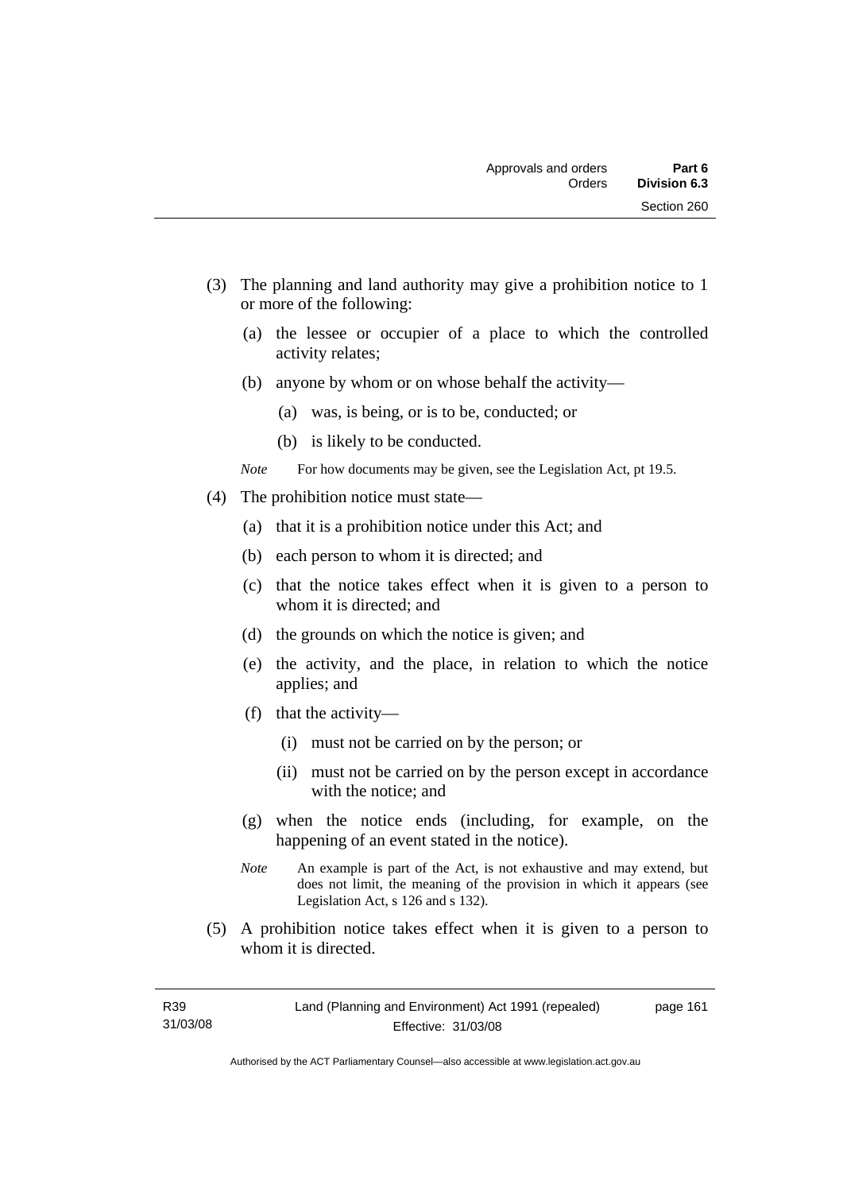(3) The planning and land authority may give a prohibition notice to 1 or more of the following:

   (a) the lessee or occupier of a place to which the controlled activity relates;

   (b) anyone by whom or on whose behalf the activity—

      (a) was, is being, or is to be, conducted; or

      (b) is likely to be conducted.

   *Note* For how documents may be given, see the Legislation Act, pt 19.5.

(4) The prohibition notice must state—

   (a) that it is a prohibition notice under this Act; and

   (b) each person to whom it is directed; and

   (c) that the notice takes effect when it is given to a person to whom it is directed; and

   (d) the grounds on which the notice is given; and

   (e) the activity, and the place, in relation to which the notice applies; and

   (f) that the activity—

      (i) must not be carried on by the person; or

      (ii) must not be carried on by the person except in accordance with the notice; and

   (g) when the notice ends (including, for example, on the happening of an event stated in the notice).

   *Note* An example is part of the Act, is not exhaustive and may extend, but does not limit, the meaning of the provision in which it appears (see Legislation Act, s 126 and s 132).

(5) A prohibition notice takes effect when it is given to a person to whom it is directed.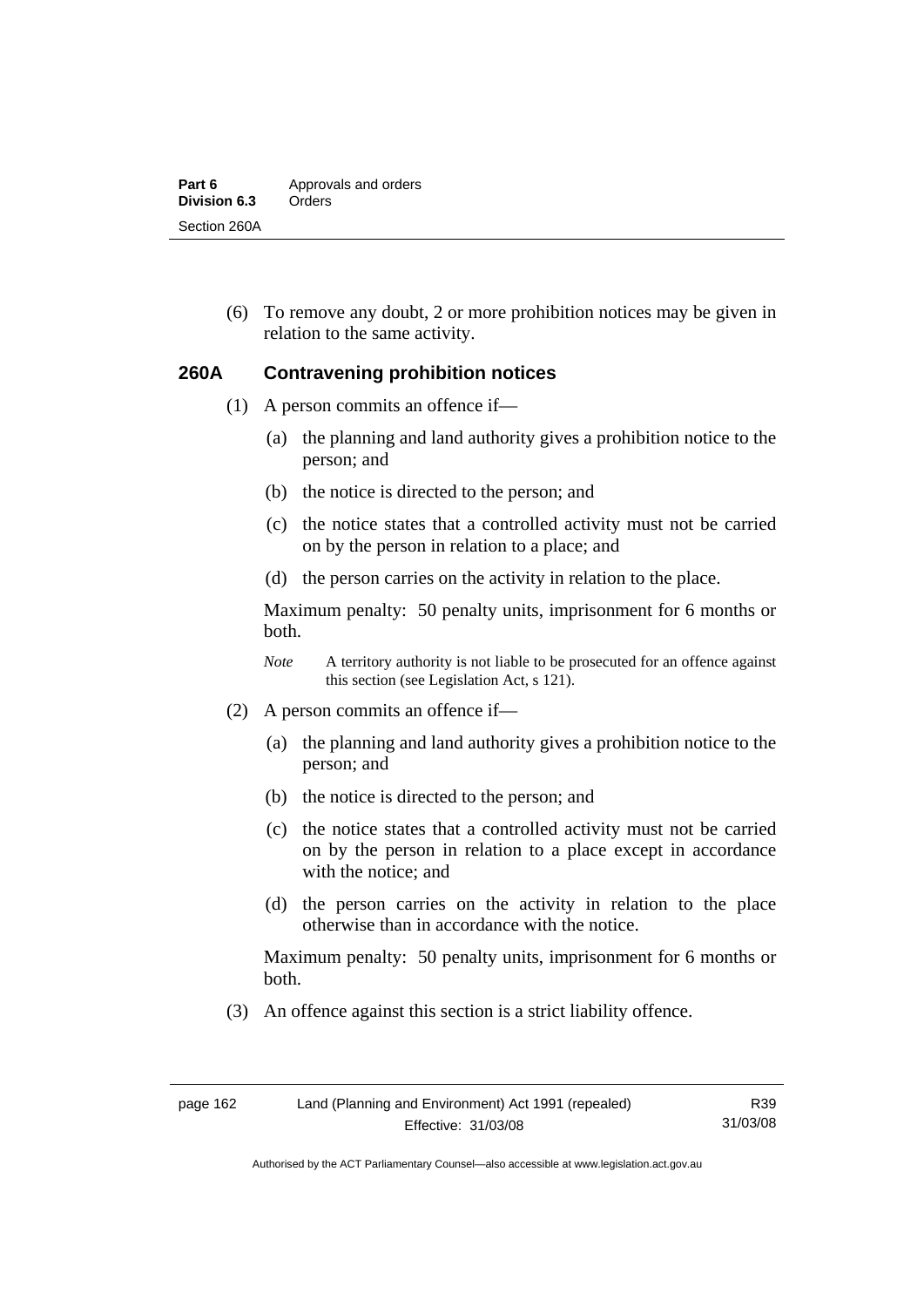(6) To remove any doubt, 2 or more prohibition notices may be given in relation to the same activity.

## 260A Contravening prohibition notices

(1) A person commits an offence if—

(a) the planning and land authority gives a prohibition notice to the person; and

(b) the notice is directed to the person; and

(c) the notice states that a controlled activity must not be carried on by the person in relation to a place; and

(d) the person carries on the activity in relation to the place.

Maximum penalty: 50 penalty units, imprisonment for 6 months or both.

*Note* A territory authority is not liable to be prosecuted for an offence against this section (see Legislation Act, s 121).

(2) A person commits an offence if—

(a) the planning and land authority gives a prohibition notice to the person; and

(b) the notice is directed to the person; and

(c) the notice states that a controlled activity must not be carried on by the person in relation to a place except in accordance with the notice; and

(d) the person carries on the activity in relation to the place otherwise than in accordance with the notice.

Maximum penalty: 50 penalty units, imprisonment for 6 months or both.

(3) An offence against this section is a strict liability offence.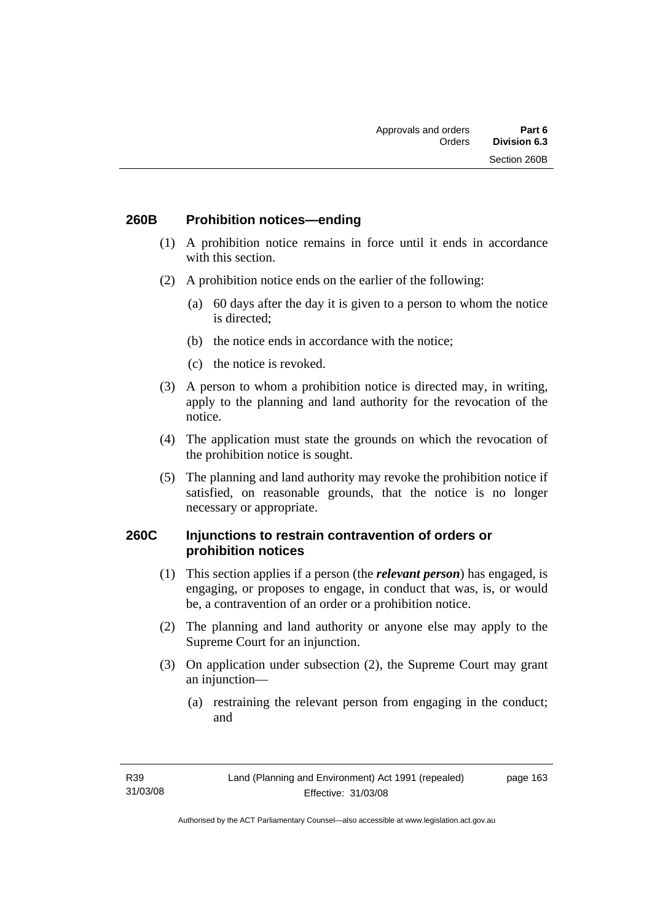### 260B Prohibition notices—ending

(1) A prohibition notice remains in force until it ends in accordance with this section.

(2) A prohibition notice ends on the earlier of the following:

(a) 60 days after the day it is given to a person to whom the notice is directed;

(b) the notice ends in accordance with the notice;

(c) the notice is revoked.

(3) A person to whom a prohibition notice is directed may, in writing, apply to the planning and land authority for the revocation of the notice.

(4) The application must state the grounds on which the revocation of the prohibition notice is sought.

(5) The planning and land authority may revoke the prohibition notice if satisfied, on reasonable grounds, that the notice is no longer necessary or appropriate.

### 260C Injunctions to restrain contravention of orders or prohibition notices

(1) This section applies if a person (the ***relevant person***) has engaged, is engaging, or proposes to engage, in conduct that was, is, or would be, a contravention of an order or a prohibition notice.

(2) The planning and land authority or anyone else may apply to the Supreme Court for an injunction.

(3) On application under subsection (2), the Supreme Court may grant an injunction—

(a) restraining the relevant person from engaging in the conduct; and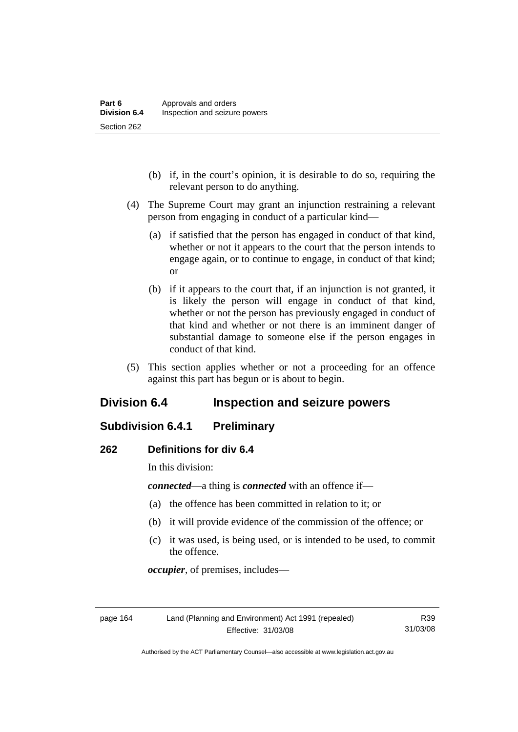(b) if, in the court's opinion, it is desirable to do so, requiring the relevant person to do anything.

(4) The Supreme Court may grant an injunction restraining a relevant person from engaging in conduct of a particular kind—

(a) if satisfied that the person has engaged in conduct of that kind, whether or not it appears to the court that the person intends to engage again, or to continue to engage, in conduct of that kind; or

(b) if it appears to the court that, if an injunction is not granted, it is likely the person will engage in conduct of that kind, whether or not the person has previously engaged in conduct of that kind and whether or not there is an imminent danger of substantial damage to someone else if the person engages in conduct of that kind.

(5) This section applies whether or not a proceeding for an offence against this part has begun or is about to begin.

## Division 6.4 Inspection and seizure powers

### Subdivision 6.4.1 Preliminary

#### 262 Definitions for div 6.4

In this division:

***connected***—a thing is ***connected*** with an offence if—

(a) the offence has been committed in relation to it; or

(b) it will provide evidence of the commission of the offence; or

(c) it was used, is being used, or is intended to be used, to commit the offence.

***occupier***, of premises, includes—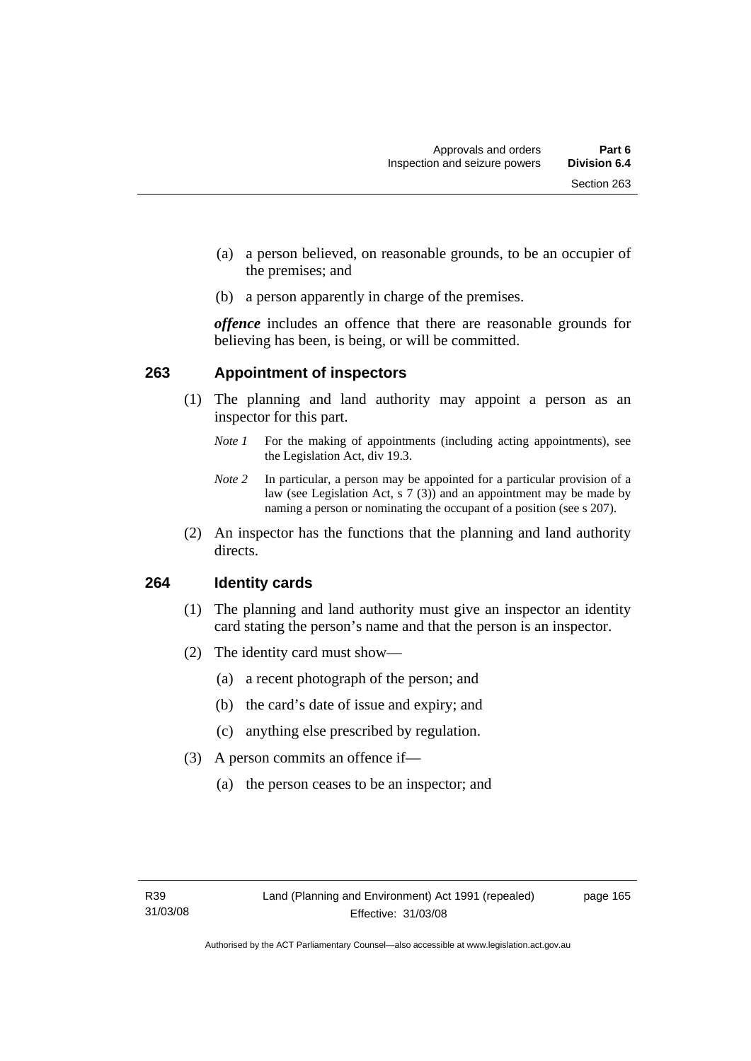(a) a person believed, on reasonable grounds, to be an occupier of the premises; and

(b) a person apparently in charge of the premises.

***offence*** includes an offence that there are reasonable grounds for believing has been, is being, or will be committed.

### 263 Appointment of inspectors

(1) The planning and land authority may appoint a person as an inspector for this part.

*Note 1* For the making of appointments (including acting appointments), see the Legislation Act, div 19.3.

*Note 2* In particular, a person may be appointed for a particular provision of a law (see Legislation Act, s 7 (3)) and an appointment may be made by naming a person or nominating the occupant of a position (see s 207).

(2) An inspector has the functions that the planning and land authority directs.

### 264 Identity cards

(1) The planning and land authority must give an inspector an identity card stating the person's name and that the person is an inspector.

(2) The identity card must show—

(a) a recent photograph of the person; and

(b) the card's date of issue and expiry; and

(c) anything else prescribed by regulation.

(3) A person commits an offence if—

(a) the person ceases to be an inspector; and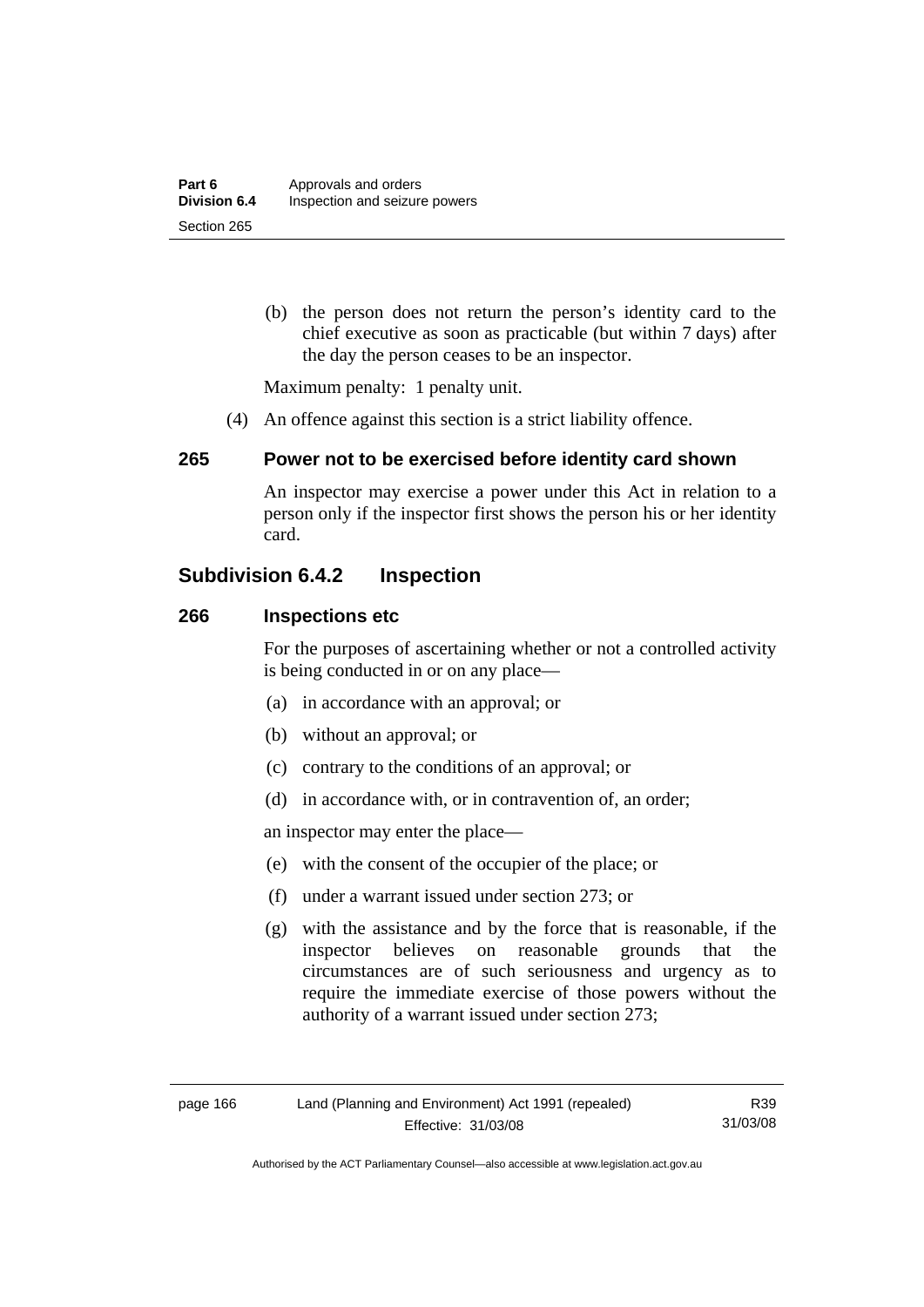(b) the person does not return the person's identity card to the chief executive as soon as practicable (but within 7 days) after the day the person ceases to be an inspector.

Maximum penalty: 1 penalty unit.

(4) An offence against this section is a strict liability offence.

### 265 Power not to be exercised before identity card shown

An inspector may exercise a power under this Act in relation to a person only if the inspector first shows the person his or her identity card.

## Subdivision 6.4.2 Inspection

### 266 Inspections etc

For the purposes of ascertaining whether or not a controlled activity is being conducted in or on any place—

(a) in accordance with an approval; or

(b) without an approval; or

(c) contrary to the conditions of an approval; or

(d) in accordance with, or in contravention of, an order;

an inspector may enter the place—

(e) with the consent of the occupier of the place; or

(f) under a warrant issued under section 273; or

(g) with the assistance and by the force that is reasonable, if the inspector believes on reasonable grounds that the circumstances are of such seriousness and urgency as to require the immediate exercise of those powers without the authority of a warrant issued under section 273;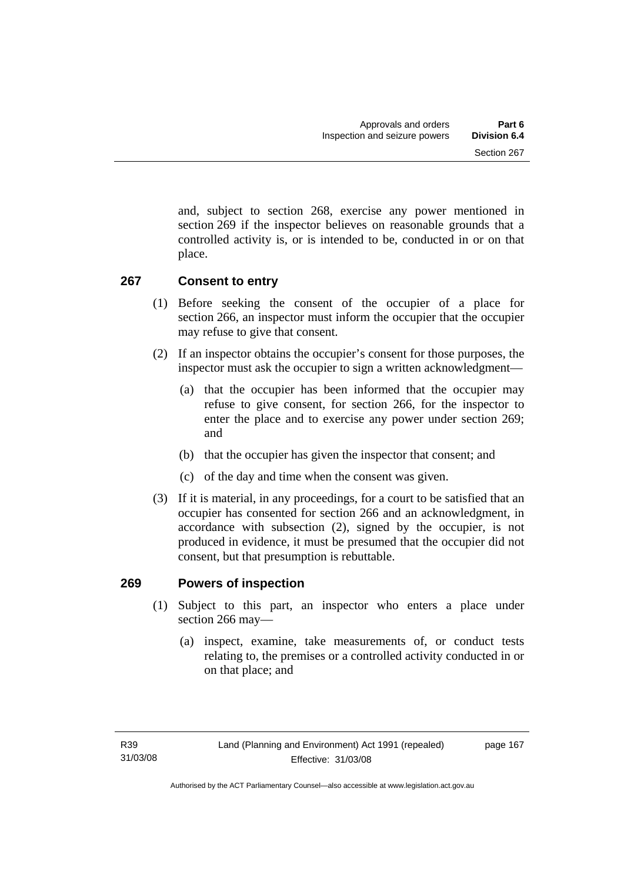and, subject to section 268, exercise any power mentioned in section 269 if the inspector believes on reasonable grounds that a controlled activity is, or is intended to be, conducted in or on that place.

### 267 Consent to entry

(1) Before seeking the consent of the occupier of a place for section 266, an inspector must inform the occupier that the occupier may refuse to give that consent.

(2) If an inspector obtains the occupier's consent for those purposes, the inspector must ask the occupier to sign a written acknowledgment—

(a) that the occupier has been informed that the occupier may refuse to give consent, for section 266, for the inspector to enter the place and to exercise any power under section 269; and

(b) that the occupier has given the inspector that consent; and

(c) of the day and time when the consent was given.

(3) If it is material, in any proceedings, for a court to be satisfied that an occupier has consented for section 266 and an acknowledgment, in accordance with subsection (2), signed by the occupier, is not produced in evidence, it must be presumed that the occupier did not consent, but that presumption is rebuttable.

### 269 Powers of inspection

(1) Subject to this part, an inspector who enters a place under section 266 may—

(a) inspect, examine, take measurements of, or conduct tests relating to, the premises or a controlled activity conducted in or on that place; and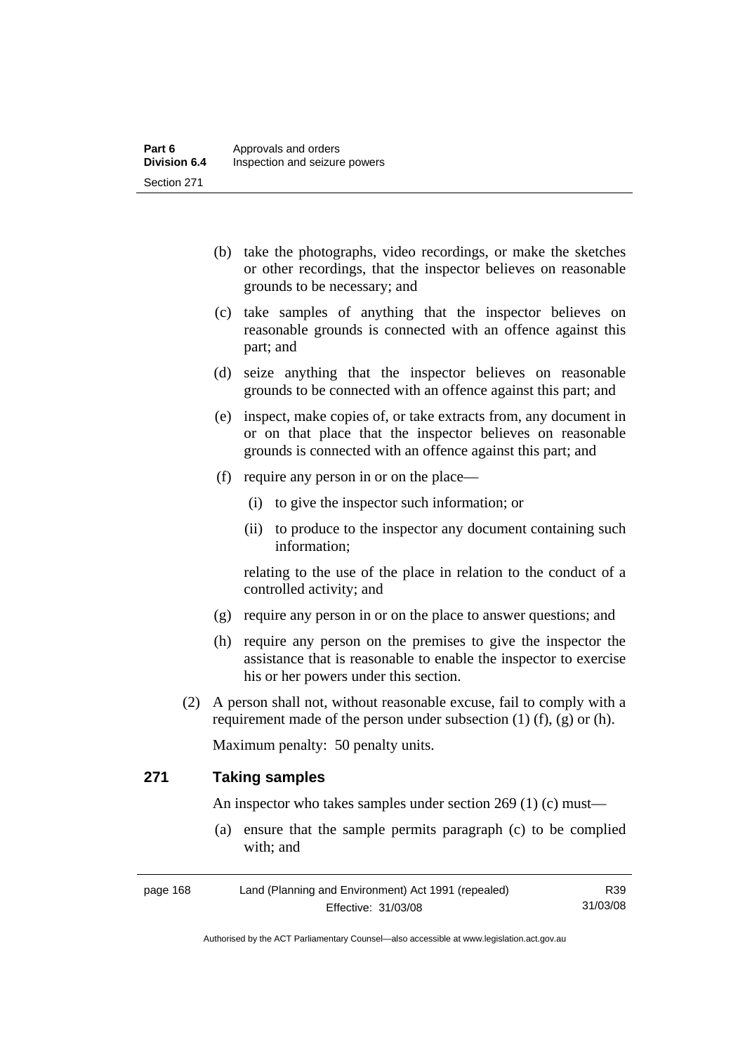(b) take the photographs, video recordings, or make the sketches or other recordings, that the inspector believes on reasonable grounds to be necessary; and

(c) take samples of anything that the inspector believes on reasonable grounds is connected with an offence against this part; and

(d) seize anything that the inspector believes on reasonable grounds to be connected with an offence against this part; and

(e) inspect, make copies of, or take extracts from, any document in or on that place that the inspector believes on reasonable grounds is connected with an offence against this part; and

(f) require any person in or on the place—

  (i) to give the inspector such information; or

  (ii) to produce to the inspector any document containing such information;

relating to the use of the place in relation to the conduct of a controlled activity; and

(g) require any person in or on the place to answer questions; and

(h) require any person on the premises to give the inspector the assistance that is reasonable to enable the inspector to exercise his or her powers under this section.

(2) A person shall not, without reasonable excuse, fail to comply with a requirement made of the person under subsection (1) (f), (g) or (h).

Maximum penalty: 50 penalty units.

## 271 Taking samples

An inspector who takes samples under section 269 (1) (c) must—

(a) ensure that the sample permits paragraph (c) to be complied with; and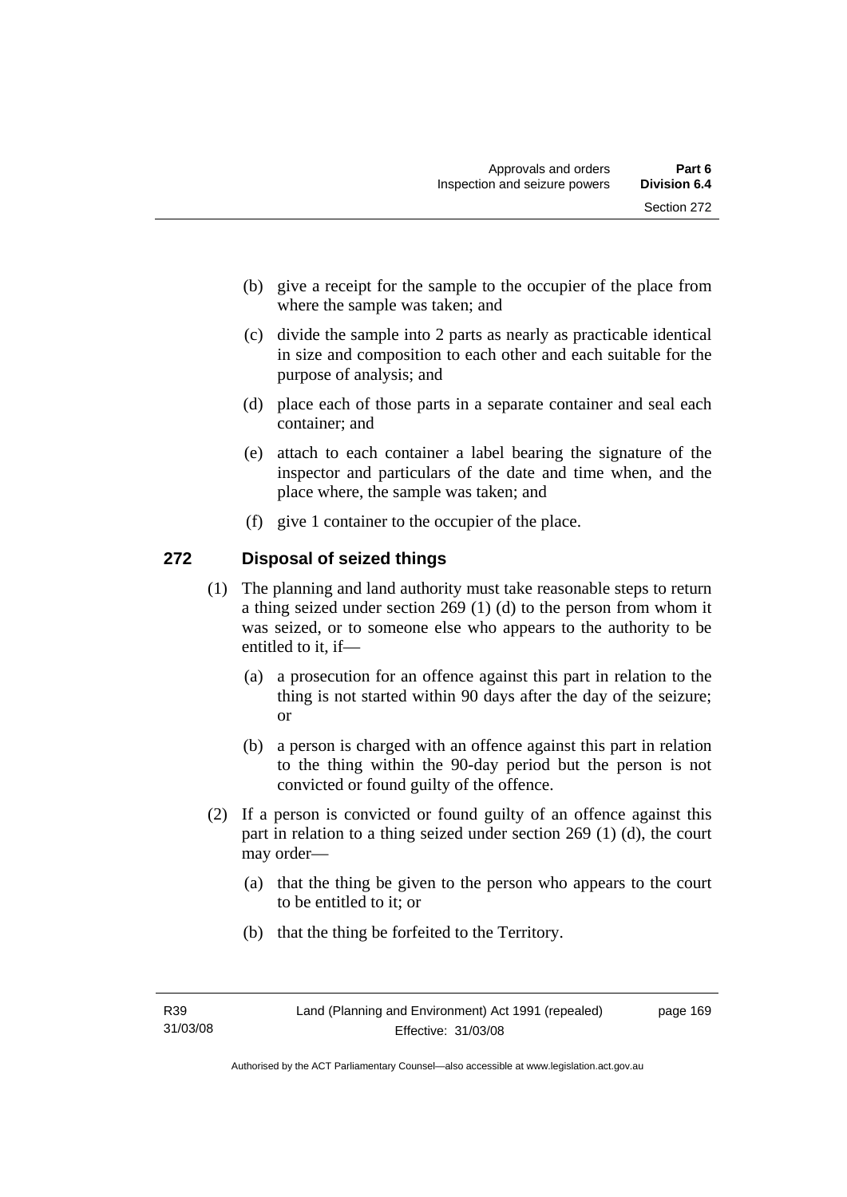(b) give a receipt for the sample to the occupier of the place from where the sample was taken; and

(c) divide the sample into 2 parts as nearly as practicable identical in size and composition to each other and each suitable for the purpose of analysis; and

(d) place each of those parts in a separate container and seal each container; and

(e) attach to each container a label bearing the signature of the inspector and particulars of the date and time when, and the place where, the sample was taken; and

(f) give 1 container to the occupier of the place.

## 272 Disposal of seized things

(1) The planning and land authority must take reasonable steps to return a thing seized under section 269 (1) (d) to the person from whom it was seized, or to someone else who appears to the authority to be entitled to it, if—

(a) a prosecution for an offence against this part in relation to the thing is not started within 90 days after the day of the seizure; or

(b) a person is charged with an offence against this part in relation to the thing within the 90-day period but the person is not convicted or found guilty of the offence.

(2) If a person is convicted or found guilty of an offence against this part in relation to a thing seized under section 269 (1) (d), the court may order—

(a) that the thing be given to the person who appears to the court to be entitled to it; or

(b) that the thing be forfeited to the Territory.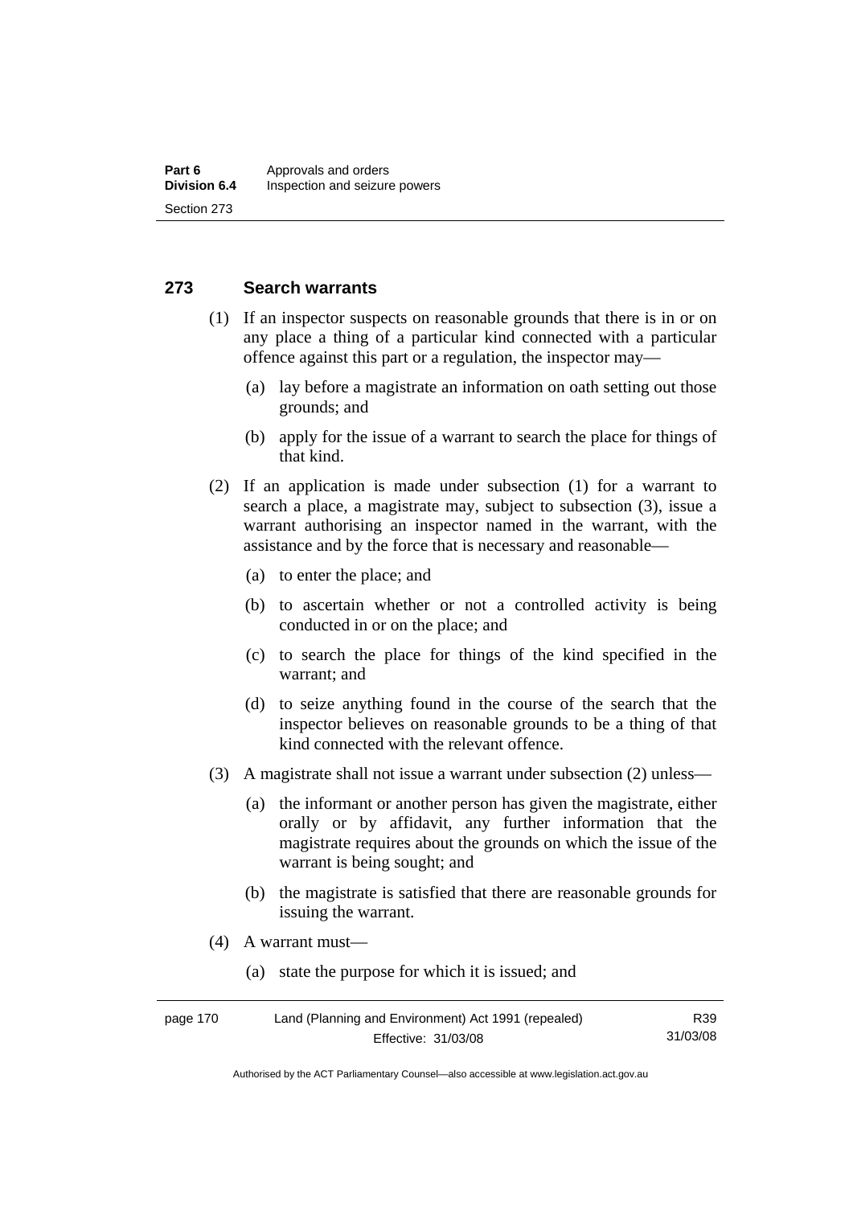## 273 Search warrants

(1) If an inspector suspects on reasonable grounds that there is in or on any place a thing of a particular kind connected with a particular offence against this part or a regulation, the inspector may—

- (a) lay before a magistrate an information on oath setting out those grounds; and
- (b) apply for the issue of a warrant to search the place for things of that kind.

(2) If an application is made under subsection (1) for a warrant to search a place, a magistrate may, subject to subsection (3), issue a warrant authorising an inspector named in the warrant, with the assistance and by the force that is necessary and reasonable—

- (a) to enter the place; and
- (b) to ascertain whether or not a controlled activity is being conducted in or on the place; and
- (c) to search the place for things of the kind specified in the warrant; and
- (d) to seize anything found in the course of the search that the inspector believes on reasonable grounds to be a thing of that kind connected with the relevant offence.

(3) A magistrate shall not issue a warrant under subsection (2) unless—

- (a) the informant or another person has given the magistrate, either orally or by affidavit, any further information that the magistrate requires about the grounds on which the issue of the warrant is being sought; and
- (b) the magistrate is satisfied that there are reasonable grounds for issuing the warrant.

(4) A warrant must—

- (a) state the purpose for which it is issued; and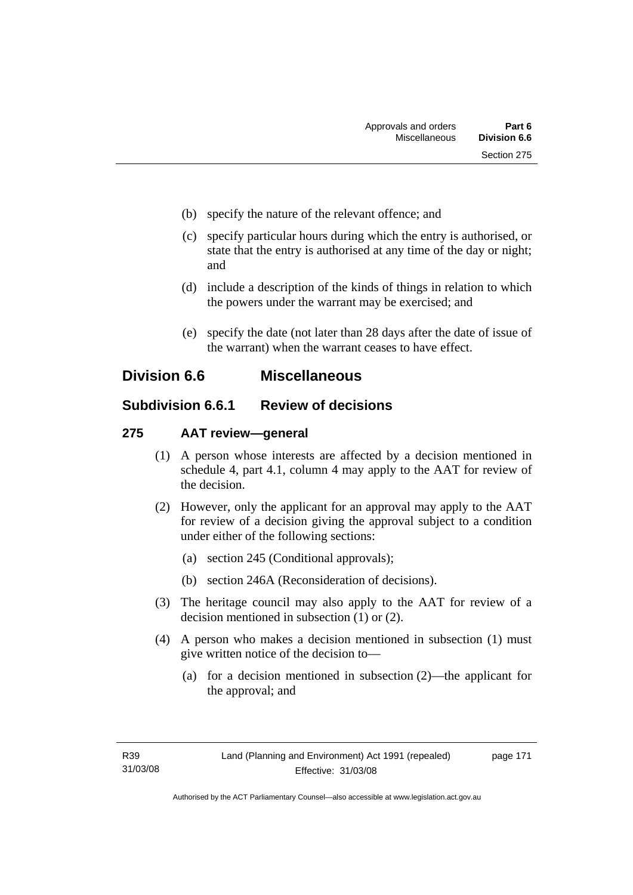(b) specify the nature of the relevant offence; and

(c) specify particular hours during which the entry is authorised, or state that the entry is authorised at any time of the day or night; and

(d) include a description of the kinds of things in relation to which the powers under the warrant may be exercised; and

(e) specify the date (not later than 28 days after the date of issue of the warrant) when the warrant ceases to have effect.

## Division 6.6 Miscellaneous

### Subdivision 6.6.1 Review of decisions

#### 275 AAT review—general

(1) A person whose interests are affected by a decision mentioned in schedule 4, part 4.1, column 4 may apply to the AAT for review of the decision.

(2) However, only the applicant for an approval may apply to the AAT for review of a decision giving the approval subject to a condition under either of the following sections:

(a) section 245 (Conditional approvals);

(b) section 246A (Reconsideration of decisions).

(3) The heritage council may also apply to the AAT for review of a decision mentioned in subsection (1) or (2).

(4) A person who makes a decision mentioned in subsection (1) must give written notice of the decision to—

(a) for a decision mentioned in subsection (2)—the applicant for the approval; and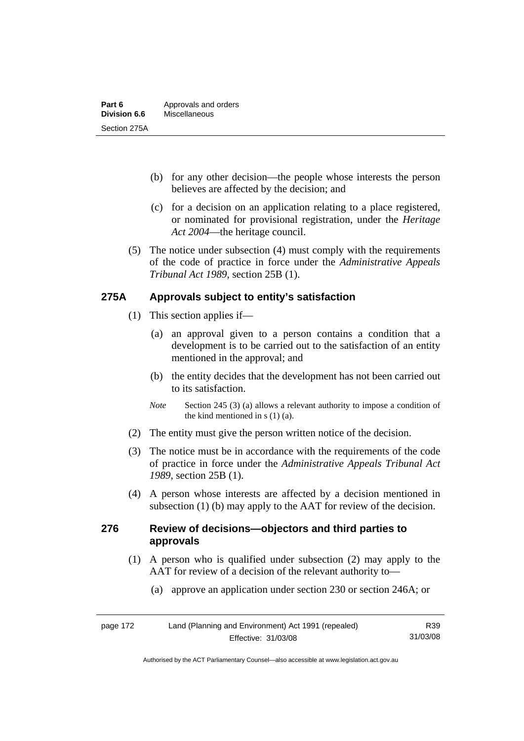(b) for any other decision—the people whose interests the person believes are affected by the decision; and

(c) for a decision on an application relating to a place registered, or nominated for provisional registration, under the *Heritage Act 2004*—the heritage council.

(5) The notice under subsection (4) must comply with the requirements of the code of practice in force under the *Administrative Appeals Tribunal Act 1989*, section 25B (1).

## 275A Approvals subject to entity's satisfaction

(1) This section applies if—

(a) an approval given to a person contains a condition that a development is to be carried out to the satisfaction of an entity mentioned in the approval; and

(b) the entity decides that the development has not been carried out to its satisfaction.

*Note* Section 245 (3) (a) allows a relevant authority to impose a condition of the kind mentioned in s (1) (a).

(2) The entity must give the person written notice of the decision.

(3) The notice must be in accordance with the requirements of the code of practice in force under the *Administrative Appeals Tribunal Act 1989*, section 25B (1).

(4) A person whose interests are affected by a decision mentioned in subsection (1) (b) may apply to the AAT for review of the decision.

## 276 Review of decisions—objectors and third parties to approvals

(1) A person who is qualified under subsection (2) may apply to the AAT for review of a decision of the relevant authority to—

(a) approve an application under section 230 or section 246A; or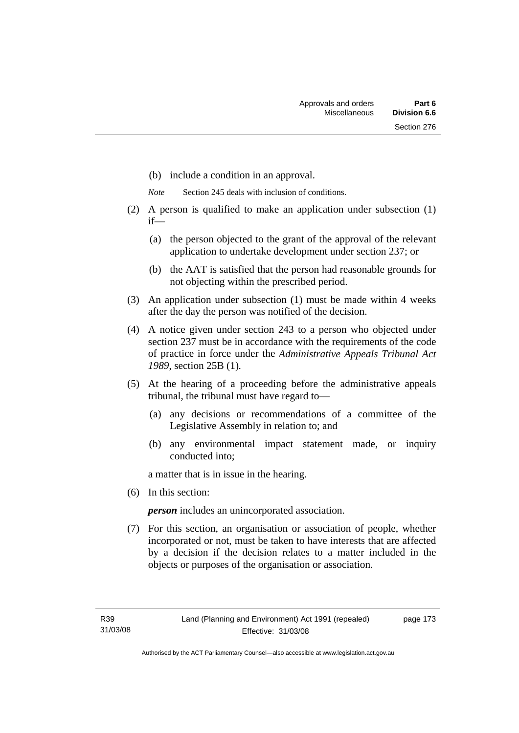(b) include a condition in an approval.

*Note* Section 245 deals with inclusion of conditions.

(2) A person is qualified to make an application under subsection (1) if—

(a) the person objected to the grant of the approval of the relevant application to undertake development under section 237; or

(b) the AAT is satisfied that the person had reasonable grounds for not objecting within the prescribed period.

(3) An application under subsection (1) must be made within 4 weeks after the day the person was notified of the decision.

(4) A notice given under section 243 to a person who objected under section 237 must be in accordance with the requirements of the code of practice in force under the *Administrative Appeals Tribunal Act 1989*, section 25B (1).

(5) At the hearing of a proceeding before the administrative appeals tribunal, the tribunal must have regard to—

(a) any decisions or recommendations of a committee of the Legislative Assembly in relation to; and

(b) any environmental impact statement made, or inquiry conducted into;

a matter that is in issue in the hearing.

(6) In this section:

***person*** includes an unincorporated association.

(7) For this section, an organisation or association of people, whether incorporated or not, must be taken to have interests that are affected by a decision if the decision relates to a matter included in the objects or purposes of the organisation or association.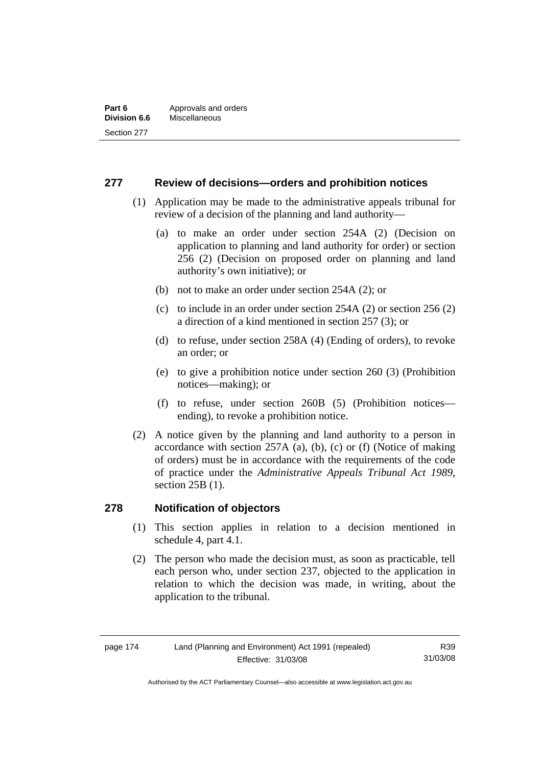## 277 Review of decisions—orders and prohibition notices

(1) Application may be made to the administrative appeals tribunal for review of a decision of the planning and land authority—

(a) to make an order under section 254A (2) (Decision on application to planning and land authority for order) or section 256 (2) (Decision on proposed order on planning and land authority's own initiative); or

(b) not to make an order under section 254A (2); or

(c) to include in an order under section 254A (2) or section 256 (2) a direction of a kind mentioned in section 257 (3); or

(d) to refuse, under section 258A (4) (Ending of orders), to revoke an order; or

(e) to give a prohibition notice under section 260 (3) (Prohibition notices—making); or

(f) to refuse, under section 260B (5) (Prohibition notices—ending), to revoke a prohibition notice.

(2) A notice given by the planning and land authority to a person in accordance with section 257A (a), (b), (c) or (f) (Notice of making of orders) must be in accordance with the requirements of the code of practice under the *Administrative Appeals Tribunal Act 1989*, section 25B (1).

## 278 Notification of objectors

(1) This section applies in relation to a decision mentioned in schedule 4, part 4.1.

(2) The person who made the decision must, as soon as practicable, tell each person who, under section 237, objected to the application in relation to which the decision was made, in writing, about the application to the tribunal.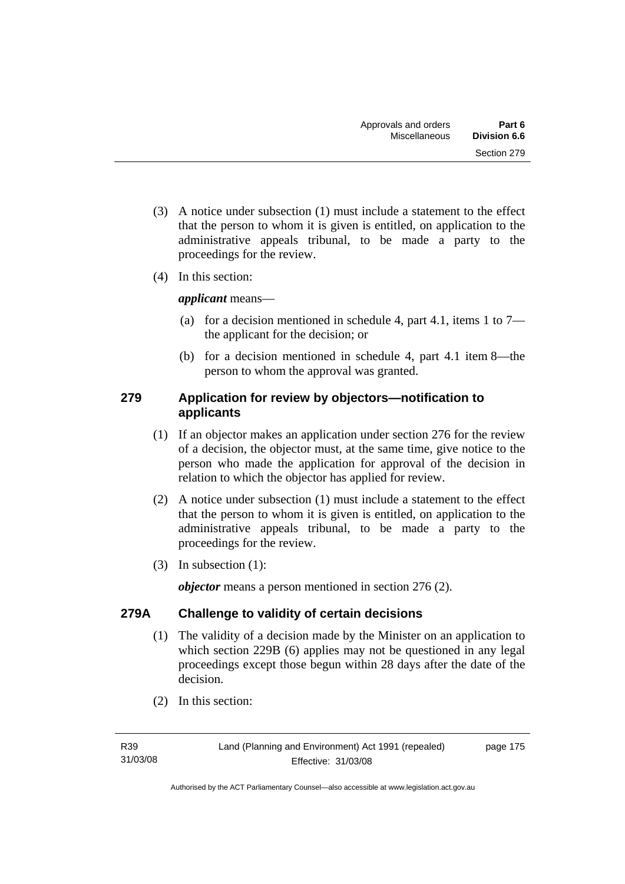(3) A notice under subsection (1) must include a statement to the effect that the person to whom it is given is entitled, on application to the administrative appeals tribunal, to be made a party to the proceedings for the review.

(4) In this section:

***applicant*** means—

(a) for a decision mentioned in schedule 4, part 4.1, items 1 to 7—the applicant for the decision; or

(b) for a decision mentioned in schedule 4, part 4.1 item 8—the person to whom the approval was granted.

### 279 Application for review by objectors—notification to applicants

(1) If an objector makes an application under section 276 for the review of a decision, the objector must, at the same time, give notice to the person who made the application for approval of the decision in relation to which the objector has applied for review.

(2) A notice under subsection (1) must include a statement to the effect that the person to whom it is given is entitled, on application to the administrative appeals tribunal, to be made a party to the proceedings for the review.

(3) In subsection (1):

***objector*** means a person mentioned in section 276 (2).

### 279A Challenge to validity of certain decisions

(1) The validity of a decision made by the Minister on an application to which section 229B (6) applies may not be questioned in any legal proceedings except those begun within 28 days after the date of the decision.

(2) In this section: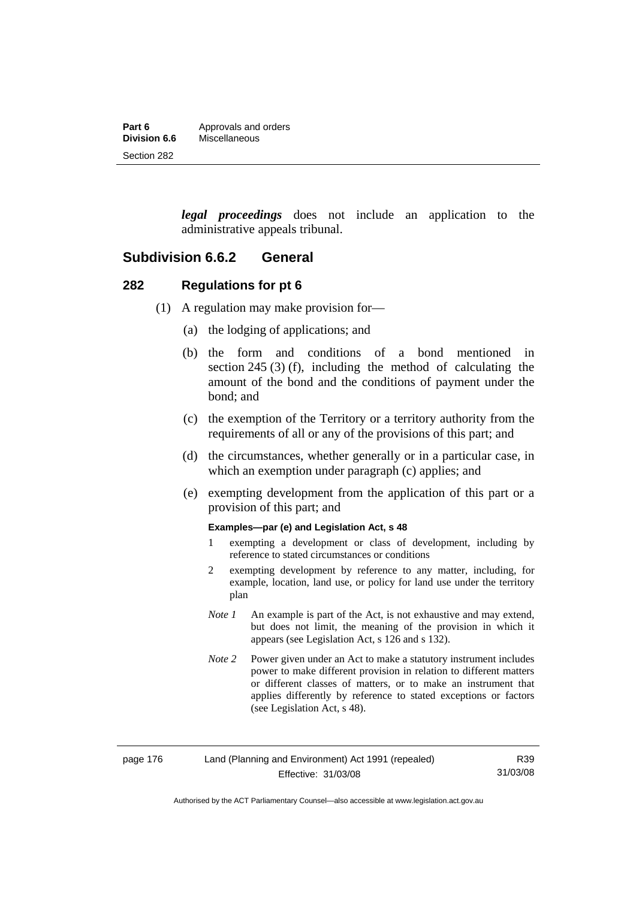***legal proceedings*** does not include an application to the administrative appeals tribunal.

## Subdivision 6.6.2 General

### 282 Regulations for pt 6

(1) A regulation may make provision for—

(a) the lodging of applications; and

(b) the form and conditions of a bond mentioned in section 245 (3) (f), including the method of calculating the amount of the bond and the conditions of payment under the bond; and

(c) the exemption of the Territory or a territory authority from the requirements of all or any of the provisions of this part; and

(d) the circumstances, whether generally or in a particular case, in which an exemption under paragraph (c) applies; and

(e) exempting development from the application of this part or a provision of this part; and

**Examples—par (e) and Legislation Act, s 48**

1 exempting a development or class of development, including by reference to stated circumstances or conditions

2 exempting development by reference to any matter, including, for example, location, land use, or policy for land use under the territory plan

*Note 1* An example is part of the Act, is not exhaustive and may extend, but does not limit, the meaning of the provision in which it appears (see Legislation Act, s 126 and s 132).

*Note 2* Power given under an Act to make a statutory instrument includes power to make different provision in relation to different matters or different classes of matters, or to make an instrument that applies differently by reference to stated exceptions or factors (see Legislation Act, s 48).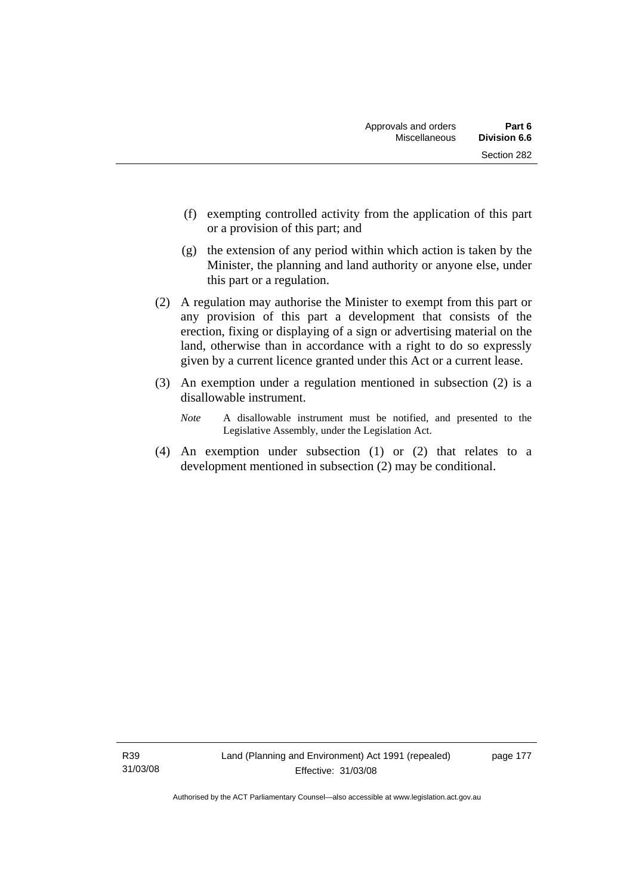(f) exempting controlled activity from the application of this part or a provision of this part; and

(g) the extension of any period within which action is taken by the Minister, the planning and land authority or anyone else, under this part or a regulation.

(2) A regulation may authorise the Minister to exempt from this part or any provision of this part a development that consists of the erection, fixing or displaying of a sign or advertising material on the land, otherwise than in accordance with a right to do so expressly given by a current licence granted under this Act or a current lease.

(3) An exemption under a regulation mentioned in subsection (2) is a disallowable instrument.

*Note* A disallowable instrument must be notified, and presented to the Legislative Assembly, under the Legislation Act.

(4) An exemption under subsection (1) or (2) that relates to a development mentioned in subsection (2) may be conditional.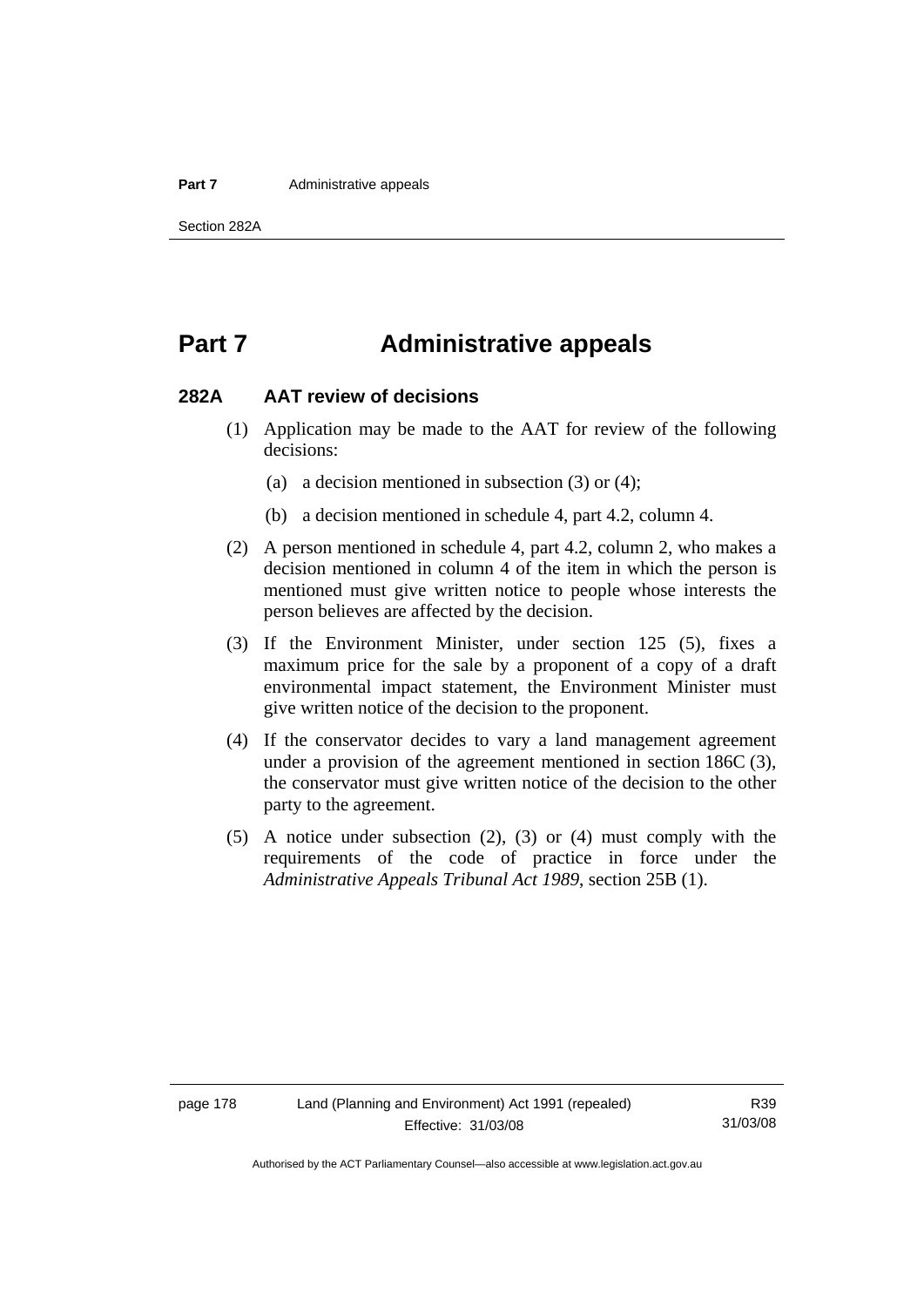# Part 7 Administrative appeals

## 282A AAT review of decisions

(1) Application may be made to the AAT for review of the following decisions:

(a) a decision mentioned in subsection (3) or (4);

(b) a decision mentioned in schedule 4, part 4.2, column 4.

(2) A person mentioned in schedule 4, part 4.2, column 2, who makes a decision mentioned in column 4 of the item in which the person is mentioned must give written notice to people whose interests the person believes are affected by the decision.

(3) If the Environment Minister, under section 125 (5), fixes a maximum price for the sale by a proponent of a copy of a draft environmental impact statement, the Environment Minister must give written notice of the decision to the proponent.

(4) If the conservator decides to vary a land management agreement under a provision of the agreement mentioned in section 186C (3), the conservator must give written notice of the decision to the other party to the agreement.

(5) A notice under subsection (2), (3) or (4) must comply with the requirements of the code of practice in force under the *Administrative Appeals Tribunal Act 1989*, section 25B (1).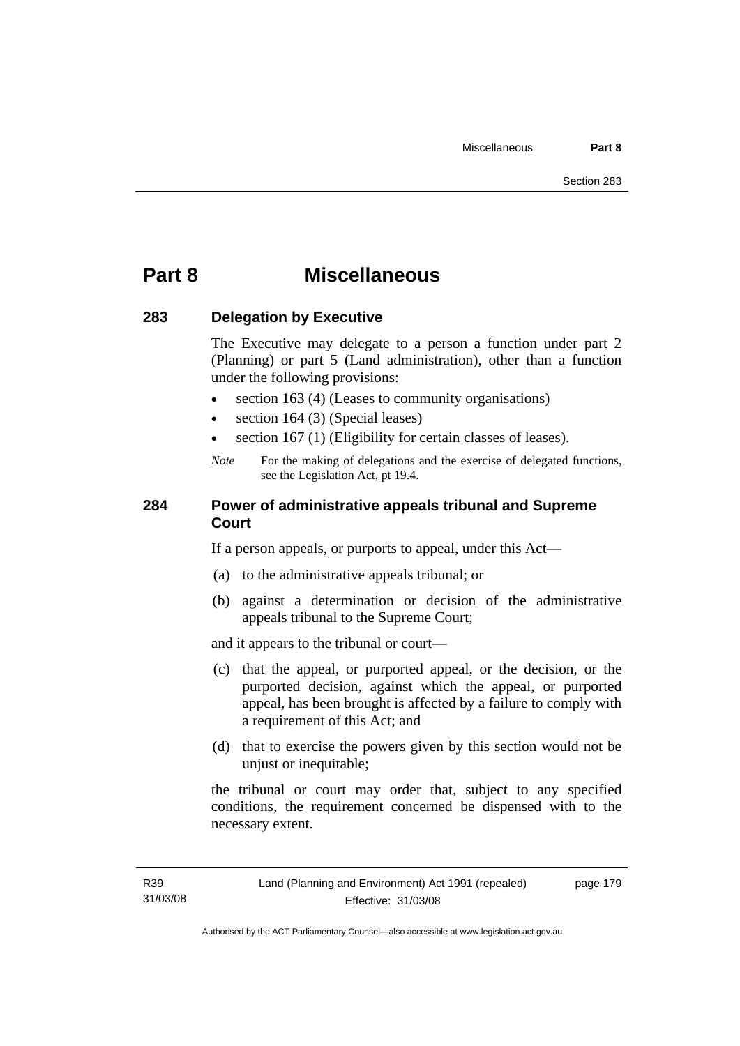# Part 8 Miscellaneous

## 283 Delegation by Executive

The Executive may delegate to a person a function under part 2 (Planning) or part 5 (Land administration), other than a function under the following provisions:

- section 163 (4) (Leases to community organisations)
- section 164 (3) (Special leases)
- section 167 (1) (Eligibility for certain classes of leases).

*Note* For the making of delegations and the exercise of delegated functions, see the Legislation Act, pt 19.4.

## 284 Power of administrative appeals tribunal and Supreme Court

If a person appeals, or purports to appeal, under this Act—

(a) to the administrative appeals tribunal; or

(b) against a determination or decision of the administrative appeals tribunal to the Supreme Court;

and it appears to the tribunal or court—

(c) that the appeal, or purported appeal, or the decision, or the purported decision, against which the appeal, or purported appeal, has been brought is affected by a failure to comply with a requirement of this Act; and

(d) that to exercise the powers given by this section would not be unjust or inequitable;

the tribunal or court may order that, subject to any specified conditions, the requirement concerned be dispensed with to the necessary extent.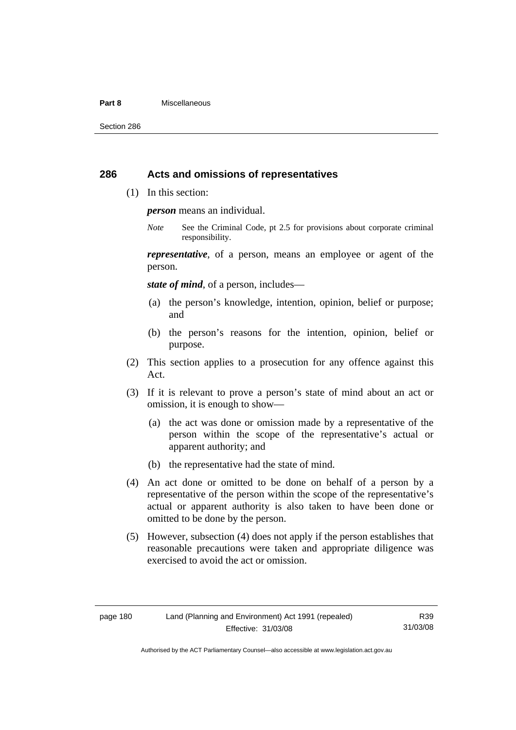## 286 Acts and omissions of representatives

(1) In this section:

***person*** means an individual.

*Note* See the Criminal Code, pt 2.5 for provisions about corporate criminal responsibility.

***representative***, of a person, means an employee or agent of the person.

***state of mind***, of a person, includes—

(a) the person's knowledge, intention, opinion, belief or purpose; and

(b) the person's reasons for the intention, opinion, belief or purpose.

(2) This section applies to a prosecution for any offence against this Act.

(3) If it is relevant to prove a person's state of mind about an act or omission, it is enough to show—

(a) the act was done or omission made by a representative of the person within the scope of the representative's actual or apparent authority; and

(b) the representative had the state of mind.

(4) An act done or omitted to be done on behalf of a person by a representative of the person within the scope of the representative's actual or apparent authority is also taken to have been done or omitted to be done by the person.

(5) However, subsection (4) does not apply if the person establishes that reasonable precautions were taken and appropriate diligence was exercised to avoid the act or omission.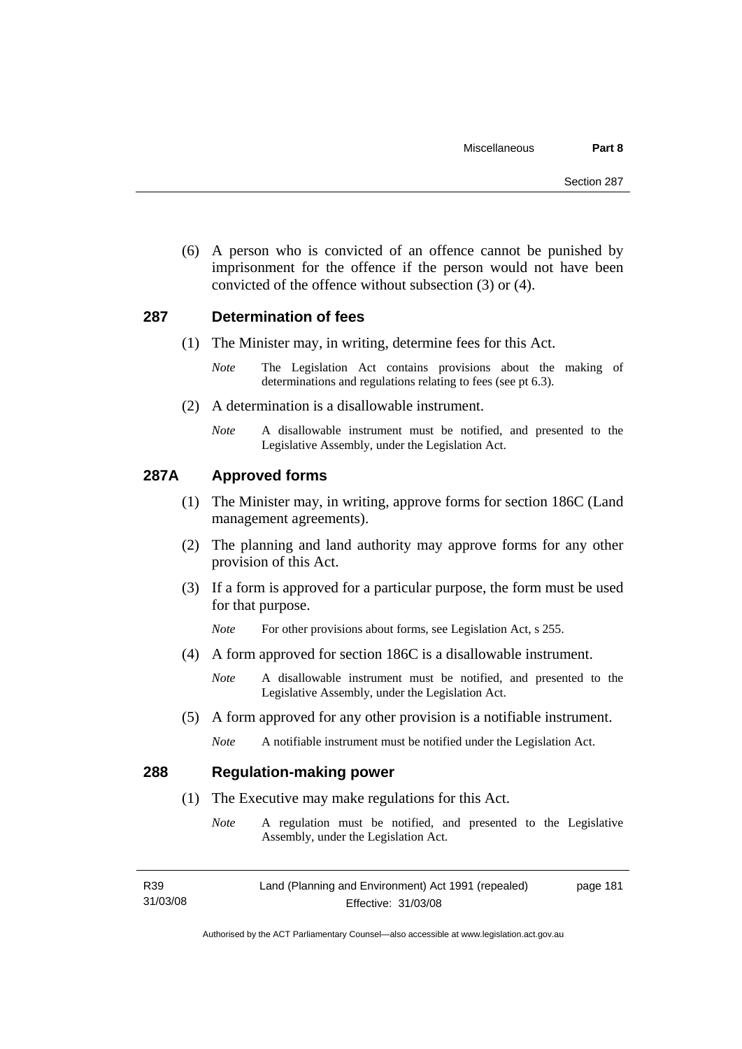(6) A person who is convicted of an offence cannot be punished by imprisonment for the offence if the person would not have been convicted of the offence without subsection (3) or (4).

## 287 Determination of fees

(1) The Minister may, in writing, determine fees for this Act.

*Note* The Legislation Act contains provisions about the making of determinations and regulations relating to fees (see pt 6.3).

(2) A determination is a disallowable instrument.

*Note* A disallowable instrument must be notified, and presented to the Legislative Assembly, under the Legislation Act.

## 287A Approved forms

(1) The Minister may, in writing, approve forms for section 186C (Land management agreements).

(2) The planning and land authority may approve forms for any other provision of this Act.

(3) If a form is approved for a particular purpose, the form must be used for that purpose.

*Note* For other provisions about forms, see Legislation Act, s 255.

(4) A form approved for section 186C is a disallowable instrument.

*Note* A disallowable instrument must be notified, and presented to the Legislative Assembly, under the Legislation Act.

(5) A form approved for any other provision is a notifiable instrument.

*Note* A notifiable instrument must be notified under the Legislation Act.

## 288 Regulation-making power

(1) The Executive may make regulations for this Act.

*Note* A regulation must be notified, and presented to the Legislative Assembly, under the Legislation Act.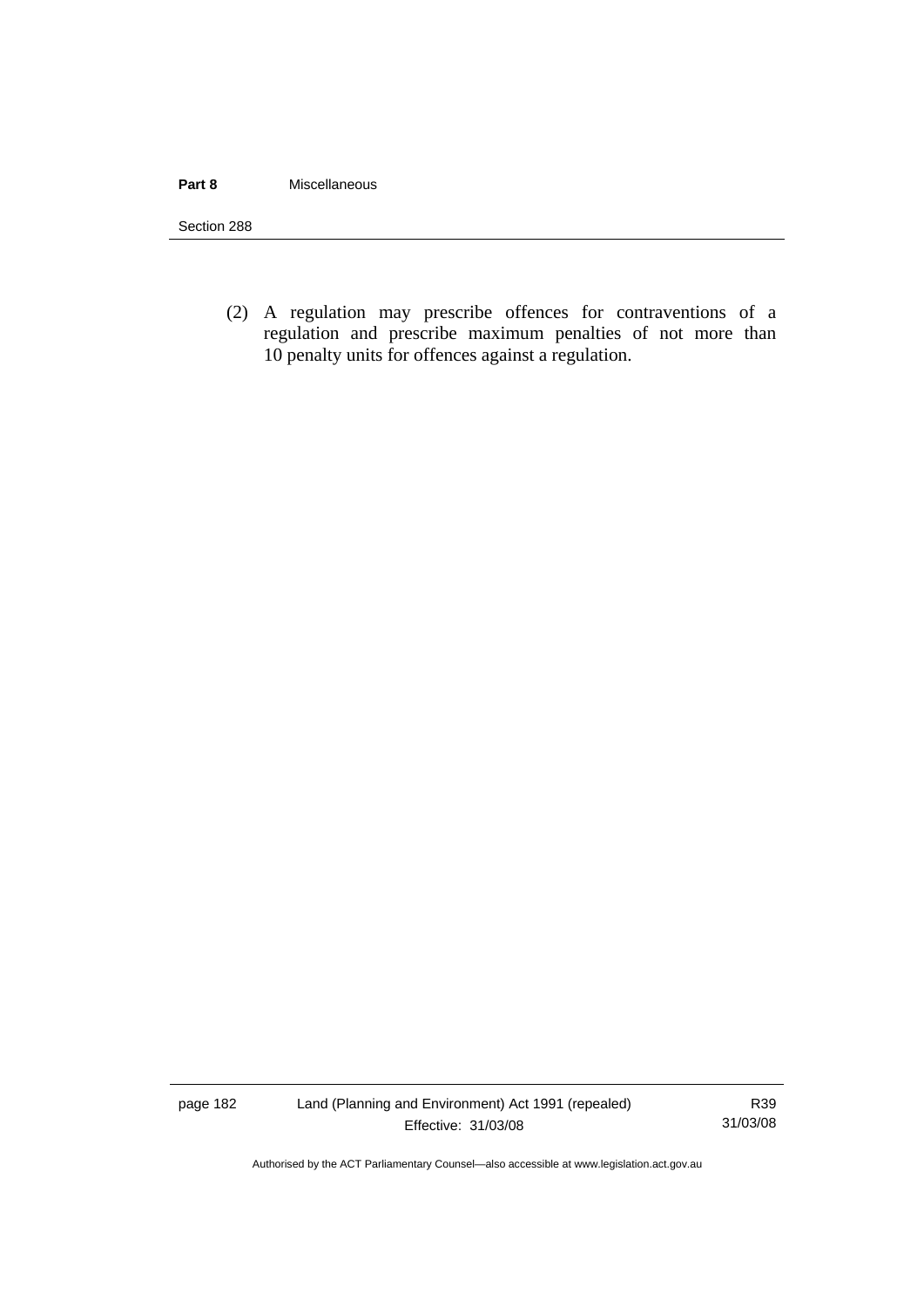(2) A regulation may prescribe offences for contraventions of a regulation and prescribe maximum penalties of not more than 10 penalty units for offences against a regulation.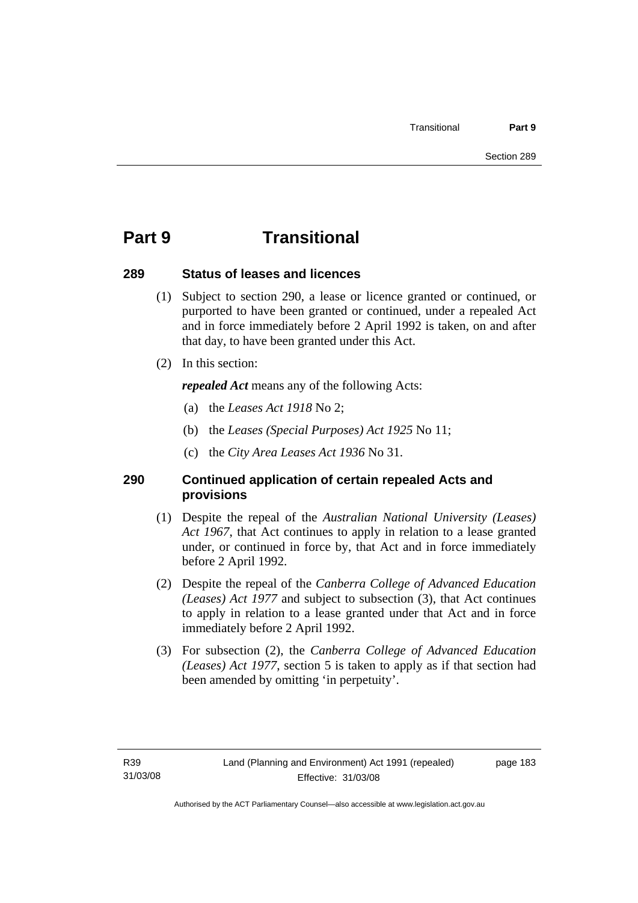# Part 9 Transitional

## 289 Status of leases and licences

(1) Subject to section 290, a lease or licence granted or continued, or purported to have been granted or continued, under a repealed Act and in force immediately before 2 April 1992 is taken, on and after that day, to have been granted under this Act.

(2) In this section:

***repealed Act*** means any of the following Acts:

(a) the *Leases Act 1918* No 2;

(b) the *Leases (Special Purposes) Act 1925* No 11;

(c) the *City Area Leases Act 1936* No 31.

## 290 Continued application of certain repealed Acts and provisions

(1) Despite the repeal of the *Australian National University (Leases) Act 1967*, that Act continues to apply in relation to a lease granted under, or continued in force by, that Act and in force immediately before 2 April 1992.

(2) Despite the repeal of the *Canberra College of Advanced Education (Leases) Act 1977* and subject to subsection (3), that Act continues to apply in relation to a lease granted under that Act and in force immediately before 2 April 1992.

(3) For subsection (2), the *Canberra College of Advanced Education (Leases) Act 1977*, section 5 is taken to apply as if that section had been amended by omitting 'in perpetuity'.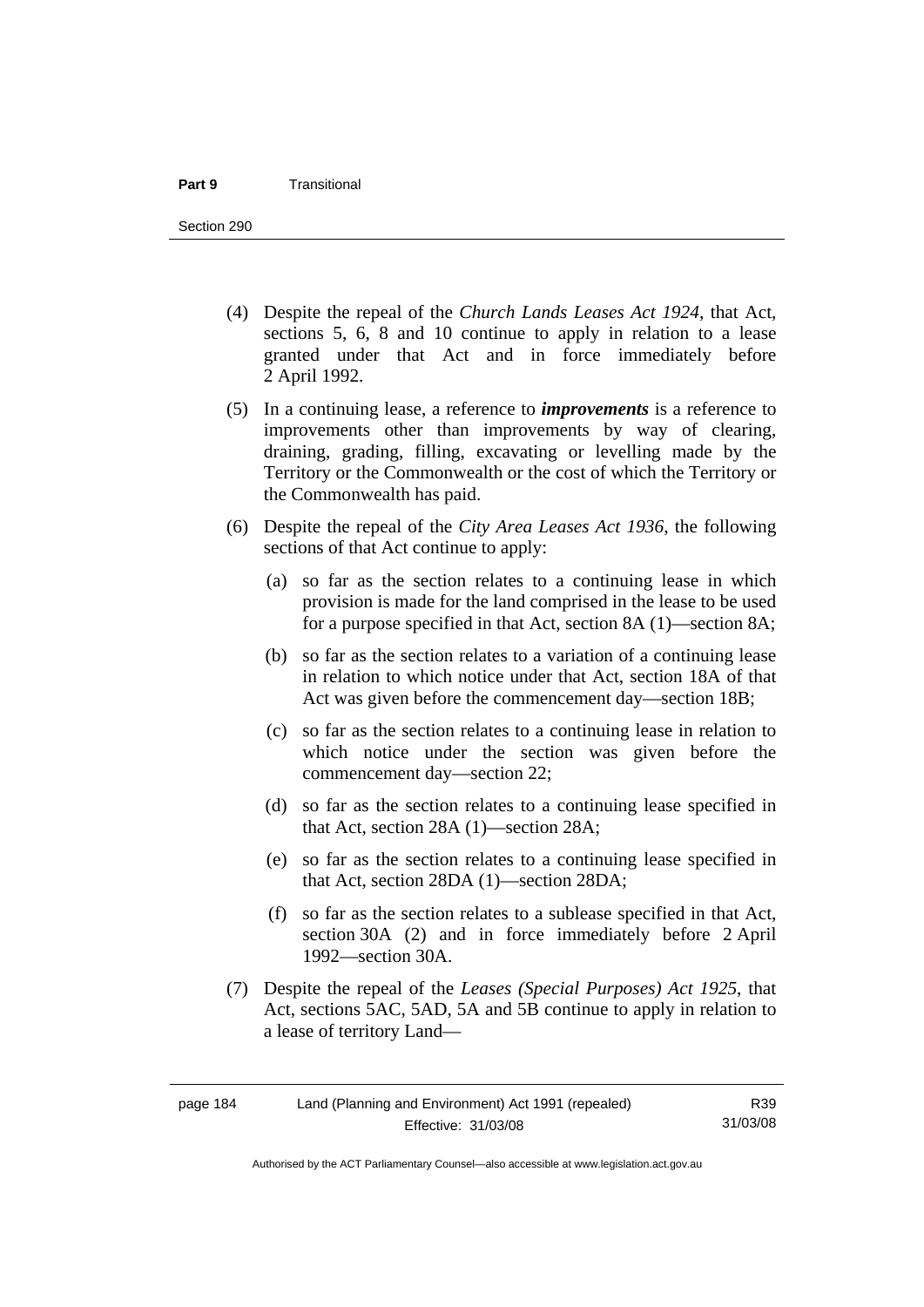(4) Despite the repeal of the *Church Lands Leases Act 1924*, that Act, sections 5, 6, 8 and 10 continue to apply in relation to a lease granted under that Act and in force immediately before 2 April 1992.

(5) In a continuing lease, a reference to ***improvements*** is a reference to improvements other than improvements by way of clearing, draining, grading, filling, excavating or levelling made by the Territory or the Commonwealth or the cost of which the Territory or the Commonwealth has paid.

(6) Despite the repeal of the *City Area Leases Act 1936*, the following sections of that Act continue to apply:

(a) so far as the section relates to a continuing lease in which provision is made for the land comprised in the lease to be used for a purpose specified in that Act, section 8A (1)—section 8A;

(b) so far as the section relates to a variation of a continuing lease in relation to which notice under that Act, section 18A of that Act was given before the commencement day—section 18B;

(c) so far as the section relates to a continuing lease in relation to which notice under the section was given before the commencement day—section 22;

(d) so far as the section relates to a continuing lease specified in that Act, section 28A (1)—section 28A;

(e) so far as the section relates to a continuing lease specified in that Act, section 28DA (1)—section 28DA;

(f) so far as the section relates to a sublease specified in that Act, section 30A (2) and in force immediately before 2 April 1992—section 30A.

(7) Despite the repeal of the *Leases (Special Purposes) Act 1925*, that Act, sections 5AC, 5AD, 5A and 5B continue to apply in relation to a lease of territory Land—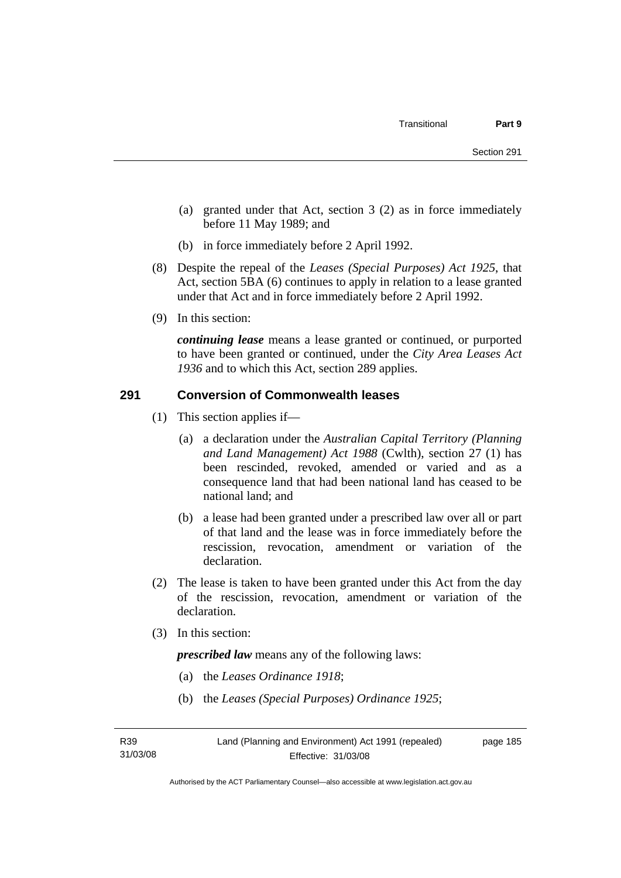(a) granted under that Act, section 3 (2) as in force immediately before 11 May 1989; and

(b) in force immediately before 2 April 1992.

(8) Despite the repeal of the *Leases (Special Purposes) Act 1925*, that Act, section 5BA (6) continues to apply in relation to a lease granted under that Act and in force immediately before 2 April 1992.

(9) In this section:

***continuing lease*** means a lease granted or continued, or purported to have been granted or continued, under the *City Area Leases Act 1936* and to which this Act, section 289 applies.

### 291 Conversion of Commonwealth leases

(1) This section applies if—

(a) a declaration under the *Australian Capital Territory (Planning and Land Management) Act 1988* (Cwlth), section 27 (1) has been rescinded, revoked, amended or varied and as a consequence land that had been national land has ceased to be national land; and

(b) a lease had been granted under a prescribed law over all or part of that land and the lease was in force immediately before the rescission, revocation, amendment or variation of the declaration.

(2) The lease is taken to have been granted under this Act from the day of the rescission, revocation, amendment or variation of the declaration.

(3) In this section:

***prescribed law*** means any of the following laws:

(a) the *Leases Ordinance 1918*;

(b) the *Leases (Special Purposes) Ordinance 1925*;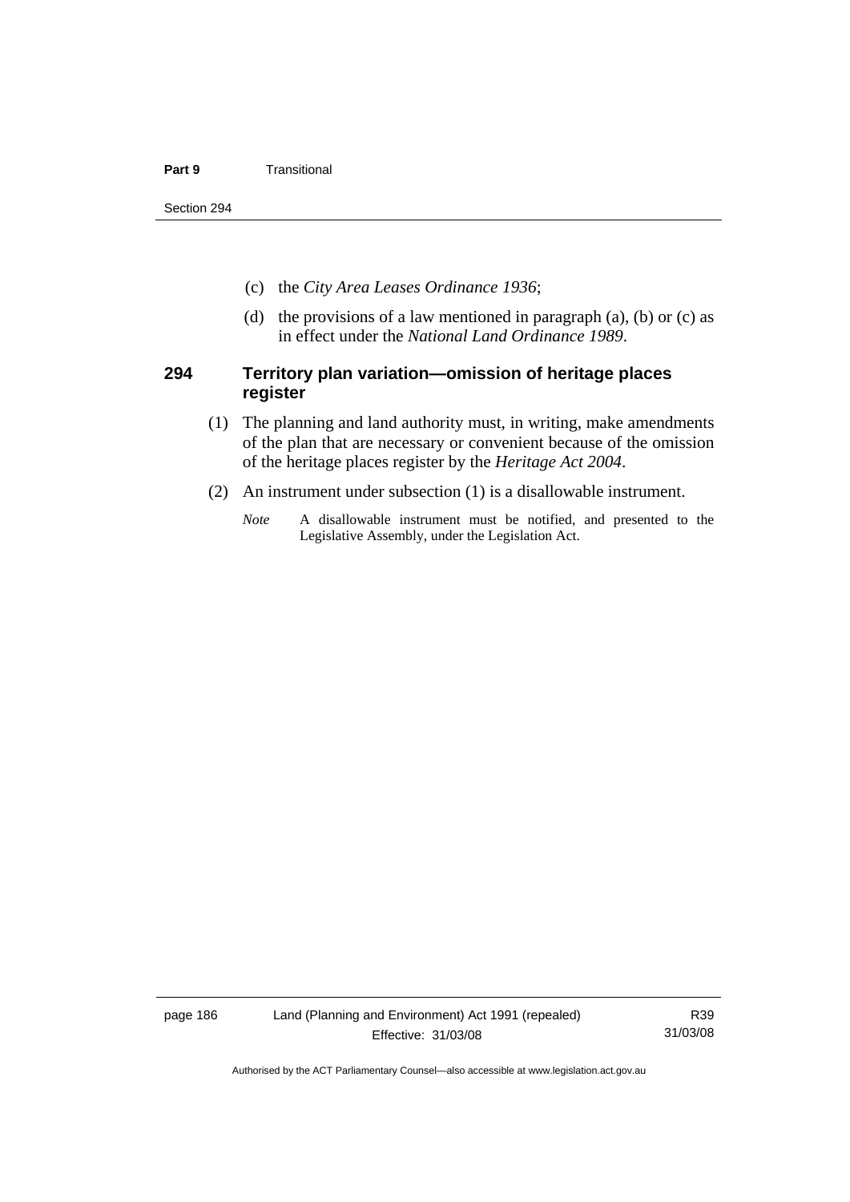(c) the *City Area Leases Ordinance 1936*;

(d) the provisions of a law mentioned in paragraph (a), (b) or (c) as in effect under the *National Land Ordinance 1989*.

## 294 Territory plan variation—omission of heritage places register

(1) The planning and land authority must, in writing, make amendments of the plan that are necessary or convenient because of the omission of the heritage places register by the *Heritage Act 2004*.

(2) An instrument under subsection (1) is a disallowable instrument.

*Note* A disallowable instrument must be notified, and presented to the Legislative Assembly, under the Legislation Act.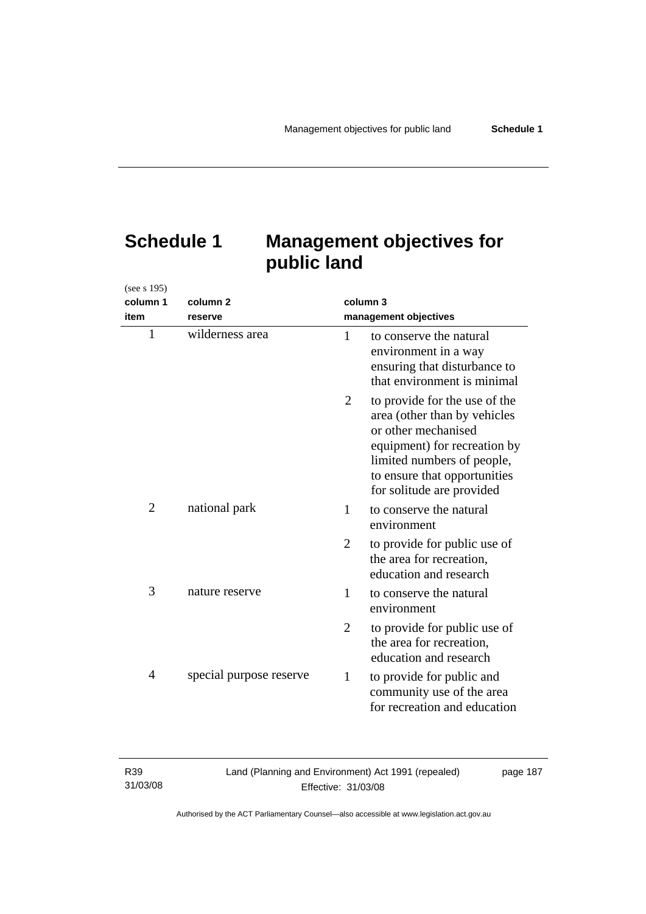# Schedule 1 Management objectives for public land

(see s 195)

| column 1<br>item | column 2<br>reserve | column 3<br>management objectives |
|---|---|---|
| 1 | wilderness area | 1 to conserve the natural environment in a way ensuring that disturbance to that environment is minimal |
| | | 2 to provide for the use of the area (other than by vehicles or other mechanised equipment) for recreation by limited numbers of people, to ensure that opportunities for solitude are provided |
| 2 | national park | 1 to conserve the natural environment |
| | | 2 to provide for public use of the area for recreation, education and research |
| 3 | nature reserve | 1 to conserve the natural environment |
| | | 2 to provide for public use of the area for recreation, education and research |
| 4 | special purpose reserve | 1 to provide for public and community use of the area for recreation and education |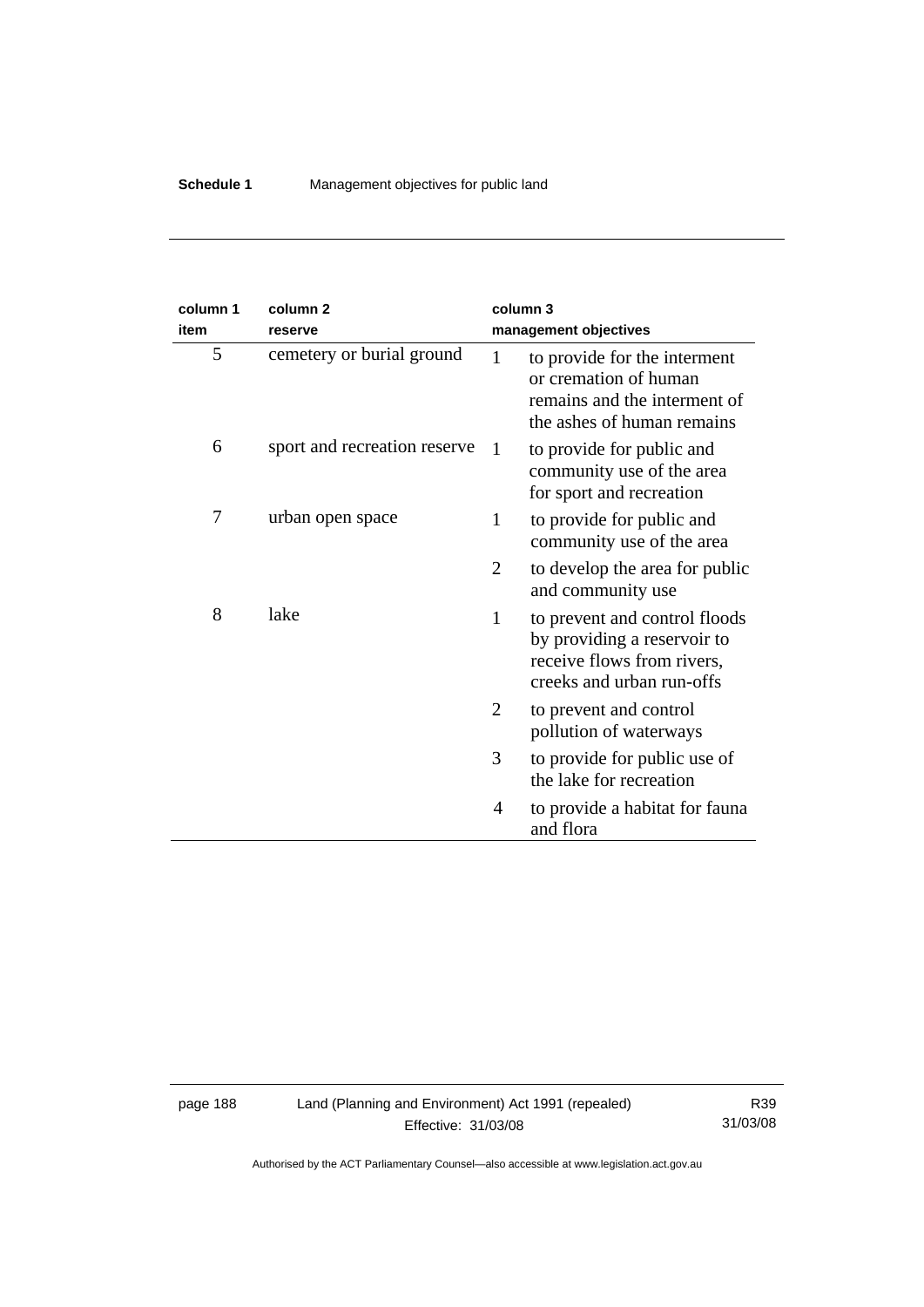| column 1 item | column 2 reserve | column 3 management objectives | |
|---|---|---|---|
| 5 | cemetery or burial ground | 1 | to provide for the interment or cremation of human remains and the interment of the ashes of human remains |
| 6 | sport and recreation reserve | 1 | to provide for public and community use of the area for sport and recreation |
| 7 | urban open space | 1 | to provide for public and community use of the area |
| | | 2 | to develop the area for public and community use |
| 8 | lake | 1 | to prevent and control floods by providing a reservoir to receive flows from rivers, creeks and urban run-offs |
| | | 2 | to prevent and control pollution of waterways |
| | | 3 | to provide for public use of the lake for recreation |
| | | 4 | to provide a habitat for fauna and flora |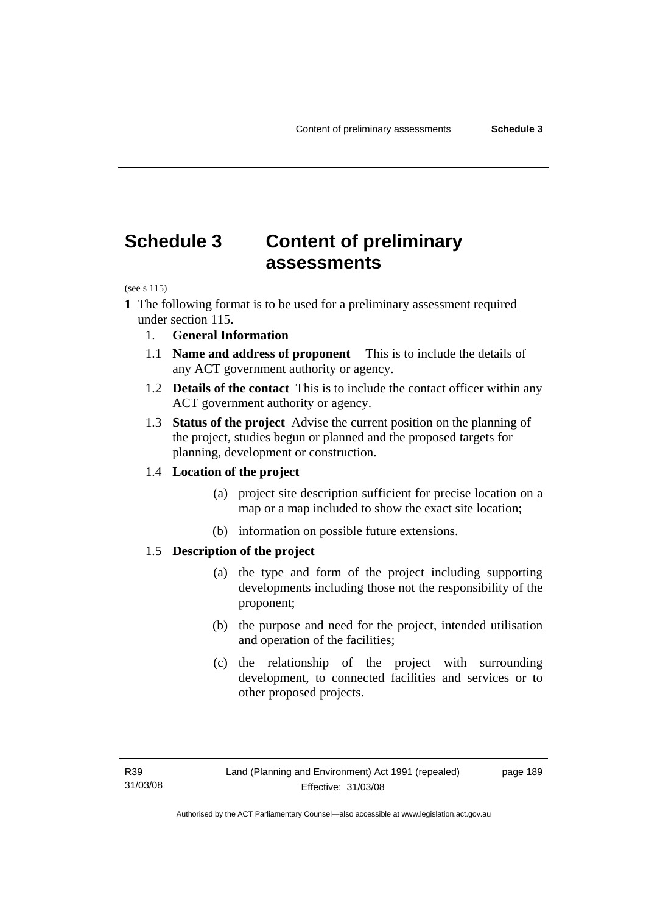# Schedule 3 Content of preliminary assessments

(see s 115)

**1** The following format is to be used for a preliminary assessment required under section 115.

1. **General Information**

1.1 **Name and address of proponent** This is to include the details of any ACT government authority or agency.

1.2 **Details of the contact** This is to include the contact officer within any ACT government authority or agency.

1.3 **Status of the project** Advise the current position on the planning of the project, studies begun or planned and the proposed targets for planning, development or construction.

1.4 **Location of the project**

(a) project site description sufficient for precise location on a map or a map included to show the exact site location;

(b) information on possible future extensions.

1.5 **Description of the project**

(a) the type and form of the project including supporting developments including those not the responsibility of the proponent;

(b) the purpose and need for the project, intended utilisation and operation of the facilities;

(c) the relationship of the project with surrounding development, to connected facilities and services or to other proposed projects.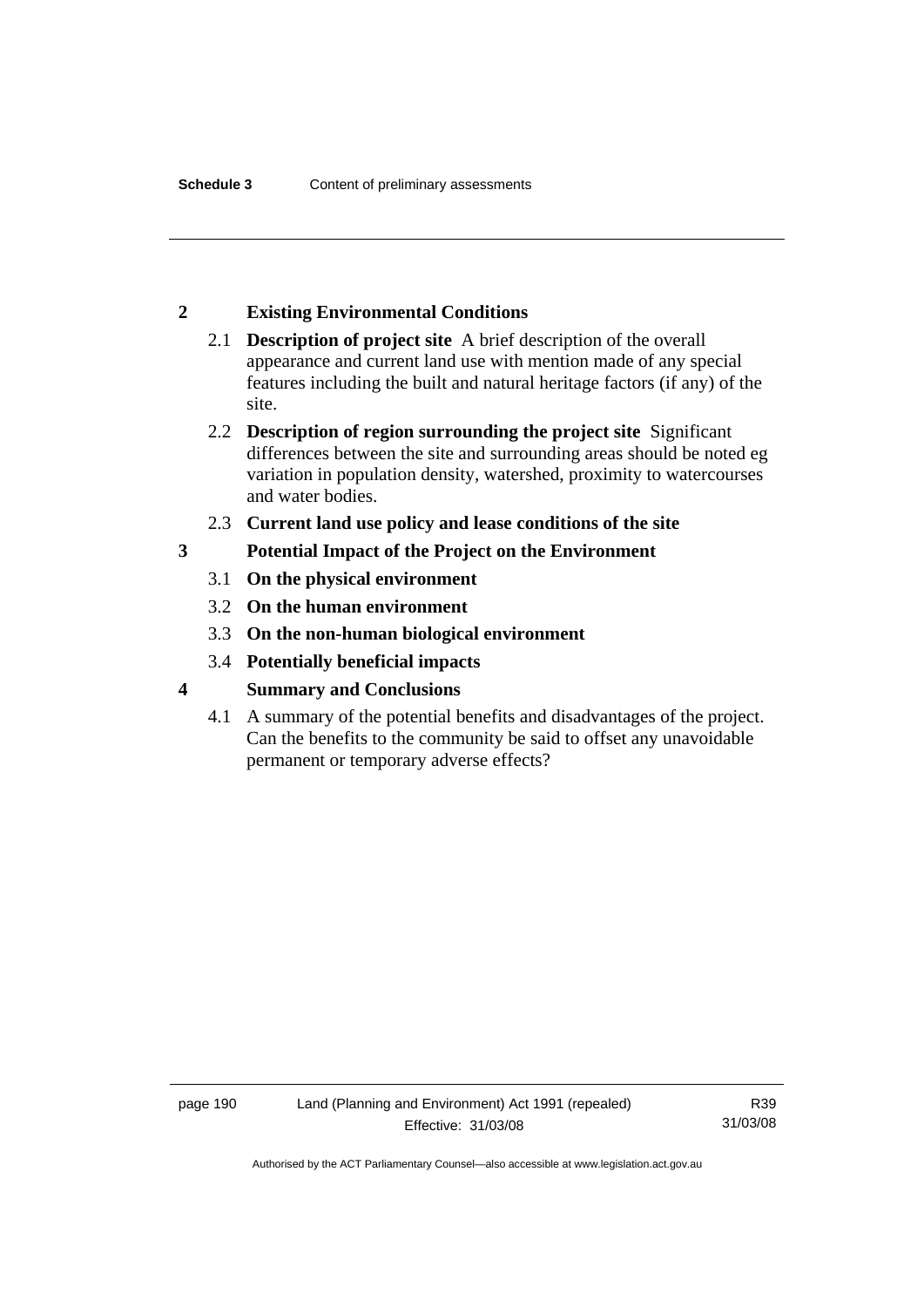## 2 Existing Environmental Conditions

2.1 **Description of project site** A brief description of the overall appearance and current land use with mention made of any special features including the built and natural heritage factors (if any) of the site.

2.2 **Description of region surrounding the project site** Significant differences between the site and surrounding areas should be noted eg variation in population density, watershed, proximity to watercourses and water bodies.

2.3 **Current land use policy and lease conditions of the site**

## 3 Potential Impact of the Project on the Environment

3.1 **On the physical environment**

3.2 **On the human environment**

3.3 **On the non-human biological environment**

3.4 **Potentially beneficial impacts**

## 4 Summary and Conclusions

4.1 A summary of the potential benefits and disadvantages of the project. Can the benefits to the community be said to offset any unavoidable permanent or temporary adverse effects?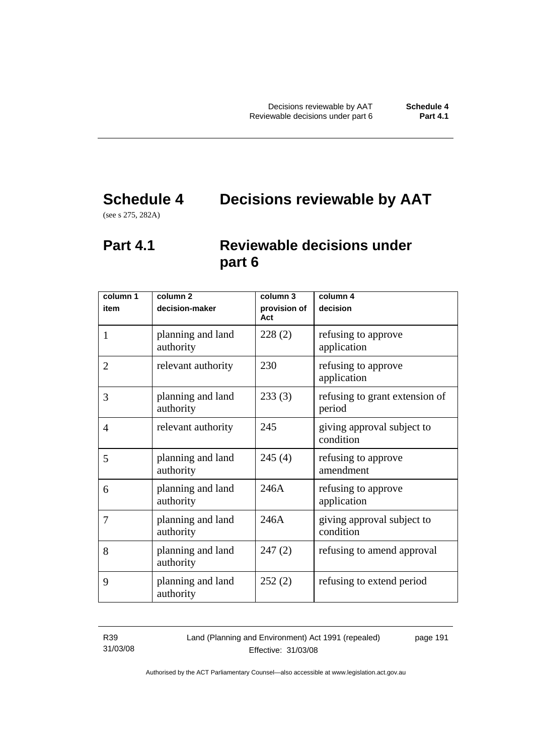# Schedule 4 Decisions reviewable by AAT

(see s 275, 282A)

## Part 4.1 Reviewable decisions under part 6

| column 1<br>item | column 2<br>decision-maker | column 3<br>provision of Act | column 4<br>decision |
|---|---|---|---|
| 1 | planning and land authority | 228 (2) | refusing to approve application |
| 2 | relevant authority | 230 | refusing to approve application |
| 3 | planning and land authority | 233 (3) | refusing to grant extension of period |
| 4 | relevant authority | 245 | giving approval subject to condition |
| 5 | planning and land authority | 245 (4) | refusing to approve amendment |
| 6 | planning and land authority | 246A | refusing to approve application |
| 7 | planning and land authority | 246A | giving approval subject to condition |
| 8 | planning and land authority | 247 (2) | refusing to amend approval |
| 9 | planning and land authority | 252 (2) | refusing to extend period |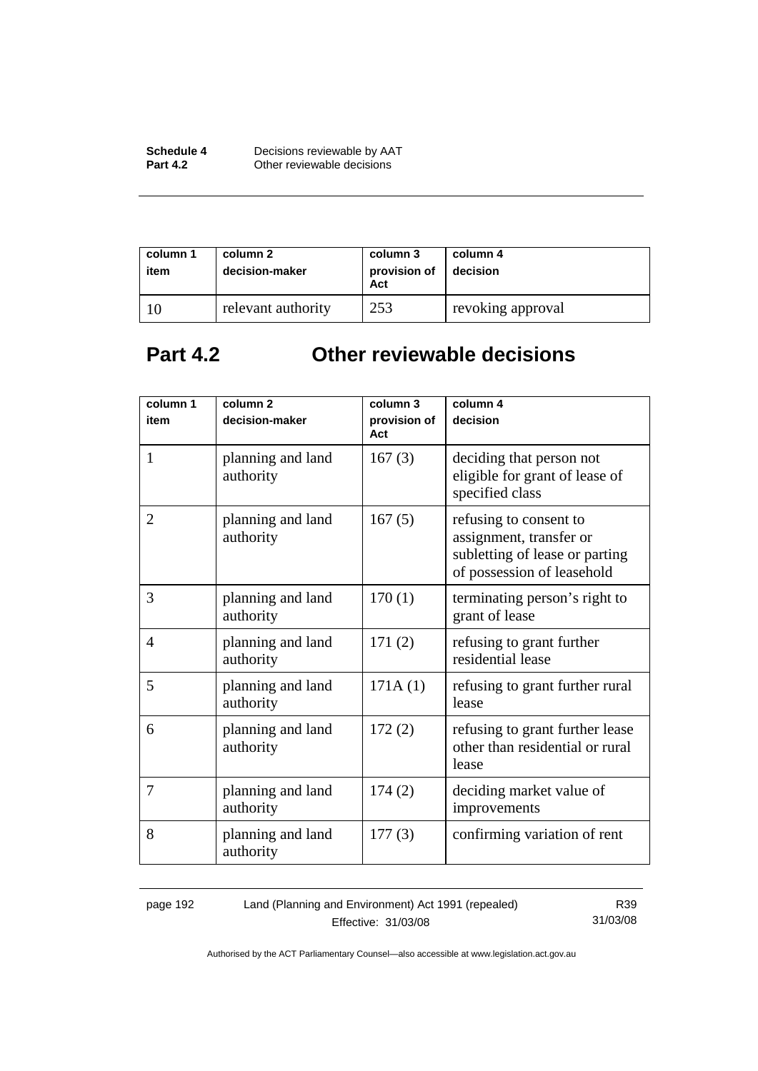| column 1 item | column 2 decision-maker | column 3 provision of Act | column 4 decision |
|---|---|---|---|
| 10 | relevant authority | 253 | revoking approval |

## Part 4.2 Other reviewable decisions

| column 1 item | column 2 decision-maker | column 3 provision of Act | column 4 decision |
|---|---|---|---|
| 1 | planning and land authority | 167 (3) | deciding that person not eligible for grant of lease of specified class |
| 2 | planning and land authority | 167 (5) | refusing to consent to assignment, transfer or subletting of lease or parting of possession of leasehold |
| 3 | planning and land authority | 170 (1) | terminating person's right to grant of lease |
| 4 | planning and land authority | 171 (2) | refusing to grant further residential lease |
| 5 | planning and land authority | 171A (1) | refusing to grant further rural lease |
| 6 | planning and land authority | 172 (2) | refusing to grant further lease other than residential or rural lease |
| 7 | planning and land authority | 174 (2) | deciding market value of improvements |
| 8 | planning and land authority | 177 (3) | confirming variation of rent |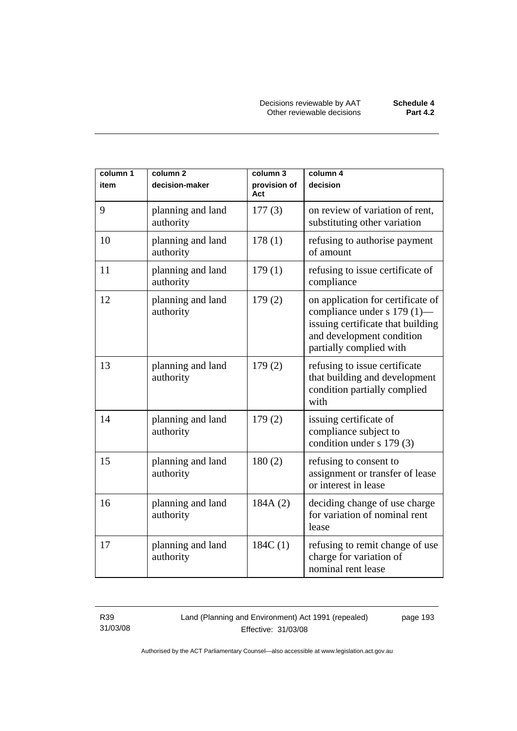| column 1 item | column 2 decision-maker | column 3 provision of Act | column 4 decision |
|---|---|---|---|
| 9 | planning and land authority | 177 (3) | on review of variation of rent, substituting other variation |
| 10 | planning and land authority | 178 (1) | refusing to authorise payment of amount |
| 11 | planning and land authority | 179 (1) | refusing to issue certificate of compliance |
| 12 | planning and land authority | 179 (2) | on application for certificate of compliance under s 179 (1)—issuing certificate that building and development condition partially complied with |
| 13 | planning and land authority | 179 (2) | refusing to issue certificate that building and development condition partially complied with |
| 14 | planning and land authority | 179 (2) | issuing certificate of compliance subject to condition under s 179 (3) |
| 15 | planning and land authority | 180 (2) | refusing to consent to assignment or transfer of lease or interest in lease |
| 16 | planning and land authority | 184A (2) | deciding change of use charge for variation of nominal rent lease |
| 17 | planning and land authority | 184C (1) | refusing to remit change of use charge for variation of nominal rent lease |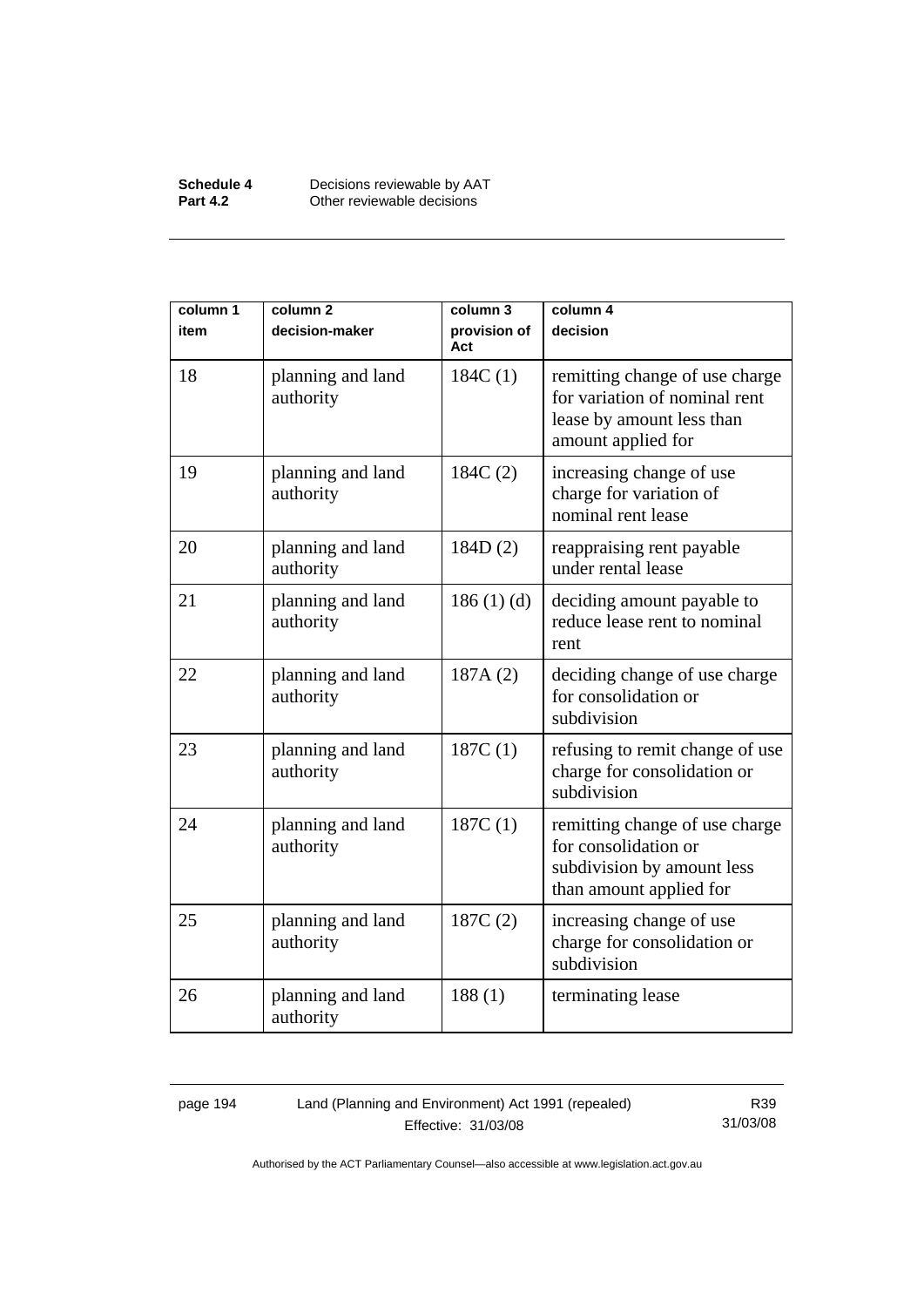| column 1<br>item | column 2<br>decision-maker | column 3<br>provision of Act | column 4<br>decision |
|---|---|---|---|
| 18 | planning and land authority | 184C (1) | remitting change of use charge for variation of nominal rent lease by amount less than amount applied for |
| 19 | planning and land authority | 184C (2) | increasing change of use charge for variation of nominal rent lease |
| 20 | planning and land authority | 184D (2) | reappraising rent payable under rental lease |
| 21 | planning and land authority | 186 (1) (d) | deciding amount payable to reduce lease rent to nominal rent |
| 22 | planning and land authority | 187A (2) | deciding change of use charge for consolidation or subdivision |
| 23 | planning and land authority | 187C (1) | refusing to remit change of use charge for consolidation or subdivision |
| 24 | planning and land authority | 187C (1) | remitting change of use charge for consolidation or subdivision by amount less than amount applied for |
| 25 | planning and land authority | 187C (2) | increasing change of use charge for consolidation or subdivision |
| 26 | planning and land authority | 188 (1) | terminating lease |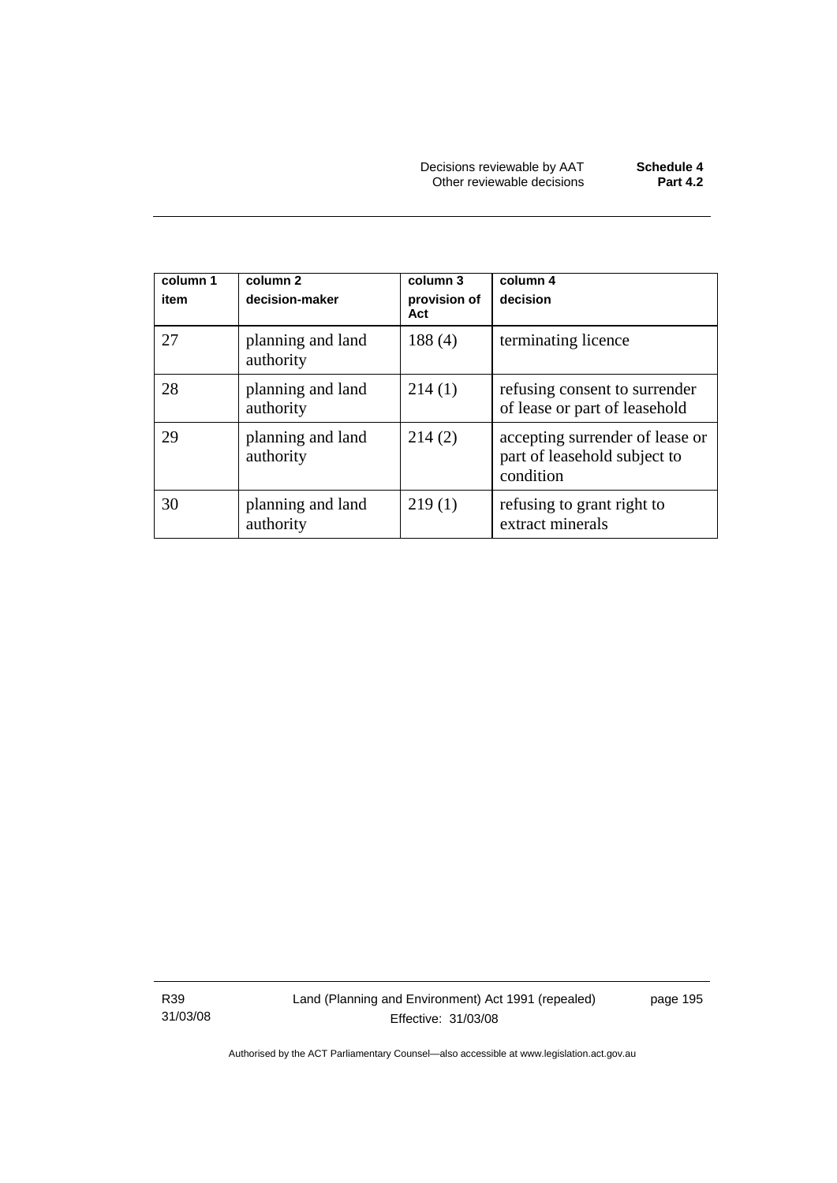| column 1<br>item | column 2<br>decision-maker | column 3<br>provision of Act | column 4<br>decision |
|---|---|---|---|
| 27 | planning and land authority | 188 (4) | terminating licence |
| 28 | planning and land authority | 214 (1) | refusing consent to surrender of lease or part of leasehold |
| 29 | planning and land authority | 214 (2) | accepting surrender of lease or part of leasehold subject to condition |
| 30 | planning and land authority | 219 (1) | refusing to grant right to extract minerals |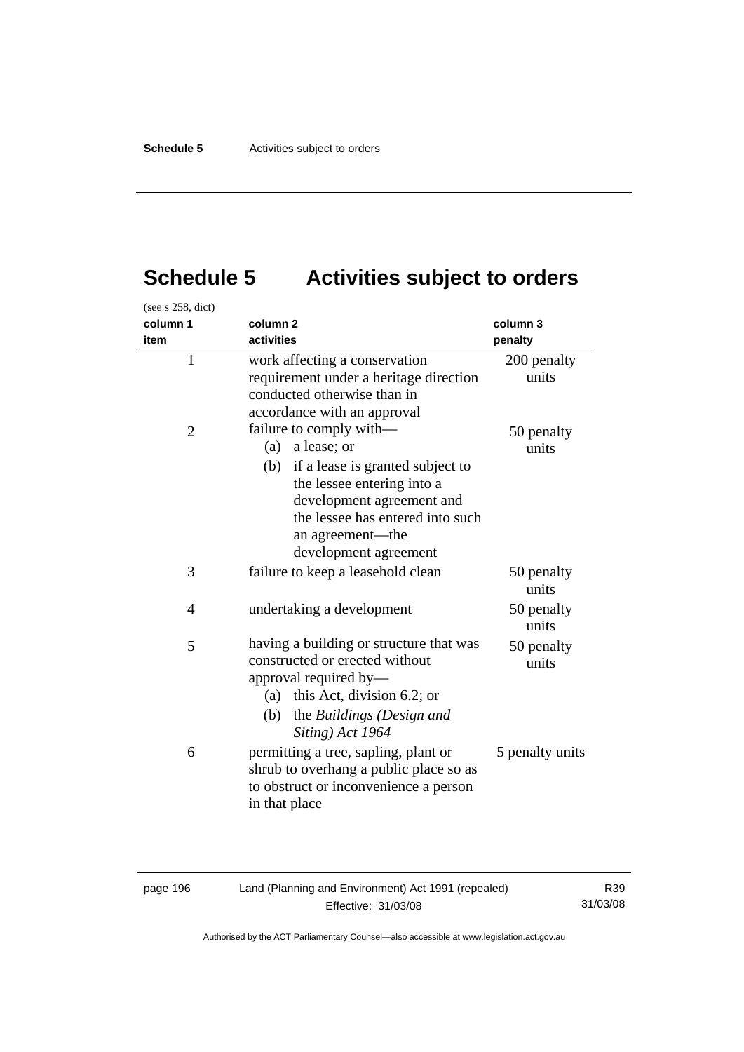# Schedule 5 Activities subject to orders

(see s 258, dict)

| column 1<br>item | column 2<br>activities | column 3<br>penalty |
|---|---|---|
| 1 | work affecting a conservation requirement under a heritage direction conducted otherwise than in accordance with an approval | 200 penalty units |
| 2 | failure to comply with—<br>(a) a lease; or<br>(b) if a lease is granted subject to the lessee entering into a development agreement and the lessee has entered into such an agreement—the development agreement | 50 penalty units |
| 3 | failure to keep a leasehold clean | 50 penalty units |
| 4 | undertaking a development | 50 penalty units |
| 5 | having a building or structure that was constructed or erected without approval required by—<br>(a) this Act, division 6.2; or<br>(b) the *Buildings (Design and Siting) Act 1964* | 50 penalty units |
| 6 | permitting a tree, sapling, plant or shrub to overhang a public place so as to obstruct or inconvenience a person in that place | 5 penalty units |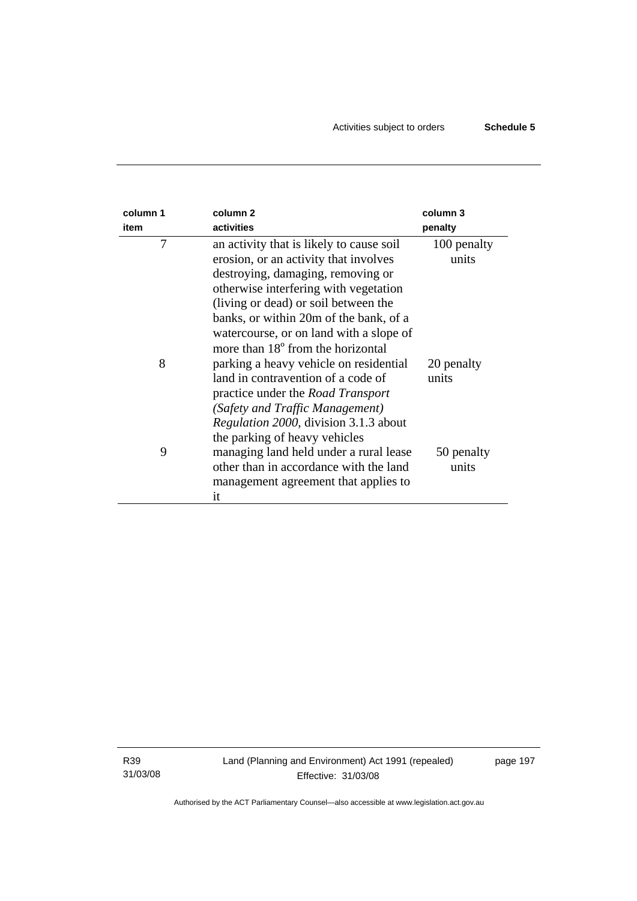| column 1 item | column 2 activities | column 3 penalty |
| --- | --- | --- |
| 7 | an activity that is likely to cause soil erosion, or an activity that involves destroying, damaging, removing or otherwise interfering with vegetation (living or dead) or soil between the banks, or within 20m of the bank, of a watercourse, or on land with a slope of more than 18° from the horizontal | 100 penalty units |
| 8 | parking a heavy vehicle on residential land in contravention of a code of practice under the *Road Transport (Safety and Traffic Management) Regulation 2000*, division 3.1.3 about the parking of heavy vehicles | 20 penalty units |
| 9 | managing land held under a rural lease other than in accordance with the land management agreement that applies to it | 50 penalty units |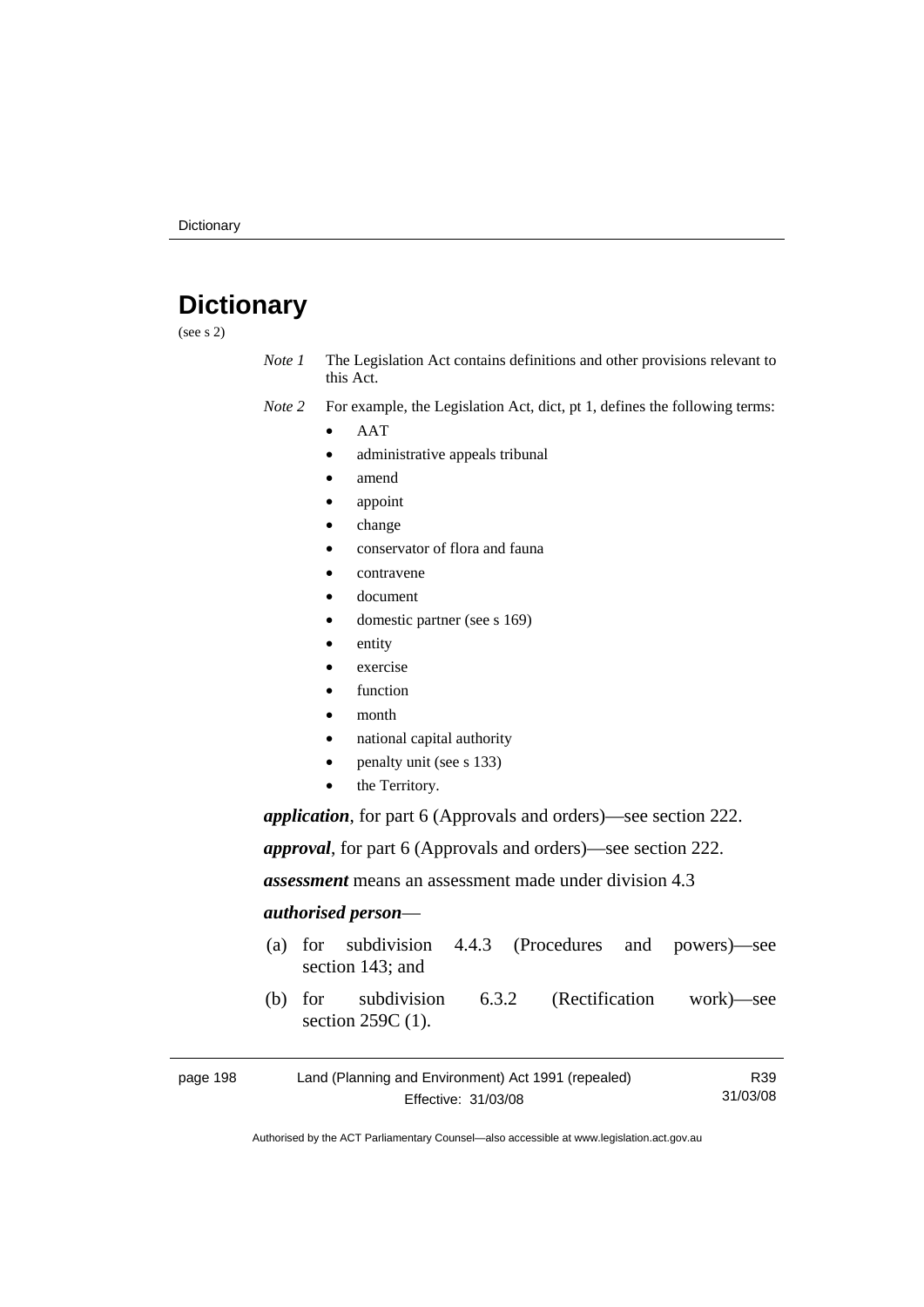# Dictionary

(see s 2)

*Note 1* The Legislation Act contains definitions and other provisions relevant to this Act.

*Note 2* For example, the Legislation Act, dict, pt 1, defines the following terms:

- AAT
- administrative appeals tribunal
- amend
- appoint
- change
- conservator of flora and fauna
- contravene
- document
- domestic partner (see s 169)
- entity
- exercise
- function
- month
- national capital authority
- penalty unit (see s 133)
- the Territory.

***application***, for part 6 (Approvals and orders)—see section 222.

***approval***, for part 6 (Approvals and orders)—see section 222.

***assessment*** means an assessment made under division 4.3

***authorised person***—

(a) for subdivision 4.4.3 (Procedures and powers)—see section 143; and

(b) for subdivision 6.3.2 (Rectification work)—see section 259C (1).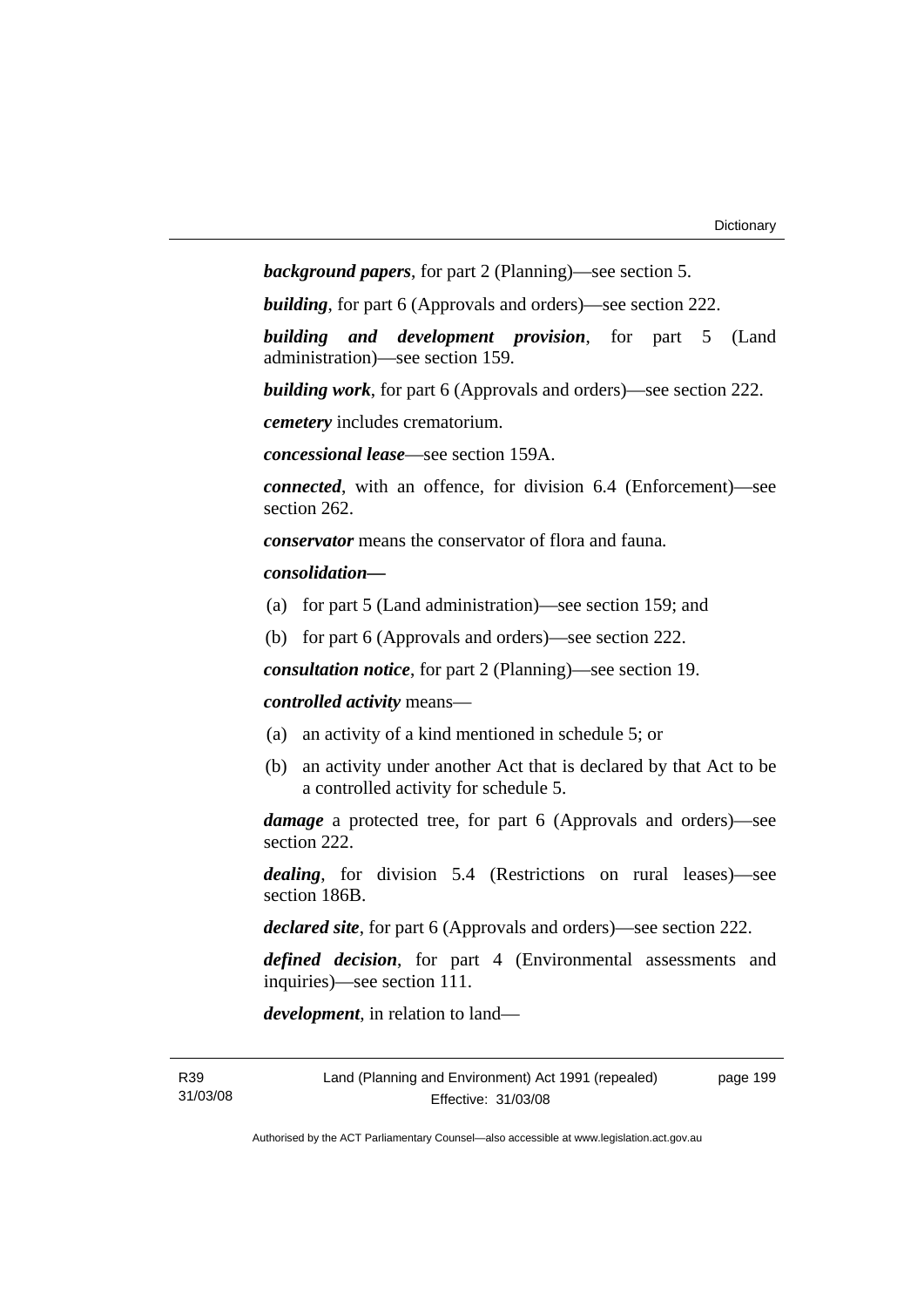***background papers***, for part 2 (Planning)—see section 5.

***building***, for part 6 (Approvals and orders)—see section 222.

***building and development provision***, for part 5 (Land administration)—see section 159.

***building work***, for part 6 (Approvals and orders)—see section 222.

***cemetery*** includes crematorium.

***concessional lease***—see section 159A.

***connected***, with an offence, for division 6.4 (Enforcement)—see section 262.

***conservator*** means the conservator of flora and fauna.

***consolidation—***

(a) for part 5 (Land administration)—see section 159; and

(b) for part 6 (Approvals and orders)—see section 222.

***consultation notice***, for part 2 (Planning)—see section 19.

***controlled activity*** means—

(a) an activity of a kind mentioned in schedule 5; or

(b) an activity under another Act that is declared by that Act to be a controlled activity for schedule 5.

***damage*** a protected tree, for part 6 (Approvals and orders)—see section 222.

***dealing***, for division 5.4 (Restrictions on rural leases)—see section 186B.

***declared site***, for part 6 (Approvals and orders)—see section 222.

***defined decision***, for part 4 (Environmental assessments and inquiries)—see section 111.

***development***, in relation to land—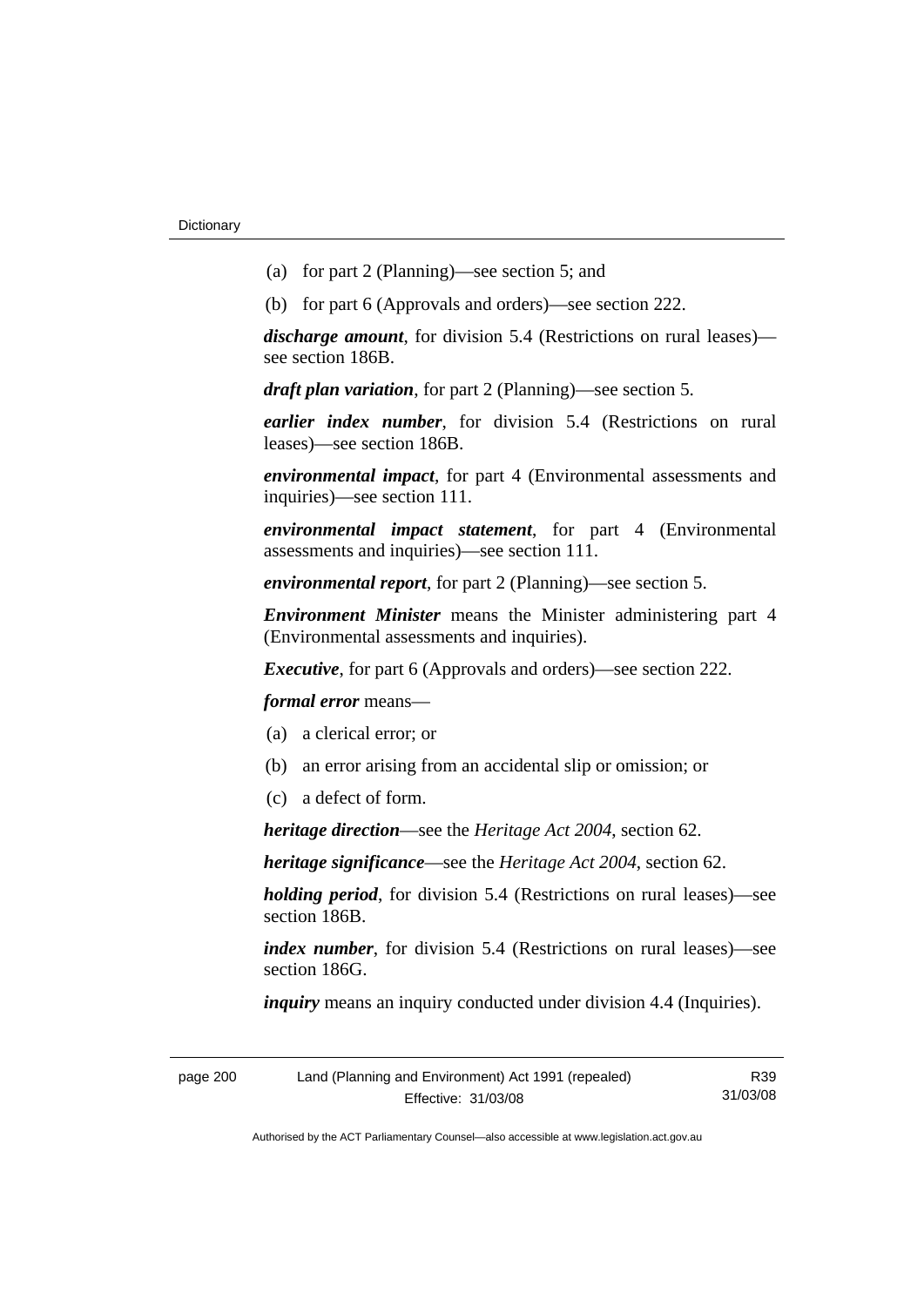(a) for part 2 (Planning)—see section 5; and

(b) for part 6 (Approvals and orders)—see section 222.

***discharge amount***, for division 5.4 (Restrictions on rural leases)—see section 186B.

***draft plan variation***, for part 2 (Planning)—see section 5.

***earlier index number***, for division 5.4 (Restrictions on rural leases)—see section 186B.

***environmental impact***, for part 4 (Environmental assessments and inquiries)—see section 111.

***environmental impact statement***, for part 4 (Environmental assessments and inquiries)—see section 111.

***environmental report***, for part 2 (Planning)—see section 5.

***Environment Minister*** means the Minister administering part 4 (Environmental assessments and inquiries).

***Executive***, for part 6 (Approvals and orders)—see section 222.

***formal error*** means—

(a) a clerical error; or

(b) an error arising from an accidental slip or omission; or

(c) a defect of form.

***heritage direction***—see the *Heritage Act 2004*, section 62.

***heritage significance***—see the *Heritage Act 2004*, section 62.

***holding period***, for division 5.4 (Restrictions on rural leases)—see section 186B.

***index number***, for division 5.4 (Restrictions on rural leases)—see section 186G.

***inquiry*** means an inquiry conducted under division 4.4 (Inquiries).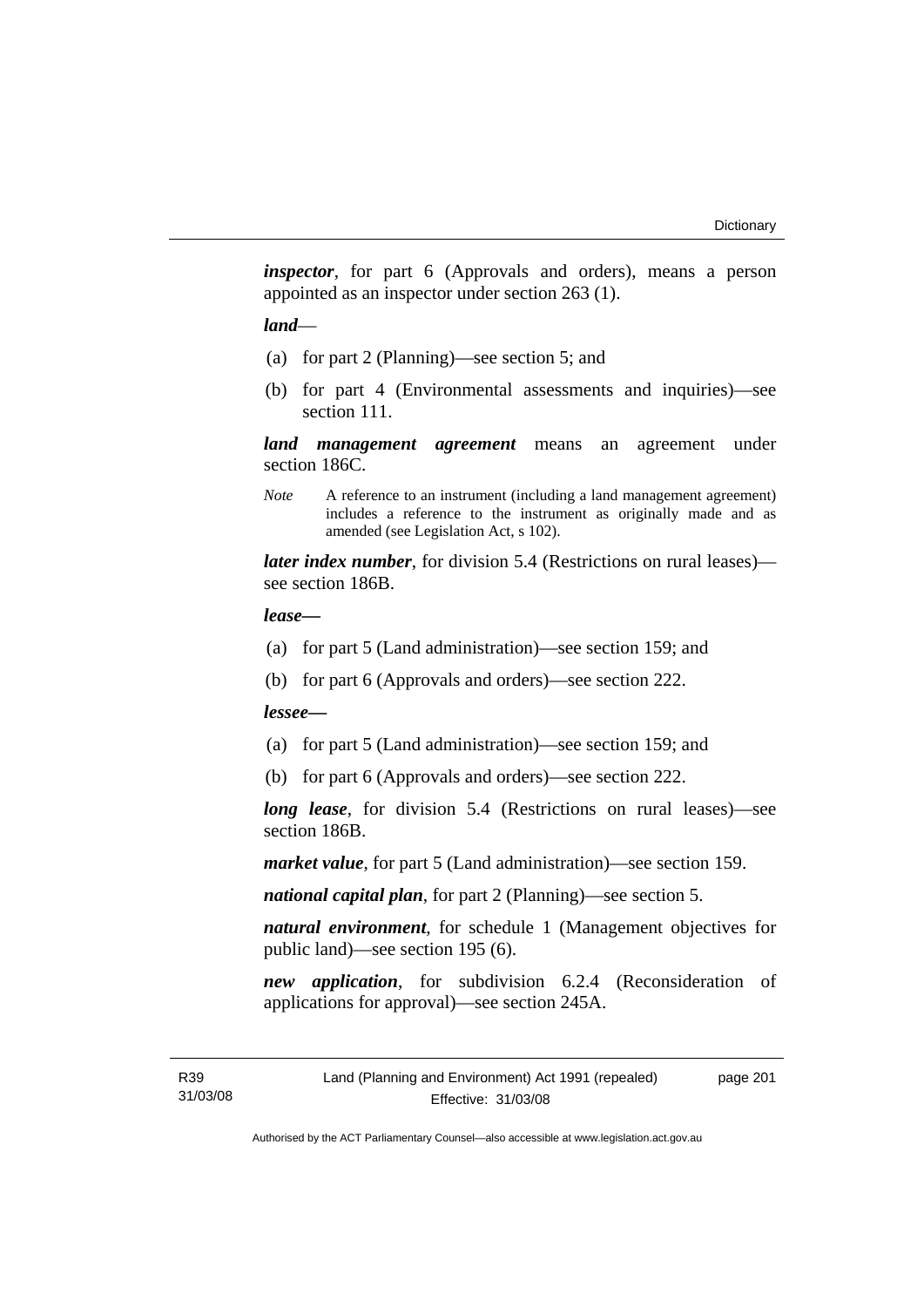***inspector***, for part 6 (Approvals and orders), means a person appointed as an inspector under section 263 (1).

***land***—

(a) for part 2 (Planning)—see section 5; and

(b) for part 4 (Environmental assessments and inquiries)—see section 111.

***land management agreement*** means an agreement under section 186C.

*Note* A reference to an instrument (including a land management agreement) includes a reference to the instrument as originally made and as amended (see Legislation Act, s 102).

***later index number***, for division 5.4 (Restrictions on rural leases)—see section 186B.

***lease—***

(a) for part 5 (Land administration)—see section 159; and

(b) for part 6 (Approvals and orders)—see section 222.

***lessee—***

(a) for part 5 (Land administration)—see section 159; and

(b) for part 6 (Approvals and orders)—see section 222.

***long lease***, for division 5.4 (Restrictions on rural leases)—see section 186B.

***market value***, for part 5 (Land administration)—see section 159.

***national capital plan***, for part 2 (Planning)—see section 5.

***natural environment***, for schedule 1 (Management objectives for public land)—see section 195 (6).

***new application***, for subdivision 6.2.4 (Reconsideration of applications for approval)—see section 245A.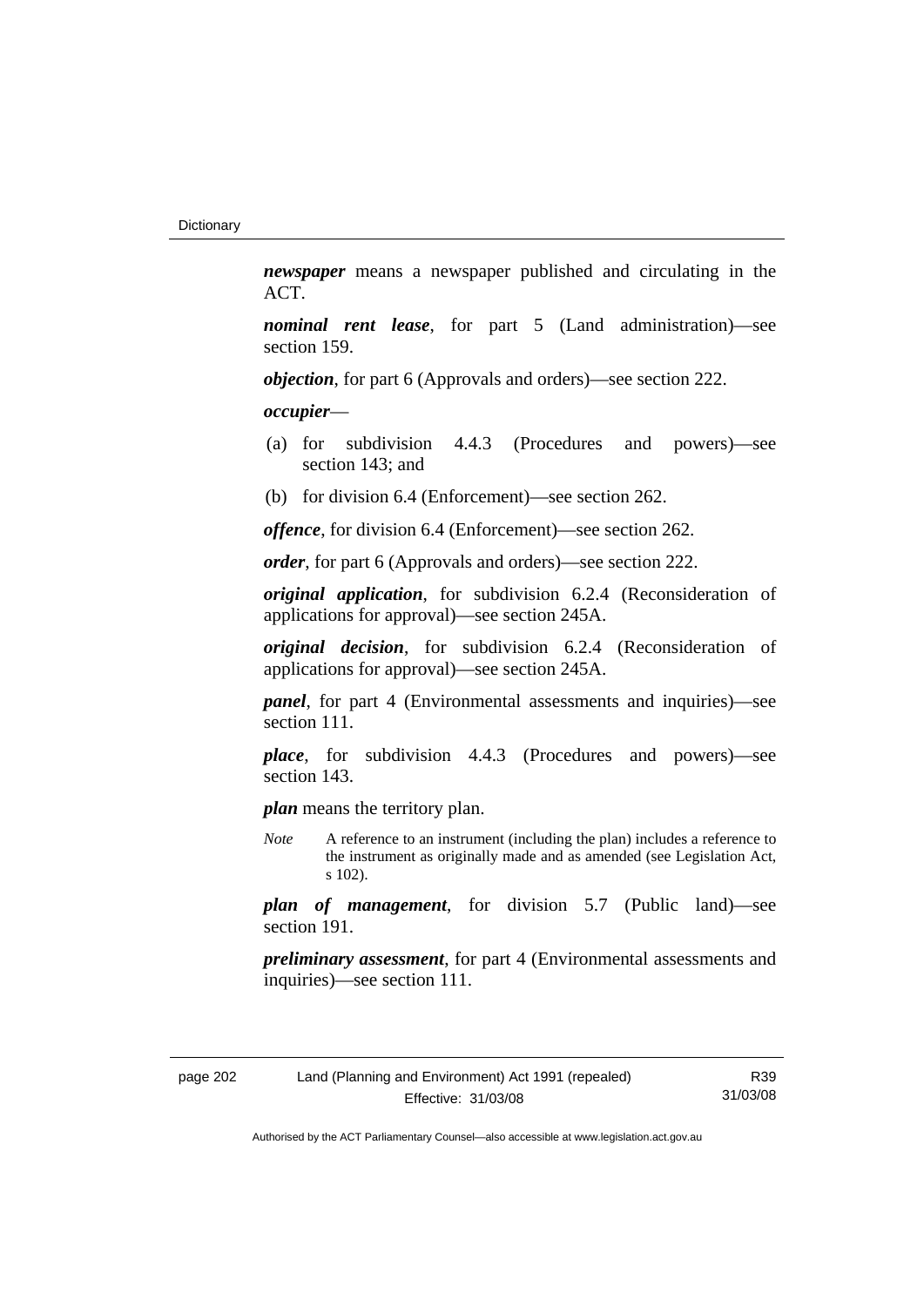***newspaper*** means a newspaper published and circulating in the ACT.

***nominal rent lease***, for part 5 (Land administration)—see section 159.

***objection***, for part 6 (Approvals and orders)—see section 222.

***occupier***—

(a) for subdivision 4.4.3 (Procedures and powers)—see section 143; and

(b) for division 6.4 (Enforcement)—see section 262.

***offence***, for division 6.4 (Enforcement)—see section 262.

***order***, for part 6 (Approvals and orders)—see section 222.

***original application***, for subdivision 6.2.4 (Reconsideration of applications for approval)—see section 245A.

***original decision***, for subdivision 6.2.4 (Reconsideration of applications for approval)—see section 245A.

***panel***, for part 4 (Environmental assessments and inquiries)—see section 111.

***place***, for subdivision 4.4.3 (Procedures and powers)—see section 143.

***plan*** means the territory plan.

*Note* A reference to an instrument (including the plan) includes a reference to the instrument as originally made and as amended (see Legislation Act, s 102).

***plan of management***, for division 5.7 (Public land)—see section 191.

***preliminary assessment***, for part 4 (Environmental assessments and inquiries)—see section 111.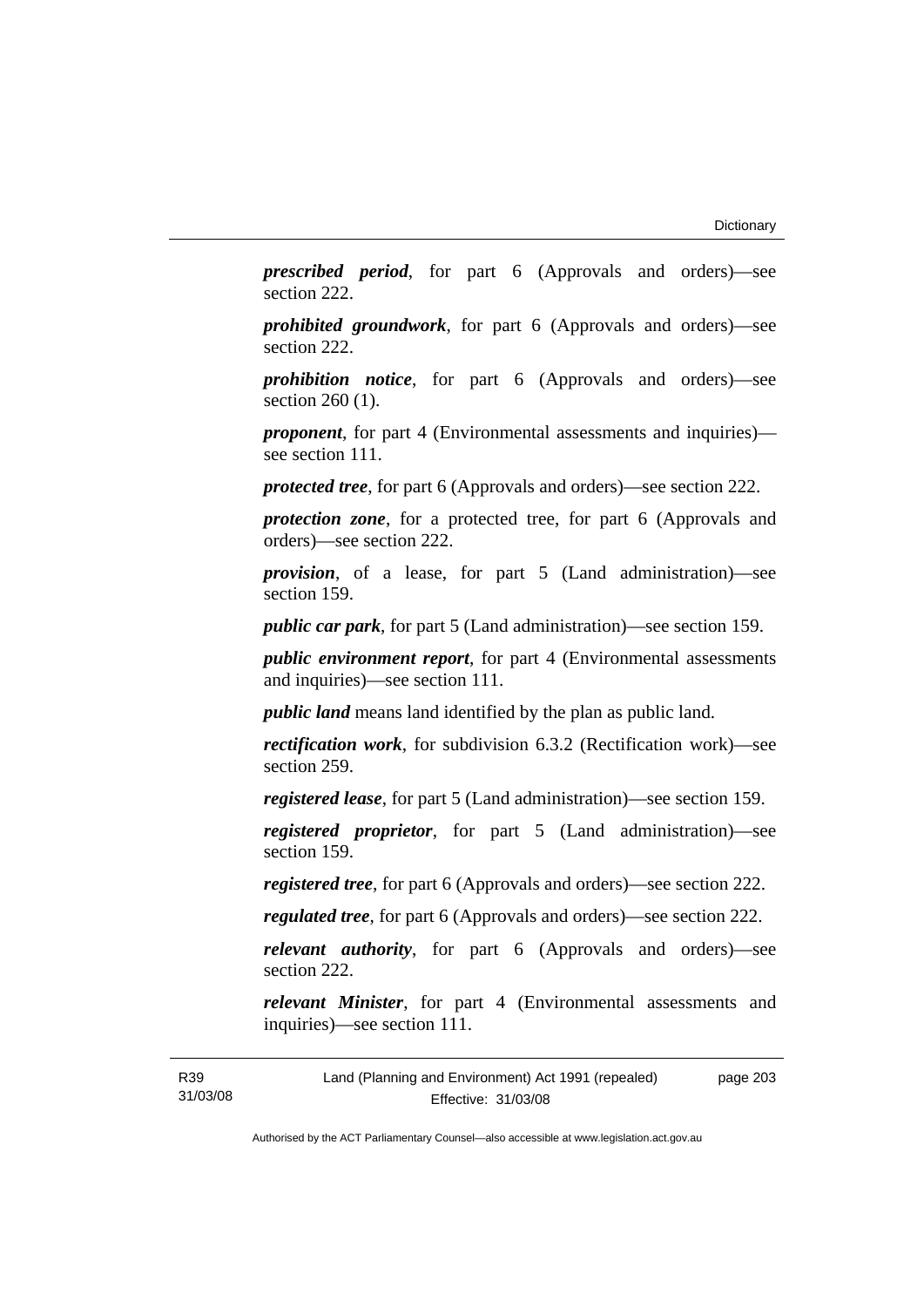***prescribed period***, for part 6 (Approvals and orders)—see section 222.

***prohibited groundwork***, for part 6 (Approvals and orders)—see section 222.

***prohibition notice***, for part 6 (Approvals and orders)—see section 260 (1).

***proponent***, for part 4 (Environmental assessments and inquiries)—see section 111.

***protected tree***, for part 6 (Approvals and orders)—see section 222.

***protection zone***, for a protected tree, for part 6 (Approvals and orders)—see section 222.

***provision***, of a lease, for part 5 (Land administration)—see section 159.

***public car park***, for part 5 (Land administration)—see section 159.

***public environment report***, for part 4 (Environmental assessments and inquiries)—see section 111.

***public land*** means land identified by the plan as public land.

***rectification work***, for subdivision 6.3.2 (Rectification work)—see section 259.

***registered lease***, for part 5 (Land administration)—see section 159.

***registered proprietor***, for part 5 (Land administration)—see section 159.

***registered tree***, for part 6 (Approvals and orders)—see section 222.

***regulated tree***, for part 6 (Approvals and orders)—see section 222.

***relevant authority***, for part 6 (Approvals and orders)—see section 222.

***relevant Minister***, for part 4 (Environmental assessments and inquiries)—see section 111.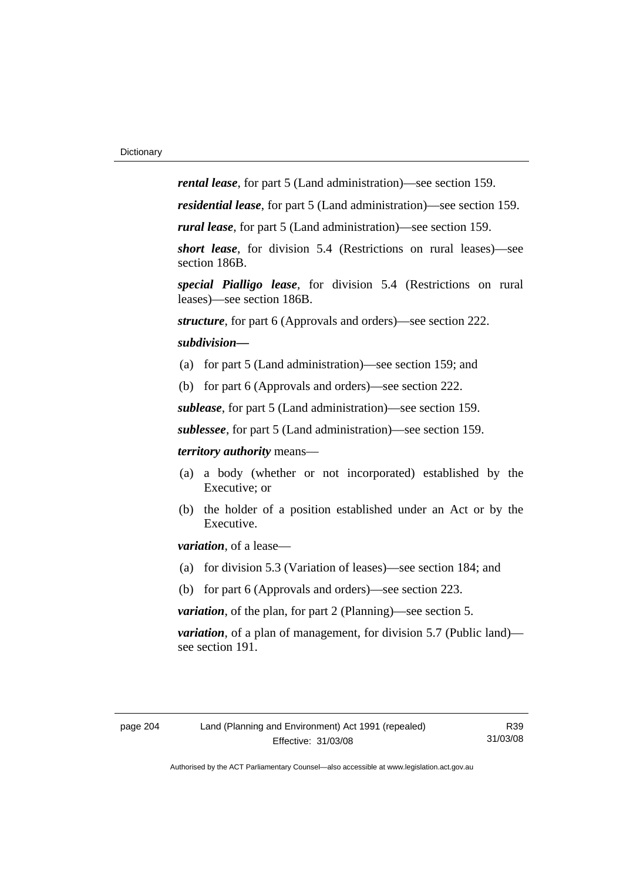***rental lease***, for part 5 (Land administration)—see section 159.

***residential lease***, for part 5 (Land administration)—see section 159.

***rural lease***, for part 5 (Land administration)—see section 159.

***short lease***, for division 5.4 (Restrictions on rural leases)—see section 186B.

***special Pialligo lease***, for division 5.4 (Restrictions on rural leases)—see section 186B.

***structure***, for part 6 (Approvals and orders)—see section 222.

***subdivision—***

(a) for part 5 (Land administration)—see section 159; and

(b) for part 6 (Approvals and orders)—see section 222.

***sublease***, for part 5 (Land administration)—see section 159.

***sublessee***, for part 5 (Land administration)—see section 159.

***territory authority*** means—

(a) a body (whether or not incorporated) established by the Executive; or

(b) the holder of a position established under an Act or by the Executive.

***variation***, of a lease—

(a) for division 5.3 (Variation of leases)—see section 184; and

(b) for part 6 (Approvals and orders)—see section 223.

***variation***, of the plan, for part 2 (Planning)—see section 5.

***variation***, of a plan of management, for division 5.7 (Public land)—see section 191.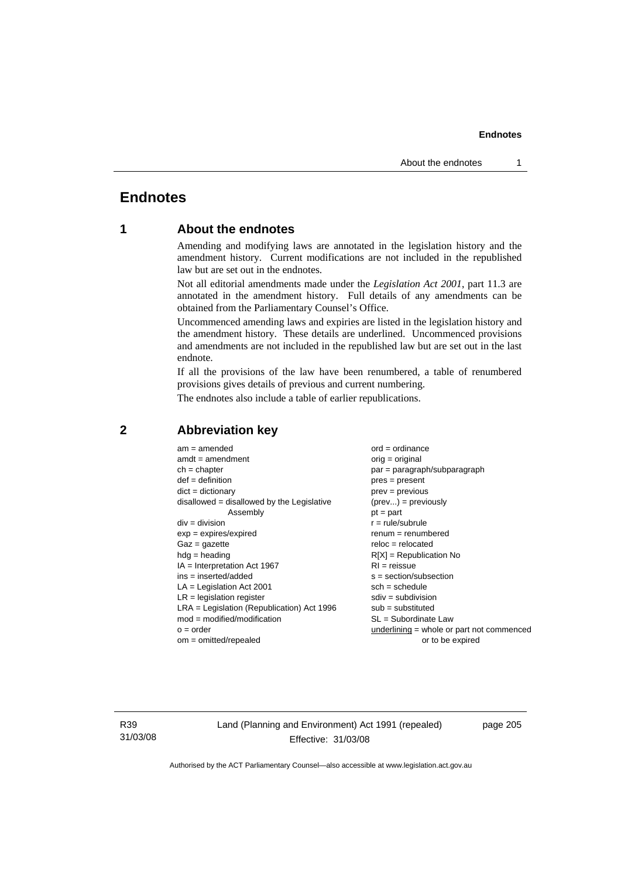# Endnotes

## 1 About the endnotes

Amending and modifying laws are annotated in the legislation history and the amendment history. Current modifications are not included in the republished law but are set out in the endnotes.

Not all editorial amendments made under the *Legislation Act 2001*, part 11.3 are annotated in the amendment history. Full details of any amendments can be obtained from the Parliamentary Counsel's Office.

Uncommenced amending laws and expiries are listed in the legislation history and the amendment history. These details are underlined. Uncommenced provisions and amendments are not included in the republished law but are set out in the last endnote.

If all the provisions of the law have been renumbered, a table of renumbered provisions gives details of previous and current numbering.

The endnotes also include a table of earlier republications.

## 2 Abbreviation key

am = amended
amdt = amendment
ch = chapter
def = definition
dict = dictionary
disallowed = disallowed by the Legislative Assembly
div = division
exp = expires/expired
Gaz = gazette
hdg = heading
IA = Interpretation Act 1967
ins = inserted/added
LA = Legislation Act 2001
LR = legislation register
LRA = Legislation (Republication) Act 1996
mod = modified/modification
o = order
om = omitted/repealed
ord = ordinance
orig = original
par = paragraph/subparagraph
pres = present
prev = previous
(prev...) = previously
pt = part
r = rule/subrule
renum = renumbered
reloc = relocated
R[X] = Republication No
RI = reissue
s = section/subsection
sch = schedule
sdiv = subdivision
sub = substituted
SL = Subordinate Law
underlining = whole or part not commenced or to be expired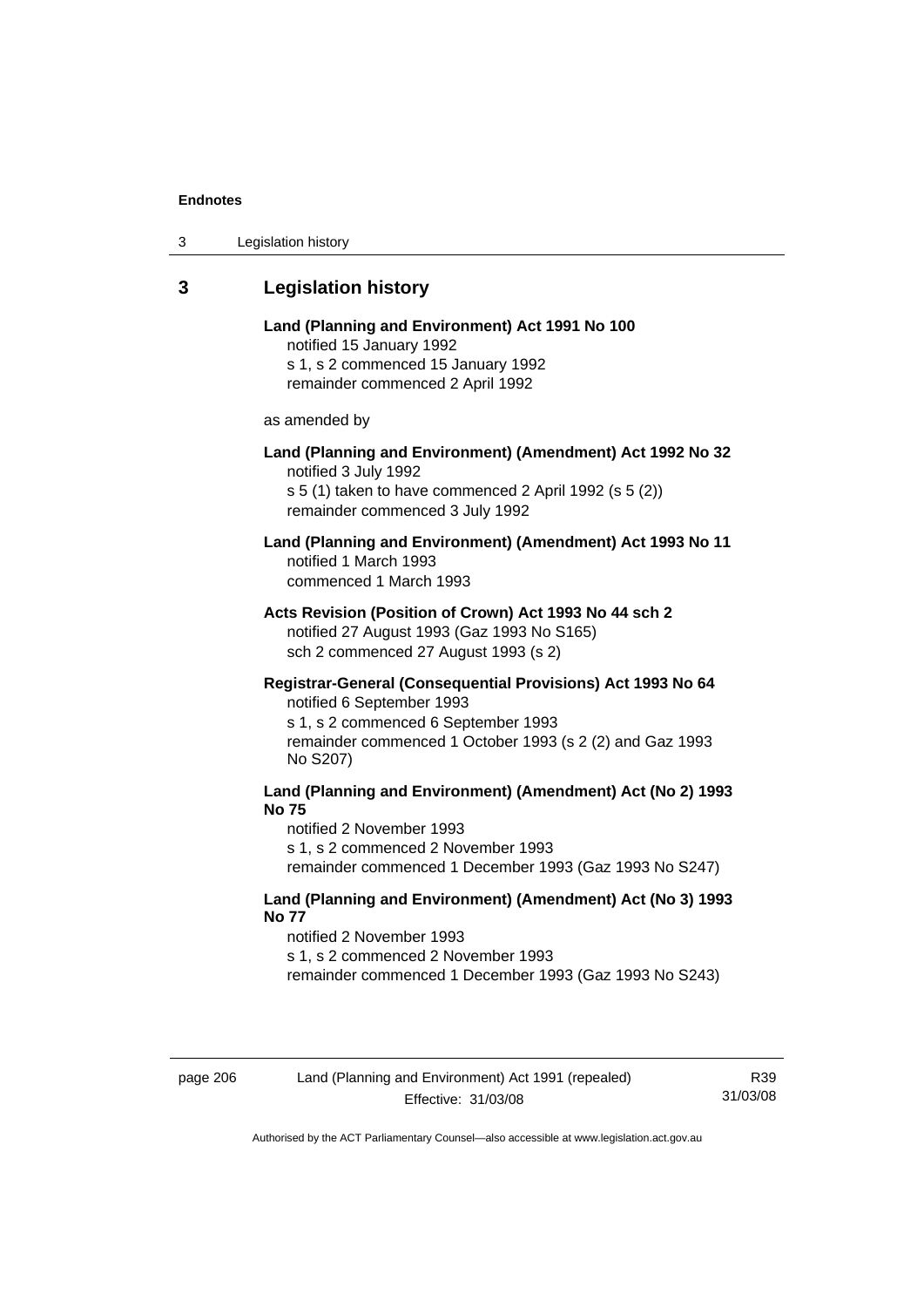## 3 Legislation history

**Land (Planning and Environment) Act 1991 No 100**
notified 15 January 1992
s 1, s 2 commenced 15 January 1992
remainder commenced 2 April 1992

as amended by

**Land (Planning and Environment) (Amendment) Act 1992 No 32**
notified 3 July 1992
s 5 (1) taken to have commenced 2 April 1992 (s 5 (2))
remainder commenced 3 July 1992

**Land (Planning and Environment) (Amendment) Act 1993 No 11**
notified 1 March 1993
commenced 1 March 1993

**Acts Revision (Position of Crown) Act 1993 No 44 sch 2**
notified 27 August 1993 (Gaz 1993 No S165)
sch 2 commenced 27 August 1993 (s 2)

**Registrar-General (Consequential Provisions) Act 1993 No 64**
notified 6 September 1993
s 1, s 2 commenced 6 September 1993
remainder commenced 1 October 1993 (s 2 (2) and Gaz 1993 No S207)

**Land (Planning and Environment) (Amendment) Act (No 2) 1993 No 75**
notified 2 November 1993
s 1, s 2 commenced 2 November 1993
remainder commenced 1 December 1993 (Gaz 1993 No S247)

**Land (Planning and Environment) (Amendment) Act (No 3) 1993 No 77**
notified 2 November 1993
s 1, s 2 commenced 2 November 1993
remainder commenced 1 December 1993 (Gaz 1993 No S243)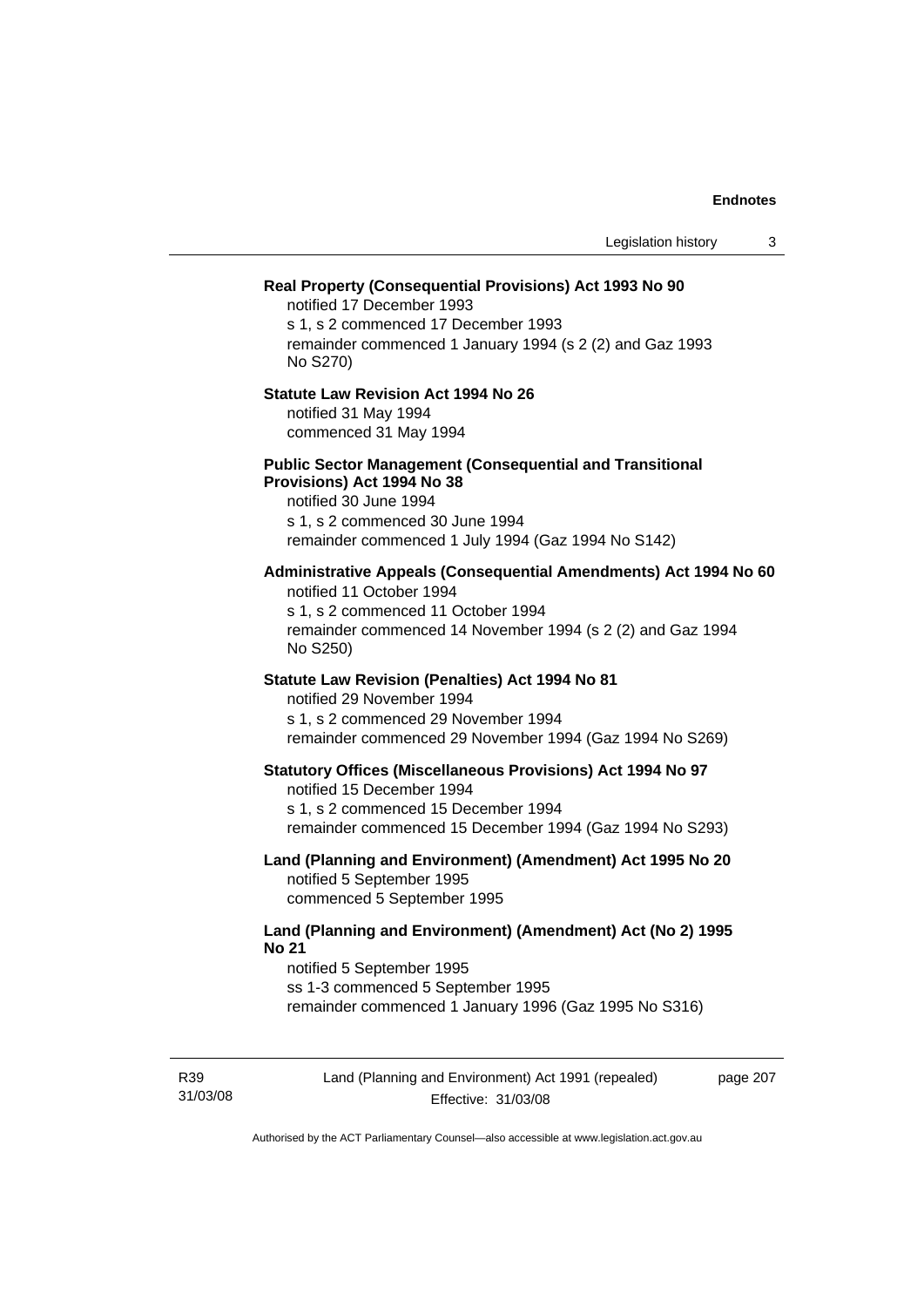**Real Property (Consequential Provisions) Act 1993 No 90**

notified 17 December 1993

s 1, s 2 commenced 17 December 1993

remainder commenced 1 January 1994 (s 2 (2) and Gaz 1993 No S270)

**Statute Law Revision Act 1994 No 26**

notified 31 May 1994

commenced 31 May 1994

**Public Sector Management (Consequential and Transitional Provisions) Act 1994 No 38**

notified 30 June 1994

s 1, s 2 commenced 30 June 1994

remainder commenced 1 July 1994 (Gaz 1994 No S142)

**Administrative Appeals (Consequential Amendments) Act 1994 No 60**

notified 11 October 1994

s 1, s 2 commenced 11 October 1994

remainder commenced 14 November 1994 (s 2 (2) and Gaz 1994 No S250)

**Statute Law Revision (Penalties) Act 1994 No 81**

notified 29 November 1994

s 1, s 2 commenced 29 November 1994

remainder commenced 29 November 1994 (Gaz 1994 No S269)

**Statutory Offices (Miscellaneous Provisions) Act 1994 No 97**

notified 15 December 1994

s 1, s 2 commenced 15 December 1994

remainder commenced 15 December 1994 (Gaz 1994 No S293)

**Land (Planning and Environment) (Amendment) Act 1995 No 20**

notified 5 September 1995

commenced 5 September 1995

**Land (Planning and Environment) (Amendment) Act (No 2) 1995 No 21**

notified 5 September 1995

ss 1-3 commenced 5 September 1995

remainder commenced 1 January 1996 (Gaz 1995 No S316)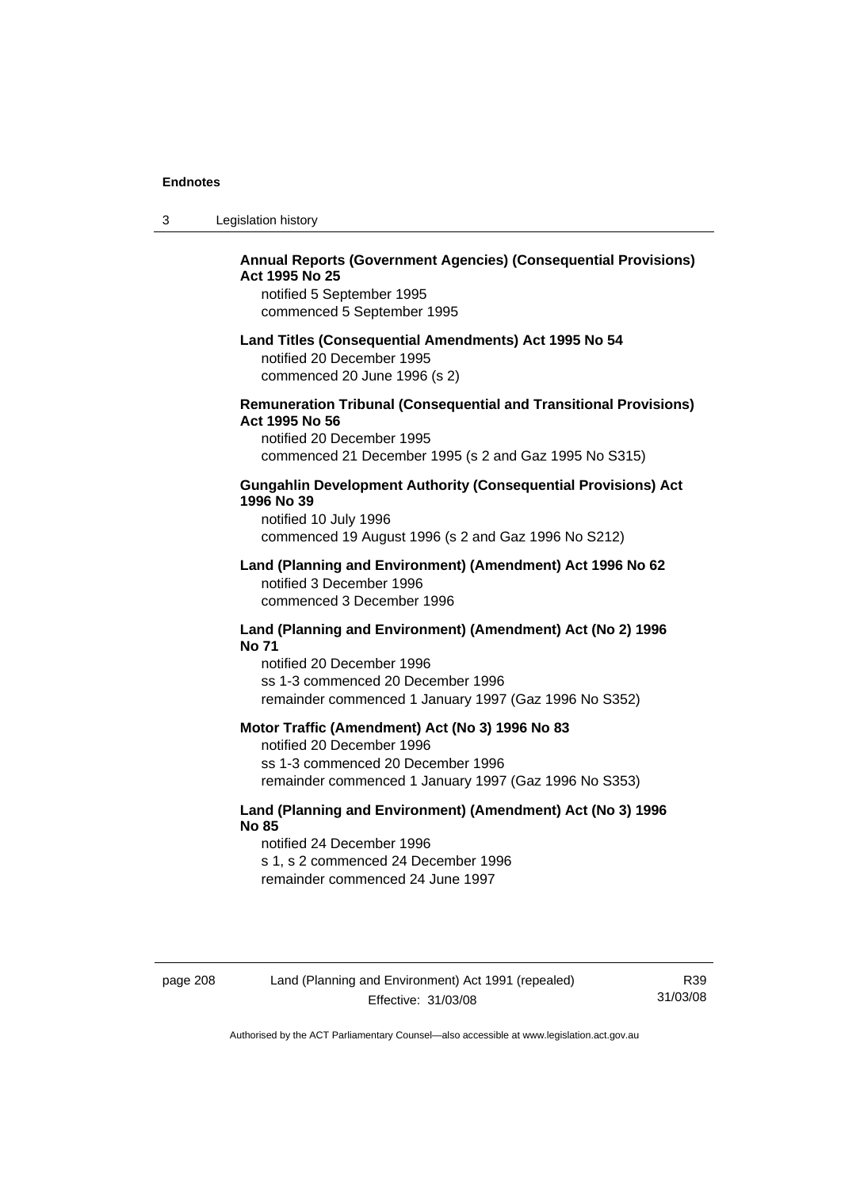**Annual Reports (Government Agencies) (Consequential Provisions) Act 1995 No 25**

notified 5 September 1995
commenced 5 September 1995

**Land Titles (Consequential Amendments) Act 1995 No 54**

notified 20 December 1995
commenced 20 June 1996 (s 2)

**Remuneration Tribunal (Consequential and Transitional Provisions) Act 1995 No 56**

notified 20 December 1995
commenced 21 December 1995 (s 2 and Gaz 1995 No S315)

**Gungahlin Development Authority (Consequential Provisions) Act 1996 No 39**

notified 10 July 1996
commenced 19 August 1996 (s 2 and Gaz 1996 No S212)

**Land (Planning and Environment) (Amendment) Act 1996 No 62**

notified 3 December 1996
commenced 3 December 1996

**Land (Planning and Environment) (Amendment) Act (No 2) 1996 No 71**

notified 20 December 1996
ss 1-3 commenced 20 December 1996
remainder commenced 1 January 1997 (Gaz 1996 No S352)

**Motor Traffic (Amendment) Act (No 3) 1996 No 83**

notified 20 December 1996
ss 1-3 commenced 20 December 1996
remainder commenced 1 January 1997 (Gaz 1996 No S353)

**Land (Planning and Environment) (Amendment) Act (No 3) 1996 No 85**

notified 24 December 1996
s 1, s 2 commenced 24 December 1996
remainder commenced 24 June 1997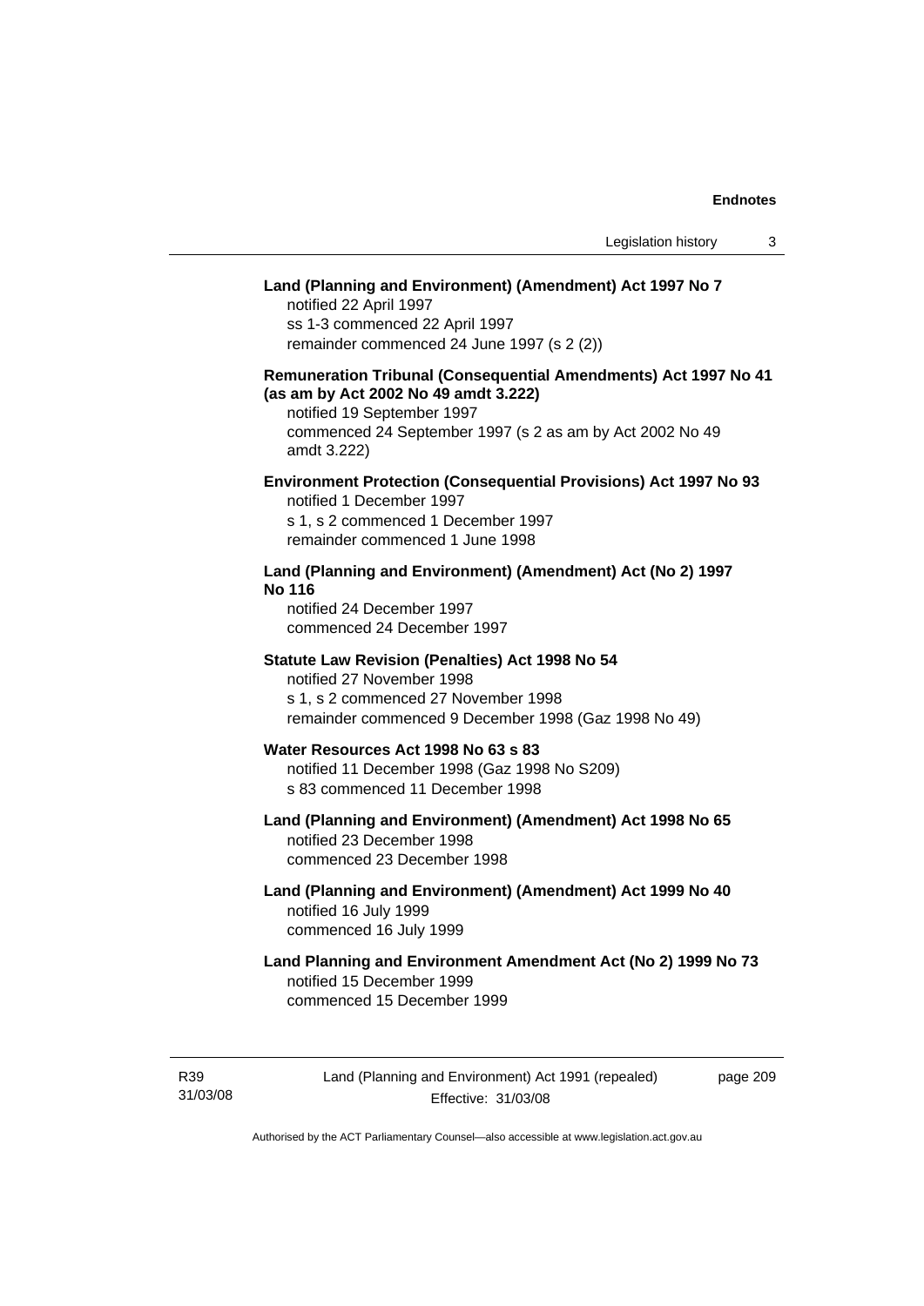**Land (Planning and Environment) (Amendment) Act 1997 No 7**
notified 22 April 1997
ss 1-3 commenced 22 April 1997
remainder commenced 24 June 1997 (s 2 (2))

**Remuneration Tribunal (Consequential Amendments) Act 1997 No 41 (as am by Act 2002 No 49 amdt 3.222)**
notified 19 September 1997
commenced 24 September 1997 (s 2 as am by Act 2002 No 49 amdt 3.222)

**Environment Protection (Consequential Provisions) Act 1997 No 93**
notified 1 December 1997
s 1, s 2 commenced 1 December 1997
remainder commenced 1 June 1998

**Land (Planning and Environment) (Amendment) Act (No 2) 1997 No 116**
notified 24 December 1997
commenced 24 December 1997

**Statute Law Revision (Penalties) Act 1998 No 54**
notified 27 November 1998
s 1, s 2 commenced 27 November 1998
remainder commenced 9 December 1998 (Gaz 1998 No 49)

**Water Resources Act 1998 No 63 s 83**
notified 11 December 1998 (Gaz 1998 No S209)
s 83 commenced 11 December 1998

**Land (Planning and Environment) (Amendment) Act 1998 No 65**
notified 23 December 1998
commenced 23 December 1998

**Land (Planning and Environment) (Amendment) Act 1999 No 40**
notified 16 July 1999
commenced 16 July 1999

**Land Planning and Environment Amendment Act (No 2) 1999 No 73**
notified 15 December 1999
commenced 15 December 1999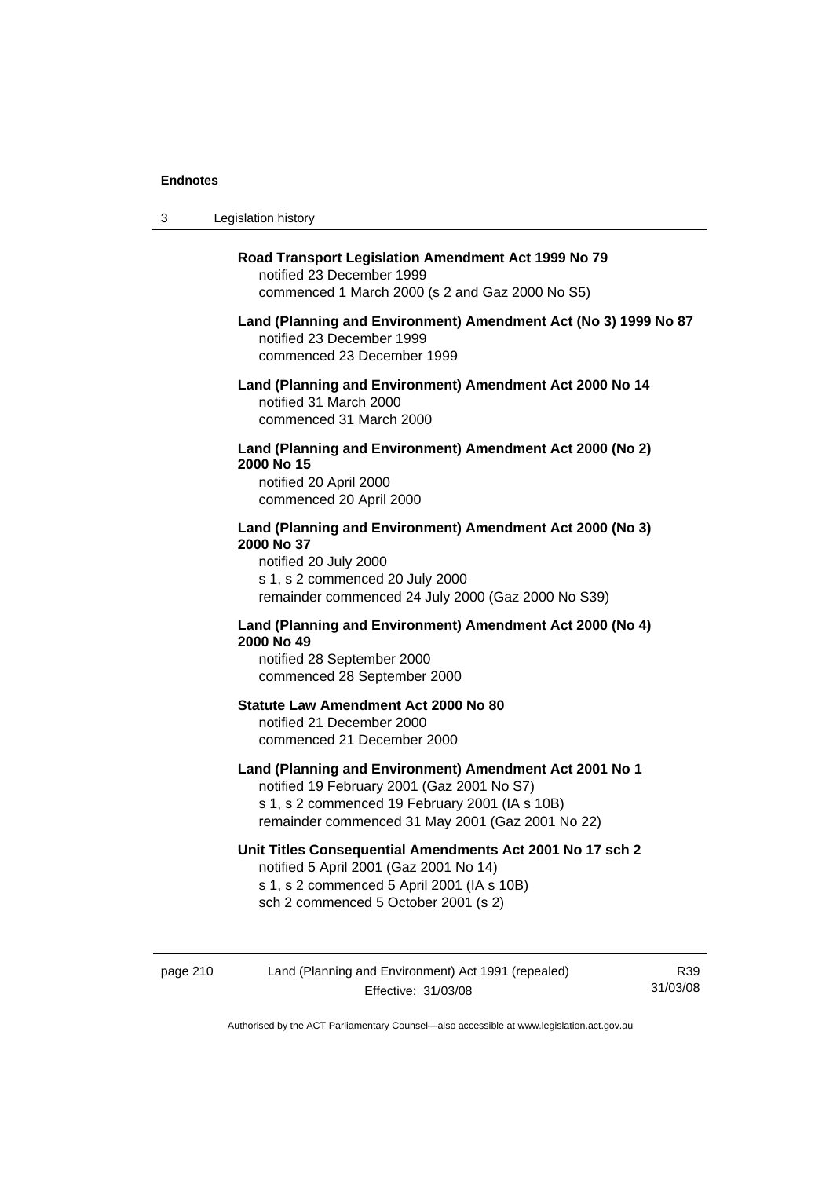**Road Transport Legislation Amendment Act 1999 No 79**

notified 23 December 1999

commenced 1 March 2000 (s 2 and Gaz 2000 No S5)

**Land (Planning and Environment) Amendment Act (No 3) 1999 No 87**

notified 23 December 1999

commenced 23 December 1999

**Land (Planning and Environment) Amendment Act 2000 No 14**

notified 31 March 2000

commenced 31 March 2000

**Land (Planning and Environment) Amendment Act 2000 (No 2) 2000 No 15**

notified 20 April 2000

commenced 20 April 2000

**Land (Planning and Environment) Amendment Act 2000 (No 3) 2000 No 37**

notified 20 July 2000

s 1, s 2 commenced 20 July 2000

remainder commenced 24 July 2000 (Gaz 2000 No S39)

**Land (Planning and Environment) Amendment Act 2000 (No 4) 2000 No 49**

notified 28 September 2000

commenced 28 September 2000

**Statute Law Amendment Act 2000 No 80**

notified 21 December 2000

commenced 21 December 2000

**Land (Planning and Environment) Amendment Act 2001 No 1**

notified 19 February 2001 (Gaz 2001 No S7)

s 1, s 2 commenced 19 February 2001 (IA s 10B)

remainder commenced 31 May 2001 (Gaz 2001 No 22)

**Unit Titles Consequential Amendments Act 2001 No 17 sch 2**

notified 5 April 2001 (Gaz 2001 No 14)

s 1, s 2 commenced 5 April 2001 (IA s 10B)

sch 2 commenced 5 October 2001 (s 2)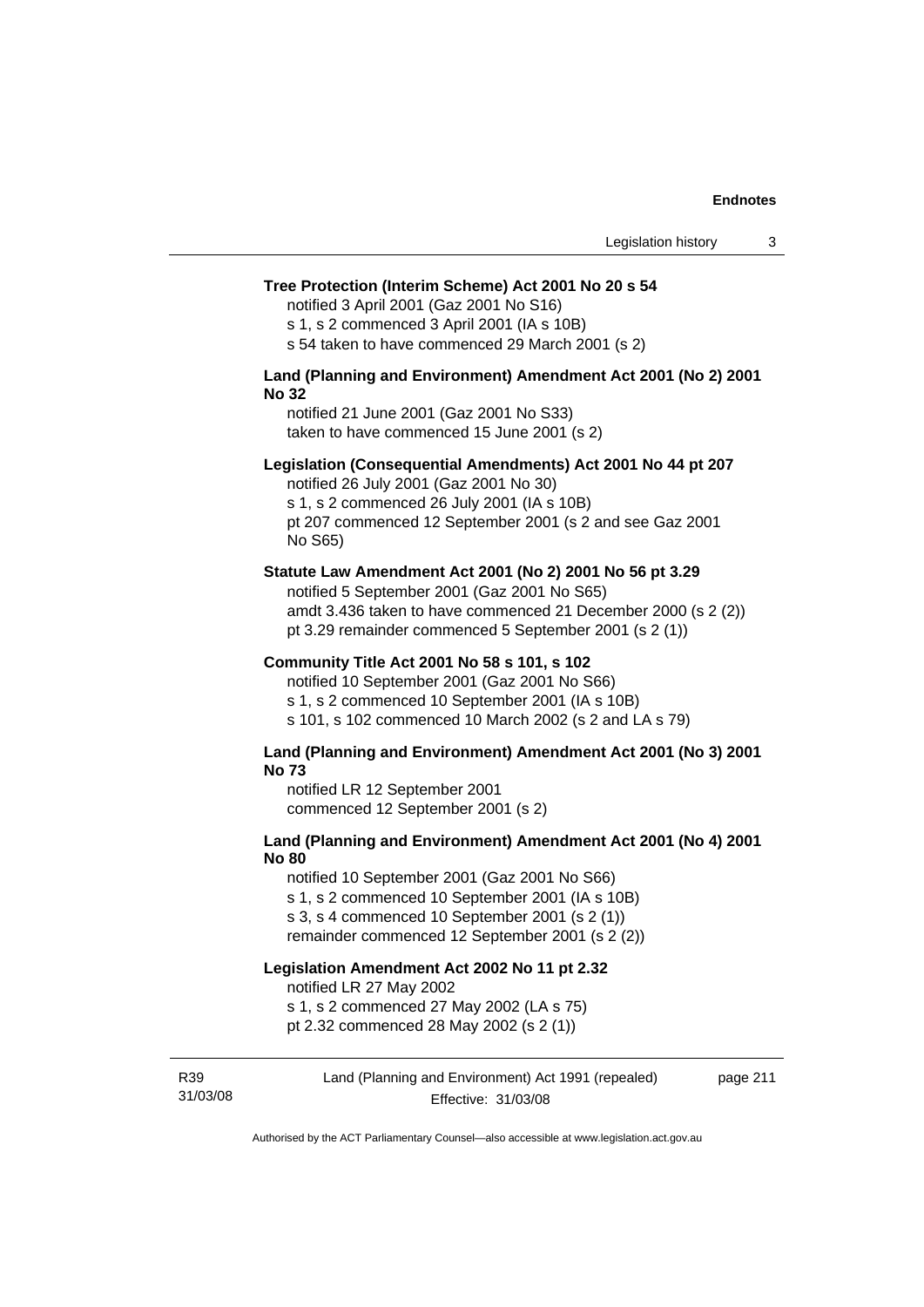**Tree Protection (Interim Scheme) Act 2001 No 20 s 54**

notified 3 April 2001 (Gaz 2001 No S16)
s 1, s 2 commenced 3 April 2001 (IA s 10B)
s 54 taken to have commenced 29 March 2001 (s 2)

**Land (Planning and Environment) Amendment Act 2001 (No 2) 2001 No 32**

notified 21 June 2001 (Gaz 2001 No S33)
taken to have commenced 15 June 2001 (s 2)

**Legislation (Consequential Amendments) Act 2001 No 44 pt 207**

notified 26 July 2001 (Gaz 2001 No 30)
s 1, s 2 commenced 26 July 2001 (IA s 10B)
pt 207 commenced 12 September 2001 (s 2 and see Gaz 2001 No S65)

**Statute Law Amendment Act 2001 (No 2) 2001 No 56 pt 3.29**

notified 5 September 2001 (Gaz 2001 No S65)
amdt 3.436 taken to have commenced 21 December 2000 (s 2 (2))
pt 3.29 remainder commenced 5 September 2001 (s 2 (1))

**Community Title Act 2001 No 58 s 101, s 102**

notified 10 September 2001 (Gaz 2001 No S66)
s 1, s 2 commenced 10 September 2001 (IA s 10B)
s 101, s 102 commenced 10 March 2002 (s 2 and LA s 79)

**Land (Planning and Environment) Amendment Act 2001 (No 3) 2001 No 73**

notified LR 12 September 2001
commenced 12 September 2001 (s 2)

**Land (Planning and Environment) Amendment Act 2001 (No 4) 2001 No 80**

notified 10 September 2001 (Gaz 2001 No S66)
s 1, s 2 commenced 10 September 2001 (IA s 10B)
s 3, s 4 commenced 10 September 2001 (s 2 (1))
remainder commenced 12 September 2001 (s 2 (2))

**Legislation Amendment Act 2002 No 11 pt 2.32**

notified LR 27 May 2002
s 1, s 2 commenced 27 May 2002 (LA s 75)
pt 2.32 commenced 28 May 2002 (s 2 (1))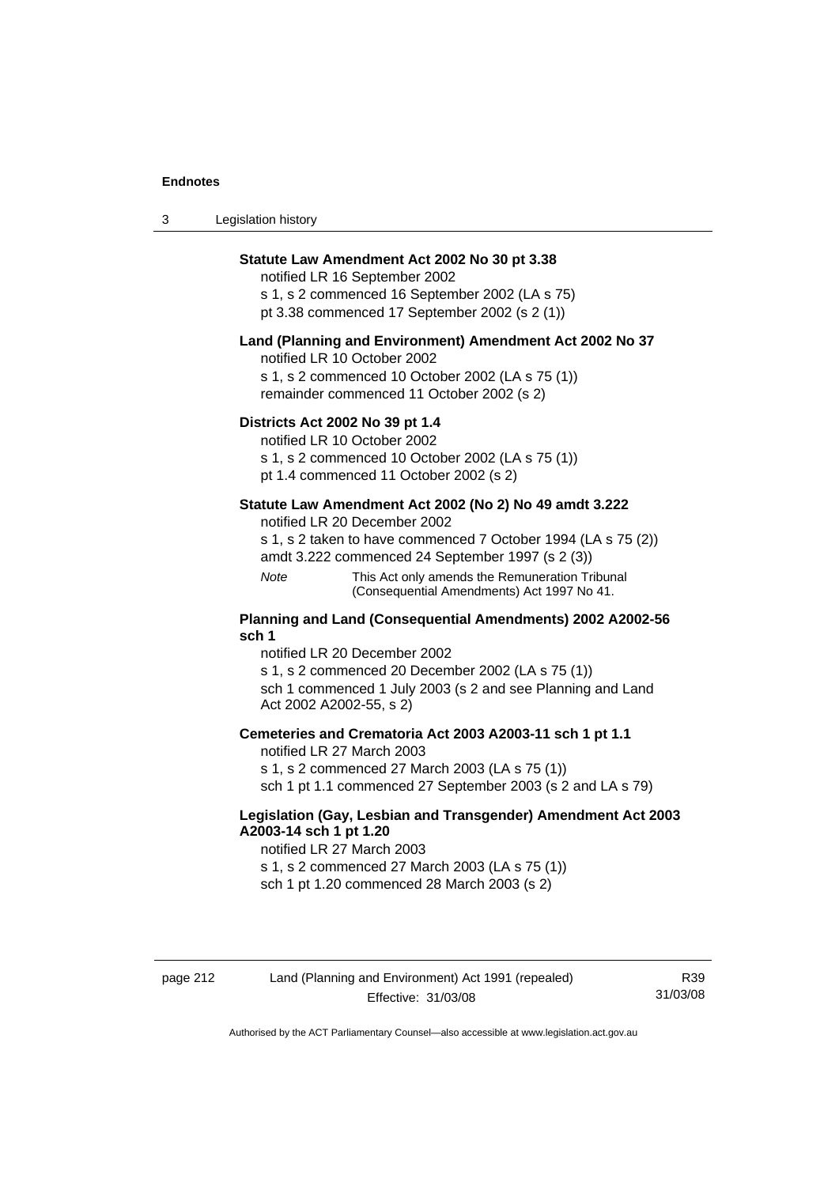**Statute Law Amendment Act 2002 No 30 pt 3.38**

notified LR 16 September 2002

s 1, s 2 commenced 16 September 2002 (LA s 75)

pt 3.38 commenced 17 September 2002 (s 2 (1))

**Land (Planning and Environment) Amendment Act 2002 No 37**

notified LR 10 October 2002

s 1, s 2 commenced 10 October 2002 (LA s 75 (1))

remainder commenced 11 October 2002 (s 2)

**Districts Act 2002 No 39 pt 1.4**

notified LR 10 October 2002

s 1, s 2 commenced 10 October 2002 (LA s 75 (1))

pt 1.4 commenced 11 October 2002 (s 2)

**Statute Law Amendment Act 2002 (No 2) No 49 amdt 3.222**

notified LR 20 December 2002

s 1, s 2 taken to have commenced 7 October 1994 (LA s 75 (2))

amdt 3.222 commenced 24 September 1997 (s 2 (3))

*Note* This Act only amends the Remuneration Tribunal (Consequential Amendments) Act 1997 No 41.

**Planning and Land (Consequential Amendments) 2002 A2002-56 sch 1**

notified LR 20 December 2002

s 1, s 2 commenced 20 December 2002 (LA s 75 (1))

sch 1 commenced 1 July 2003 (s 2 and see Planning and Land Act 2002 A2002-55, s 2)

**Cemeteries and Crematoria Act 2003 A2003-11 sch 1 pt 1.1**

notified LR 27 March 2003

s 1, s 2 commenced 27 March 2003 (LA s 75 (1))

sch 1 pt 1.1 commenced 27 September 2003 (s 2 and LA s 79)

**Legislation (Gay, Lesbian and Transgender) Amendment Act 2003 A2003-14 sch 1 pt 1.20**

notified LR 27 March 2003

s 1, s 2 commenced 27 March 2003 (LA s 75 (1))

sch 1 pt 1.20 commenced 28 March 2003 (s 2)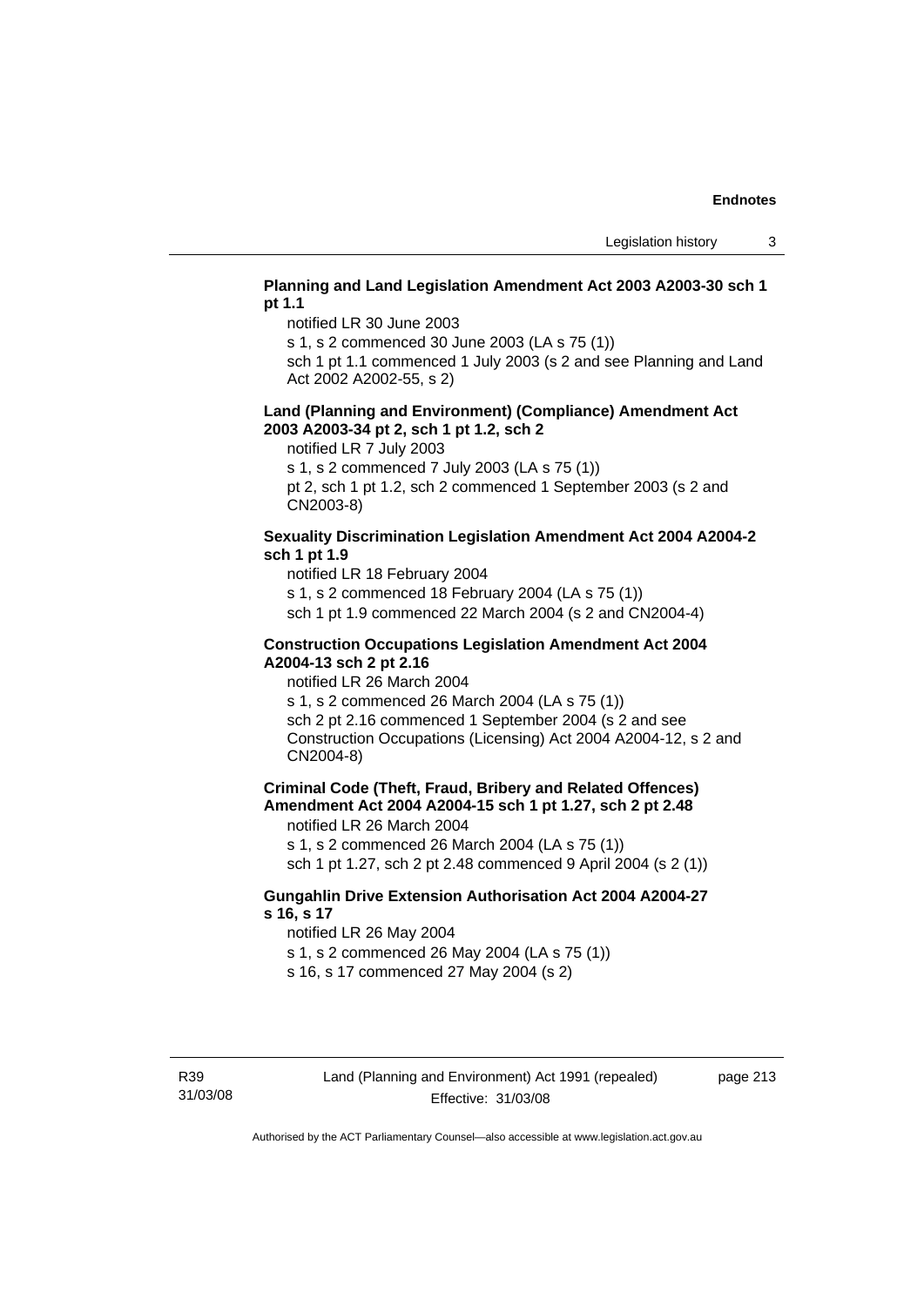**Planning and Land Legislation Amendment Act 2003 A2003-30 sch 1 pt 1.1**

notified LR 30 June 2003

s 1, s 2 commenced 30 June 2003 (LA s 75 (1))

sch 1 pt 1.1 commenced 1 July 2003 (s 2 and see Planning and Land Act 2002 A2002-55, s 2)

**Land (Planning and Environment) (Compliance) Amendment Act 2003 A2003-34 pt 2, sch 1 pt 1.2, sch 2**

notified LR 7 July 2003

s 1, s 2 commenced 7 July 2003 (LA s 75 (1))

pt 2, sch 1 pt 1.2, sch 2 commenced 1 September 2003 (s 2 and CN2003-8)

**Sexuality Discrimination Legislation Amendment Act 2004 A2004-2 sch 1 pt 1.9**

notified LR 18 February 2004

s 1, s 2 commenced 18 February 2004 (LA s 75 (1))

sch 1 pt 1.9 commenced 22 March 2004 (s 2 and CN2004-4)

**Construction Occupations Legislation Amendment Act 2004 A2004-13 sch 2 pt 2.16**

notified LR 26 March 2004

s 1, s 2 commenced 26 March 2004 (LA s 75 (1))

sch 2 pt 2.16 commenced 1 September 2004 (s 2 and see Construction Occupations (Licensing) Act 2004 A2004-12, s 2 and CN2004-8)

**Criminal Code (Theft, Fraud, Bribery and Related Offences) Amendment Act 2004 A2004-15 sch 1 pt 1.27, sch 2 pt 2.48**

notified LR 26 March 2004

s 1, s 2 commenced 26 March 2004 (LA s 75 (1))

sch 1 pt 1.27, sch 2 pt 2.48 commenced 9 April 2004 (s 2 (1))

**Gungahlin Drive Extension Authorisation Act 2004 A2004-27 s 16, s 17**

notified LR 26 May 2004

s 1, s 2 commenced 26 May 2004 (LA s 75 (1))

s 16, s 17 commenced 27 May 2004 (s 2)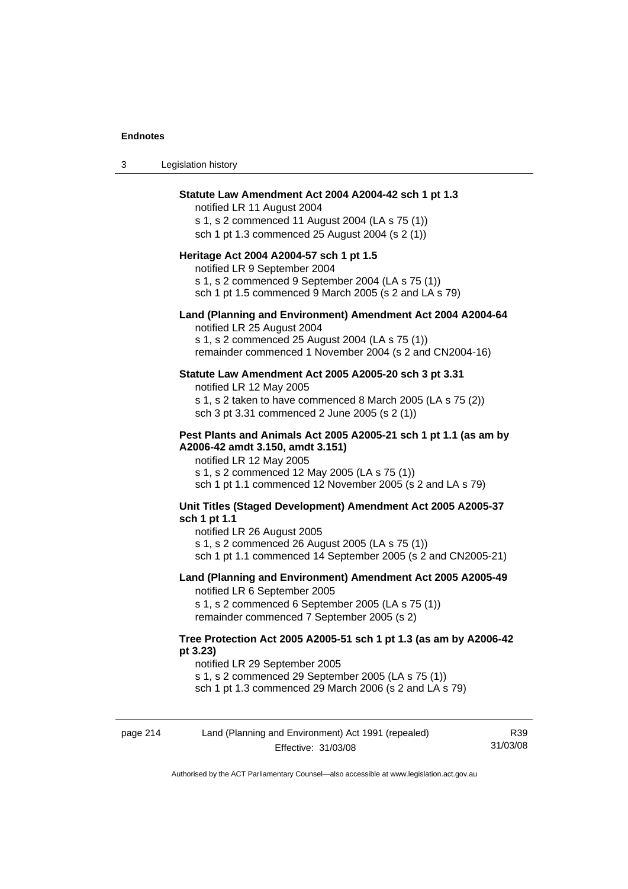**Statute Law Amendment Act 2004 A2004-42 sch 1 pt 1.3**

notified LR 11 August 2004

s 1, s 2 commenced 11 August 2004 (LA s 75 (1))

sch 1 pt 1.3 commenced 25 August 2004 (s 2 (1))

**Heritage Act 2004 A2004-57 sch 1 pt 1.5**

notified LR 9 September 2004

s 1, s 2 commenced 9 September 2004 (LA s 75 (1))

sch 1 pt 1.5 commenced 9 March 2005 (s 2 and LA s 79)

**Land (Planning and Environment) Amendment Act 2004 A2004-64**

notified LR 25 August 2004

s 1, s 2 commenced 25 August 2004 (LA s 75 (1))

remainder commenced 1 November 2004 (s 2 and CN2004-16)

**Statute Law Amendment Act 2005 A2005-20 sch 3 pt 3.31**

notified LR 12 May 2005

s 1, s 2 taken to have commenced 8 March 2005 (LA s 75 (2))

sch 3 pt 3.31 commenced 2 June 2005 (s 2 (1))

**Pest Plants and Animals Act 2005 A2005-21 sch 1 pt 1.1 (as am by A2006-42 amdt 3.150, amdt 3.151)**

notified LR 12 May 2005

s 1, s 2 commenced 12 May 2005 (LA s 75 (1))

sch 1 pt 1.1 commenced 12 November 2005 (s 2 and LA s 79)

**Unit Titles (Staged Development) Amendment Act 2005 A2005-37 sch 1 pt 1.1**

notified LR 26 August 2005

s 1, s 2 commenced 26 August 2005 (LA s 75 (1))

sch 1 pt 1.1 commenced 14 September 2005 (s 2 and CN2005-21)

**Land (Planning and Environment) Amendment Act 2005 A2005-49**

notified LR 6 September 2005

s 1, s 2 commenced 6 September 2005 (LA s 75 (1))

remainder commenced 7 September 2005 (s 2)

**Tree Protection Act 2005 A2005-51 sch 1 pt 1.3 (as am by A2006-42 pt 3.23)**

notified LR 29 September 2005

s 1, s 2 commenced 29 September 2005 (LA s 75 (1))

sch 1 pt 1.3 commenced 29 March 2006 (s 2 and LA s 79)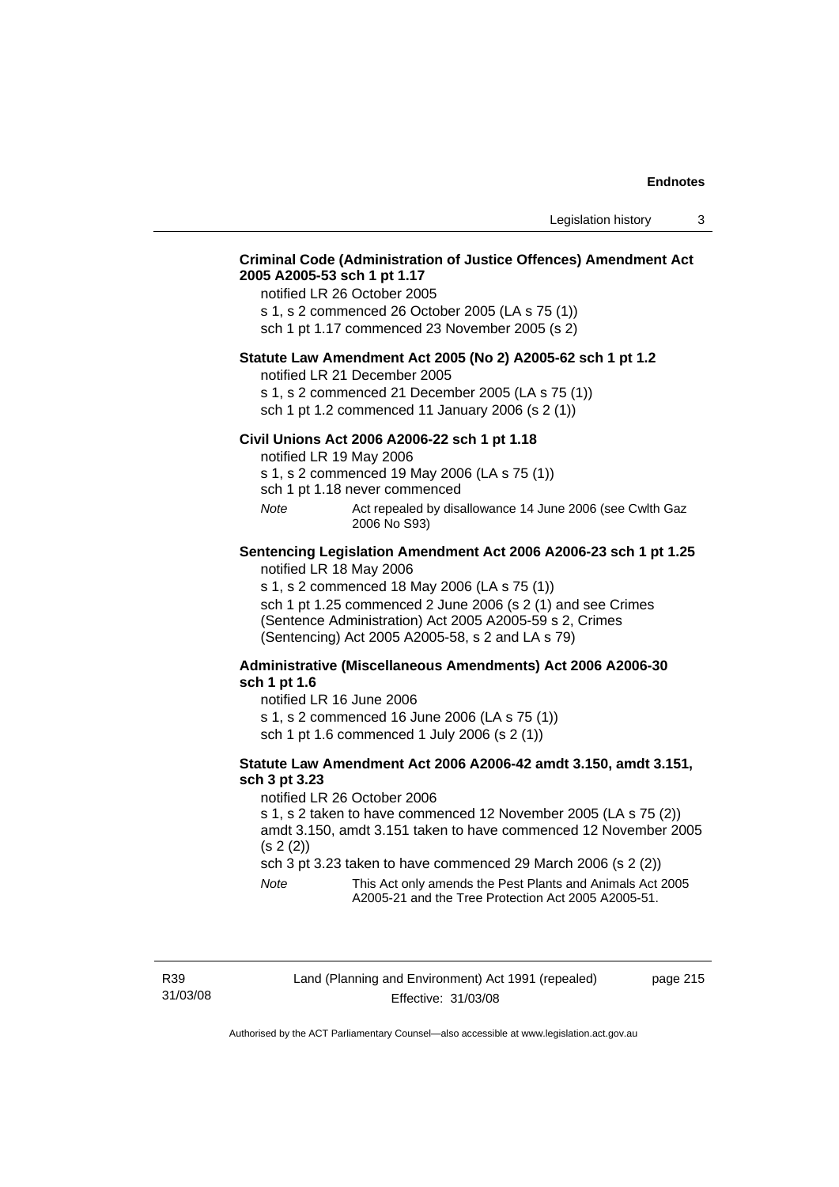**Criminal Code (Administration of Justice Offences) Amendment Act 2005 A2005-53 sch 1 pt 1.17**

notified LR 26 October 2005

s 1, s 2 commenced 26 October 2005 (LA s 75 (1))

sch 1 pt 1.17 commenced 23 November 2005 (s 2)

**Statute Law Amendment Act 2005 (No 2) A2005-62 sch 1 pt 1.2**

notified LR 21 December 2005

s 1, s 2 commenced 21 December 2005 (LA s 75 (1))

sch 1 pt 1.2 commenced 11 January 2006 (s 2 (1))

**Civil Unions Act 2006 A2006-22 sch 1 pt 1.18**

notified LR 19 May 2006

s 1, s 2 commenced 19 May 2006 (LA s 75 (1))

sch 1 pt 1.18 never commenced

*Note* Act repealed by disallowance 14 June 2006 (see Cwlth Gaz 2006 No S93)

**Sentencing Legislation Amendment Act 2006 A2006-23 sch 1 pt 1.25**

notified LR 18 May 2006

s 1, s 2 commenced 18 May 2006 (LA s 75 (1))

sch 1 pt 1.25 commenced 2 June 2006 (s 2 (1) and see Crimes (Sentence Administration) Act 2005 A2005-59 s 2, Crimes (Sentencing) Act 2005 A2005-58, s 2 and LA s 79)

**Administrative (Miscellaneous Amendments) Act 2006 A2006-30 sch 1 pt 1.6**

notified LR 16 June 2006

s 1, s 2 commenced 16 June 2006 (LA s 75 (1))

sch 1 pt 1.6 commenced 1 July 2006 (s 2 (1))

**Statute Law Amendment Act 2006 A2006-42 amdt 3.150, amdt 3.151, sch 3 pt 3.23**

notified LR 26 October 2006

s 1, s 2 taken to have commenced 12 November 2005 (LA s 75 (2))

amdt 3.150, amdt 3.151 taken to have commenced 12 November 2005 (s 2 (2))

sch 3 pt 3.23 taken to have commenced 29 March 2006 (s 2 (2))

*Note* This Act only amends the Pest Plants and Animals Act 2005 A2005-21 and the Tree Protection Act 2005 A2005-51.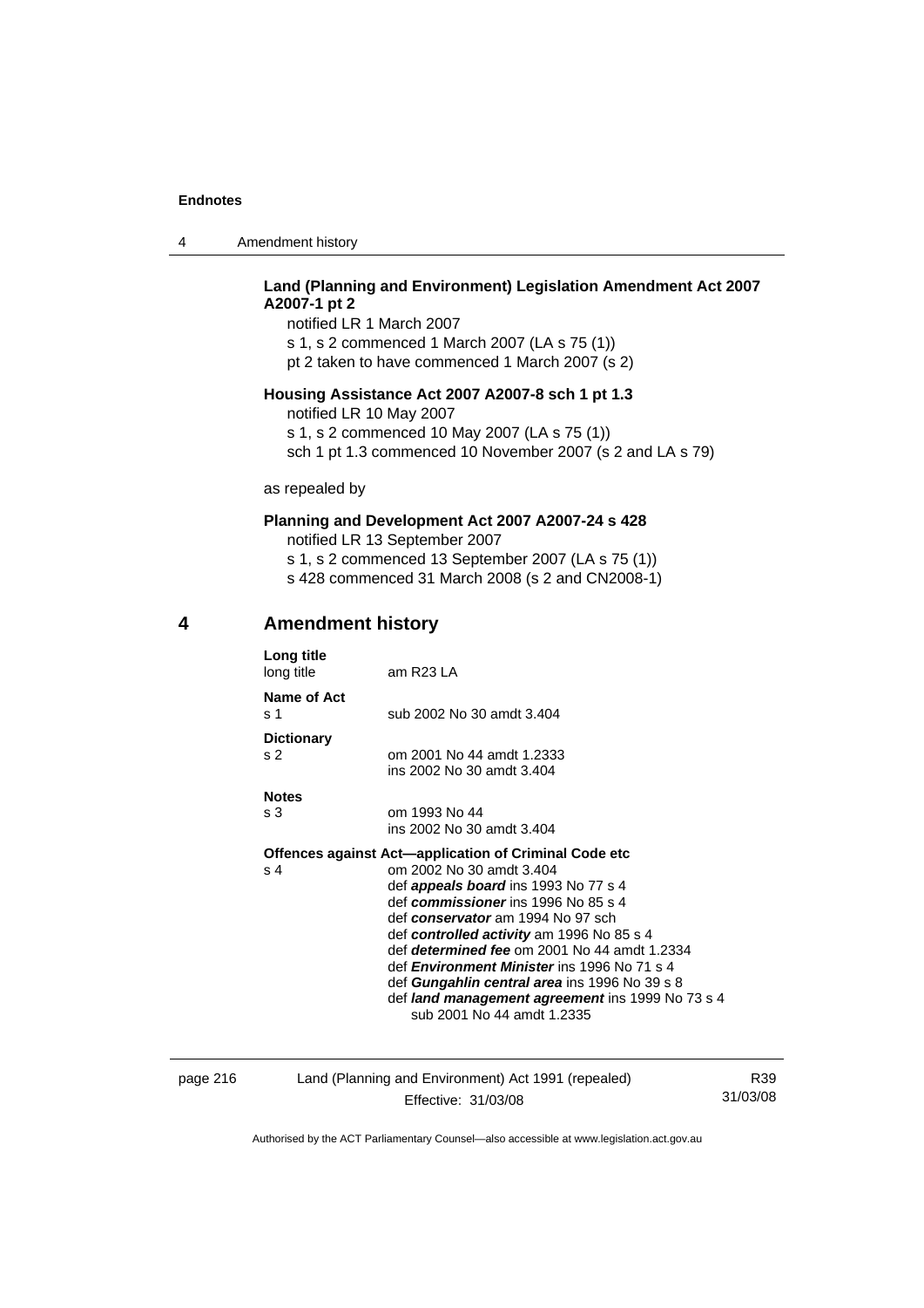**Land (Planning and Environment) Legislation Amendment Act 2007 A2007-1 pt 2**

notified LR 1 March 2007

s 1, s 2 commenced 1 March 2007 (LA s 75 (1))

pt 2 taken to have commenced 1 March 2007 (s 2)

**Housing Assistance Act 2007 A2007-8 sch 1 pt 1.3**

notified LR 10 May 2007

s 1, s 2 commenced 10 May 2007 (LA s 75 (1))

sch 1 pt 1.3 commenced 10 November 2007 (s 2 and LA s 79)

as repealed by

**Planning and Development Act 2007 A2007-24 s 428**

notified LR 13 September 2007

s 1, s 2 commenced 13 September 2007 (LA s 75 (1))

s 428 commenced 31 March 2008 (s 2 and CN2008-1)

## 4 Amendment history

**Long title**

long title — am R23 LA

**Name of Act**

s 1 — sub 2002 No 30 amdt 3.404

**Dictionary**

s 2 — om 2001 No 44 amdt 1.2333
ins 2002 No 30 amdt 3.404

**Notes**

s 3 — om 1993 No 44
ins 2002 No 30 amdt 3.404

**Offences against Act—application of Criminal Code etc**

s 4 — om 2002 No 30 amdt 3.404
def ***appeals board*** ins 1993 No 77 s 4
def ***commissioner*** ins 1996 No 85 s 4
def ***conservator*** am 1994 No 97 sch
def ***controlled activity*** am 1996 No 85 s 4
def ***determined fee*** om 2001 No 44 amdt 1.2334
def ***Environment Minister*** ins 1996 No 71 s 4
def ***Gungahlin central area*** ins 1996 No 39 s 8
def ***land management agreement*** ins 1999 No 73 s 4
sub 2001 No 44 amdt 1.2335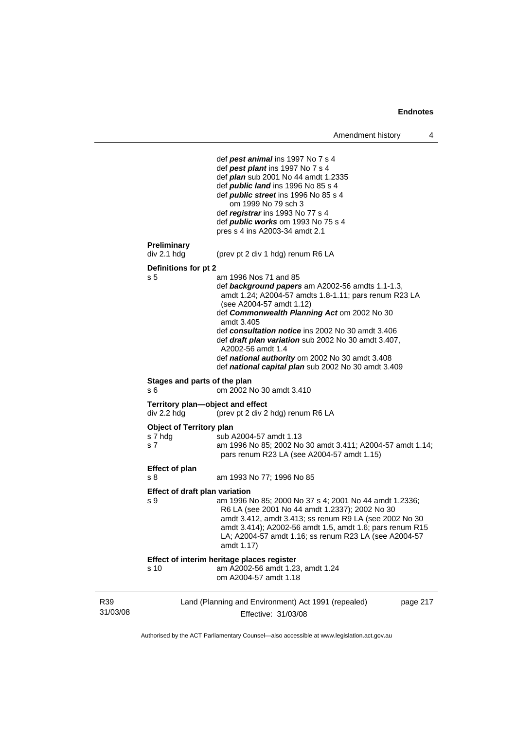def ***pest animal*** ins 1997 No 7 s 4
def ***pest plant*** ins 1997 No 7 s 4
def ***plan*** sub 2001 No 44 amdt 1.2335
def ***public land*** ins 1996 No 85 s 4
def ***public street*** ins 1996 No 85 s 4
om 1999 No 79 sch 3
def ***registrar*** ins 1993 No 77 s 4
def ***public works*** om 1993 No 75 s 4
pres s 4 ins A2003-34 amdt 2.1

**Preliminary**
div 2.1 hdg (prev pt 2 div 1 hdg) renum R6 LA

**Definitions for pt 2**
s 5 am 1996 Nos 71 and 85
def ***background papers*** am A2002-56 amdts 1.1-1.3, amdt 1.24; A2004-57 amdts 1.8-1.11; pars renum R23 LA (see A2004-57 amdt 1.12)
def ***Commonwealth Planning Act*** om 2002 No 30 amdt 3.405
def ***consultation notice*** ins 2002 No 30 amdt 3.406
def ***draft plan variation*** sub 2002 No 30 amdt 3.407, A2002-56 amdt 1.4
def ***national authority*** om 2002 No 30 amdt 3.408
def ***national capital plan*** sub 2002 No 30 amdt 3.409

**Stages and parts of the plan**
s 6 om 2002 No 30 amdt 3.410

**Territory plan—object and effect**
div 2.2 hdg (prev pt 2 div 2 hdg) renum R6 LA

**Object of Territory plan**
s 7 hdg sub A2004-57 amdt 1.13
s 7 am 1996 No 85; 2002 No 30 amdt 3.411; A2004-57 amdt 1.14; pars renum R23 LA (see A2004-57 amdt 1.15)

**Effect of plan**
s 8 am 1993 No 77; 1996 No 85

**Effect of draft plan variation**
s 9 am 1996 No 85; 2000 No 37 s 4; 2001 No 44 amdt 1.2336; R6 LA (see 2001 No 44 amdt 1.2337); 2002 No 30 amdt 3.412, amdt 3.413; ss renum R9 LA (see 2002 No 30 amdt 3.414); A2002-56 amdt 1.5, amdt 1.6; pars renum R15 LA; A2004-57 amdt 1.16; ss renum R23 LA (see A2004-57 amdt 1.17)

**Effect of interim heritage places register**
s 10 am A2002-56 amdt 1.23, amdt 1.24
om A2004-57 amdt 1.18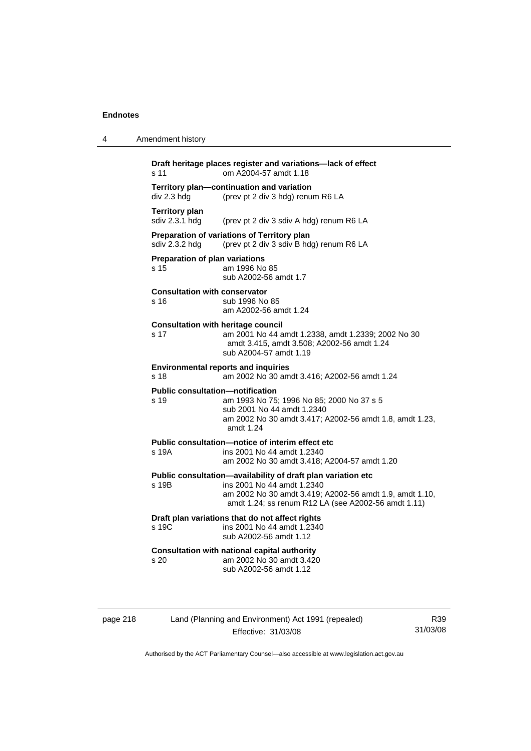**Draft heritage places register and variations—lack of effect**
s 11 om A2004-57 amdt 1.18

**Territory plan—continuation and variation**
div 2.3 hdg (prev pt 2 div 3 hdg) renum R6 LA

**Territory plan**
sdiv 2.3.1 hdg (prev pt 2 div 3 sdiv A hdg) renum R6 LA

**Preparation of variations of Territory plan**
sdiv 2.3.2 hdg (prev pt 2 div 3 sdiv B hdg) renum R6 LA

**Preparation of plan variations**
s 15 am 1996 No 85
sub A2002-56 amdt 1.7

**Consultation with conservator**
s 16 sub 1996 No 85
am A2002-56 amdt 1.24

**Consultation with heritage council**
s 17 am 2001 No 44 amdt 1.2338, amdt 1.2339; 2002 No 30 amdt 3.415, amdt 3.508; A2002-56 amdt 1.24
sub A2004-57 amdt 1.19

**Environmental reports and inquiries**
s 18 am 2002 No 30 amdt 3.416; A2002-56 amdt 1.24

**Public consultation—notification**
s 19 am 1993 No 75; 1996 No 85; 2000 No 37 s 5
sub 2001 No 44 amdt 1.2340
am 2002 No 30 amdt 3.417; A2002-56 amdt 1.8, amdt 1.23, amdt 1.24

**Public consultation—notice of interim effect etc**
s 19A ins 2001 No 44 amdt 1.2340
am 2002 No 30 amdt 3.418; A2004-57 amdt 1.20

**Public consultation—availability of draft plan variation etc**
s 19B ins 2001 No 44 amdt 1.2340
am 2002 No 30 amdt 3.419; A2002-56 amdt 1.9, amdt 1.10, amdt 1.24; ss renum R12 LA (see A2002-56 amdt 1.11)

**Draft plan variations that do not affect rights**
s 19C ins 2001 No 44 amdt 1.2340
sub A2002-56 amdt 1.12

**Consultation with national capital authority**
s 20 am 2002 No 30 amdt 3.420
sub A2002-56 amdt 1.12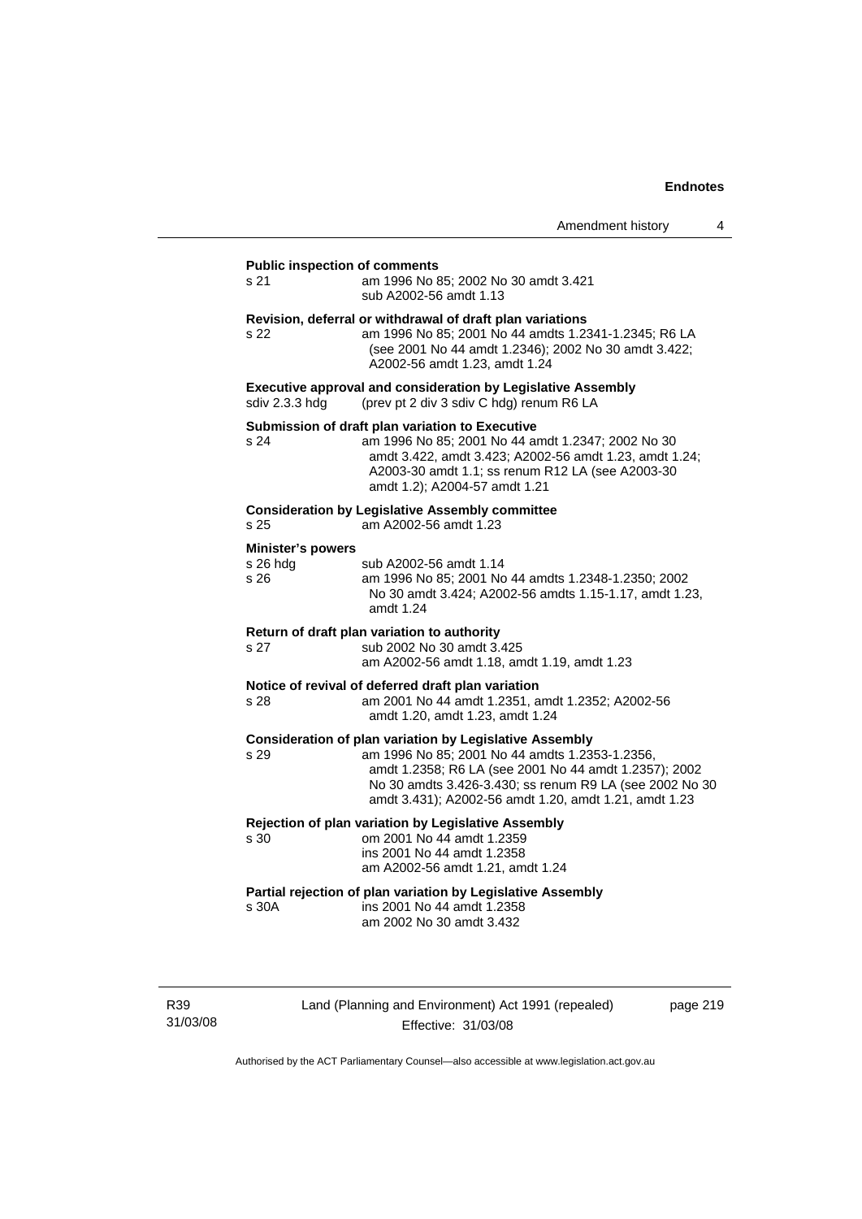**Public inspection of comments**

| | |
|---|---|
| s 21 | am 1996 No 85; 2002 No 30 amdt 3.421<br>sub A2002-56 amdt 1.13 |

**Revision, deferral or withdrawal of draft plan variations**

| | |
|---|---|
| s 22 | am 1996 No 85; 2001 No 44 amdts 1.2341-1.2345; R6 LA (see 2001 No 44 amdt 1.2346); 2002 No 30 amdt 3.422; A2002-56 amdt 1.23, amdt 1.24 |

**Executive approval and consideration by Legislative Assembly**

| | |
|---|---|
| sdiv 2.3.3 hdg | (prev pt 2 div 3 sdiv C hdg) renum R6 LA |

**Submission of draft plan variation to Executive**

| | |
|---|---|
| s 24 | am 1996 No 85; 2001 No 44 amdt 1.2347; 2002 No 30 amdt 3.422, amdt 3.423; A2002-56 amdt 1.23, amdt 1.24; A2003-30 amdt 1.1; ss renum R12 LA (see A2003-30 amdt 1.2); A2004-57 amdt 1.21 |

**Consideration by Legislative Assembly committee**

| | |
|---|---|
| s 25 | am A2002-56 amdt 1.23 |

**Minister's powers**

| | |
|---|---|
| s 26 hdg | sub A2002-56 amdt 1.14 |
| s 26 | am 1996 No 85; 2001 No 44 amdts 1.2348-1.2350; 2002 No 30 amdt 3.424; A2002-56 amdts 1.15-1.17, amdt 1.23, amdt 1.24 |

**Return of draft plan variation to authority**

| | |
|---|---|
| s 27 | sub 2002 No 30 amdt 3.425<br>am A2002-56 amdt 1.18, amdt 1.19, amdt 1.23 |

**Notice of revival of deferred draft plan variation**

| | |
|---|---|
| s 28 | am 2001 No 44 amdt 1.2351, amdt 1.2352; A2002-56 amdt 1.20, amdt 1.23, amdt 1.24 |

**Consideration of plan variation by Legislative Assembly**

| | |
|---|---|
| s 29 | am 1996 No 85; 2001 No 44 amdts 1.2353-1.2356, amdt 1.2358; R6 LA (see 2001 No 44 amdt 1.2357); 2002 No 30 amdts 3.426-3.430; ss renum R9 LA (see 2002 No 30 amdt 3.431); A2002-56 amdt 1.20, amdt 1.21, amdt 1.23 |

**Rejection of plan variation by Legislative Assembly**

| | |
|---|---|
| s 30 | om 2001 No 44 amdt 1.2359<br>ins 2001 No 44 amdt 1.2358<br>am A2002-56 amdt 1.21, amdt 1.24 |

**Partial rejection of plan variation by Legislative Assembly**

| | |
|---|---|
| s 30A | ins 2001 No 44 amdt 1.2358<br>am 2002 No 30 amdt 3.432 |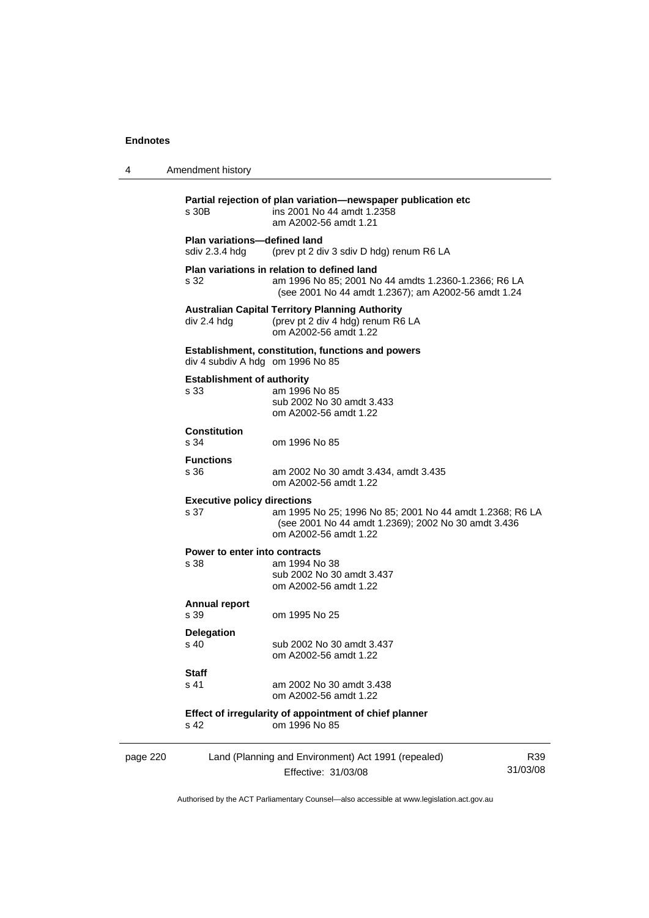**Partial rejection of plan variation—newspaper publication etc**

s 30B ins 2001 No 44 amdt 1.2358
am A2002-56 amdt 1.21

**Plan variations—defined land**

sdiv 2.3.4 hdg (prev pt 2 div 3 sdiv D hdg) renum R6 LA

**Plan variations in relation to defined land**

s 32 am 1996 No 85; 2001 No 44 amdts 1.2360-1.2366; R6 LA (see 2001 No 44 amdt 1.2367); am A2002-56 amdt 1.24

**Australian Capital Territory Planning Authority**

div 2.4 hdg (prev pt 2 div 4 hdg) renum R6 LA
om A2002-56 amdt 1.22

**Establishment, constitution, functions and powers**

div 4 subdiv A hdg om 1996 No 85

**Establishment of authority**

s 33 am 1996 No 85
sub 2002 No 30 amdt 3.433
om A2002-56 amdt 1.22

**Constitution**

s 34 om 1996 No 85

**Functions**

s 36 am 2002 No 30 amdt 3.434, amdt 3.435
om A2002-56 amdt 1.22

**Executive policy directions**

s 37 am 1995 No 25; 1996 No 85; 2001 No 44 amdt 1.2368; R6 LA (see 2001 No 44 amdt 1.2369); 2002 No 30 amdt 3.436
om A2002-56 amdt 1.22

**Power to enter into contracts**

s 38 am 1994 No 38
sub 2002 No 30 amdt 3.437
om A2002-56 amdt 1.22

**Annual report**

s 39 om 1995 No 25

**Delegation**

s 40 sub 2002 No 30 amdt 3.437
om A2002-56 amdt 1.22

**Staff**

s 41 am 2002 No 30 amdt 3.438
om A2002-56 amdt 1.22

**Effect of irregularity of appointment of chief planner**

s 42 om 1996 No 85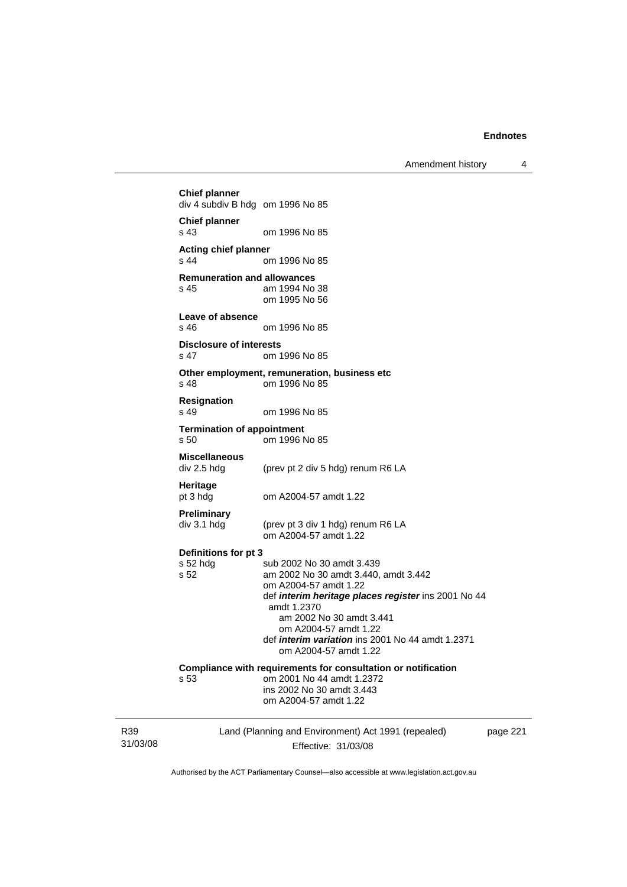**Chief planner**
div 4 subdiv B hdg om 1996 No 85

**Chief planner**
s 43 om 1996 No 85

**Acting chief planner**
s 44 om 1996 No 85

**Remuneration and allowances**
s 45 am 1994 No 38
om 1995 No 56

**Leave of absence**
s 46 om 1996 No 85

**Disclosure of interests**
s 47 om 1996 No 85

**Other employment, remuneration, business etc**
s 48 om 1996 No 85

**Resignation**
s 49 om 1996 No 85

**Termination of appointment**
s 50 om 1996 No 85

**Miscellaneous**
div 2.5 hdg (prev pt 2 div 5 hdg) renum R6 LA

**Heritage**
pt 3 hdg om A2004-57 amdt 1.22

**Preliminary**
div 3.1 hdg (prev pt 3 div 1 hdg) renum R6 LA
om A2004-57 amdt 1.22

**Definitions for pt 3**
s 52 hdg sub 2002 No 30 amdt 3.439
s 52 am 2002 No 30 amdt 3.440, amdt 3.442
om A2004-57 amdt 1.22
def ***interim heritage places register*** ins 2001 No 44 amdt 1.2370
am 2002 No 30 amdt 3.441
om A2004-57 amdt 1.22
def ***interim variation*** ins 2001 No 44 amdt 1.2371
om A2004-57 amdt 1.22

**Compliance with requirements for consultation or notification**
s 53 om 2001 No 44 amdt 1.2372
ins 2002 No 30 amdt 3.443
om A2004-57 amdt 1.22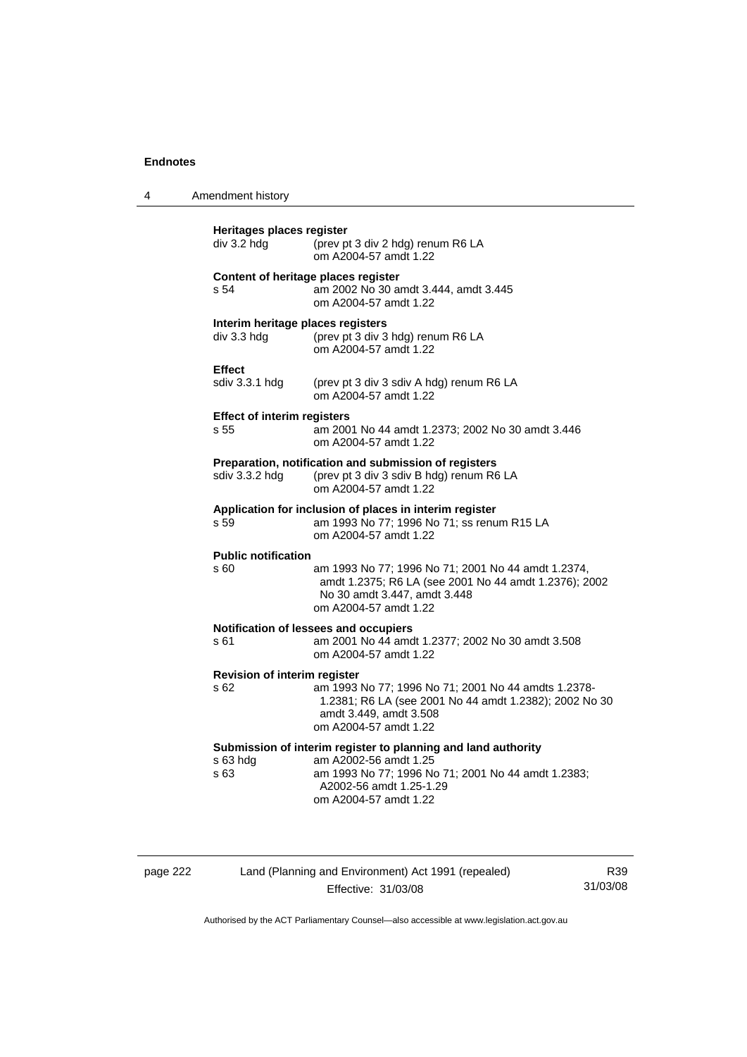**Heritages places register**

div 3.2 hdg — (prev pt 3 div 2 hdg) renum R6 LA
om A2004-57 amdt 1.22

**Content of heritage places register**

s 54 — am 2002 No 30 amdt 3.444, amdt 3.445
om A2004-57 amdt 1.22

**Interim heritage places registers**

div 3.3 hdg — (prev pt 3 div 3 hdg) renum R6 LA
om A2004-57 amdt 1.22

**Effect**

sdiv 3.3.1 hdg — (prev pt 3 div 3 sdiv A hdg) renum R6 LA
om A2004-57 amdt 1.22

**Effect of interim registers**

s 55 — am 2001 No 44 amdt 1.2373; 2002 No 30 amdt 3.446
om A2004-57 amdt 1.22

**Preparation, notification and submission of registers**

sdiv 3.3.2 hdg — (prev pt 3 div 3 sdiv B hdg) renum R6 LA
om A2004-57 amdt 1.22

**Application for inclusion of places in interim register**

s 59 — am 1993 No 77; 1996 No 71; ss renum R15 LA
om A2004-57 amdt 1.22

**Public notification**

s 60 — am 1993 No 77; 1996 No 71; 2001 No 44 amdt 1.2374, amdt 1.2375; R6 LA (see 2001 No 44 amdt 1.2376); 2002 No 30 amdt 3.447, amdt 3.448
om A2004-57 amdt 1.22

**Notification of lessees and occupiers**

s 61 — am 2001 No 44 amdt 1.2377; 2002 No 30 amdt 3.508
om A2004-57 amdt 1.22

**Revision of interim register**

s 62 — am 1993 No 77; 1996 No 71; 2001 No 44 amdts 1.2378-1.2381; R6 LA (see 2001 No 44 amdt 1.2382); 2002 No 30 amdt 3.449, amdt 3.508
om A2004-57 amdt 1.22

**Submission of interim register to planning and land authority**

s 63 hdg — am A2002-56 amdt 1.25

s 63 — am 1993 No 77; 1996 No 71; 2001 No 44 amdt 1.2383; A2002-56 amdt 1.25-1.29
om A2004-57 amdt 1.22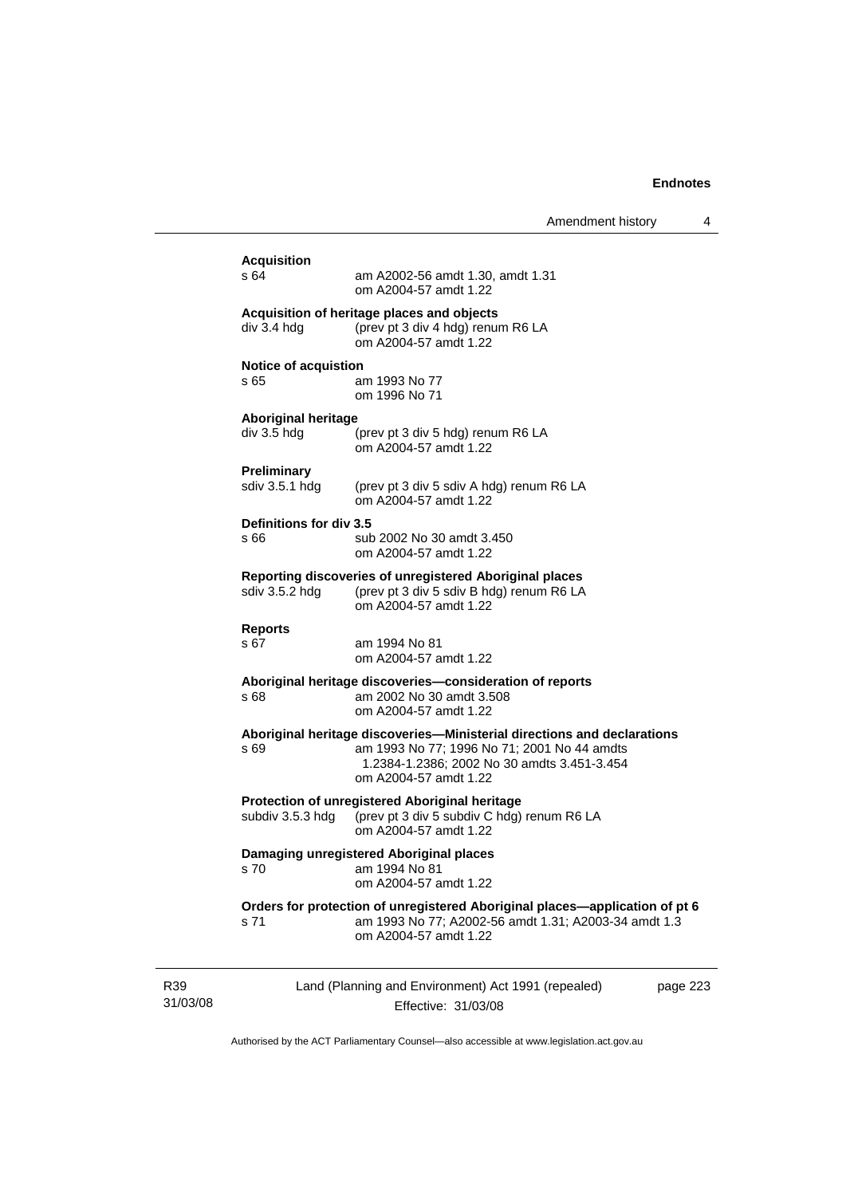**Acquisition**

s 64 am A2002-56 amdt 1.30, amdt 1.31
om A2004-57 amdt 1.22

**Acquisition of heritage places and objects**

div 3.4 hdg (prev pt 3 div 4 hdg) renum R6 LA
om A2004-57 amdt 1.22

**Notice of acquistion**

s 65 am 1993 No 77
om 1996 No 71

**Aboriginal heritage**

div 3.5 hdg (prev pt 3 div 5 hdg) renum R6 LA
om A2004-57 amdt 1.22

**Preliminary**

sdiv 3.5.1 hdg (prev pt 3 div 5 sdiv A hdg) renum R6 LA
om A2004-57 amdt 1.22

**Definitions for div 3.5**

s 66 sub 2002 No 30 amdt 3.450
om A2004-57 amdt 1.22

**Reporting discoveries of unregistered Aboriginal places**

sdiv 3.5.2 hdg (prev pt 3 div 5 sdiv B hdg) renum R6 LA
om A2004-57 amdt 1.22

**Reports**

s 67 am 1994 No 81
om A2004-57 amdt 1.22

**Aboriginal heritage discoveries—consideration of reports**

s 68 am 2002 No 30 amdt 3.508
om A2004-57 amdt 1.22

**Aboriginal heritage discoveries—Ministerial directions and declarations**

s 69 am 1993 No 77; 1996 No 71; 2001 No 44 amdts 1.2384-1.2386; 2002 No 30 amdts 3.451-3.454
om A2004-57 amdt 1.22

**Protection of unregistered Aboriginal heritage**

subdiv 3.5.3 hdg (prev pt 3 div 5 subdiv C hdg) renum R6 LA
om A2004-57 amdt 1.22

**Damaging unregistered Aboriginal places**

s 70 am 1994 No 81
om A2004-57 amdt 1.22

**Orders for protection of unregistered Aboriginal places—application of pt 6**

s 71 am 1993 No 77; A2002-56 amdt 1.31; A2003-34 amdt 1.3
om A2004-57 amdt 1.22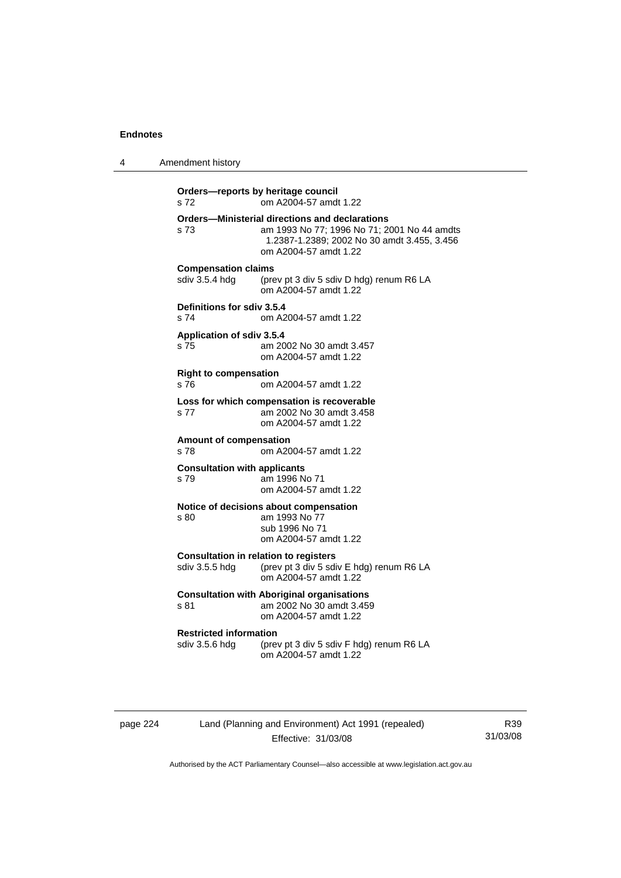**Orders—reports by heritage council**
s 72 om A2004-57 amdt 1.22

**Orders—Ministerial directions and declarations**
s 73 am 1993 No 77; 1996 No 71; 2001 No 44 amdts 1.2387-1.2389; 2002 No 30 amdt 3.455, 3.456
om A2004-57 amdt 1.22

**Compensation claims**
sdiv 3.5.4 hdg (prev pt 3 div 5 sdiv D hdg) renum R6 LA
om A2004-57 amdt 1.22

**Definitions for sdiv 3.5.4**
s 74 om A2004-57 amdt 1.22

**Application of sdiv 3.5.4**
s 75 am 2002 No 30 amdt 3.457
om A2004-57 amdt 1.22

**Right to compensation**
s 76 om A2004-57 amdt 1.22

**Loss for which compensation is recoverable**
s 77 am 2002 No 30 amdt 3.458
om A2004-57 amdt 1.22

**Amount of compensation**
s 78 om A2004-57 amdt 1.22

**Consultation with applicants**
s 79 am 1996 No 71
om A2004-57 amdt 1.22

**Notice of decisions about compensation**
s 80 am 1993 No 77
sub 1996 No 71
om A2004-57 amdt 1.22

**Consultation in relation to registers**
sdiv 3.5.5 hdg (prev pt 3 div 5 sdiv E hdg) renum R6 LA
om A2004-57 amdt 1.22

**Consultation with Aboriginal organisations**
s 81 am 2002 No 30 amdt 3.459
om A2004-57 amdt 1.22

**Restricted information**
sdiv 3.5.6 hdg (prev pt 3 div 5 sdiv F hdg) renum R6 LA
om A2004-57 amdt 1.22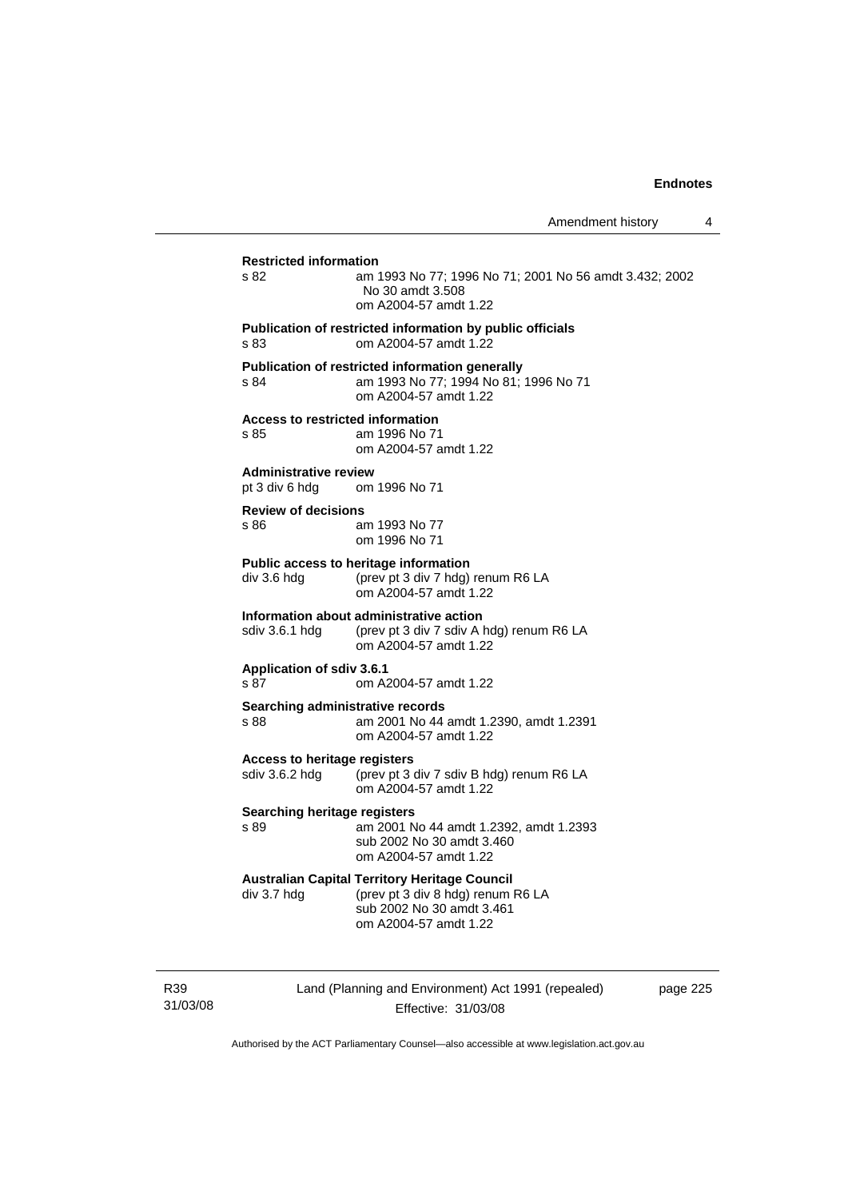**Restricted information**

s 82 am 1993 No 77; 1996 No 71; 2001 No 56 amdt 3.432; 2002 No 30 amdt 3.508
om A2004-57 amdt 1.22

**Publication of restricted information by public officials**

s 83 om A2004-57 amdt 1.22

**Publication of restricted information generally**

s 84 am 1993 No 77; 1994 No 81; 1996 No 71
om A2004-57 amdt 1.22

**Access to restricted information**

s 85 am 1996 No 71
om A2004-57 amdt 1.22

**Administrative review**

pt 3 div 6 hdg om 1996 No 71

**Review of decisions**

s 86 am 1993 No 77
om 1996 No 71

**Public access to heritage information**

div 3.6 hdg (prev pt 3 div 7 hdg) renum R6 LA
om A2004-57 amdt 1.22

**Information about administrative action**

sdiv 3.6.1 hdg (prev pt 3 div 7 sdiv A hdg) renum R6 LA
om A2004-57 amdt 1.22

**Application of sdiv 3.6.1**

s 87 om A2004-57 amdt 1.22

**Searching administrative records**

s 88 am 2001 No 44 amdt 1.2390, amdt 1.2391
om A2004-57 amdt 1.22

**Access to heritage registers**

sdiv 3.6.2 hdg (prev pt 3 div 7 sdiv B hdg) renum R6 LA
om A2004-57 amdt 1.22

**Searching heritage registers**

s 89 am 2001 No 44 amdt 1.2392, amdt 1.2393
sub 2002 No 30 amdt 3.460
om A2004-57 amdt 1.22

**Australian Capital Territory Heritage Council**

div 3.7 hdg (prev pt 3 div 8 hdg) renum R6 LA
sub 2002 No 30 amdt 3.461
om A2004-57 amdt 1.22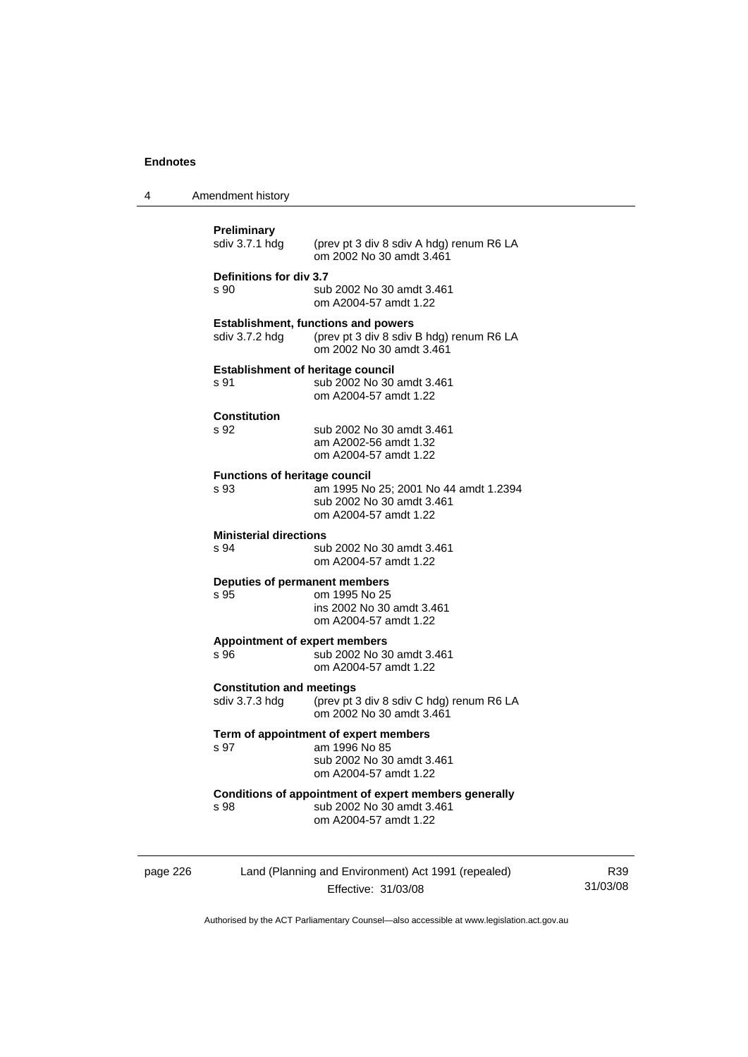**Preliminary**
sdiv 3.7.1 hdg (prev pt 3 div 8 sdiv A hdg) renum R6 LA
om 2002 No 30 amdt 3.461

**Definitions for div 3.7**
s 90 sub 2002 No 30 amdt 3.461
om A2004-57 amdt 1.22

**Establishment, functions and powers**
sdiv 3.7.2 hdg (prev pt 3 div 8 sdiv B hdg) renum R6 LA
om 2002 No 30 amdt 3.461

**Establishment of heritage council**
s 91 sub 2002 No 30 amdt 3.461
om A2004-57 amdt 1.22

**Constitution**
s 92 sub 2002 No 30 amdt 3.461
am A2002-56 amdt 1.32
om A2004-57 amdt 1.22

**Functions of heritage council**
s 93 am 1995 No 25; 2001 No 44 amdt 1.2394
sub 2002 No 30 amdt 3.461
om A2004-57 amdt 1.22

**Ministerial directions**
s 94 sub 2002 No 30 amdt 3.461
om A2004-57 amdt 1.22

**Deputies of permanent members**
s 95 om 1995 No 25
ins 2002 No 30 amdt 3.461
om A2004-57 amdt 1.22

**Appointment of expert members**
s 96 sub 2002 No 30 amdt 3.461
om A2004-57 amdt 1.22

**Constitution and meetings**
sdiv 3.7.3 hdg (prev pt 3 div 8 sdiv C hdg) renum R6 LA
om 2002 No 30 amdt 3.461

**Term of appointment of expert members**
s 97 am 1996 No 85
sub 2002 No 30 amdt 3.461
om A2004-57 amdt 1.22

**Conditions of appointment of expert members generally**
s 98 sub 2002 No 30 amdt 3.461
om A2004-57 amdt 1.22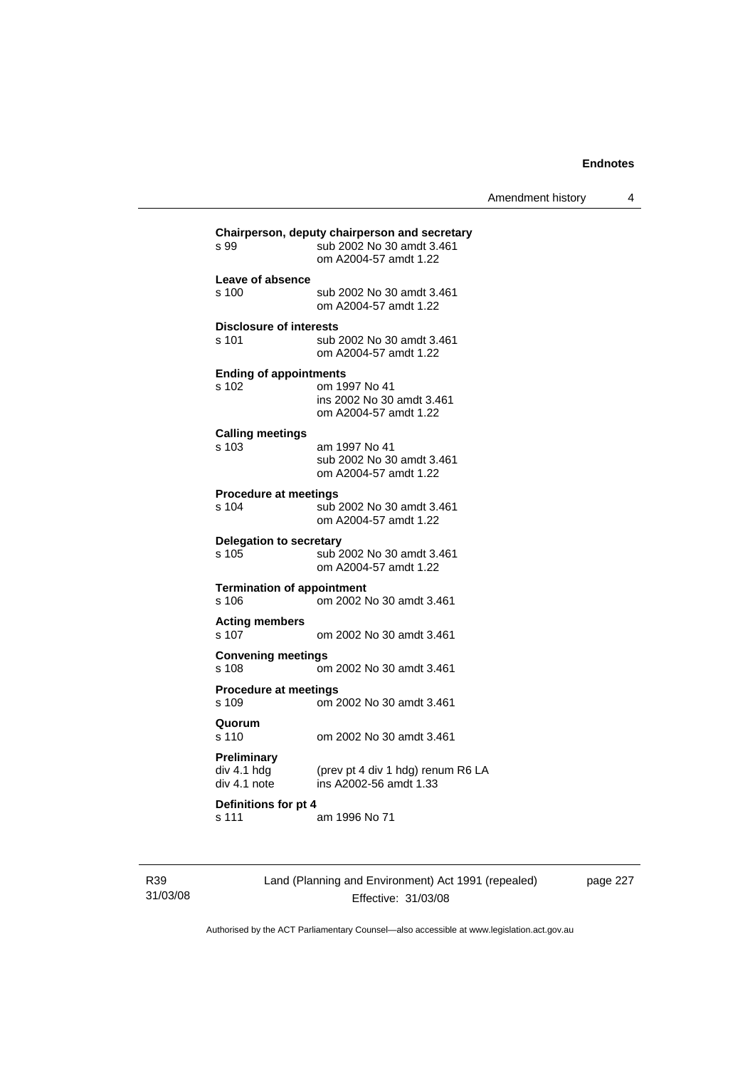**Chairperson, deputy chairperson and secretary**
s 99 sub 2002 No 30 amdt 3.461
om A2004-57 amdt 1.22

**Leave of absence**
s 100 sub 2002 No 30 amdt 3.461
om A2004-57 amdt 1.22

**Disclosure of interests**
s 101 sub 2002 No 30 amdt 3.461
om A2004-57 amdt 1.22

**Ending of appointments**
s 102 om 1997 No 41
ins 2002 No 30 amdt 3.461
om A2004-57 amdt 1.22

**Calling meetings**
s 103 am 1997 No 41
sub 2002 No 30 amdt 3.461
om A2004-57 amdt 1.22

**Procedure at meetings**
s 104 sub 2002 No 30 amdt 3.461
om A2004-57 amdt 1.22

**Delegation to secretary**
s 105 sub 2002 No 30 amdt 3.461
om A2004-57 amdt 1.22

**Termination of appointment**
s 106 om 2002 No 30 amdt 3.461

**Acting members**
s 107 om 2002 No 30 amdt 3.461

**Convening meetings**
s 108 om 2002 No 30 amdt 3.461

**Procedure at meetings**
s 109 om 2002 No 30 amdt 3.461

**Quorum**
s 110 om 2002 No 30 amdt 3.461

**Preliminary**
div 4.1 hdg (prev pt 4 div 1 hdg) renum R6 LA
div 4.1 note ins A2002-56 amdt 1.33

**Definitions for pt 4**
s 111 am 1996 No 71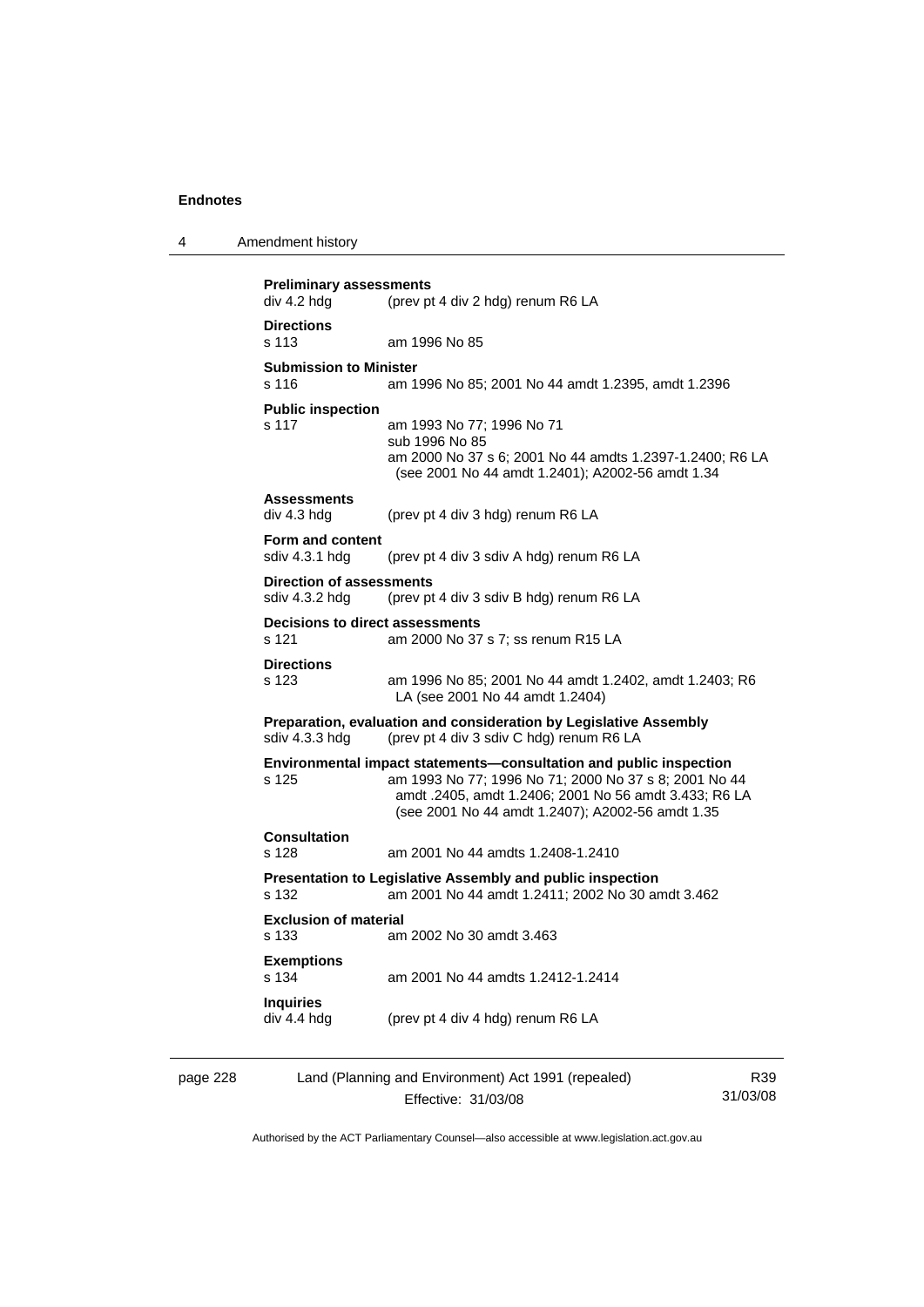**Preliminary assessments**
div 4.2 hdg (prev pt 4 div 2 hdg) renum R6 LA

**Directions**
s 113 am 1996 No 85

**Submission to Minister**
s 116 am 1996 No 85; 2001 No 44 amdt 1.2395, amdt 1.2396

**Public inspection**
s 117 am 1993 No 77; 1996 No 71
sub 1996 No 85
am 2000 No 37 s 6; 2001 No 44 amdts 1.2397-1.2400; R6 LA (see 2001 No 44 amdt 1.2401); A2002-56 amdt 1.34

**Assessments**
div 4.3 hdg (prev pt 4 div 3 hdg) renum R6 LA

**Form and content**
sdiv 4.3.1 hdg (prev pt 4 div 3 sdiv A hdg) renum R6 LA

**Direction of assessments**
sdiv 4.3.2 hdg (prev pt 4 div 3 sdiv B hdg) renum R6 LA

**Decisions to direct assessments**
s 121 am 2000 No 37 s 7; ss renum R15 LA

**Directions**
s 123 am 1996 No 85; 2001 No 44 amdt 1.2402, amdt 1.2403; R6 LA (see 2001 No 44 amdt 1.2404)

**Preparation, evaluation and consideration by Legislative Assembly**
sdiv 4.3.3 hdg (prev pt 4 div 3 sdiv C hdg) renum R6 LA

**Environmental impact statements—consultation and public inspection**
s 125 am 1993 No 77; 1996 No 71; 2000 No 37 s 8; 2001 No 44 amdt .2405, amdt 1.2406; 2001 No 56 amdt 3.433; R6 LA (see 2001 No 44 amdt 1.2407); A2002-56 amdt 1.35

**Consultation**
s 128 am 2001 No 44 amdts 1.2408-1.2410

**Presentation to Legislative Assembly and public inspection**
s 132 am 2001 No 44 amdt 1.2411; 2002 No 30 amdt 3.462

**Exclusion of material**
s 133 am 2002 No 30 amdt 3.463

**Exemptions**
s 134 am 2001 No 44 amdts 1.2412-1.2414

**Inquiries**
div 4.4 hdg (prev pt 4 div 4 hdg) renum R6 LA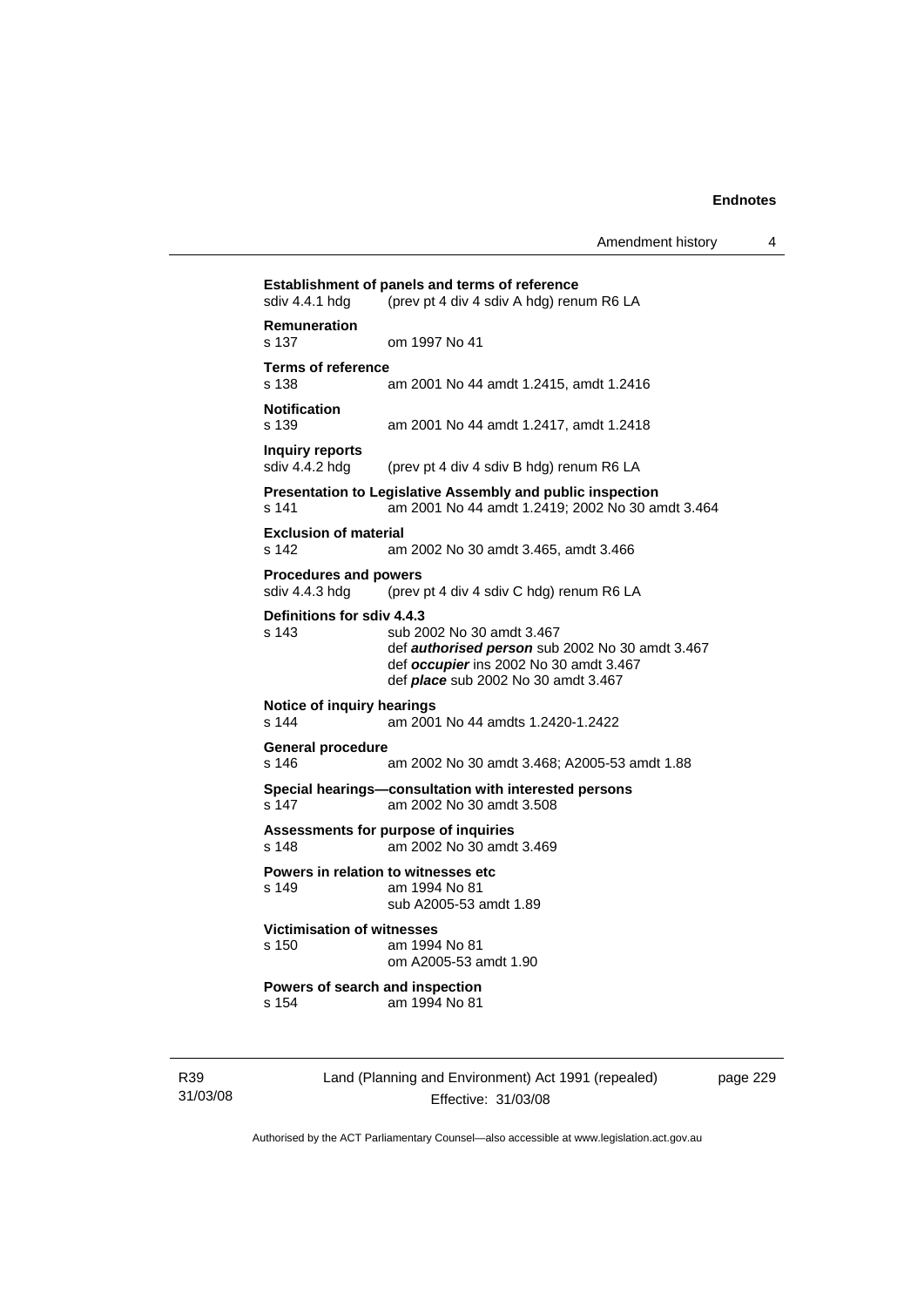**Establishment of panels and terms of reference**
sdiv 4.4.1 hdg (prev pt 4 div 4 sdiv A hdg) renum R6 LA

**Remuneration**
s 137 om 1997 No 41

**Terms of reference**
s 138 am 2001 No 44 amdt 1.2415, amdt 1.2416

**Notification**
s 139 am 2001 No 44 amdt 1.2417, amdt 1.2418

**Inquiry reports**
sdiv 4.4.2 hdg (prev pt 4 div 4 sdiv B hdg) renum R6 LA

**Presentation to Legislative Assembly and public inspection**
s 141 am 2001 No 44 amdt 1.2419; 2002 No 30 amdt 3.464

**Exclusion of material**
s 142 am 2002 No 30 amdt 3.465, amdt 3.466

**Procedures and powers**
sdiv 4.4.3 hdg (prev pt 4 div 4 sdiv C hdg) renum R6 LA

**Definitions for sdiv 4.4.3**
s 143 sub 2002 No 30 amdt 3.467
def ***authorised person*** sub 2002 No 30 amdt 3.467
def ***occupier*** ins 2002 No 30 amdt 3.467
def ***place*** sub 2002 No 30 amdt 3.467

**Notice of inquiry hearings**
s 144 am 2001 No 44 amdts 1.2420-1.2422

**General procedure**
s 146 am 2002 No 30 amdt 3.468; A2005-53 amdt 1.88

**Special hearings—consultation with interested persons**
s 147 am 2002 No 30 amdt 3.508

**Assessments for purpose of inquiries**
s 148 am 2002 No 30 amdt 3.469

**Powers in relation to witnesses etc**
s 149 am 1994 No 81
sub A2005-53 amdt 1.89

**Victimisation of witnesses**
s 150 am 1994 No 81
om A2005-53 amdt 1.90

**Powers of search and inspection**
s 154 am 1994 No 81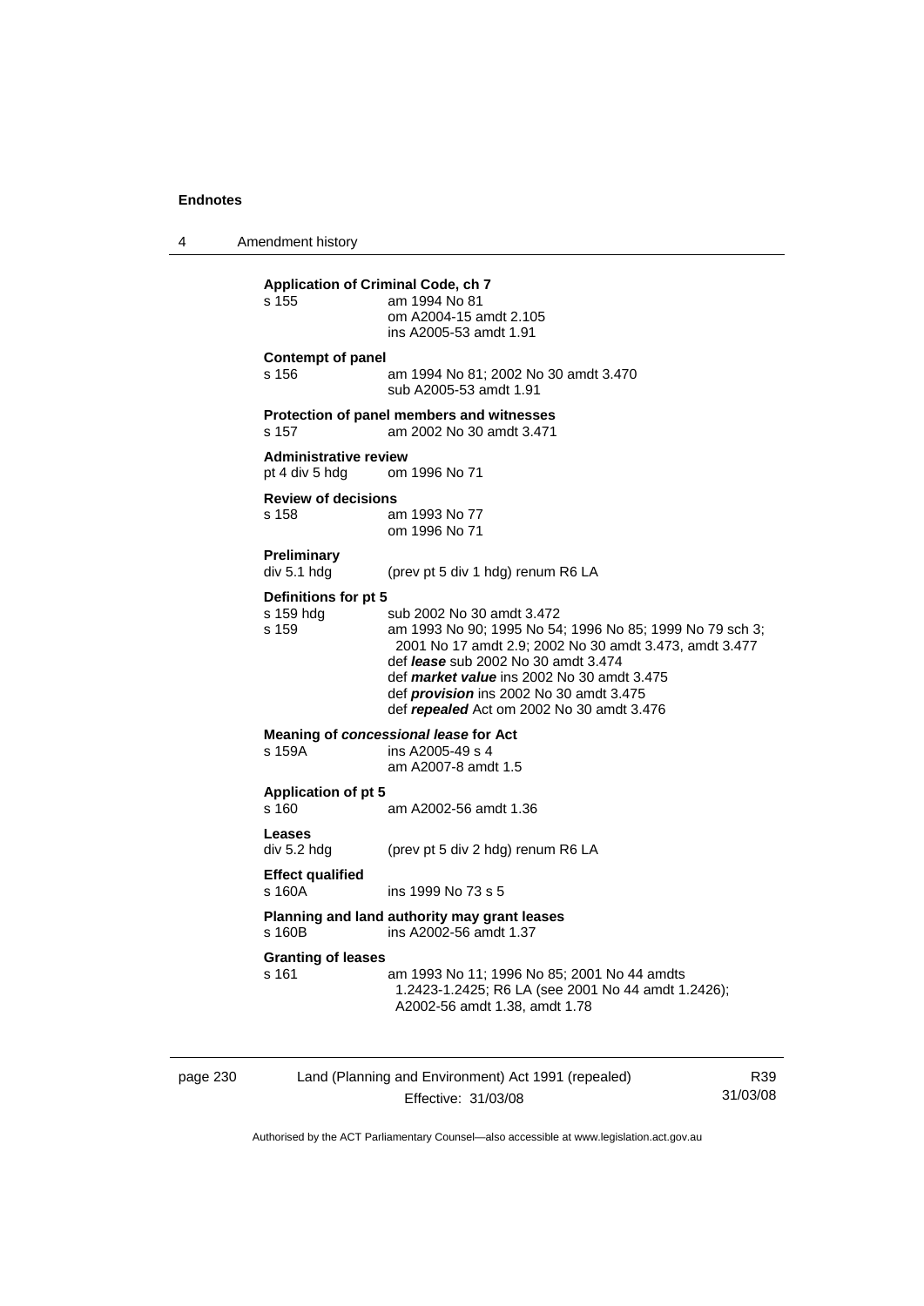**Application of Criminal Code, ch 7**

s 155 am 1994 No 81
om A2004-15 amdt 2.105
ins A2005-53 amdt 1.91

**Contempt of panel**

s 156 am 1994 No 81; 2002 No 30 amdt 3.470
sub A2005-53 amdt 1.91

**Protection of panel members and witnesses**

s 157 am 2002 No 30 amdt 3.471

**Administrative review**

pt 4 div 5 hdg om 1996 No 71

**Review of decisions**

s 158 am 1993 No 77
om 1996 No 71

**Preliminary**

div 5.1 hdg (prev pt 5 div 1 hdg) renum R6 LA

**Definitions for pt 5**

s 159 hdg sub 2002 No 30 amdt 3.472
s 159 am 1993 No 90; 1995 No 54; 1996 No 85; 1999 No 79 sch 3; 2001 No 17 amdt 2.9; 2002 No 30 amdt 3.473, amdt 3.477
def ***lease*** sub 2002 No 30 amdt 3.474
def ***market value*** ins 2002 No 30 amdt 3.475
def ***provision*** ins 2002 No 30 amdt 3.475
def ***repealed*** Act om 2002 No 30 amdt 3.476

**Meaning of *concessional lease* for Act**

s 159A ins A2005-49 s 4
am A2007-8 amdt 1.5

**Application of pt 5**

s 160 am A2002-56 amdt 1.36

**Leases**

div 5.2 hdg (prev pt 5 div 2 hdg) renum R6 LA

**Effect qualified**

s 160A ins 1999 No 73 s 5

**Planning and land authority may grant leases**

s 160B ins A2002-56 amdt 1.37

**Granting of leases**

s 161 am 1993 No 11; 1996 No 85; 2001 No 44 amdts 1.2423-1.2425; R6 LA (see 2001 No 44 amdt 1.2426); A2002-56 amdt 1.38, amdt 1.78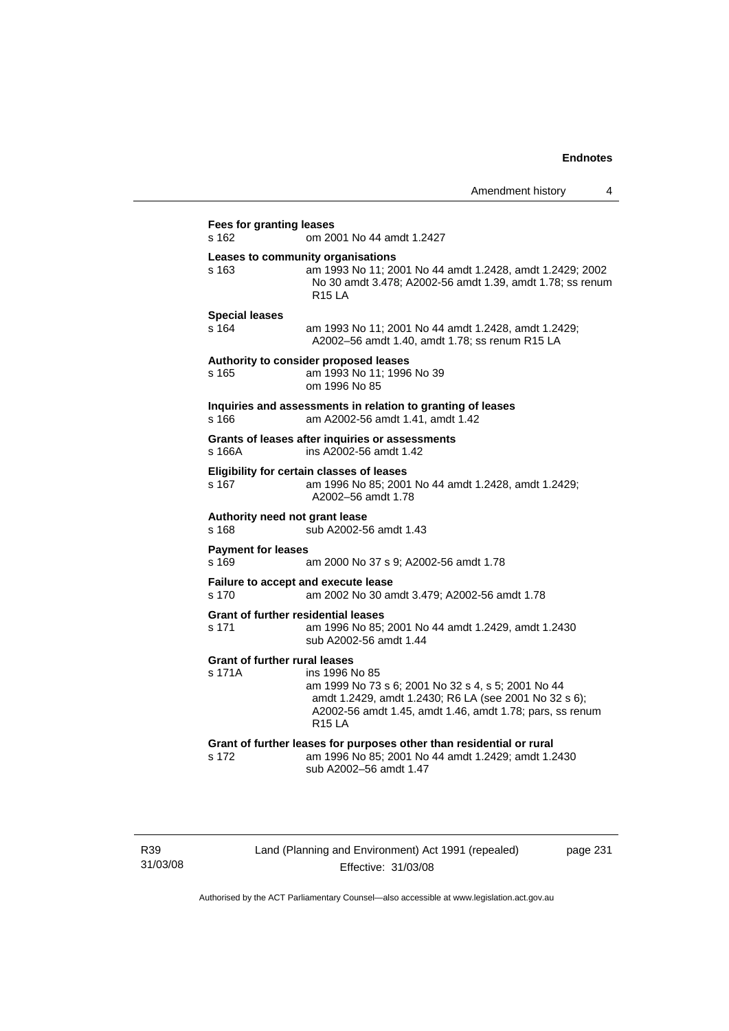**Fees for granting leases**

s 162 om 2001 No 44 amdt 1.2427

**Leases to community organisations**

s 163 am 1993 No 11; 2001 No 44 amdt 1.2428, amdt 1.2429; 2002 No 30 amdt 3.478; A2002-56 amdt 1.39, amdt 1.78; ss renum R15 LA

**Special leases**

s 164 am 1993 No 11; 2001 No 44 amdt 1.2428, amdt 1.2429; A2002–56 amdt 1.40, amdt 1.78; ss renum R15 LA

**Authority to consider proposed leases**

s 165 am 1993 No 11; 1996 No 39
om 1996 No 85

**Inquiries and assessments in relation to granting of leases**

s 166 am A2002-56 amdt 1.41, amdt 1.42

**Grants of leases after inquiries or assessments**

s 166A ins A2002-56 amdt 1.42

**Eligibility for certain classes of leases**

s 167 am 1996 No 85; 2001 No 44 amdt 1.2428, amdt 1.2429; A2002–56 amdt 1.78

**Authority need not grant lease**

s 168 sub A2002-56 amdt 1.43

**Payment for leases**

s 169 am 2000 No 37 s 9; A2002-56 amdt 1.78

**Failure to accept and execute lease**

s 170 am 2002 No 30 amdt 3.479; A2002-56 amdt 1.78

**Grant of further residential leases**

s 171 am 1996 No 85; 2001 No 44 amdt 1.2429, amdt 1.2430
sub A2002-56 amdt 1.44

**Grant of further rural leases**

s 171A ins 1996 No 85
am 1999 No 73 s 6; 2001 No 32 s 4, s 5; 2001 No 44 amdt 1.2429, amdt 1.2430; R6 LA (see 2001 No 32 s 6); A2002-56 amdt 1.45, amdt 1.46, amdt 1.78; pars, ss renum R15 LA

**Grant of further leases for purposes other than residential or rural**

s 172 am 1996 No 85; 2001 No 44 amdt 1.2429; amdt 1.2430
sub A2002–56 amdt 1.47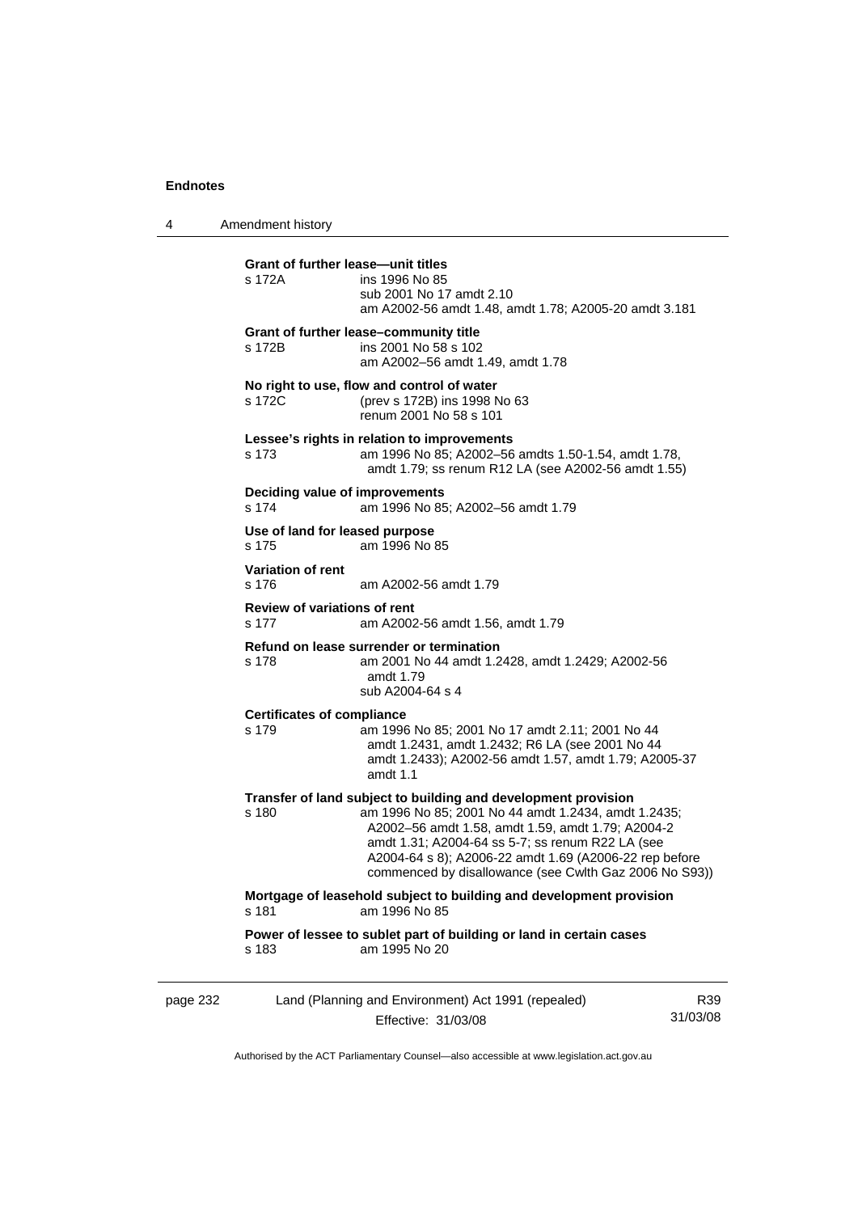**Grant of further lease—unit titles**
s 172A ins 1996 No 85
sub 2001 No 17 amdt 2.10
am A2002-56 amdt 1.48, amdt 1.78; A2005-20 amdt 3.181

**Grant of further lease–community title**
s 172B ins 2001 No 58 s 102
am A2002–56 amdt 1.49, amdt 1.78

**No right to use, flow and control of water**
s 172C (prev s 172B) ins 1998 No 63
renum 2001 No 58 s 101

**Lessee's rights in relation to improvements**
s 173 am 1996 No 85; A2002–56 amdts 1.50-1.54, amdt 1.78, amdt 1.79; ss renum R12 LA (see A2002-56 amdt 1.55)

**Deciding value of improvements**
s 174 am 1996 No 85; A2002–56 amdt 1.79

**Use of land for leased purpose**
s 175 am 1996 No 85

**Variation of rent**
s 176 am A2002-56 amdt 1.79

**Review of variations of rent**
s 177 am A2002-56 amdt 1.56, amdt 1.79

**Refund on lease surrender or termination**
s 178 am 2001 No 44 amdt 1.2428, amdt 1.2429; A2002-56 amdt 1.79
sub A2004-64 s 4

**Certificates of compliance**
s 179 am 1996 No 85; 2001 No 17 amdt 2.11; 2001 No 44 amdt 1.2431, amdt 1.2432; R6 LA (see 2001 No 44 amdt 1.2433); A2002-56 amdt 1.57, amdt 1.79; A2005-37 amdt 1.1

**Transfer of land subject to building and development provision**
s 180 am 1996 No 85; 2001 No 44 amdt 1.2434, amdt 1.2435; A2002–56 amdt 1.58, amdt 1.59, amdt 1.79; A2004-2 amdt 1.31; A2004-64 ss 5-7; ss renum R22 LA (see A2004-64 s 8); A2006-22 amdt 1.69 (A2006-22 rep before commenced by disallowance (see Cwlth Gaz 2006 No S93))

**Mortgage of leasehold subject to building and development provision**
s 181 am 1996 No 85

**Power of lessee to sublet part of building or land in certain cases**
s 183 am 1995 No 20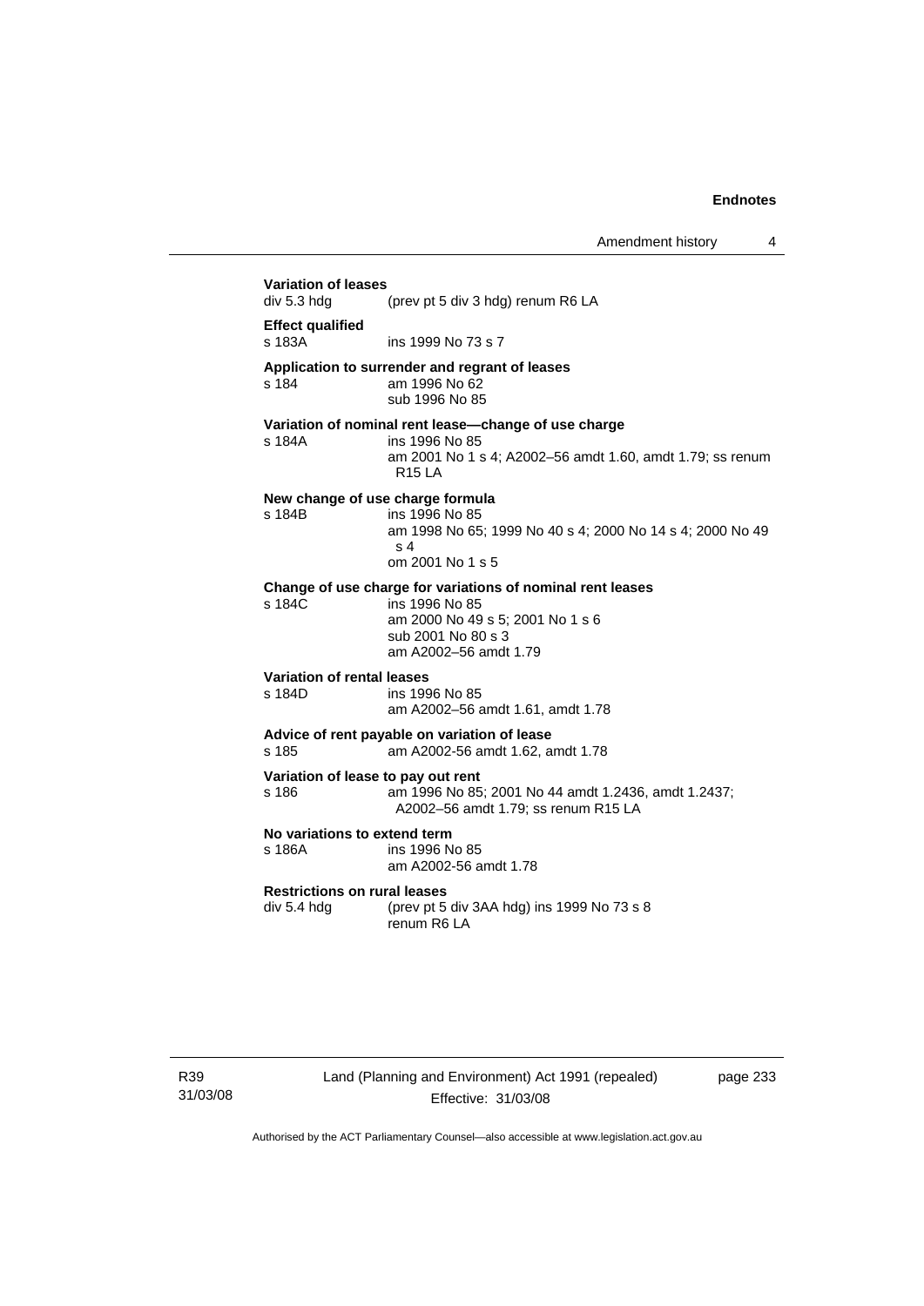**Variation of leases**
div 5.3 hdg (prev pt 5 div 3 hdg) renum R6 LA

**Effect qualified**
s 183A ins 1999 No 73 s 7

**Application to surrender and regrant of leases**
s 184 am 1996 No 62
sub 1996 No 85

**Variation of nominal rent lease—change of use charge**
s 184A ins 1996 No 85
am 2001 No 1 s 4; A2002–56 amdt 1.60, amdt 1.79; ss renum R15 LA

**New change of use charge formula**
s 184B ins 1996 No 85
am 1998 No 65; 1999 No 40 s 4; 2000 No 14 s 4; 2000 No 49 s 4
om 2001 No 1 s 5

**Change of use charge for variations of nominal rent leases**
s 184C ins 1996 No 85
am 2000 No 49 s 5; 2001 No 1 s 6
sub 2001 No 80 s 3
am A2002–56 amdt 1.79

**Variation of rental leases**
s 184D ins 1996 No 85
am A2002–56 amdt 1.61, amdt 1.78

**Advice of rent payable on variation of lease**
s 185 am A2002-56 amdt 1.62, amdt 1.78

**Variation of lease to pay out rent**
s 186 am 1996 No 85; 2001 No 44 amdt 1.2436, amdt 1.2437; A2002–56 amdt 1.79; ss renum R15 LA

**No variations to extend term**
s 186A ins 1996 No 85
am A2002-56 amdt 1.78

**Restrictions on rural leases**
div 5.4 hdg (prev pt 5 div 3AA hdg) ins 1999 No 73 s 8
renum R6 LA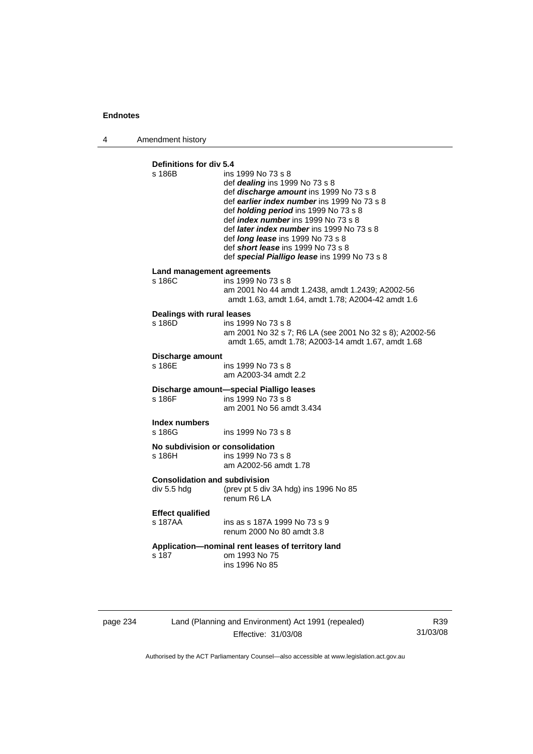**Definitions for div 5.4**

s 186B ins 1999 No 73 s 8
def ***dealing*** ins 1999 No 73 s 8
def ***discharge amount*** ins 1999 No 73 s 8
def ***earlier index number*** ins 1999 No 73 s 8
def ***holding period*** ins 1999 No 73 s 8
def ***index number*** ins 1999 No 73 s 8
def ***later index number*** ins 1999 No 73 s 8
def ***long lease*** ins 1999 No 73 s 8
def ***short lease*** ins 1999 No 73 s 8
def ***special Pialligo lease*** ins 1999 No 73 s 8

**Land management agreements**

s 186C ins 1999 No 73 s 8
am 2001 No 44 amdt 1.2438, amdt 1.2439; A2002-56 amdt 1.63, amdt 1.64, amdt 1.78; A2004-42 amdt 1.6

**Dealings with rural leases**

s 186D ins 1999 No 73 s 8
am 2001 No 32 s 7; R6 LA (see 2001 No 32 s 8); A2002-56 amdt 1.65, amdt 1.78; A2003-14 amdt 1.67, amdt 1.68

**Discharge amount**

s 186E ins 1999 No 73 s 8
am A2003-34 amdt 2.2

**Discharge amount—special Pialligo leases**

s 186F ins 1999 No 73 s 8
am 2001 No 56 amdt 3.434

**Index numbers**

s 186G ins 1999 No 73 s 8

**No subdivision or consolidation**

s 186H ins 1999 No 73 s 8
am A2002-56 amdt 1.78

**Consolidation and subdivision**

div 5.5 hdg (prev pt 5 div 3A hdg) ins 1996 No 85
renum R6 LA

**Effect qualified**

s 187AA ins as s 187A 1999 No 73 s 9
renum 2000 No 80 amdt 3.8

**Application—nominal rent leases of territory land**

s 187 om 1993 No 75
ins 1996 No 85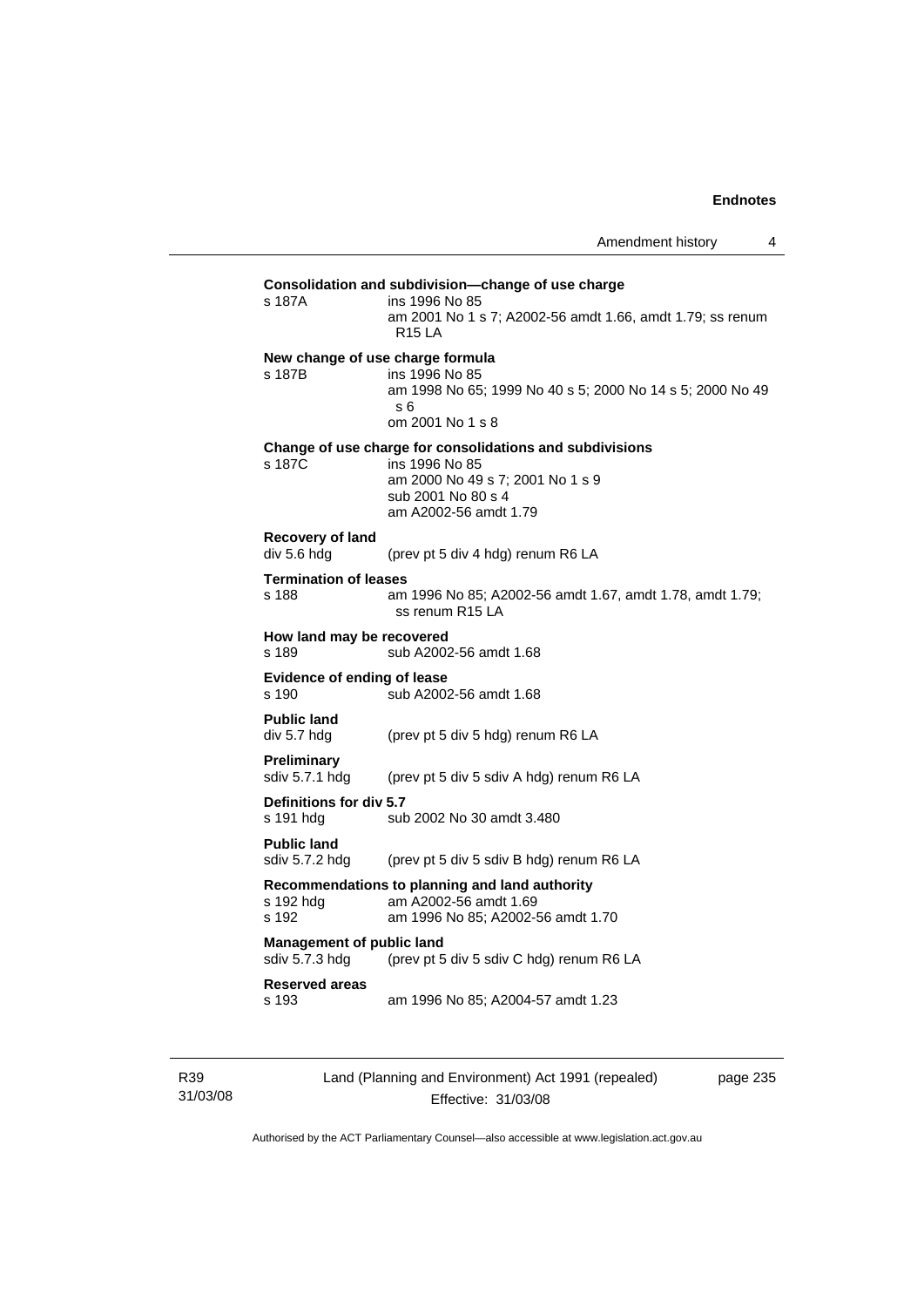**Consolidation and subdivision—change of use charge**

s 187A ins 1996 No 85
am 2001 No 1 s 7; A2002-56 amdt 1.66, amdt 1.79; ss renum R15 LA

**New change of use charge formula**

s 187B ins 1996 No 85
am 1998 No 65; 1999 No 40 s 5; 2000 No 14 s 5; 2000 No 49 s 6
om 2001 No 1 s 8

**Change of use charge for consolidations and subdivisions**

s 187C ins 1996 No 85
am 2000 No 49 s 7; 2001 No 1 s 9
sub 2001 No 80 s 4
am A2002-56 amdt 1.79

**Recovery of land**

div 5.6 hdg (prev pt 5 div 4 hdg) renum R6 LA

**Termination of leases**

s 188 am 1996 No 85; A2002-56 amdt 1.67, amdt 1.78, amdt 1.79; ss renum R15 LA

**How land may be recovered**

s 189 sub A2002-56 amdt 1.68

**Evidence of ending of lease**

s 190 sub A2002-56 amdt 1.68

**Public land**

div 5.7 hdg (prev pt 5 div 5 hdg) renum R6 LA

**Preliminary**

sdiv 5.7.1 hdg (prev pt 5 div 5 sdiv A hdg) renum R6 LA

**Definitions for div 5.7**

s 191 hdg sub 2002 No 30 amdt 3.480

**Public land**

sdiv 5.7.2 hdg (prev pt 5 div 5 sdiv B hdg) renum R6 LA

**Recommendations to planning and land authority**

s 192 hdg am A2002-56 amdt 1.69
s 192 am 1996 No 85; A2002-56 amdt 1.70

**Management of public land**

sdiv 5.7.3 hdg (prev pt 5 div 5 sdiv C hdg) renum R6 LA

**Reserved areas**

s 193 am 1996 No 85; A2004-57 amdt 1.23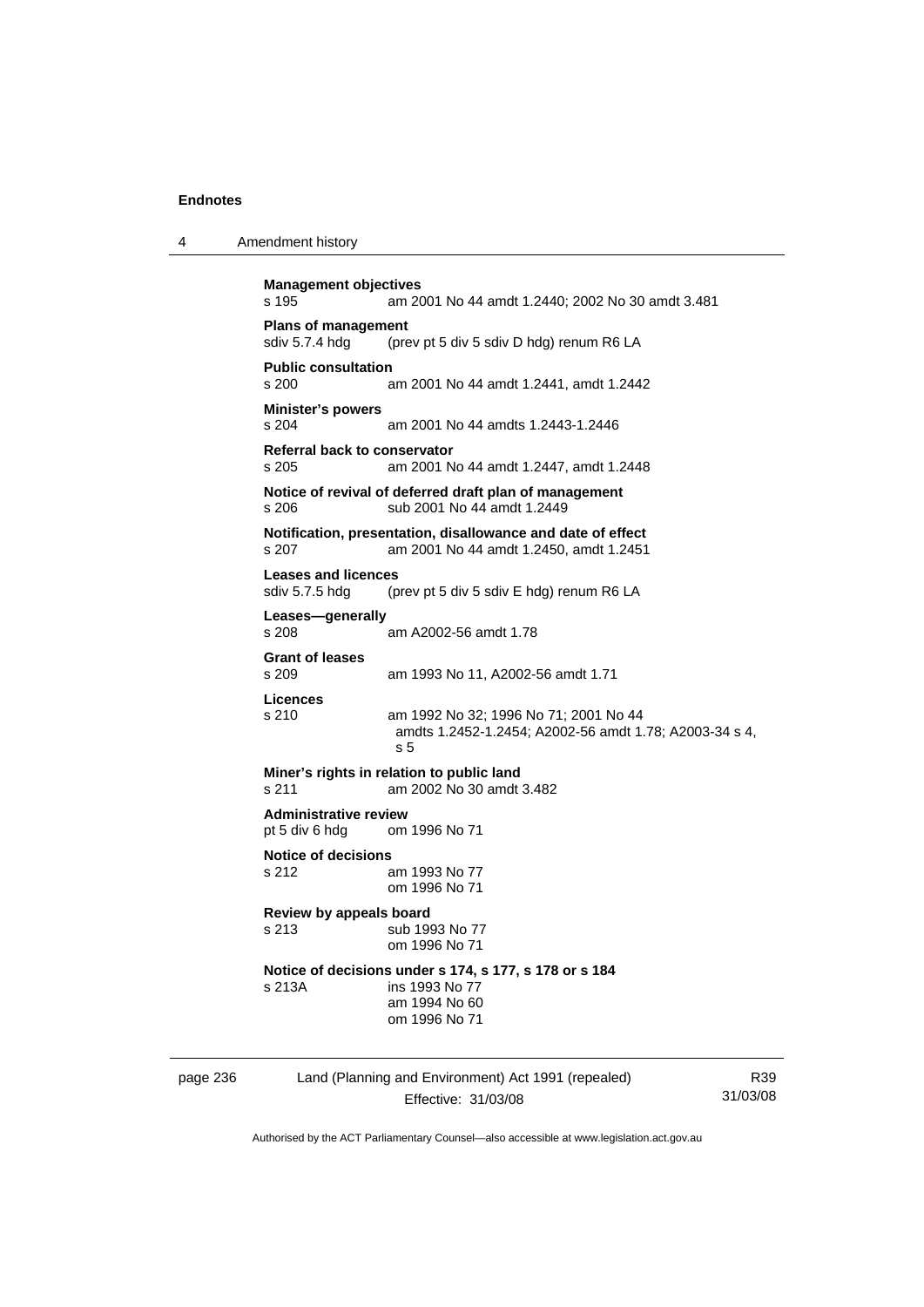**Management objectives**
s 195 am 2001 No 44 amdt 1.2440; 2002 No 30 amdt 3.481

**Plans of management**
sdiv 5.7.4 hdg (prev pt 5 div 5 sdiv D hdg) renum R6 LA

**Public consultation**
s 200 am 2001 No 44 amdt 1.2441, amdt 1.2442

**Minister's powers**
s 204 am 2001 No 44 amdts 1.2443-1.2446

**Referral back to conservator**
s 205 am 2001 No 44 amdt 1.2447, amdt 1.2448

**Notice of revival of deferred draft plan of management**
s 206 sub 2001 No 44 amdt 1.2449

**Notification, presentation, disallowance and date of effect**
s 207 am 2001 No 44 amdt 1.2450, amdt 1.2451

**Leases and licences**
sdiv 5.7.5 hdg (prev pt 5 div 5 sdiv E hdg) renum R6 LA

**Leases—generally**
s 208 am A2002-56 amdt 1.78

**Grant of leases**
s 209 am 1993 No 11, A2002-56 amdt 1.71

**Licences**
s 210 am 1992 No 32; 1996 No 71; 2001 No 44 amdts 1.2452-1.2454; A2002-56 amdt 1.78; A2003-34 s 4, s 5

**Miner's rights in relation to public land**
s 211 am 2002 No 30 amdt 3.482

**Administrative review**
pt 5 div 6 hdg om 1996 No 71

**Notice of decisions**
s 212 am 1993 No 77
om 1996 No 71

**Review by appeals board**
s 213 sub 1993 No 77
om 1996 No 71

**Notice of decisions under s 174, s 177, s 178 or s 184**
s 213A ins 1993 No 77
am 1994 No 60
om 1996 No 71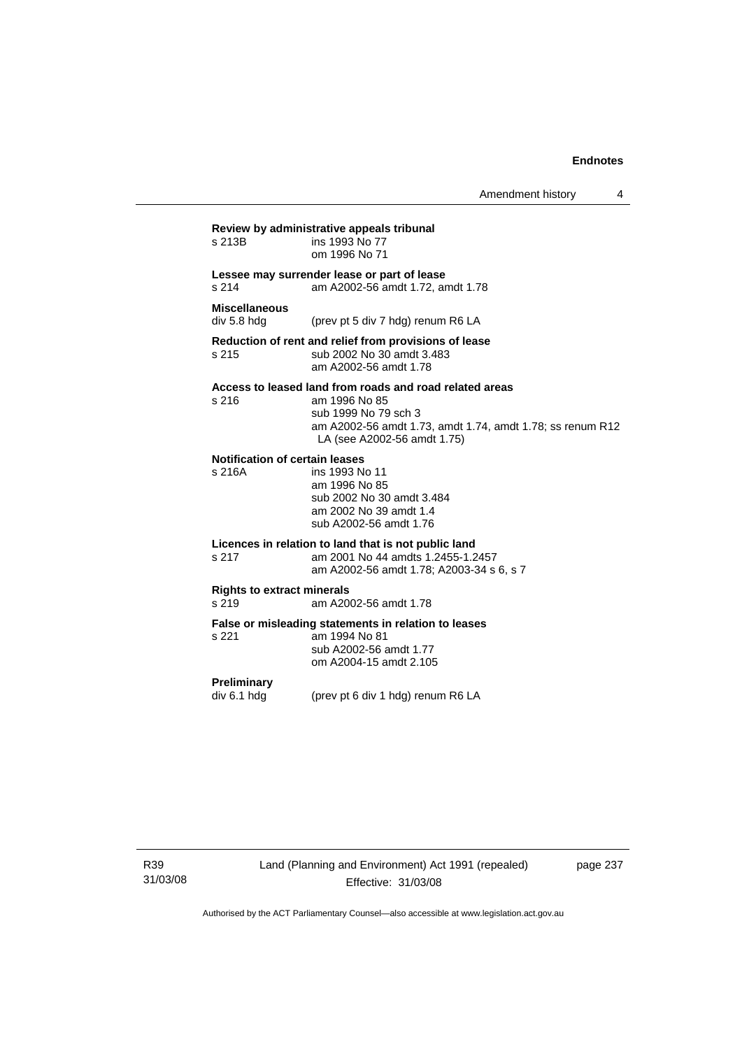**Review by administrative appeals tribunal**
s 213B	ins 1993 No 77
	om 1996 No 71

**Lessee may surrender lease or part of lease**
s 214	am A2002-56 amdt 1.72, amdt 1.78

**Miscellaneous**
div 5.8 hdg	(prev pt 5 div 7 hdg) renum R6 LA

**Reduction of rent and relief from provisions of lease**
s 215	sub 2002 No 30 amdt 3.483
	am A2002-56 amdt 1.78

**Access to leased land from roads and road related areas**
s 216	am 1996 No 85
	sub 1999 No 79 sch 3
	am A2002-56 amdt 1.73, amdt 1.74, amdt 1.78; ss renum R12 LA (see A2002-56 amdt 1.75)

**Notification of certain leases**
s 216A	ins 1993 No 11
	am 1996 No 85
	sub 2002 No 30 amdt 3.484
	am 2002 No 39 amdt 1.4
	sub A2002-56 amdt 1.76

**Licences in relation to land that is not public land**
s 217	am 2001 No 44 amdts 1.2455-1.2457
	am A2002-56 amdt 1.78; A2003-34 s 6, s 7

**Rights to extract minerals**
s 219	am A2002-56 amdt 1.78

**False or misleading statements in relation to leases**
s 221	am 1994 No 81
	sub A2002-56 amdt 1.77
	om A2004-15 amdt 2.105

**Preliminary**
div 6.1 hdg	(prev pt 6 div 1 hdg) renum R6 LA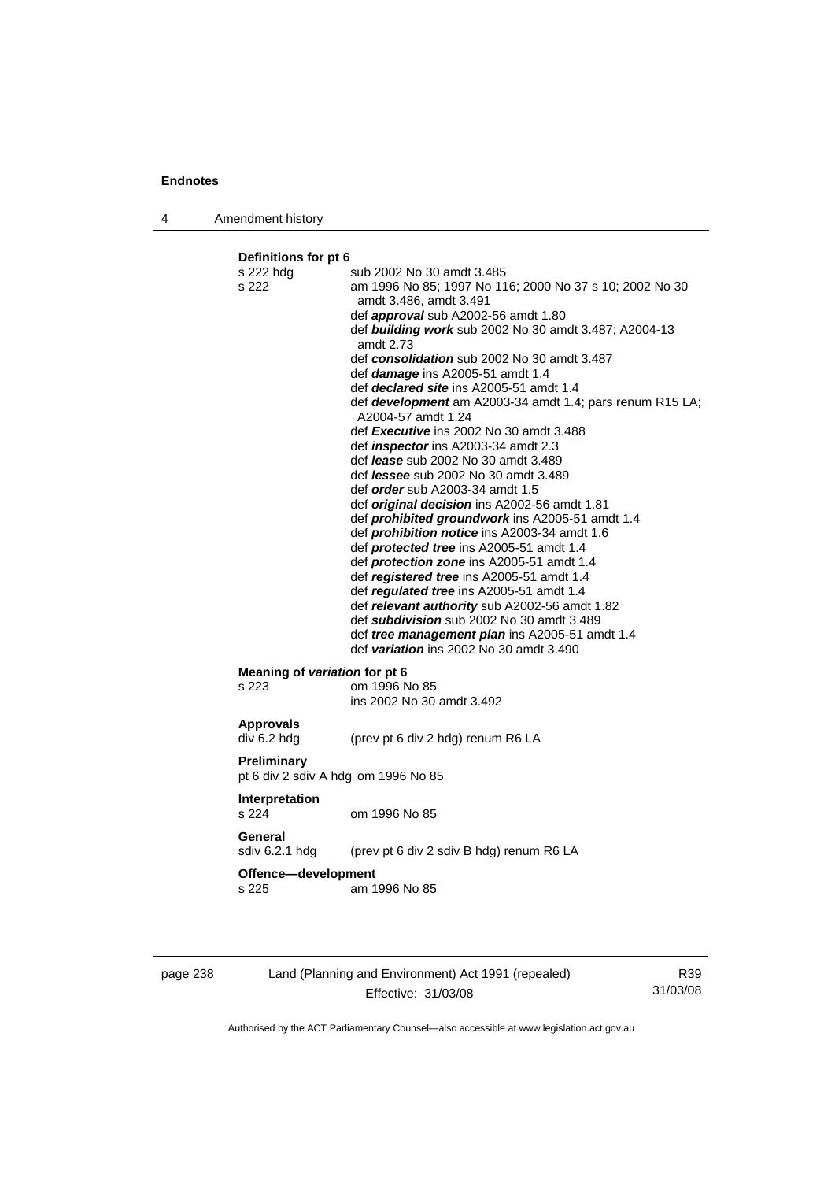**Definitions for pt 6**

s 222 hdg sub 2002 No 30 amdt 3.485

s 222 am 1996 No 85; 1997 No 116; 2000 No 37 s 10; 2002 No 30 amdt 3.486, amdt 3.491

def ***approval*** sub A2002-56 amdt 1.80

def ***building work*** sub 2002 No 30 amdt 3.487; A2004-13 amdt 2.73

def ***consolidation*** sub 2002 No 30 amdt 3.487

def ***damage*** ins A2005-51 amdt 1.4

def ***declared site*** ins A2005-51 amdt 1.4

def ***development*** am A2003-34 amdt 1.4; pars renum R15 LA; A2004-57 amdt 1.24

def ***Executive*** ins 2002 No 30 amdt 3.488

def ***inspector*** ins A2003-34 amdt 2.3

def ***lease*** sub 2002 No 30 amdt 3.489

def ***lessee*** sub 2002 No 30 amdt 3.489

def ***order*** sub A2003-34 amdt 1.5

def ***original decision*** ins A2002-56 amdt 1.81

def ***prohibited groundwork*** ins A2005-51 amdt 1.4

def ***prohibition notice*** ins A2003-34 amdt 1.6

def ***protected tree*** ins A2005-51 amdt 1.4

def ***protection zone*** ins A2005-51 amdt 1.4

def ***registered tree*** ins A2005-51 amdt 1.4

def ***regulated tree*** ins A2005-51 amdt 1.4

def ***relevant authority*** sub A2002-56 amdt 1.82

def ***subdivision*** sub 2002 No 30 amdt 3.489

def ***tree management plan*** ins A2005-51 amdt 1.4

def ***variation*** ins 2002 No 30 amdt 3.490

**Meaning of *variation* for pt 6**

s 223 om 1996 No 85
ins 2002 No 30 amdt 3.492

**Approvals**

div 6.2 hdg (prev pt 6 div 2 hdg) renum R6 LA

**Preliminary**

pt 6 div 2 sdiv A hdg om 1996 No 85

**Interpretation**

s 224 om 1996 No 85

**General**

sdiv 6.2.1 hdg (prev pt 6 div 2 sdiv B hdg) renum R6 LA

**Offence—development**

s 225 am 1996 No 85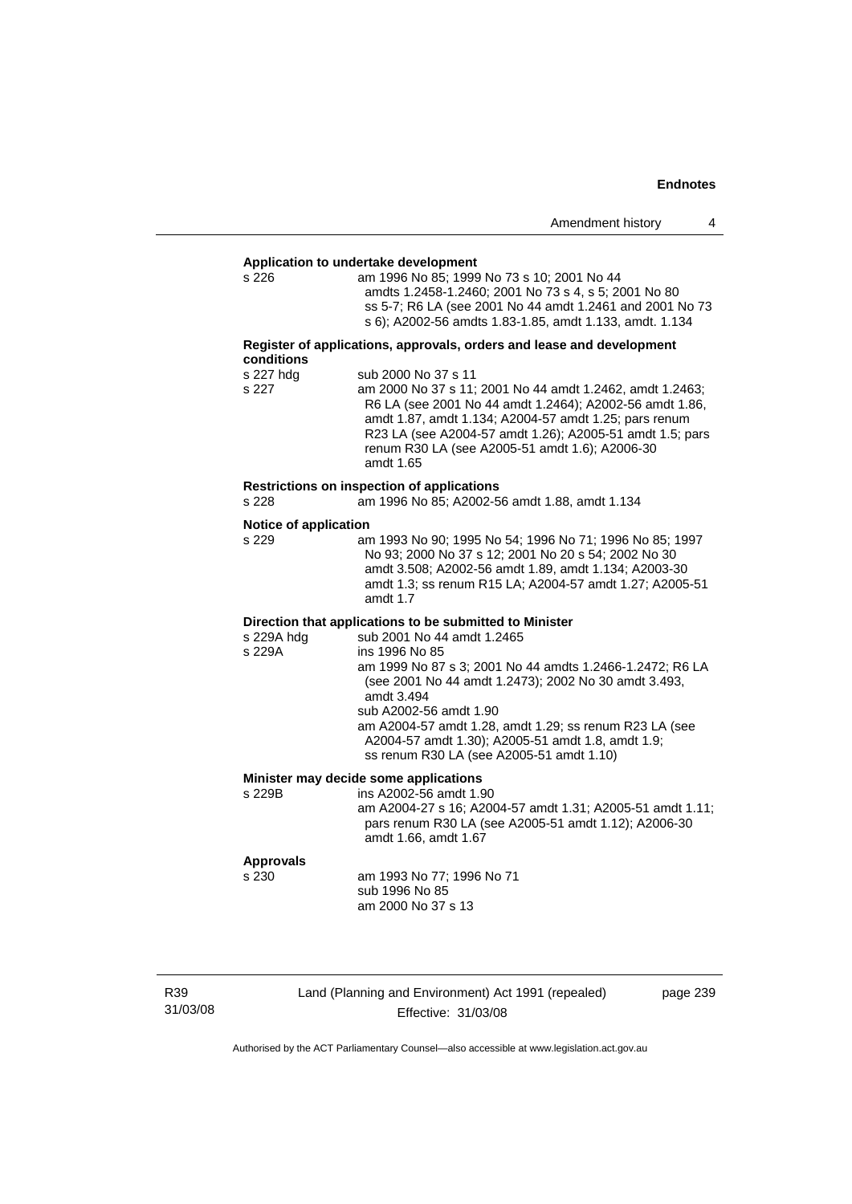**Application to undertake development**

s 226 — am 1996 No 85; 1999 No 73 s 10; 2001 No 44 amdts 1.2458-1.2460; 2001 No 73 s 4, s 5; 2001 No 80 ss 5-7; R6 LA (see 2001 No 44 amdt 1.2461 and 2001 No 73 s 6); A2002-56 amdts 1.83-1.85, amdt 1.133, amdt. 1.134

**Register of applications, approvals, orders and lease and development conditions**

s 227 hdg — sub 2000 No 37 s 11

s 227 — am 2000 No 37 s 11; 2001 No 44 amdt 1.2462, amdt 1.2463; R6 LA (see 2001 No 44 amdt 1.2464); A2002-56 amdt 1.86, amdt 1.87, amdt 1.134; A2004-57 amdt 1.25; pars renum R23 LA (see A2004-57 amdt 1.26); A2005-51 amdt 1.5; pars renum R30 LA (see A2005-51 amdt 1.6); A2006-30 amdt 1.65

**Restrictions on inspection of applications**

s 228 — am 1996 No 85; A2002-56 amdt 1.88, amdt 1.134

**Notice of application**

s 229 — am 1993 No 90; 1995 No 54; 1996 No 71; 1996 No 85; 1997 No 93; 2000 No 37 s 12; 2001 No 20 s 54; 2002 No 30 amdt 3.508; A2002-56 amdt 1.89, amdt 1.134; A2003-30 amdt 1.3; ss renum R15 LA; A2004-57 amdt 1.27; A2005-51 amdt 1.7

**Direction that applications to be submitted to Minister**

s 229A hdg — sub 2001 No 44 amdt 1.2465

s 229A — ins 1996 No 85
am 1999 No 87 s 3; 2001 No 44 amdts 1.2466-1.2472; R6 LA (see 2001 No 44 amdt 1.2473); 2002 No 30 amdt 3.493, amdt 3.494
sub A2002-56 amdt 1.90
am A2004-57 amdt 1.28, amdt 1.29; ss renum R23 LA (see A2004-57 amdt 1.30); A2005-51 amdt 1.8, amdt 1.9; ss renum R30 LA (see A2005-51 amdt 1.10)

**Minister may decide some applications**

s 229B — ins A2002-56 amdt 1.90
am A2004-27 s 16; A2004-57 amdt 1.31; A2005-51 amdt 1.11; pars renum R30 LA (see A2005-51 amdt 1.12); A2006-30 amdt 1.66, amdt 1.67

**Approvals**

s 230 — am 1993 No 77; 1996 No 71
sub 1996 No 85
am 2000 No 37 s 13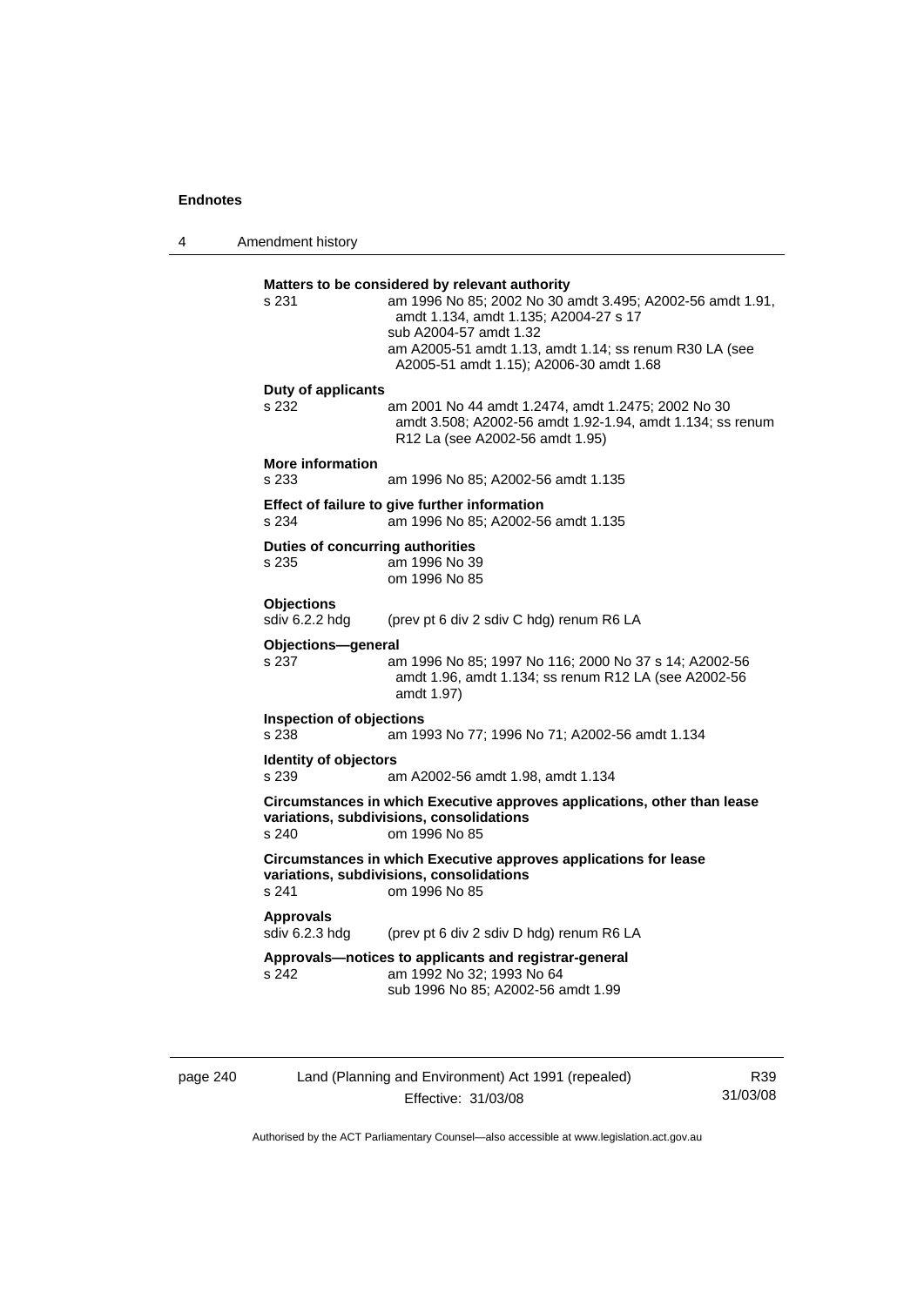**Matters to be considered by relevant authority**

s 231 am 1996 No 85; 2002 No 30 amdt 3.495; A2002-56 amdt 1.91, amdt 1.134, amdt 1.135; A2004-27 s 17
sub A2004-57 amdt 1.32
am A2005-51 amdt 1.13, amdt 1.14; ss renum R30 LA (see A2005-51 amdt 1.15); A2006-30 amdt 1.68

**Duty of applicants**

s 232 am 2001 No 44 amdt 1.2474, amdt 1.2475; 2002 No 30 amdt 3.508; A2002-56 amdt 1.92-1.94, amdt 1.134; ss renum R12 La (see A2002-56 amdt 1.95)

**More information**

s 233 am 1996 No 85; A2002-56 amdt 1.135

**Effect of failure to give further information**

s 234 am 1996 No 85; A2002-56 amdt 1.135

**Duties of concurring authorities**

s 235 am 1996 No 39
om 1996 No 85

**Objections**

sdiv 6.2.2 hdg (prev pt 6 div 2 sdiv C hdg) renum R6 LA

**Objections—general**

s 237 am 1996 No 85; 1997 No 116; 2000 No 37 s 14; A2002-56 amdt 1.96, amdt 1.134; ss renum R12 LA (see A2002-56 amdt 1.97)

**Inspection of objections**

s 238 am 1993 No 77; 1996 No 71; A2002-56 amdt 1.134

**Identity of objectors**

s 239 am A2002-56 amdt 1.98, amdt 1.134

**Circumstances in which Executive approves applications, other than lease variations, subdivisions, consolidations**

s 240 om 1996 No 85

**Circumstances in which Executive approves applications for lease variations, subdivisions, consolidations**

s 241 om 1996 No 85

**Approvals**

sdiv 6.2.3 hdg (prev pt 6 div 2 sdiv D hdg) renum R6 LA

**Approvals—notices to applicants and registrar-general**

s 242 am 1992 No 32; 1993 No 64
sub 1996 No 85; A2002-56 amdt 1.99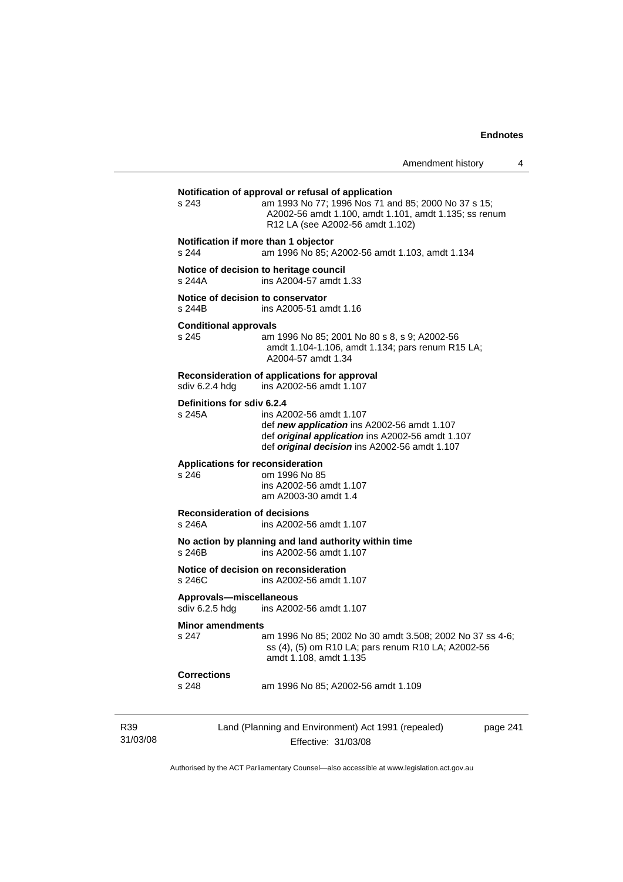**Notification of approval or refusal of application**

s 243 am 1993 No 77; 1996 Nos 71 and 85; 2000 No 37 s 15; A2002-56 amdt 1.100, amdt 1.101, amdt 1.135; ss renum R12 LA (see A2002-56 amdt 1.102)

**Notification if more than 1 objector**

s 244 am 1996 No 85; A2002-56 amdt 1.103, amdt 1.134

**Notice of decision to heritage council**

s 244A ins A2004-57 amdt 1.33

**Notice of decision to conservator**

s 244B ins A2005-51 amdt 1.16

**Conditional approvals**

s 245 am 1996 No 85; 2001 No 80 s 8, s 9; A2002-56 amdt 1.104-1.106, amdt 1.134; pars renum R15 LA; A2004-57 amdt 1.34

**Reconsideration of applications for approval**

sdiv 6.2.4 hdg ins A2002-56 amdt 1.107

**Definitions for sdiv 6.2.4**

s 245A ins A2002-56 amdt 1.107
def ***new application*** ins A2002-56 amdt 1.107
def ***original application*** ins A2002-56 amdt 1.107
def ***original decision*** ins A2002-56 amdt 1.107

**Applications for reconsideration**

s 246 om 1996 No 85
ins A2002-56 amdt 1.107
am A2003-30 amdt 1.4

**Reconsideration of decisions**

s 246A ins A2002-56 amdt 1.107

**No action by planning and land authority within time**

s 246B ins A2002-56 amdt 1.107

**Notice of decision on reconsideration**

s 246C ins A2002-56 amdt 1.107

**Approvals—miscellaneous**

sdiv 6.2.5 hdg ins A2002-56 amdt 1.107

**Minor amendments**

s 247 am 1996 No 85; 2002 No 30 amdt 3.508; 2002 No 37 ss 4-6; ss (4), (5) om R10 LA; pars renum R10 LA; A2002-56 amdt 1.108, amdt 1.135

**Corrections**

s 248 am 1996 No 85; A2002-56 amdt 1.109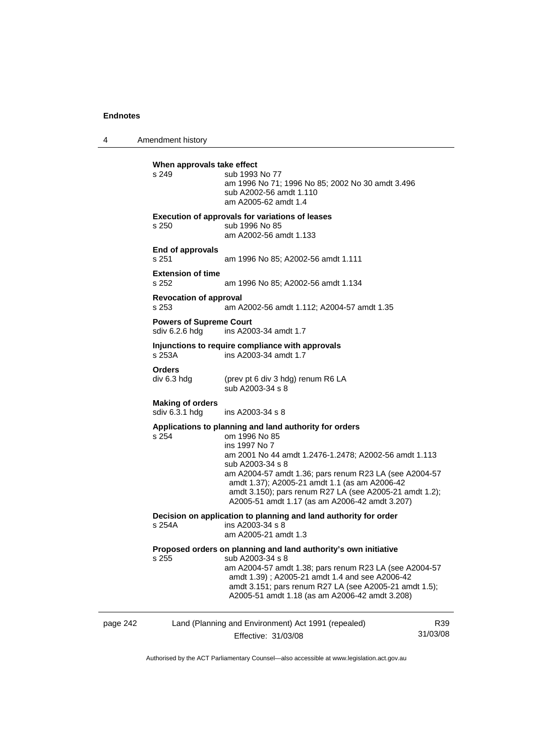**When approvals take effect**

s 249 sub 1993 No 77
am 1996 No 71; 1996 No 85; 2002 No 30 amdt 3.496
sub A2002-56 amdt 1.110
am A2005-62 amdt 1.4

**Execution of approvals for variations of leases**

s 250 sub 1996 No 85
am A2002-56 amdt 1.133

**End of approvals**

s 251 am 1996 No 85; A2002-56 amdt 1.111

**Extension of time**

s 252 am 1996 No 85; A2002-56 amdt 1.134

**Revocation of approval**

s 253 am A2002-56 amdt 1.112; A2004-57 amdt 1.35

**Powers of Supreme Court**

sdiv 6.2.6 hdg ins A2003-34 amdt 1.7

**Injunctions to require compliance with approvals**

s 253A ins A2003-34 amdt 1.7

**Orders**

div 6.3 hdg (prev pt 6 div 3 hdg) renum R6 LA
sub A2003-34 s 8

**Making of orders**

sdiv 6.3.1 hdg ins A2003-34 s 8

**Applications to planning and land authority for orders**

s 254 om 1996 No 85
ins 1997 No 7
am 2001 No 44 amdt 1.2476-1.2478; A2002-56 amdt 1.113
sub A2003-34 s 8
am A2004-57 amdt 1.36; pars renum R23 LA (see A2004-57 amdt 1.37); A2005-21 amdt 1.1 (as am A2006-42 amdt 3.150); pars renum R27 LA (see A2005-21 amdt 1.2); A2005-51 amdt 1.17 (as am A2006-42 amdt 3.207)

**Decision on application to planning and land authority for order**

s 254A ins A2003-34 s 8
am A2005-21 amdt 1.3

**Proposed orders on planning and land authority's own initiative**

s 255 sub A2003-34 s 8
am A2004-57 amdt 1.38; pars renum R23 LA (see A2004-57 amdt 1.39) ; A2005-21 amdt 1.4 and see A2006-42 amdt 3.151; pars renum R27 LA (see A2005-21 amdt 1.5); A2005-51 amdt 1.18 (as am A2006-42 amdt 3.208)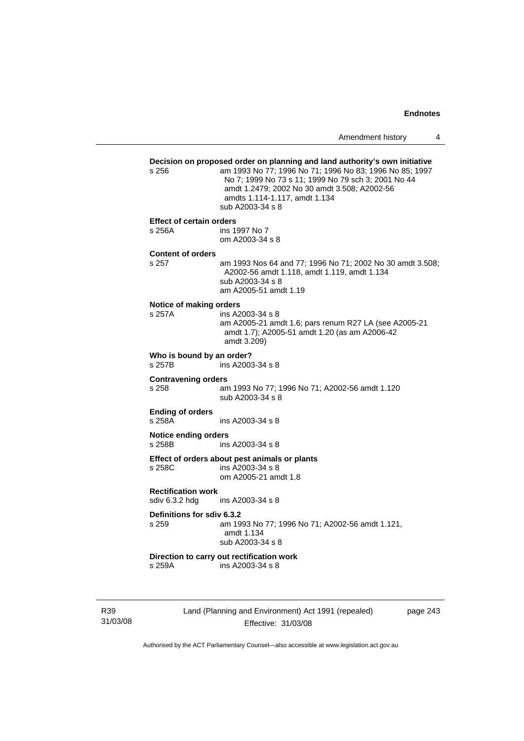**Decision on proposed order on planning and land authority's own initiative**

s 256 am 1993 No 77; 1996 No 71; 1996 No 83; 1996 No 85; 1997 No 7; 1999 No 73 s 11; 1999 No 79 sch 3; 2001 No 44 amdt 1.2479; 2002 No 30 amdt 3.508; A2002-56 amdts 1.114-1.117, amdt 1.134
sub A2003-34 s 8

**Effect of certain orders**

s 256A ins 1997 No 7
om A2003-34 s 8

**Content of orders**

s 257 am 1993 Nos 64 and 77; 1996 No 71; 2002 No 30 amdt 3.508; A2002-56 amdt 1.118, amdt 1.119, amdt 1.134
sub A2003-34 s 8
am A2005-51 amdt 1.19

**Notice of making orders**

s 257A ins A2003-34 s 8
am A2005-21 amdt 1.6; pars renum R27 LA (see A2005-21 amdt 1.7); A2005-51 amdt 1.20 (as am A2006-42 amdt 3.209)

**Who is bound by an order?**

s 257B ins A2003-34 s 8

**Contravening orders**

s 258 am 1993 No 77; 1996 No 71; A2002-56 amdt 1.120
sub A2003-34 s 8

**Ending of orders**

s 258A ins A2003-34 s 8

**Notice ending orders**

s 258B ins A2003-34 s 8

**Effect of orders about pest animals or plants**

s 258C ins A2003-34 s 8
om A2005-21 amdt 1.8

**Rectification work**

sdiv 6.3.2 hdg ins A2003-34 s 8

**Definitions for sdiv 6.3.2**

s 259 am 1993 No 77; 1996 No 71; A2002-56 amdt 1.121, amdt 1.134
sub A2003-34 s 8

**Direction to carry out rectification work**

s 259A ins A2003-34 s 8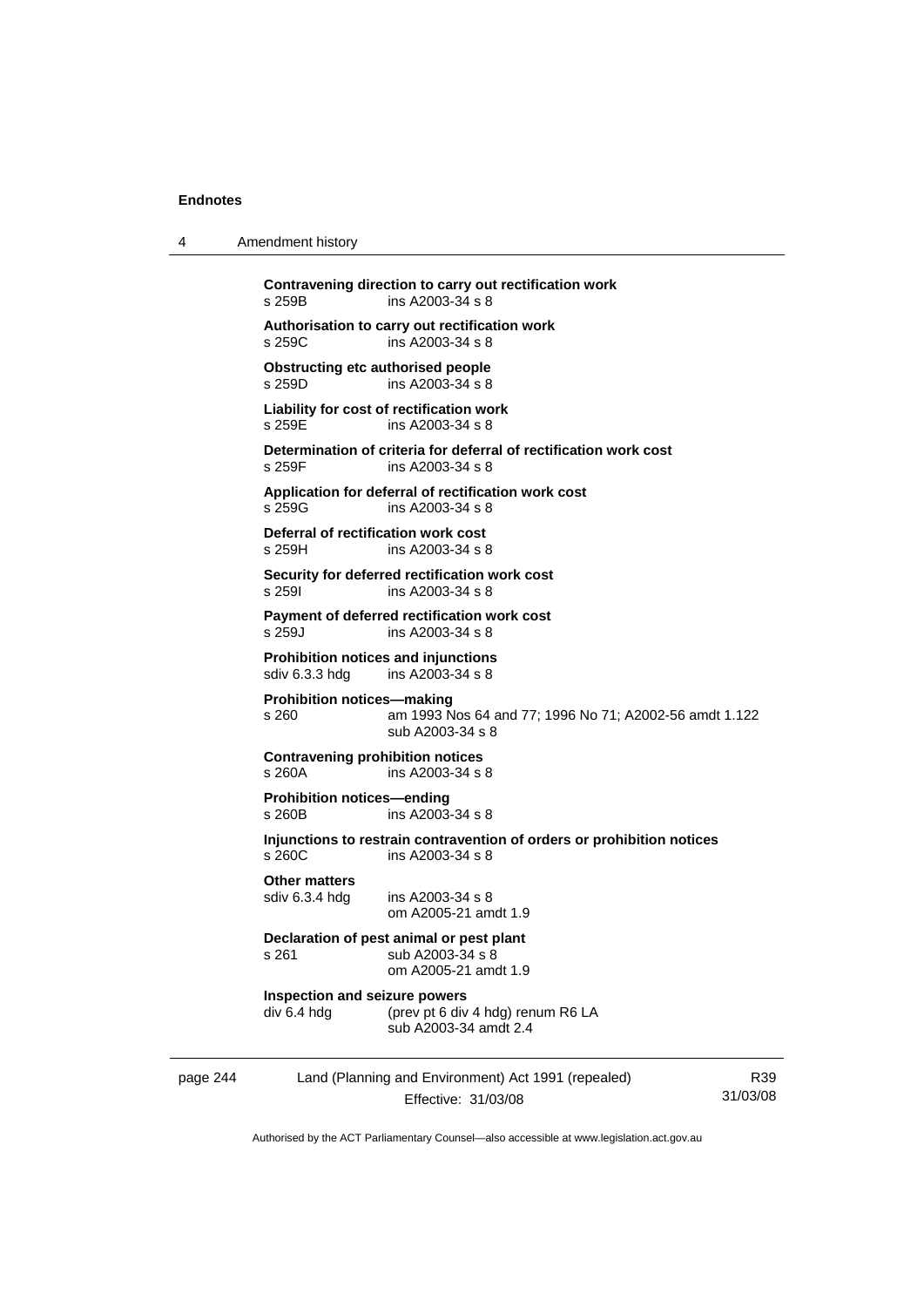**Contravening direction to carry out rectification work**
s 259B ins A2003-34 s 8

**Authorisation to carry out rectification work**
s 259C ins A2003-34 s 8

**Obstructing etc authorised people**
s 259D ins A2003-34 s 8

**Liability for cost of rectification work**
s 259E ins A2003-34 s 8

**Determination of criteria for deferral of rectification work cost**
s 259F ins A2003-34 s 8

**Application for deferral of rectification work cost**
s 259G ins A2003-34 s 8

**Deferral of rectification work cost**
s 259H ins A2003-34 s 8

**Security for deferred rectification work cost**
s 259I ins A2003-34 s 8

**Payment of deferred rectification work cost**
s 259J ins A2003-34 s 8

**Prohibition notices and injunctions**
sdiv 6.3.3 hdg ins A2003-34 s 8

**Prohibition notices—making**
s 260 am 1993 Nos 64 and 77; 1996 No 71; A2002-56 amdt 1.122
sub A2003-34 s 8

**Contravening prohibition notices**
s 260A ins A2003-34 s 8

**Prohibition notices—ending**
s 260B ins A2003-34 s 8

**Injunctions to restrain contravention of orders or prohibition notices**
s 260C ins A2003-34 s 8

**Other matters**
sdiv 6.3.4 hdg ins A2003-34 s 8
om A2005-21 amdt 1.9

**Declaration of pest animal or pest plant**
s 261 sub A2003-34 s 8
om A2005-21 amdt 1.9

**Inspection and seizure powers**
div 6.4 hdg (prev pt 6 div 4 hdg) renum R6 LA
sub A2003-34 amdt 2.4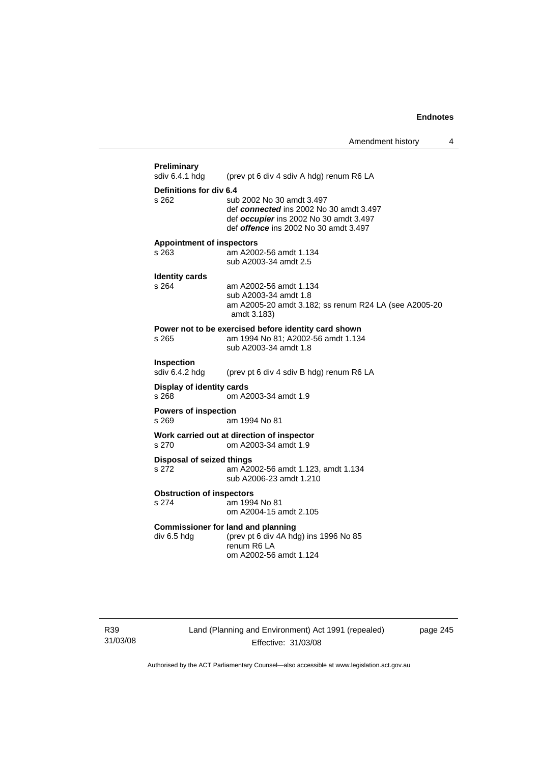**Preliminary**
sdiv 6.4.1 hdg (prev pt 6 div 4 sdiv A hdg) renum R6 LA

**Definitions for div 6.4**
s 262 sub 2002 No 30 amdt 3.497
def ***connected*** ins 2002 No 30 amdt 3.497
def ***occupier*** ins 2002 No 30 amdt 3.497
def ***offence*** ins 2002 No 30 amdt 3.497

**Appointment of inspectors**
s 263 am A2002-56 amdt 1.134
sub A2003-34 amdt 2.5

**Identity cards**
s 264 am A2002-56 amdt 1.134
sub A2003-34 amdt 1.8
am A2005-20 amdt 3.182; ss renum R24 LA (see A2005-20 amdt 3.183)

**Power not to be exercised before identity card shown**
s 265 am 1994 No 81; A2002-56 amdt 1.134
sub A2003-34 amdt 1.8

**Inspection**
sdiv 6.4.2 hdg (prev pt 6 div 4 sdiv B hdg) renum R6 LA

**Display of identity cards**
s 268 om A2003-34 amdt 1.9

**Powers of inspection**
s 269 am 1994 No 81

**Work carried out at direction of inspector**
s 270 om A2003-34 amdt 1.9

**Disposal of seized things**
s 272 am A2002-56 amdt 1.123, amdt 1.134
sub A2006-23 amdt 1.210

**Obstruction of inspectors**
s 274 am 1994 No 81
om A2004-15 amdt 2.105

**Commissioner for land and planning**
div 6.5 hdg (prev pt 6 div 4A hdg) ins 1996 No 85
renum R6 LA
om A2002-56 amdt 1.124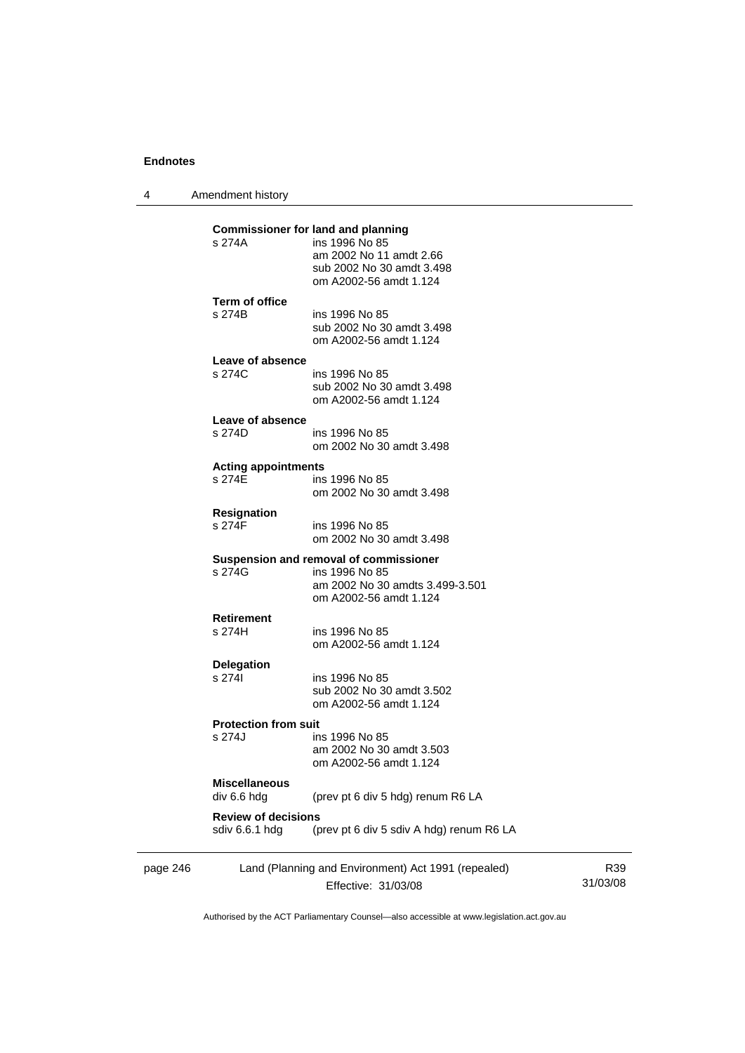**Commissioner for land and planning**
s 274A ins 1996 No 85
am 2002 No 11 amdt 2.66
sub 2002 No 30 amdt 3.498
om A2002-56 amdt 1.124

**Term of office**
s 274B ins 1996 No 85
sub 2002 No 30 amdt 3.498
om A2002-56 amdt 1.124

**Leave of absence**
s 274C ins 1996 No 85
sub 2002 No 30 amdt 3.498
om A2002-56 amdt 1.124

**Leave of absence**
s 274D ins 1996 No 85
om 2002 No 30 amdt 3.498

**Acting appointments**
s 274E ins 1996 No 85
om 2002 No 30 amdt 3.498

**Resignation**
s 274F ins 1996 No 85
om 2002 No 30 amdt 3.498

**Suspension and removal of commissioner**
s 274G ins 1996 No 85
am 2002 No 30 amdts 3.499-3.501
om A2002-56 amdt 1.124

**Retirement**
s 274H ins 1996 No 85
om A2002-56 amdt 1.124

**Delegation**
s 274I ins 1996 No 85
sub 2002 No 30 amdt 3.502
om A2002-56 amdt 1.124

**Protection from suit**
s 274J ins 1996 No 85
am 2002 No 30 amdt 3.503
om A2002-56 amdt 1.124

**Miscellaneous**
div 6.6 hdg (prev pt 6 div 5 hdg) renum R6 LA

**Review of decisions**
sdiv 6.6.1 hdg (prev pt 6 div 5 sdiv A hdg) renum R6 LA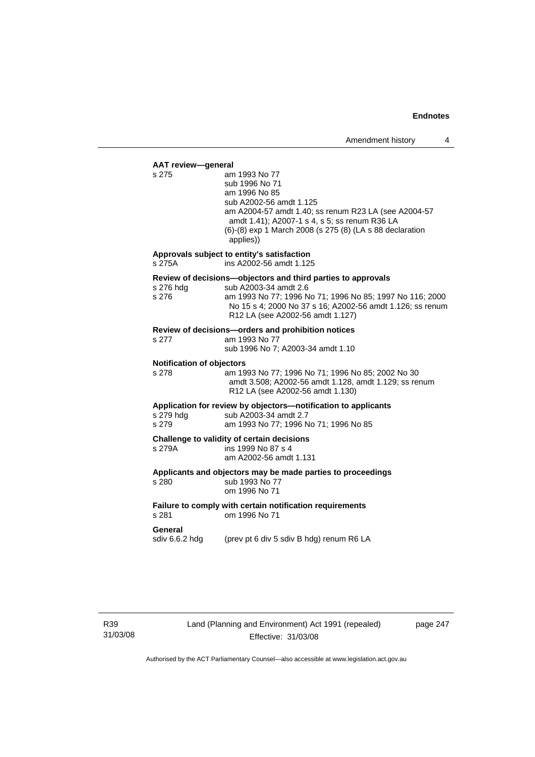**AAT review—general**

s 275 am 1993 No 77
sub 1996 No 71
am 1996 No 85
sub A2002-56 amdt 1.125
am A2004-57 amdt 1.40; ss renum R23 LA (see A2004-57 amdt 1.41); A2007-1 s 4, s 5; ss renum R36 LA
(6)-(8) exp 1 March 2008 (s 275 (8) (LA s 88 declaration applies))

**Approvals subject to entity's satisfaction**

s 275A ins A2002-56 amdt 1.125

**Review of decisions—objectors and third parties to approvals**

s 276 hdg sub A2003-34 amdt 2.6
s 276 am 1993 No 77; 1996 No 71; 1996 No 85; 1997 No 116; 2000 No 15 s 4; 2000 No 37 s 16; A2002-56 amdt 1.126; ss renum R12 LA (see A2002-56 amdt 1.127)

**Review of decisions—orders and prohibition notices**

s 277 am 1993 No 77
sub 1996 No 7; A2003-34 amdt 1.10

**Notification of objectors**

s 278 am 1993 No 77; 1996 No 71; 1996 No 85; 2002 No 30 amdt 3.508; A2002-56 amdt 1.128, amdt 1.129; ss renum R12 LA (see A2002-56 amdt 1.130)

**Application for review by objectors—notification to applicants**

s 279 hdg sub A2003-34 amdt 2.7
s 279 am 1993 No 77; 1996 No 71; 1996 No 85

**Challenge to validity of certain decisions**

s 279A ins 1999 No 87 s 4
am A2002-56 amdt 1.131

**Applicants and objectors may be made parties to proceedings**

s 280 sub 1993 No 77
om 1996 No 71

**Failure to comply with certain notification requirements**

s 281 om 1996 No 71

**General**

sdiv 6.6.2 hdg (prev pt 6 div 5 sdiv B hdg) renum R6 LA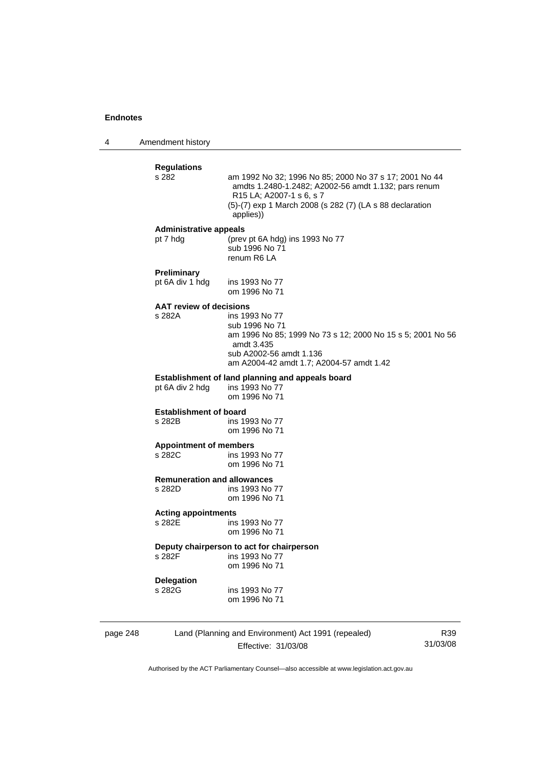**Regulations**
s 282 am 1992 No 32; 1996 No 85; 2000 No 37 s 17; 2001 No 44 amdts 1.2480-1.2482; A2002-56 amdt 1.132; pars renum R15 LA; A2007-1 s 6, s 7
(5)-(7) exp 1 March 2008 (s 282 (7) (LA s 88 declaration applies))

**Administrative appeals**
pt 7 hdg (prev pt 6A hdg) ins 1993 No 77
sub 1996 No 71
renum R6 LA

**Preliminary**
pt 6A div 1 hdg ins 1993 No 77
om 1996 No 71

**AAT review of decisions**
s 282A ins 1993 No 77
sub 1996 No 71
am 1996 No 85; 1999 No 73 s 12; 2000 No 15 s 5; 2001 No 56 amdt 3.435
sub A2002-56 amdt 1.136
am A2004-42 amdt 1.7; A2004-57 amdt 1.42

**Establishment of land planning and appeals board**
pt 6A div 2 hdg ins 1993 No 77
om 1996 No 71

**Establishment of board**
s 282B ins 1993 No 77
om 1996 No 71

**Appointment of members**
s 282C ins 1993 No 77
om 1996 No 71

**Remuneration and allowances**
s 282D ins 1993 No 77
om 1996 No 71

**Acting appointments**
s 282E ins 1993 No 77
om 1996 No 71

**Deputy chairperson to act for chairperson**
s 282F ins 1993 No 77
om 1996 No 71

**Delegation**
s 282G ins 1993 No 77
om 1996 No 71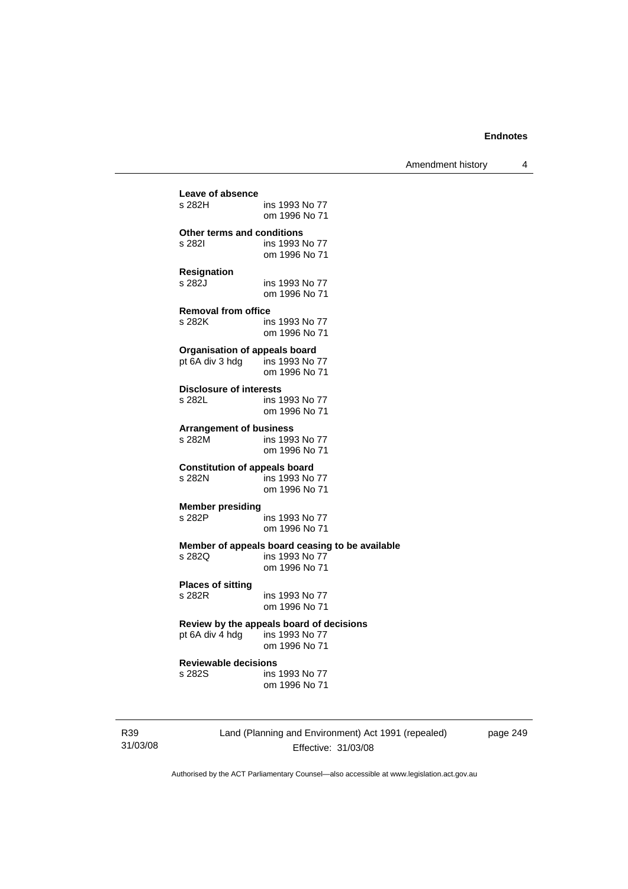**Leave of absence**
s 282H ins 1993 No 77
om 1996 No 71

**Other terms and conditions**
s 282I ins 1993 No 77
om 1996 No 71

**Resignation**
s 282J ins 1993 No 77
om 1996 No 71

**Removal from office**
s 282K ins 1993 No 77
om 1996 No 71

**Organisation of appeals board**
pt 6A div 3 hdg ins 1993 No 77
om 1996 No 71

**Disclosure of interests**
s 282L ins 1993 No 77
om 1996 No 71

**Arrangement of business**
s 282M ins 1993 No 77
om 1996 No 71

**Constitution of appeals board**
s 282N ins 1993 No 77
om 1996 No 71

**Member presiding**
s 282P ins 1993 No 77
om 1996 No 71

**Member of appeals board ceasing to be available**
s 282Q ins 1993 No 77
om 1996 No 71

**Places of sitting**
s 282R ins 1993 No 77
om 1996 No 71

**Review by the appeals board of decisions**
pt 6A div 4 hdg ins 1993 No 77
om 1996 No 71

**Reviewable decisions**
s 282S ins 1993 No 77
om 1996 No 71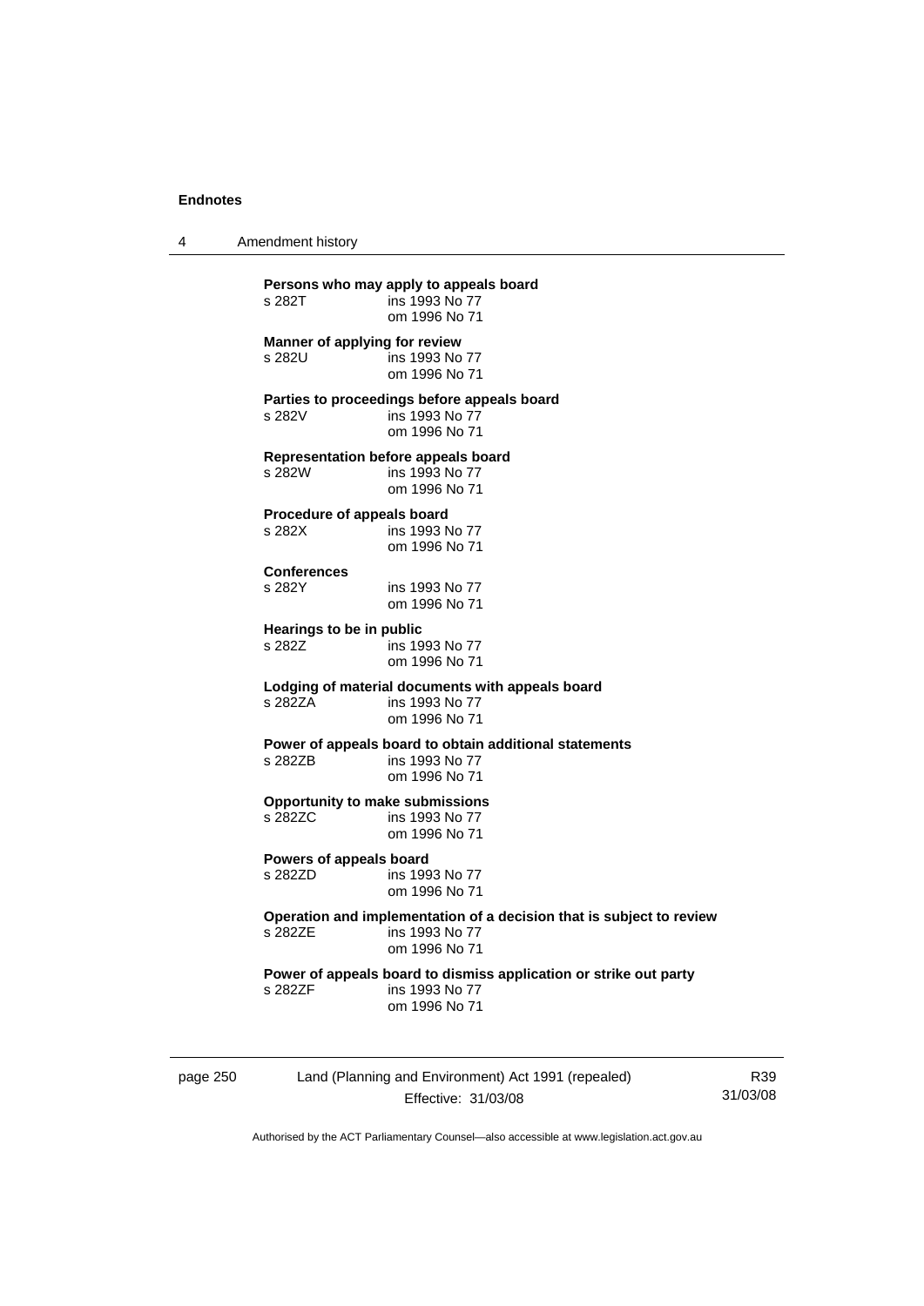**Persons who may apply to appeals board**

s 282T ins 1993 No 77
om 1996 No 71

**Manner of applying for review**

s 282U ins 1993 No 77
om 1996 No 71

**Parties to proceedings before appeals board**

s 282V ins 1993 No 77
om 1996 No 71

**Representation before appeals board**

s 282W ins 1993 No 77
om 1996 No 71

**Procedure of appeals board**

s 282X ins 1993 No 77
om 1996 No 71

**Conferences**

s 282Y ins 1993 No 77
om 1996 No 71

**Hearings to be in public**

s 282Z ins 1993 No 77
om 1996 No 71

**Lodging of material documents with appeals board**

s 282ZA ins 1993 No 77
om 1996 No 71

**Power of appeals board to obtain additional statements**

s 282ZB ins 1993 No 77
om 1996 No 71

**Opportunity to make submissions**

s 282ZC ins 1993 No 77
om 1996 No 71

**Powers of appeals board**

s 282ZD ins 1993 No 77
om 1996 No 71

**Operation and implementation of a decision that is subject to review**

s 282ZE ins 1993 No 77
om 1996 No 71

**Power of appeals board to dismiss application or strike out party**

s 282ZF ins 1993 No 77
om 1996 No 71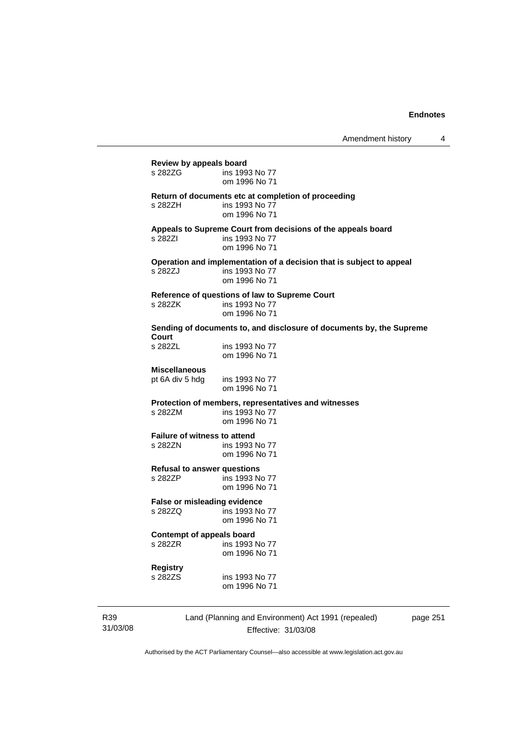**Review by appeals board**
s 282ZG ins 1993 No 77
om 1996 No 71

**Return of documents etc at completion of proceeding**
s 282ZH ins 1993 No 77
om 1996 No 71

**Appeals to Supreme Court from decisions of the appeals board**
s 282ZI ins 1993 No 77
om 1996 No 71

**Operation and implementation of a decision that is subject to appeal**
s 282ZJ ins 1993 No 77
om 1996 No 71

**Reference of questions of law to Supreme Court**
s 282ZK ins 1993 No 77
om 1996 No 71

**Sending of documents to, and disclosure of documents by, the Supreme Court**
s 282ZL ins 1993 No 77
om 1996 No 71

**Miscellaneous**
pt 6A div 5 hdg ins 1993 No 77
om 1996 No 71

**Protection of members, representatives and witnesses**
s 282ZM ins 1993 No 77
om 1996 No 71

**Failure of witness to attend**
s 282ZN ins 1993 No 77
om 1996 No 71

**Refusal to answer questions**
s 282ZP ins 1993 No 77
om 1996 No 71

**False or misleading evidence**
s 282ZQ ins 1993 No 77
om 1996 No 71

**Contempt of appeals board**
s 282ZR ins 1993 No 77
om 1996 No 71

**Registry**
s 282ZS ins 1993 No 77
om 1996 No 71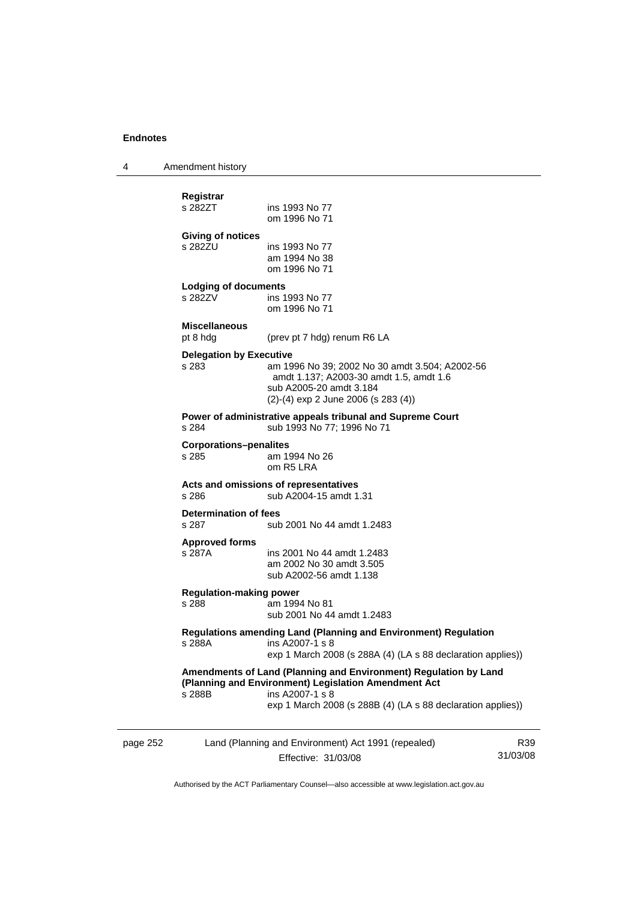**Registrar**

s 282ZT ins 1993 No 77
om 1996 No 71

**Giving of notices**

s 282ZU ins 1993 No 77
am 1994 No 38
om 1996 No 71

**Lodging of documents**

s 282ZV ins 1993 No 77
om 1996 No 71

**Miscellaneous**

pt 8 hdg (prev pt 7 hdg) renum R6 LA

**Delegation by Executive**

s 283 am 1996 No 39; 2002 No 30 amdt 3.504; A2002-56 amdt 1.137; A2003-30 amdt 1.5, amdt 1.6
sub A2005-20 amdt 3.184
(2)-(4) exp 2 June 2006 (s 283 (4))

**Power of administrative appeals tribunal and Supreme Court**

s 284 sub 1993 No 77; 1996 No 71

**Corporations–penalites**

s 285 am 1994 No 26
om R5 LRA

**Acts and omissions of representatives**

s 286 sub A2004-15 amdt 1.31

**Determination of fees**

s 287 sub 2001 No 44 amdt 1.2483

**Approved forms**

s 287A ins 2001 No 44 amdt 1.2483
am 2002 No 30 amdt 3.505
sub A2002-56 amdt 1.138

**Regulation-making power**

s 288 am 1994 No 81
sub 2001 No 44 amdt 1.2483

**Regulations amending Land (Planning and Environment) Regulation**

s 288A ins A2007-1 s 8
exp 1 March 2008 (s 288A (4) (LA s 88 declaration applies))

**Amendments of Land (Planning and Environment) Regulation by Land (Planning and Environment) Legislation Amendment Act**

s 288B ins A2007-1 s 8
exp 1 March 2008 (s 288B (4) (LA s 88 declaration applies))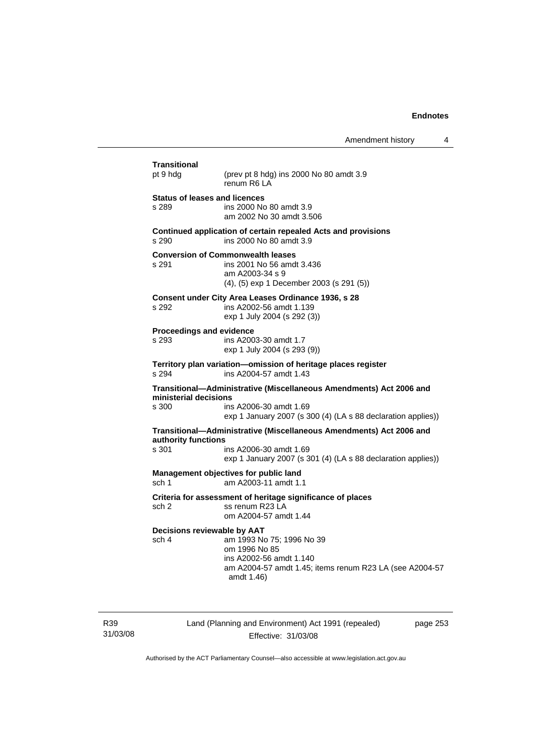**Transitional**
pt 9 hdg (prev pt 8 hdg) ins 2000 No 80 amdt 3.9
renum R6 LA

**Status of leases and licences**
s 289 ins 2000 No 80 amdt 3.9
am 2002 No 30 amdt 3.506

**Continued application of certain repealed Acts and provisions**
s 290 ins 2000 No 80 amdt 3.9

**Conversion of Commonwealth leases**
s 291 ins 2001 No 56 amdt 3.436
am A2003-34 s 9
(4), (5) exp 1 December 2003 (s 291 (5))

**Consent under City Area Leases Ordinance 1936, s 28**
s 292 ins A2002-56 amdt 1.139
exp 1 July 2004 (s 292 (3))

**Proceedings and evidence**
s 293 ins A2003-30 amdt 1.7
exp 1 July 2004 (s 293 (9))

**Territory plan variation—omission of heritage places register**
s 294 ins A2004-57 amdt 1.43

**Transitional—Administrative (Miscellaneous Amendments) Act 2006 and ministerial decisions**
s 300 ins A2006-30 amdt 1.69
exp 1 January 2007 (s 300 (4) (LA s 88 declaration applies))

**Transitional—Administrative (Miscellaneous Amendments) Act 2006 and authority functions**
s 301 ins A2006-30 amdt 1.69
exp 1 January 2007 (s 301 (4) (LA s 88 declaration applies))

**Management objectives for public land**
sch 1 am A2003-11 amdt 1.1

**Criteria for assessment of heritage significance of places**
sch 2 ss renum R23 LA
om A2004-57 amdt 1.44

**Decisions reviewable by AAT**
sch 4 am 1993 No 75; 1996 No 39
om 1996 No 85
ins A2002-56 amdt 1.140
am A2004-57 amdt 1.45; items renum R23 LA (see A2004-57 amdt 1.46)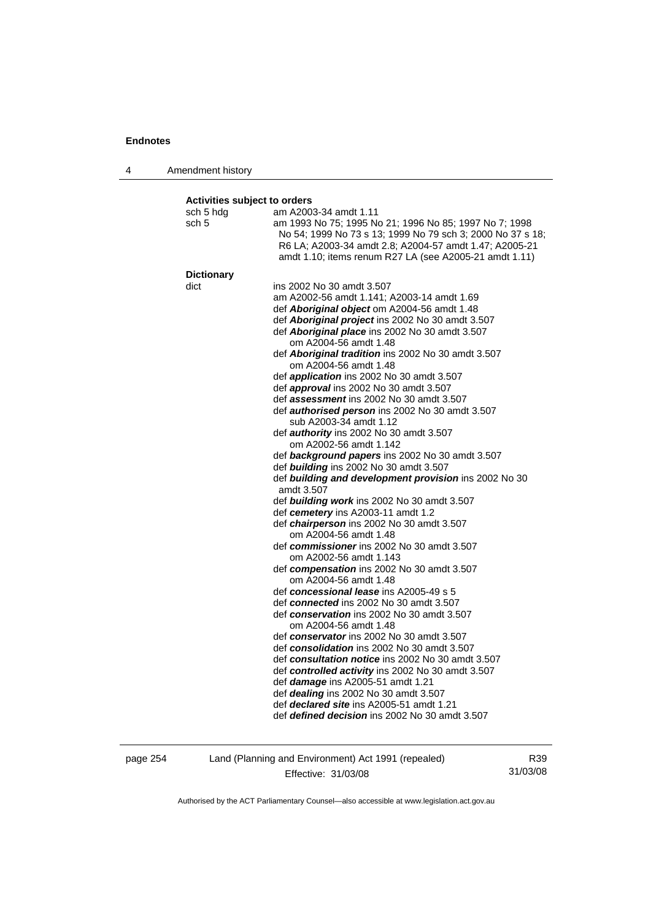**Activities subject to orders**

sch 5 hdg am A2003-34 amdt 1.11

sch 5 am 1993 No 75; 1995 No 21; 1996 No 85; 1997 No 7; 1998 No 54; 1999 No 73 s 13; 1999 No 79 sch 3; 2000 No 37 s 18; R6 LA; A2003-34 amdt 2.8; A2004-57 amdt 1.47; A2005-21 amdt 1.10; items renum R27 LA (see A2005-21 amdt 1.11)

**Dictionary**

dict ins 2002 No 30 amdt 3.507
am A2002-56 amdt 1.141; A2003-14 amdt 1.69
def ***Aboriginal object*** om A2004-56 amdt 1.48
def ***Aboriginal project*** ins 2002 No 30 amdt 3.507
def ***Aboriginal place*** ins 2002 No 30 amdt 3.507
om A2004-56 amdt 1.48
def ***Aboriginal tradition*** ins 2002 No 30 amdt 3.507
om A2004-56 amdt 1.48
def ***application*** ins 2002 No 30 amdt 3.507
def ***approval*** ins 2002 No 30 amdt 3.507
def ***assessment*** ins 2002 No 30 amdt 3.507
def ***authorised person*** ins 2002 No 30 amdt 3.507
sub A2003-34 amdt 1.12
def ***authority*** ins 2002 No 30 amdt 3.507
om A2002-56 amdt 1.142
def ***background papers*** ins 2002 No 30 amdt 3.507
def ***building*** ins 2002 No 30 amdt 3.507
def ***building and development provision*** ins 2002 No 30 amdt 3.507
def ***building work*** ins 2002 No 30 amdt 3.507
def ***cemetery*** ins A2003-11 amdt 1.2
def ***chairperson*** ins 2002 No 30 amdt 3.507
om A2004-56 amdt 1.48
def ***commissioner*** ins 2002 No 30 amdt 3.507
om A2002-56 amdt 1.143
def ***compensation*** ins 2002 No 30 amdt 3.507
om A2004-56 amdt 1.48
def ***concessional lease*** ins A2005-49 s 5
def ***connected*** ins 2002 No 30 amdt 3.507
def ***conservation*** ins 2002 No 30 amdt 3.507
om A2004-56 amdt 1.48
def ***conservator*** ins 2002 No 30 amdt 3.507
def ***consolidation*** ins 2002 No 30 amdt 3.507
def ***consultation notice*** ins 2002 No 30 amdt 3.507
def ***controlled activity*** ins 2002 No 30 amdt 3.507
def ***damage*** ins A2005-51 amdt 1.21
def ***dealing*** ins 2002 No 30 amdt 3.507
def ***declared site*** ins A2005-51 amdt 1.21
def ***defined decision*** ins 2002 No 30 amdt 3.507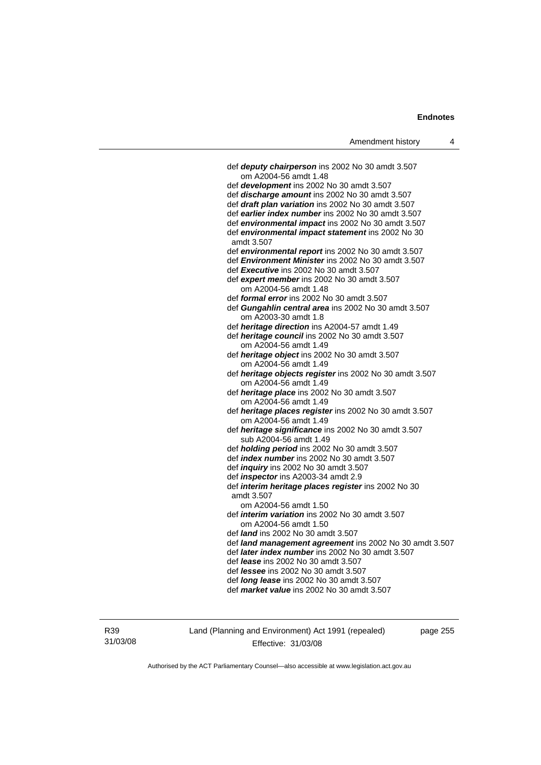def ***deputy chairperson*** ins 2002 No 30 amdt 3.507
om A2004-56 amdt 1.48

def ***development*** ins 2002 No 30 amdt 3.507

def ***discharge amount*** ins 2002 No 30 amdt 3.507

def ***draft plan variation*** ins 2002 No 30 amdt 3.507

def ***earlier index number*** ins 2002 No 30 amdt 3.507

def ***environmental impact*** ins 2002 No 30 amdt 3.507

def ***environmental impact statement*** ins 2002 No 30 amdt 3.507

def ***environmental report*** ins 2002 No 30 amdt 3.507

def ***Environment Minister*** ins 2002 No 30 amdt 3.507

def ***Executive*** ins 2002 No 30 amdt 3.507

def ***expert member*** ins 2002 No 30 amdt 3.507
om A2004-56 amdt 1.48

def ***formal error*** ins 2002 No 30 amdt 3.507

def ***Gungahlin central area*** ins 2002 No 30 amdt 3.507
om A2003-30 amdt 1.8

def ***heritage direction*** ins A2004-57 amdt 1.49

def ***heritage council*** ins 2002 No 30 amdt 3.507
om A2004-56 amdt 1.49

def ***heritage object*** ins 2002 No 30 amdt 3.507
om A2004-56 amdt 1.49

def ***heritage objects register*** ins 2002 No 30 amdt 3.507
om A2004-56 amdt 1.49

def ***heritage place*** ins 2002 No 30 amdt 3.507
om A2004-56 amdt 1.49

def ***heritage places register*** ins 2002 No 30 amdt 3.507
om A2004-56 amdt 1.49

def ***heritage significance*** ins 2002 No 30 amdt 3.507
sub A2004-56 amdt 1.49

def ***holding period*** ins 2002 No 30 amdt 3.507

def ***index number*** ins 2002 No 30 amdt 3.507

def ***inquiry*** ins 2002 No 30 amdt 3.507

def ***inspector*** ins A2003-34 amdt 2.9

def ***interim heritage places register*** ins 2002 No 30 amdt 3.507
om A2004-56 amdt 1.50

def ***interim variation*** ins 2002 No 30 amdt 3.507
om A2004-56 amdt 1.50

def ***land*** ins 2002 No 30 amdt 3.507

def ***land management agreement*** ins 2002 No 30 amdt 3.507

def ***later index number*** ins 2002 No 30 amdt 3.507

def ***lease*** ins 2002 No 30 amdt 3.507

def ***lessee*** ins 2002 No 30 amdt 3.507

def ***long lease*** ins 2002 No 30 amdt 3.507

def ***market value*** ins 2002 No 30 amdt 3.507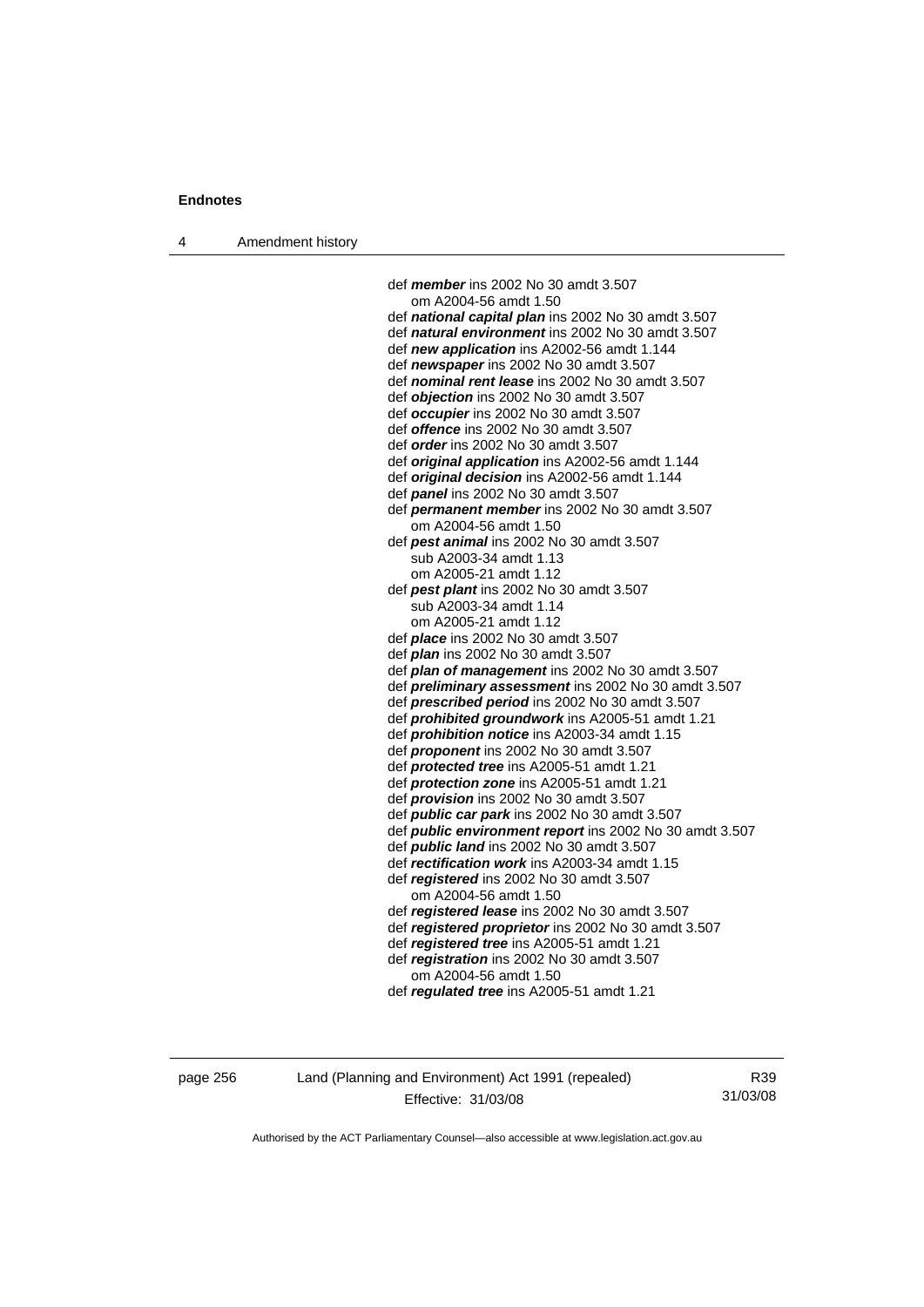def ***member*** ins 2002 No 30 amdt 3.507
om A2004-56 amdt 1.50
def ***national capital plan*** ins 2002 No 30 amdt 3.507
def ***natural environment*** ins 2002 No 30 amdt 3.507
def ***new application*** ins A2002-56 amdt 1.144
def ***newspaper*** ins 2002 No 30 amdt 3.507
def ***nominal rent lease*** ins 2002 No 30 amdt 3.507
def ***objection*** ins 2002 No 30 amdt 3.507
def ***occupier*** ins 2002 No 30 amdt 3.507
def ***offence*** ins 2002 No 30 amdt 3.507
def ***order*** ins 2002 No 30 amdt 3.507
def ***original application*** ins A2002-56 amdt 1.144
def ***original decision*** ins A2002-56 amdt 1.144
def ***panel*** ins 2002 No 30 amdt 3.507
def ***permanent member*** ins 2002 No 30 amdt 3.507
om A2004-56 amdt 1.50
def ***pest animal*** ins 2002 No 30 amdt 3.507
sub A2003-34 amdt 1.13
om A2005-21 amdt 1.12
def ***pest plant*** ins 2002 No 30 amdt 3.507
sub A2003-34 amdt 1.14
om A2005-21 amdt 1.12
def ***place*** ins 2002 No 30 amdt 3.507
def ***plan*** ins 2002 No 30 amdt 3.507
def ***plan of management*** ins 2002 No 30 amdt 3.507
def ***preliminary assessment*** ins 2002 No 30 amdt 3.507
def ***prescribed period*** ins 2002 No 30 amdt 3.507
def ***prohibited groundwork*** ins A2005-51 amdt 1.21
def ***prohibition notice*** ins A2003-34 amdt 1.15
def ***proponent*** ins 2002 No 30 amdt 3.507
def ***protected tree*** ins A2005-51 amdt 1.21
def ***protection zone*** ins A2005-51 amdt 1.21
def ***provision*** ins 2002 No 30 amdt 3.507
def ***public car park*** ins 2002 No 30 amdt 3.507
def ***public environment report*** ins 2002 No 30 amdt 3.507
def ***public land*** ins 2002 No 30 amdt 3.507
def ***rectification work*** ins A2003-34 amdt 1.15
def ***registered*** ins 2002 No 30 amdt 3.507
om A2004-56 amdt 1.50
def ***registered lease*** ins 2002 No 30 amdt 3.507
def ***registered proprietor*** ins 2002 No 30 amdt 3.507
def ***registered tree*** ins A2005-51 amdt 1.21
def ***registration*** ins 2002 No 30 amdt 3.507
om A2004-56 amdt 1.50
def ***regulated tree*** ins A2005-51 amdt 1.21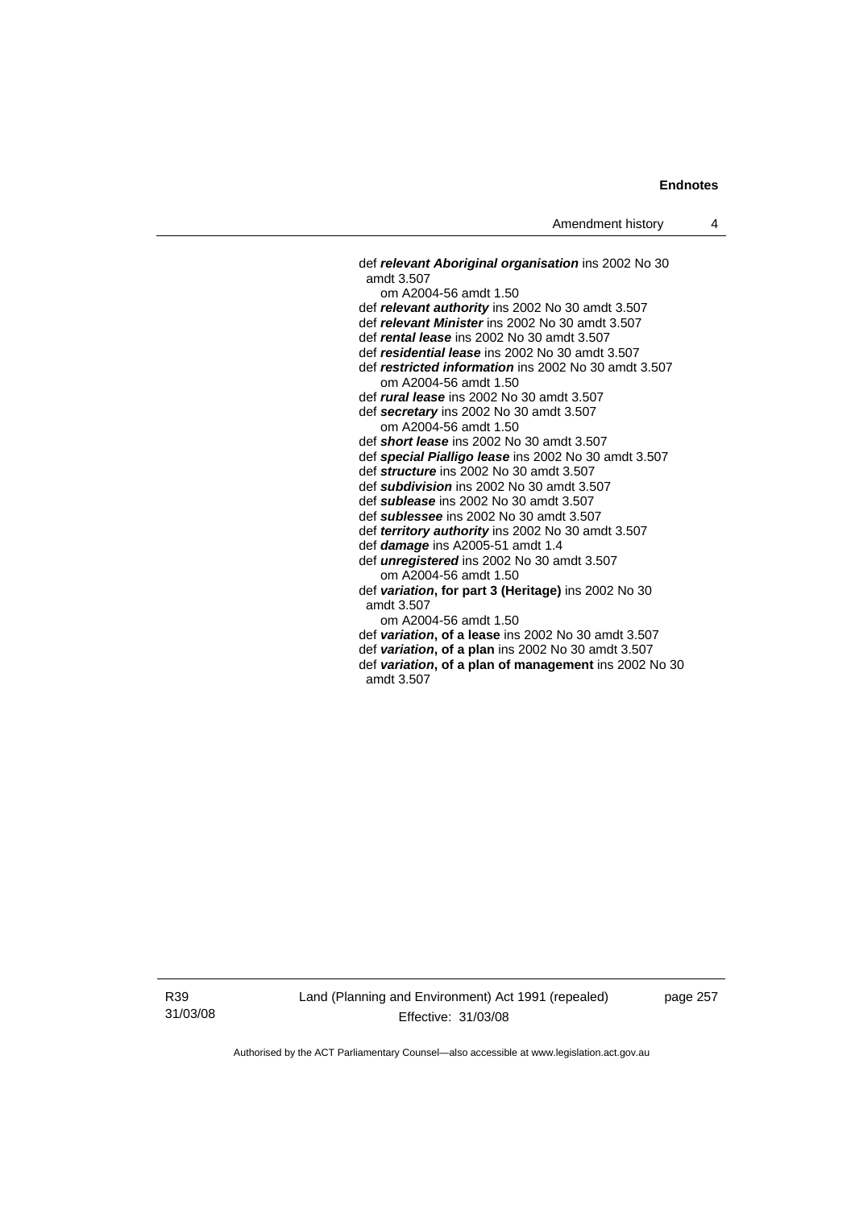def ***relevant Aboriginal organisation*** ins 2002 No 30 amdt 3.507
om A2004-56 amdt 1.50

def ***relevant authority*** ins 2002 No 30 amdt 3.507

def ***relevant Minister*** ins 2002 No 30 amdt 3.507

def ***rental lease*** ins 2002 No 30 amdt 3.507

def ***residential lease*** ins 2002 No 30 amdt 3.507

def ***restricted information*** ins 2002 No 30 amdt 3.507
om A2004-56 amdt 1.50

def ***rural lease*** ins 2002 No 30 amdt 3.507

def ***secretary*** ins 2002 No 30 amdt 3.507
om A2004-56 amdt 1.50

def ***short lease*** ins 2002 No 30 amdt 3.507

def ***special Pialligo lease*** ins 2002 No 30 amdt 3.507

def ***structure*** ins 2002 No 30 amdt 3.507

def ***subdivision*** ins 2002 No 30 amdt 3.507

def ***sublease*** ins 2002 No 30 amdt 3.507

def ***sublessee*** ins 2002 No 30 amdt 3.507

def ***territory authority*** ins 2002 No 30 amdt 3.507

def ***damage*** ins A2005-51 amdt 1.4

def ***unregistered*** ins 2002 No 30 amdt 3.507
om A2004-56 amdt 1.50

def ***variation*, for part 3 (Heritage)** ins 2002 No 30 amdt 3.507
om A2004-56 amdt 1.50

def ***variation*, of a lease** ins 2002 No 30 amdt 3.507

def ***variation*, of a plan** ins 2002 No 30 amdt 3.507

def ***variation*, of a plan of management** ins 2002 No 30 amdt 3.507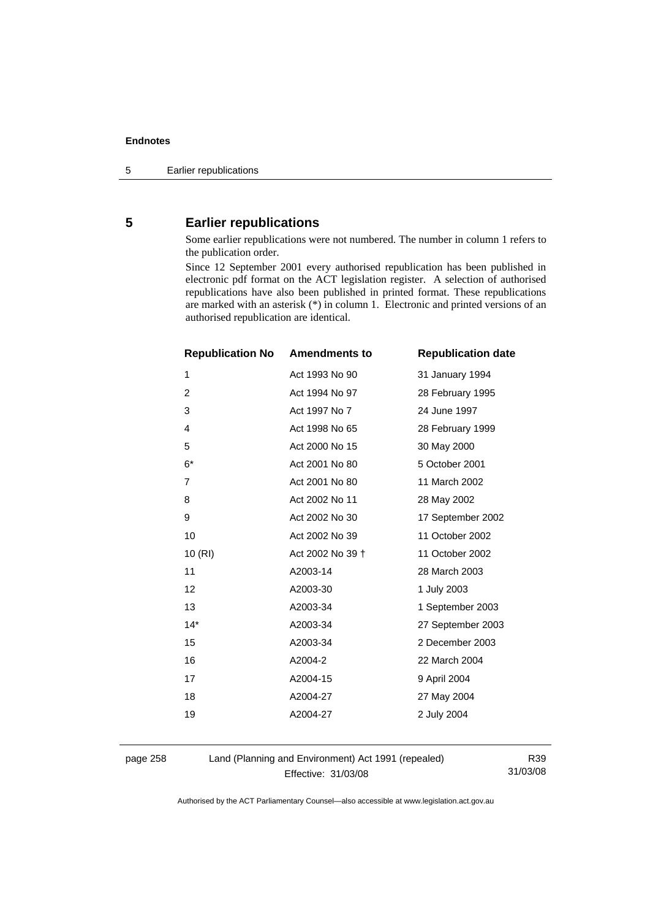## 5 Earlier republications

Some earlier republications were not numbered. The number in column 1 refers to the publication order.

Since 12 September 2001 every authorised republication has been published in electronic pdf format on the ACT legislation register. A selection of authorised republications have also been published in printed format. These republications are marked with an asterisk (*) in column 1. Electronic and printed versions of an authorised republication are identical.

| Republication No | Amendments to | Republication date |
|---|---|---|
| 1 | Act 1993 No 90 | 31 January 1994 |
| 2 | Act 1994 No 97 | 28 February 1995 |
| 3 | Act 1997 No 7 | 24 June 1997 |
| 4 | Act 1998 No 65 | 28 February 1999 |
| 5 | Act 2000 No 15 | 30 May 2000 |
| 6* | Act 2001 No 80 | 5 October 2001 |
| 7 | Act 2001 No 80 | 11 March 2002 |
| 8 | Act 2002 No 11 | 28 May 2002 |
| 9 | Act 2002 No 30 | 17 September 2002 |
| 10 | Act 2002 No 39 | 11 October 2002 |
| 10 (RI) | Act 2002 No 39 † | 11 October 2002 |
| 11 | A2003-14 | 28 March 2003 |
| 12 | A2003-30 | 1 July 2003 |
| 13 | A2003-34 | 1 September 2003 |
| 14* | A2003-34 | 27 September 2003 |
| 15 | A2003-34 | 2 December 2003 |
| 16 | A2004-2 | 22 March 2004 |
| 17 | A2004-15 | 9 April 2004 |
| 18 | A2004-27 | 27 May 2004 |
| 19 | A2004-27 | 2 July 2004 |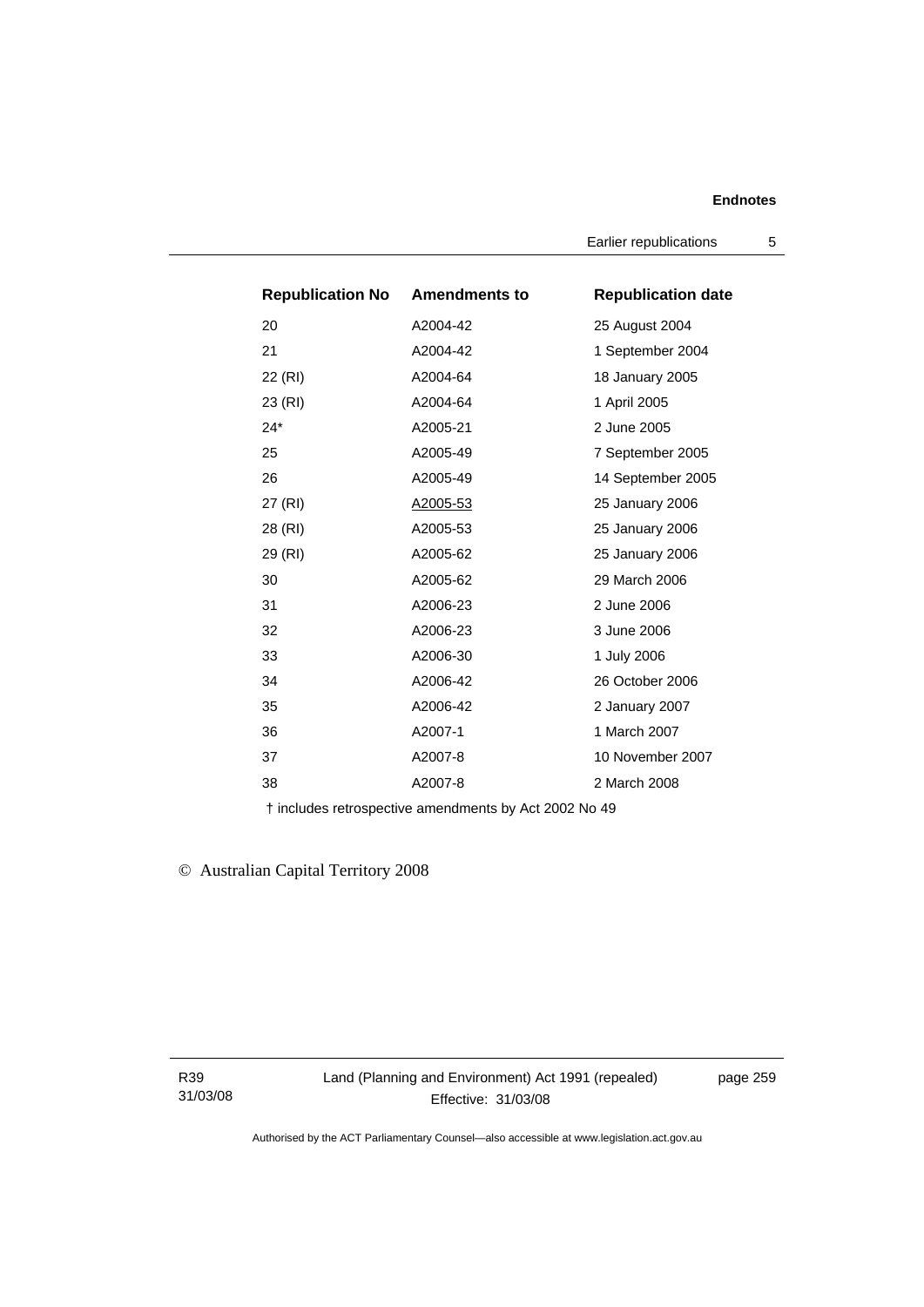| Republication No | Amendments to | Republication date |
|---|---|---|
| 20 | A2004-42 | 25 August 2004 |
| 21 | A2004-42 | 1 September 2004 |
| 22 (RI) | A2004-64 | 18 January 2005 |
| 23 (RI) | A2004-64 | 1 April 2005 |
| 24* | A2005-21 | 2 June 2005 |
| 25 | A2005-49 | 7 September 2005 |
| 26 | A2005-49 | 14 September 2005 |
| 27 (RI) | A2005-53 | 25 January 2006 |
| 28 (RI) | A2005-53 | 25 January 2006 |
| 29 (RI) | A2005-62 | 25 January 2006 |
| 30 | A2005-62 | 29 March 2006 |
| 31 | A2006-23 | 2 June 2006 |
| 32 | A2006-23 | 3 June 2006 |
| 33 | A2006-30 | 1 July 2006 |
| 34 | A2006-42 | 26 October 2006 |
| 35 | A2006-42 | 2 January 2007 |
| 36 | A2007-1 | 1 March 2007 |
| 37 | A2007-8 | 10 November 2007 |
| 38 | A2007-8 | 2 March 2008 |

† includes retrospective amendments by Act 2002 No 49

© Australian Capital Territory 2008